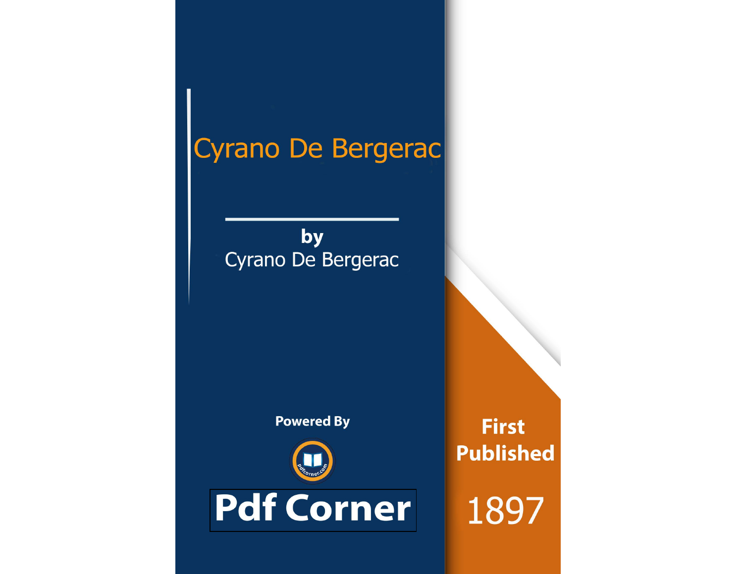# Cyrano De Bergerac

**by**

Cyrano De Bergerac

**Powered By**

**Pdf Corner**

**First Published**

1897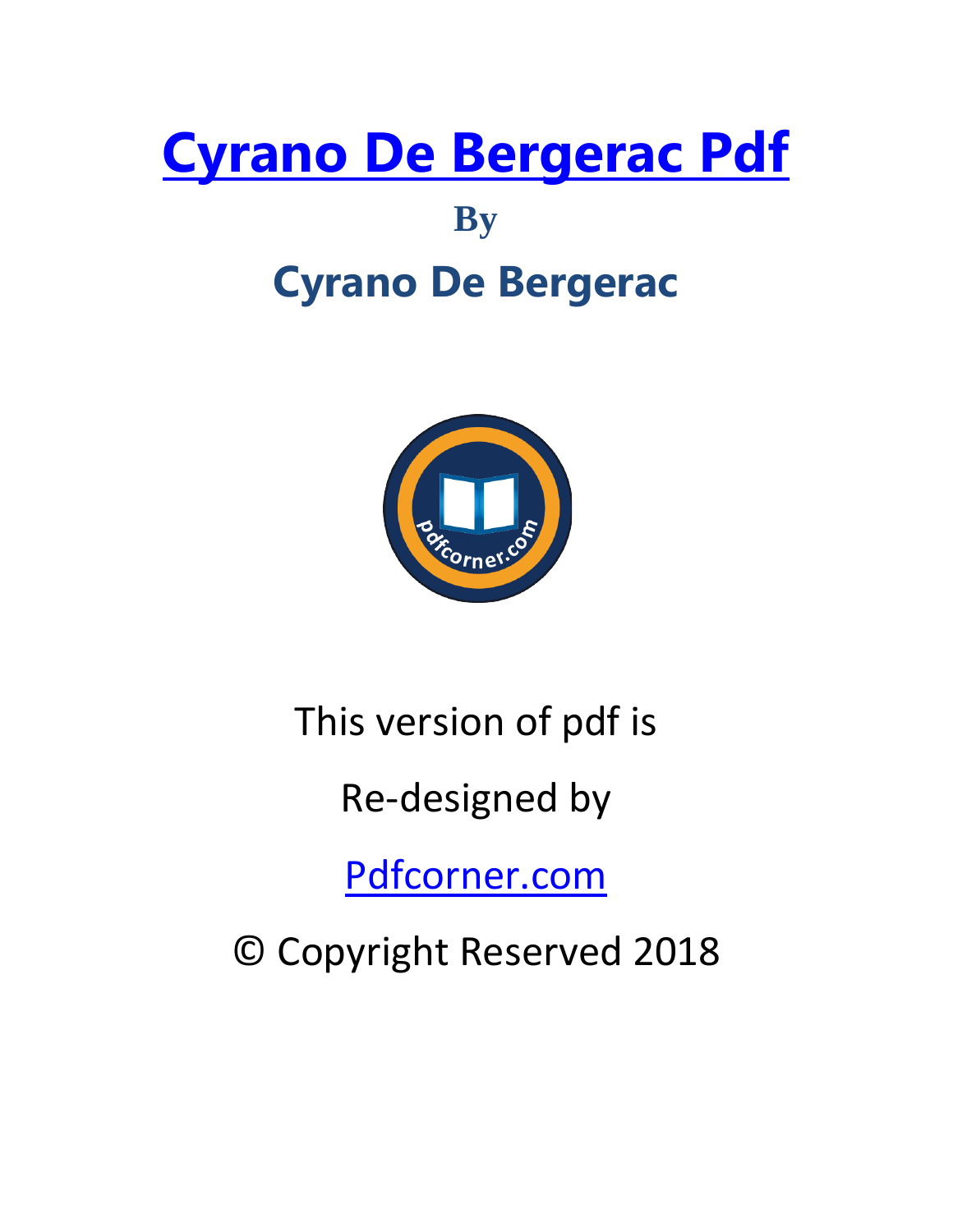# [Cyrano De Bergerac Pdf](#)

## By

## Cyrano De Bergerac

This version of pdf is

Re-designed by

[Pdfcorner.com](#)

© Copyright Reserved 2018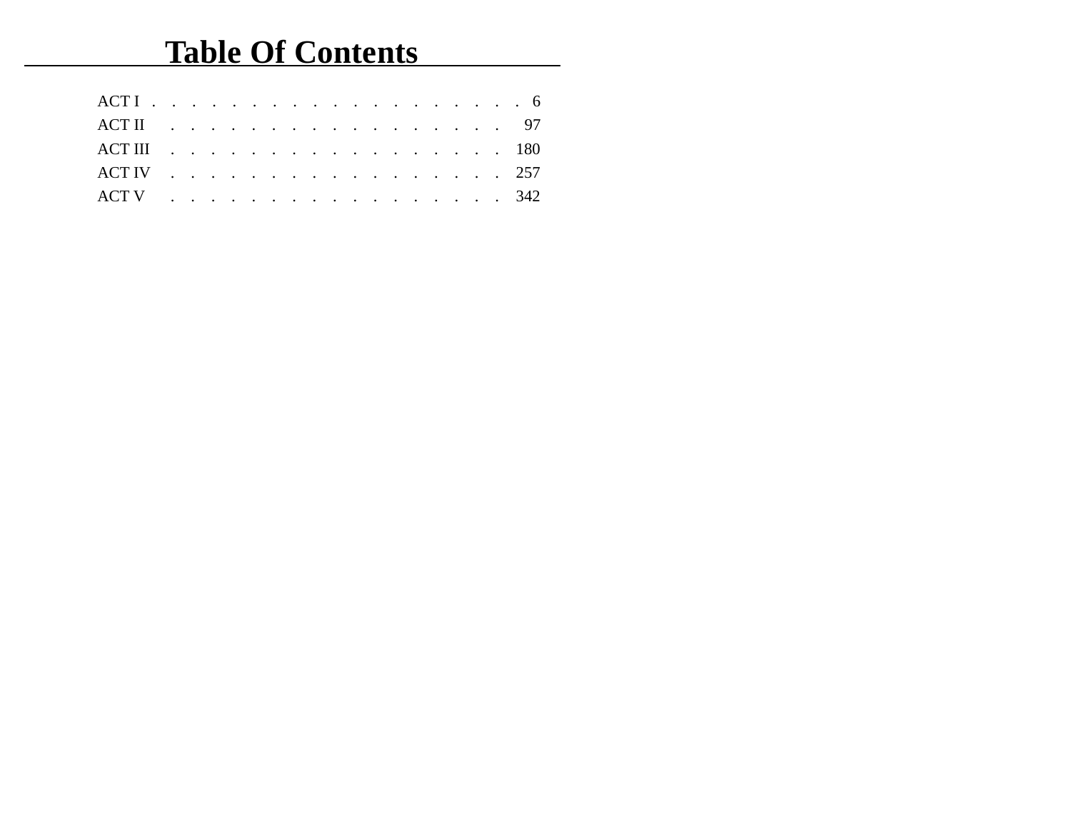# Table Of Contents

- ACT I . . . . . . . . . . . . . . . . . . . 6
- ACT II . . . . . . . . . . . . . . . . . . 97
- ACT III . . . . . . . . . . . . . . . . . . 180
- ACT IV . . . . . . . . . . . . . . . . . . 257
- ACT V . . . . . . . . . . . . . . . . . . 342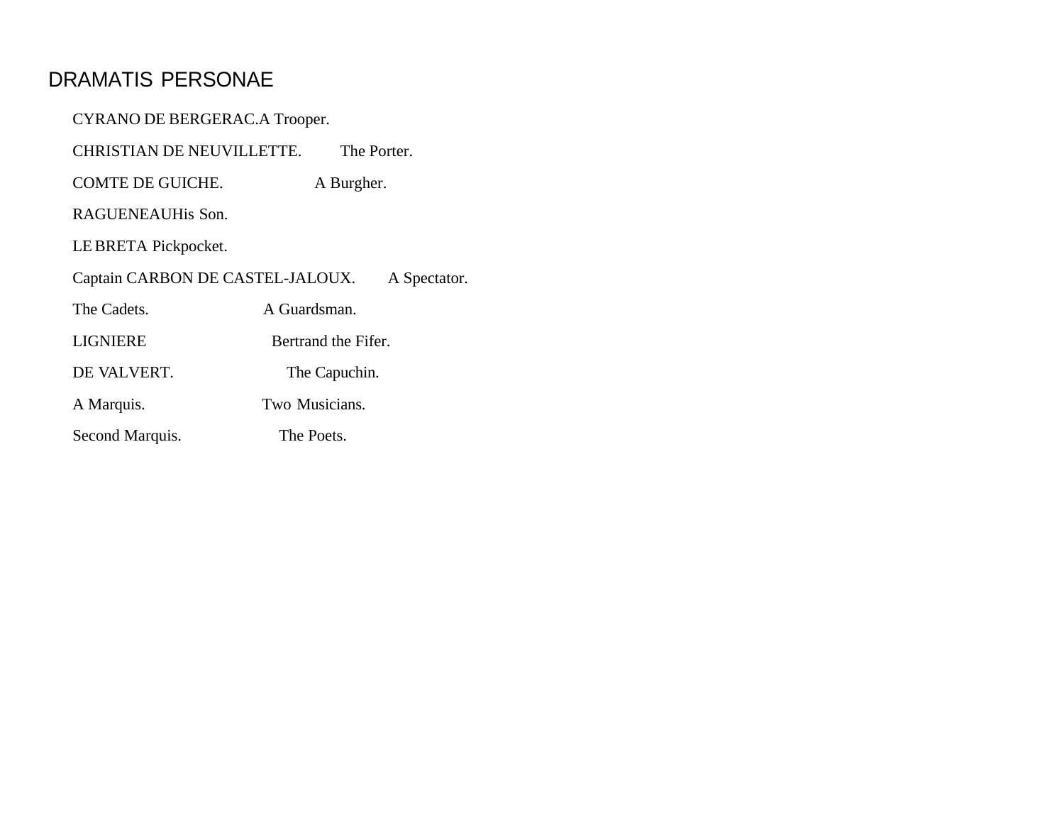## DRAMATIS PERSONAE

CYRANO DE BERGERAC.A Trooper.

CHRISTIAN DE NEUVILLETTE. The Porter.

COMTE DE GUICHE. A Burgher.

RAGUENEAUHis Son.

LE BRETA Pickpocket.

Captain CARBON DE CASTEL-JALOUX. A Spectator.

The Cadets. A Guardsman.

LIGNIERE Bertrand the Fifer.

DE VALVERT. The Capuchin.

A Marquis. Two Musicians.

Second Marquis. The Poets.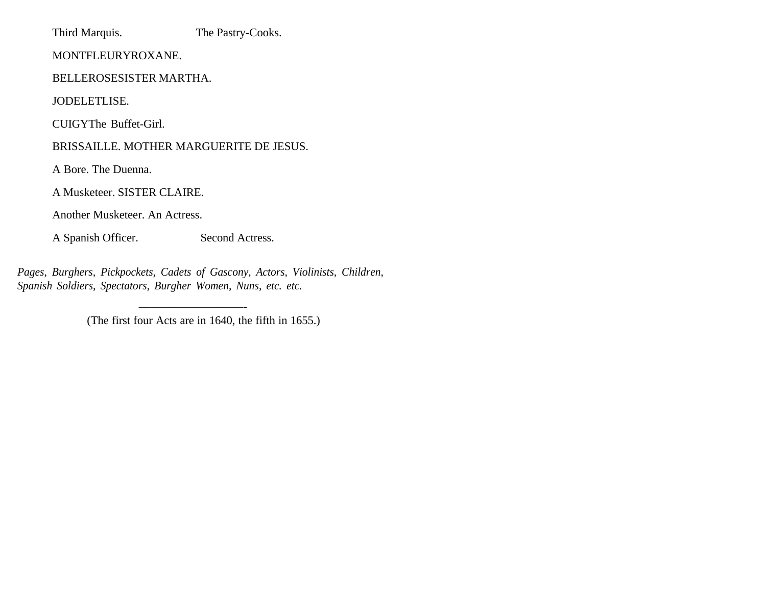Third Marquis. The Pastry-Cooks.

MONTFLEURYROXANE.

BELLEROSESISTER MARTHA.

JODELETLISE.

CUIGYThe Buffet-Girl.

BRISSAILLE. MOTHER MARGUERITE DE JESUS.

A Bore. The Duenna.

A Musketeer. SISTER CLAIRE.

Another Musketeer. An Actress.

A Spanish Officer. Second Actress.

*Pages, Burghers, Pickpockets, Cadets of Gascony, Actors, Violinists, Children, Spanish Soldiers, Spectators, Burgher Women, Nuns, etc. etc.*

---

(The first four Acts are in 1640, the fifth in 1655.)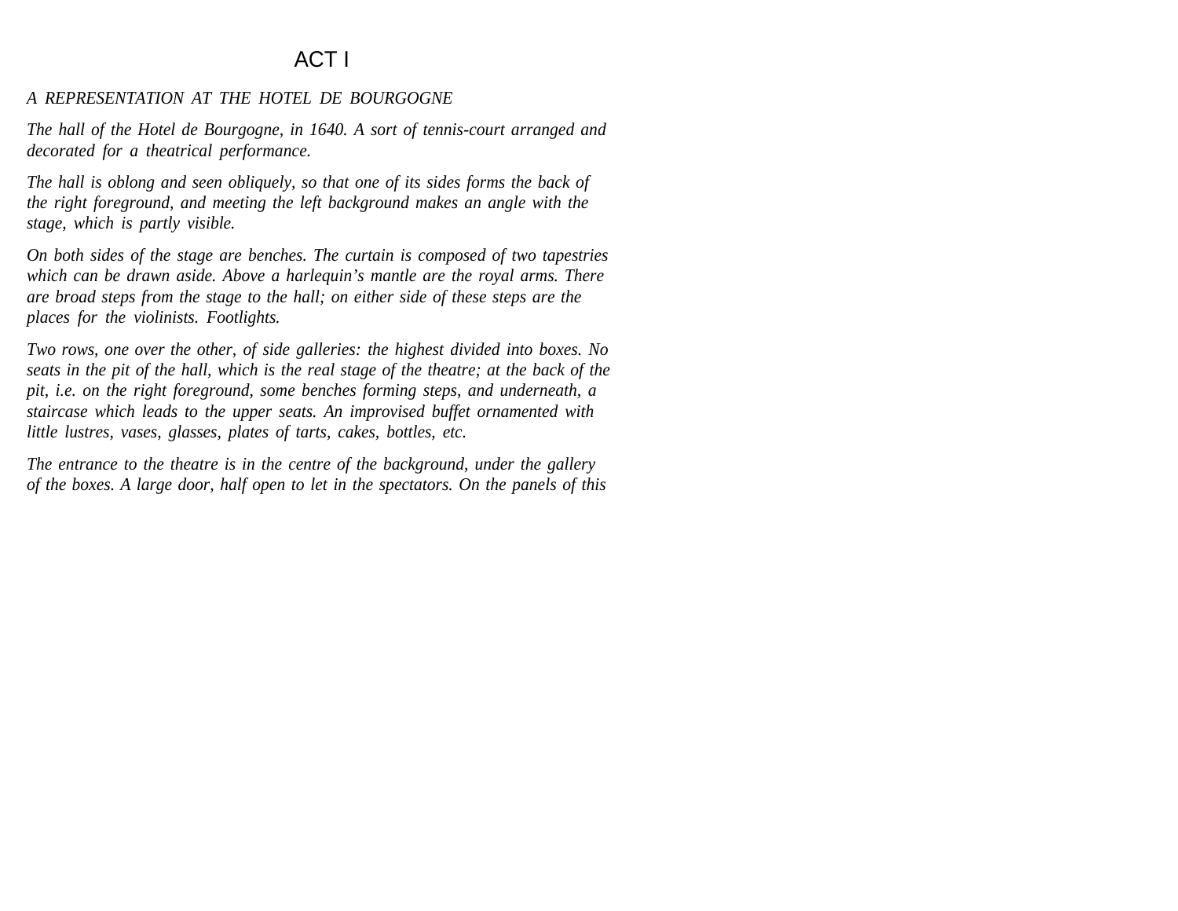## ACT I

*A REPRESENTATION AT THE HOTEL DE BOURGOGNE*

*The hall of the Hotel de Bourgogne, in 1640. A sort of tennis-court arranged and decorated for a theatrical performance.*

*The hall is oblong and seen obliquely, so that one of its sides forms the back of the right foreground, and meeting the left background makes an angle with the stage, which is partly visible.*

*On both sides of the stage are benches. The curtain is composed of two tapestries which can be drawn aside. Above a harlequin's mantle are the royal arms. There are broad steps from the stage to the hall; on either side of these steps are the places for the violinists. Footlights.*

*Two rows, one over the other, of side galleries: the highest divided into boxes. No seats in the pit of the hall, which is the real stage of the theatre; at the back of the pit, i.e. on the right foreground, some benches forming steps, and underneath, a staircase which leads to the upper seats. An improvised buffet ornamented with little lustres, vases, glasses, plates of tarts, cakes, bottles, etc.*

*The entrance to the theatre is in the centre of the background, under the gallery of the boxes. A large door, half open to let in the spectators. On the panels of this*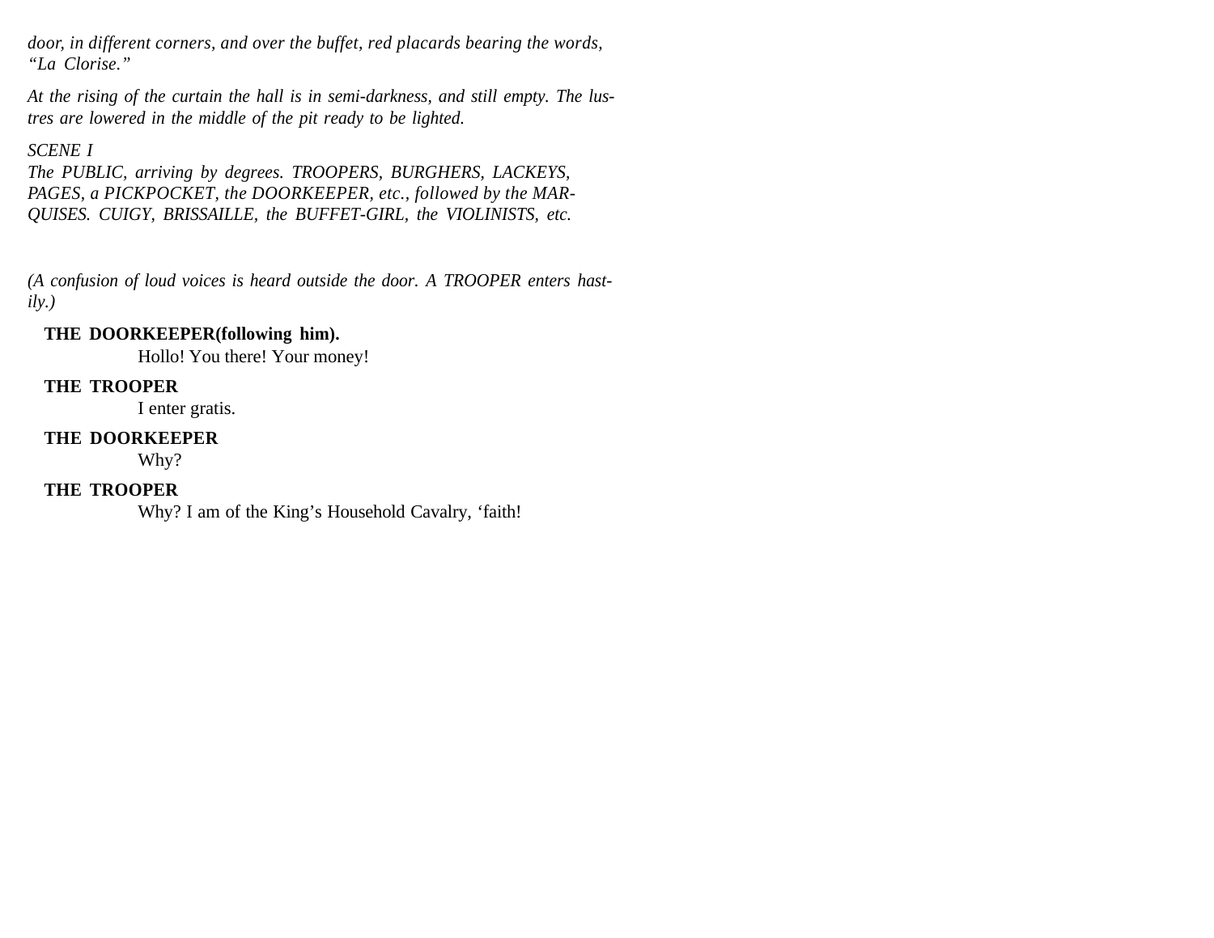*door, in different corners, and over the buffet, red placards bearing the words, "La Clorise."*

*At the rising of the curtain the hall is in semi-darkness, and still empty. The lustres are lowered in the middle of the pit ready to be lighted.*

*SCENE I*
*The PUBLIC, arriving by degrees. TROOPERS, BURGHERS, LACKEYS, PAGES, a PICKPOCKET, the DOORKEEPER, etc., followed by the MARQUISES. CUIGY, BRISSAILLE, the BUFFET-GIRL, the VIOLINISTS, etc.*

*(A confusion of loud voices is heard outside the door. A TROOPER enters hastily.)*

**THE DOORKEEPER(following him).**

Hollo! You there! Your money!

**THE TROOPER**

I enter gratis.

**THE DOORKEEPER**

Why?

**THE TROOPER**

Why? I am of the King's Household Cavalry, 'faith!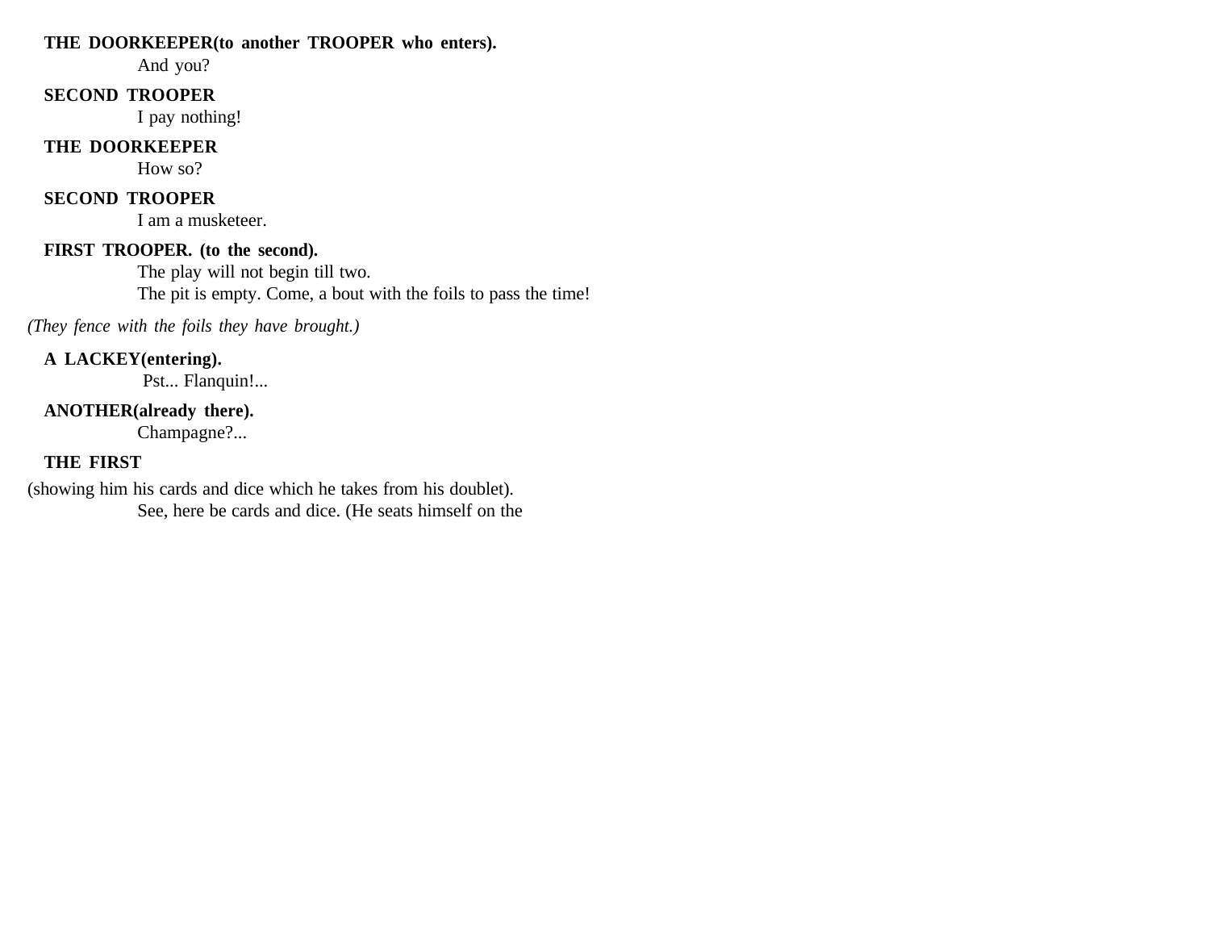**THE DOORKEEPER(to another TROOPER who enters).**
And you?

**SECOND TROOPER**
I pay nothing!

**THE DOORKEEPER**
How so?

**SECOND TROOPER**
I am a musketeer.

**FIRST TROOPER. (to the second).**
The play will not begin till two.
The pit is empty. Come, a bout with the foils to pass the time!

*(They fence with the foils they have brought.)*

**A LACKEY(entering).**
Pst... Flanquin!...

**ANOTHER(already there).**
Champagne?...

**THE FIRST**

(showing him his cards and dice which he takes from his doublet).
See, here be cards and dice. (He seats himself on the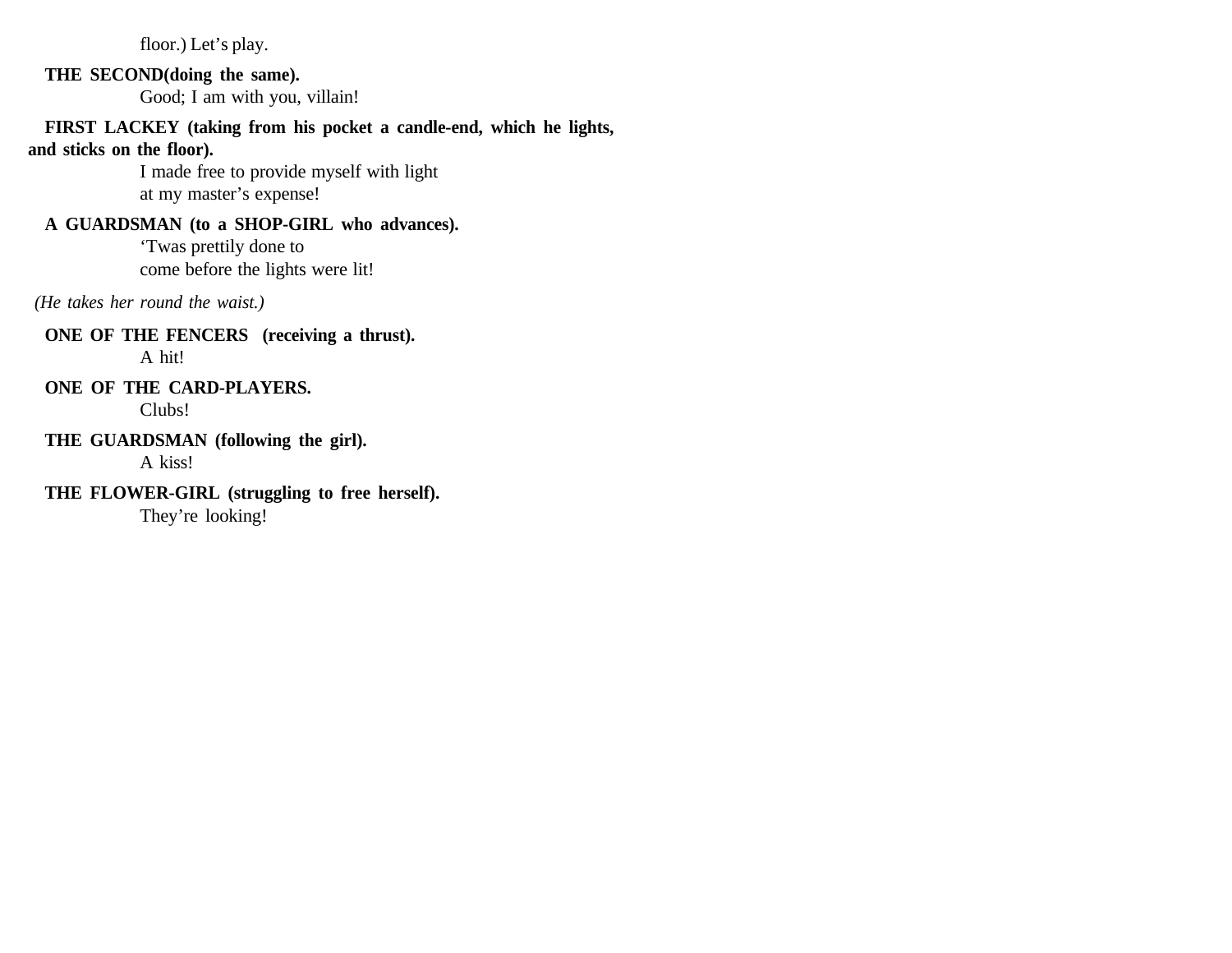floor.) Let's play.

**THE SECOND(doing the same).**

Good; I am with you, villain!

**FIRST LACKEY (taking from his pocket a candle-end, which he lights, and sticks on the floor).**

I made free to provide myself with light
at my master's expense!

**A GUARDSMAN (to a SHOP-GIRL who advances).**

'Twas prettily done to
come before the lights were lit!

*(He takes her round the waist.)*

**ONE OF THE FENCERS (receiving a thrust).**

A hit!

**ONE OF THE CARD-PLAYERS.**

Clubs!

**THE GUARDSMAN (following the girl).**

A kiss!

**THE FLOWER-GIRL (struggling to free herself).**

They're looking!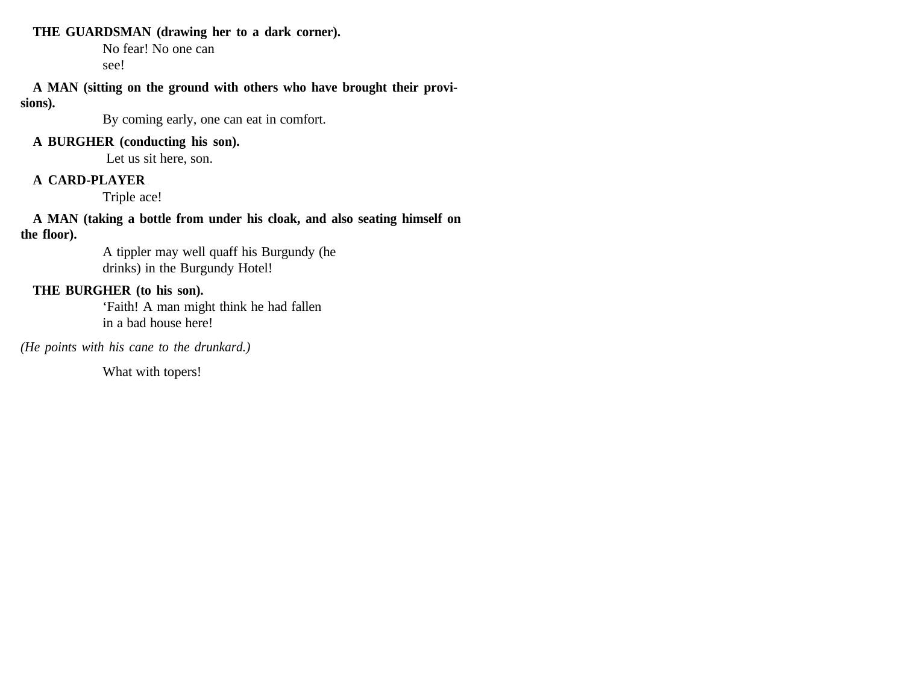**THE GUARDSMAN (drawing her to a dark corner).**

No fear! No one can
see!

**A MAN (sitting on the ground with others who have brought their provisions).**

By coming early, one can eat in comfort.

**A BURGHER (conducting his son).**

Let us sit here, son.

**A CARD-PLAYER**

Triple ace!

**A MAN (taking a bottle from under his cloak, and also seating himself on the floor).**

A tippler may well quaff his Burgundy (he
drinks) in the Burgundy Hotel!

**THE BURGHER (to his son).**

'Faith! A man might think he had fallen
in a bad house here!

*(He points with his cane to the drunkard.)*

What with topers!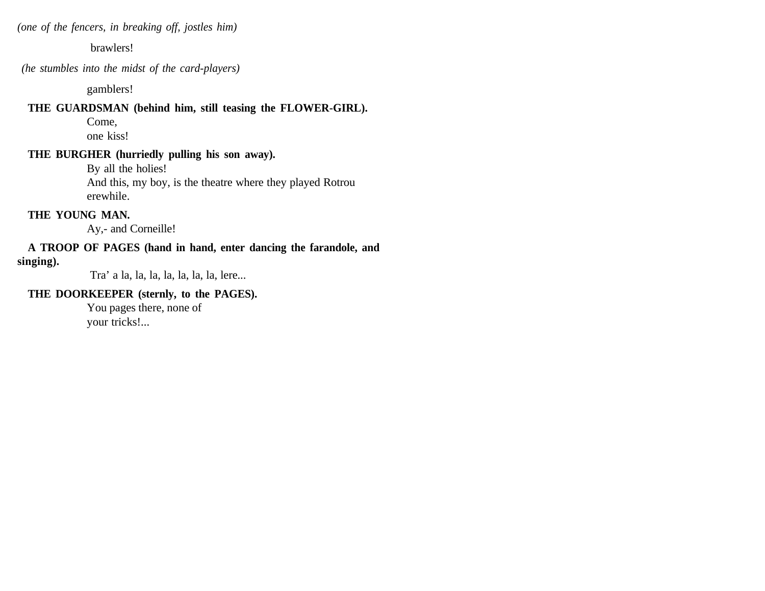*(one of the fencers, in breaking off, jostles him)*

brawlers!

*(he stumbles into the midst of the card-players)*

gamblers!

**THE GUARDSMAN (behind him, still teasing the FLOWER-GIRL).**
Come,
one kiss!

**THE BURGHER (hurriedly pulling his son away).**
By all the holies!
And this, my boy, is the theatre where they played Rotrou
erewhile.

**THE YOUNG MAN.**
Ay,- and Corneille!

**A TROOP OF PAGES (hand in hand, enter dancing the farandole, and singing).**
Tra' a la, la, la, la, la, la, la, lere...

**THE DOORKEEPER (sternly, to the PAGES).**
You pages there, none of
your tricks!...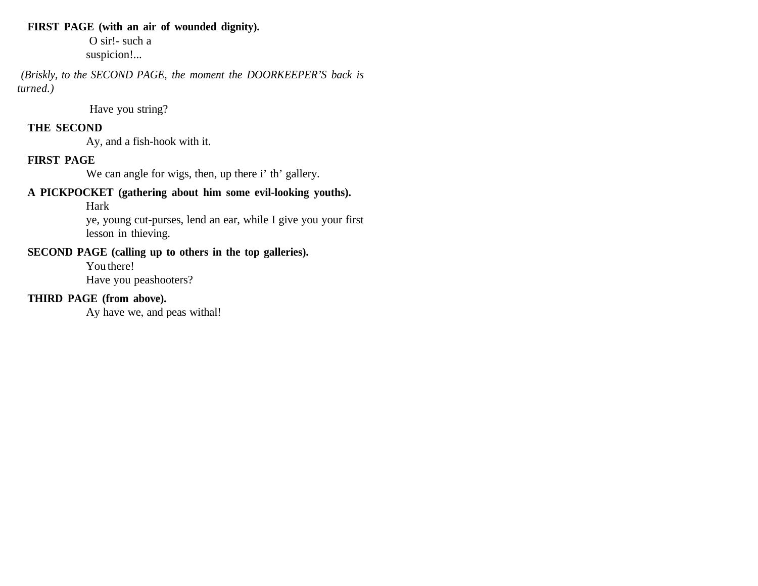**FIRST PAGE (with an air of wounded dignity).**
O sir!- such a suspicion!...

*(Briskly, to the SECOND PAGE, the moment the DOORKEEPER'S back is turned.)*

Have you string?

**THE SECOND**
Ay, and a fish-hook with it.

**FIRST PAGE**
We can angle for wigs, then, up there i' th' gallery.

**A PICKPOCKET (gathering about him some evil-looking youths).**
Hark ye, young cut-purses, lend an ear, while I give you your first lesson in thieving.

**SECOND PAGE (calling up to others in the top galleries).**
You there!
Have you peashooters?

**THIRD PAGE (from above).**
Ay have we, and peas withal!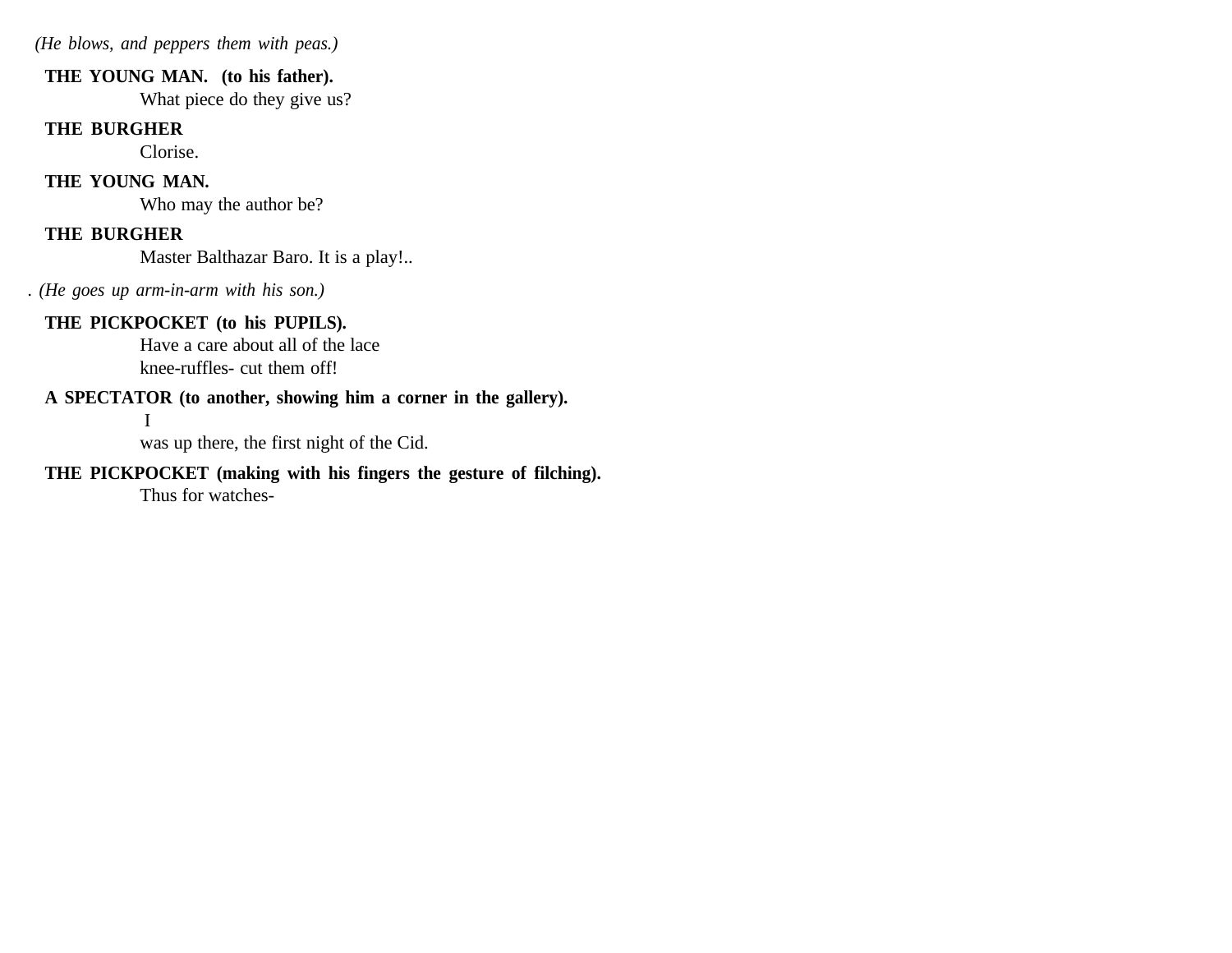*(He blows, and peppers them with peas.)*

**THE YOUNG MAN. (to his father).**
What piece do they give us?

**THE BURGHER**
Clorise.

**THE YOUNG MAN.**
Who may the author be?

**THE BURGHER**
Master Balthazar Baro. It is a play!..

. *(He goes up arm-in-arm with his son.)*

**THE PICKPOCKET (to his PUPILS).**
Have a care about all of the lace
knee-ruffles- cut them off!

**A SPECTATOR (to another, showing him a corner in the gallery).**
I
was up there, the first night of the Cid.

**THE PICKPOCKET (making with his fingers the gesture of filching).**
Thus for watches-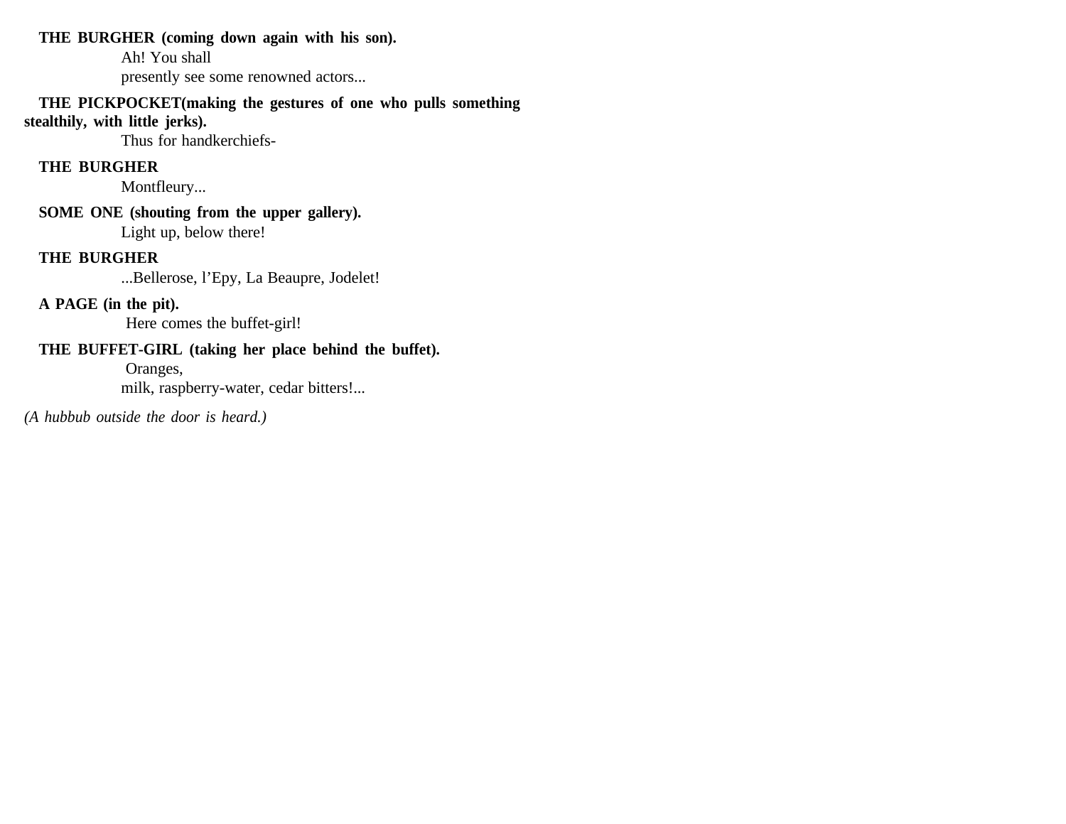**THE BURGHER (coming down again with his son).**

Ah! You shall
presently see some renowned actors...

**THE PICKPOCKET(making the gestures of one who pulls something stealthily, with little jerks).**

Thus for handkerchiefs-

**THE BURGHER**

Montfleury...

**SOME ONE (shouting from the upper gallery).**

Light up, below there!

**THE BURGHER**

...Bellerose, l'Epy, La Beaupre, Jodelet!

**A PAGE (in the pit).**

Here comes the buffet-girl!

**THE BUFFET-GIRL (taking her place behind the buffet).**

Oranges,
milk, raspberry-water, cedar bitters!...

*(A hubbub outside the door is heard.)*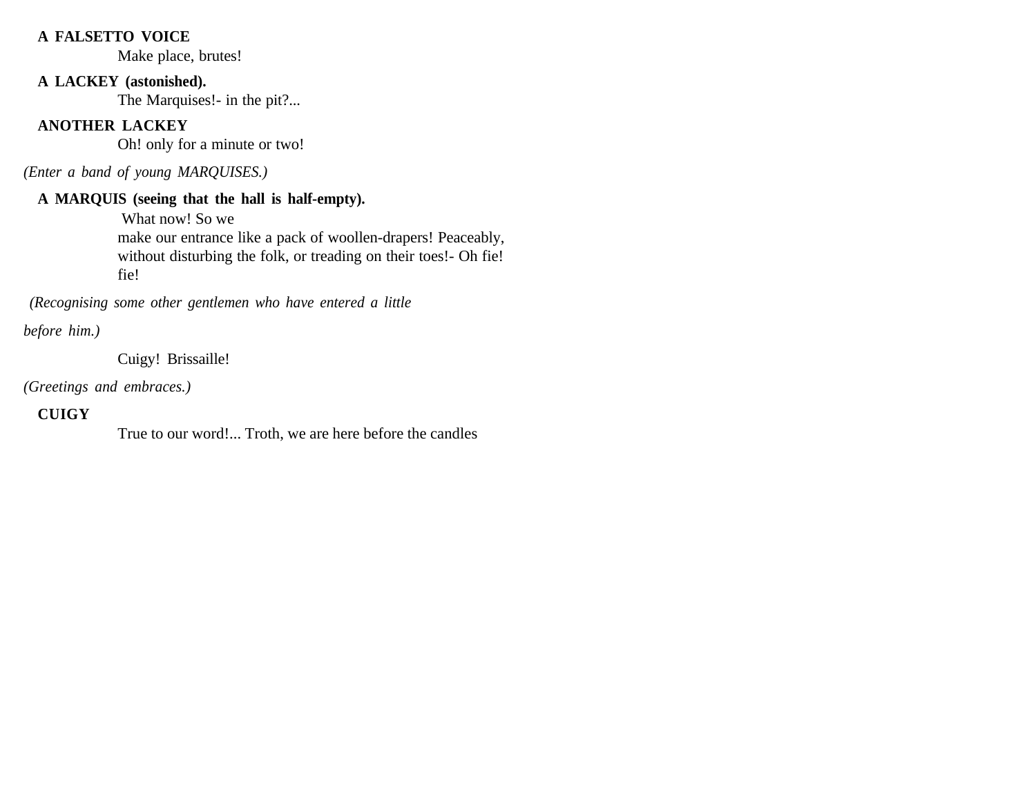**A FALSETTO VOICE**

Make place, brutes!

**A LACKEY (astonished).**

The Marquises!- in the pit?...

**ANOTHER LACKEY**

Oh! only for a minute or two!

*(Enter a band of young MARQUISES.)*

**A MARQUIS (seeing that the hall is half-empty).**

What now! So we
make our entrance like a pack of woollen-drapers! Peaceably,
without disturbing the folk, or treading on their toes!- Oh fie!
fie!

*(Recognising some other gentlemen who have entered a little before him.)*

Cuigy! Brissaille!

*(Greetings and embraces.)*

**CUIGY**

True to our word!... Troth, we are here before the candles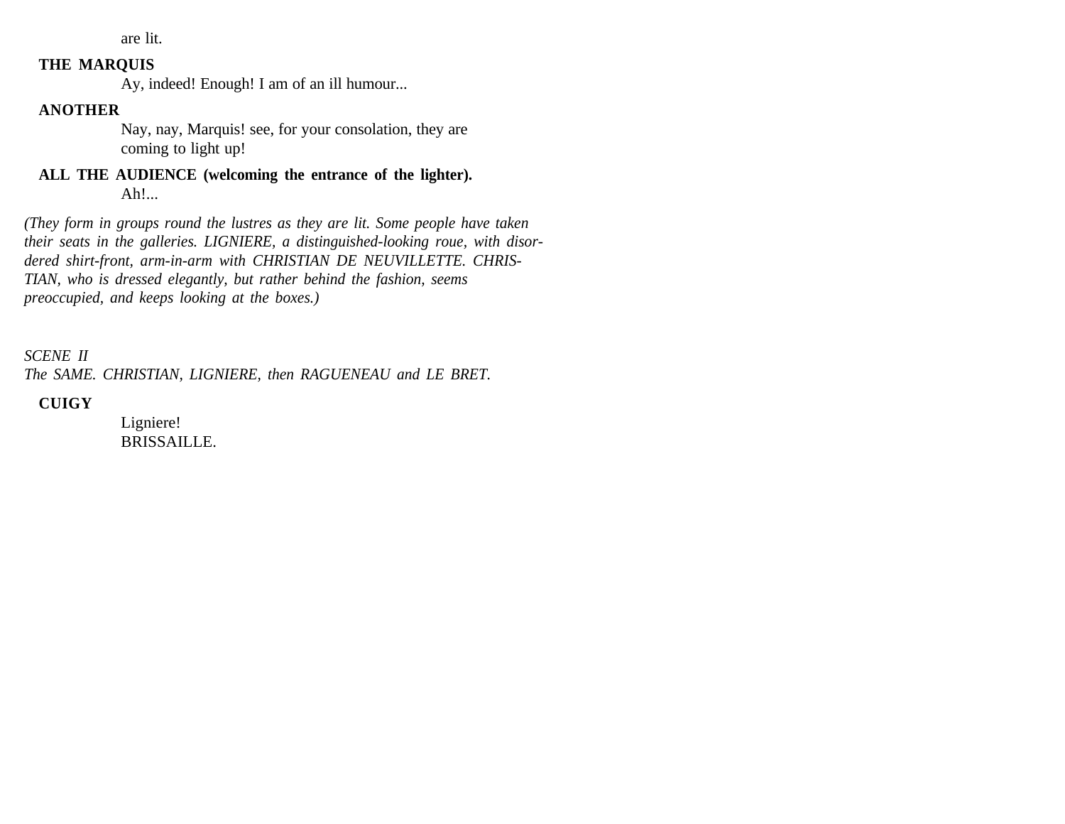are lit.

**THE MARQUIS**

Ay, indeed! Enough! I am of an ill humour...

**ANOTHER**

Nay, nay, Marquis! see, for your consolation, they are coming to light up!

**ALL THE AUDIENCE (welcoming the entrance of the lighter).**

Ah!...

*(They form in groups round the lustres as they are lit. Some people have taken their seats in the galleries. LIGNIERE, a distinguished-looking roue, with disordered shirt-front, arm-in-arm with CHRISTIAN DE NEUVILLETTE. CHRISTIAN, who is dressed elegantly, but rather behind the fashion, seems preoccupied, and keeps looking at the boxes.)*

*SCENE II*
*The SAME. CHRISTIAN, LIGNIERE, then RAGUENEAU and LE BRET.*

**CUIGY**

Ligniere!
BRISSAILLE.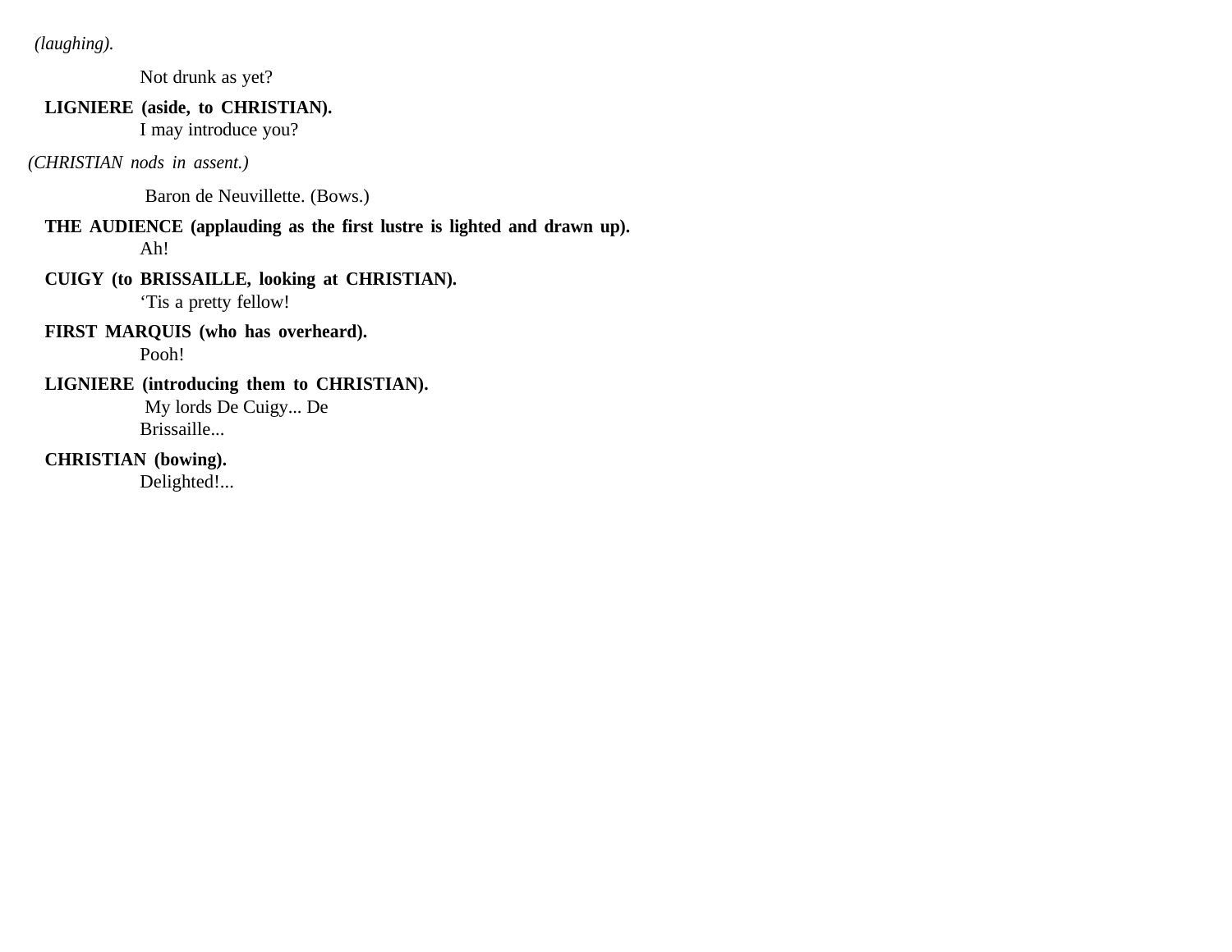*(laughing).*

Not drunk as yet?

**LIGNIERE (aside, to CHRISTIAN).**
I may introduce you?

*(CHRISTIAN nods in assent.)*

Baron de Neuvillette. (Bows.)

**THE AUDIENCE (applauding as the first lustre is lighted and drawn up).**
Ah!

**CUIGY (to BRISSAILLE, looking at CHRISTIAN).**
'Tis a pretty fellow!

**FIRST MARQUIS (who has overheard).**
Pooh!

**LIGNIERE (introducing them to CHRISTIAN).**
My lords De Cuigy... De
Brissaille...

**CHRISTIAN (bowing).**
Delighted!...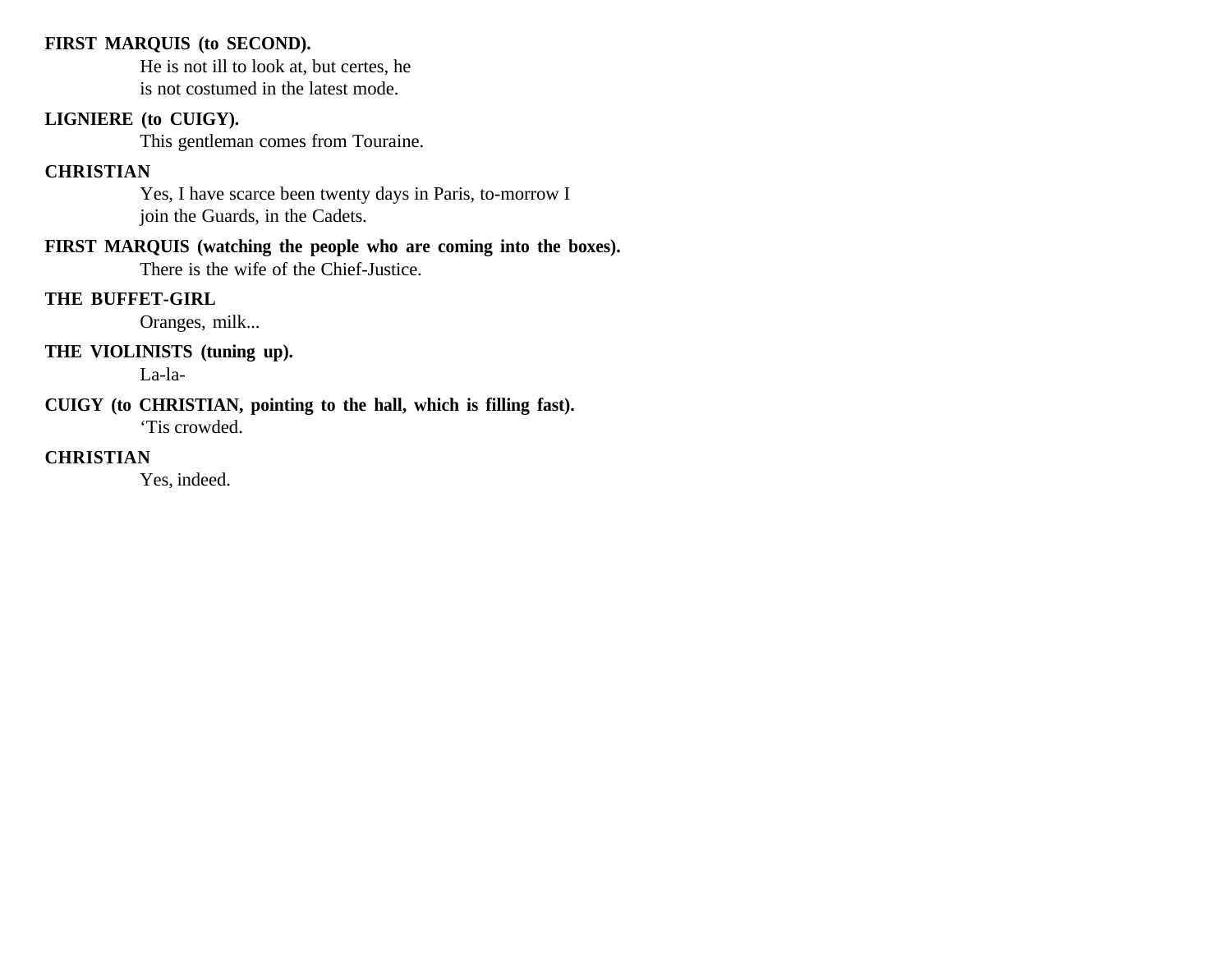**FIRST MARQUIS (to SECOND).**

He is not ill to look at, but certes, he
is not costumed in the latest mode.

**LIGNIERE (to CUIGY).**

This gentleman comes from Touraine.

**CHRISTIAN**

Yes, I have scarce been twenty days in Paris, to-morrow I
join the Guards, in the Cadets.

**FIRST MARQUIS (watching the people who are coming into the boxes).**

There is the wife of the Chief-Justice.

**THE BUFFET-GIRL**

Oranges, milk...

**THE VIOLINISTS (tuning up).**

La-la-

**CUIGY (to CHRISTIAN, pointing to the hall, which is filling fast).**

'Tis crowded.

**CHRISTIAN**

Yes, indeed.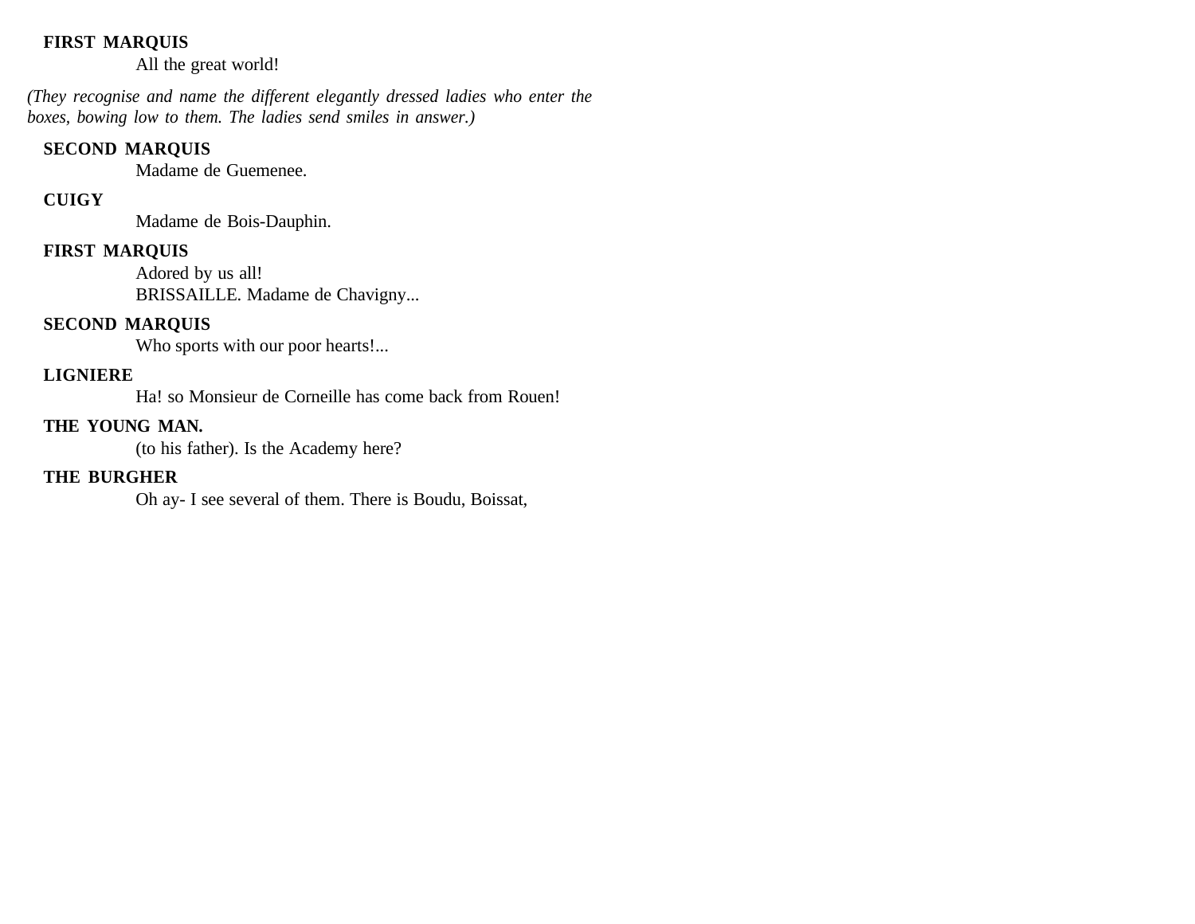**FIRST MARQUIS**

All the great world!

*(They recognise and name the different elegantly dressed ladies who enter the boxes, bowing low to them. The ladies send smiles in answer.)*

**SECOND MARQUIS**

Madame de Guemenee.

**CUIGY**

Madame de Bois-Dauphin.

**FIRST MARQUIS**

Adored by us all!
BRISSAILLE. Madame de Chavigny...

**SECOND MARQUIS**

Who sports with our poor hearts!...

**LIGNIERE**

Ha! so Monsieur de Corneille has come back from Rouen!

**THE YOUNG MAN.**

(to his father). Is the Academy here?

**THE BURGHER**

Oh ay- I see several of them. There is Boudu, Boissat,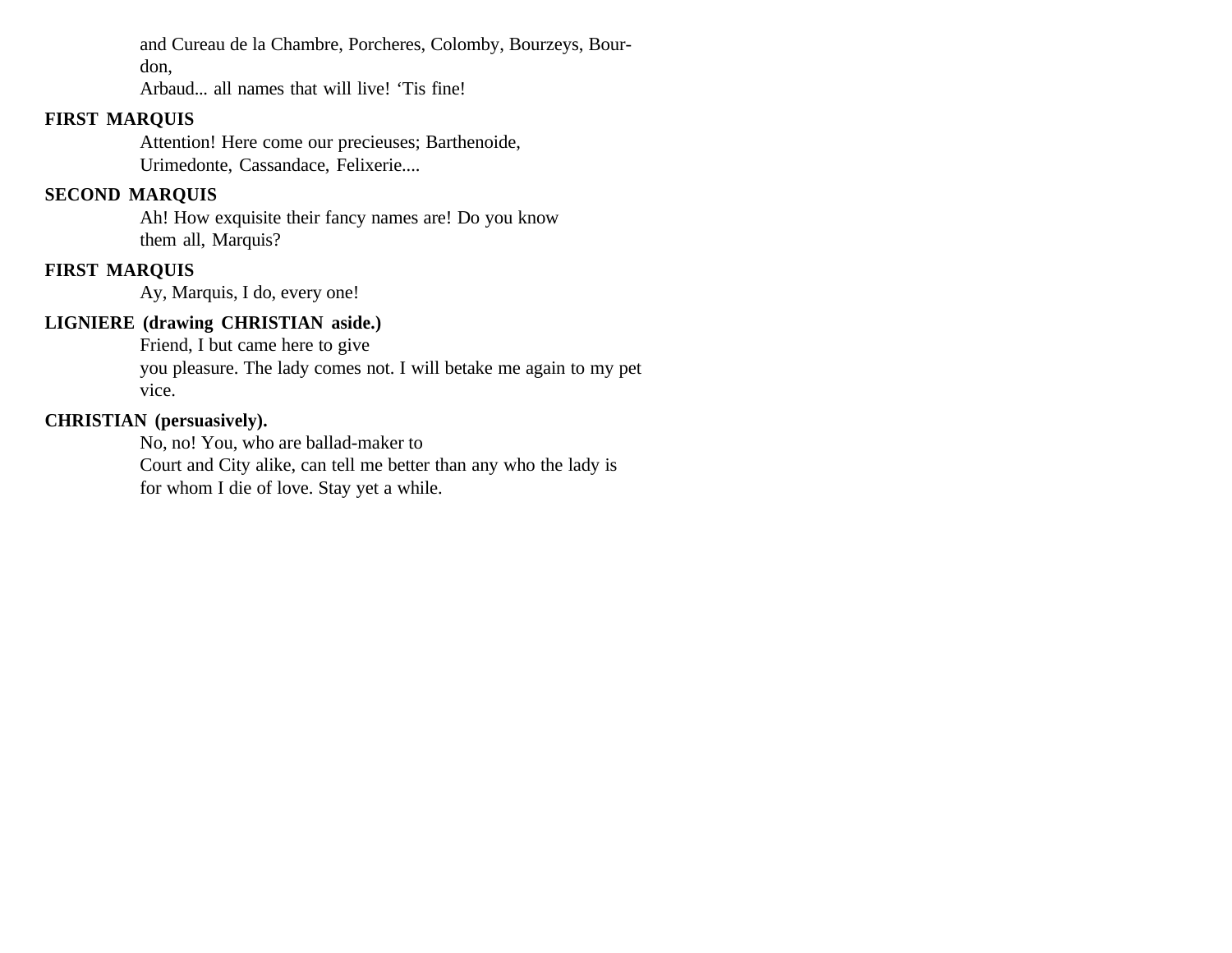and Cureau de la Chambre, Porcheres, Colomby, Bourzeys, Bourdon,
Arbaud... all names that will live! 'Tis fine!

**FIRST MARQUIS**

Attention! Here come our precieuses; Barthenoide,
Urimedonte, Cassandace, Felixerie....

**SECOND MARQUIS**

Ah! How exquisite their fancy names are! Do you know
them all, Marquis?

**FIRST MARQUIS**

Ay, Marquis, I do, every one!

**LIGNIERE (drawing CHRISTIAN aside.)**

Friend, I but came here to give
you pleasure. The lady comes not. I will betake me again to my pet
vice.

**CHRISTIAN (persuasively).**

No, no! You, who are ballad-maker to
Court and City alike, can tell me better than any who the lady is
for whom I die of love. Stay yet a while.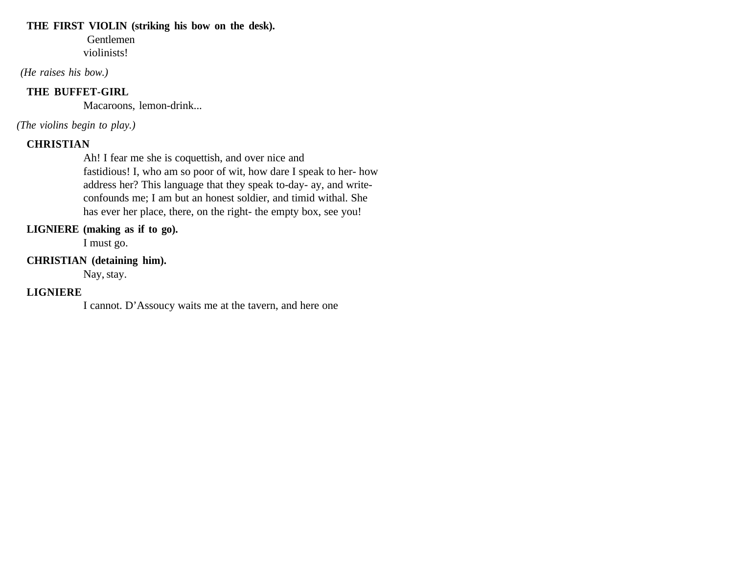**THE FIRST VIOLIN (striking his bow on the desk).**

Gentlemen violinists!

*(He raises his bow.)*

**THE BUFFET-GIRL**

Macaroons, lemon-drink...

*(The violins begin to play.)*

**CHRISTIAN**

Ah! I fear me she is coquettish, and over nice and fastidious! I, who am so poor of wit, how dare I speak to her- how address her? This language that they speak to-day- ay, and write- confounds me; I am but an honest soldier, and timid withal. She has ever her place, there, on the right- the empty box, see you!

**LIGNIERE (making as if to go).**

I must go.

**CHRISTIAN (detaining him).**

Nay, stay.

**LIGNIERE**

I cannot. D'Assoucy waits me at the tavern, and here one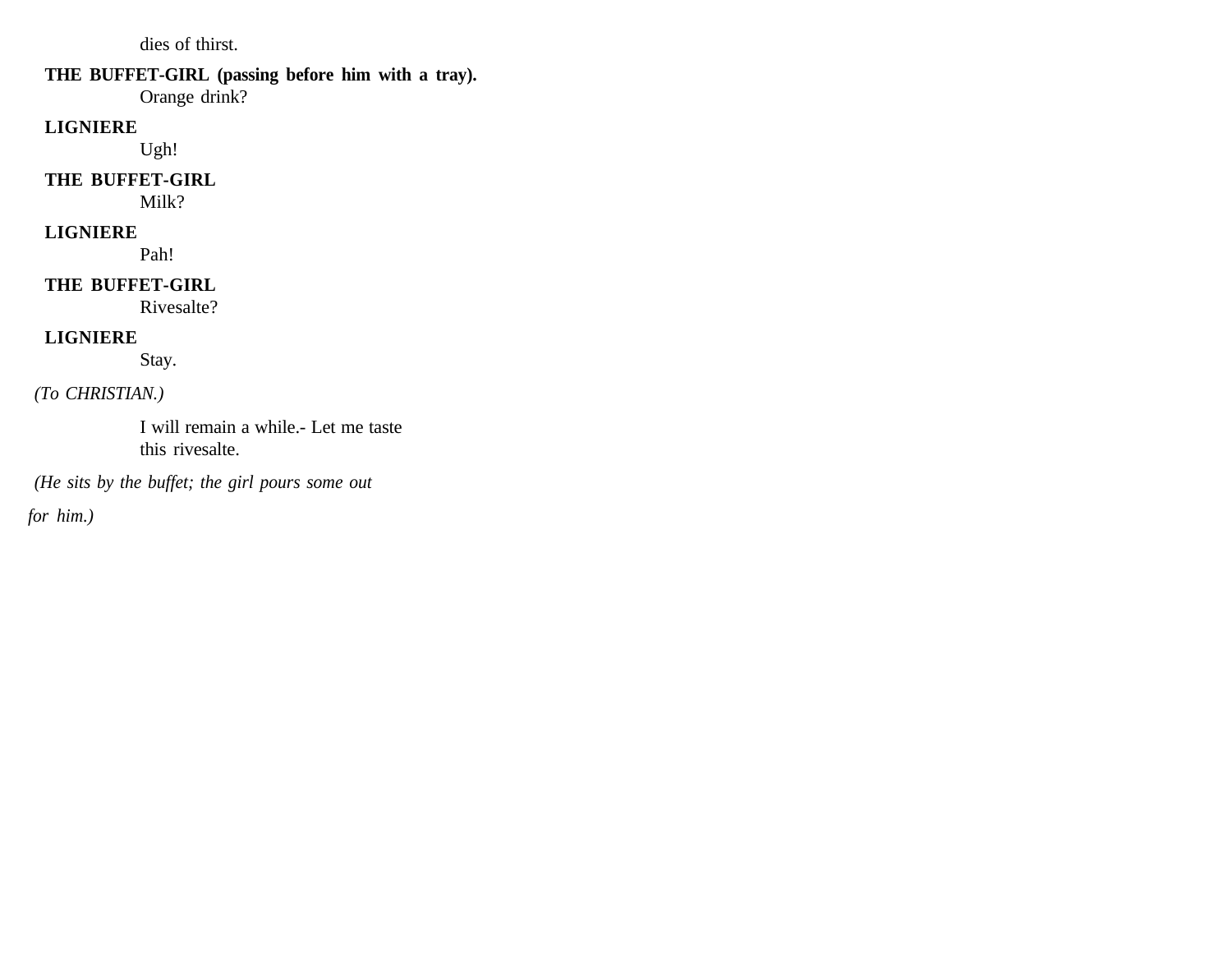dies of thirst.

**THE BUFFET-GIRL (passing before him with a tray).**
Orange drink?

**LIGNIERE**
Ugh!

**THE BUFFET-GIRL**
Milk?

**LIGNIERE**
Pah!

**THE BUFFET-GIRL**
Rivesalte?

**LIGNIERE**
Stay.

*(To CHRISTIAN.)*

I will remain a while.- Let me taste
this rivesalte.

*(He sits by the buffet; the girl pours some out for him.)*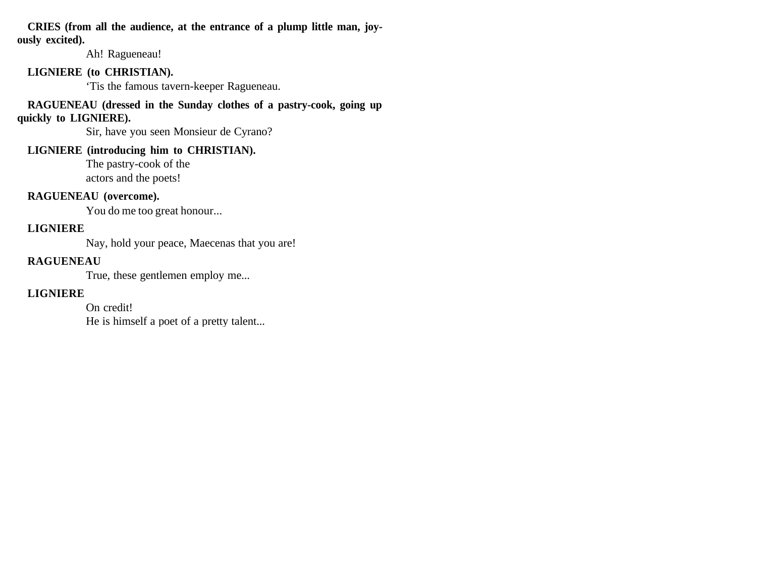**CRIES (from all the audience, at the entrance of a plump little man, joyously excited).**

Ah! Ragueneau!

**LIGNIERE (to CHRISTIAN).**

'Tis the famous tavern-keeper Ragueneau.

**RAGUENEAU (dressed in the Sunday clothes of a pastry-cook, going up quickly to LIGNIERE).**

Sir, have you seen Monsieur de Cyrano?

**LIGNIERE (introducing him to CHRISTIAN).**

The pastry-cook of the
actors and the poets!

**RAGUENEAU (overcome).**

You do me too great honour...

**LIGNIERE**

Nay, hold your peace, Maecenas that you are!

**RAGUENEAU**

True, these gentlemen employ me...

**LIGNIERE**

On credit!
He is himself a poet of a pretty talent...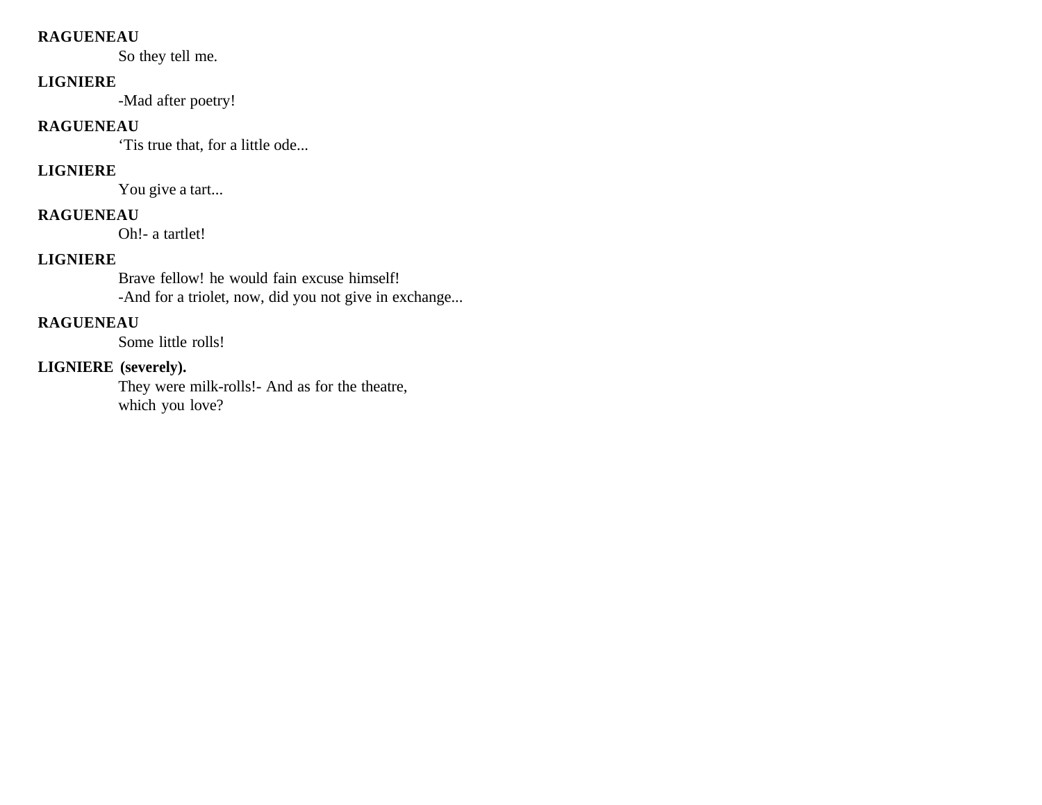**RAGUENEAU**

So they tell me.

**LIGNIERE**

-Mad after poetry!

**RAGUENEAU**

‘Tis true that, for a little ode...

**LIGNIERE**

You give a tart...

**RAGUENEAU**

Oh!- a tartlet!

**LIGNIERE**

Brave fellow! he would fain excuse himself!
-And for a triolet, now, did you not give in exchange...

**RAGUENEAU**

Some little rolls!

**LIGNIERE (severely).**

They were milk-rolls!- And as for the theatre,
which you love?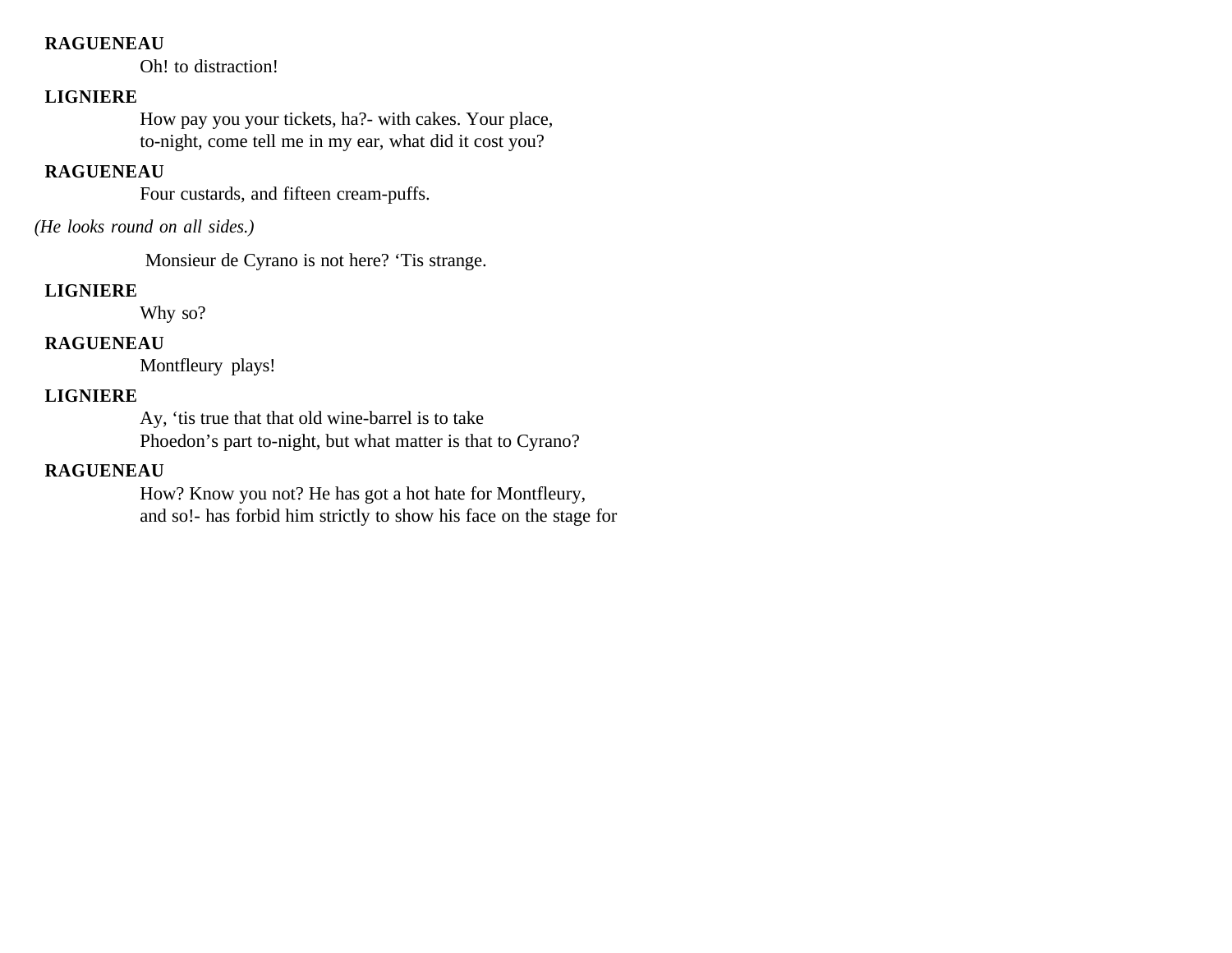**RAGUENEAU**

Oh! to distraction!

**LIGNIERE**

How pay you your tickets, ha?- with cakes. Your place,
to-night, come tell me in my ear, what did it cost you?

**RAGUENEAU**

Four custards, and fifteen cream-puffs.

*(He looks round on all sides.)*

Monsieur de Cyrano is not here? 'Tis strange.

**LIGNIERE**

Why so?

**RAGUENEAU**

Montfleury plays!

**LIGNIERE**

Ay, 'tis true that that old wine-barrel is to take
Phoedon's part to-night, but what matter is that to Cyrano?

**RAGUENEAU**

How? Know you not? He has got a hot hate for Montfleury,
and so!- has forbid him strictly to show his face on the stage for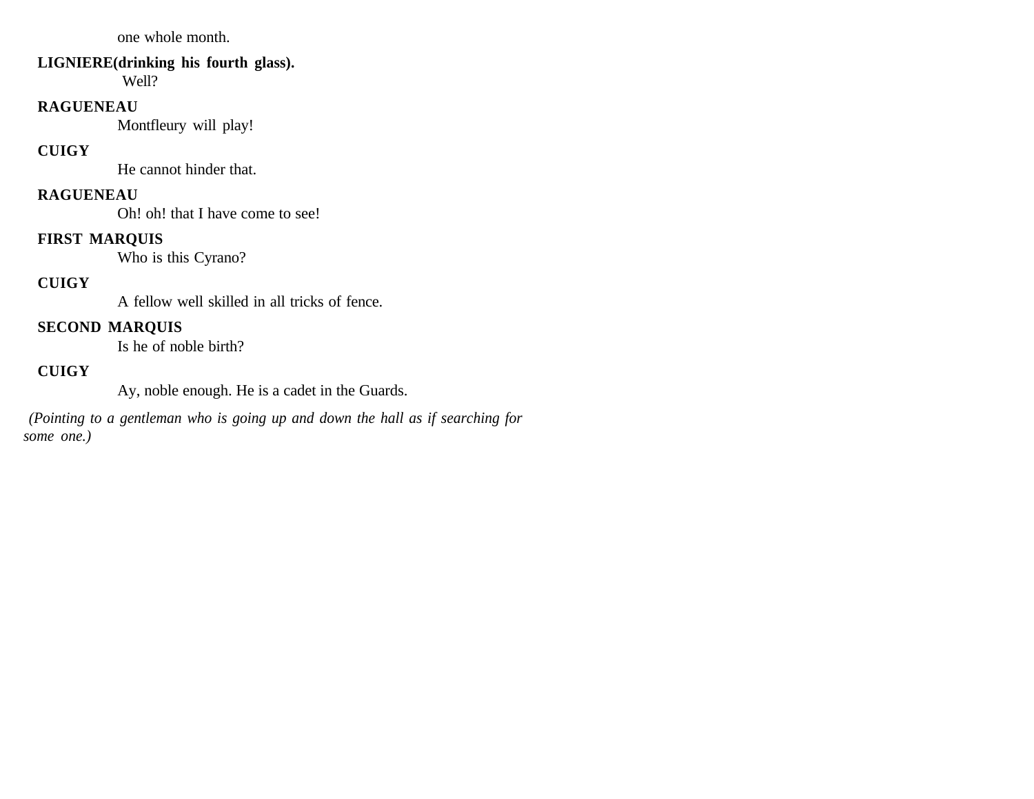one whole month.

**LIGNIERE(drinking his fourth glass).**
Well?

**RAGUENEAU**
Montfleury will play!

**CUIGY**
He cannot hinder that.

**RAGUENEAU**
Oh! oh! that I have come to see!

**FIRST MARQUIS**
Who is this Cyrano?

**CUIGY**
A fellow well skilled in all tricks of fence.

**SECOND MARQUIS**
Is he of noble birth?

**CUIGY**
Ay, noble enough. He is a cadet in the Guards.

*(Pointing to a gentleman who is going up and down the hall as if searching for some one.)*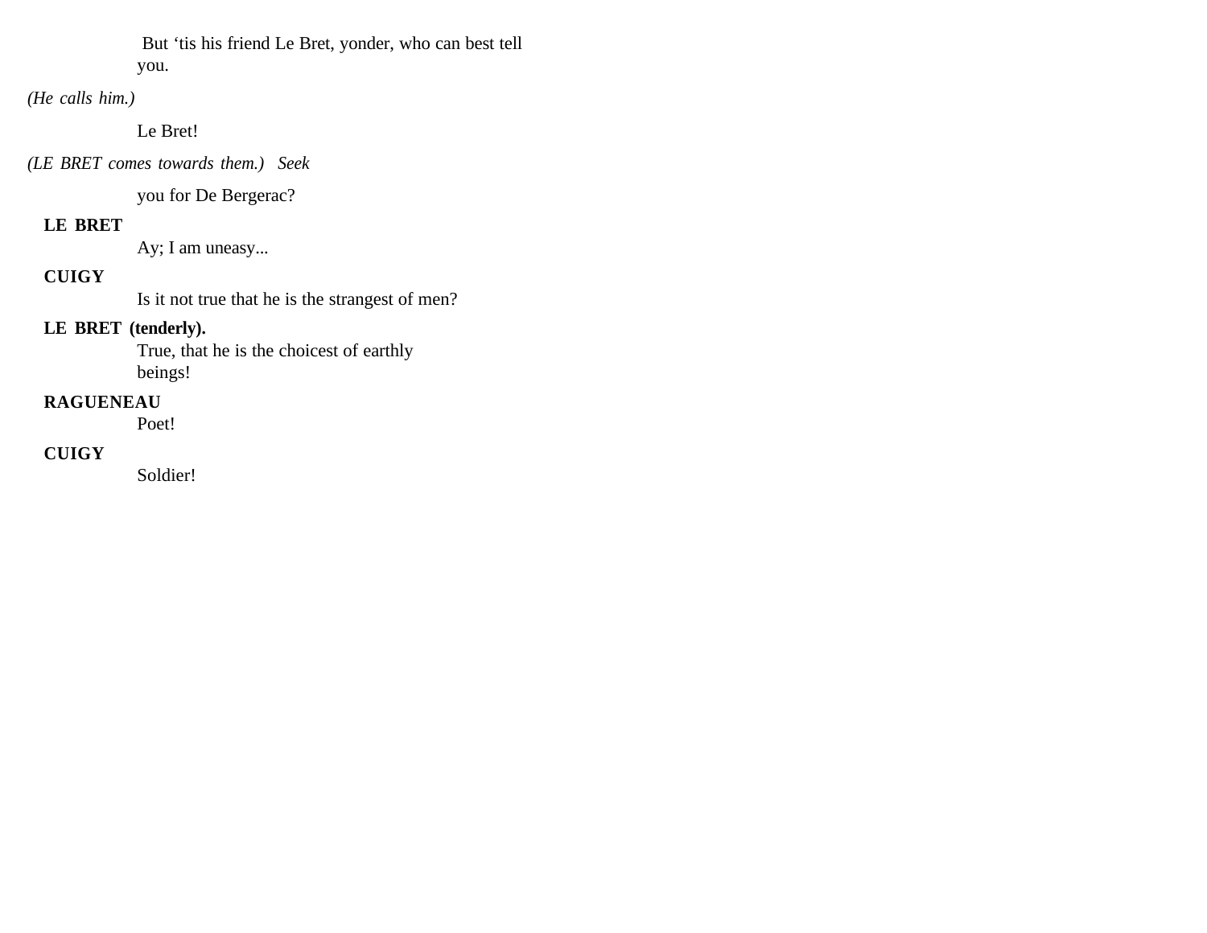But 'tis his friend Le Bret, yonder, who can best tell you.

*(He calls him.)*

Le Bret!

*(LE BRET comes towards them.)* *Seek*

you for De Bergerac?

**LE BRET**

Ay; I am uneasy...

**CUIGY**

Is it not true that he is the strangest of men?

**LE BRET (tenderly).**

True, that he is the choicest of earthly beings!

**RAGUENEAU**

Poet!

**CUIGY**

Soldier!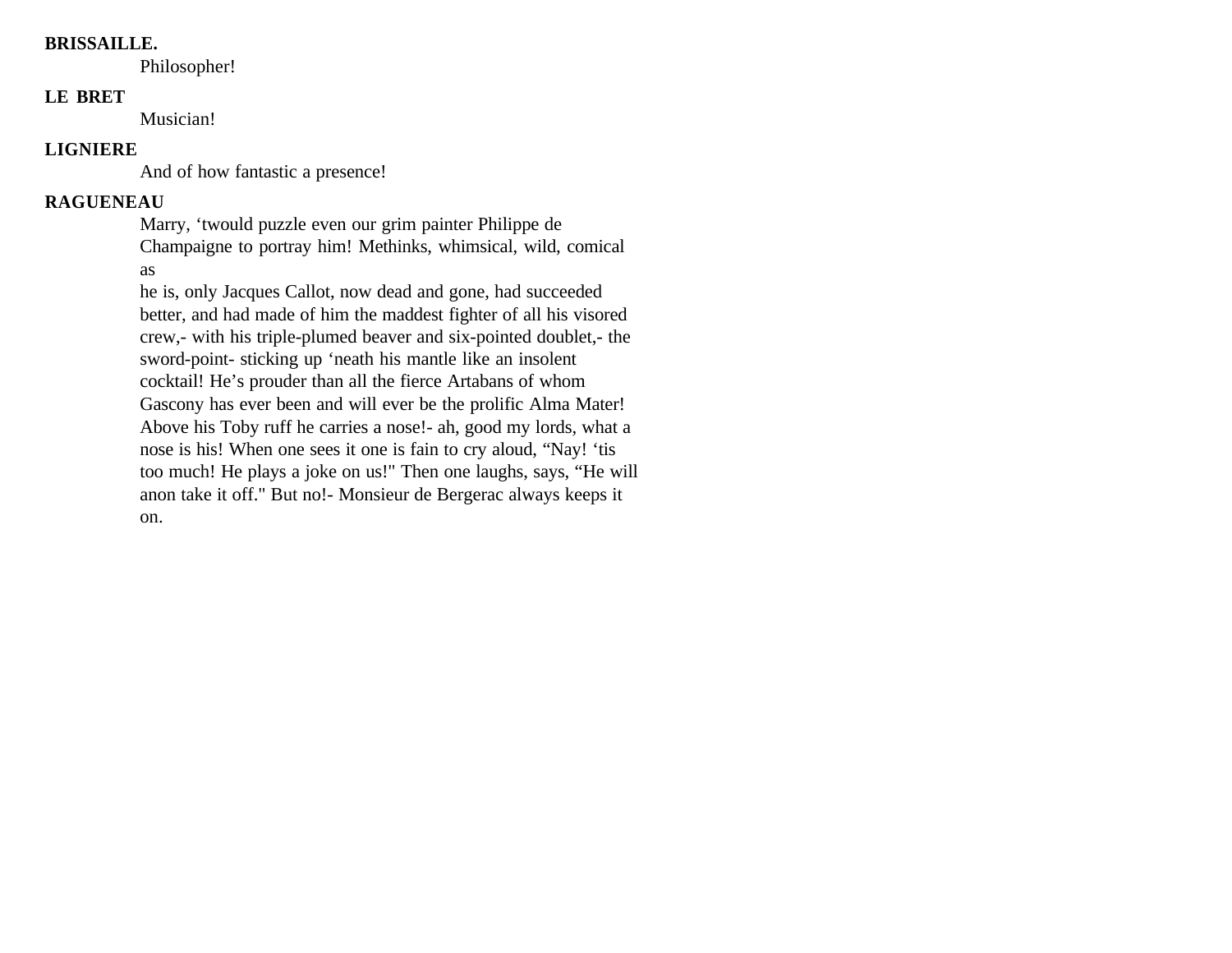**BRISSAILLE.**

Philosopher!

**LE BRET**

Musician!

**LIGNIERE**

And of how fantastic a presence!

**RAGUENEAU**

Marry, ‘twould puzzle even our grim painter Philippe de Champaigne to portray him! Methinks, whimsical, wild, comical as he is, only Jacques Callot, now dead and gone, had succeeded better, and had made of him the maddest fighter of all his visored crew,- with his triple-plumed beaver and six-pointed doublet,- the sword-point- sticking up ‘neath his mantle like an insolent cocktail! He’s prouder than all the fierce Artabans of whom Gascony has ever been and will ever be the prolific Alma Mater! Above his Toby ruff he carries a nose!- ah, good my lords, what a nose is his! When one sees it one is fain to cry aloud, “Nay! ‘tis too much! He plays a joke on us!" Then one laughs, says, “He will anon take it off." But no!- Monsieur de Bergerac always keeps it on.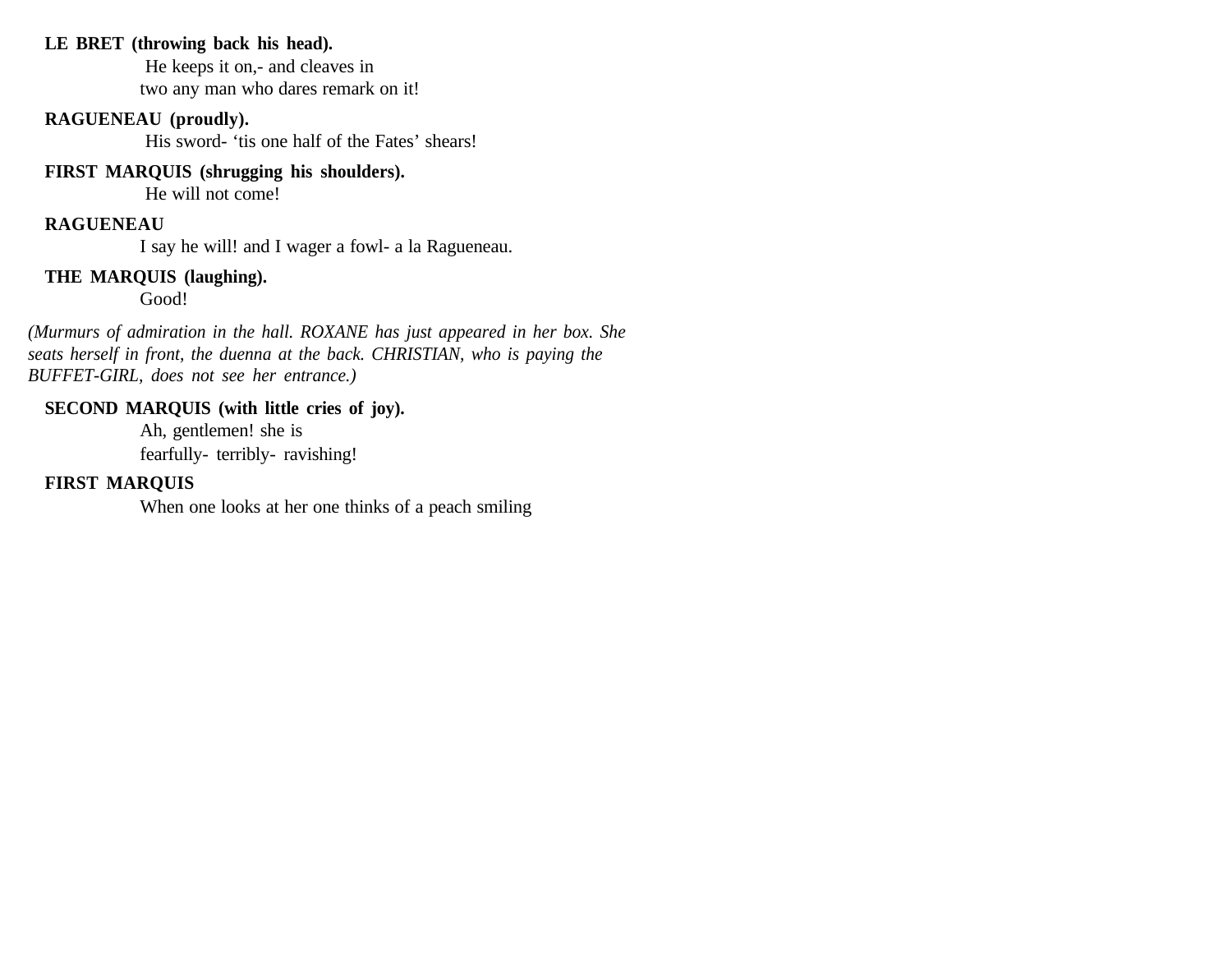**LE BRET (throwing back his head).**

He keeps it on,- and cleaves in
two any man who dares remark on it!

**RAGUENEAU (proudly).**

His sword- 'tis one half of the Fates' shears!

**FIRST MARQUIS (shrugging his shoulders).**

He will not come!

**RAGUENEAU**

I say he will! and I wager a fowl- a la Ragueneau.

**THE MARQUIS (laughing).**

Good!

*(Murmurs of admiration in the hall. ROXANE has just appeared in her box. She seats herself in front, the duenna at the back. CHRISTIAN, who is paying the BUFFET-GIRL, does not see her entrance.)*

**SECOND MARQUIS (with little cries of joy).**

Ah, gentlemen! she is
fearfully- terribly- ravishing!

**FIRST MARQUIS**

When one looks at her one thinks of a peach smiling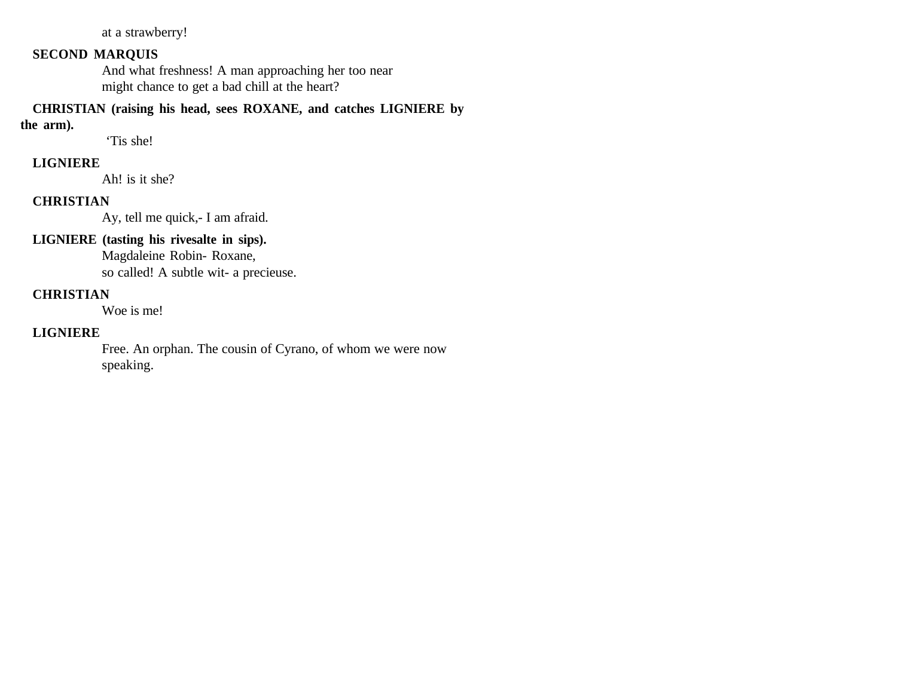at a strawberry!

**SECOND MARQUIS**

And what freshness! A man approaching her too near
might chance to get a bad chill at the heart?

**CHRISTIAN (raising his head, sees ROXANE, and catches LIGNIERE by the arm).**

'Tis she!

**LIGNIERE**

Ah! is it she?

**CHRISTIAN**

Ay, tell me quick,- I am afraid.

**LIGNIERE (tasting his rivesalte in sips).**

Magdaleine Robin- Roxane,
so called! A subtle wit- a precieuse.

**CHRISTIAN**

Woe is me!

**LIGNIERE**

Free. An orphan. The cousin of Cyrano, of whom we were now speaking.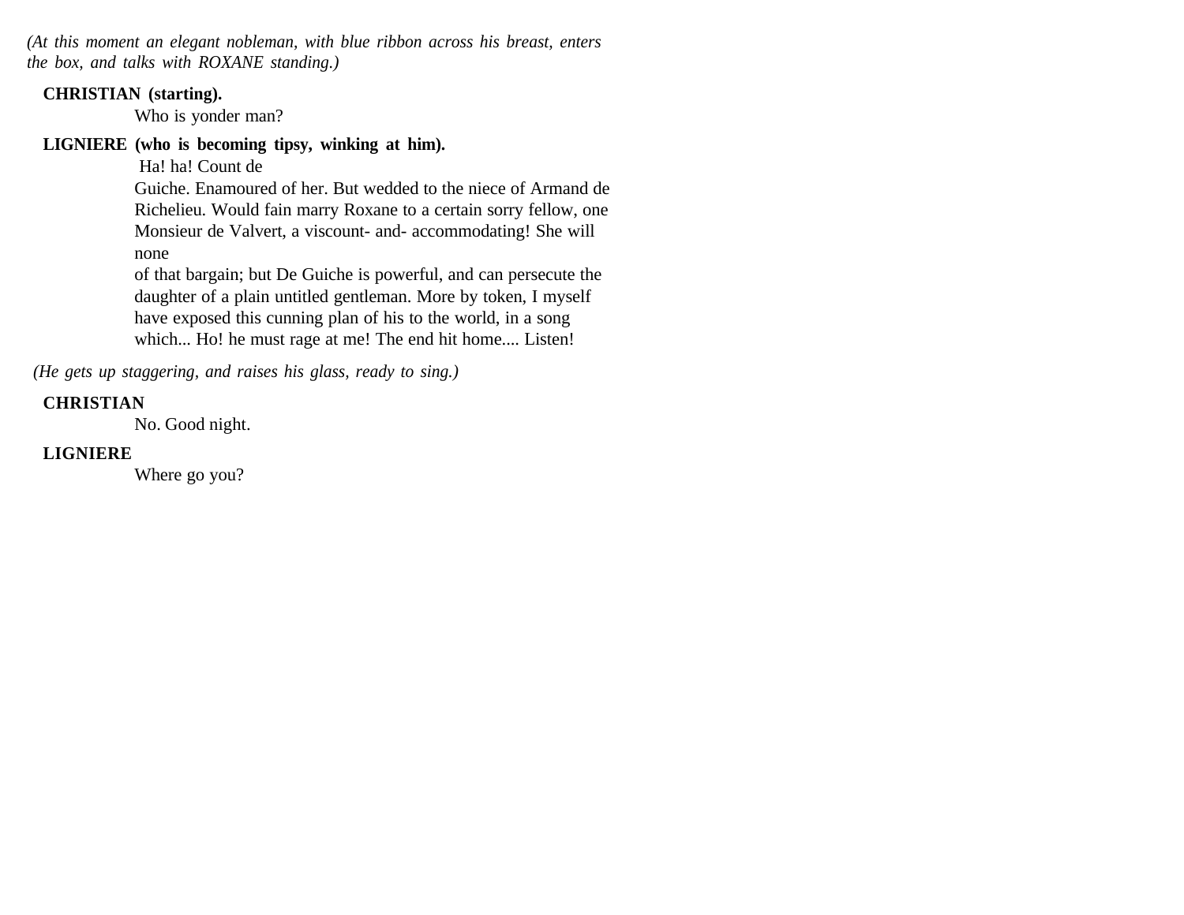*(At this moment an elegant nobleman, with blue ribbon across his breast, enters the box, and talks with ROXANE standing.)*

**CHRISTIAN (starting).**

Who is yonder man?

**LIGNIERE (who is becoming tipsy, winking at him).**

Ha! ha! Count de Guiche. Enamoured of her. But wedded to the niece of Armand de Richelieu. Would fain marry Roxane to a certain sorry fellow, one Monsieur de Valvert, a viscount- and- accommodating! She will none of that bargain; but De Guiche is powerful, and can persecute the daughter of a plain untitled gentleman. More by token, I myself have exposed this cunning plan of his to the world, in a song which... Ho! he must rage at me! The end hit home.... Listen!

*(He gets up staggering, and raises his glass, ready to sing.)*

**CHRISTIAN**

No. Good night.

**LIGNIERE**

Where go you?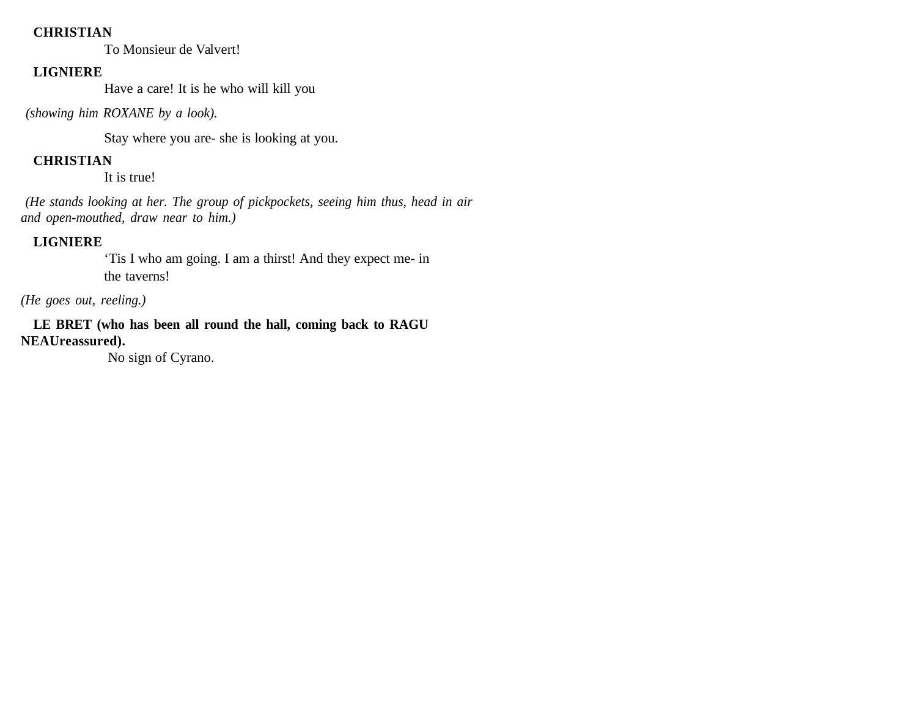**CHRISTIAN**

To Monsieur de Valvert!

**LIGNIERE**

Have a care! It is he who will kill you

*(showing him ROXANE by a look).*

Stay where you are- she is looking at you.

**CHRISTIAN**

It is true!

*(He stands looking at her. The group of pickpockets, seeing him thus, head in air and open-mouthed, draw near to him.)*

**LIGNIERE**

'Tis I who am going. I am a thirst! And they expect me- in the taverns!

*(He goes out, reeling.)*

**LE BRET (who has been all round the hall, coming back to RAGU NEAUreassured).**

No sign of Cyrano.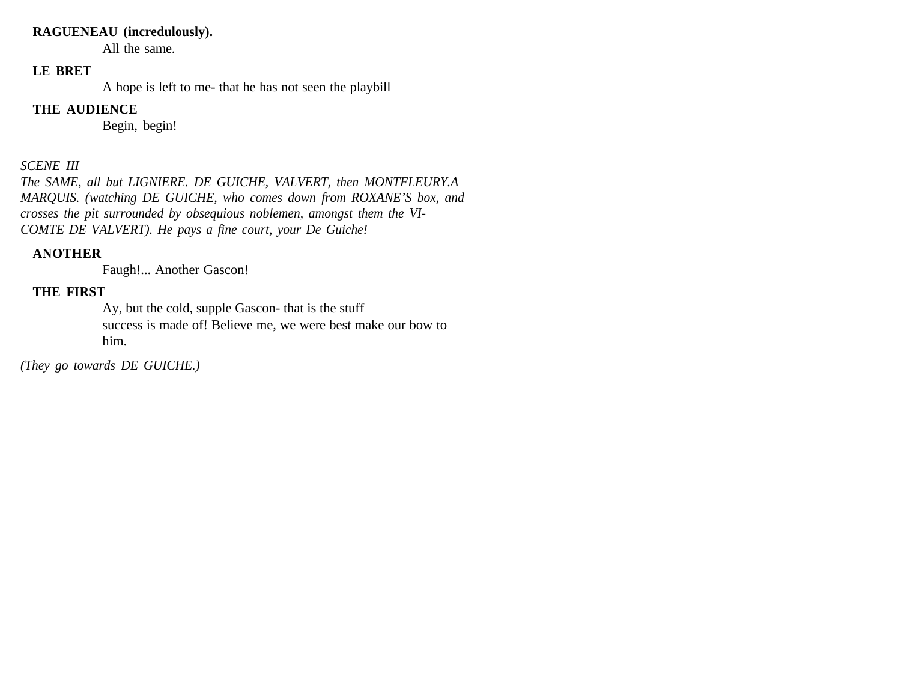**RAGUENEAU (incredulously).**

All the same.

**LE BRET**

A hope is left to me- that he has not seen the playbill

**THE AUDIENCE**

Begin, begin!

*SCENE III*

*The SAME, all but LIGNIERE. DE GUICHE, VALVERT, then MONTFLEURY.A MARQUIS. (watching DE GUICHE, who comes down from ROXANE'S box, and crosses the pit surrounded by obsequious noblemen, amongst them the VI-COMTE DE VALVERT). He pays a fine court, your De Guiche!*

**ANOTHER**

Faugh!... Another Gascon!

**THE FIRST**

Ay, but the cold, supple Gascon- that is the stuff success is made of! Believe me, we were best make our bow to him.

*(They go towards DE GUICHE.)*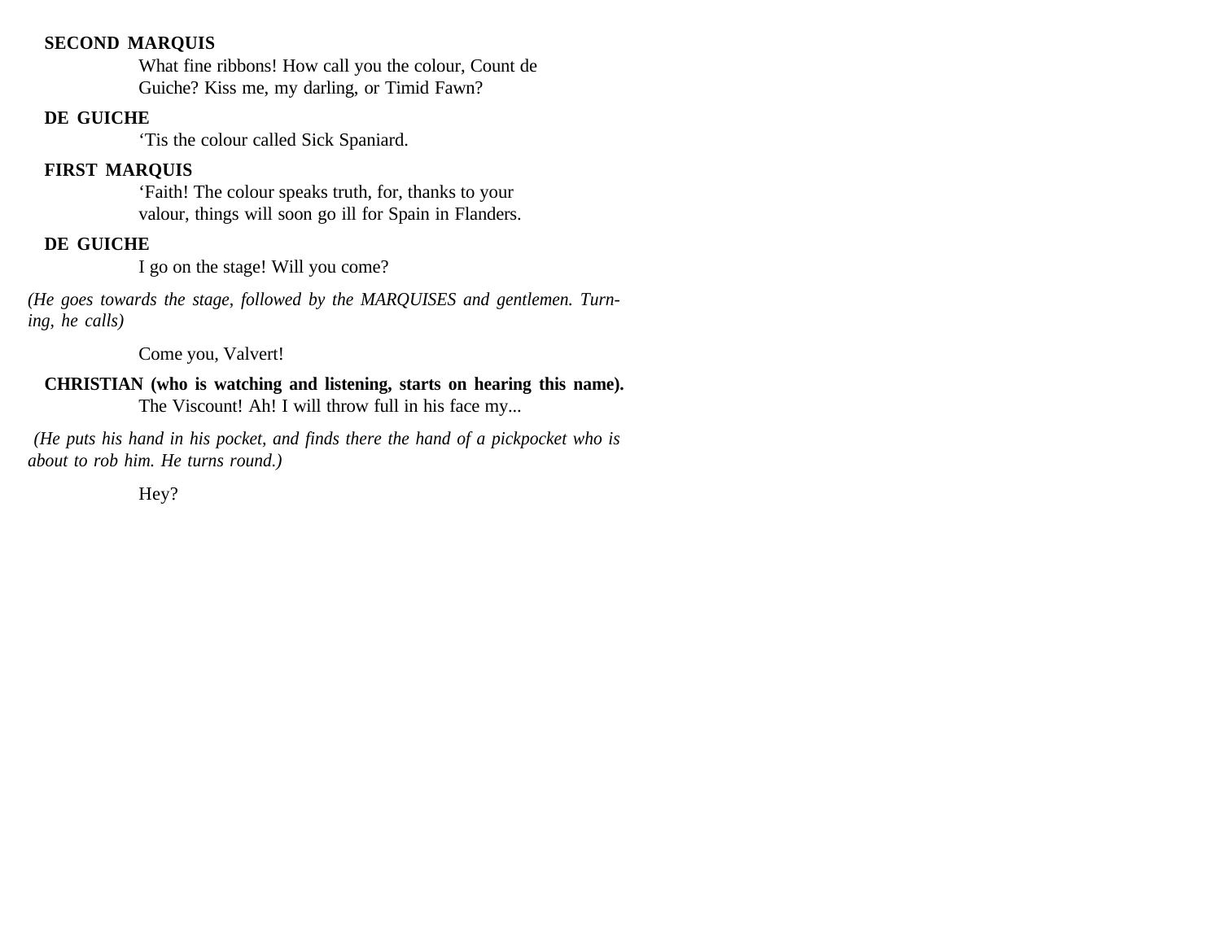**SECOND MARQUIS**

What fine ribbons! How call you the colour, Count de Guiche? Kiss me, my darling, or Timid Fawn?

**DE GUICHE**

'Tis the colour called Sick Spaniard.

**FIRST MARQUIS**

'Faith! The colour speaks truth, for, thanks to your valour, things will soon go ill for Spain in Flanders.

**DE GUICHE**

I go on the stage! Will you come?

*(He goes towards the stage, followed by the MARQUISES and gentlemen. Turning, he calls)*

Come you, Valvert!

**CHRISTIAN (who is watching and listening, starts on hearing this name).**

The Viscount! Ah! I will throw full in his face my...

*(He puts his hand in his pocket, and finds there the hand of a pickpocket who is about to rob him. He turns round.)*

Hey?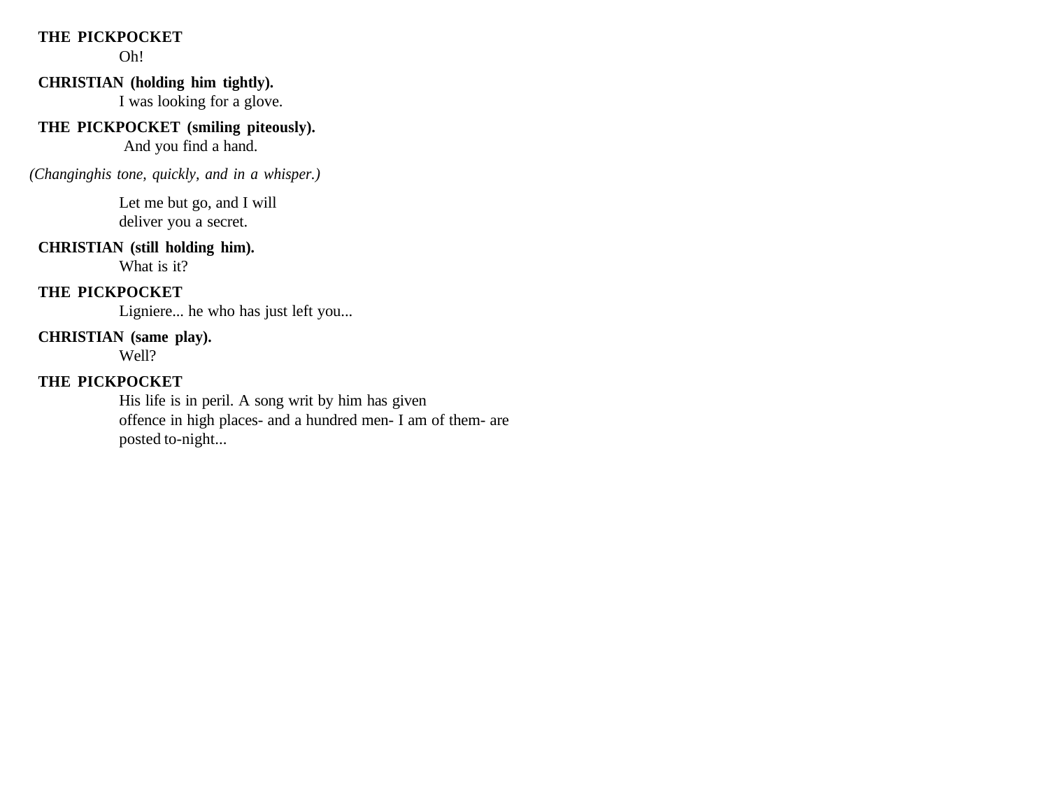**THE PICKPOCKET**
Oh!

**CHRISTIAN (holding him tightly).**
I was looking for a glove.

**THE PICKPOCKET (smiling piteously).**
And you find a hand.

*(Changinghis tone, quickly, and in a whisper.)*

Let me but go, and I will
deliver you a secret.

**CHRISTIAN (still holding him).**
What is it?

**THE PICKPOCKET**
Ligniere... he who has just left you...

**CHRISTIAN (same play).**
Well?

**THE PICKPOCKET**
His life is in peril. A song writ by him has given
offence in high places- and a hundred men- I am of them- are
posted to-night...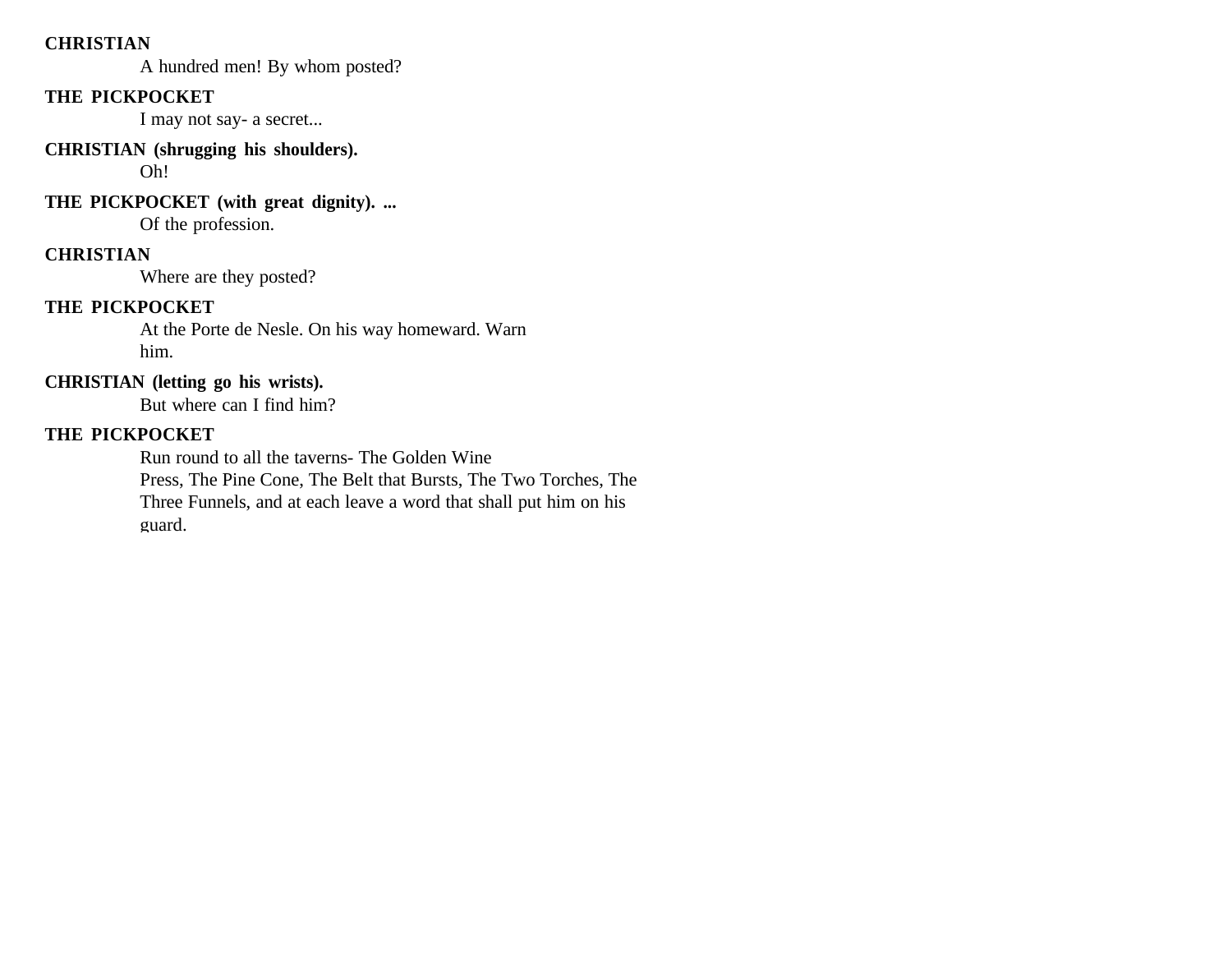**CHRISTIAN**

A hundred men! By whom posted?

**THE PICKPOCKET**

I may not say- a secret...

**CHRISTIAN (shrugging his shoulders).**

Oh!

**THE PICKPOCKET (with great dignity). ...**

Of the profession.

**CHRISTIAN**

Where are they posted?

**THE PICKPOCKET**

At the Porte de Nesle. On his way homeward. Warn him.

**CHRISTIAN (letting go his wrists).**

But where can I find him?

**THE PICKPOCKET**

Run round to all the taverns- The Golden Wine Press, The Pine Cone, The Belt that Bursts, The Two Torches, The Three Funnels, and at each leave a word that shall put him on his guard.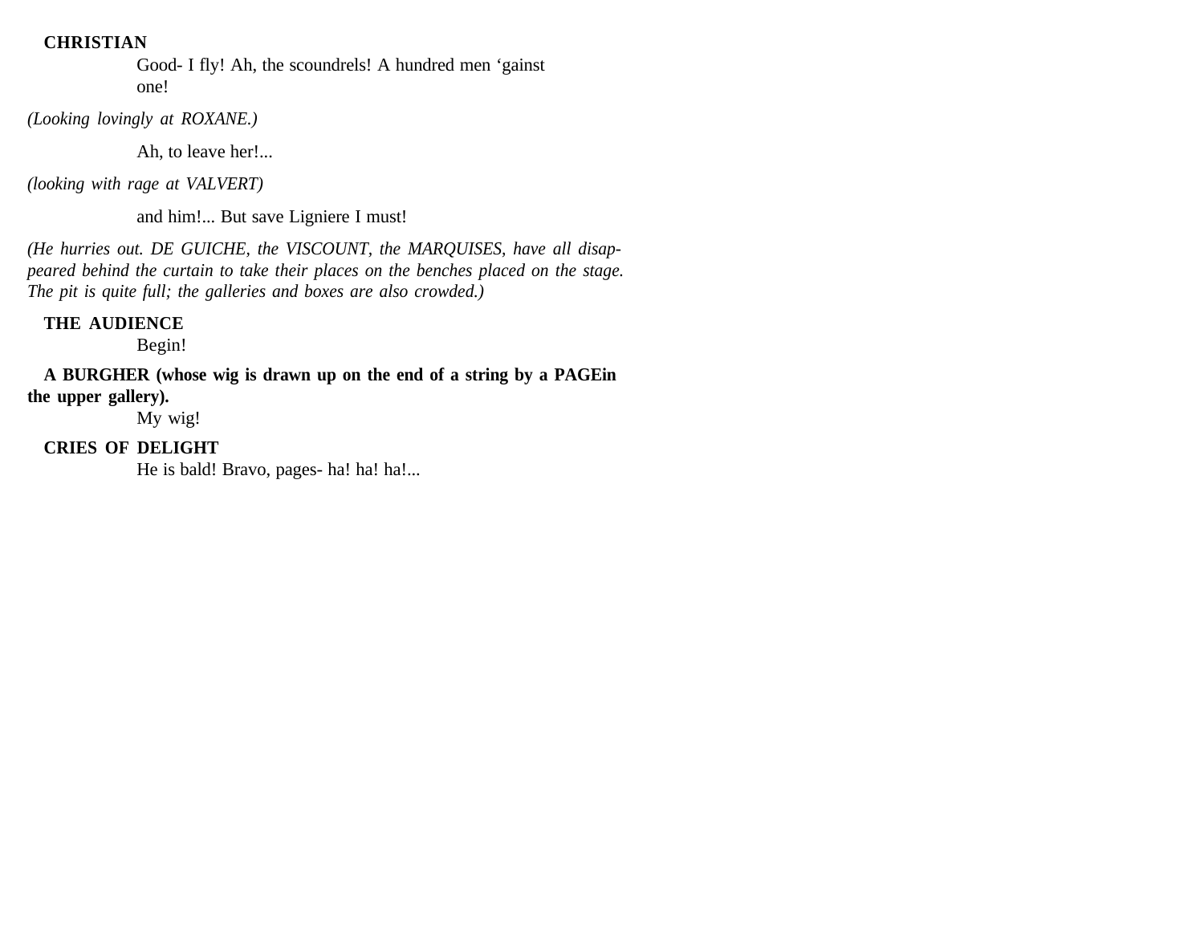**CHRISTIAN**

Good- I fly! Ah, the scoundrels! A hundred men 'gainst one!

*(Looking lovingly at ROXANE.)*

Ah, to leave her!...

*(looking with rage at VALVERT)*

and him!... But save Ligniere I must!

*(He hurries out. DE GUICHE, the VISCOUNT, the MARQUISES, have all disappeared behind the curtain to take their places on the benches placed on the stage. The pit is quite full; the galleries and boxes are also crowded.)*

**THE AUDIENCE**

Begin!

**A BURGHER (whose wig is drawn up on the end of a string by a PAGEin the upper gallery).**

My wig!

**CRIES OF DELIGHT**

He is bald! Bravo, pages- ha! ha! ha!...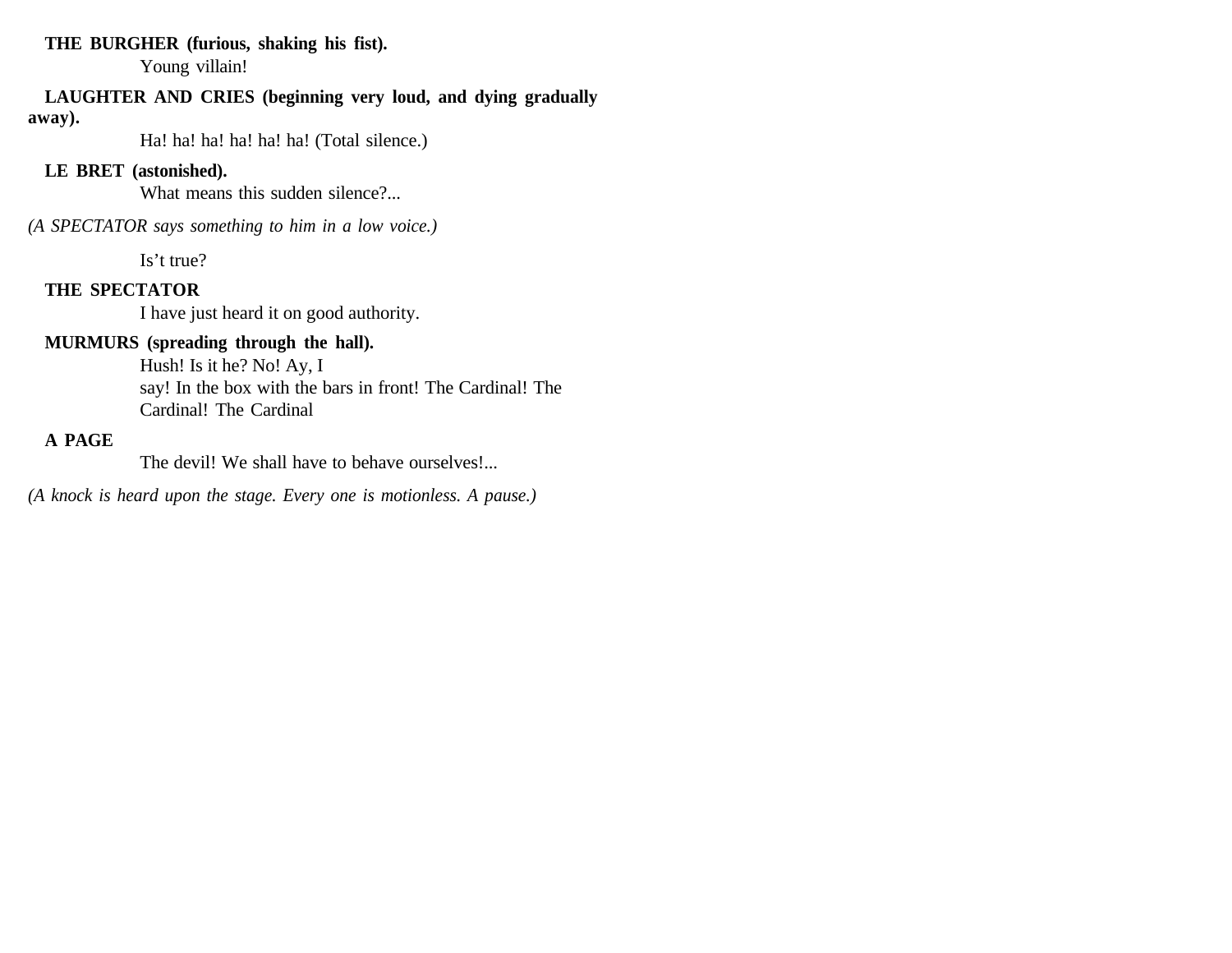**THE BURGHER (furious, shaking his fist).**

Young villain!

**LAUGHTER AND CRIES (beginning very loud, and dying gradually away).**

Ha! ha! ha! ha! ha! ha! (Total silence.)

**LE BRET (astonished).**

What means this sudden silence?...

*(A SPECTATOR says something to him in a low voice.)*

Is't true?

**THE SPECTATOR**

I have just heard it on good authority.

**MURMURS (spreading through the hall).**

Hush! Is it he? No! Ay, I
say! In the box with the bars in front! The Cardinal! The
Cardinal! The Cardinal

**A PAGE**

The devil! We shall have to behave ourselves!...

*(A knock is heard upon the stage. Every one is motionless. A pause.)*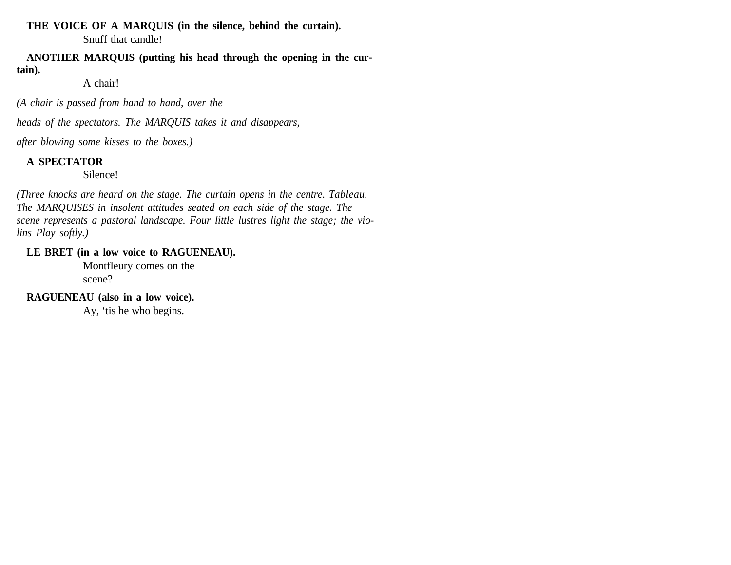**THE VOICE OF A MARQUIS (in the silence, behind the curtain).**

Snuff that candle!

**ANOTHER MARQUIS (putting his head through the opening in the curtain).**

A chair!

*(A chair is passed from hand to hand, over the heads of the spectators. The MARQUIS takes it and disappears, after blowing some kisses to the boxes.)*

**A SPECTATOR**

Silence!

*(Three knocks are heard on the stage. The curtain opens in the centre. Tableau. The MARQUISES in insolent attitudes seated on each side of the stage. The scene represents a pastoral landscape. Four little lustres light the stage; the violins Play softly.)*

**LE BRET (in a low voice to RAGUENEAU).**

Montfleury comes on the scene?

**RAGUENEAU (also in a low voice).**

Ay, 'tis he who begins.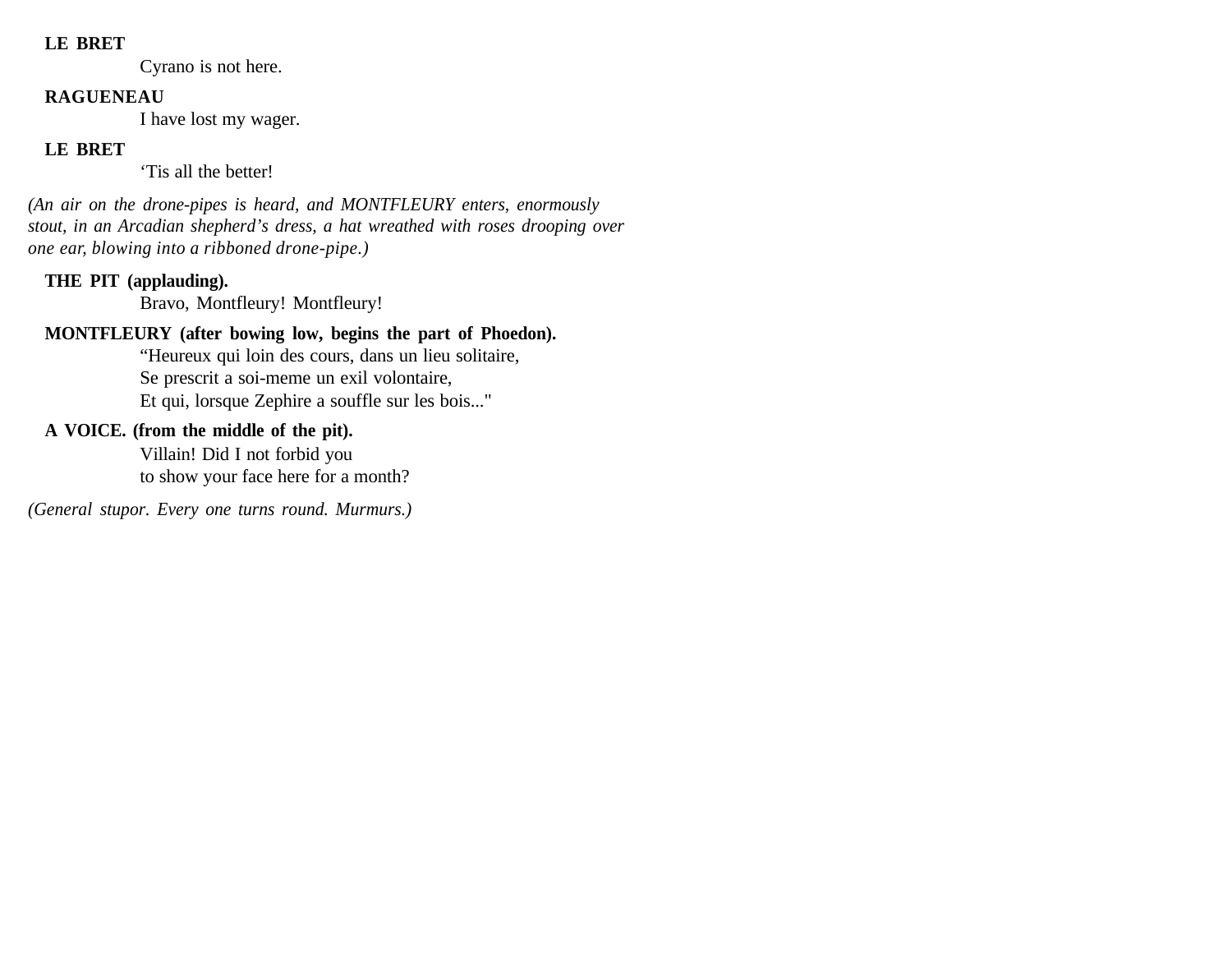**LE BRET**

Cyrano is not here.

**RAGUENEAU**

I have lost my wager.

**LE BRET**

'Tis all the better!

*(An air on the drone-pipes is heard, and MONTFLEURY enters, enormously stout, in an Arcadian shepherd's dress, a hat wreathed with roses drooping over one ear, blowing into a ribboned drone-pipe.)*

**THE PIT (applauding).**

Bravo, Montfleury! Montfleury!

**MONTFLEURY (after bowing low, begins the part of Phoedon).**

"Heureux qui loin des cours, dans un lieu solitaire,
Se prescrit a soi-meme un exil volontaire,
Et qui, lorsque Zephire a souffle sur les bois..."

**A VOICE. (from the middle of the pit).**

Villain! Did I not forbid you
to show your face here for a month?

*(General stupor. Every one turns round. Murmurs.)*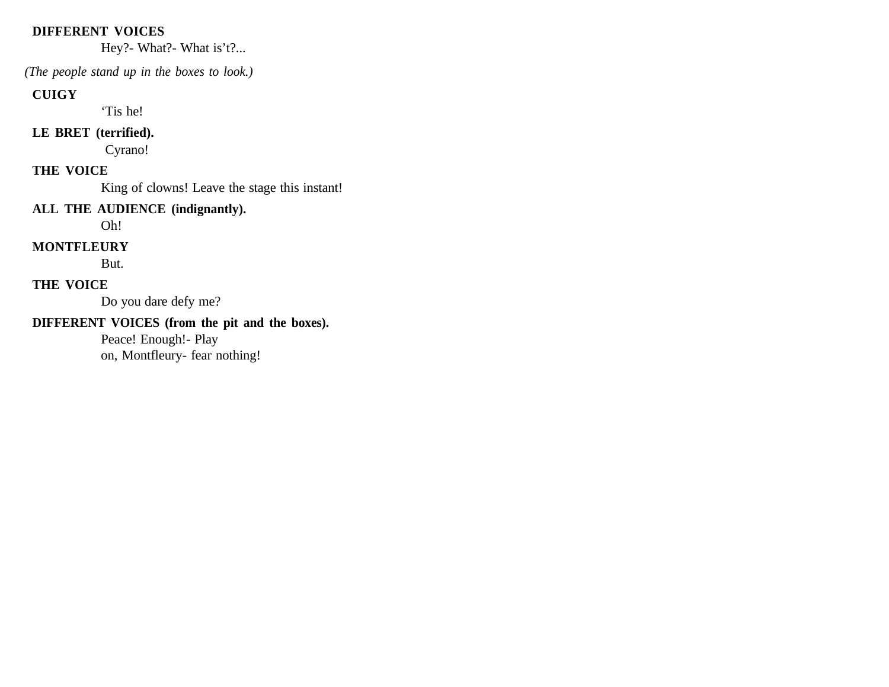**DIFFERENT VOICES**

Hey?- What?- What is't?...

*(The people stand up in the boxes to look.)*

**CUIGY**

'Tis he!

**LE BRET (terrified).**

Cyrano!

**THE VOICE**

King of clowns! Leave the stage this instant!

**ALL THE AUDIENCE (indignantly).**

Oh!

**MONTFLEURY**

But.

**THE VOICE**

Do you dare defy me?

**DIFFERENT VOICES (from the pit and the boxes).**

Peace! Enough!- Play
on, Montfleury- fear nothing!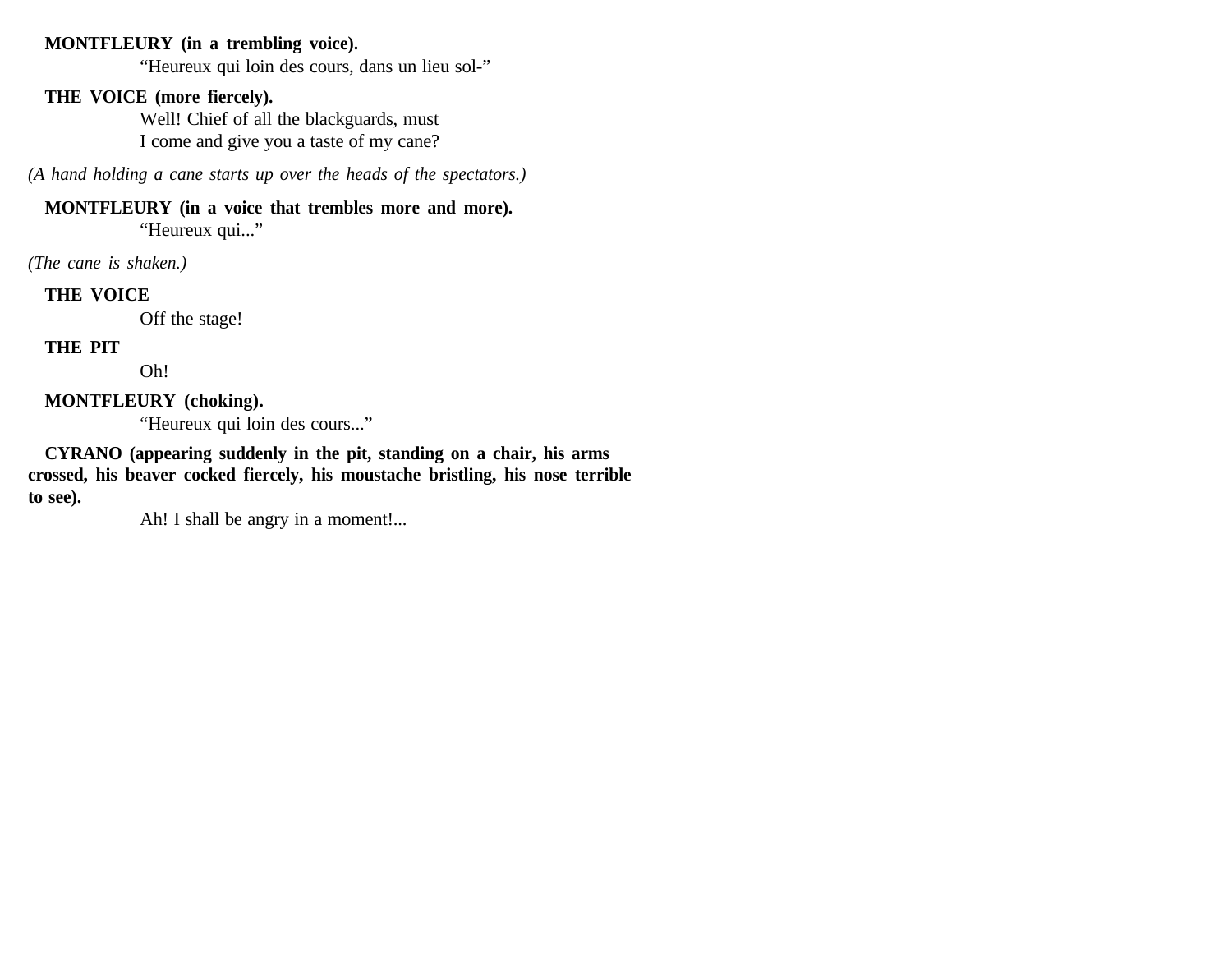**MONTFLEURY (in a trembling voice).**

“Heureux qui loin des cours, dans un lieu sol-”

**THE VOICE (more fiercely).**

Well! Chief of all the blackguards, must
I come and give you a taste of my cane?

*(A hand holding a cane starts up over the heads of the spectators.)*

**MONTFLEURY (in a voice that trembles more and more).**

“Heureux qui...”

*(The cane is shaken.)*

**THE VOICE**

Off the stage!

**THE PIT**

Oh!

**MONTFLEURY (choking).**

“Heureux qui loin des cours...”

**CYRANO (appearing suddenly in the pit, standing on a chair, his arms crossed, his beaver cocked fiercely, his moustache bristling, his nose terrible to see).**

Ah! I shall be angry in a moment!...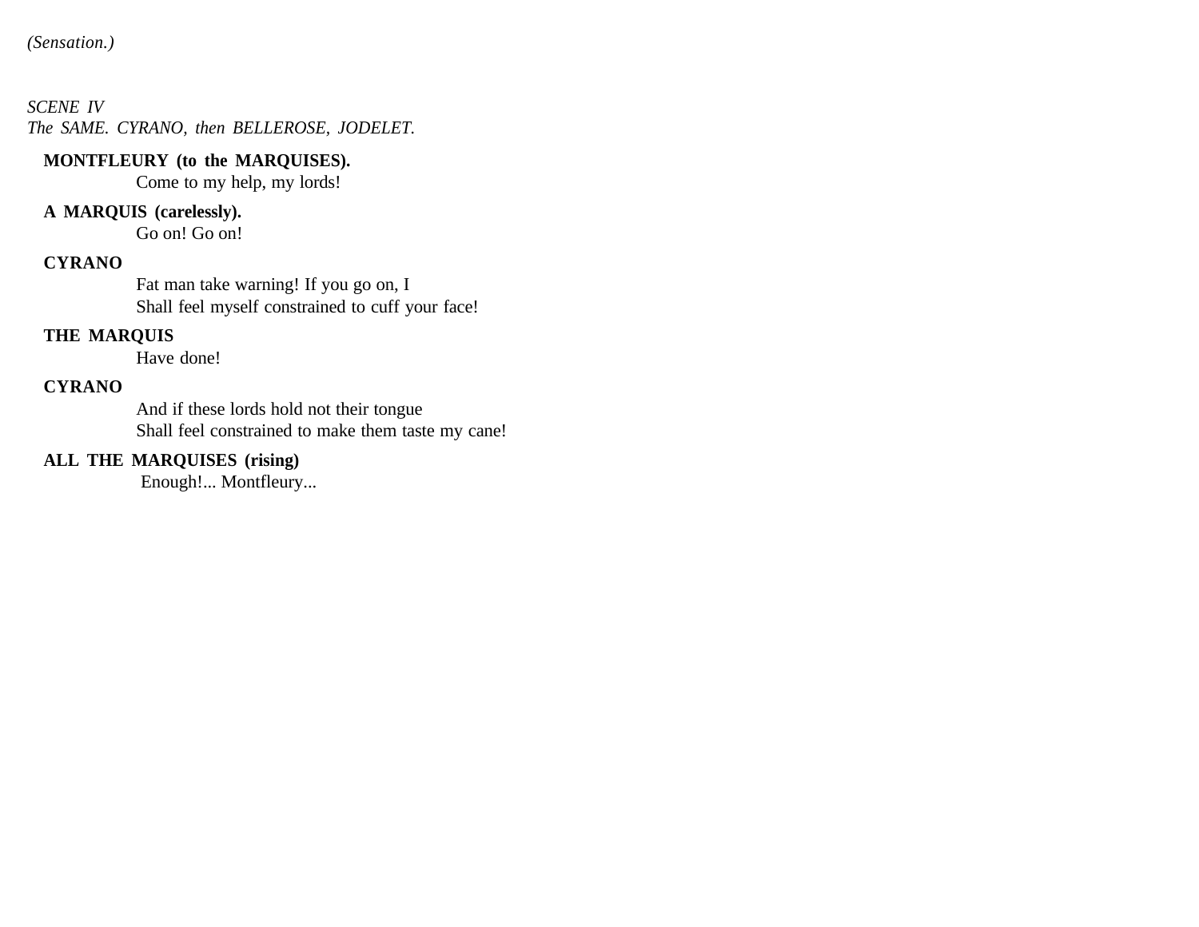*(Sensation.)*

*SCENE IV*
*The SAME. CYRANO, then BELLEROSE, JODELET.*

**MONTFLEURY (to the MARQUISES).**
Come to my help, my lords!

**A MARQUIS (carelessly).**
Go on! Go on!

**CYRANO**
Fat man take warning! If you go on, I
Shall feel myself constrained to cuff your face!

**THE MARQUIS**
Have done!

**CYRANO**
And if these lords hold not their tongue
Shall feel constrained to make them taste my cane!

**ALL THE MARQUISES (rising)**
Enough!... Montfleury...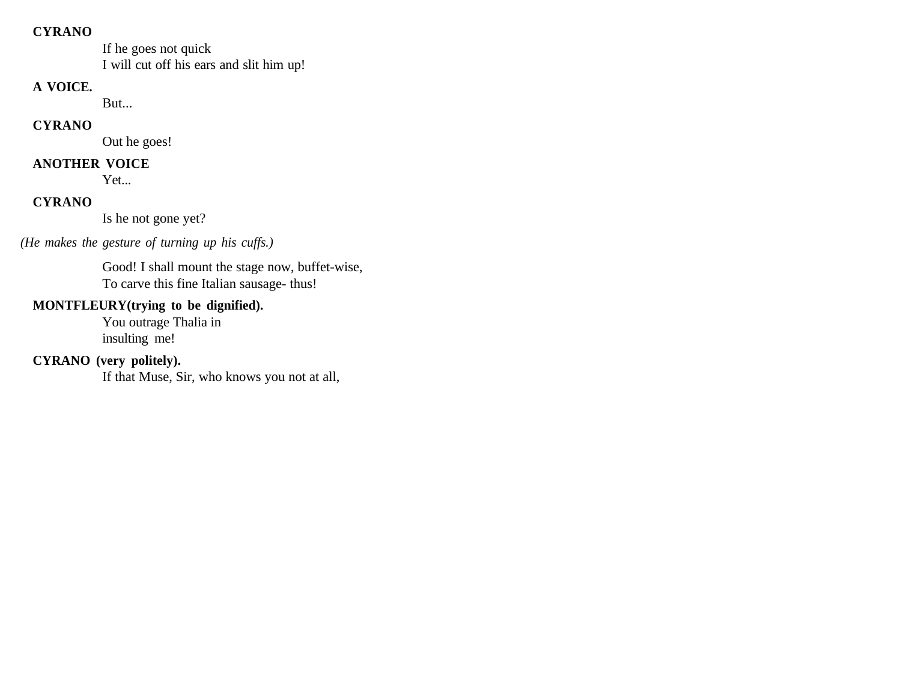**CYRANO**

If he goes not quick
I will cut off his ears and slit him up!

**A VOICE.**

But...

**CYRANO**

Out he goes!

**ANOTHER VOICE**

Yet...

**CYRANO**

Is he not gone yet?

*(He makes the gesture of turning up his cuffs.)*

Good! I shall mount the stage now, buffet-wise,
To carve this fine Italian sausage- thus!

**MONTFLEURY(trying to be dignified).**

You outrage Thalia in
insulting me!

**CYRANO (very politely).**

If that Muse, Sir, who knows you not at all,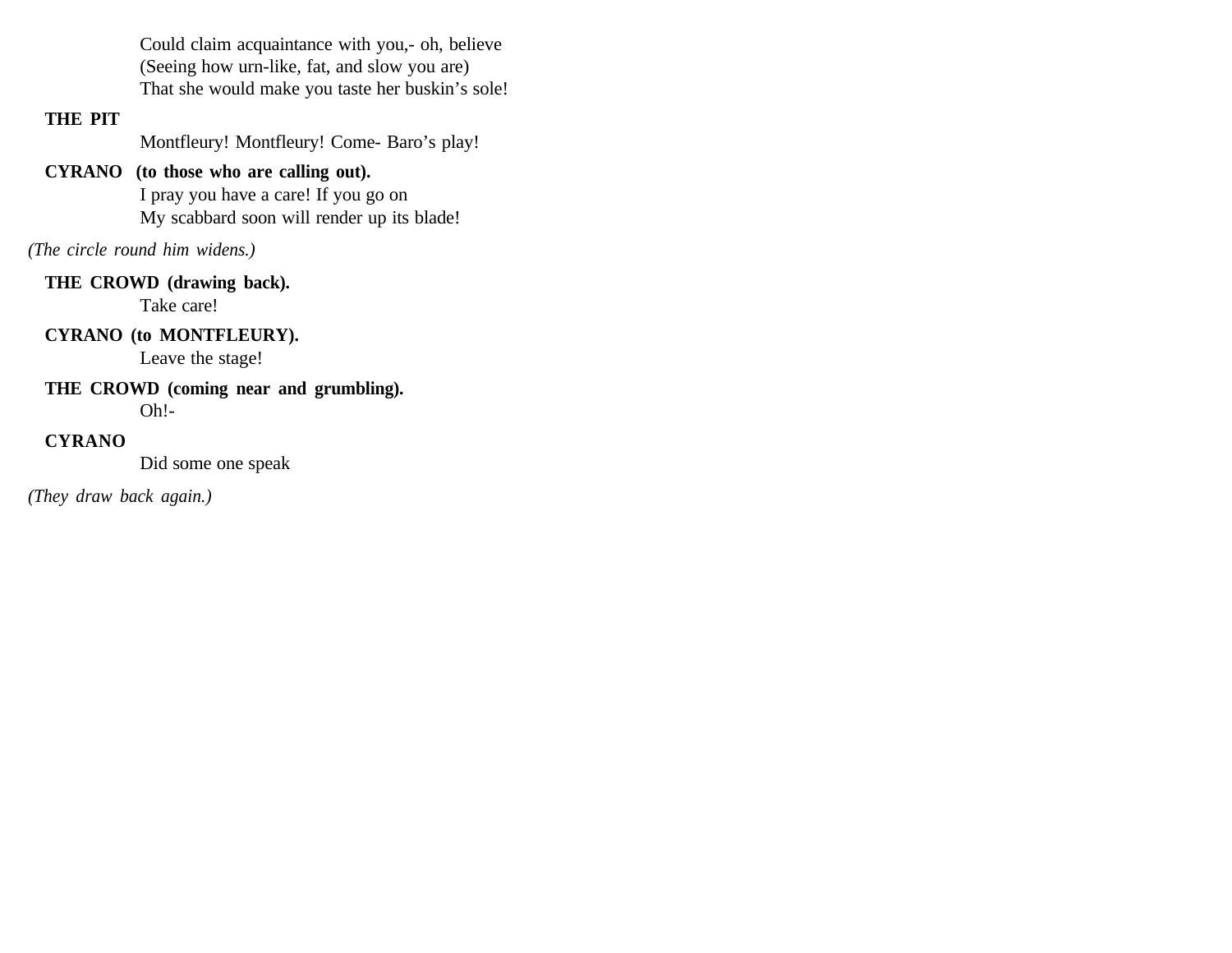Could claim acquaintance with you,- oh, believe
(Seeing how urn-like, fat, and slow you are)
That she would make you taste her buskin's sole!

**THE PIT**

Montfleury! Montfleury! Come- Baro's play!

**CYRANO (to those who are calling out).**

I pray you have a care! If you go on
My scabbard soon will render up its blade!

*(The circle round him widens.)*

**THE CROWD (drawing back).**

Take care!

**CYRANO (to MONTFLEURY).**

Leave the stage!

**THE CROWD (coming near and grumbling).**

Oh!-

**CYRANO**

Did some one speak

*(They draw back again.)*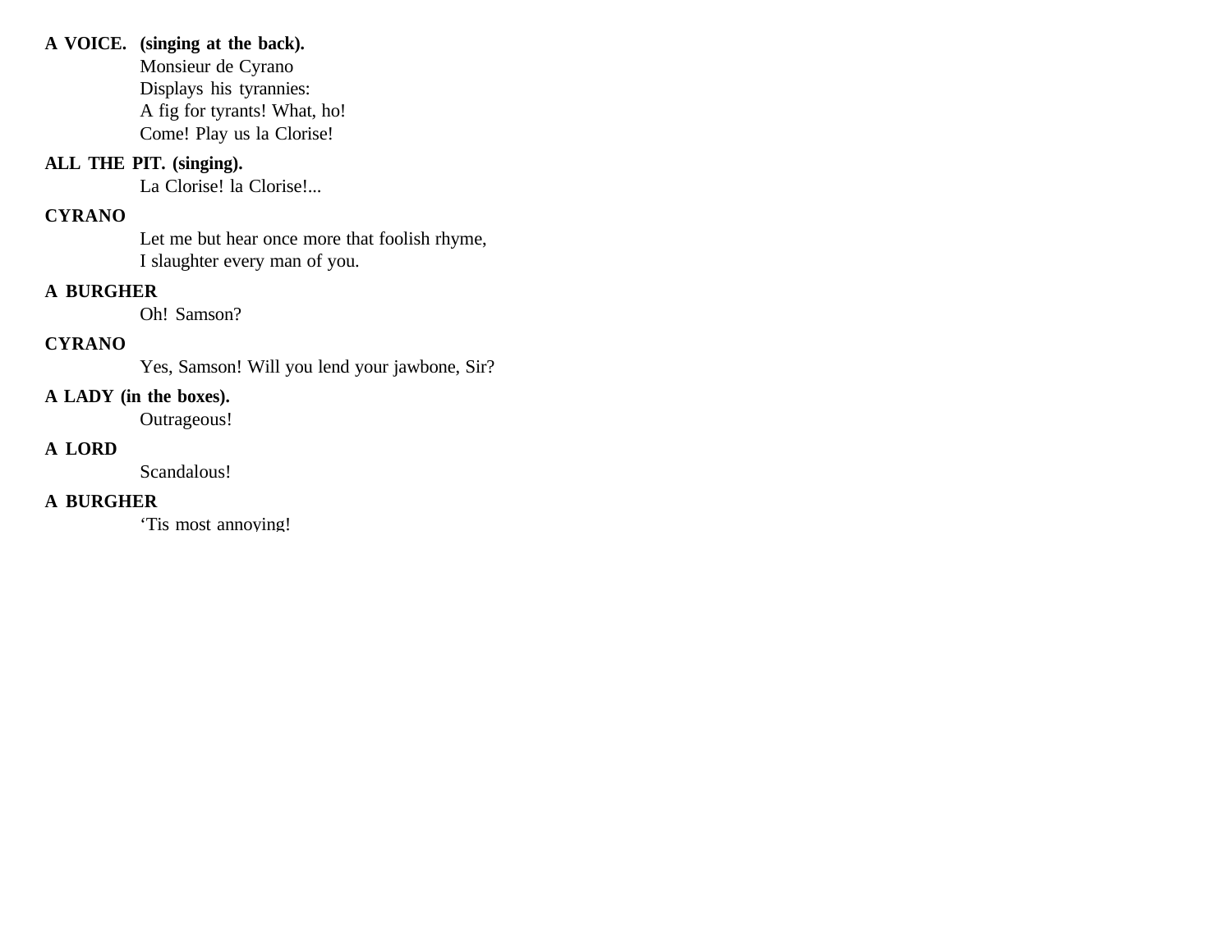**A VOICE.** **(singing at the back).**

Monsieur de Cyrano
Displays his tyrannies:
A fig for tyrants! What, ho!
Come! Play us la Clorise!

**ALL THE PIT. (singing).**

La Clorise! la Clorise!...

**CYRANO**

Let me but hear once more that foolish rhyme,
I slaughter every man of you.

**A BURGHER**

Oh! Samson?

**CYRANO**

Yes, Samson! Will you lend your jawbone, Sir?

**A LADY (in the boxes).**

Outrageous!

**A LORD**

Scandalous!

**A BURGHER**

'Tis most annoying!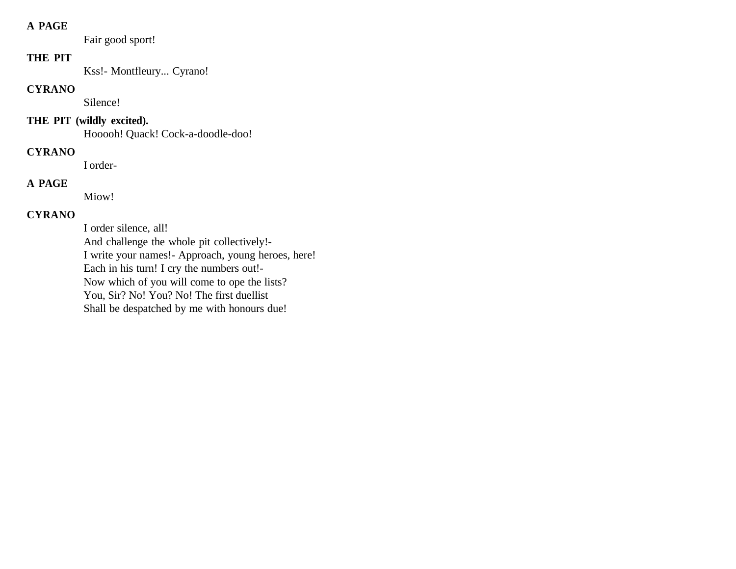**A PAGE**

Fair good sport!

**THE PIT**

Kss!- Montfleury... Cyrano!

**CYRANO**

Silence!

**THE PIT (wildly excited).**

Hooooh! Quack! Cock-a-doodle-doo!

**CYRANO**

I order-

**A PAGE**

Miow!

**CYRANO**

I order silence, all!
And challenge the whole pit collectively!-
I write your names!- Approach, young heroes, here!
Each in his turn! I cry the numbers out!-
Now which of you will come to ope the lists?
You, Sir? No! You? No! The first duellist
Shall be despatched by me with honours due!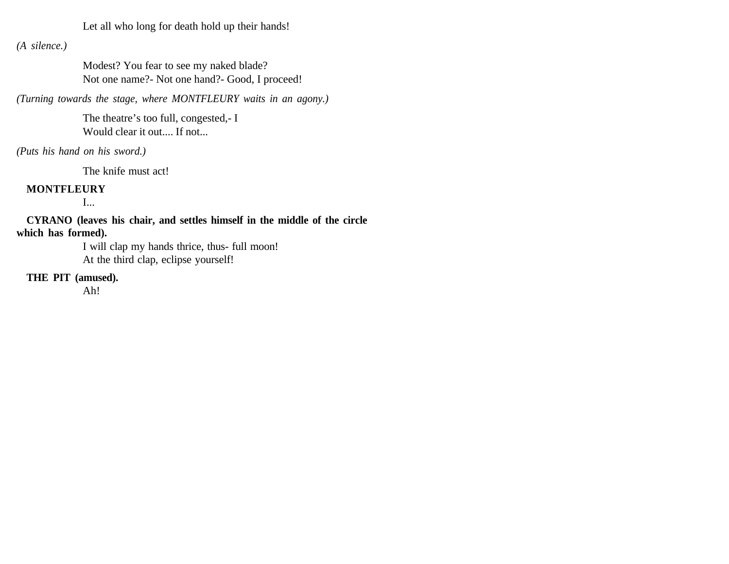Let all who long for death hold up their hands!

*(A silence.)*

Modest? You fear to see my naked blade?  
Not one name?- Not one hand?- Good, I proceed!

*(Turning towards the stage, where MONTFLEURY waits in an agony.)*

The theatre's too full, congested,- I  
Would clear it out.... If not...

*(Puts his hand on his sword.)*

The knife must act!

**MONTFLEURY**

I...

**CYRANO (leaves his chair, and settles himself in the middle of the circle which has formed).**

I will clap my hands thrice, thus- full moon!  
At the third clap, eclipse yourself!

**THE PIT (amused).**

Ah!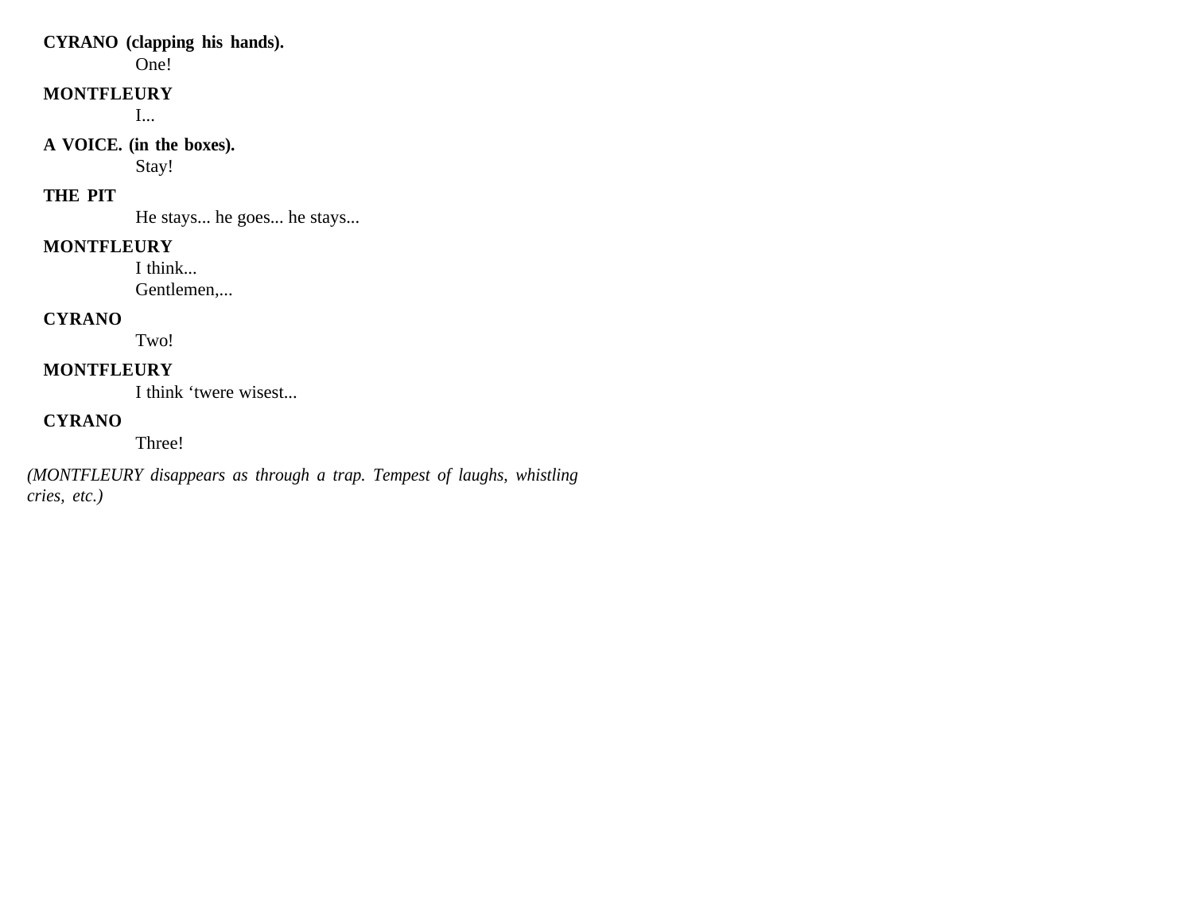**CYRANO (clapping his hands).**
One!

**MONTFLEURY**
I...

**A VOICE. (in the boxes).**
Stay!

**THE PIT**
He stays... he goes... he stays...

**MONTFLEURY**
I think...
Gentlemen,...

**CYRANO**
Two!

**MONTFLEURY**
I think 'twere wisest...

**CYRANO**
Three!

*(MONTFLEURY disappears as through a trap. Tempest of laughs, whistling cries, etc.)*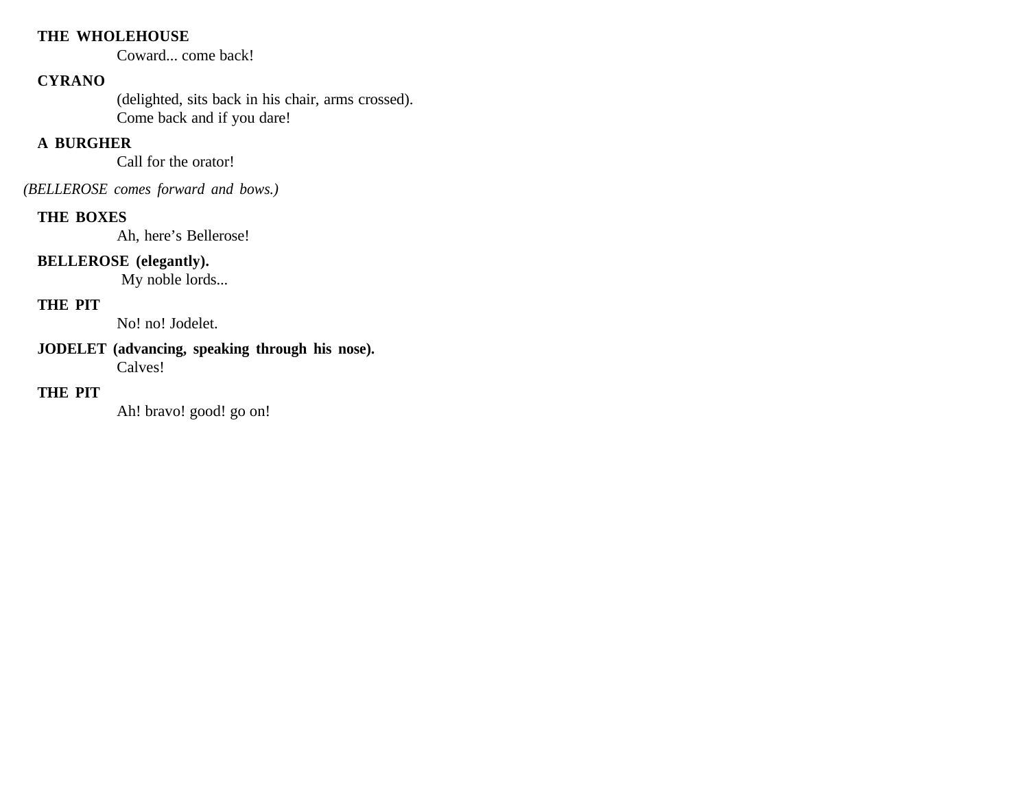**THE WHOLEHOUSE**

Coward... come back!

**CYRANO**

(delighted, sits back in his chair, arms crossed).

Come back and if you dare!

**A BURGHER**

Call for the orator!

*(BELLEROSE comes forward and bows.)*

**THE BOXES**

Ah, here's Bellerose!

**BELLEROSE (elegantly).**

My noble lords...

**THE PIT**

No! no! Jodelet.

**JODELET (advancing, speaking through his nose).**

Calves!

**THE PIT**

Ah! bravo! good! go on!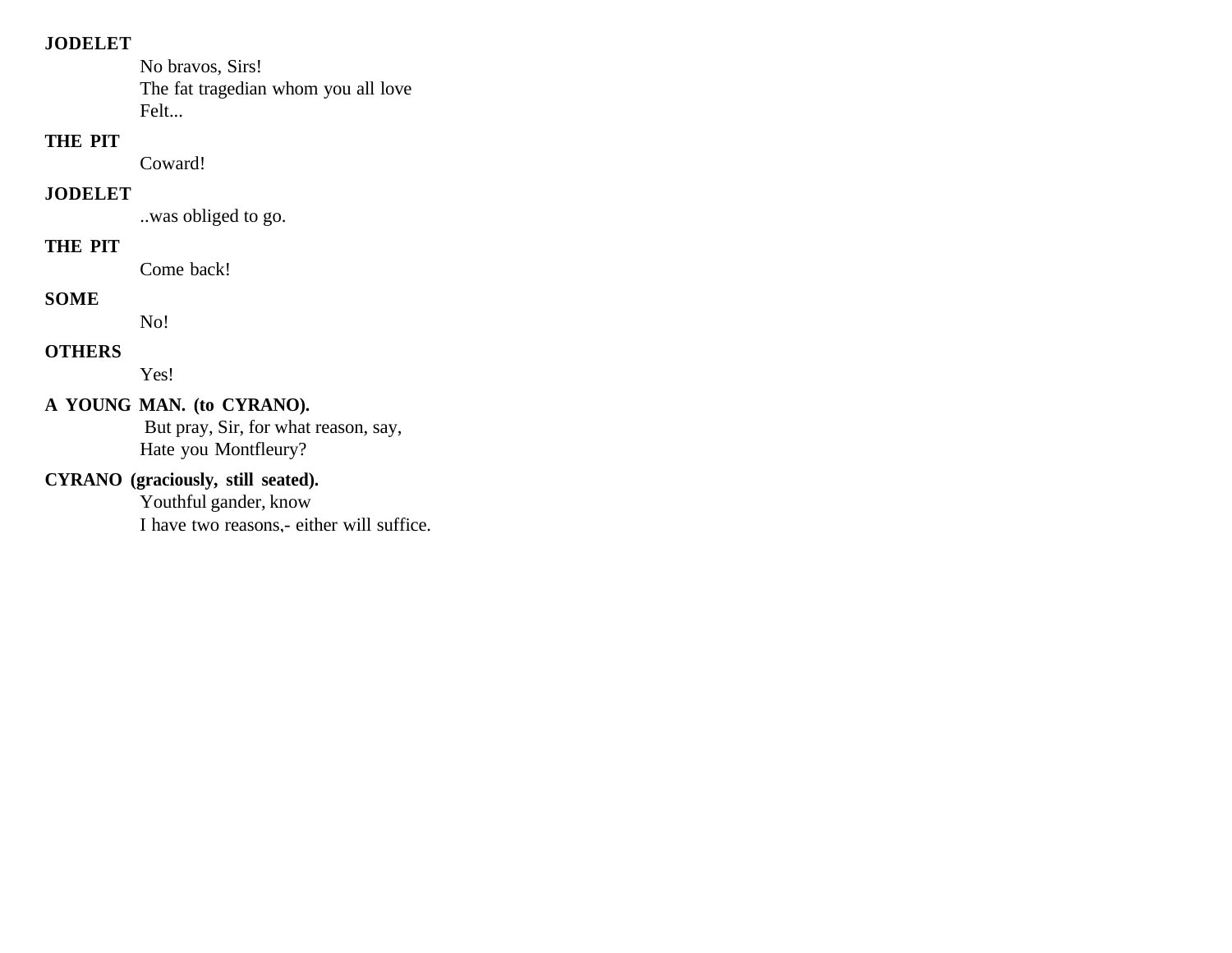**JODELET**

No bravos, Sirs!
The fat tragedian whom you all love
Felt...

**THE PIT**

Coward!

**JODELET**

..was obliged to go.

**THE PIT**

Come back!

**SOME**

No!

**OTHERS**

Yes!

**A YOUNG MAN. (to CYRANO).**

But pray, Sir, for what reason, say,
Hate you Montfleury?

**CYRANO (graciously, still seated).**

Youthful gander, know
I have two reasons,- either will suffice.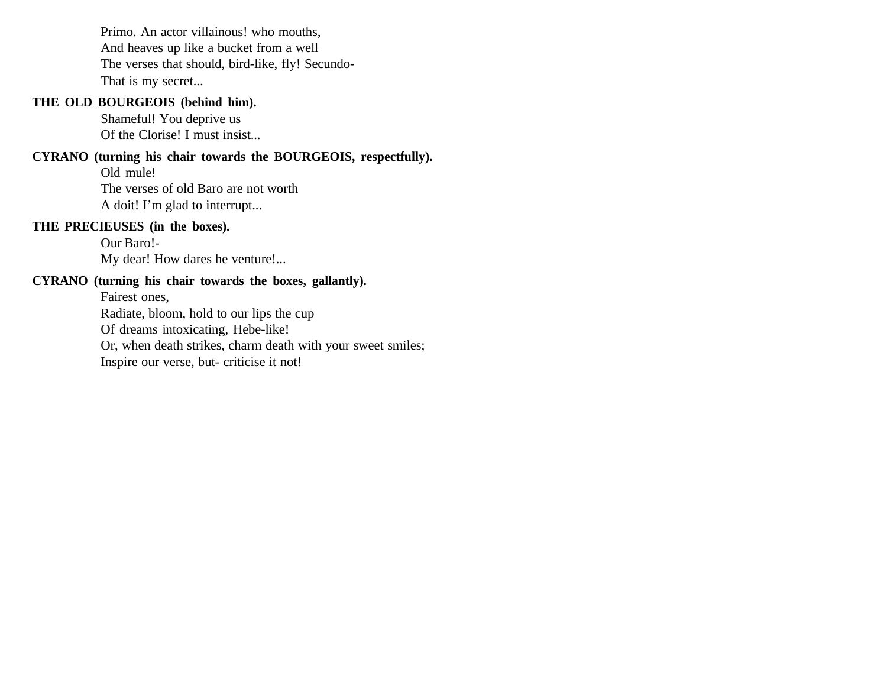Primo. An actor villainous! who mouths,  
And heaves up like a bucket from a well  
The verses that should, bird-like, fly! Secundo-  
That is my secret...

**THE OLD BOURGEOIS (behind him).**

Shameful! You deprive us  
Of the Clorise! I must insist...

**CYRANO (turning his chair towards the BOURGEOIS, respectfully).**

Old mule!  
The verses of old Baro are not worth  
A doit! I'm glad to interrupt...

**THE PRECIEUSES (in the boxes).**

Our Baro!-  
My dear! How dares he venture!...

**CYRANO (turning his chair towards the boxes, gallantly).**

Fairest ones,  
Radiate, bloom, hold to our lips the cup  
Of dreams intoxicating, Hebe-like!  
Or, when death strikes, charm death with your sweet smiles;  
Inspire our verse, but- criticise it not!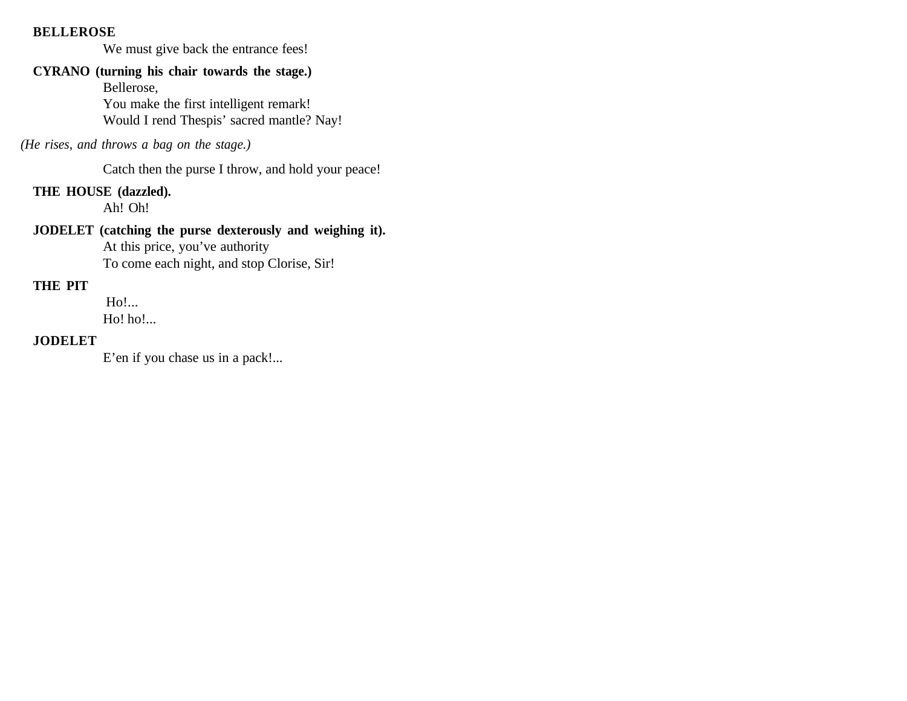**BELLEROSE**

We must give back the entrance fees!

**CYRANO (turning his chair towards the stage.)**

Bellerose,
You make the first intelligent remark!
Would I rend Thespis' sacred mantle? Nay!

*(He rises, and throws a bag on the stage.)*

Catch then the purse I throw, and hold your peace!

**THE HOUSE (dazzled).**

Ah! Oh!

**JODELET (catching the purse dexterously and weighing it).**

At this price, you've authority
To come each night, and stop Clorise, Sir!

**THE PIT**

Ho!...
Ho! ho!...

**JODELET**

E'en if you chase us in a pack!...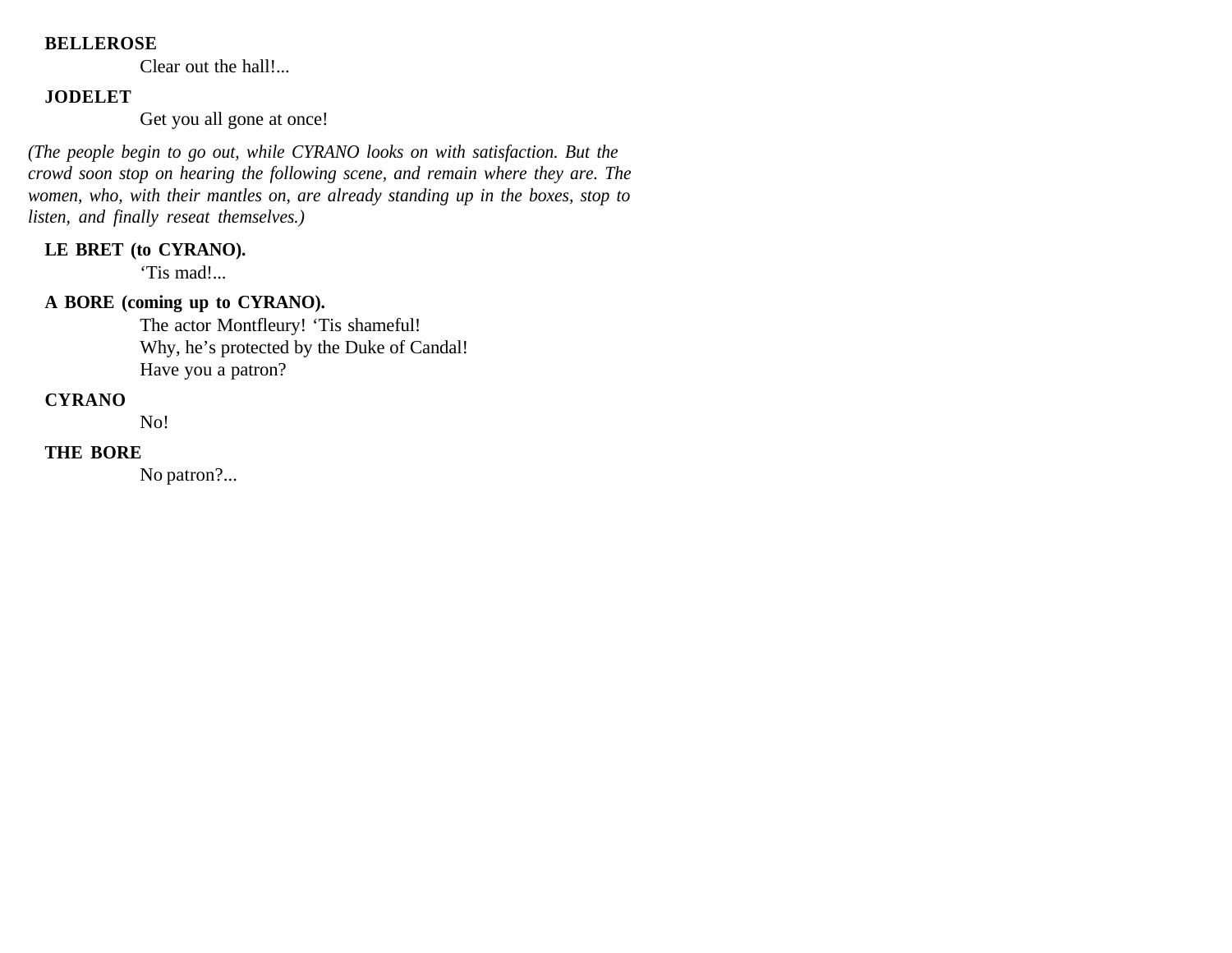**BELLEROSE**

Clear out the hall!...

**JODELET**

Get you all gone at once!

*(The people begin to go out, while CYRANO looks on with satisfaction. But the crowd soon stop on hearing the following scene, and remain where they are. The women, who, with their mantles on, are already standing up in the boxes, stop to listen, and finally reseat themselves.)*

**LE BRET (to CYRANO).**

'Tis mad!...

**A BORE (coming up to CYRANO).**

The actor Montfleury! 'Tis shameful!
Why, he's protected by the Duke of Candal!
Have you a patron?

**CYRANO**

No!

**THE BORE**

No patron?...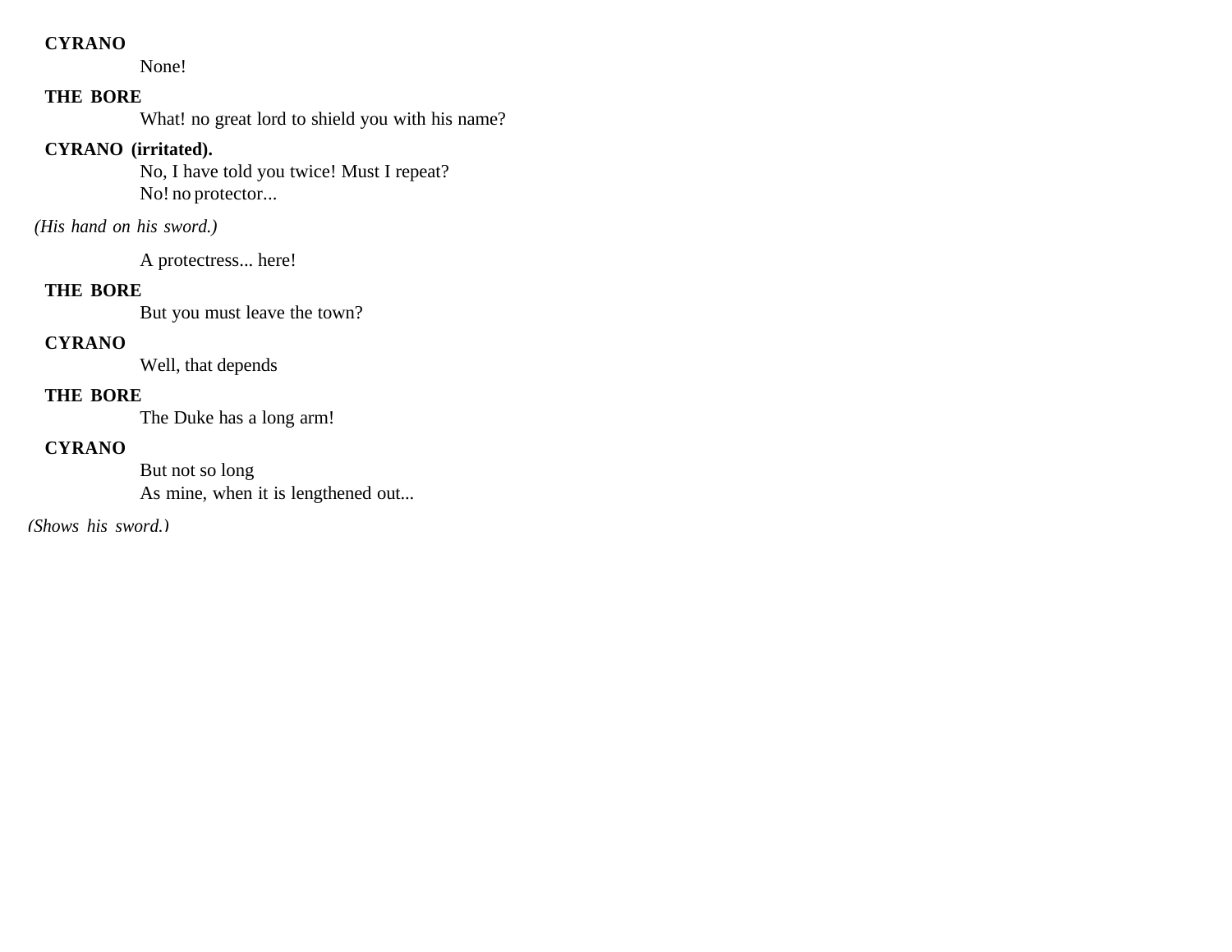**CYRANO**

None!

**THE BORE**

What! no great lord to shield you with his name?

**CYRANO (irritated).**

No, I have told you twice! Must I repeat?
No! no protector...

*(His hand on his sword.)*

A protectress... here!

**THE BORE**

But you must leave the town?

**CYRANO**

Well, that depends

**THE BORE**

The Duke has a long arm!

**CYRANO**

But not so long
As mine, when it is lengthened out...

*(Shows his sword.)*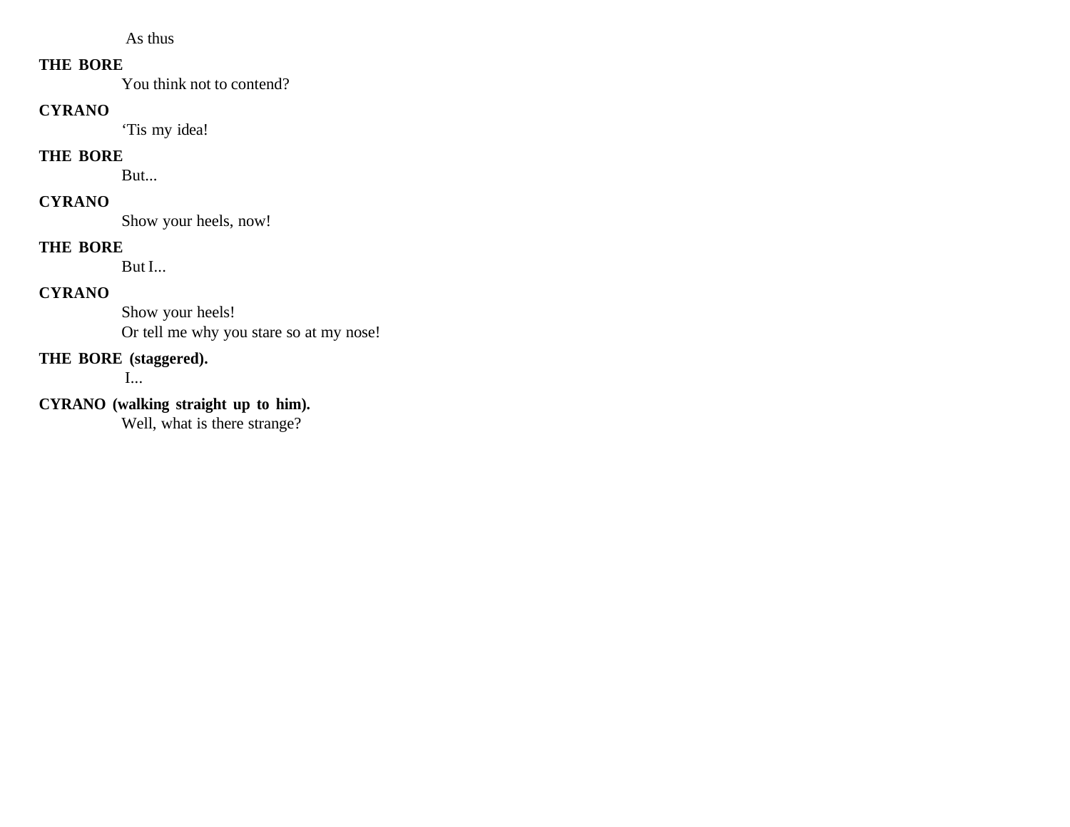As thus

**THE BORE**

You think not to contend?

**CYRANO**

‘Tis my idea!

**THE BORE**

But...

**CYRANO**

Show your heels, now!

**THE BORE**

But I...

**CYRANO**

Show your heels!
Or tell me why you stare so at my nose!

**THE BORE (staggered).**

I...

**CYRANO (walking straight up to him).**

Well, what is there strange?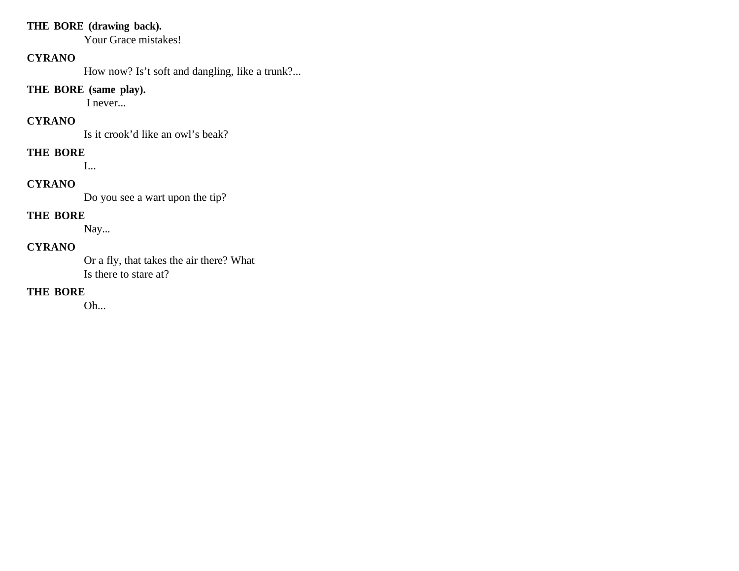**THE BORE (drawing back).**
Your Grace mistakes!

**CYRANO**
How now? Is't soft and dangling, like a trunk?...

**THE BORE (same play).**
I never...

**CYRANO**
Is it crook'd like an owl's beak?

**THE BORE**
I...

**CYRANO**
Do you see a wart upon the tip?

**THE BORE**
Nay...

**CYRANO**
Or a fly, that takes the air there? What
Is there to stare at?

**THE BORE**
Oh...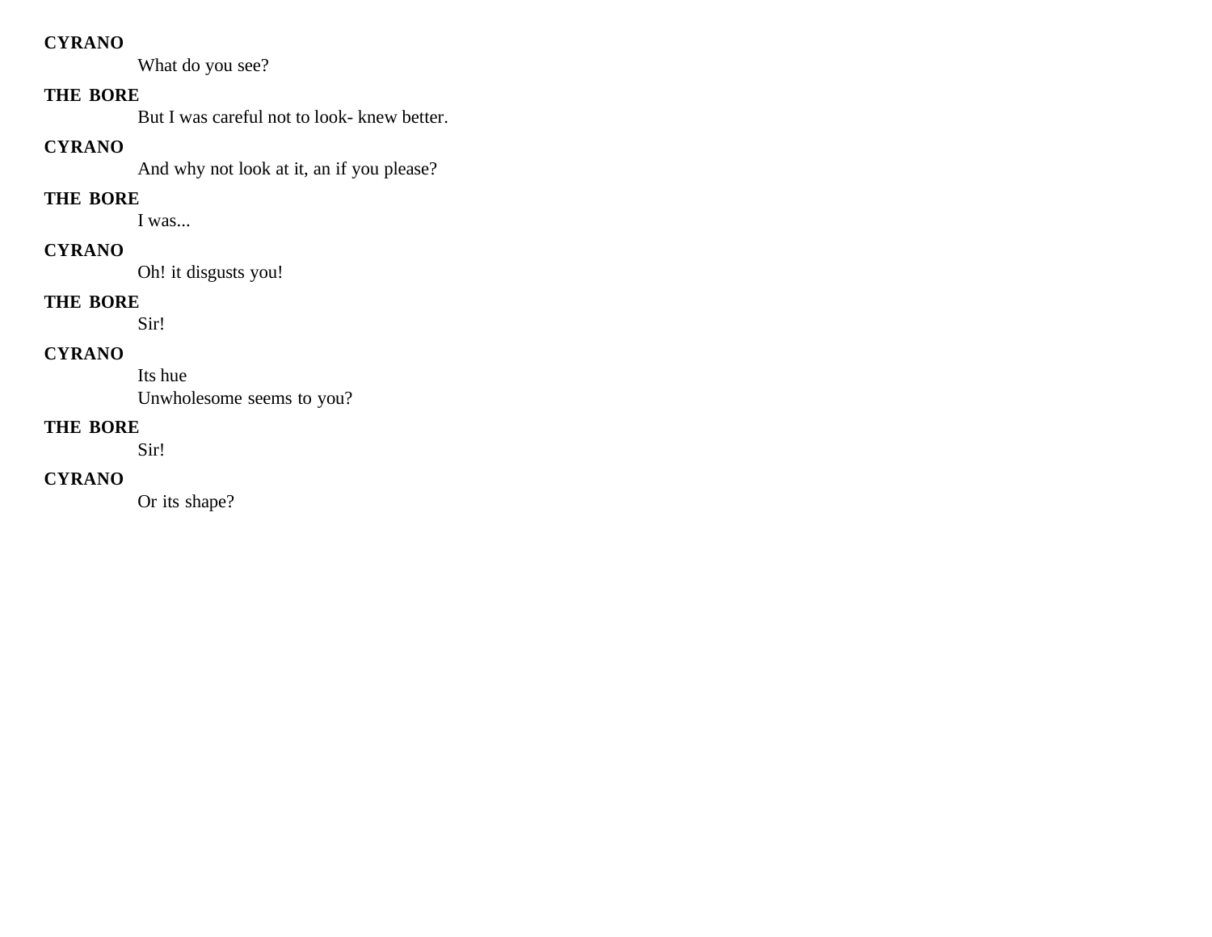**CYRANO**

What do you see?

**THE BORE**

But I was careful not to look- knew better.

**CYRANO**

And why not look at it, an if you please?

**THE BORE**

I was...

**CYRANO**

Oh! it disgusts you!

**THE BORE**

Sir!

**CYRANO**

Its hue
Unwholesome seems to you?

**THE BORE**

Sir!

**CYRANO**

Or its shape?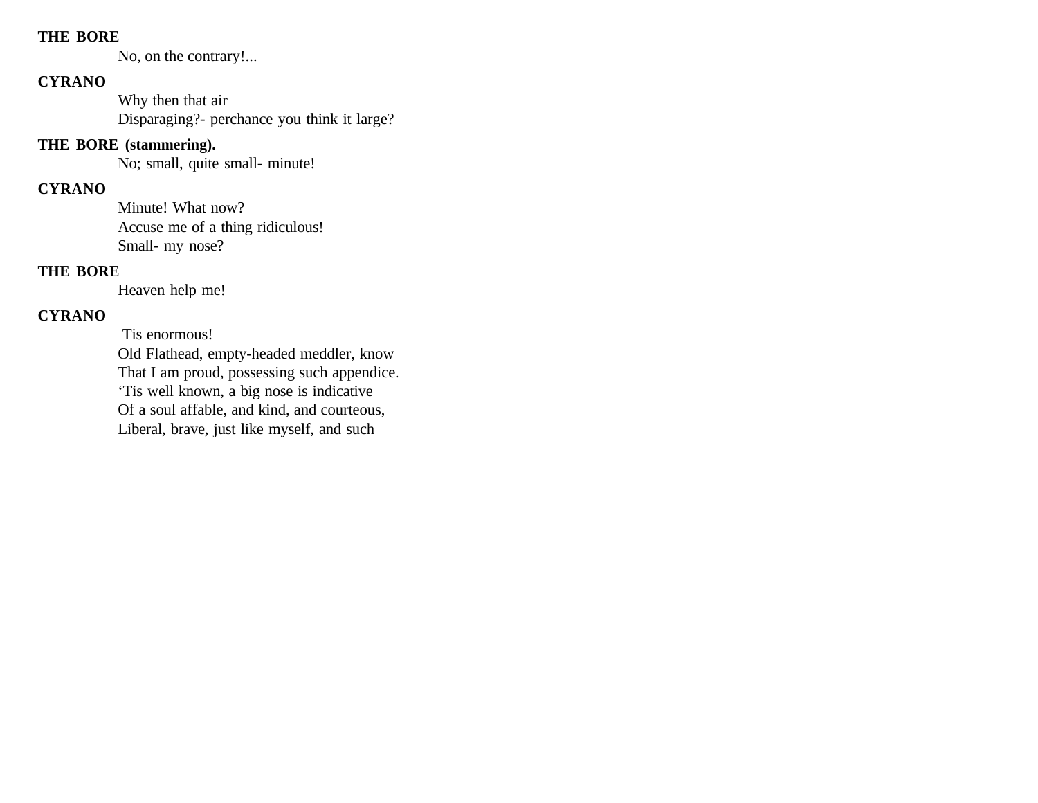**THE BORE**

No, on the contrary!...

**CYRANO**

Why then that air
Disparaging?- perchance you think it large?

**THE BORE (stammering).**

No; small, quite small- minute!

**CYRANO**

Minute! What now?
Accuse me of a thing ridiculous!
Small- my nose?

**THE BORE**

Heaven help me!

**CYRANO**

Tis enormous!
Old Flathead, empty-headed meddler, know
That I am proud, possessing such appendice.
'Tis well known, a big nose is indicative
Of a soul affable, and kind, and courteous,
Liberal, brave, just like myself, and such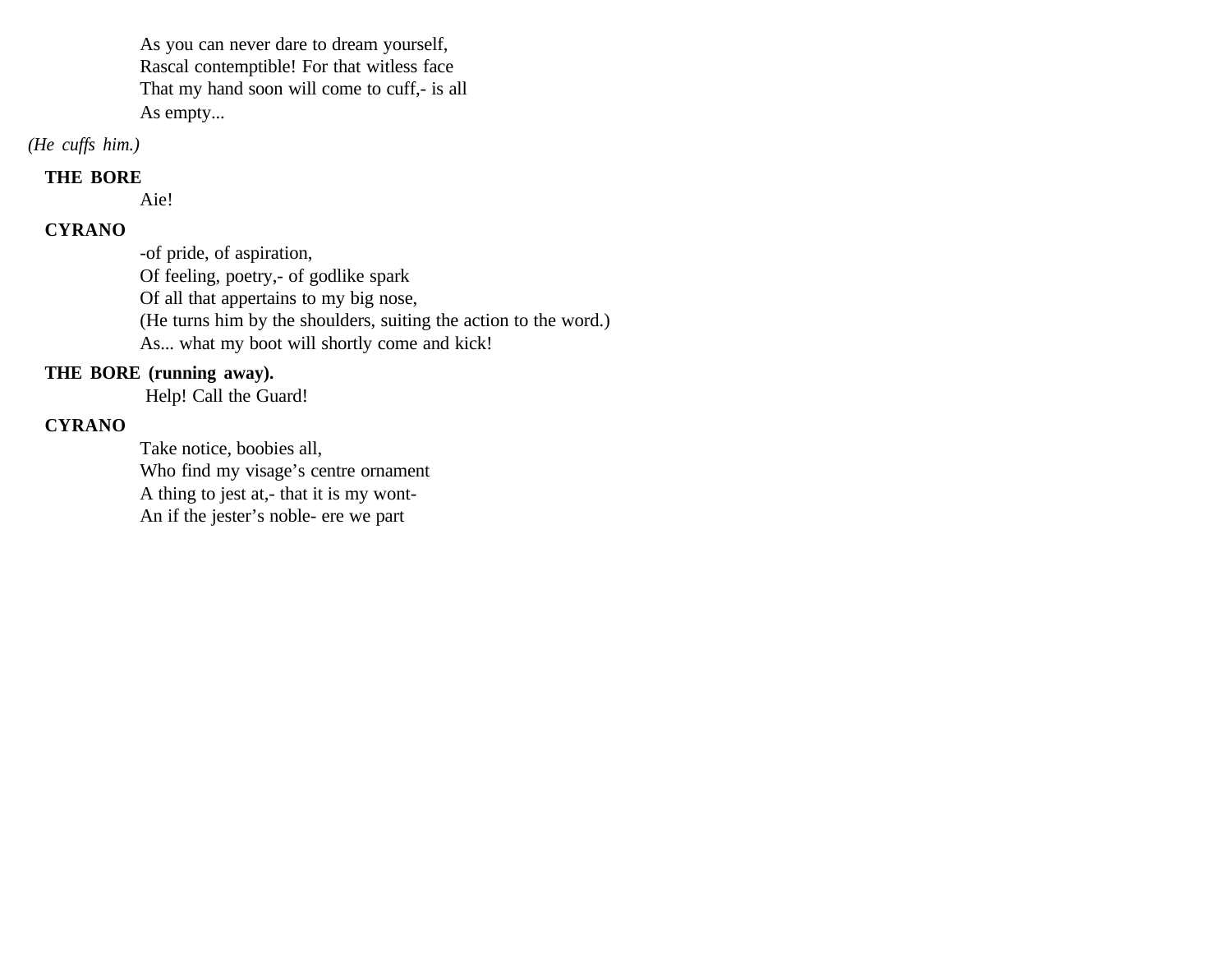As you can never dare to dream yourself,  
Rascal contemptible! For that witless face  
That my hand soon will come to cuff,- is all  
As empty...

*(He cuffs him.)*

**THE BORE**

Aie!

**CYRANO**

-of pride, of aspiration,  
Of feeling, poetry,- of godlike spark  
Of all that appertains to my big nose,  
(He turns him by the shoulders, suiting the action to the word.)  
As... what my boot will shortly come and kick!

**THE BORE (running away).**

Help! Call the Guard!

**CYRANO**

Take notice, boobies all,  
Who find my visage's centre ornament  
A thing to jest at,- that it is my wont-  
An if the jester's noble- ere we part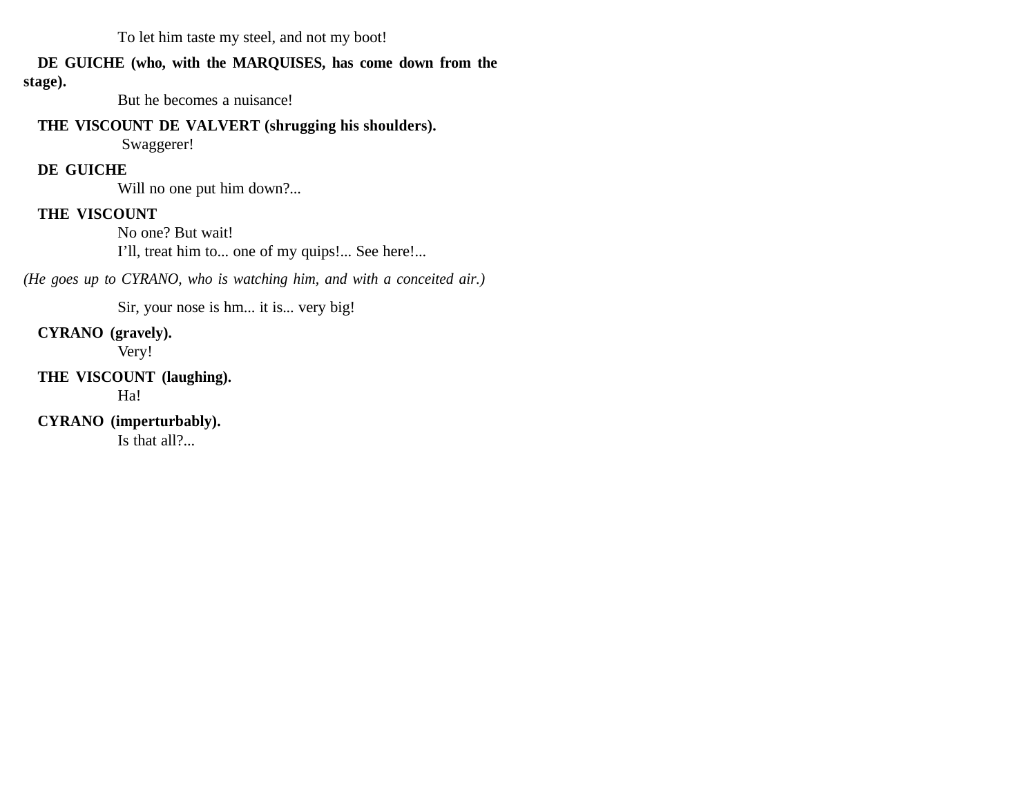To let him taste my steel, and not my boot!

**DE GUICHE (who, with the MARQUISES, has come down from the stage).**

But he becomes a nuisance!

**THE VISCOUNT DE VALVERT (shrugging his shoulders).**

Swaggerer!

**DE GUICHE**

Will no one put him down?...

**THE VISCOUNT**

No one? But wait!
I'll, treat him to... one of my quips!... See here!...

*(He goes up to CYRANO, who is watching him, and with a conceited air.)*

Sir, your nose is hm... it is... very big!

**CYRANO (gravely).**

Very!

**THE VISCOUNT (laughing).**

Ha!

**CYRANO (imperturbably).**

Is that all?...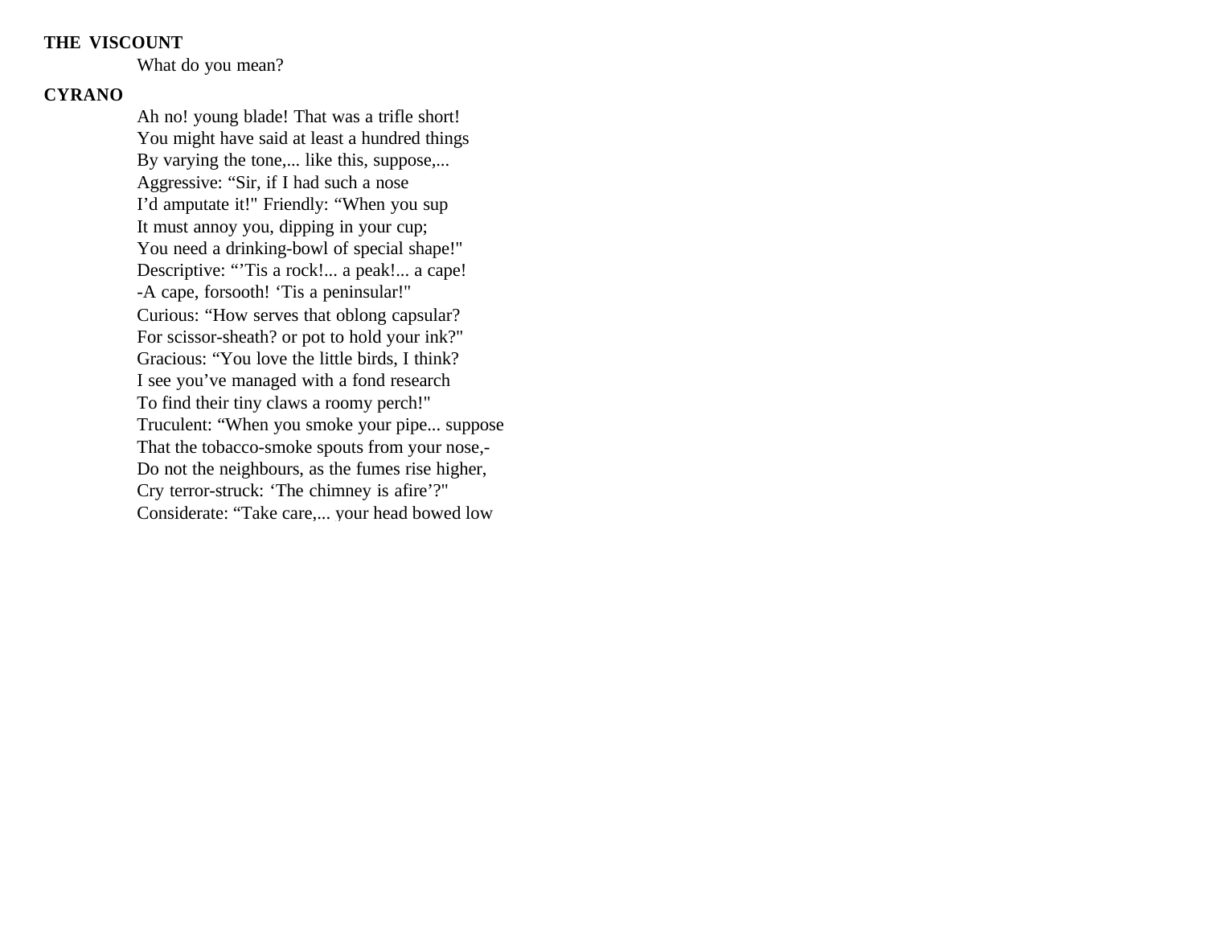**THE VISCOUNT**

What do you mean?

**CYRANO**

Ah no! young blade! That was a trifle short!
You might have said at least a hundred things
By varying the tone,... like this, suppose,...
Aggressive: “Sir, if I had such a nose
I’d amputate it!" Friendly: “When you sup
It must annoy you, dipping in your cup;
You need a drinking-bowl of special shape!"
Descriptive: “’Tis a rock!... a peak!... a cape!
-A cape, forsooth! ‘Tis a peninsular!"
Curious: “How serves that oblong capsular?
For scissor-sheath? or pot to hold your ink?"
Gracious: “You love the little birds, I think?
I see you’ve managed with a fond research
To find their tiny claws a roomy perch!"
Truculent: “When you smoke your pipe... suppose
That the tobacco-smoke spouts from your nose,-
Do not the neighbours, as the fumes rise higher,
Cry terror-struck: ‘The chimney is afire’?"
Considerate: “Take care,... your head bowed low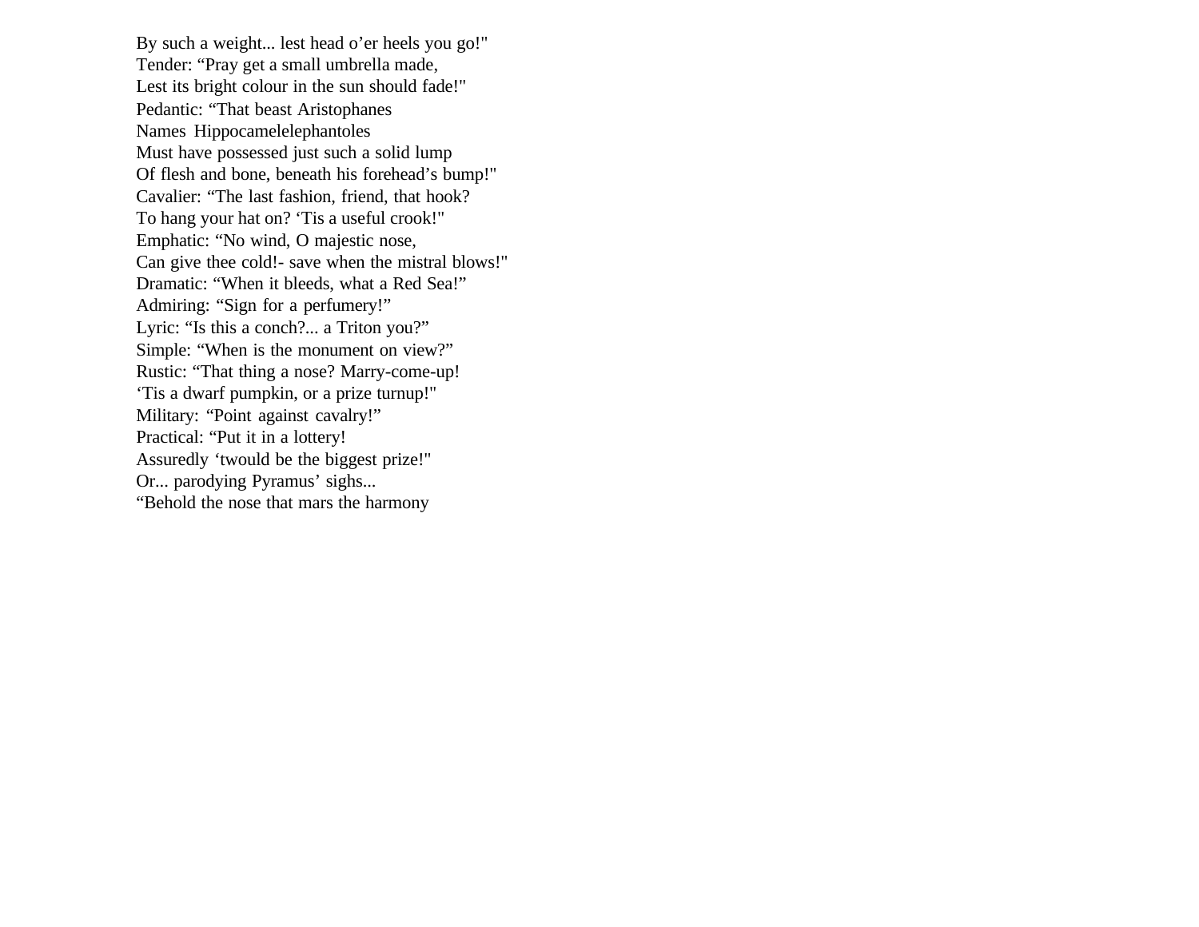By such a weight... lest head o’er heels you go!"  
Tender: “Pray get a small umbrella made,  
Lest its bright colour in the sun should fade!"  
Pedantic: “That beast Aristophanes  
Names Hippocamelelephantoles  
Must have possessed just such a solid lump  
Of flesh and bone, beneath his forehead’s bump!"  
Cavalier: “The last fashion, friend, that hook?  
To hang your hat on? ‘Tis a useful crook!"  
Emphatic: “No wind, O majestic nose,  
Can give thee cold!- save when the mistral blows!"  
Dramatic: “When it bleeds, what a Red Sea!”  
Admiring: “Sign for a perfumery!”  
Lyric: “Is this a conch?... a Triton you?”  
Simple: “When is the monument on view?”  
Rustic: “That thing a nose? Marry-come-up!  
‘Tis a dwarf pumpkin, or a prize turnup!"  
Military: “Point against cavalry!”  
Practical: “Put it in a lottery!  
Assuredly ‘twould be the biggest prize!"  
Or... parodying Pyramus’ sighs...  
“Behold the nose that mars the harmony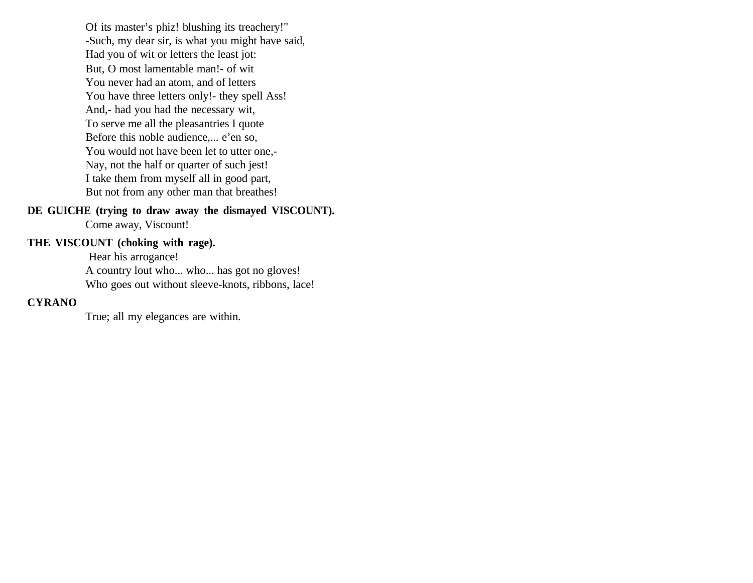Of its master's phiz! blushing its treachery!"
-Such, my dear sir, is what you might have said,
Had you of wit or letters the least jot:
But, O most lamentable man!- of wit
You never had an atom, and of letters
You have three letters only!- they spell Ass!
And,- had you had the necessary wit,
To serve me all the pleasantries I quote
Before this noble audience,... e'en so,
You would not have been let to utter one,-
Nay, not the half or quarter of such jest!
I take them from myself all in good part,
But not from any other man that breathes!

**DE GUICHE (trying to draw away the dismayed VISCOUNT).**

Come away, Viscount!

**THE VISCOUNT (choking with rage).**

Hear his arrogance!
A country lout who... who... has got no gloves!
Who goes out without sleeve-knots, ribbons, lace!

**CYRANO**

True; all my elegances are within.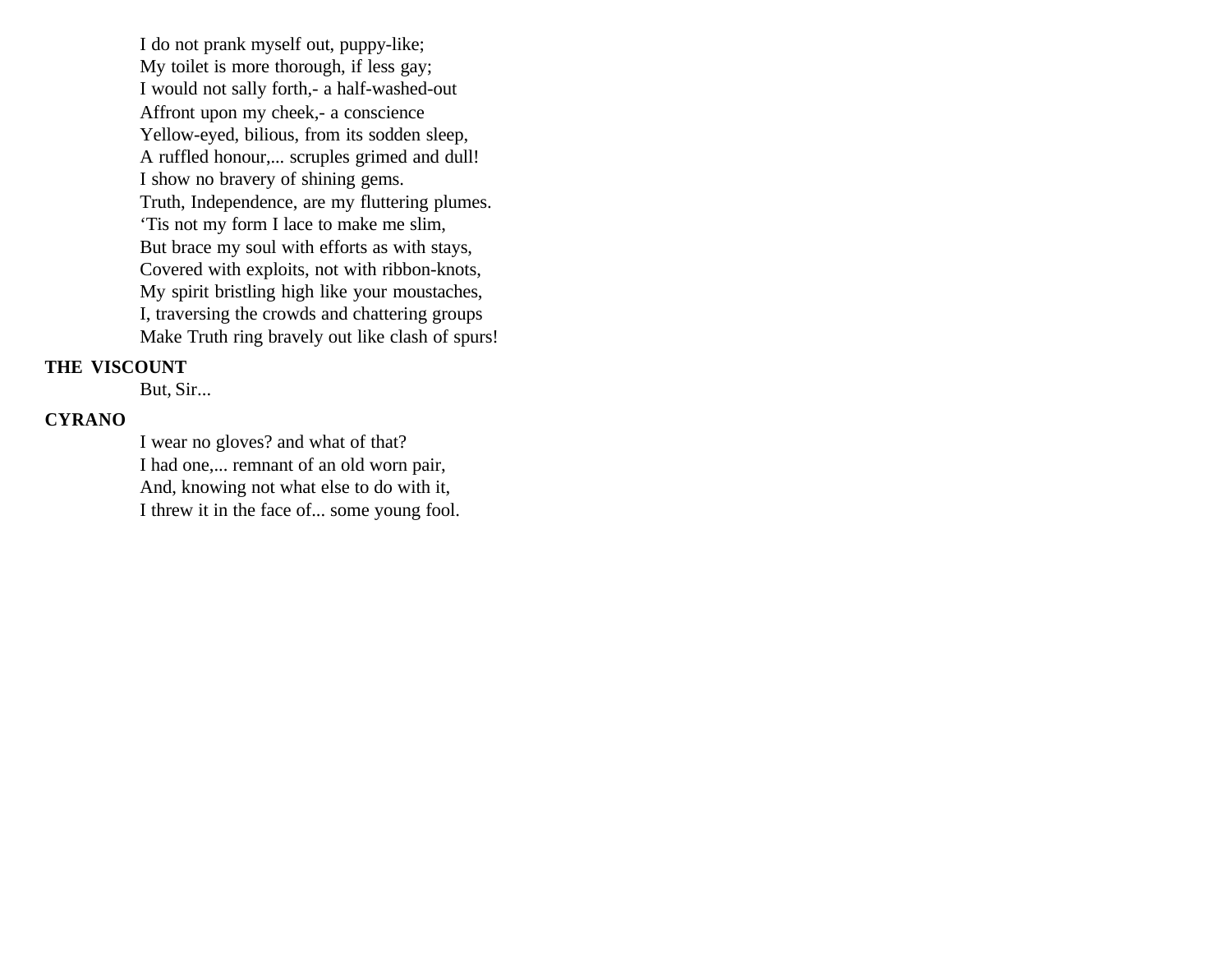I do not prank myself out, puppy-like;  
My toilet is more thorough, if less gay;  
I would not sally forth,- a half-washed-out  
Affront upon my cheek,- a conscience  
Yellow-eyed, bilious, from its sodden sleep,  
A ruffled honour,... scruples grimed and dull!  
I show no bravery of shining gems.  
Truth, Independence, are my fluttering plumes.  
'Tis not my form I lace to make me slim,  
But brace my soul with efforts as with stays,  
Covered with exploits, not with ribbon-knots,  
My spirit bristling high like your moustaches,  
I, traversing the crowds and chattering groups  
Make Truth ring bravely out like clash of spurs!

**THE VISCOUNT**

But, Sir...

**CYRANO**

I wear no gloves? and what of that?  
I had one,... remnant of an old worn pair,  
And, knowing not what else to do with it,  
I threw it in the face of... some young fool.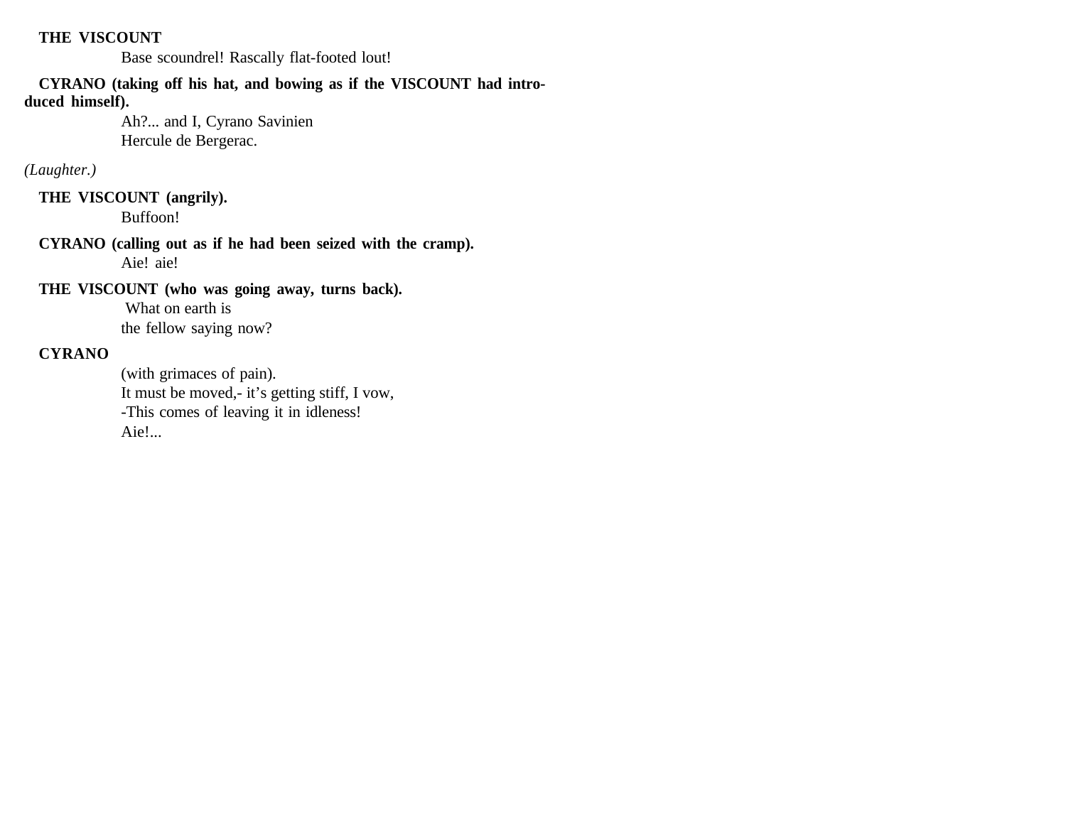**THE VISCOUNT**

Base scoundrel! Rascally flat-footed lout!

**CYRANO (taking off his hat, and bowing as if the VISCOUNT had introduced himself).**

Ah?... and I, Cyrano Savinien
Hercule de Bergerac.

*(Laughter.)*

**THE VISCOUNT (angrily).**

Buffoon!

**CYRANO (calling out as if he had been seized with the cramp).**

Aie! aie!

**THE VISCOUNT (who was going away, turns back).**

What on earth is
the fellow saying now?

**CYRANO**

(with grimaces of pain).
It must be moved,- it's getting stiff, I vow,
-This comes of leaving it in idleness!
Aie!...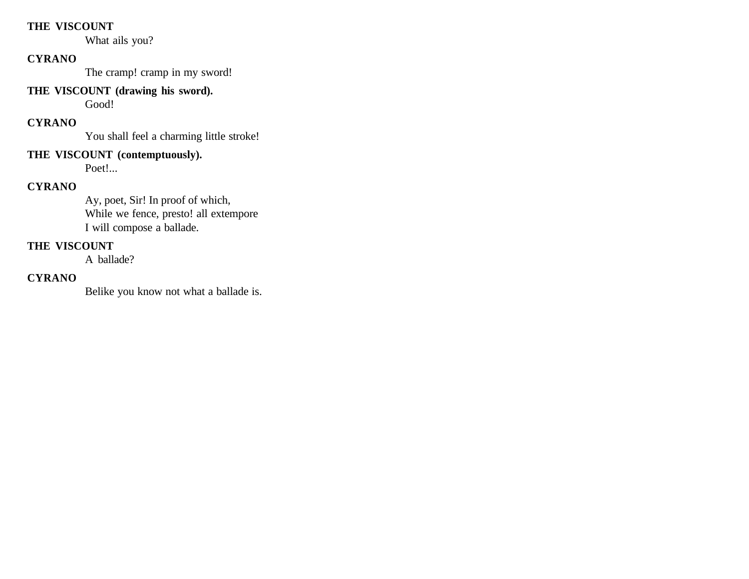**THE VISCOUNT**

What ails you?

**CYRANO**

The cramp! cramp in my sword!

**THE VISCOUNT (drawing his sword).**

Good!

**CYRANO**

You shall feel a charming little stroke!

**THE VISCOUNT (contemptuously).**

Poet!...

**CYRANO**

Ay, poet, Sir! In proof of which,
While we fence, presto! all extempore
I will compose a ballade.

**THE VISCOUNT**

A ballade?

**CYRANO**

Belike you know not what a ballade is.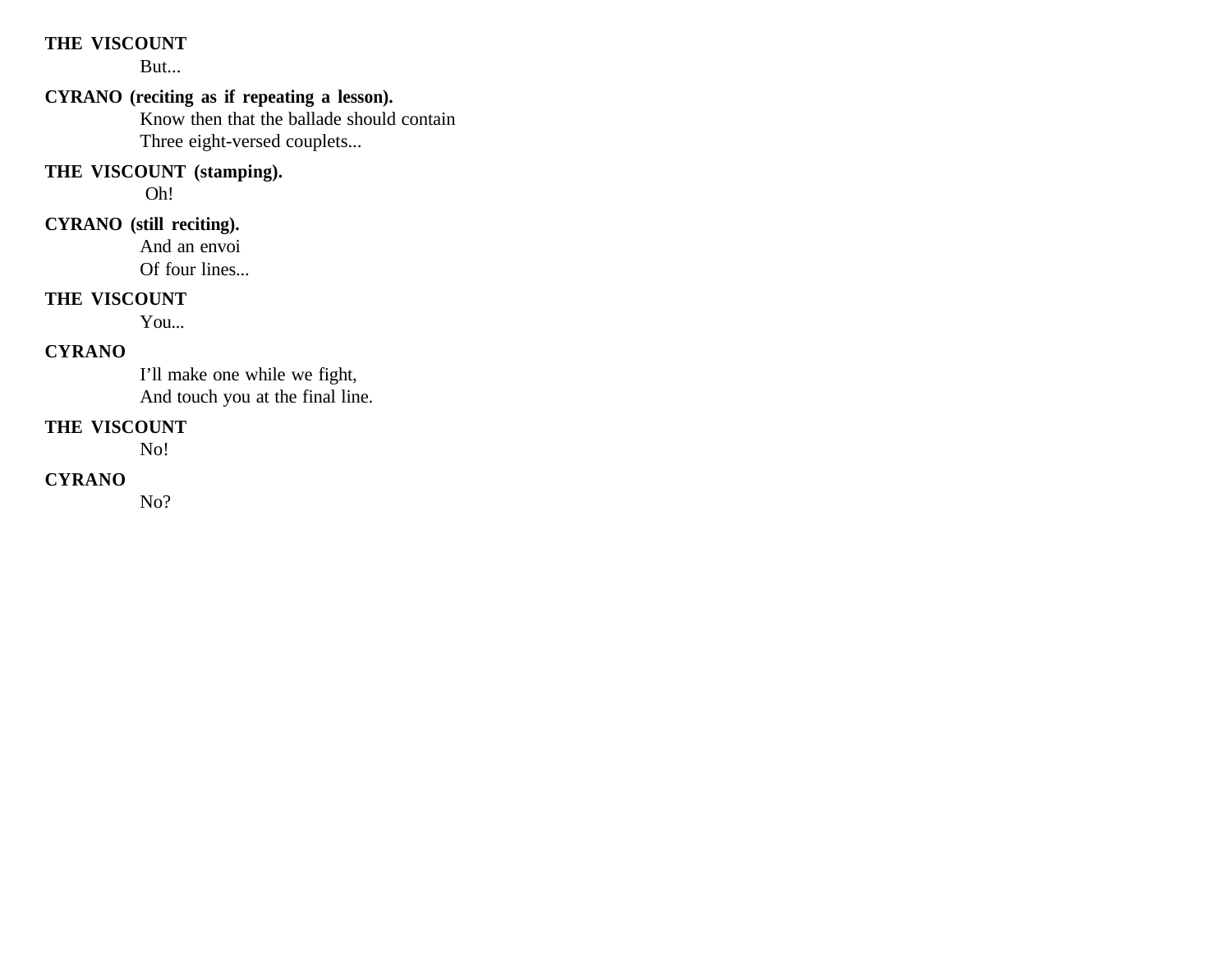**THE VISCOUNT**

But...

**CYRANO (reciting as if repeating a lesson).**

Know then that the ballade should contain
Three eight-versed couplets...

**THE VISCOUNT (stamping).**

Oh!

**CYRANO (still reciting).**

And an envoi
Of four lines...

**THE VISCOUNT**

You...

**CYRANO**

I'll make one while we fight,
And touch you at the final line.

**THE VISCOUNT**

No!

**CYRANO**

No?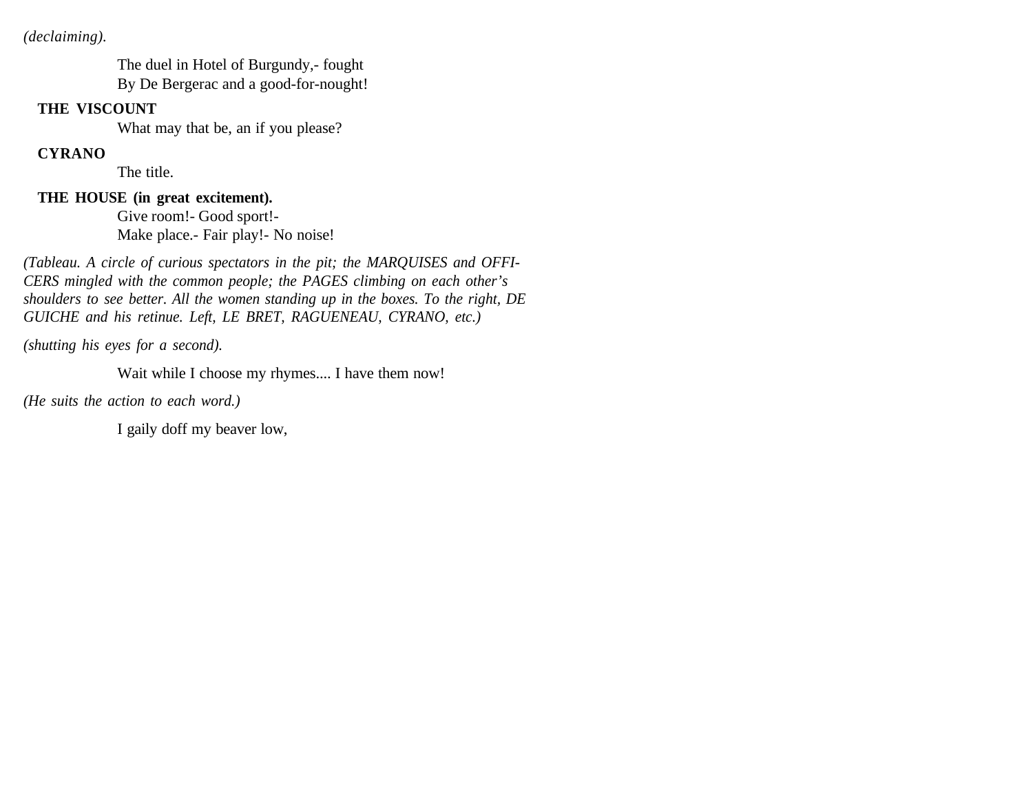*(declaiming).*

> The duel in Hotel of Burgundy,- fought
> By De Bergerac and a good-for-nought!

**THE VISCOUNT**

> What may that be, an if you please?

**CYRANO**

> The title.

**THE HOUSE (in great excitement).**

> Give room!- Good sport!-
> Make place.- Fair play!- No noise!

*(Tableau. A circle of curious spectators in the pit; the MARQUISES and OFFICERS mingled with the common people; the PAGES climbing on each other's shoulders to see better. All the women standing up in the boxes. To the right, DE GUICHE and his retinue. Left, LE BRET, RAGUENEAU, CYRANO, etc.)*

*(shutting his eyes for a second).*

> Wait while I choose my rhymes.... I have them now!

*(He suits the action to each word.)*

> I gaily doff my beaver low,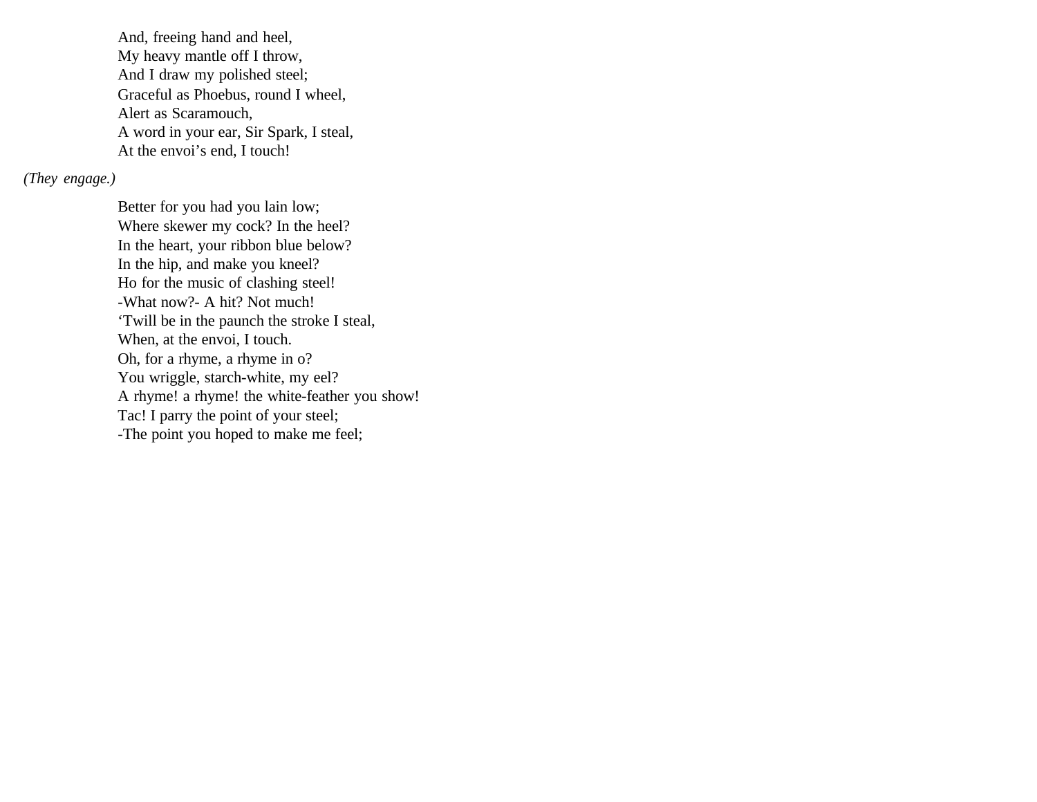And, freeing hand and heel,  
My heavy mantle off I throw,  
And I draw my polished steel;  
Graceful as Phoebus, round I wheel,  
Alert as Scaramouch,  
A word in your ear, Sir Spark, I steal,  
At the envoi's end, I touch!

*(They engage.)*

Better for you had you lain low;  
Where skewer my cock? In the heel?  
In the heart, your ribbon blue below?  
In the hip, and make you kneel?  
Ho for the music of clashing steel!  
-What now?- A hit? Not much!  
'Twill be in the paunch the stroke I steal,  
When, at the envoi, I touch.  
Oh, for a rhyme, a rhyme in o?  
You wriggle, starch-white, my eel?  
A rhyme! a rhyme! the white-feather you show!  
Tac! I parry the point of your steel;  
-The point you hoped to make me feel;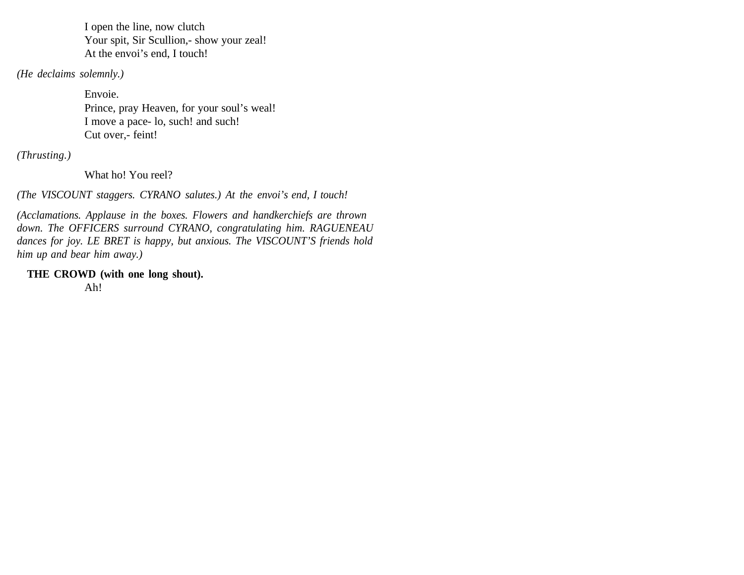I open the line, now clutch
Your spit, Sir Scullion,- show your zeal!
At the envoi's end, I touch!

*(He declaims solemnly.)*

Envoie.
Prince, pray Heaven, for your soul's weal!
I move a pace- lo, such! and such!
Cut over,- feint!

*(Thrusting.)*

What ho! You reel?

*(The VISCOUNT staggers. CYRANO salutes.) At the envoi's end, I touch!*

*(Acclamations. Applause in the boxes. Flowers and handkerchiefs are thrown down. The OFFICERS surround CYRANO, congratulating him. RAGUENEAU dances for joy. LE BRET is happy, but anxious. The VISCOUNT'S friends hold him up and bear him away.)*

**THE CROWD (with one long shout).**
Ah!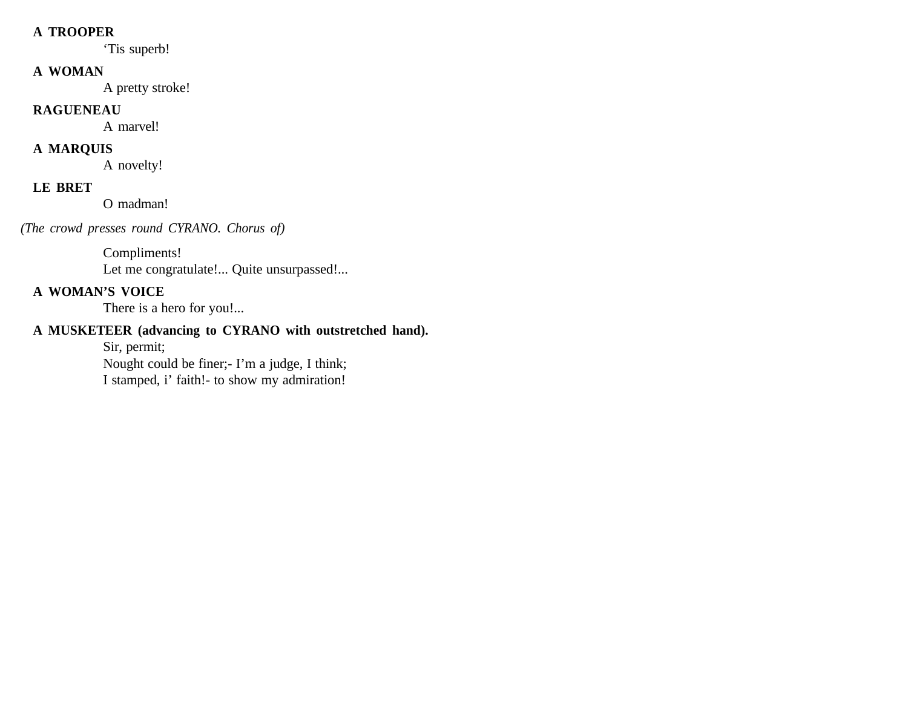**A TROOPER**

‘Tis superb!

**A WOMAN**

A pretty stroke!

**RAGUENEAU**

A marvel!

**A MARQUIS**

A novelty!

**LE BRET**

O madman!

*(The crowd presses round CYRANO. Chorus of)*

Compliments!
Let me congratulate!... Quite unsurpassed!...

**A WOMAN’S VOICE**

There is a hero for you!...

**A MUSKETEER (advancing to CYRANO with outstretched hand).**

Sir, permit;
Nought could be finer;- I’m a judge, I think;
I stamped, i’ faith!- to show my admiration!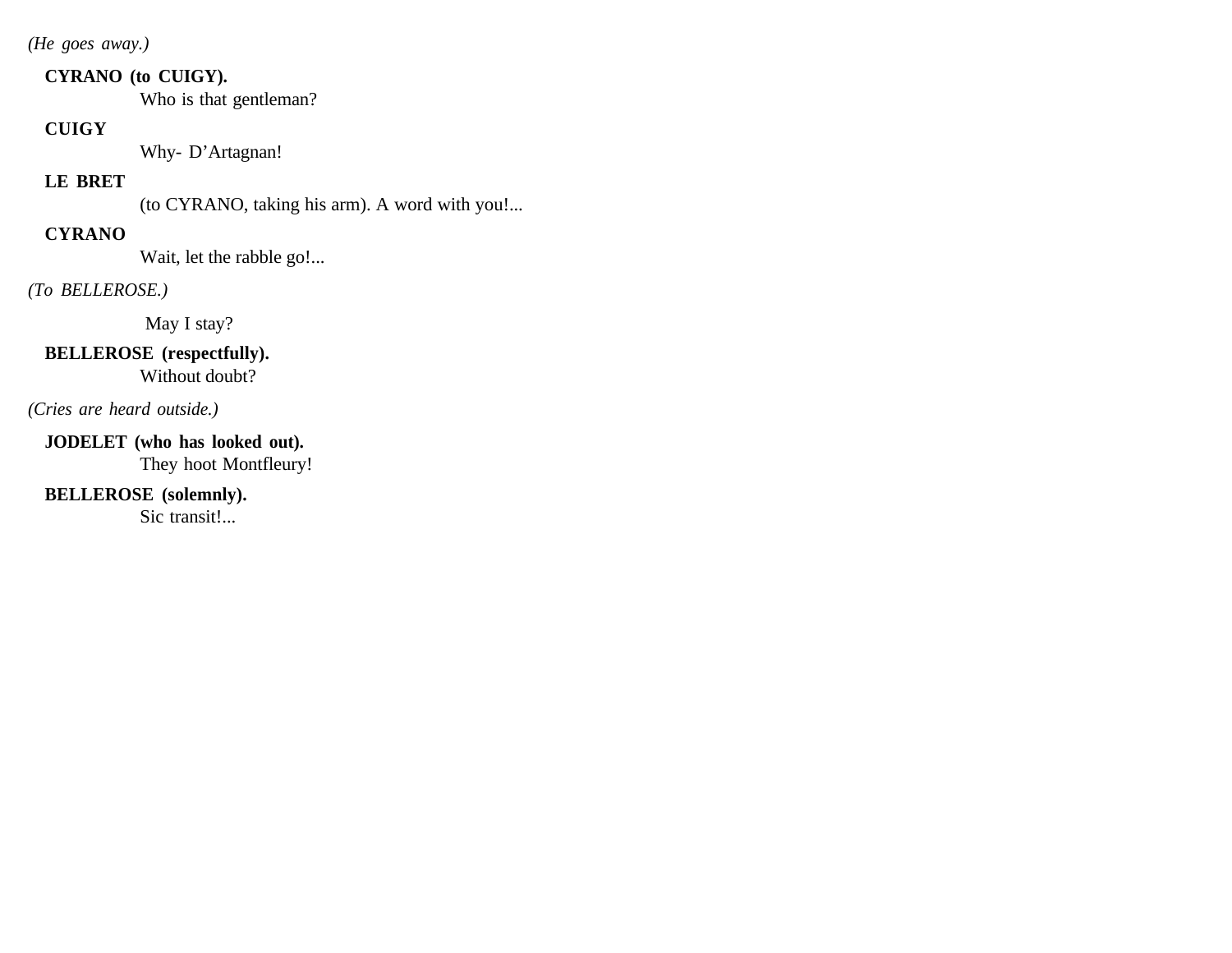*(He goes away.)*

**CYRANO (to CUIGY).**

Who is that gentleman?

**CUIGY**

Why- D'Artagnan!

**LE BRET**

(to CYRANO, taking his arm). A word with you!...

**CYRANO**

Wait, let the rabble go!...

*(To BELLEROSE.)*

May I stay?

**BELLEROSE (respectfully).**

Without doubt?

*(Cries are heard outside.)*

**JODELET (who has looked out).**

They hoot Montfleury!

**BELLEROSE (solemnly).**

Sic transit!...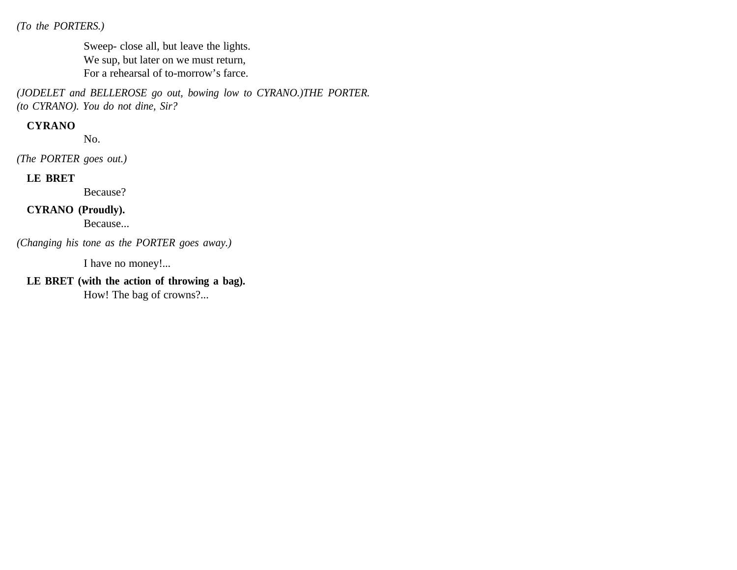*(To the PORTERS.)*

Sweep- close all, but leave the lights.
We sup, but later on we must return,
For a rehearsal of to-morrow's farce.

*(JODELET and BELLEROSE go out, bowing low to CYRANO.)THE PORTER. (to CYRANO). You do not dine, Sir?*

**CYRANO**

No.

*(The PORTER goes out.)*

**LE BRET**

Because?

**CYRANO (Proudly).**

Because...

*(Changing his tone as the PORTER goes away.)*

I have no money!...

**LE BRET (with the action of throwing a bag).**

How! The bag of crowns?...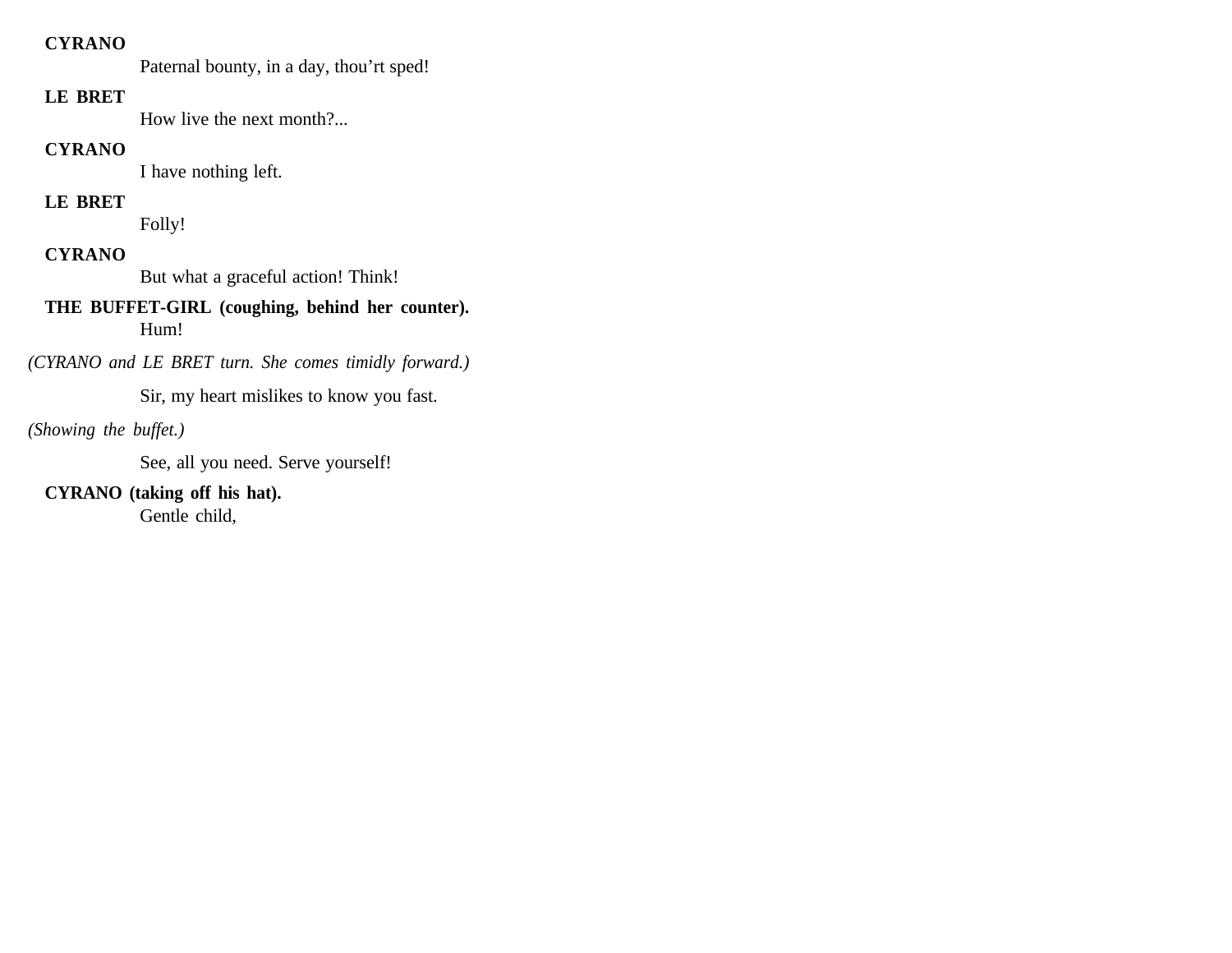**CYRANO**

Paternal bounty, in a day, thou'rt sped!

**LE BRET**

How live the next month?...

**CYRANO**

I have nothing left.

**LE BRET**

Folly!

**CYRANO**

But what a graceful action! Think!

**THE BUFFET-GIRL (coughing, behind her counter).**

Hum!

*(CYRANO and LE BRET turn. She comes timidly forward.)*

Sir, my heart mislikes to know you fast.

*(Showing the buffet.)*

See, all you need. Serve yourself!

**CYRANO (taking off his hat).**

Gentle child,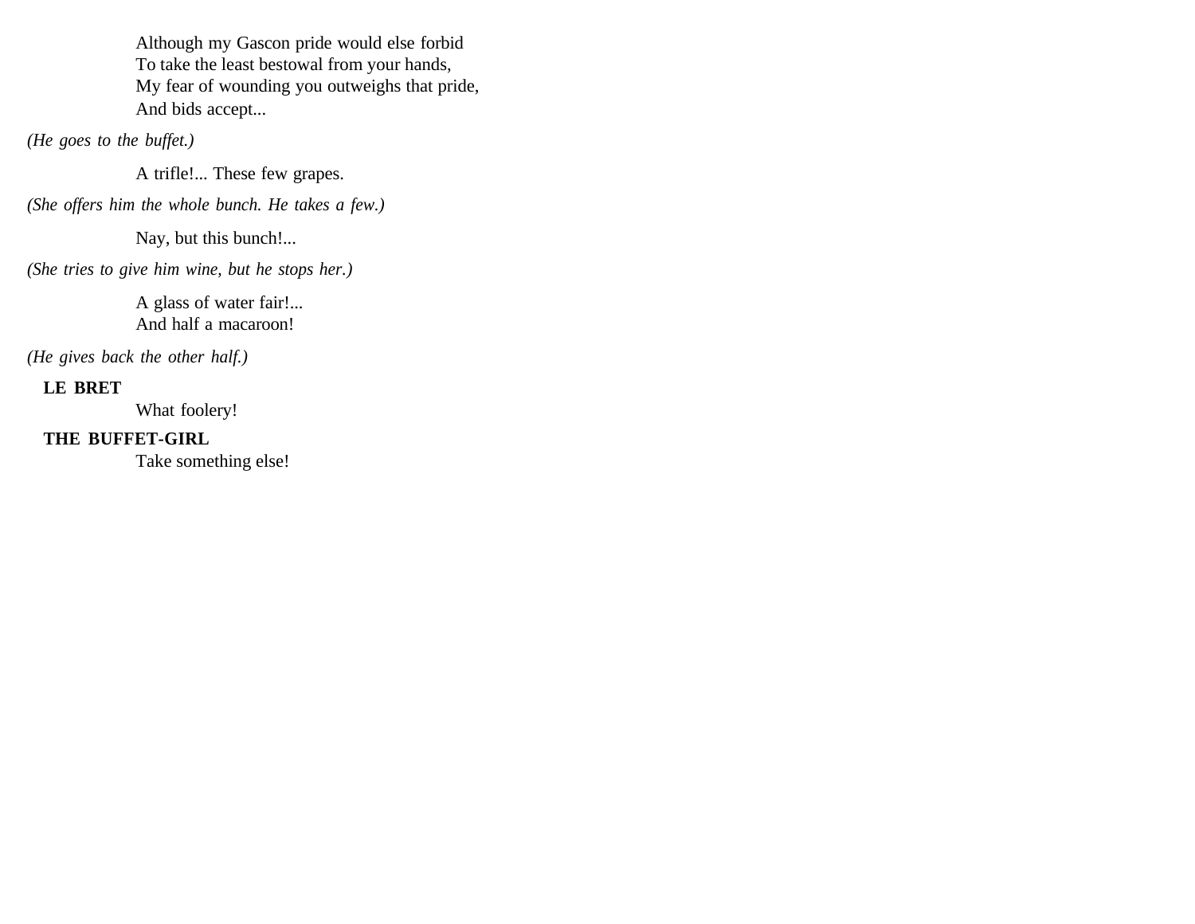Although my Gascon pride would else forbid
To take the least bestowal from your hands,
My fear of wounding you outweighs that pride,
And bids accept...

*(He goes to the buffet.)*

A trifle!... These few grapes.

*(She offers him the whole bunch. He takes a few.)*

Nay, but this bunch!...

*(She tries to give him wine, but he stops her.)*

A glass of water fair!...
And half a macaroon!

*(He gives back the other half.)*

**LE BRET**

What foolery!

**THE BUFFET-GIRL**

Take something else!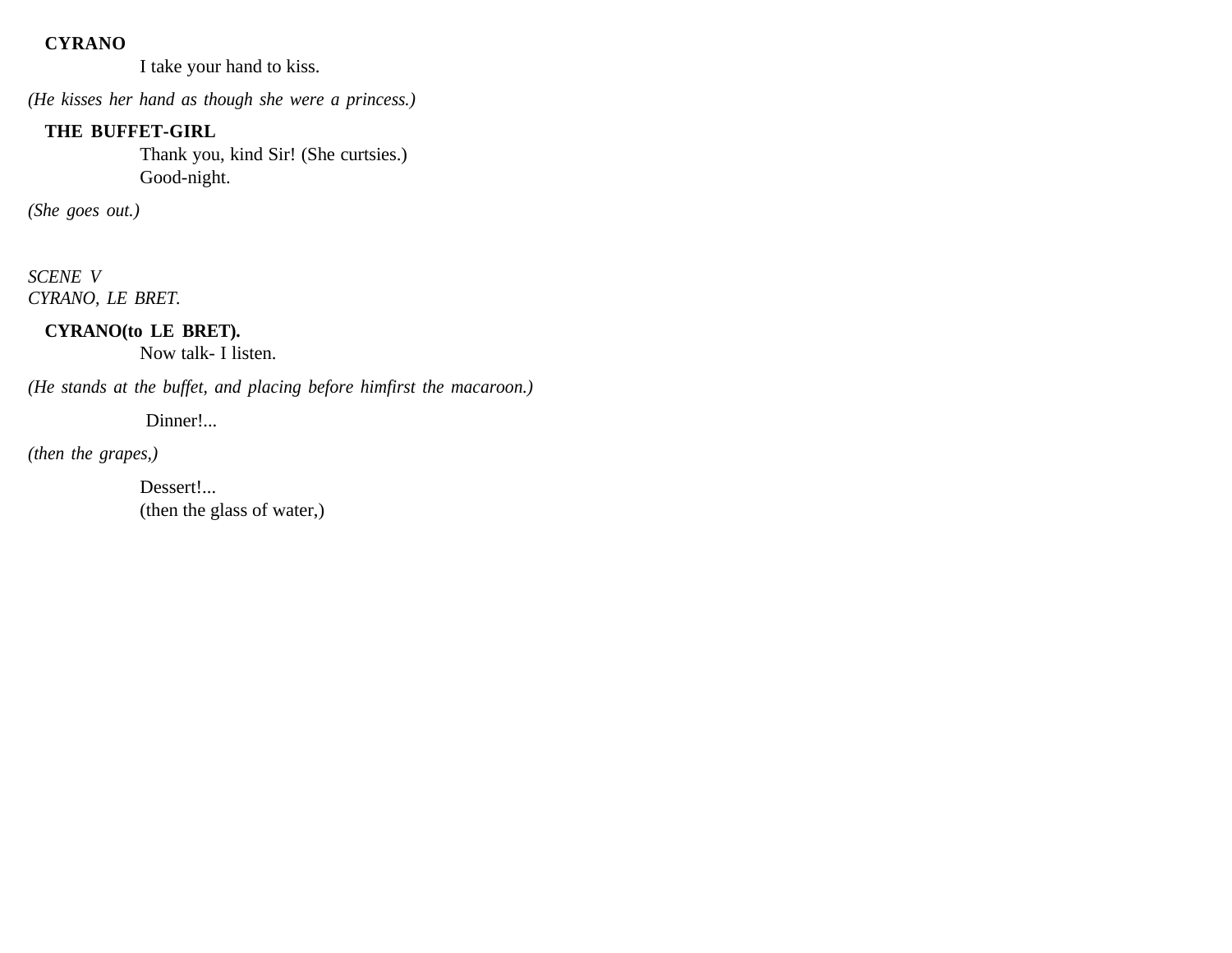**CYRANO**

I take your hand to kiss.

*(He kisses her hand as though she were a princess.)*

**THE BUFFET-GIRL**

Thank you, kind Sir! (She curtsies.)
Good-night.

*(She goes out.)*

*SCENE V*
*CYRANO, LE BRET.*

**CYRANO(to LE BRET).**

Now talk- I listen.

*(He stands at the buffet, and placing before himfirst the macaroon.)*

Dinner!...

*(then the grapes,)*

Dessert!...
(then the glass of water,)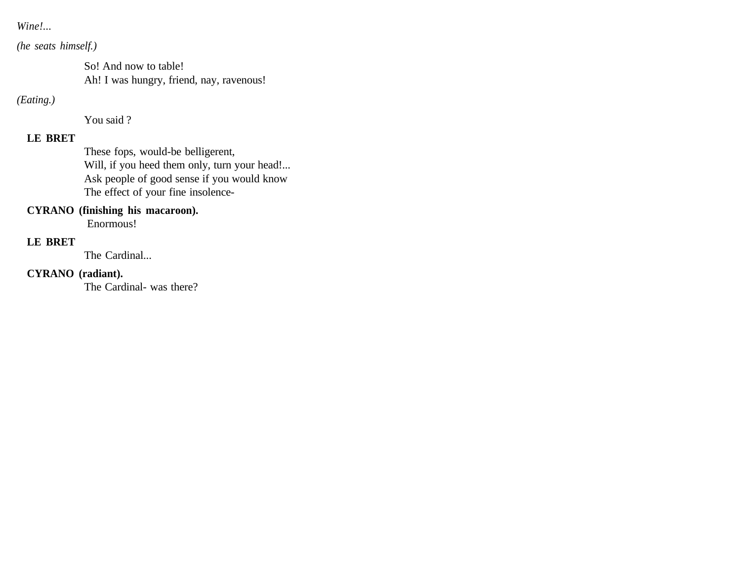*Wine!...*

*(he seats himself.)*

So! And now to table!
Ah! I was hungry, friend, nay, ravenous!

*(Eating.)*

You said ?

**LE BRET**

These fops, would-be belligerent,
Will, if you heed them only, turn your head!...
Ask people of good sense if you would know
The effect of your fine insolence-

**CYRANO (finishing his macaroon).**

Enormous!

**LE BRET**

The Cardinal...

**CYRANO (radiant).**

The Cardinal- was there?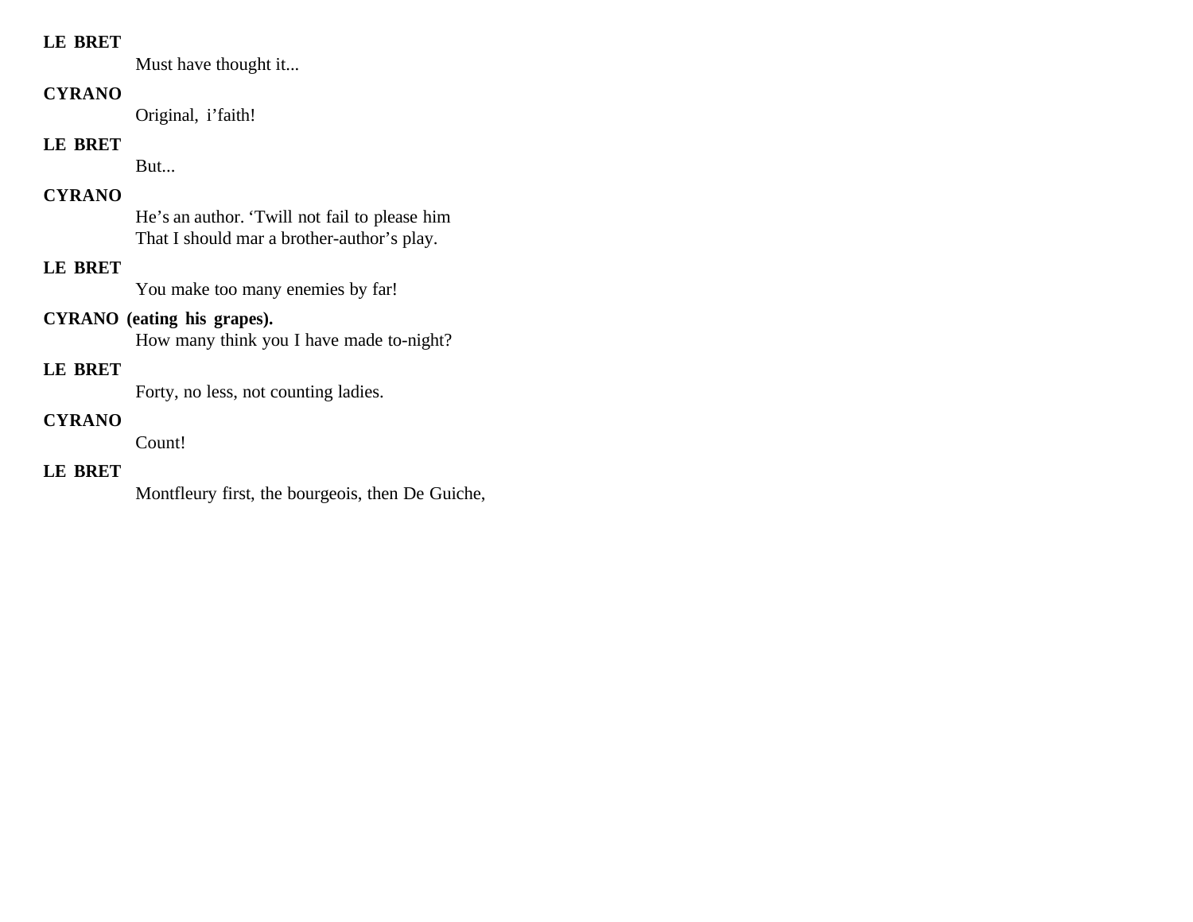**LE BRET**

Must have thought it...

**CYRANO**

Original, i'faith!

**LE BRET**

But...

**CYRANO**

He's an author. 'Twill not fail to please him
That I should mar a brother-author's play.

**LE BRET**

You make too many enemies by far!

**CYRANO (eating his grapes).**

How many think you I have made to-night?

**LE BRET**

Forty, no less, not counting ladies.

**CYRANO**

Count!

**LE BRET**

Montfleury first, the bourgeois, then De Guiche,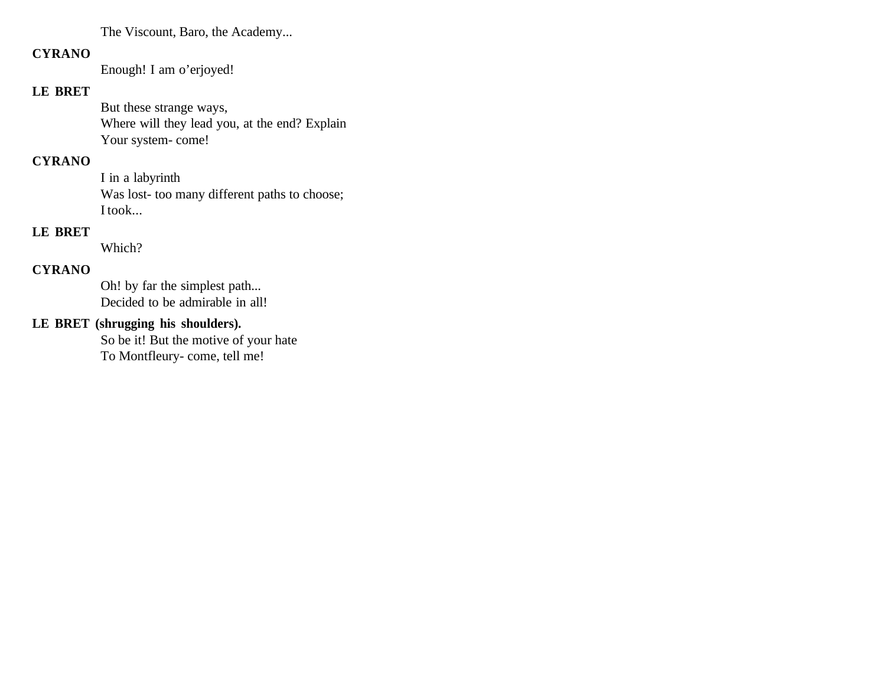The Viscount, Baro, the Academy...

**CYRANO**

Enough! I am o'erjoyed!

**LE BRET**

But these strange ways,
Where will they lead you, at the end? Explain
Your system- come!

**CYRANO**

I in a labyrinth
Was lost- too many different paths to choose;
I took...

**LE BRET**

Which?

**CYRANO**

Oh! by far the simplest path...
Decided to be admirable in all!

**LE BRET (shrugging his shoulders).**

So be it! But the motive of your hate
To Montfleury- come, tell me!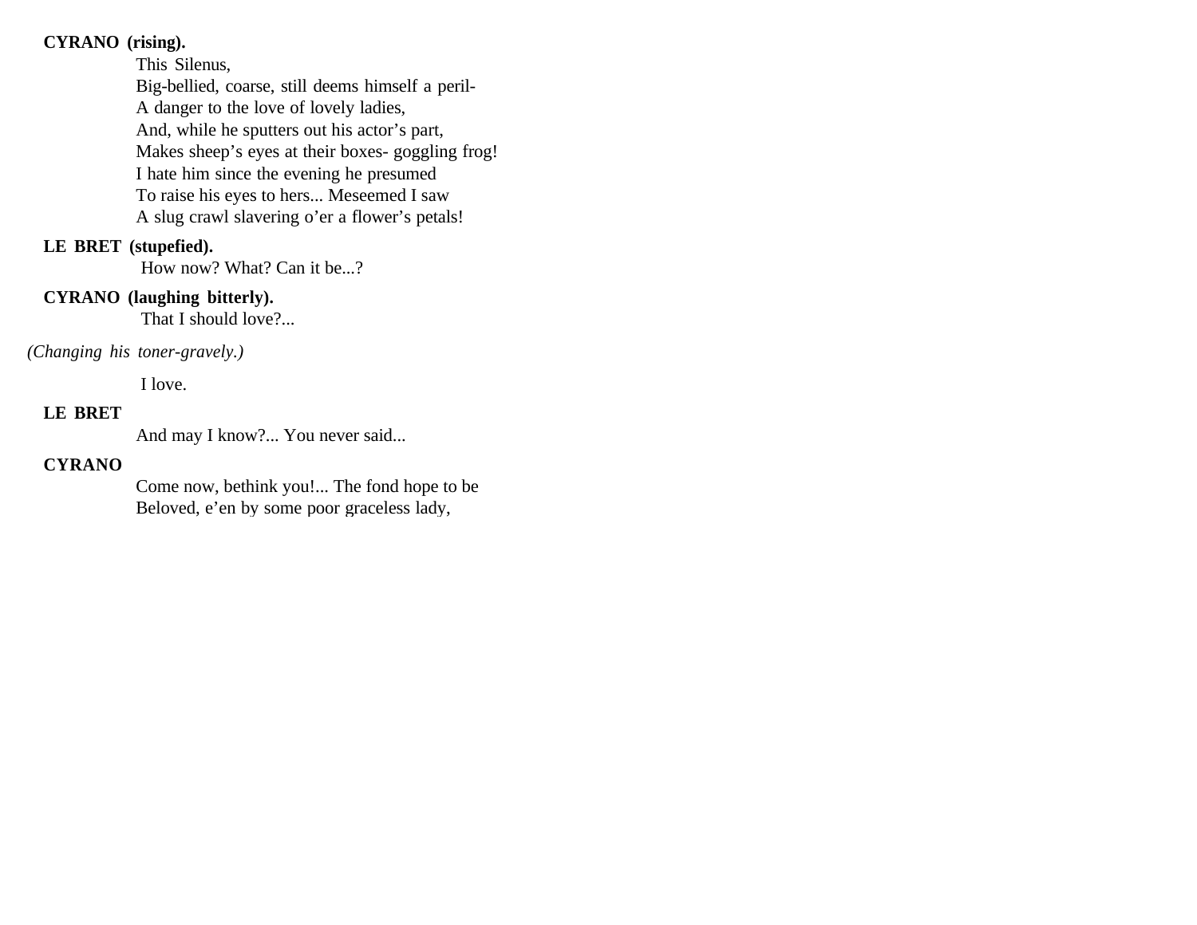**CYRANO (rising).**

This Silenus,
Big-bellied, coarse, still deems himself a peril-
A danger to the love of lovely ladies,
And, while he sputters out his actor's part,
Makes sheep's eyes at their boxes- goggling frog!
I hate him since the evening he presumed
To raise his eyes to hers... Meseemed I saw
A slug crawl slavering o'er a flower's petals!

**LE BRET (stupefied).**

How now? What? Can it be...?

**CYRANO (laughing bitterly).**

That I should love?...

*(Changing his toner-gravely.)*

I love.

**LE BRET**

And may I know?... You never said...

**CYRANO**

Come now, bethink you!... The fond hope to be
Beloved, e'en by some poor graceless lady,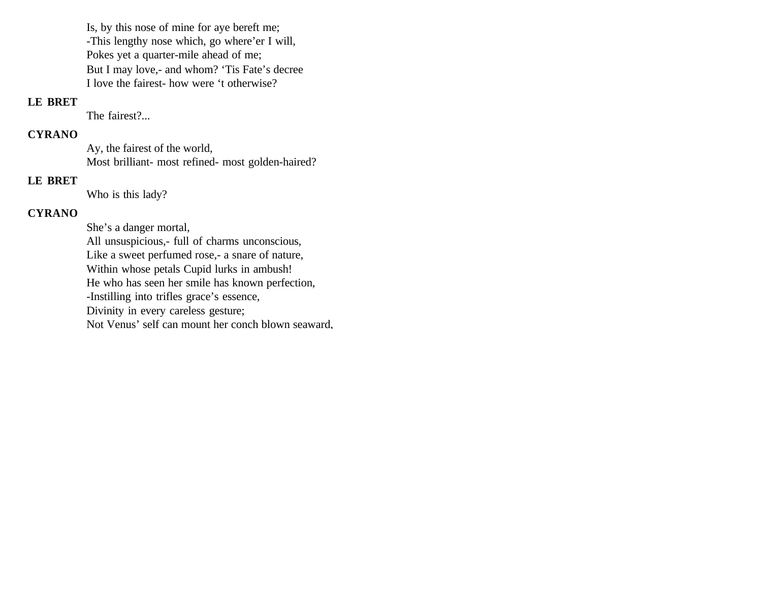Is, by this nose of mine for aye bereft me;
-This lengthy nose which, go where'er I will,
Pokes yet a quarter-mile ahead of me;
But I may love,- and whom? 'Tis Fate's decree
I love the fairest- how were 't otherwise?

**LE BRET**

The fairest?...

**CYRANO**

Ay, the fairest of the world,
Most brilliant- most refined- most golden-haired?

**LE BRET**

Who is this lady?

**CYRANO**

She's a danger mortal,
All unsuspicious,- full of charms unconscious,
Like a sweet perfumed rose,- a snare of nature,
Within whose petals Cupid lurks in ambush!
He who has seen her smile has known perfection,
-Instilling into trifles grace's essence,
Divinity in every careless gesture;
Not Venus' self can mount her conch blown seaward,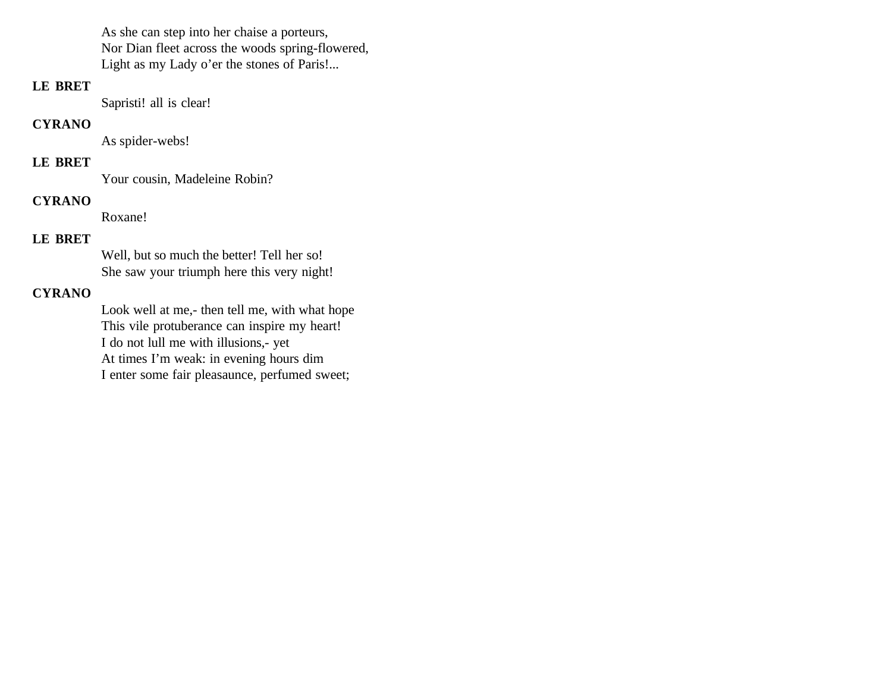As she can step into her chaise a porteurs,
Nor Dian fleet across the woods spring-flowered,
Light as my Lady o'er the stones of Paris!...

**LE BRET**

Sapristi! all is clear!

**CYRANO**

As spider-webs!

**LE BRET**

Your cousin, Madeleine Robin?

**CYRANO**

Roxane!

**LE BRET**

Well, but so much the better! Tell her so!
She saw your triumph here this very night!

**CYRANO**

Look well at me,- then tell me, with what hope
This vile protuberance can inspire my heart!
I do not lull me with illusions,- yet
At times I'm weak: in evening hours dim
I enter some fair pleasaunce, perfumed sweet;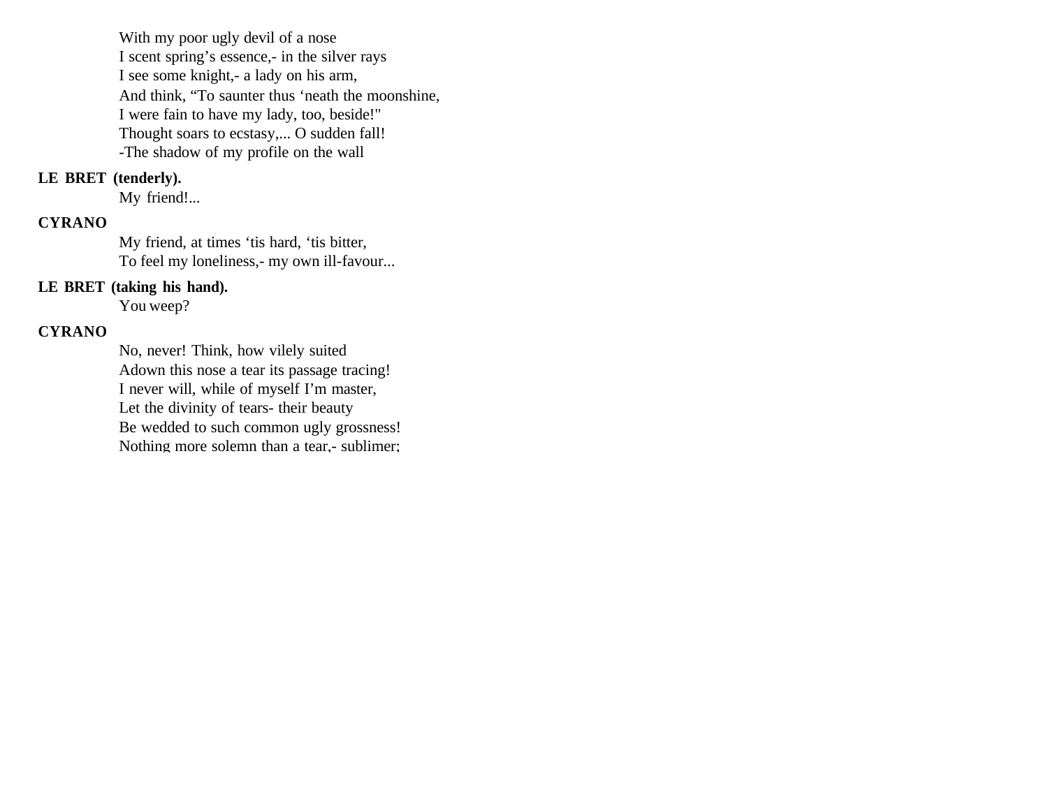With my poor ugly devil of a nose
I scent spring's essence,- in the silver rays
I see some knight,- a lady on his arm,
And think, "To saunter thus 'neath the moonshine,
I were fain to have my lady, too, beside!"
Thought soars to ecstasy,... O sudden fall!
-The shadow of my profile on the wall

**LE BRET (tenderly).**
My friend!...

**CYRANO**
My friend, at times 'tis hard, 'tis bitter,
To feel my loneliness,- my own ill-favour...

**LE BRET (taking his hand).**
You weep?

**CYRANO**
No, never! Think, how vilely suited
Adown this nose a tear its passage tracing!
I never will, while of myself I'm master,
Let the divinity of tears- their beauty
Be wedded to such common ugly grossness!
Nothing more solemn than a tear,- sublimer;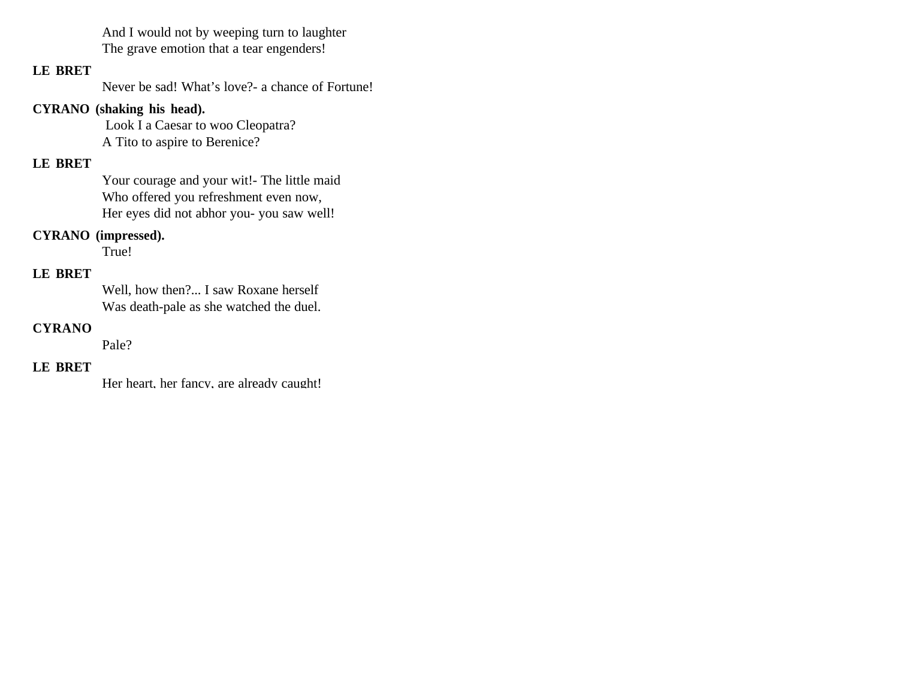And I would not by weeping turn to laughter
The grave emotion that a tear engenders!

**LE BRET**

Never be sad! What's love?- a chance of Fortune!

**CYRANO (shaking his head).**

Look I a Caesar to woo Cleopatra?
A Tito to aspire to Berenice?

**LE BRET**

Your courage and your wit!- The little maid
Who offered you refreshment even now,
Her eyes did not abhor you- you saw well!

**CYRANO (impressed).**

True!

**LE BRET**

Well, how then?... I saw Roxane herself
Was death-pale as she watched the duel.

**CYRANO**

Pale?

**LE BRET**

Her heart, her fancy, are already caught!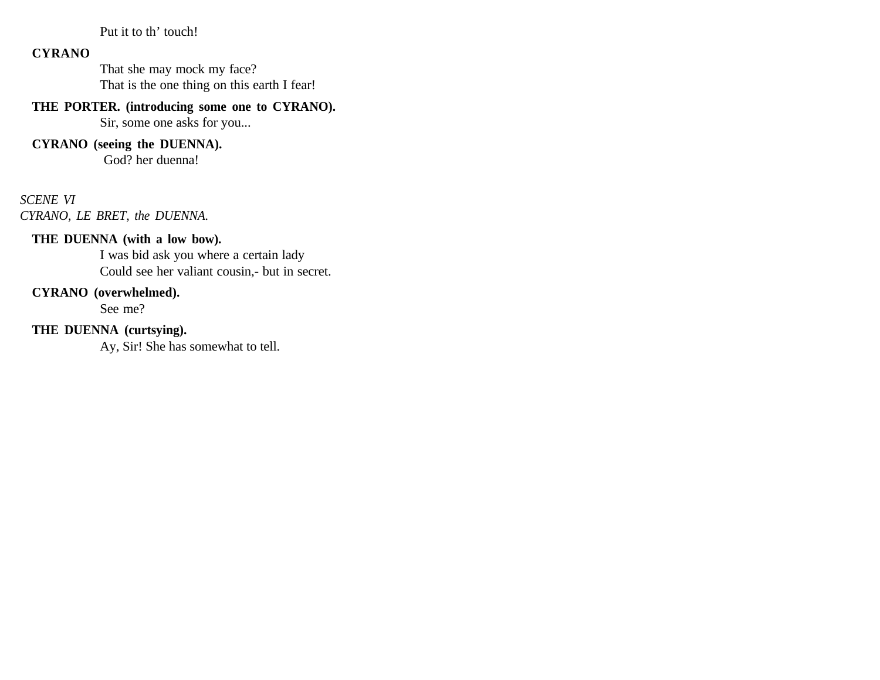Put it to th' touch!

**CYRANO**

That she may mock my face?
That is the one thing on this earth I fear!

**THE PORTER. (introducing some one to CYRANO).**

Sir, some one asks for you...

**CYRANO (seeing the DUENNA).**

God? her duenna!

*SCENE VI*
*CYRANO, LE BRET, the DUENNA.*

**THE DUENNA (with a low bow).**

I was bid ask you where a certain lady
Could see her valiant cousin,- but in secret.

**CYRANO (overwhelmed).**

See me?

**THE DUENNA (curtsying).**

Ay, Sir! She has somewhat to tell.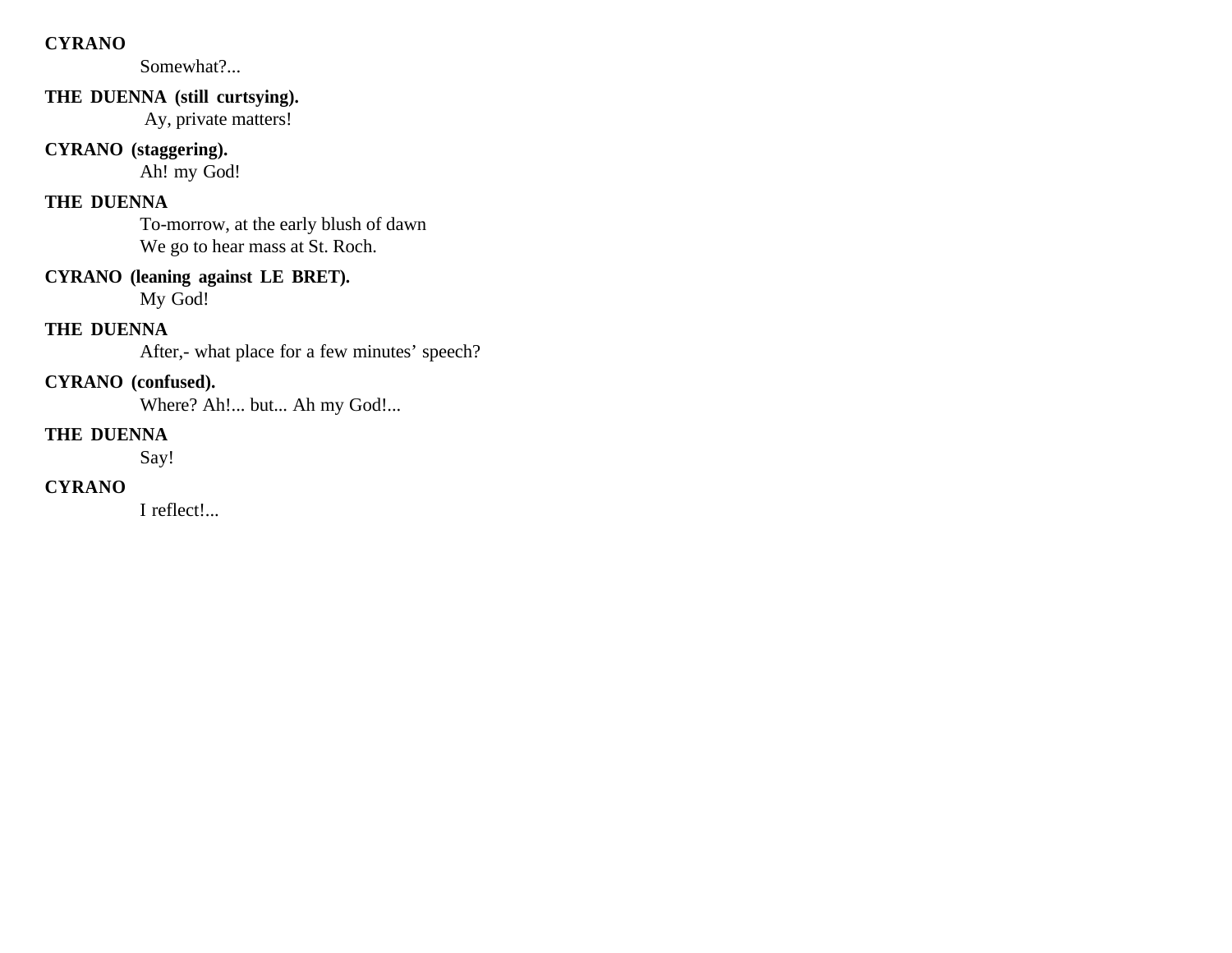**CYRANO**

Somewhat?...

**THE DUENNA (still curtsying).**

Ay, private matters!

**CYRANO (staggering).**

Ah! my God!

**THE DUENNA**

To-morrow, at the early blush of dawn
We go to hear mass at St. Roch.

**CYRANO (leaning against LE BRET).**

My God!

**THE DUENNA**

After,- what place for a few minutes' speech?

**CYRANO (confused).**

Where? Ah!... but... Ah my God!...

**THE DUENNA**

Say!

**CYRANO**

I reflect!...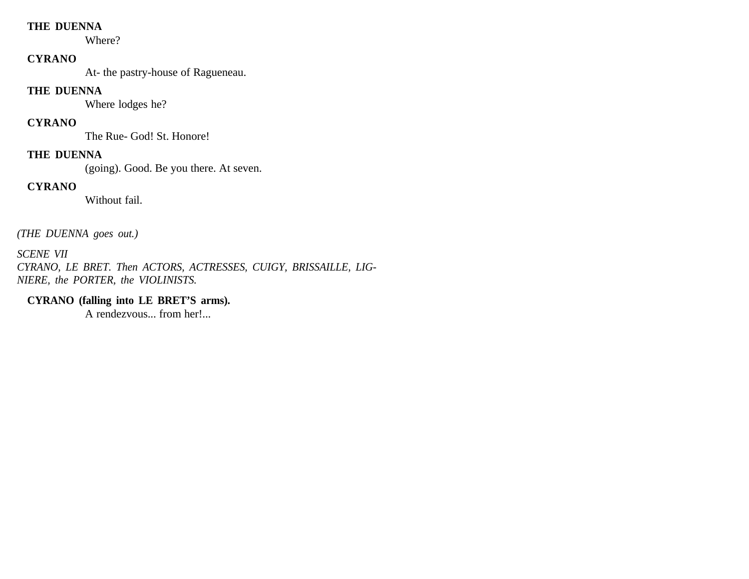**THE DUENNA**

Where?

**CYRANO**

At- the pastry-house of Ragueneau.

**THE DUENNA**

Where lodges he?

**CYRANO**

The Rue- God! St. Honore!

**THE DUENNA**

(going). Good. Be you there. At seven.

**CYRANO**

Without fail.

*(THE DUENNA goes out.)*

*SCENE VII*
*CYRANO, LE BRET. Then ACTORS, ACTRESSES, CUIGY, BRISSAILLE, LIGNIERE, the PORTER, the VIOLINISTS.*

**CYRANO (falling into LE BRET'S arms).**

A rendezvous... from her!...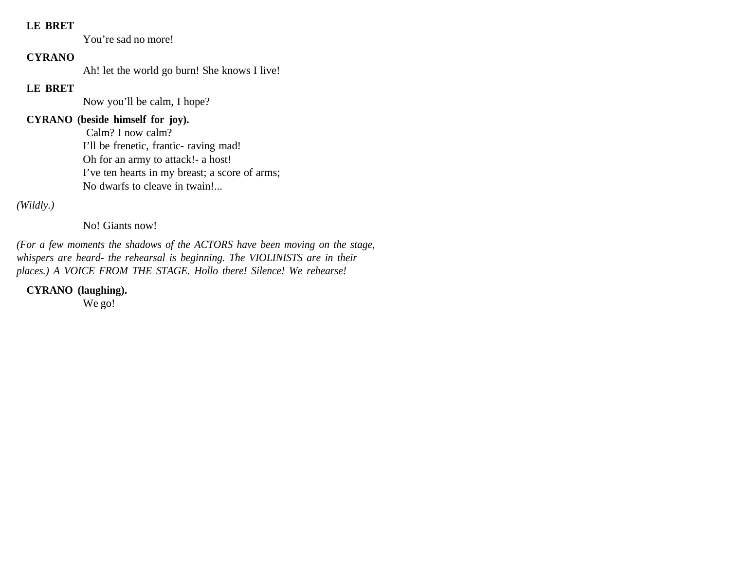**LE BRET**

You're sad no more!

**CYRANO**

Ah! let the world go burn! She knows I live!

**LE BRET**

Now you'll be calm, I hope?

**CYRANO (beside himself for joy).**

Calm? I now calm?
I'll be frenetic, frantic- raving mad!
Oh for an army to attack!- a host!
I've ten hearts in my breast; a score of arms;
No dwarfs to cleave in twain!...

*(Wildly.)*

No! Giants now!

*(For a few moments the shadows of the ACTORS have been moving on the stage, whispers are heard- the rehearsal is beginning. The VIOLINISTS are in their places.) A VOICE FROM THE STAGE. Hollo there! Silence! We rehearse!*

**CYRANO (laughing).**

We go!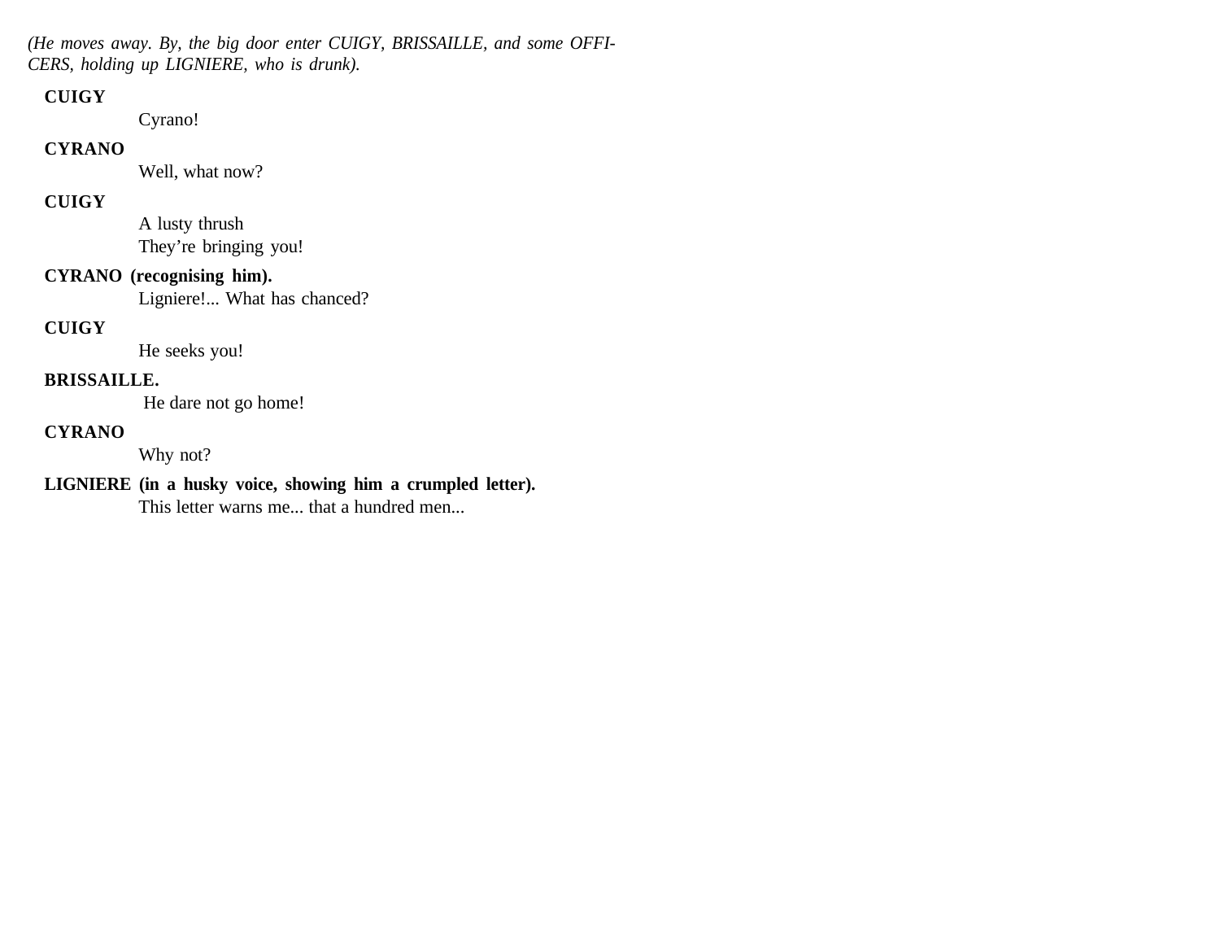*(He moves away. By, the big door enter CUIGY, BRISSAILLE, and some OFFICERS, holding up LIGNIERE, who is drunk).*

**CUIGY**

Cyrano!

**CYRANO**

Well, what now?

**CUIGY**

A lusty thrush
They're bringing you!

**CYRANO (recognising him).**

Ligniere!... What has chanced?

**CUIGY**

He seeks you!

**BRISSAILLE.**

He dare not go home!

**CYRANO**

Why not?

**LIGNIERE (in a husky voice, showing him a crumpled letter).**

This letter warns me... that a hundred men...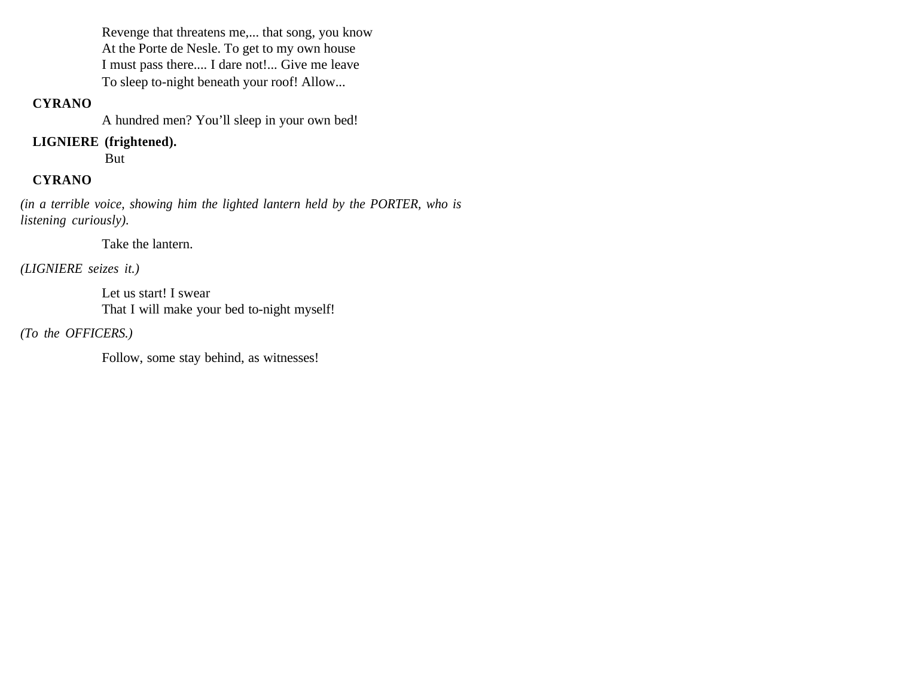Revenge that threatens me,... that song, you know
At the Porte de Nesle. To get to my own house
I must pass there.... I dare not!... Give me leave
To sleep to-night beneath your roof! Allow...

**CYRANO**

A hundred men? You'll sleep in your own bed!

**LIGNIERE (frightened).**

But

**CYRANO**

*(in a terrible voice, showing him the lighted lantern held by the PORTER, who is listening curiously).*

Take the lantern.

*(LIGNIERE seizes it.)*

Let us start! I swear
That I will make your bed to-night myself!

*(To the OFFICERS.)*

Follow, some stay behind, as witnesses!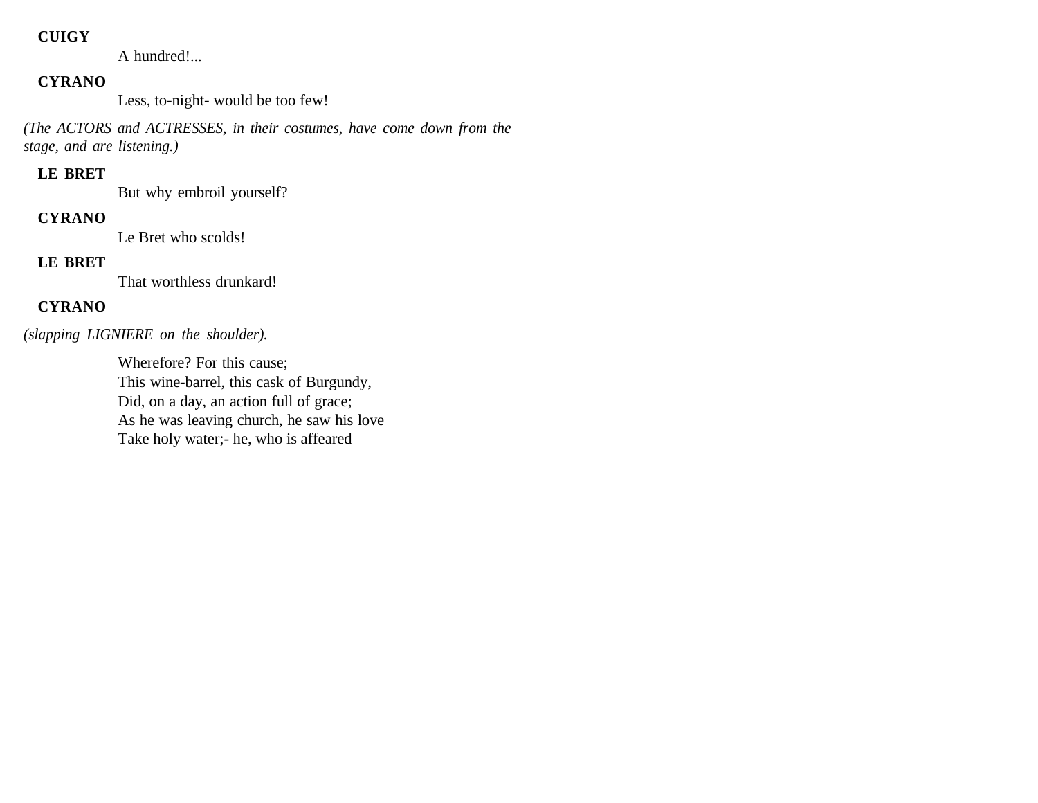**CUIGY**

A hundred!...

**CYRANO**

Less, to-night- would be too few!

*(The ACTORS and ACTRESSES, in their costumes, have come down from the stage, and are listening.)*

**LE BRET**

But why embroil yourself?

**CYRANO**

Le Bret who scolds!

**LE BRET**

That worthless drunkard!

**CYRANO**

*(slapping LIGNIERE on the shoulder).*

Wherefore? For this cause;  
This wine-barrel, this cask of Burgundy,  
Did, on a day, an action full of grace;  
As he was leaving church, he saw his love  
Take holy water;- he, who is affeared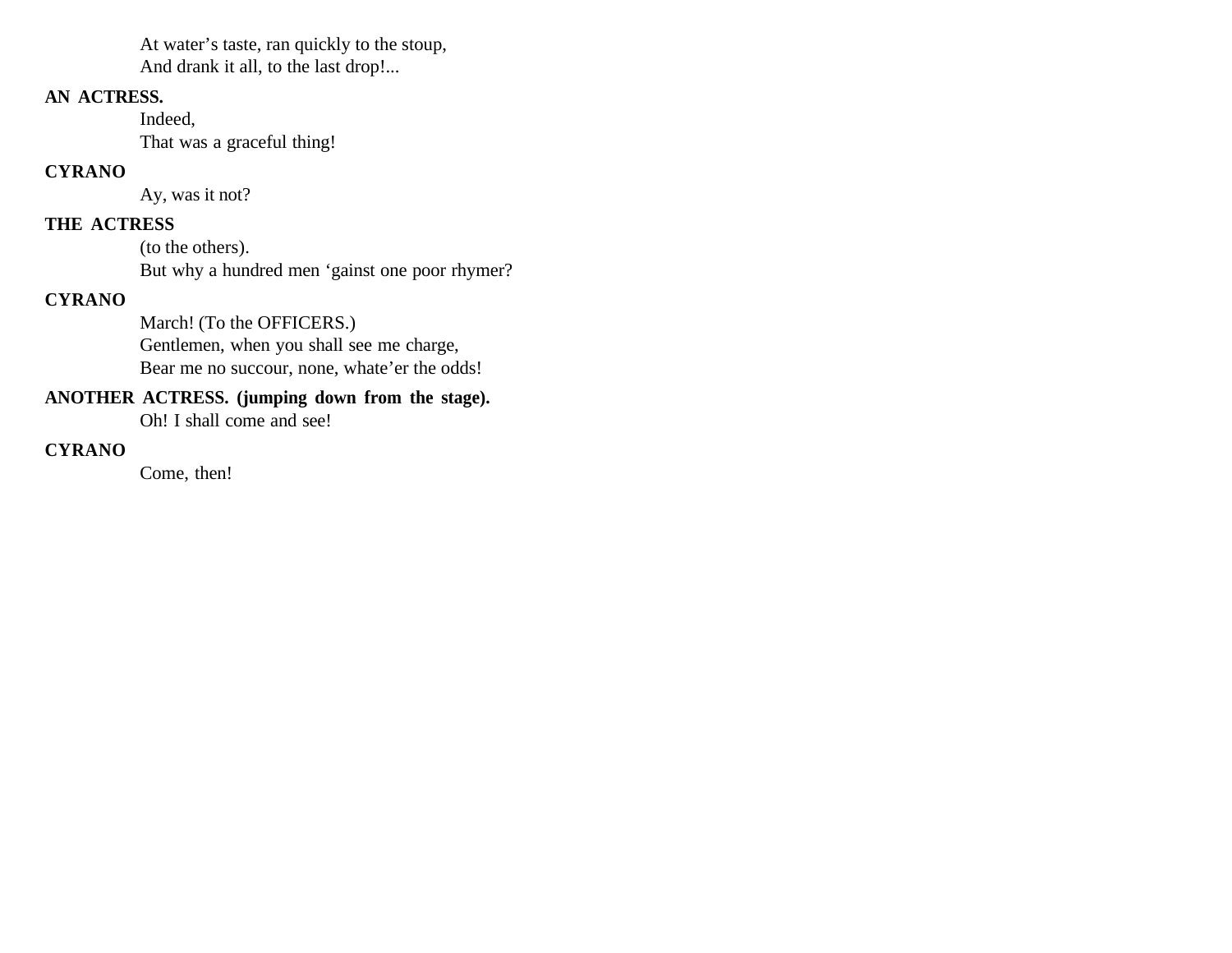At water’s taste, ran quickly to the stoup,
And drank it all, to the last drop!...

**AN ACTRESS.**

Indeed,
That was a graceful thing!

**CYRANO**

Ay, was it not?

**THE ACTRESS**

(to the others).
But why a hundred men ‘gainst one poor rhymer?

**CYRANO**

March! (To the OFFICERS.)
Gentlemen, when you shall see me charge,
Bear me no succour, none, whate’er the odds!

**ANOTHER ACTRESS. (jumping down from the stage).**

Oh! I shall come and see!

**CYRANO**

Come, then!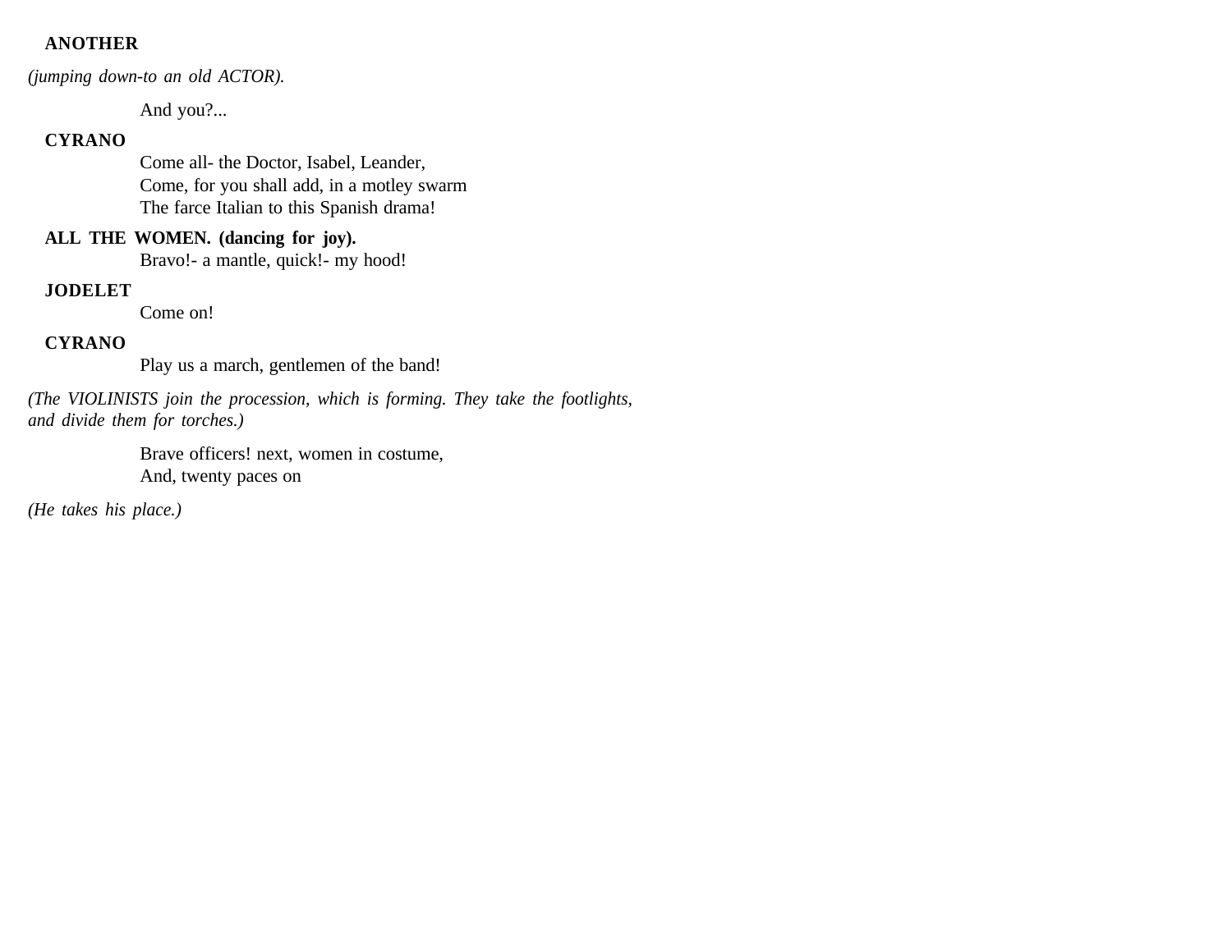**ANOTHER**

*(jumping down-to an old ACTOR).*

And you?...

**CYRANO**

Come all- the Doctor, Isabel, Leander,
Come, for you shall add, in a motley swarm
The farce Italian to this Spanish drama!

**ALL THE WOMEN. (dancing for joy).**

Bravo!- a mantle, quick!- my hood!

**JODELET**

Come on!

**CYRANO**

Play us a march, gentlemen of the band!

*(The VIOLINISTS join the procession, which is forming. They take the footlights, and divide them for torches.)*

Brave officers! next, women in costume,
And, twenty paces on

*(He takes his place.)*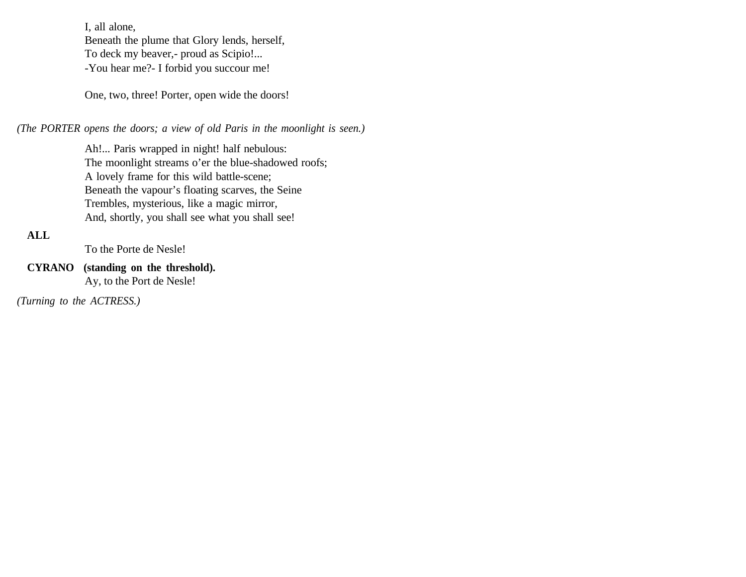I, all alone,  
Beneath the plume that Glory lends, herself,  
To deck my beaver,- proud as Scipio!...  
-You hear me?- I forbid you succour me!

One, two, three! Porter, open wide the doors!

*(The PORTER opens the doors; a view of old Paris in the moonlight is seen.)*

Ah!... Paris wrapped in night! half nebulous:  
The moonlight streams o'er the blue-shadowed roofs;  
A lovely frame for this wild battle-scene;  
Beneath the vapour's floating scarves, the Seine  
Trembles, mysterious, like a magic mirror,  
And, shortly, you shall see what you shall see!

**ALL**

To the Porte de Nesle!

**CYRANO (standing on the threshold).**

Ay, to the Port de Nesle!

*(Turning to the ACTRESS.)*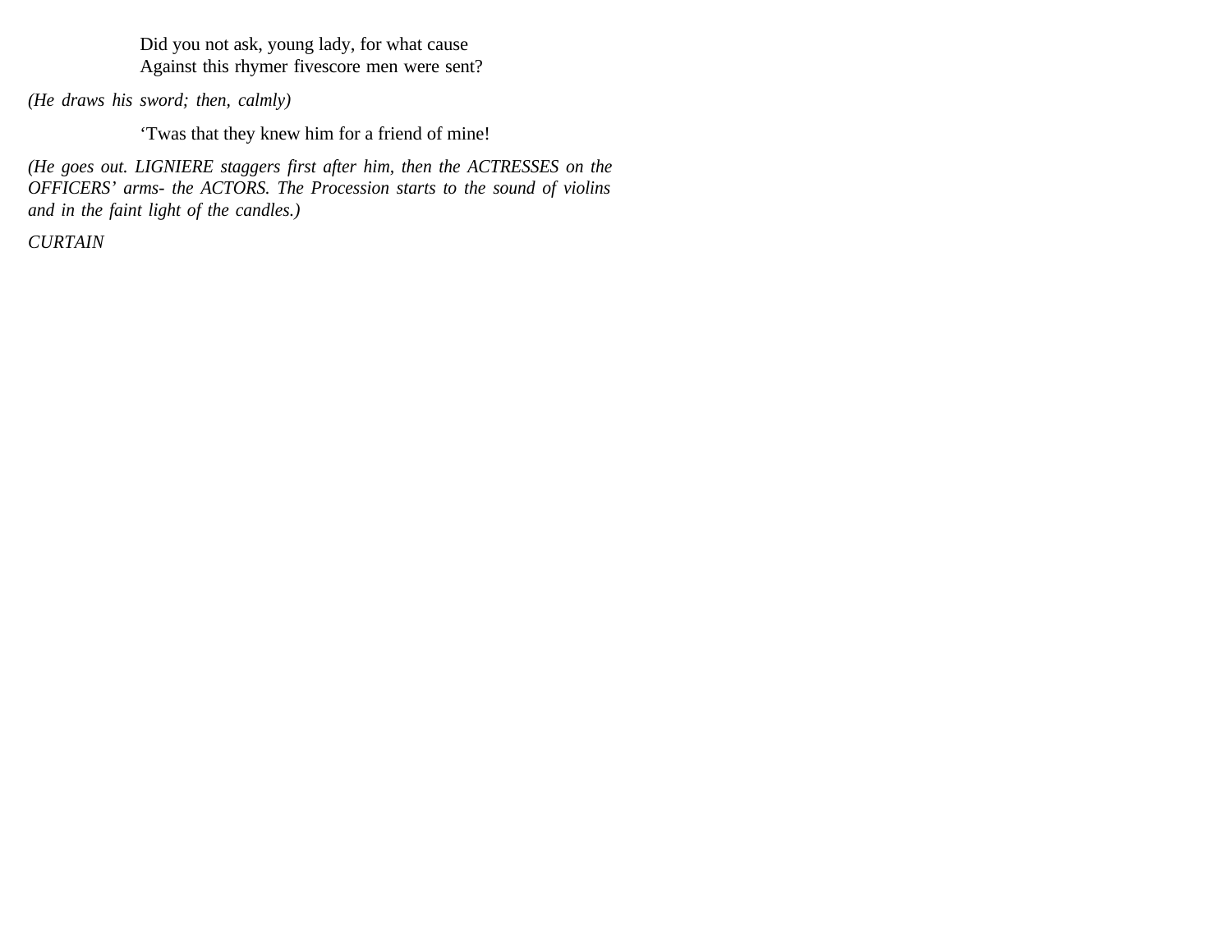Did you not ask, young lady, for what cause
Against this rhymer fivescore men were sent?

*(He draws his sword; then, calmly)*

‘Twas that they knew him for a friend of mine!

*(He goes out. LIGNIERE staggers first after him, then the ACTRESSES on the OFFICERS’ arms- the ACTORS. The Procession starts to the sound of violins and in the faint light of the candles.)*

*CURTAIN*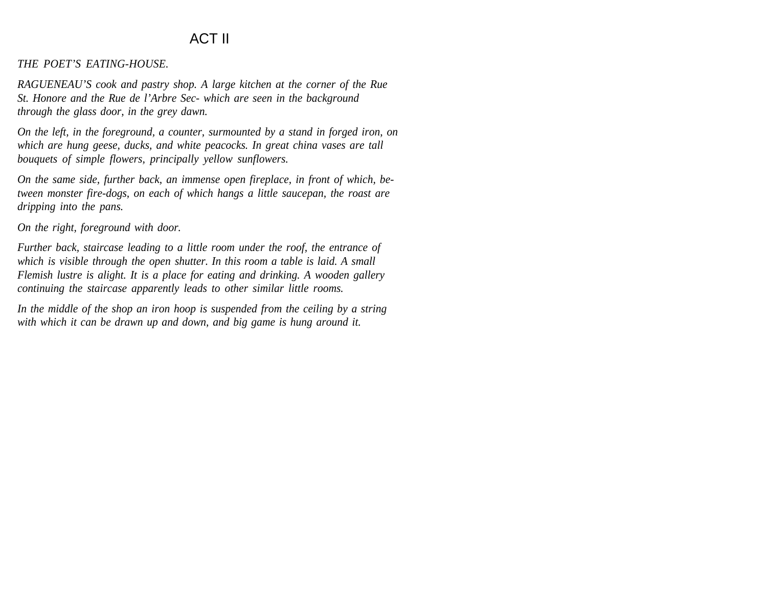# ACT II

*THE POET'S EATING-HOUSE.*

*RAGUENEAU'S cook and pastry shop. A large kitchen at the corner of the Rue St. Honore and the Rue de l'Arbre Sec- which are seen in the background through the glass door, in the grey dawn.*

*On the left, in the foreground, a counter, surmounted by a stand in forged iron, on which are hung geese, ducks, and white peacocks. In great china vases are tall bouquets of simple flowers, principally yellow sunflowers.*

*On the same side, further back, an immense open fireplace, in front of which, between monster fire-dogs, on each of which hangs a little saucepan, the roast are dripping into the pans.*

*On the right, foreground with door.*

*Further back, staircase leading to a little room under the roof, the entrance of which is visible through the open shutter. In this room a table is laid. A small Flemish lustre is alight. It is a place for eating and drinking. A wooden gallery continuing the staircase apparently leads to other similar little rooms.*

*In the middle of the shop an iron hoop is suspended from the ceiling by a string with which it can be drawn up and down, and big game is hung around it.*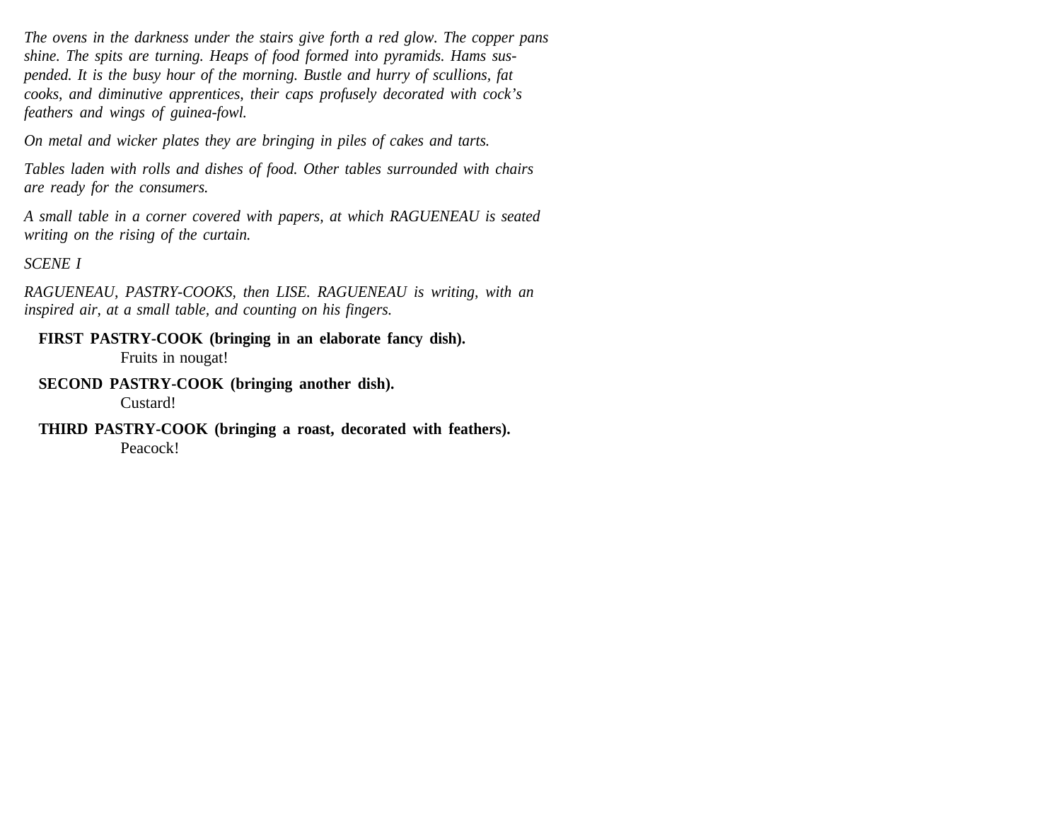*The ovens in the darkness under the stairs give forth a red glow. The copper pans shine. The spits are turning. Heaps of food formed into pyramids. Hams suspended. It is the busy hour of the morning. Bustle and hurry of scullions, fat cooks, and diminutive apprentices, their caps profusely decorated with cock's feathers and wings of guinea-fowl.*

*On metal and wicker plates they are bringing in piles of cakes and tarts.*

*Tables laden with rolls and dishes of food. Other tables surrounded with chairs are ready for the consumers.*

*A small table in a corner covered with papers, at which RAGUENEAU is seated writing on the rising of the curtain.*

*SCENE I*

*RAGUENEAU, PASTRY-COOKS, then LISE. RAGUENEAU is writing, with an inspired air, at a small table, and counting on his fingers.*

**FIRST PASTRY-COOK (bringing in an elaborate fancy dish).**
Fruits in nougat!

**SECOND PASTRY-COOK (bringing another dish).**
Custard!

**THIRD PASTRY-COOK (bringing a roast, decorated with feathers).**
Peacock!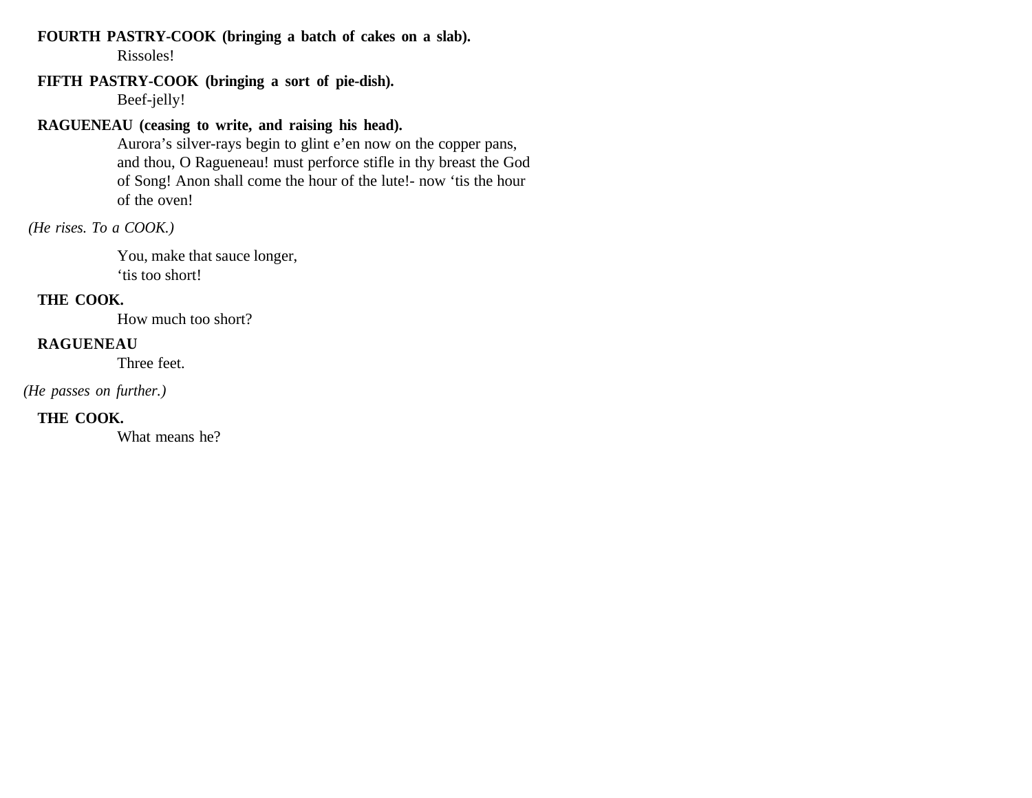**FOURTH PASTRY-COOK (bringing a batch of cakes on a slab).**
Rissoles!

**FIFTH PASTRY-COOK (bringing a sort of pie-dish).**
Beef-jelly!

**RAGUENEAU (ceasing to write, and raising his head).**
Aurora’s silver-rays begin to glint e’en now on the copper pans, and thou, O Ragueneau! must perforce stifle in thy breast the God of Song! Anon shall come the hour of the lute!- now ‘tis the hour of the oven!

*(He rises. To a COOK.)*

You, make that sauce longer,
‘tis too short!

**THE COOK.**
How much too short?

**RAGUENEAU**
Three feet.

*(He passes on further.)*

**THE COOK.**
What means he?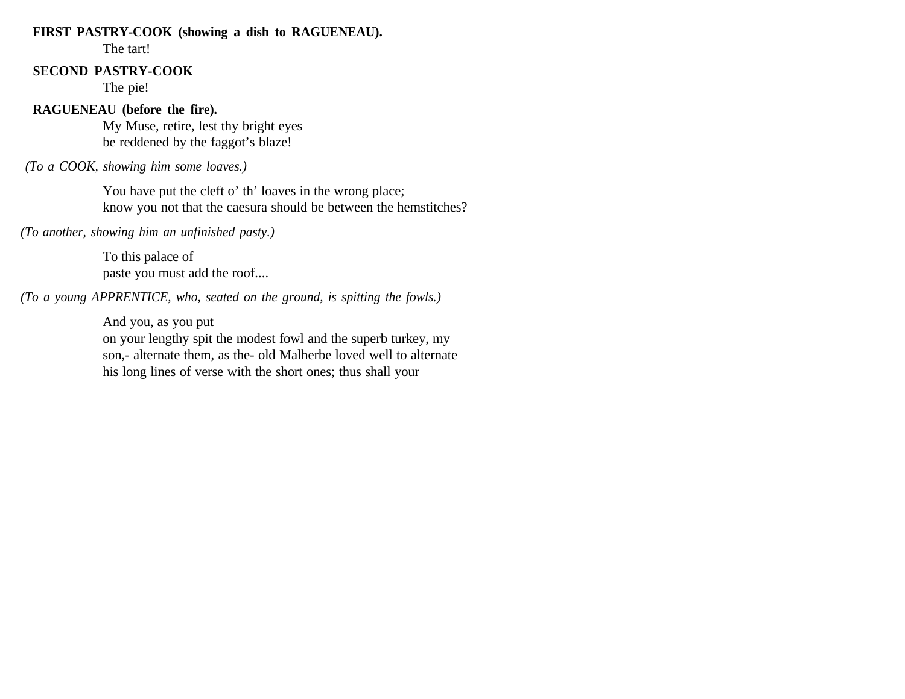**FIRST PASTRY-COOK (showing a dish to RAGUENEAU).**

The tart!

**SECOND PASTRY-COOK**

The pie!

**RAGUENEAU (before the fire).**

My Muse, retire, lest thy bright eyes
be reddened by the faggot's blaze!

*(To a COOK, showing him some loaves.)*

You have put the cleft o' th' loaves in the wrong place;
know you not that the caesura should be between the hemstitches?

*(To another, showing him an unfinished pasty.)*

To this palace of
paste you must add the roof....

*(To a young APPRENTICE, who, seated on the ground, is spitting the fowls.)*

And you, as you put
on your lengthy spit the modest fowl and the superb turkey, my
son,- alternate them, as the- old Malherbe loved well to alternate
his long lines of verse with the short ones; thus shall your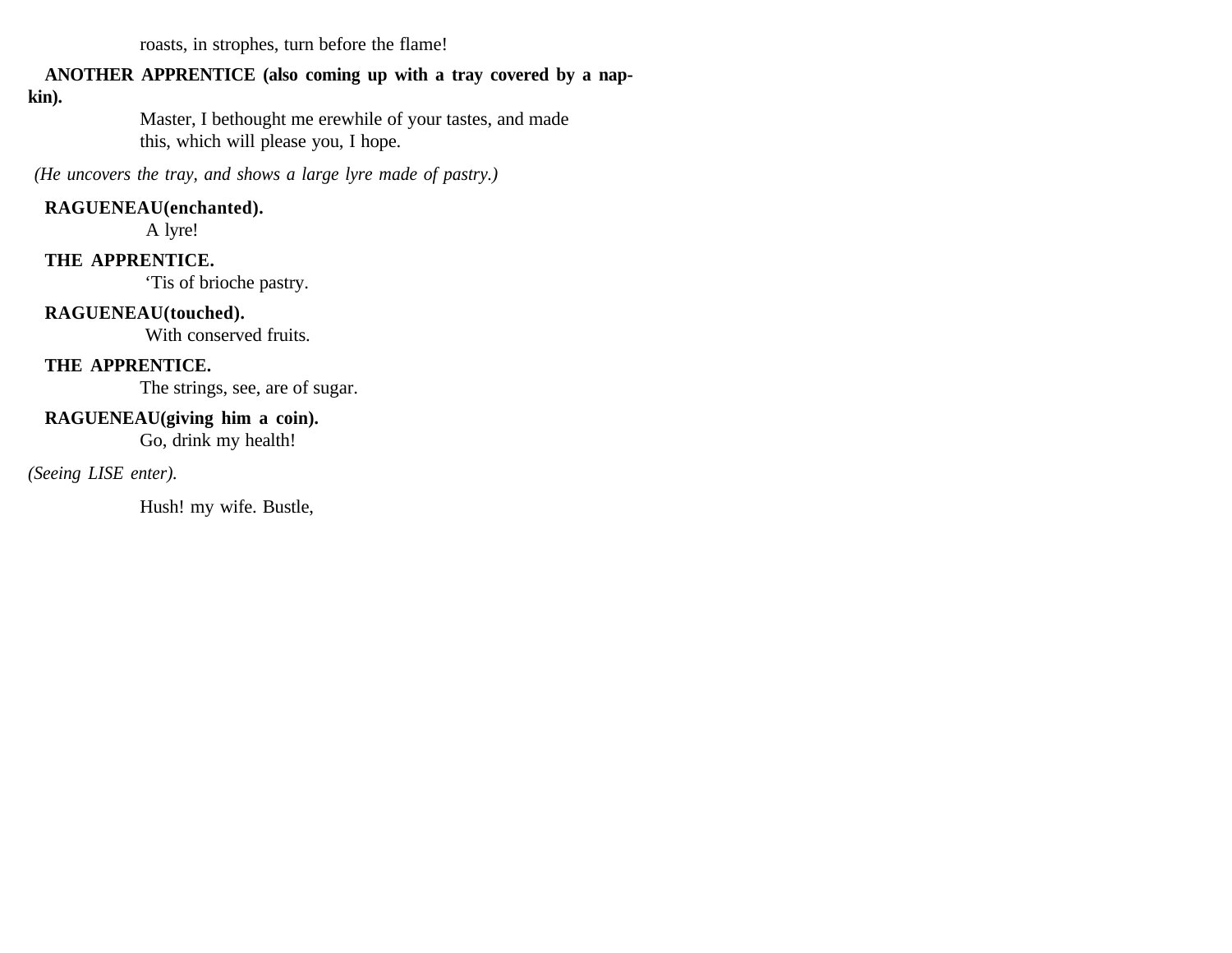roasts, in strophes, turn before the flame!

**ANOTHER APPRENTICE (also coming up with a tray covered by a napkin).**

Master, I bethought me erewhile of your tastes, and made this, which will please you, I hope.

*(He uncovers the tray, and shows a large lyre made of pastry.)*

**RAGUENEAU(enchanted).**

A lyre!

**THE APPRENTICE.**

'Tis of brioche pastry.

**RAGUENEAU(touched).**

With conserved fruits.

**THE APPRENTICE.**

The strings, see, are of sugar.

**RAGUENEAU(giving him a coin).**

Go, drink my health!

*(Seeing LISE enter).*

Hush! my wife. Bustle,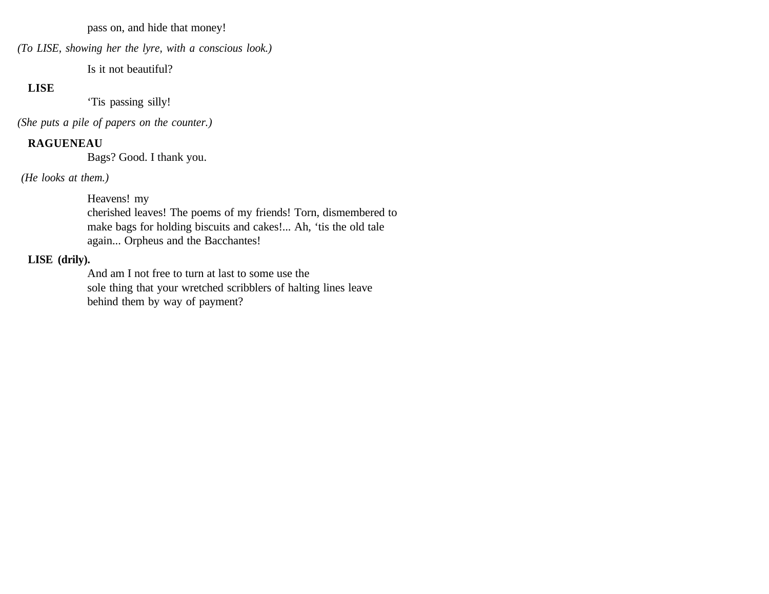pass on, and hide that money!

*(To LISE, showing her the lyre, with a conscious look.)*

Is it not beautiful?

**LISE**

'Tis passing silly!

*(She puts a pile of papers on the counter.)*

**RAGUENEAU**

Bags? Good. I thank you.

*(He looks at them.)*

Heavens! my
cherished leaves! The poems of my friends! Torn, dismembered to
make bags for holding biscuits and cakes!... Ah, 'tis the old tale
again... Orpheus and the Bacchantes!

**LISE (drily).**

And am I not free to turn at last to some use the
sole thing that your wretched scribblers of halting lines leave
behind them by way of payment?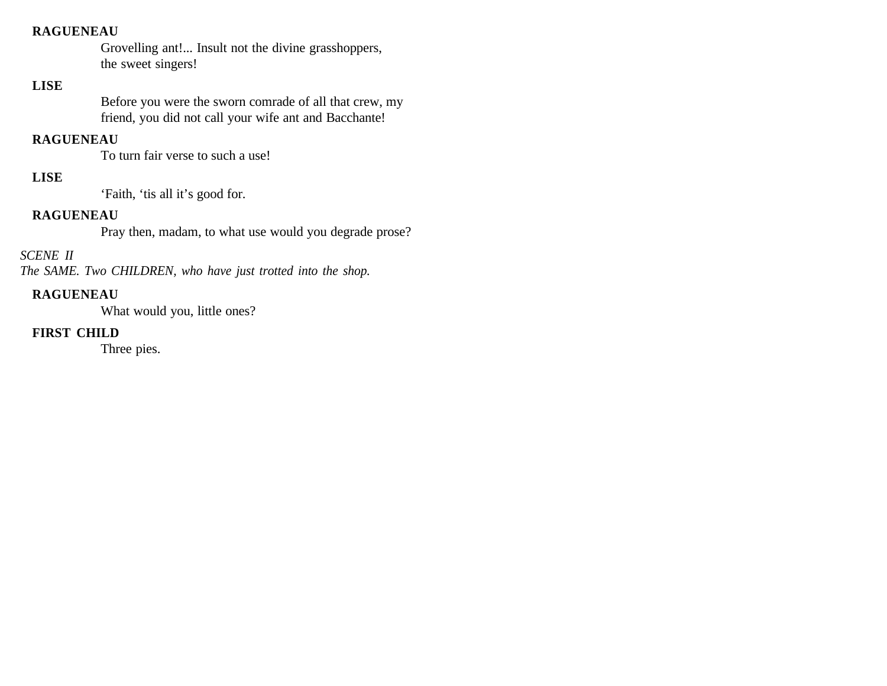**RAGUENEAU**

Grovelling ant!... Insult not the divine grasshoppers, the sweet singers!

**LISE**

Before you were the sworn comrade of all that crew, my friend, you did not call your wife ant and Bacchante!

**RAGUENEAU**

To turn fair verse to such a use!

**LISE**

‘Faith, ‘tis all it’s good for.

**RAGUENEAU**

Pray then, madam, to what use would you degrade prose?

*SCENE II*
*The SAME. Two CHILDREN, who have just trotted into the shop.*

**RAGUENEAU**

What would you, little ones?

**FIRST CHILD**

Three pies.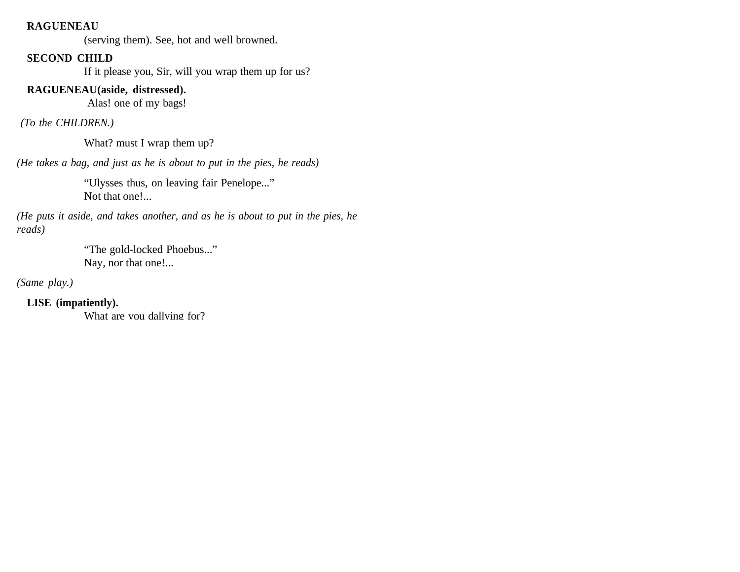**RAGUENEAU**

(serving them). See, hot and well browned.

**SECOND CHILD**

If it please you, Sir, will you wrap them up for us?

**RAGUENEAU(aside, distressed).**

Alas! one of my bags!

*(To the CHILDREN.)*

What? must I wrap them up?

*(He takes a bag, and just as he is about to put in the pies, he reads)*

"Ulysses thus, on leaving fair Penelope..."
Not that one!...

*(He puts it aside, and takes another, and as he is about to put in the pies, he reads)*

"The gold-locked Phoebus..."
Nay, nor that one!...

*(Same play.)*

**LISE (impatiently).**

What are you dallying for?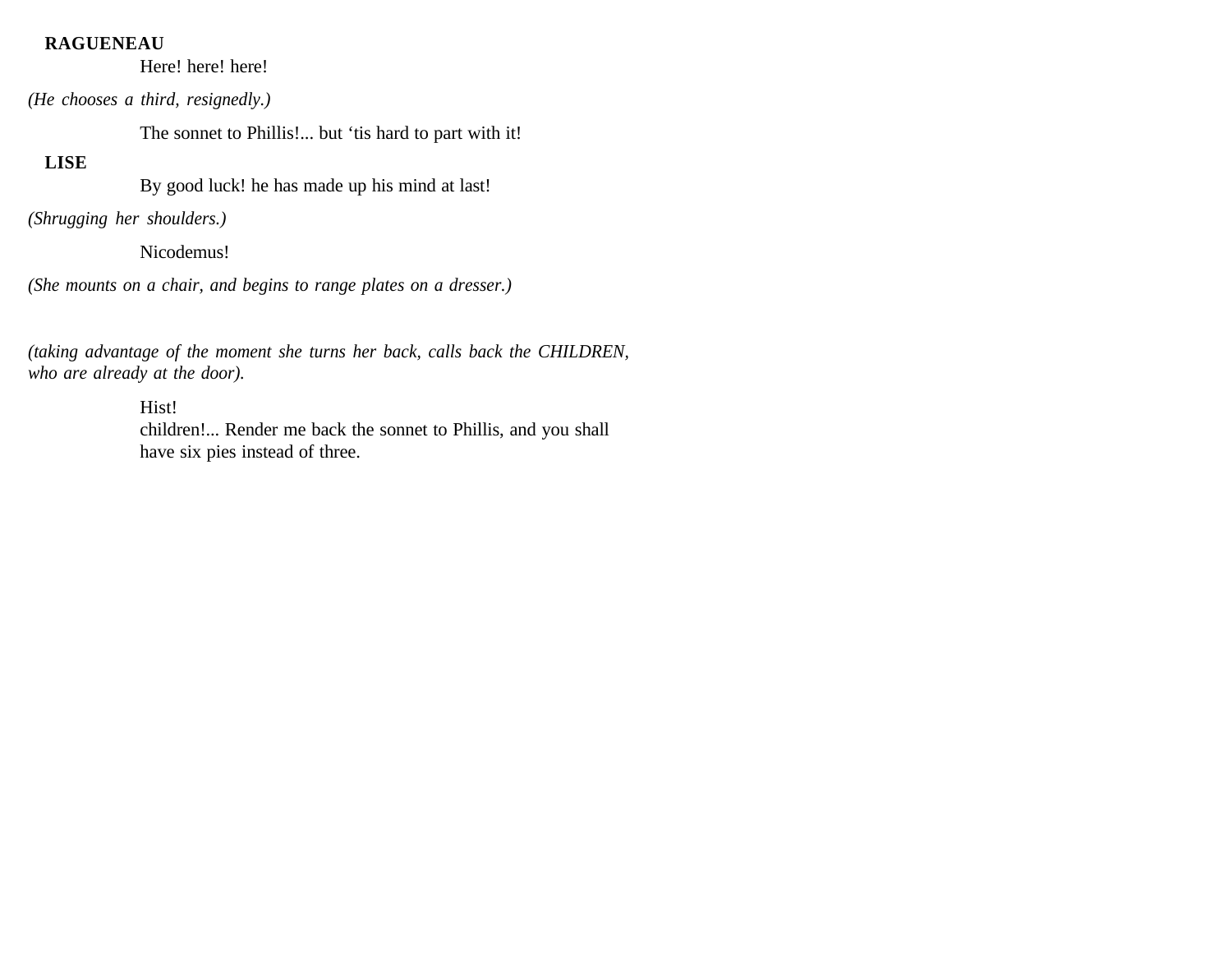**RAGUENEAU**

Here! here! here!

*(He chooses a third, resignedly.)*

The sonnet to Phillis!... but 'tis hard to part with it!

**LISE**

By good luck! he has made up his mind at last!

*(Shrugging her shoulders.)*

Nicodemus!

*(She mounts on a chair, and begins to range plates on a dresser.)*

*(taking advantage of the moment she turns her back, calls back the CHILDREN, who are already at the door).*

Hist!
children!... Render me back the sonnet to Phillis, and you shall have six pies instead of three.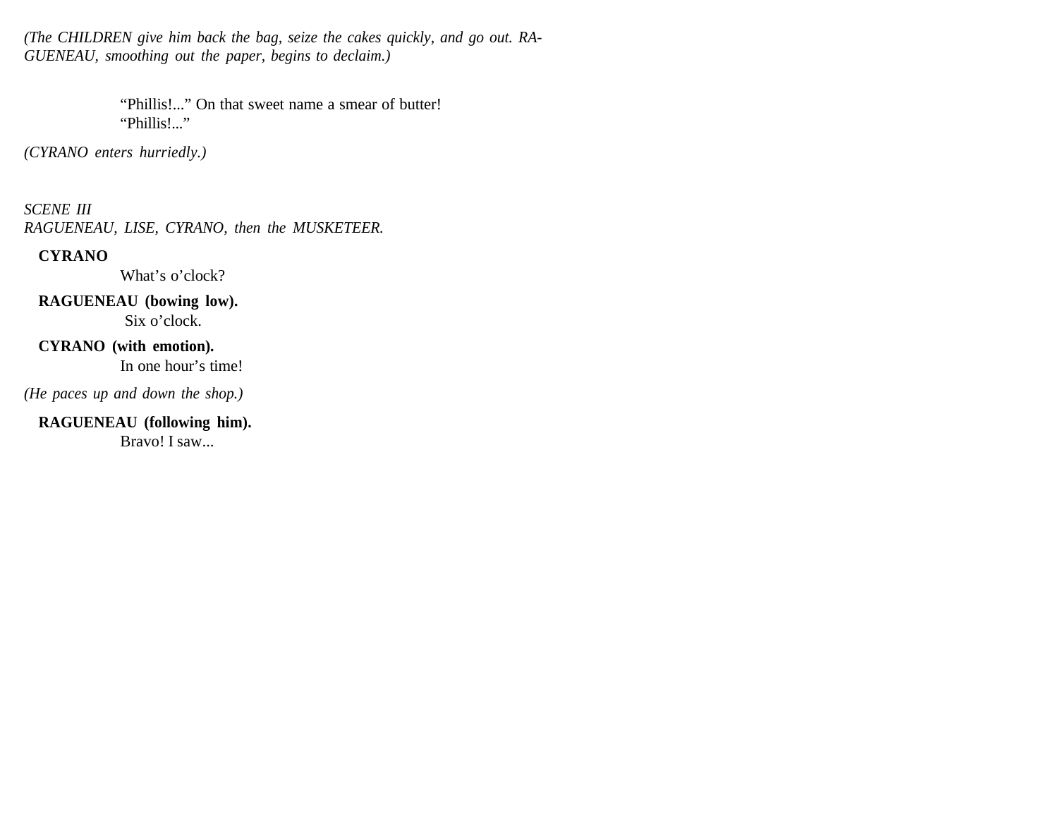*(The CHILDREN give him back the bag, seize the cakes quickly, and go out. RAGUENEAU, smoothing out the paper, begins to declaim.)*

> "Phillis!..." On that sweet name a smear of butter!
> "Phillis!..."

*(CYRANO enters hurriedly.)*

*SCENE III*
*RAGUENEAU, LISE, CYRANO, then the MUSKETEER.*

**CYRANO**
What's o'clock?

**RAGUENEAU (bowing low).**
Six o'clock.

**CYRANO (with emotion).**
In one hour's time!

*(He paces up and down the shop.)*

**RAGUENEAU (following him).**
Bravo! I saw...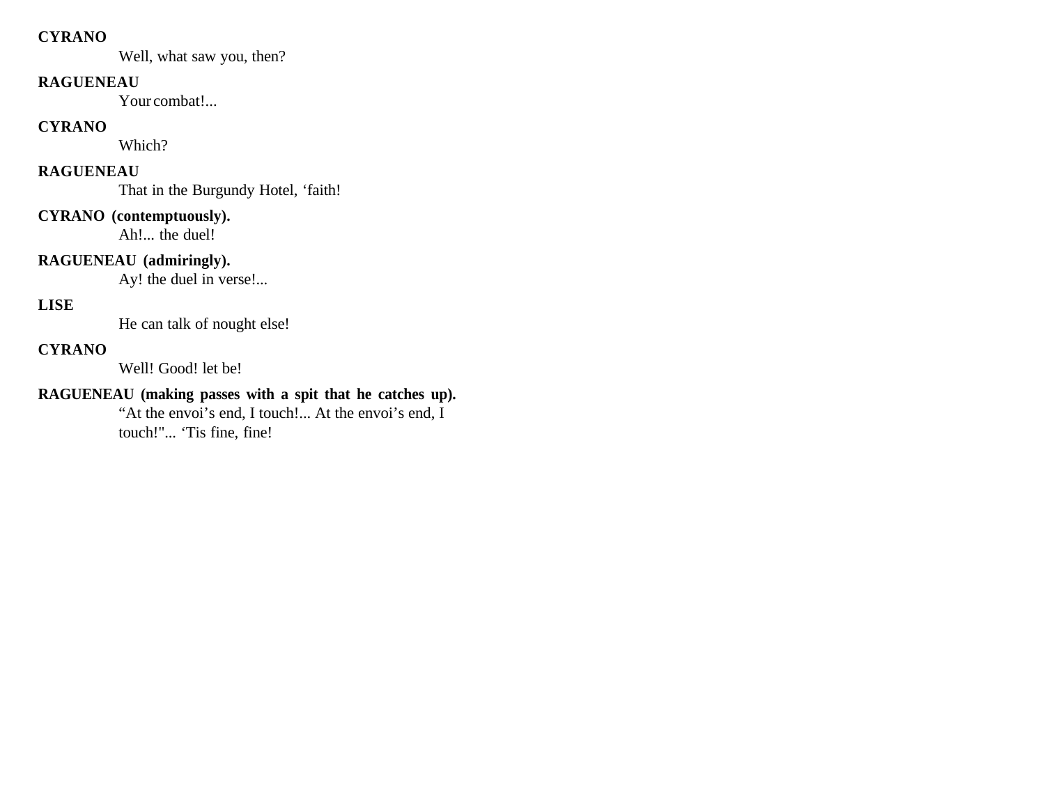**CYRANO**

Well, what saw you, then?

**RAGUENEAU**

Your combat!...

**CYRANO**

Which?

**RAGUENEAU**

That in the Burgundy Hotel, ‘faith!

**CYRANO (contemptuously).**

Ah!... the duel!

**RAGUENEAU (admiringly).**

Ay! the duel in verse!...

**LISE**

He can talk of nought else!

**CYRANO**

Well! Good! let be!

**RAGUENEAU (making passes with a spit that he catches up).**

“At the envoi’s end, I touch!... At the envoi’s end, I touch!"... ‘Tis fine, fine!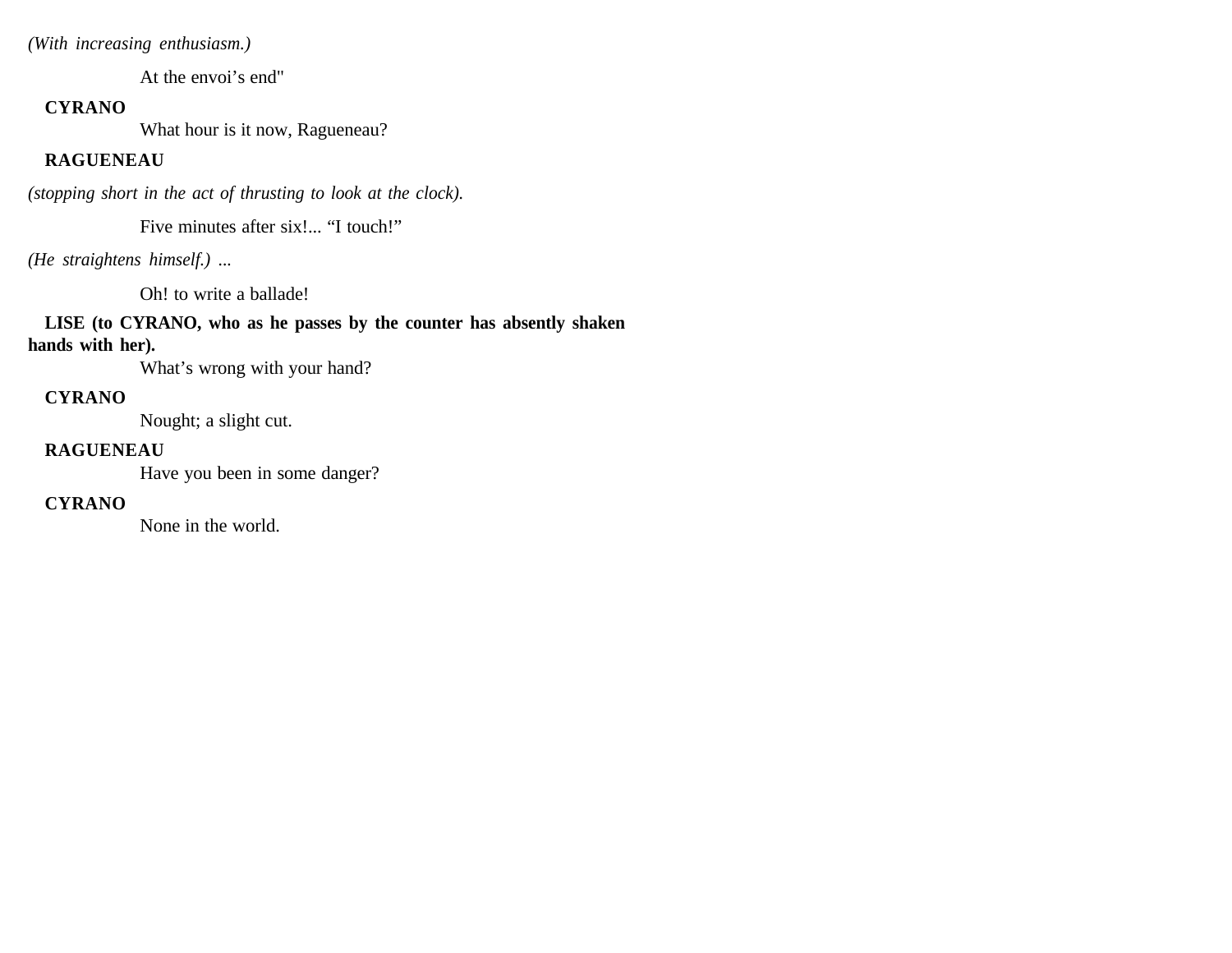*(With increasing enthusiasm.)*

At the envoi’s end"

**CYRANO**

What hour is it now, Ragueneau?

**RAGUENEAU**

*(stopping short in the act of thrusting to look at the clock).*

Five minutes after six!... “I touch!”

*(He straightens himself.) ...*

Oh! to write a ballade!

**LISE (to CYRANO, who as he passes by the counter has absently shaken hands with her).**

What’s wrong with your hand?

**CYRANO**

Nought; a slight cut.

**RAGUENEAU**

Have you been in some danger?

**CYRANO**

None in the world.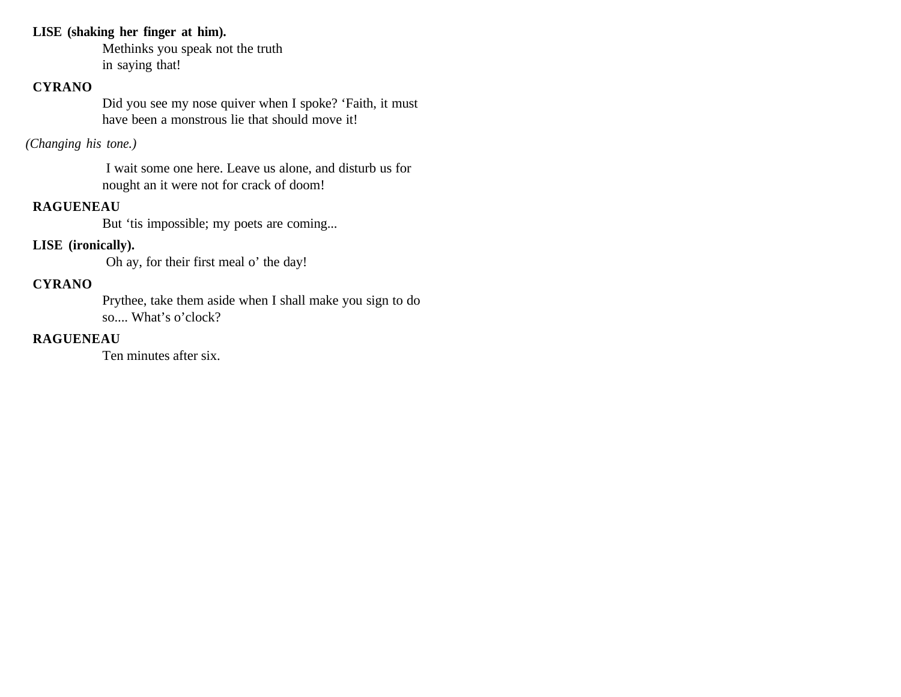**LISE (shaking her finger at him).**

Methinks you speak not the truth in saying that!

**CYRANO**

Did you see my nose quiver when I spoke? ‘Faith, it must have been a monstrous lie that should move it!

*(Changing his tone.)*

I wait some one here. Leave us alone, and disturb us for nought an it were not for crack of doom!

**RAGUENEAU**

But ‘tis impossible; my poets are coming...

**LISE (ironically).**

Oh ay, for their first meal o’ the day!

**CYRANO**

Prythee, take them aside when I shall make you sign to do so.... What’s o’clock?

**RAGUENEAU**

Ten minutes after six.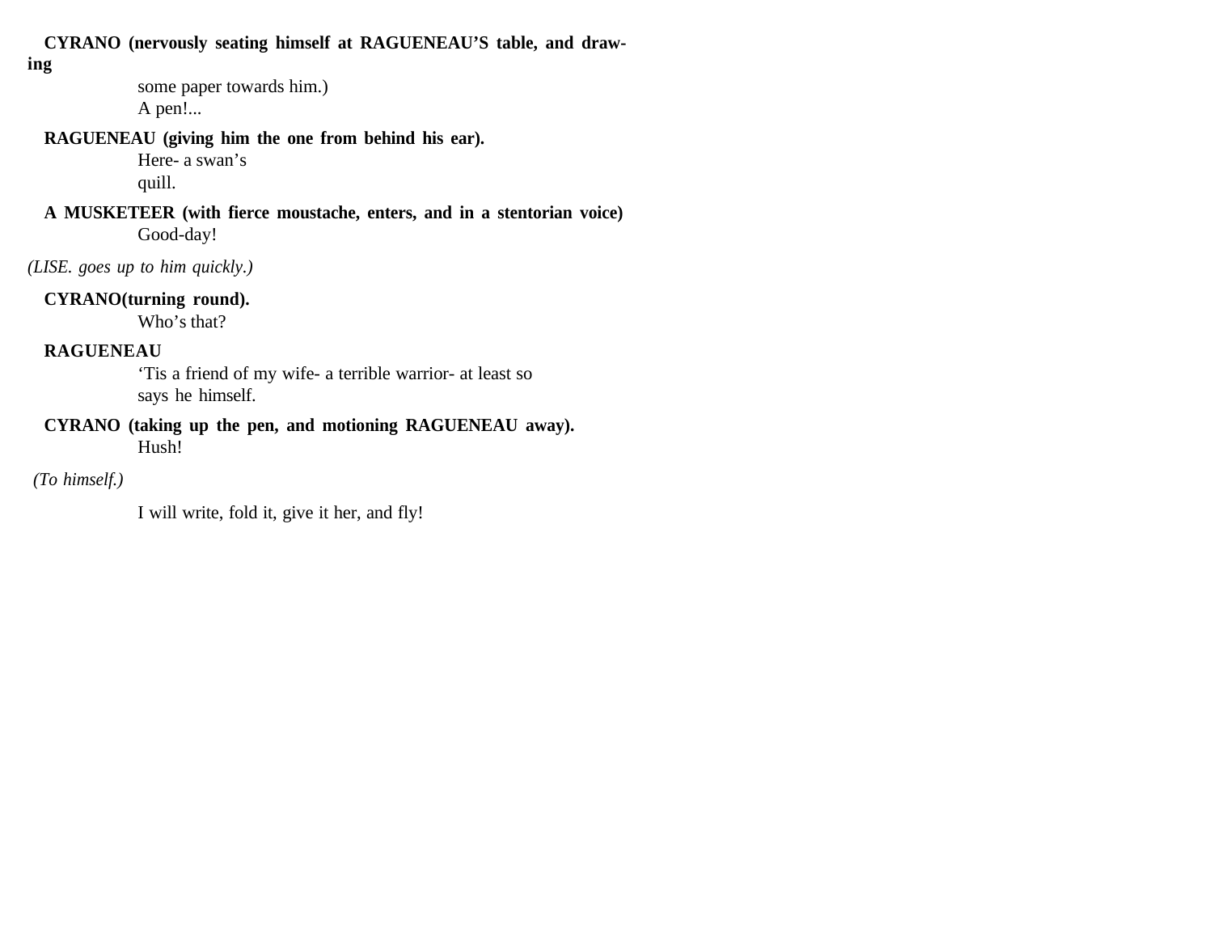**CYRANO (nervously seating himself at RAGUENEAU'S table, and drawing**
some paper towards him.)
A pen!...

**RAGUENEAU (giving him the one from behind his ear).**
Here- a swan's
quill.

**A MUSKETEER (with fierce moustache, enters, and in a stentorian voice)**
Good-day!

*(LISE. goes up to him quickly.)*

**CYRANO(turning round).**
Who's that?

**RAGUENEAU**
'Tis a friend of my wife- a terrible warrior- at least so
says he himself.

**CYRANO (taking up the pen, and motioning RAGUENEAU away).**
Hush!

*(To himself.)*

I will write, fold it, give it her, and fly!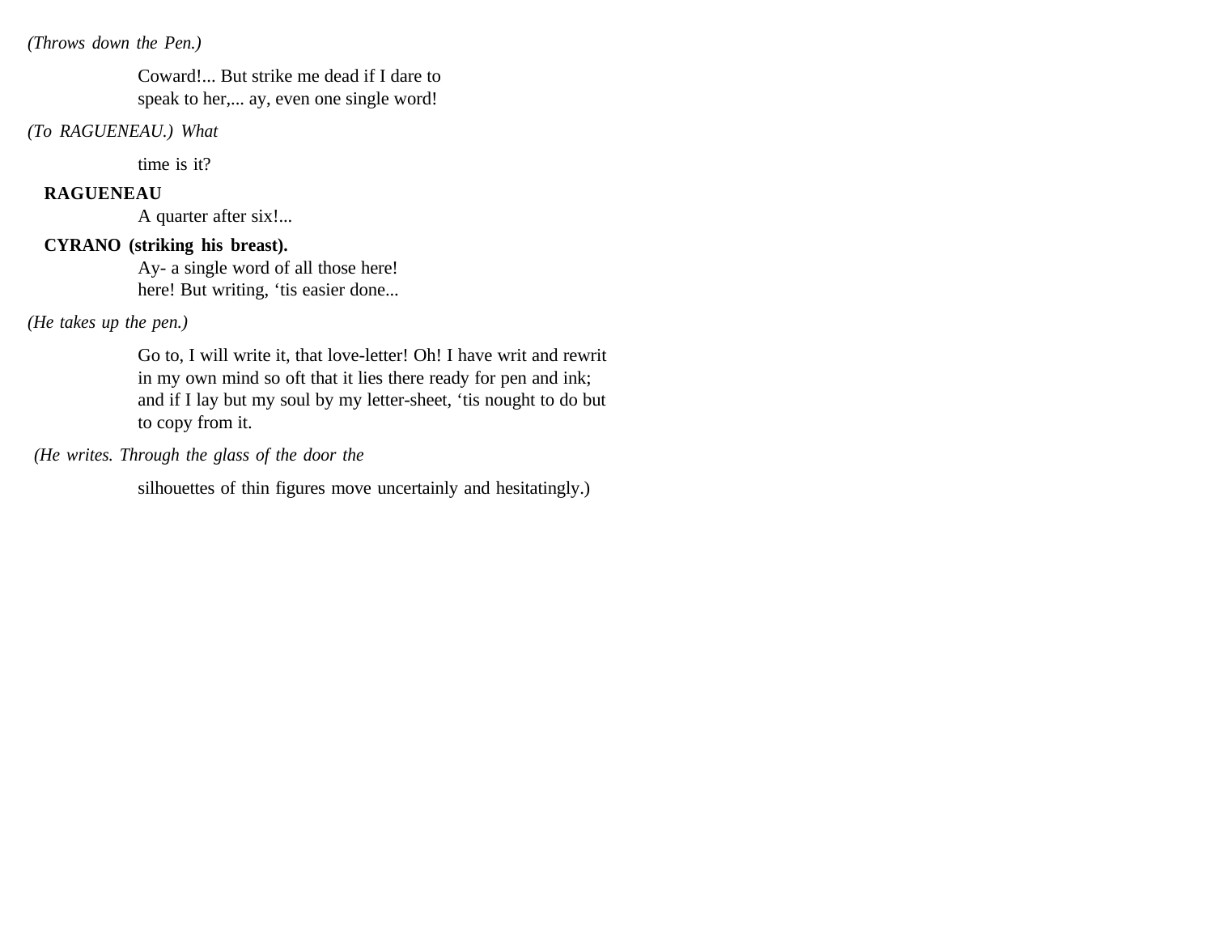*(Throws down the Pen.)*

Coward!... But strike me dead if I dare to
speak to her,... ay, even one single word!

*(To RAGUENEAU.) What*

time is it?

**RAGUENEAU**

A quarter after six!...

**CYRANO (striking his breast).**

Ay- a single word of all those here!
here! But writing, ‘tis easier done...

*(He takes up the pen.)*

Go to, I will write it, that love-letter! Oh! I have writ and rewrit
in my own mind so oft that it lies there ready for pen and ink;
and if I lay but my soul by my letter-sheet, ‘tis nought to do but
to copy from it.

*(He writes. Through the glass of the door the*

silhouettes of thin figures move uncertainly and hesitatingly.)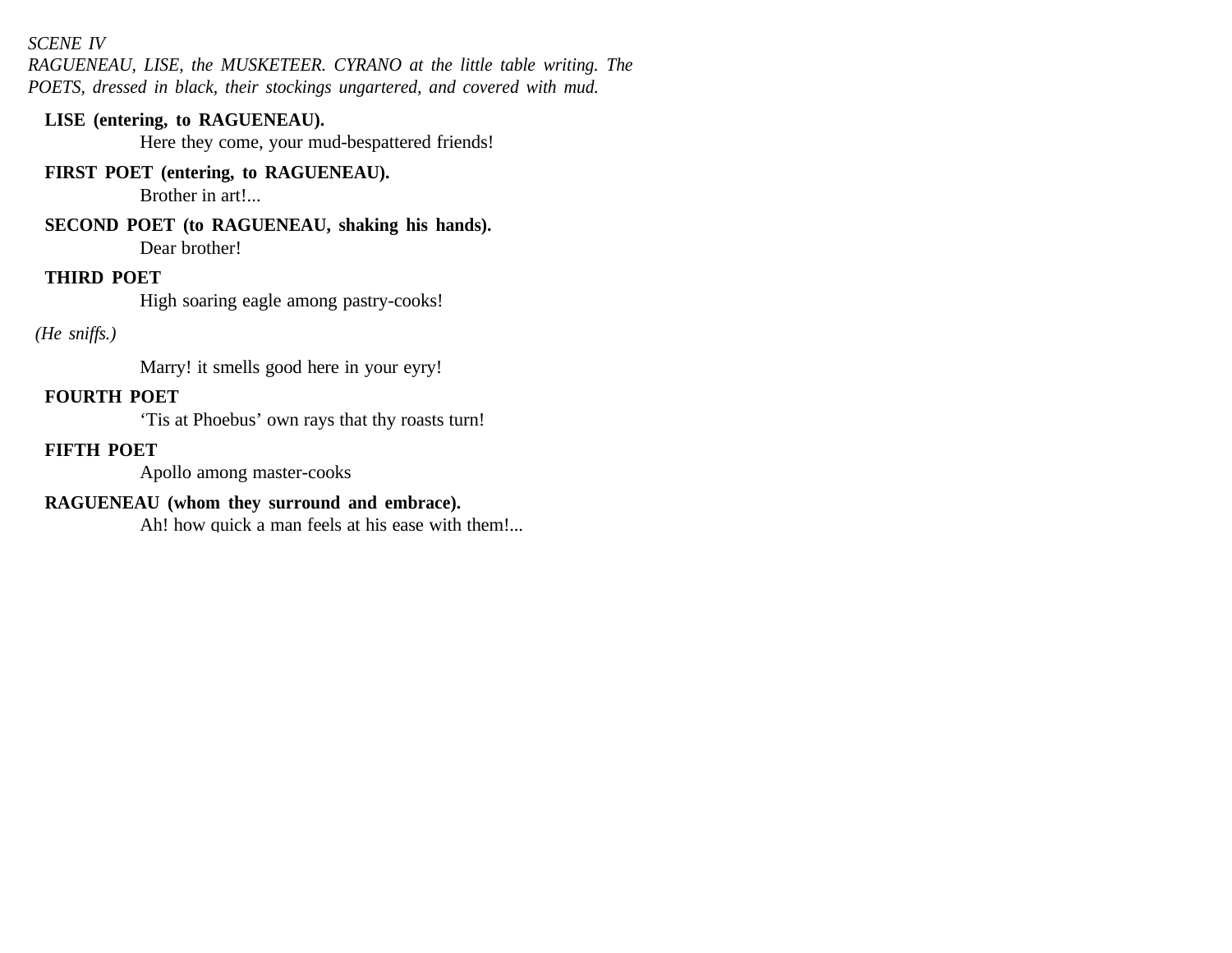*SCENE IV*

*RAGUENEAU, LISE, the MUSKETEER. CYRANO at the little table writing. The POETS, dressed in black, their stockings ungartered, and covered with mud.*

**LISE (entering, to RAGUENEAU).**

Here they come, your mud-bespattered friends!

**FIRST POET (entering, to RAGUENEAU).**

Brother in art!...

**SECOND POET (to RAGUENEAU, shaking his hands).**

Dear brother!

**THIRD POET**

High soaring eagle among pastry-cooks!

*(He sniffs.)*

Marry! it smells good here in your eyry!

**FOURTH POET**

'Tis at Phoebus' own rays that thy roasts turn!

**FIFTH POET**

Apollo among master-cooks

**RAGUENEAU (whom they surround and embrace).**

Ah! how quick a man feels at his ease with them!...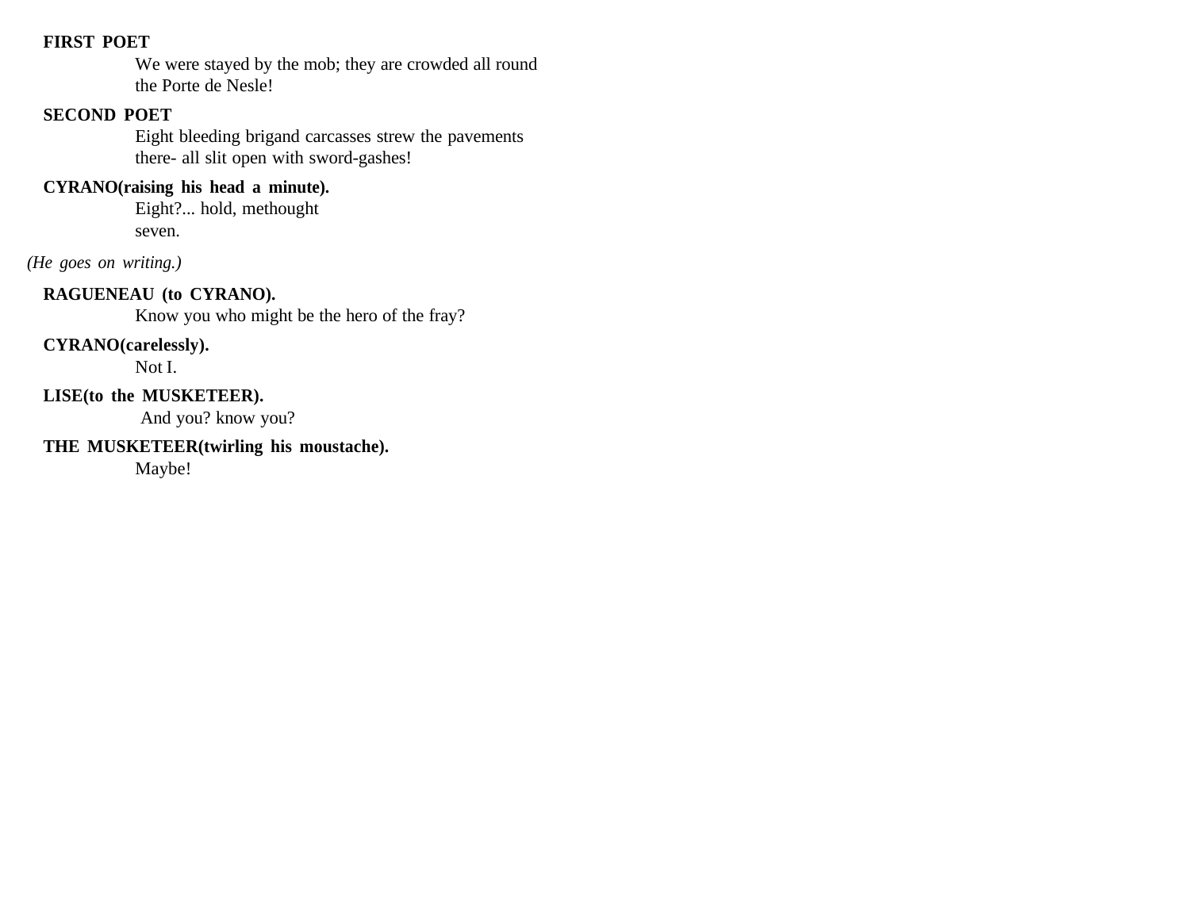**FIRST POET**

We were stayed by the mob; they are crowded all round the Porte de Nesle!

**SECOND POET**

Eight bleeding brigand carcasses strew the pavements there- all slit open with sword-gashes!

**CYRANO(raising his head a minute).**

Eight?... hold, methought seven.

*(He goes on writing.)*

**RAGUENEAU (to CYRANO).**

Know you who might be the hero of the fray?

**CYRANO(carelessly).**

Not I.

**LISE(to the MUSKETEER).**

And you? know you?

**THE MUSKETEER(twirling his moustache).**

Maybe!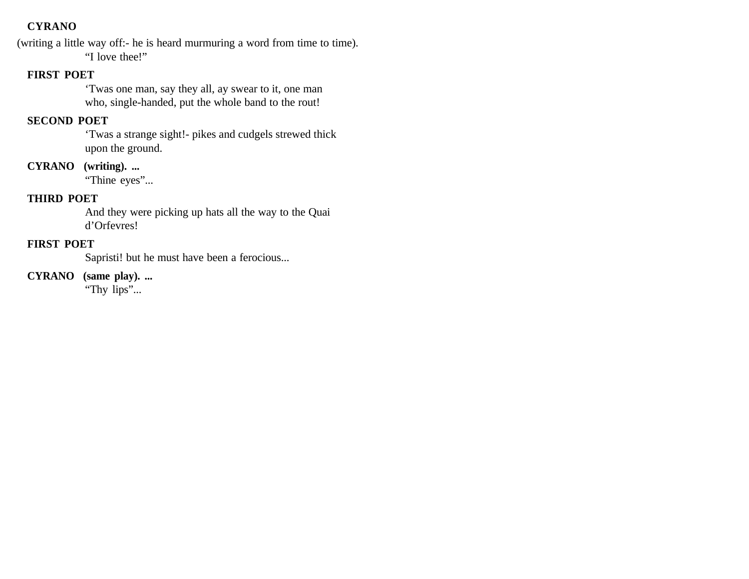**CYRANO**

(writing a little way off:- he is heard murmuring a word from time to time).

"I love thee!"

**FIRST POET**

'Twas one man, say they all, ay swear to it, one man who, single-handed, put the whole band to the rout!

**SECOND POET**

'Twas a strange sight!- pikes and cudgels strewed thick upon the ground.

**CYRANO (writing). ...**

"Thine eyes"...

**THIRD POET**

And they were picking up hats all the way to the Quai d'Orfevres!

**FIRST POET**

Sapristi! but he must have been a ferocious...

**CYRANO (same play). ...**

"Thy lips"...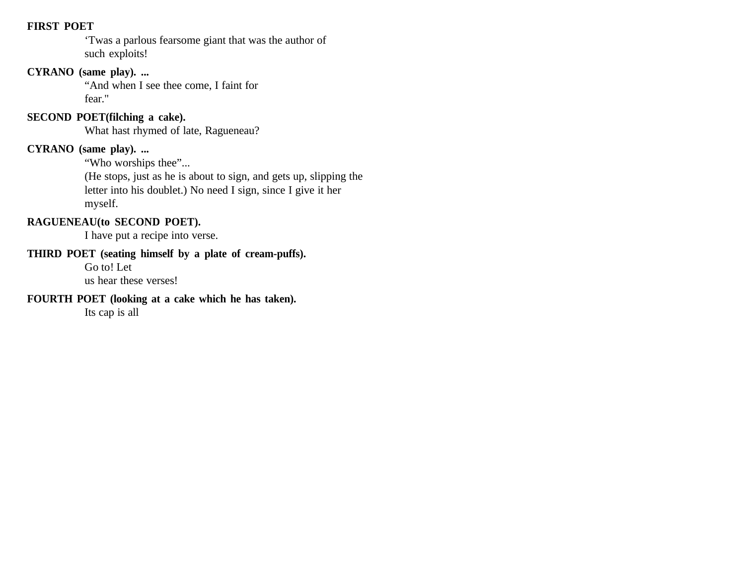**FIRST POET**

‘Twas a parlous fearsome giant that was the author of such exploits!

**CYRANO (same play). ...**

“And when I see thee come, I faint for fear."

**SECOND POET(filching a cake).**

What hast rhymed of late, Ragueneau?

**CYRANO (same play). ...**

“Who worships thee”...
(He stops, just as he is about to sign, and gets up, slipping the letter into his doublet.) No need I sign, since I give it her myself.

**RAGUENEAU(to SECOND POET).**

I have put a recipe into verse.

**THIRD POET (seating himself by a plate of cream-puffs).**

Go to! Let
us hear these verses!

**FOURTH POET (looking at a cake which he has taken).**

Its cap is all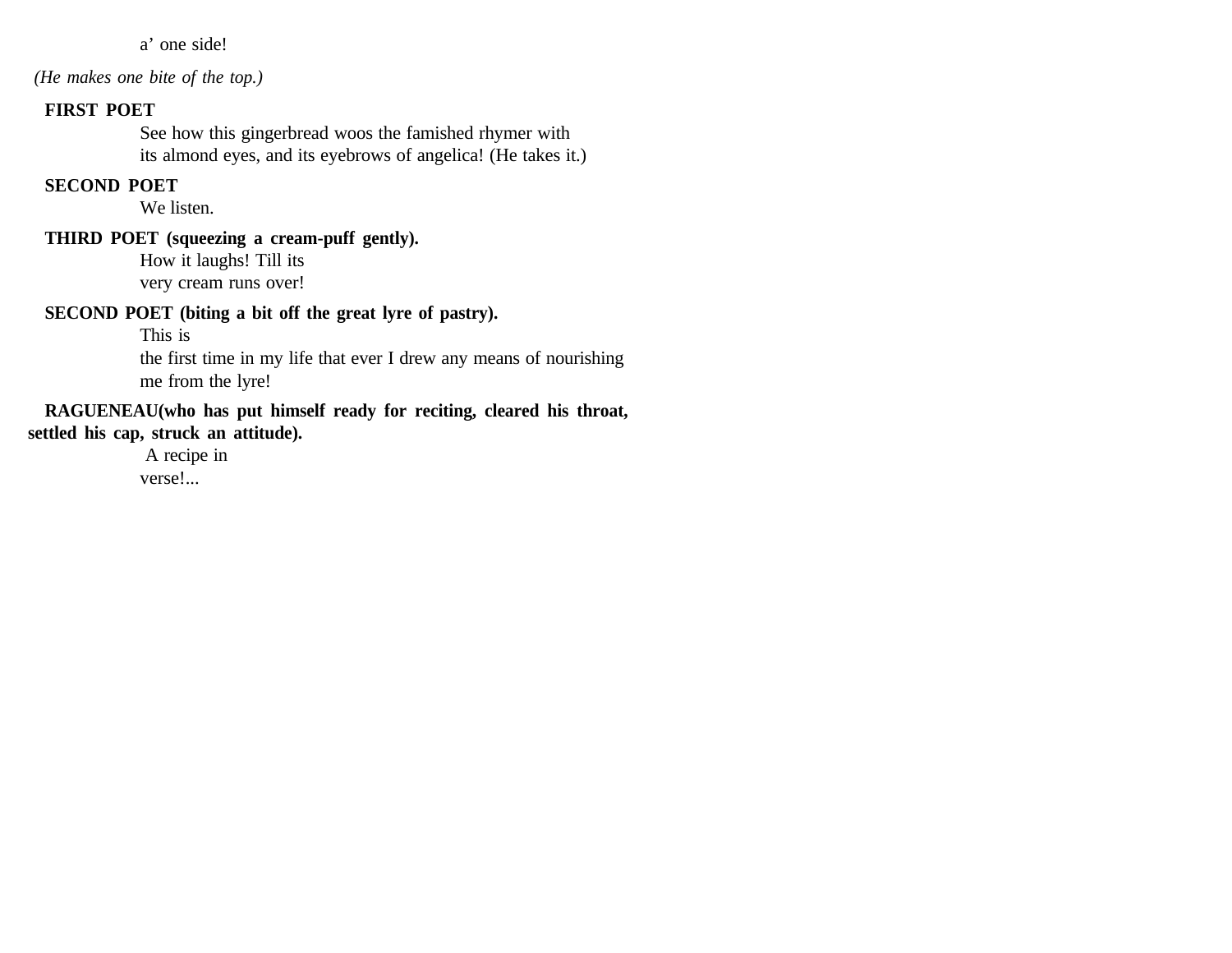a' one side!

*(He makes one bite of the top.)*

**FIRST POET**

See how this gingerbread woos the famished rhymer with
its almond eyes, and its eyebrows of angelica! (He takes it.)

**SECOND POET**

We listen.

**THIRD POET (squeezing a cream-puff gently).**

How it laughs! Till its
very cream runs over!

**SECOND POET (biting a bit off the great lyre of pastry).**

This is
the first time in my life that ever I drew any means of nourishing
me from the lyre!

**RAGUENEAU(who has put himself ready for reciting, cleared his throat, settled his cap, struck an attitude).**

A recipe in
verse!...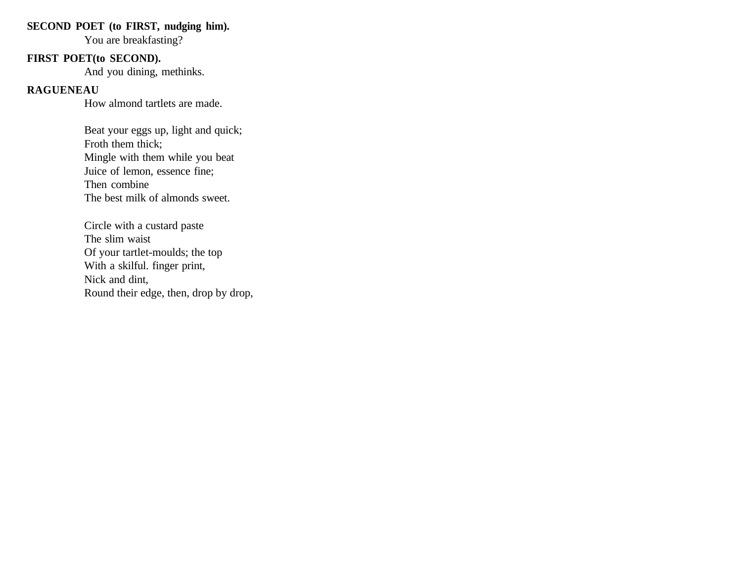**SECOND POET (to FIRST, nudging him).**

You are breakfasting?

**FIRST POET(to SECOND).**

And you dining, methinks.

**RAGUENEAU**

How almond tartlets are made.

Beat your eggs up, light and quick;  
Froth them thick;  
Mingle with them while you beat  
Juice of lemon, essence fine;  
Then combine  
The best milk of almonds sweet.

Circle with a custard paste  
The slim waist  
Of your tartlet-moulds; the top  
With a skilful. finger print,  
Nick and dint,  
Round their edge, then, drop by drop,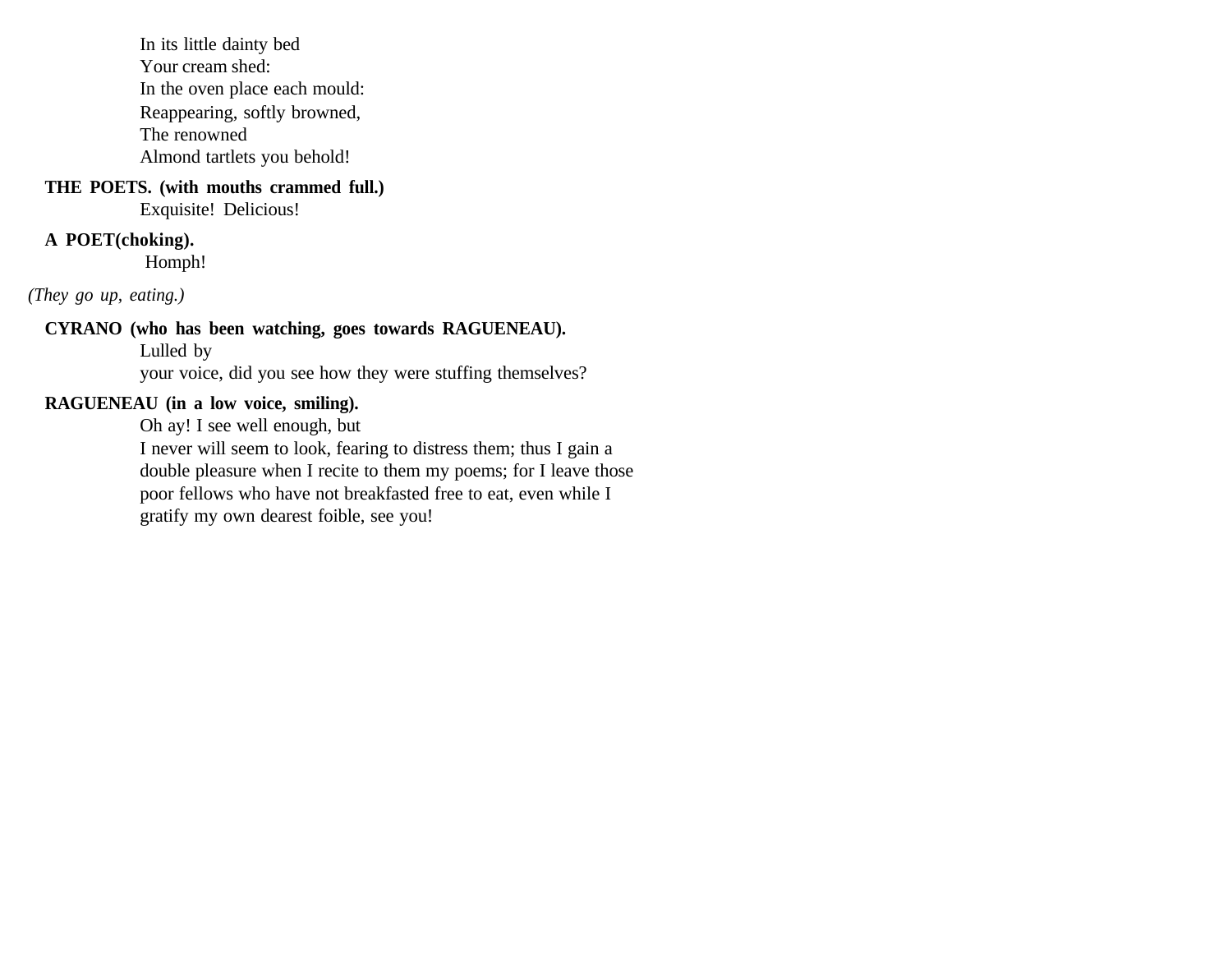In its little dainty bed  
Your cream shed:  
In the oven place each mould:  
Reappearing, softly browned,  
The renowned  
Almond tartlets you behold!

**THE POETS. (with mouths crammed full.)**  
Exquisite! Delicious!

**A POET(choking).**  
Homph!

*(They go up, eating.)*

**CYRANO (who has been watching, goes towards RAGUENEAU).**  
Lulled by  
your voice, did you see how they were stuffing themselves?

**RAGUENEAU (in a low voice, smiling).**  
Oh ay! I see well enough, but  
I never will seem to look, fearing to distress them; thus I gain a double pleasure when I recite to them my poems; for I leave those poor fellows who have not breakfasted free to eat, even while I gratify my own dearest foible, see you!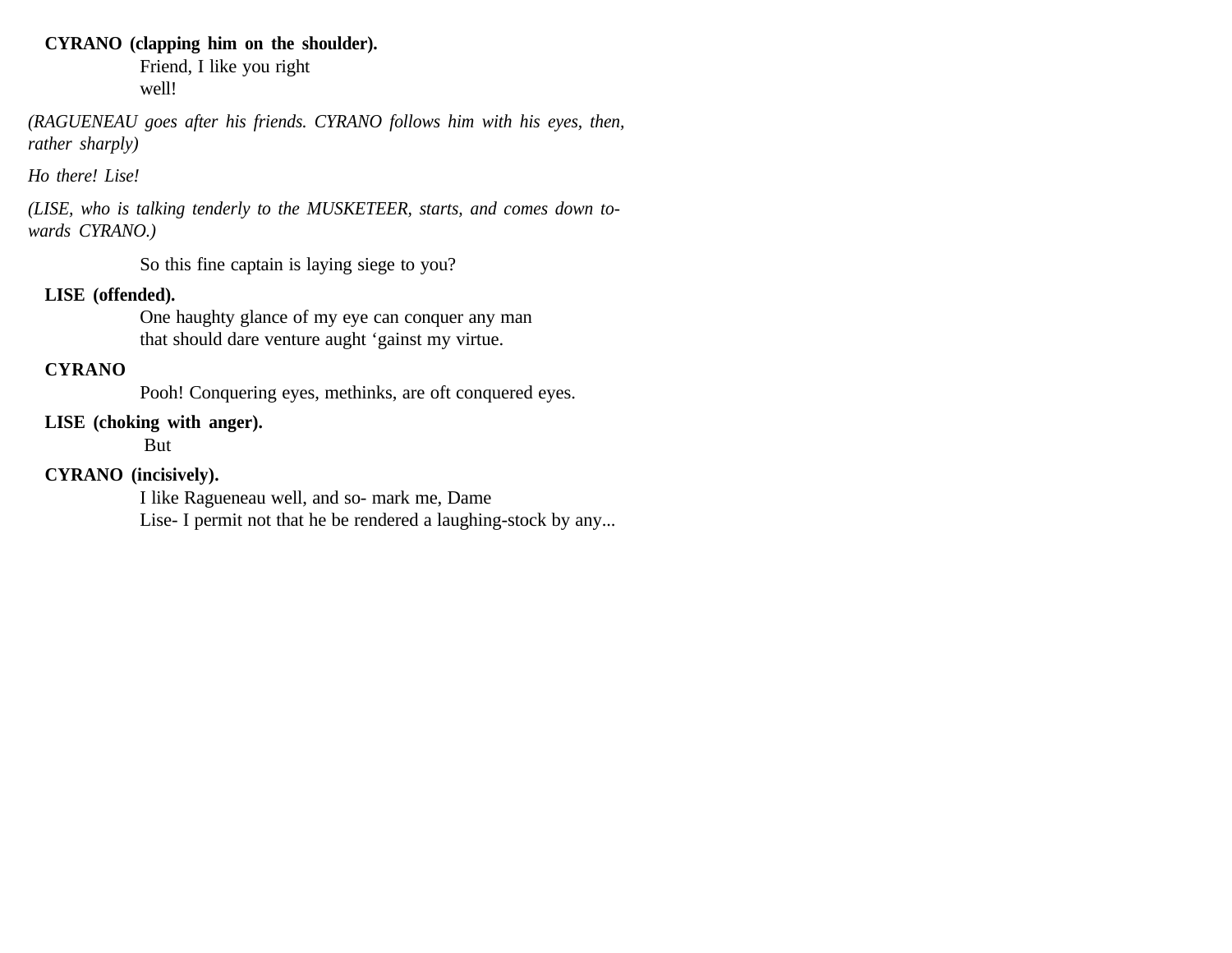**CYRANO (clapping him on the shoulder).**
Friend, I like you right
well!

*(RAGUENEAU goes after his friends. CYRANO follows him with his eyes, then, rather sharply)*

*Ho there! Lise!*

*(LISE, who is talking tenderly to the MUSKETEER, starts, and comes down towards CYRANO.)*

So this fine captain is laying siege to you?

**LISE (offended).**
One haughty glance of my eye can conquer any man
that should dare venture aught 'gainst my virtue.

**CYRANO**
Pooh! Conquering eyes, methinks, are oft conquered eyes.

**LISE (choking with anger).**
But

**CYRANO (incisively).**
I like Ragueneau well, and so- mark me, Dame
Lise- I permit not that he be rendered a laughing-stock by any...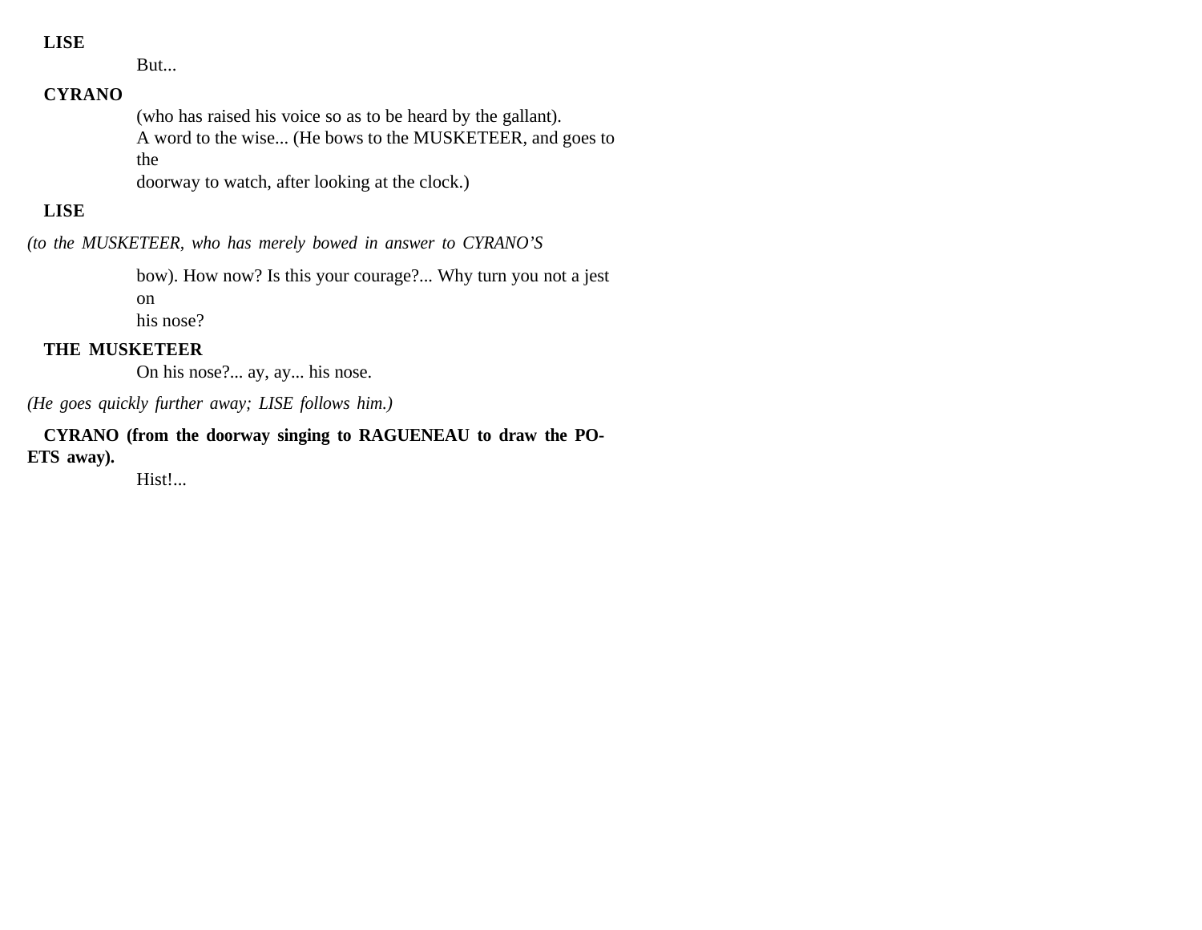**LISE**

But...

**CYRANO**

(who has raised his voice so as to be heard by the gallant).
A word to the wise... (He bows to the MUSKETEER, and goes to the doorway to watch, after looking at the clock.)

**LISE**

*(to the MUSKETEER, who has merely bowed in answer to CYRANO'S*

bow). How now? Is this your courage?... Why turn you not a jest on his nose?

**THE MUSKETEER**

On his nose?... ay, ay... his nose.

*(He goes quickly further away; LISE follows him.)*

**CYRANO (from the doorway singing to RAGUENEAU to draw the POETS away).**

Hist!...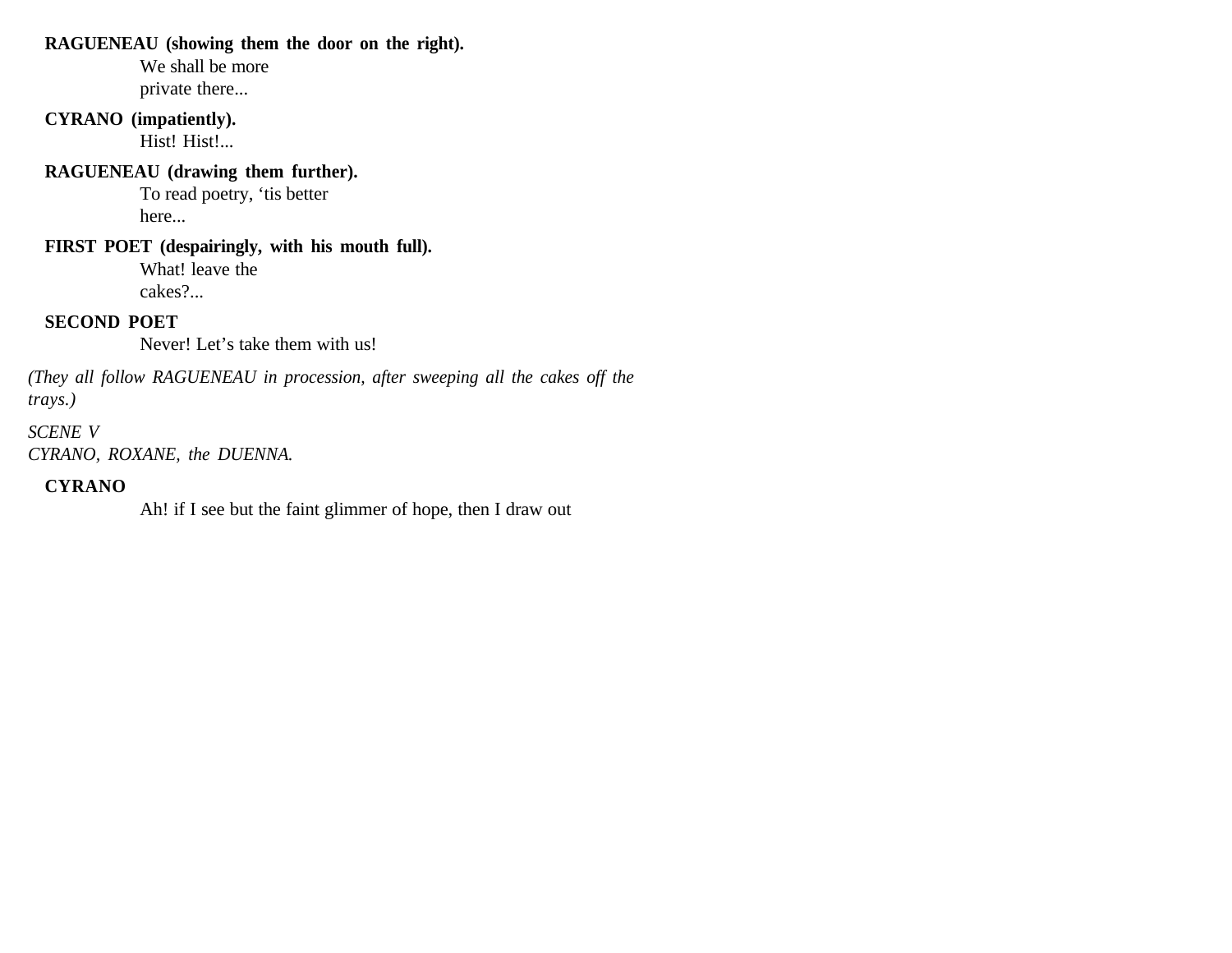**RAGUENEAU (showing them the door on the right).**
We shall be more
private there...

**CYRANO (impatiently).**
Hist! Hist!...

**RAGUENEAU (drawing them further).**
To read poetry, 'tis better
here...

**FIRST POET (despairingly, with his mouth full).**
What! leave the
cakes?...

**SECOND POET**
Never! Let's take them with us!

*(They all follow RAGUENEAU in procession, after sweeping all the cakes off the trays.)*

*SCENE V*
*CYRANO, ROXANE, the DUENNA.*

**CYRANO**
Ah! if I see but the faint glimmer of hope, then I draw out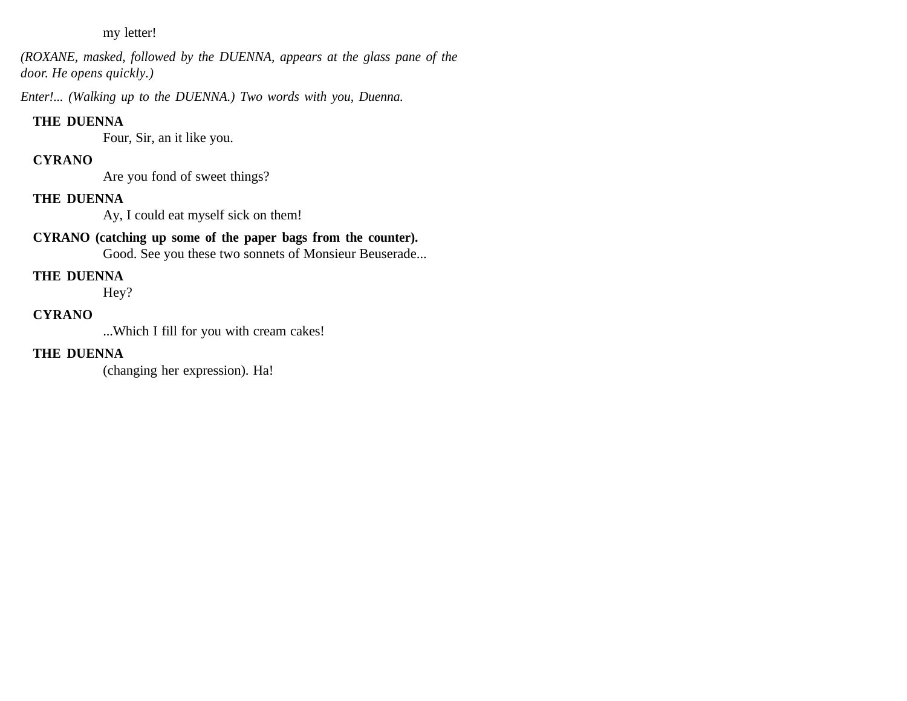my letter!

*(ROXANE, masked, followed by the DUENNA, appears at the glass pane of the door. He opens quickly.)*

*Enter!... (Walking up to the DUENNA.) Two words with you, Duenna.*

**THE DUENNA**

Four, Sir, an it like you.

**CYRANO**

Are you fond of sweet things?

**THE DUENNA**

Ay, I could eat myself sick on them!

**CYRANO (catching up some of the paper bags from the counter).**

Good. See you these two sonnets of Monsieur Beuserade...

**THE DUENNA**

Hey?

**CYRANO**

...Which I fill for you with cream cakes!

**THE DUENNA**

(changing her expression). Ha!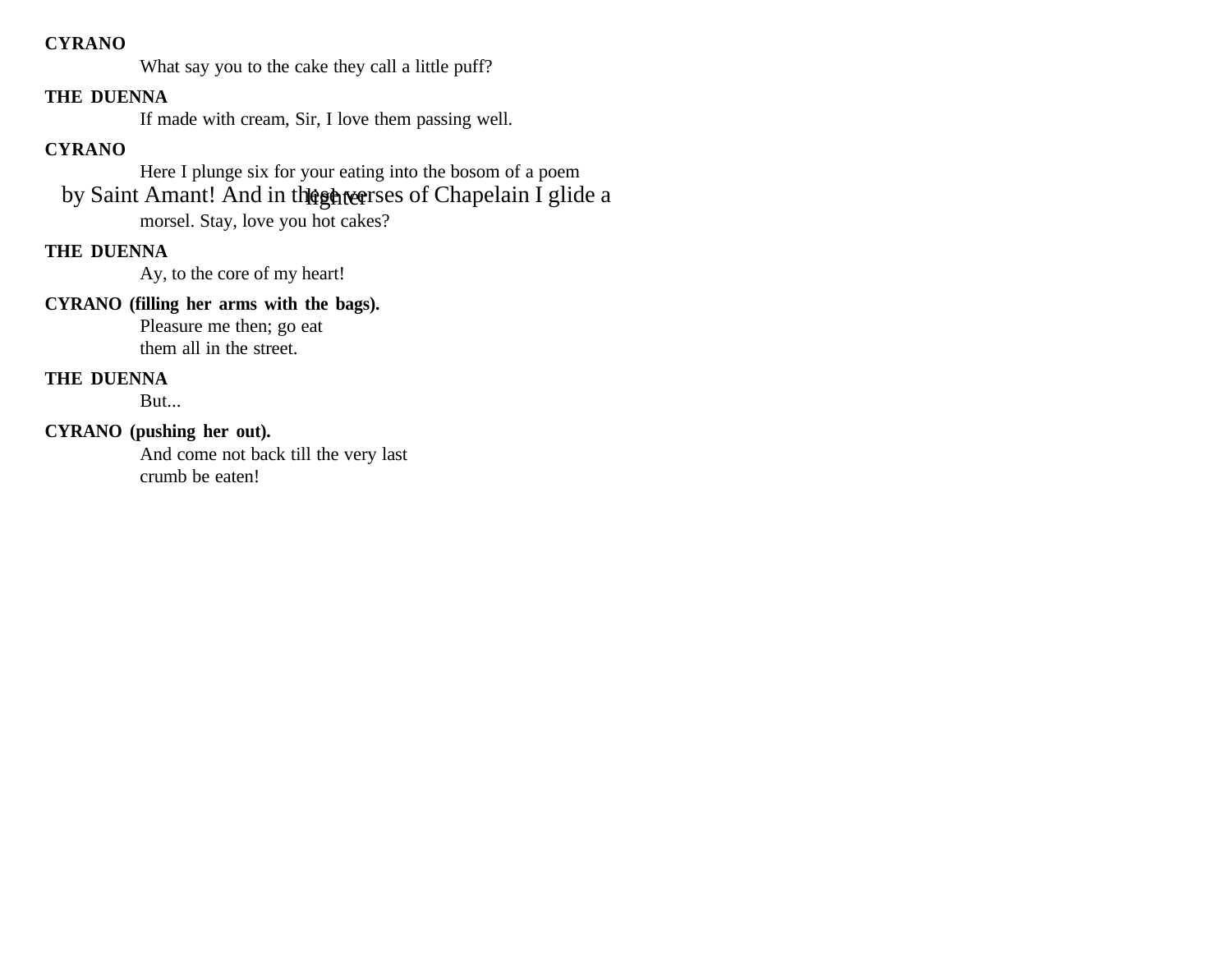**CYRANO**

What say you to the cake they call a little puff?

**THE DUENNA**

If made with cream, Sir, I love them passing well.

**CYRANO**

Here I plunge six for your eating into the bosom of a poem by Saint Amant! And in these verses of Chapelain I glide a lighter morsel. Stay, love you hot cakes?

**THE DUENNA**

Ay, to the core of my heart!

**CYRANO (filling her arms with the bags).**

Pleasure me then; go eat them all in the street.

**THE DUENNA**

But...

**CYRANO (pushing her out).**

And come not back till the very last crumb be eaten!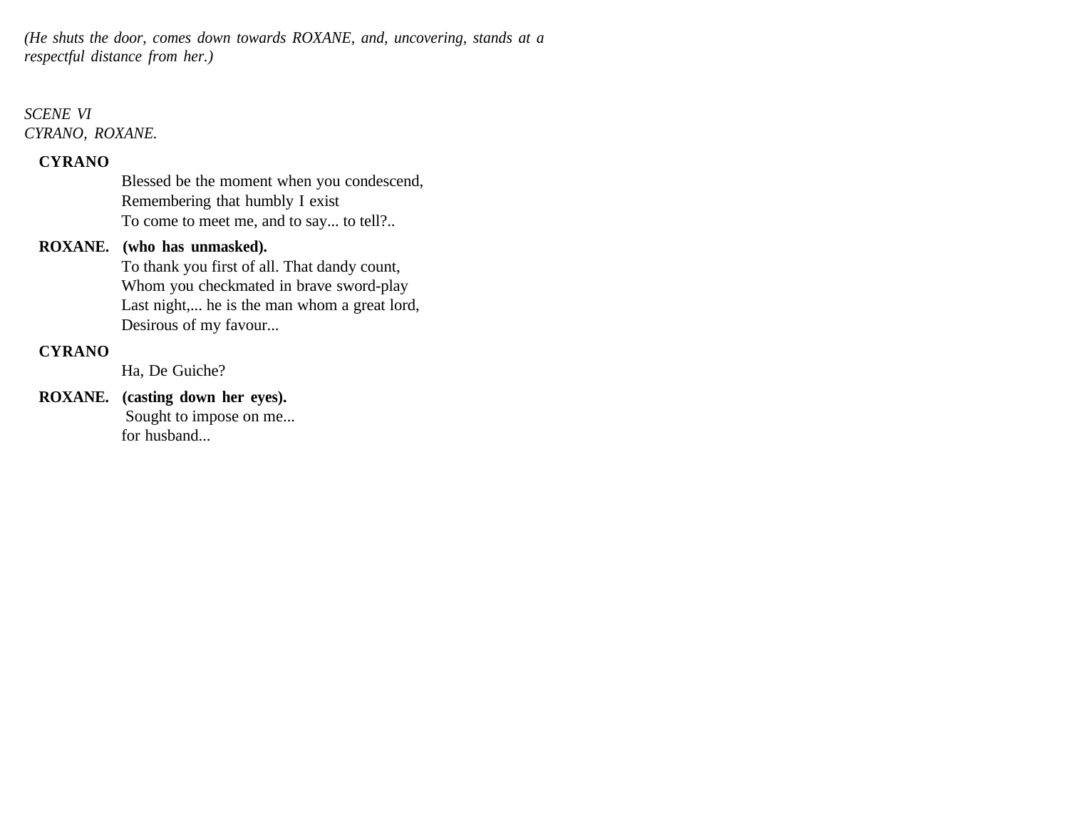*(He shuts the door, comes down towards ROXANE, and, uncovering, stands at a respectful distance from her.)*

*SCENE VI*
*CYRANO, ROXANE.*

**CYRANO**

Blessed be the moment when you condescend,
Remembering that humbly I exist
To come to meet me, and to say... to tell?..

**ROXANE. (who has unmasked).**

To thank you first of all. That dandy count,
Whom you checkmated in brave sword-play
Last night,... he is the man whom a great lord,
Desirous of my favour...

**CYRANO**

Ha, De Guiche?

**ROXANE. (casting down her eyes).**

Sought to impose on me...
for husband...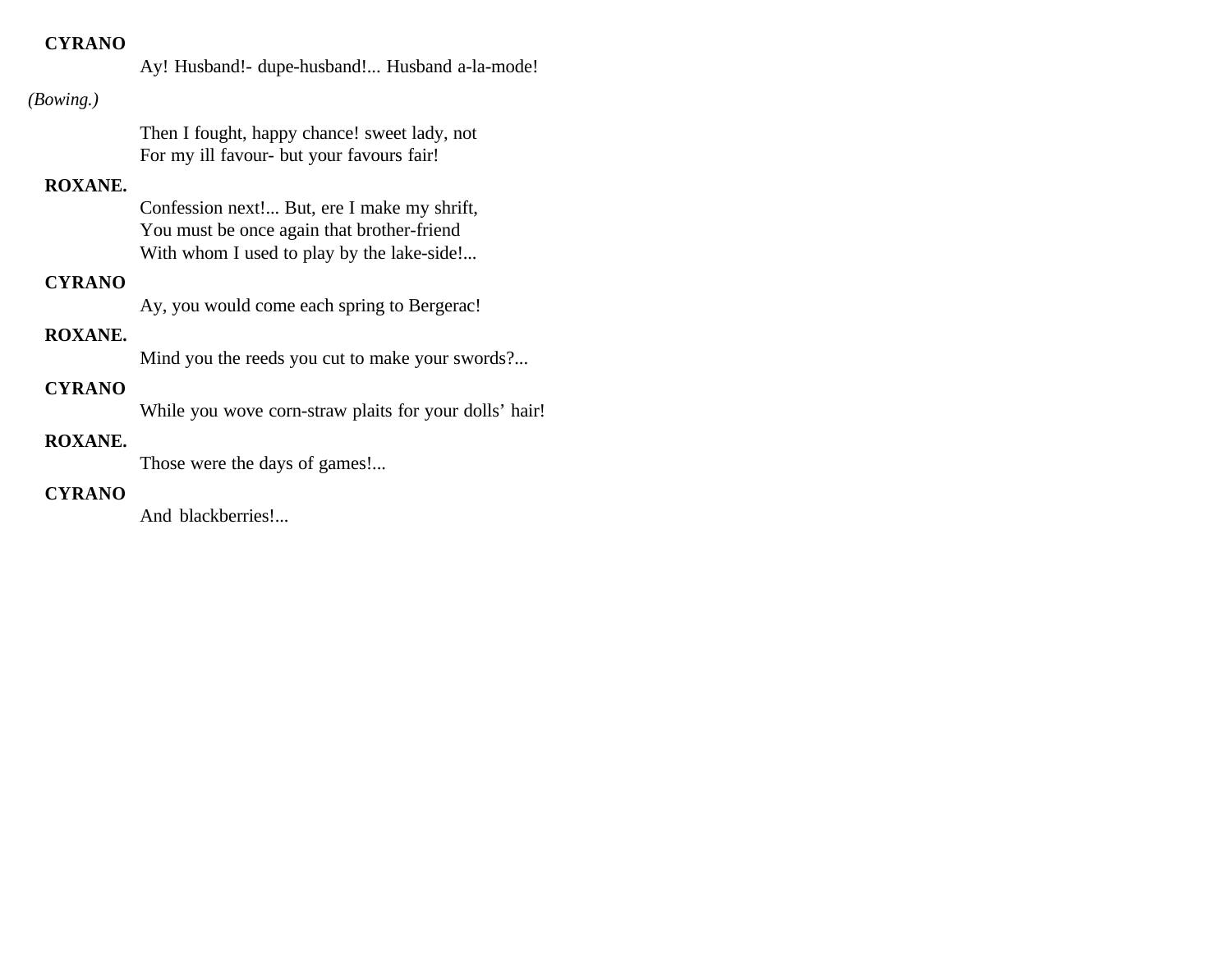**CYRANO**

Ay! Husband!- dupe-husband!... Husband a-la-mode!

*(Bowing.)*

Then I fought, happy chance! sweet lady, not
For my ill favour- but your favours fair!

**ROXANE.**

Confession next!... But, ere I make my shrift,
You must be once again that brother-friend
With whom I used to play by the lake-side!...

**CYRANO**

Ay, you would come each spring to Bergerac!

**ROXANE.**

Mind you the reeds you cut to make your swords?...

**CYRANO**

While you wove corn-straw plaits for your dolls' hair!

**ROXANE.**

Those were the days of games!...

**CYRANO**

And blackberries!...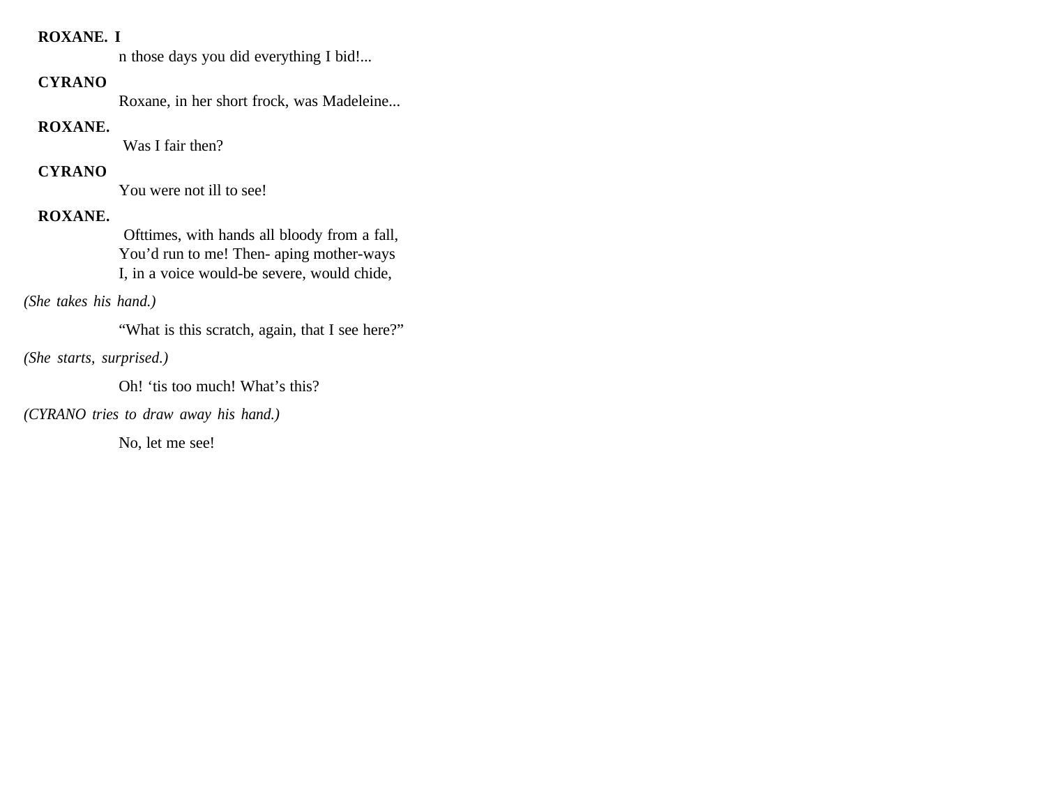**ROXANE.** I

n those days you did everything I bid!...

**CYRANO**

Roxane, in her short frock, was Madeleine...

**ROXANE.**

Was I fair then?

**CYRANO**

You were not ill to see!

**ROXANE.**

Ofttimes, with hands all bloody from a fall,
You'd run to me! Then- aping mother-ways
I, in a voice would-be severe, would chide,

*(She takes his hand.)*

"What is this scratch, again, that I see here?"

*(She starts, surprised.)*

Oh! 'tis too much! What's this?

*(CYRANO tries to draw away his hand.)*

No, let me see!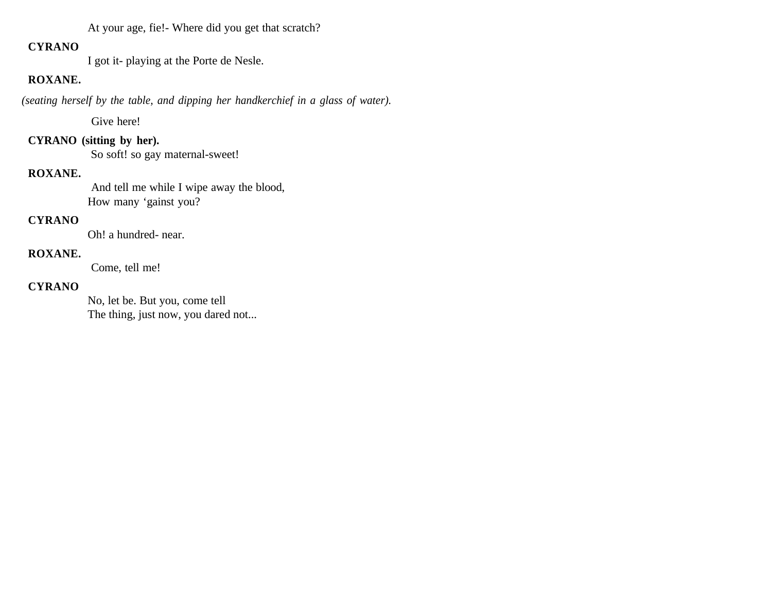At your age, fie!- Where did you get that scratch?

**CYRANO**

I got it- playing at the Porte de Nesle.

**ROXANE.**

*(seating herself by the table, and dipping her handkerchief in a glass of water).*

Give here!

**CYRANO (sitting by her).**

So soft! so gay maternal-sweet!

**ROXANE.**

And tell me while I wipe away the blood,
How many 'gainst you?

**CYRANO**

Oh! a hundred- near.

**ROXANE.**

Come, tell me!

**CYRANO**

No, let be. But you, come tell
The thing, just now, you dared not...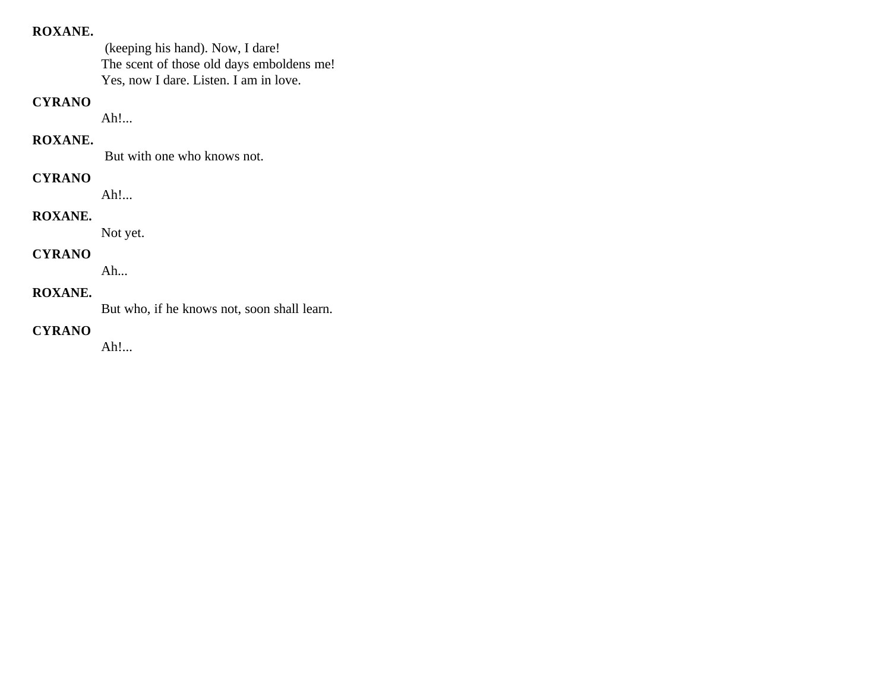**ROXANE.**

(keeping his hand). Now, I dare!
The scent of those old days emboldens me!
Yes, now I dare. Listen. I am in love.

**CYRANO**

Ah!...

**ROXANE.**

But with one who knows not.

**CYRANO**

Ah!...

**ROXANE.**

Not yet.

**CYRANO**

Ah...

**ROXANE.**

But who, if he knows not, soon shall learn.

**CYRANO**

Ah!...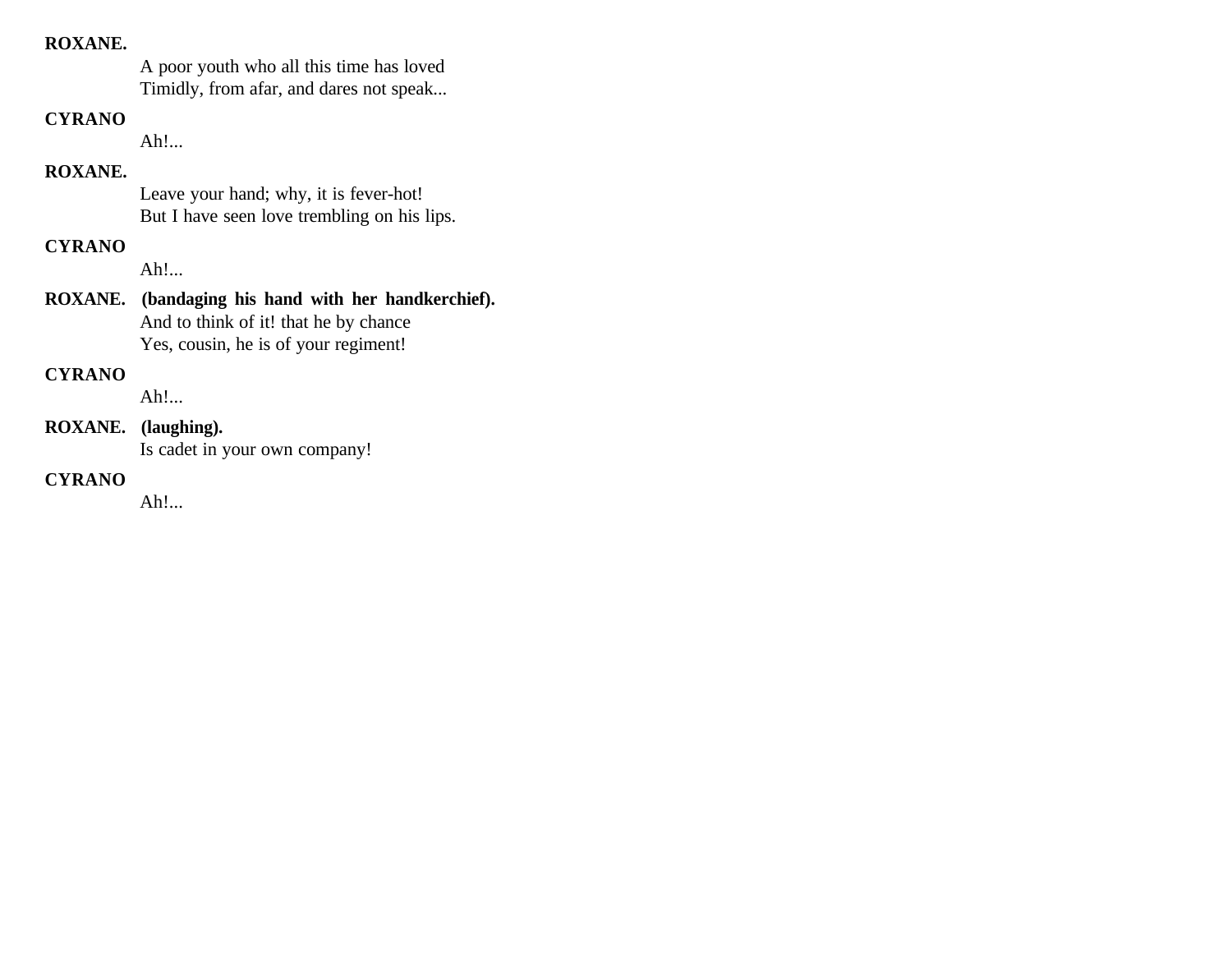**ROXANE.**

A poor youth who all this time has loved
Timidly, from afar, and dares not speak...

**CYRANO**

Ah!...

**ROXANE.**

Leave your hand; why, it is fever-hot!
But I have seen love trembling on his lips.

**CYRANO**

Ah!...

**ROXANE.** **(bandaging his hand with her handkerchief).**

And to think of it! that he by chance
Yes, cousin, he is of your regiment!

**CYRANO**

Ah!...

**ROXANE.** **(laughing).**

Is cadet in your own company!

**CYRANO**

Ah!...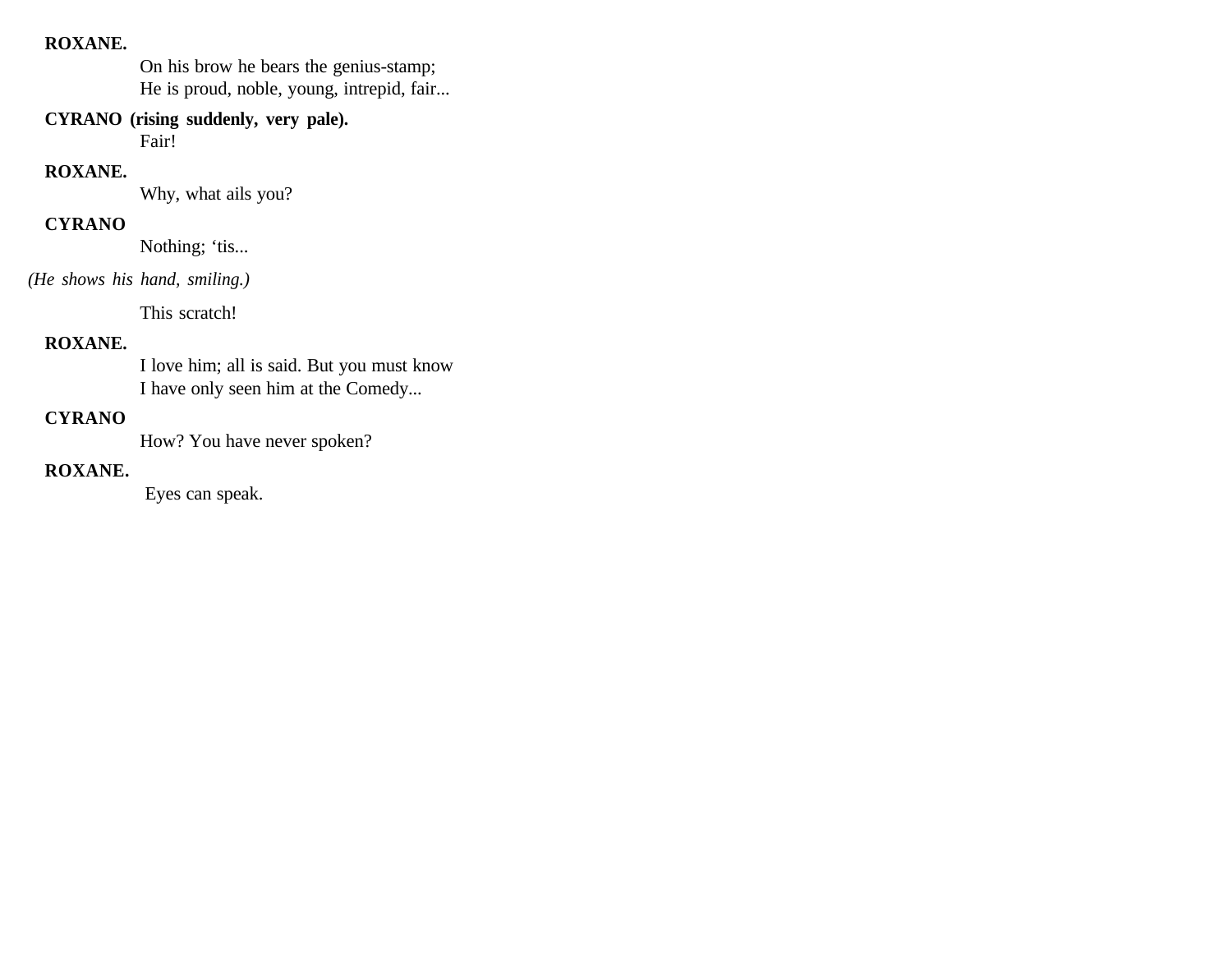**ROXANE.**

On his brow he bears the genius-stamp;
He is proud, noble, young, intrepid, fair...

**CYRANO (rising suddenly, very pale).**

Fair!

**ROXANE.**

Why, what ails you?

**CYRANO**

Nothing; 'tis...

*(He shows his hand, smiling.)*

This scratch!

**ROXANE.**

I love him; all is said. But you must know
I have only seen him at the Comedy...

**CYRANO**

How? You have never spoken?

**ROXANE.**

Eyes can speak.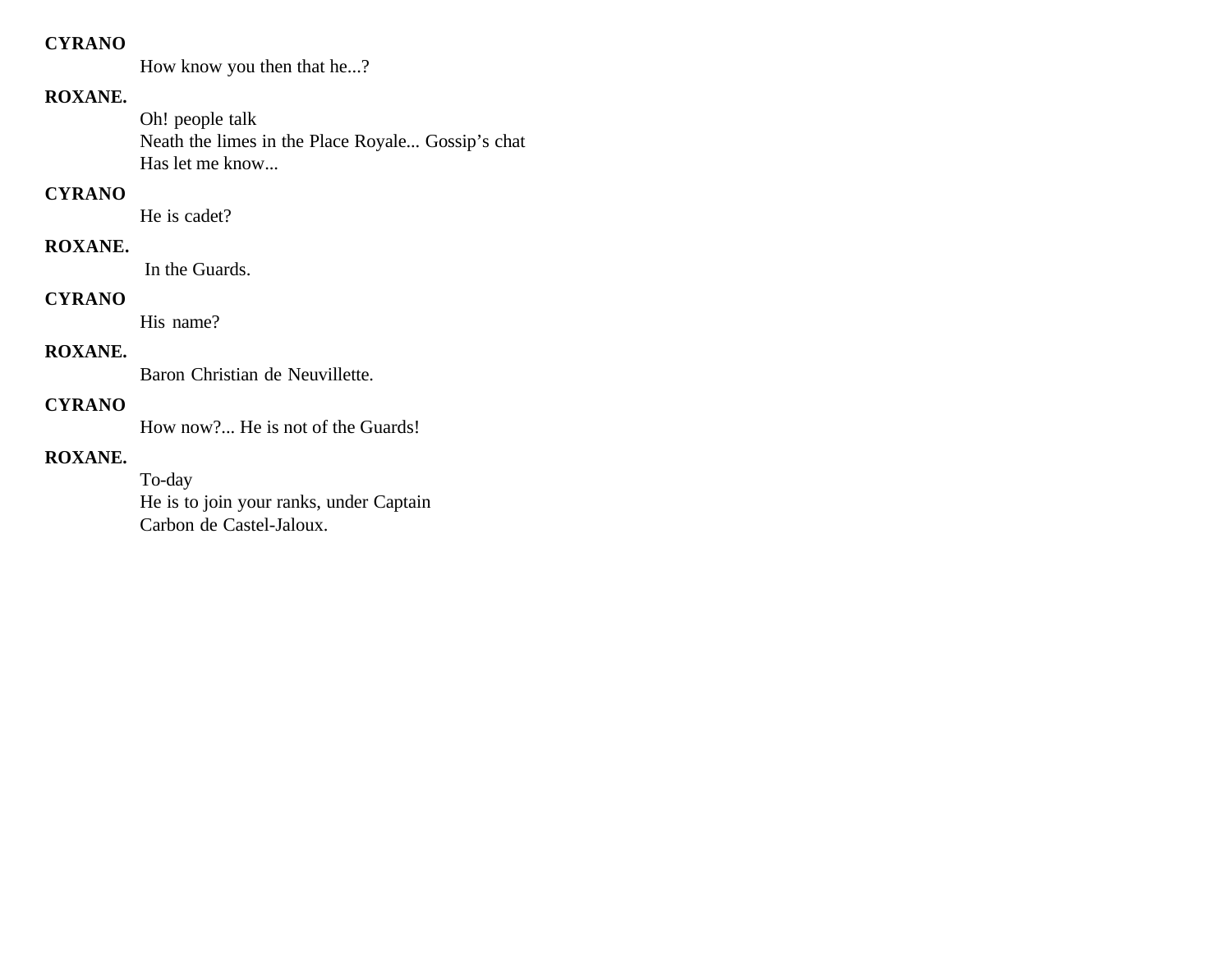**CYRANO**

How know you then that he...?

**ROXANE.**

Oh! people talk
Neath the limes in the Place Royale... Gossip's chat
Has let me know...

**CYRANO**

He is cadet?

**ROXANE.**

In the Guards.

**CYRANO**

His name?

**ROXANE.**

Baron Christian de Neuvillette.

**CYRANO**

How now?... He is not of the Guards!

**ROXANE.**

To-day
He is to join your ranks, under Captain
Carbon de Castel-Jaloux.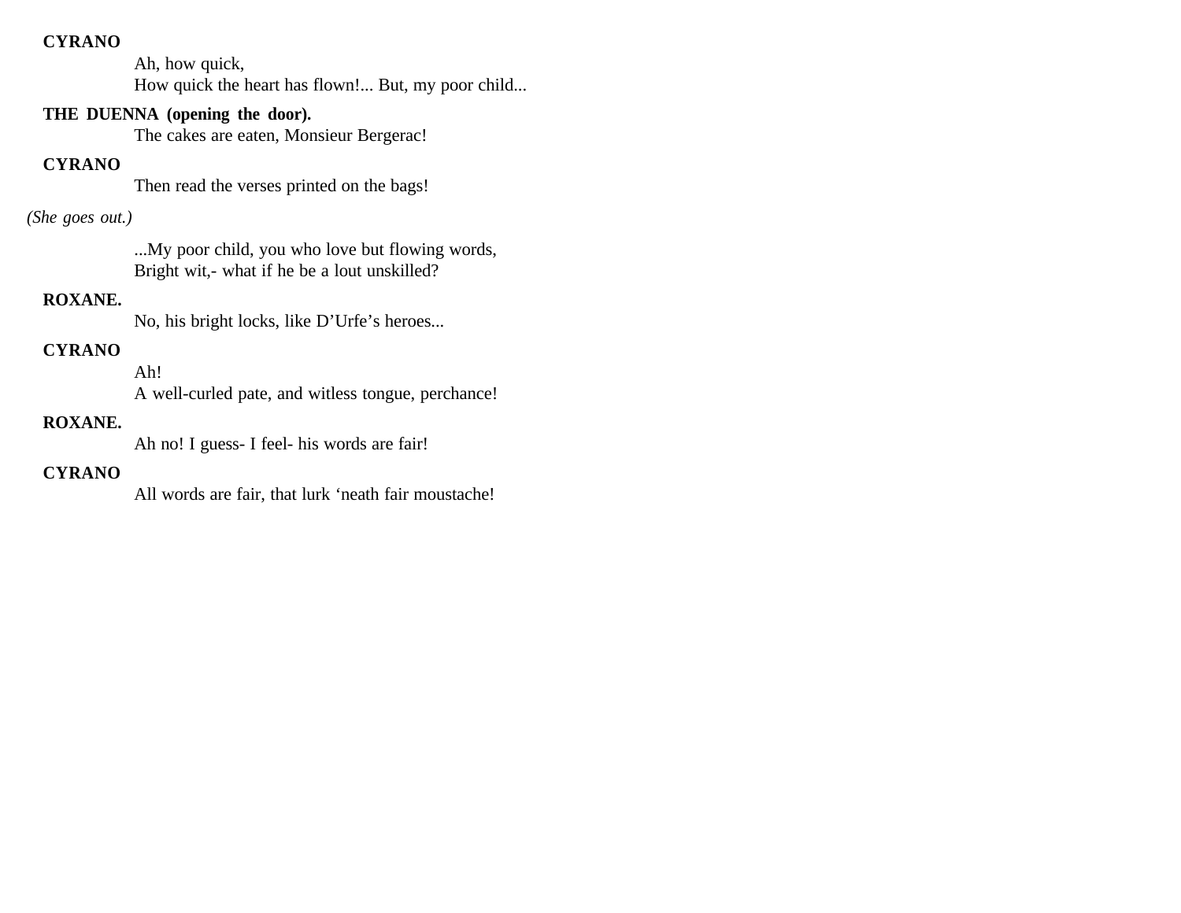**CYRANO**

Ah, how quick,
How quick the heart has flown!... But, my poor child...

**THE DUENNA (opening the door).**

The cakes are eaten, Monsieur Bergerac!

**CYRANO**

Then read the verses printed on the bags!

*(She goes out.)*

...My poor child, you who love but flowing words,
Bright wit,- what if he be a lout unskilled?

**ROXANE.**

No, his bright locks, like D'Urfe's heroes...

**CYRANO**

Ah!
A well-curled pate, and witless tongue, perchance!

**ROXANE.**

Ah no! I guess- I feel- his words are fair!

**CYRANO**

All words are fair, that lurk 'neath fair moustache!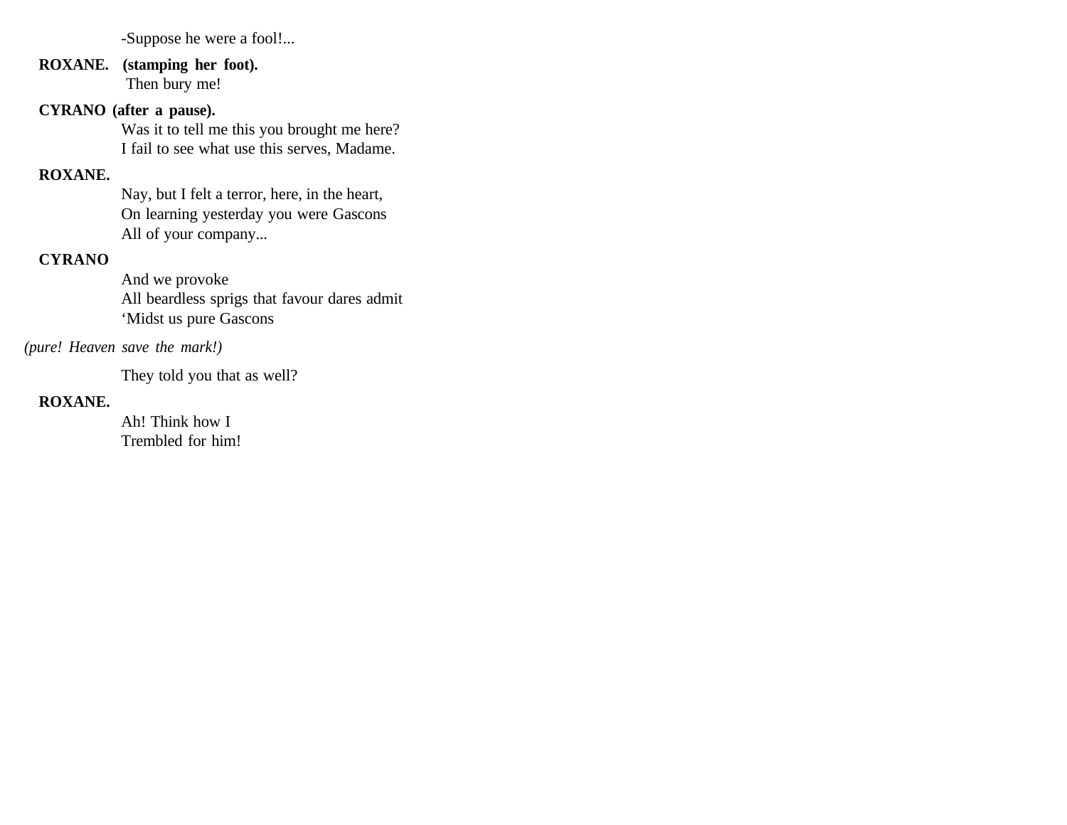-Suppose he were a fool!...

**ROXANE. (stamping her foot).**
Then bury me!

**CYRANO (after a pause).**
Was it to tell me this you brought me here?
I fail to see what use this serves, Madame.

**ROXANE.**
Nay, but I felt a terror, here, in the heart,
On learning yesterday you were Gascons
All of your company...

**CYRANO**
And we provoke
All beardless sprigs that favour dares admit
'Midst us pure Gascons

*(pure! Heaven save the mark!)*

They told you that as well?

**ROXANE.**
Ah! Think how I
Trembled for him!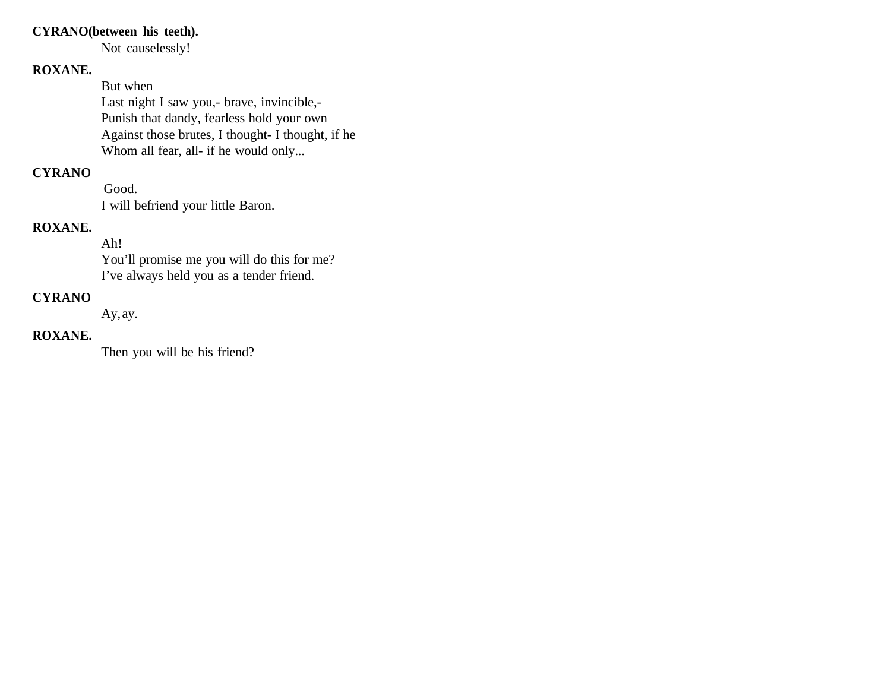**CYRANO(between his teeth).**

Not causelessly!

**ROXANE.**

But when
Last night I saw you,- brave, invincible,-
Punish that dandy, fearless hold your own
Against those brutes, I thought- I thought, if he
Whom all fear, all- if he would only...

**CYRANO**

Good.
I will befriend your little Baron.

**ROXANE.**

Ah!
You'll promise me you will do this for me?
I've always held you as a tender friend.

**CYRANO**

Ay, ay.

**ROXANE.**

Then you will be his friend?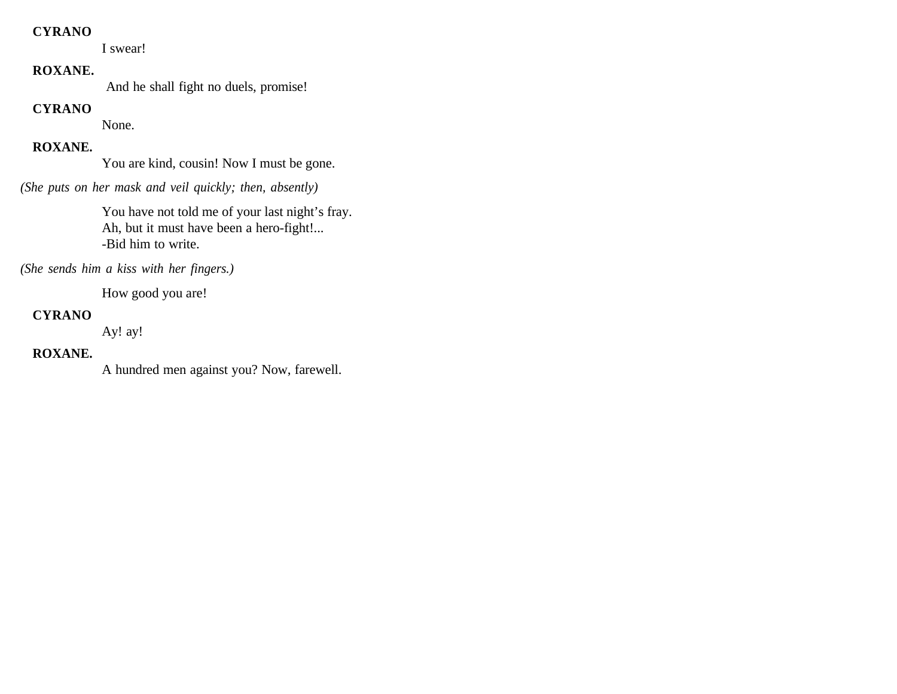**CYRANO**

I swear!

**ROXANE.**

And he shall fight no duels, promise!

**CYRANO**

None.

**ROXANE.**

You are kind, cousin! Now I must be gone.

*(She puts on her mask and veil quickly; then, absently)*

You have not told me of your last night's fray.
Ah, but it must have been a hero-fight!...
-Bid him to write.

*(She sends him a kiss with her fingers.)*

How good you are!

**CYRANO**

Ay! ay!

**ROXANE.**

A hundred men against you? Now, farewell.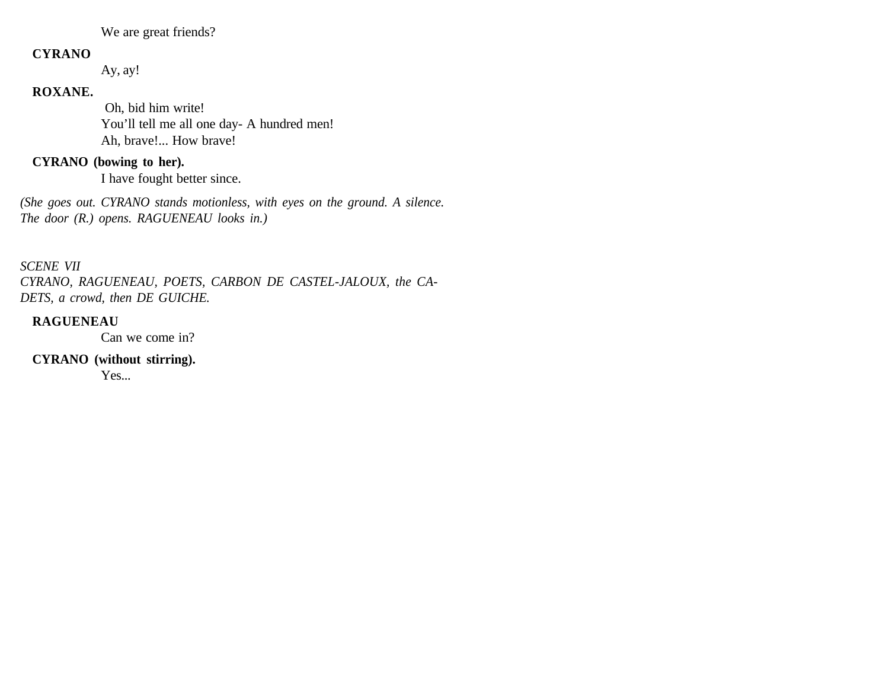We are great friends?

**CYRANO**

Ay, ay!

**ROXANE.**

Oh, bid him write!
You'll tell me all one day- A hundred men!
Ah, brave!... How brave!

**CYRANO (bowing to her).**

I have fought better since.

*(She goes out. CYRANO stands motionless, with eyes on the ground. A silence. The door (R.) opens. RAGUENEAU looks in.)*

*SCENE VII*
*CYRANO, RAGUENEAU, POETS, CARBON DE CASTEL-JALOUX, the CADETS, a crowd, then DE GUICHE.*

**RAGUENEAU**

Can we come in?

**CYRANO (without stirring).**

Yes...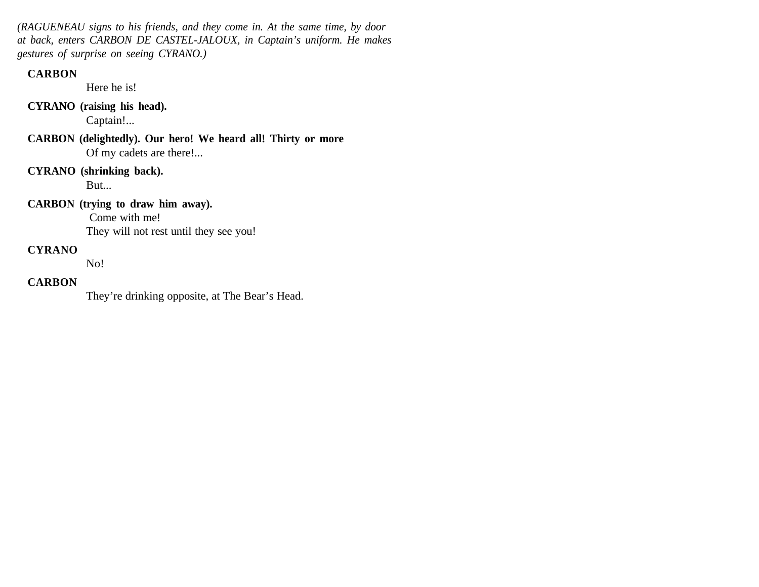*(RAGUENEAU signs to his friends, and they come in. At the same time, by door at back, enters CARBON DE CASTEL-JALOUX, in Captain's uniform. He makes gestures of surprise on seeing CYRANO.)*

**CARBON**

Here he is!

**CYRANO (raising his head).**

Captain!...

**CARBON (delightedly). Our hero! We heard all! Thirty or more**

Of my cadets are there!...

**CYRANO (shrinking back).**

But...

**CARBON (trying to draw him away).**

Come with me!

They will not rest until they see you!

**CYRANO**

No!

**CARBON**

They're drinking opposite, at The Bear's Head.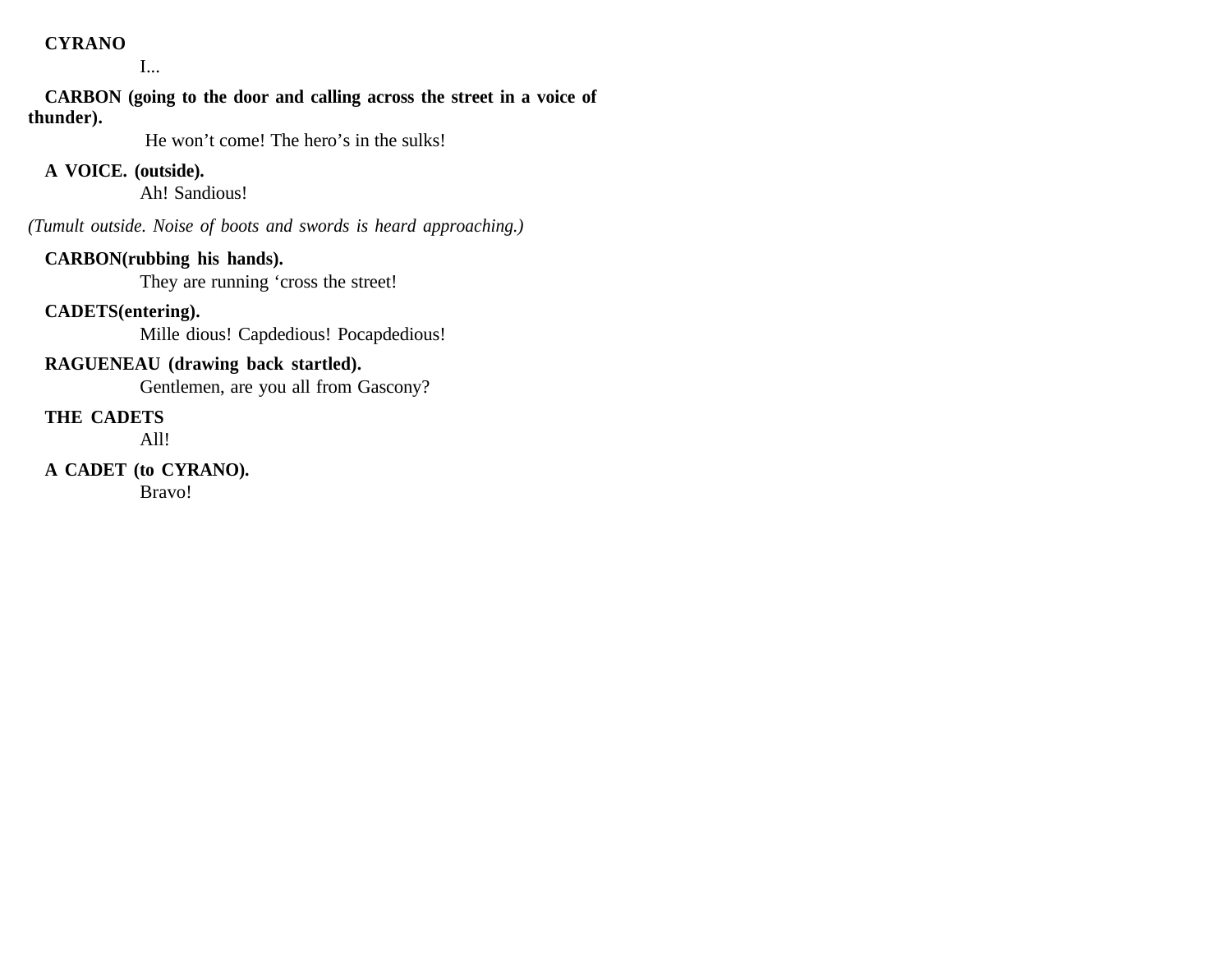**CYRANO**

I...

**CARBON (going to the door and calling across the street in a voice of thunder).**

He won’t come! The hero’s in the sulks!

**A VOICE. (outside).**

Ah! Sandious!

*(Tumult outside. Noise of boots and swords is heard approaching.)*

**CARBON(rubbing his hands).**

They are running ‘cross the street!

**CADETS(entering).**

Mille dious! Capdedious! Pocapdedious!

**RAGUENEAU (drawing back startled).**

Gentlemen, are you all from Gascony?

**THE CADETS**

All!

**A CADET (to CYRANO).**

Bravo!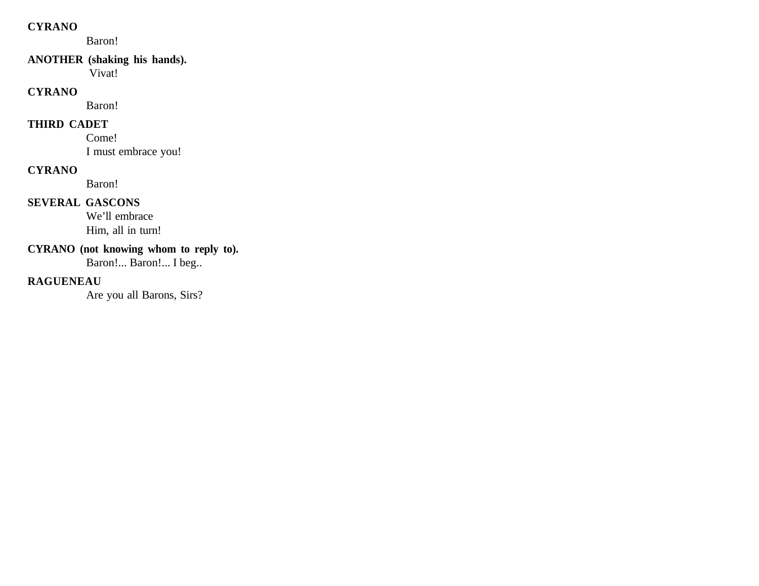**CYRANO**

Baron!

**ANOTHER (shaking his hands).**

Vivat!

**CYRANO**

Baron!

**THIRD CADET**

Come!
I must embrace you!

**CYRANO**

Baron!

**SEVERAL GASCONS**

We'll embrace
Him, all in turn!

**CYRANO (not knowing whom to reply to).**

Baron!... Baron!... I beg..

**RAGUENEAU**

Are you all Barons, Sirs?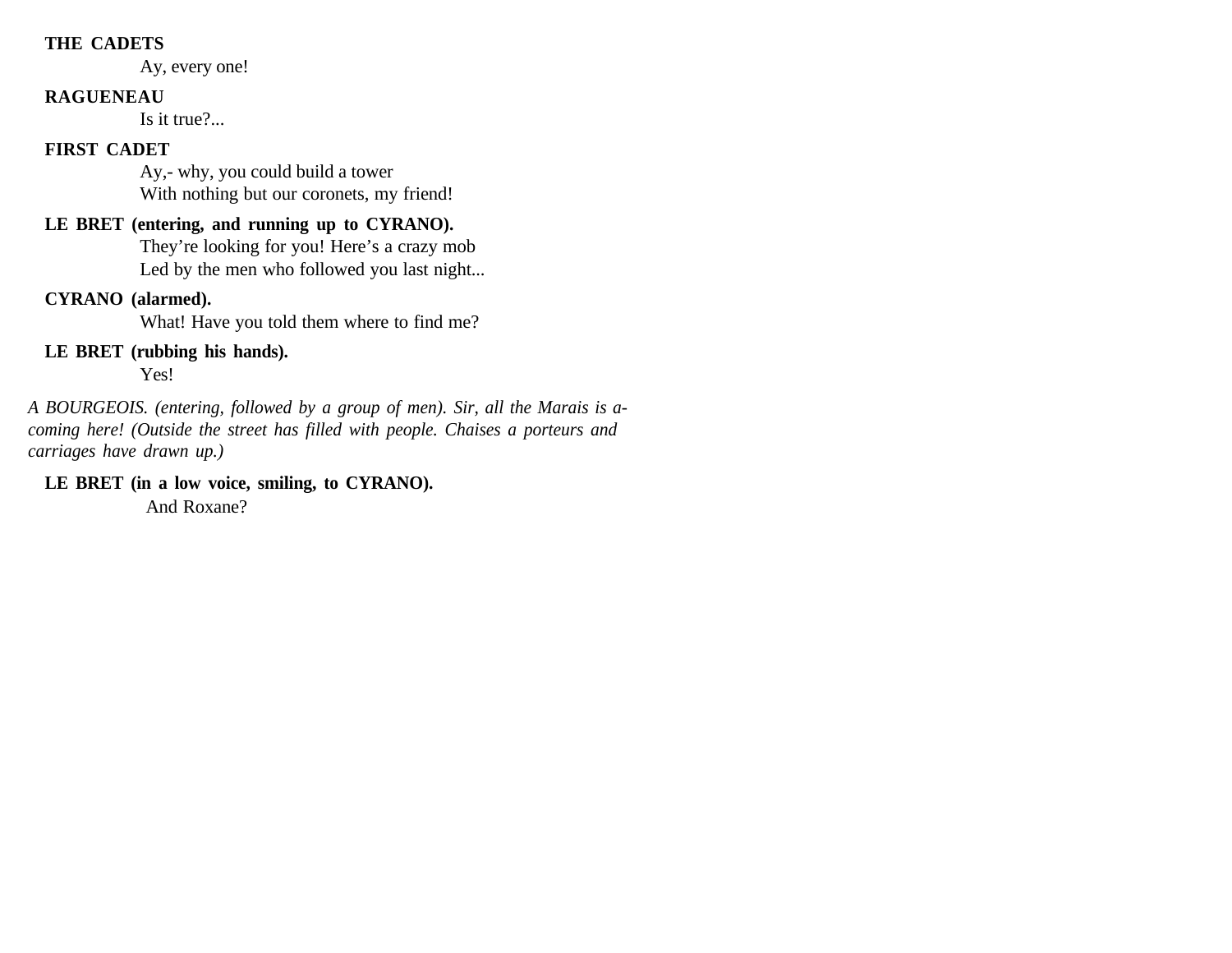**THE CADETS**

Ay, every one!

**RAGUENEAU**

Is it true?...

**FIRST CADET**

Ay,- why, you could build a tower
With nothing but our coronets, my friend!

**LE BRET (entering, and running up to CYRANO).**

They're looking for you! Here's a crazy mob
Led by the men who followed you last night...

**CYRANO (alarmed).**

What! Have you told them where to find me?

**LE BRET (rubbing his hands).**

Yes!

*A BOURGEOIS. (entering, followed by a group of men). Sir, all the Marais is a-coming here! (Outside the street has filled with people. Chaises a porteurs and carriages have drawn up.)*

**LE BRET (in a low voice, smiling, to CYRANO).**

And Roxane?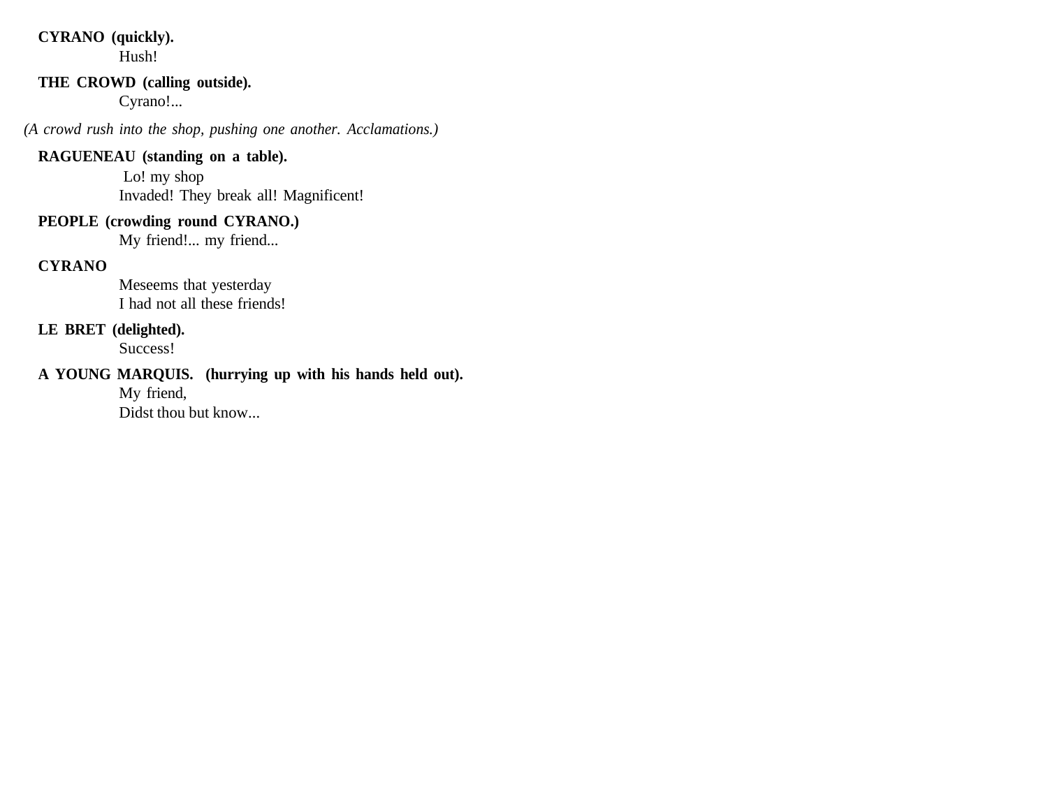**CYRANO (quickly).**

Hush!

**THE CROWD (calling outside).**

Cyrano!...

*(A crowd rush into the shop, pushing one another. Acclamations.)*

**RAGUENEAU (standing on a table).**

Lo! my shop
Invaded! They break all! Magnificent!

**PEOPLE (crowding round CYRANO.)**

My friend!... my friend...

**CYRANO**

Meseems that yesterday
I had not all these friends!

**LE BRET (delighted).**

Success!

**A YOUNG MARQUIS. (hurrying up with his hands held out).**

My friend,
Didst thou but know...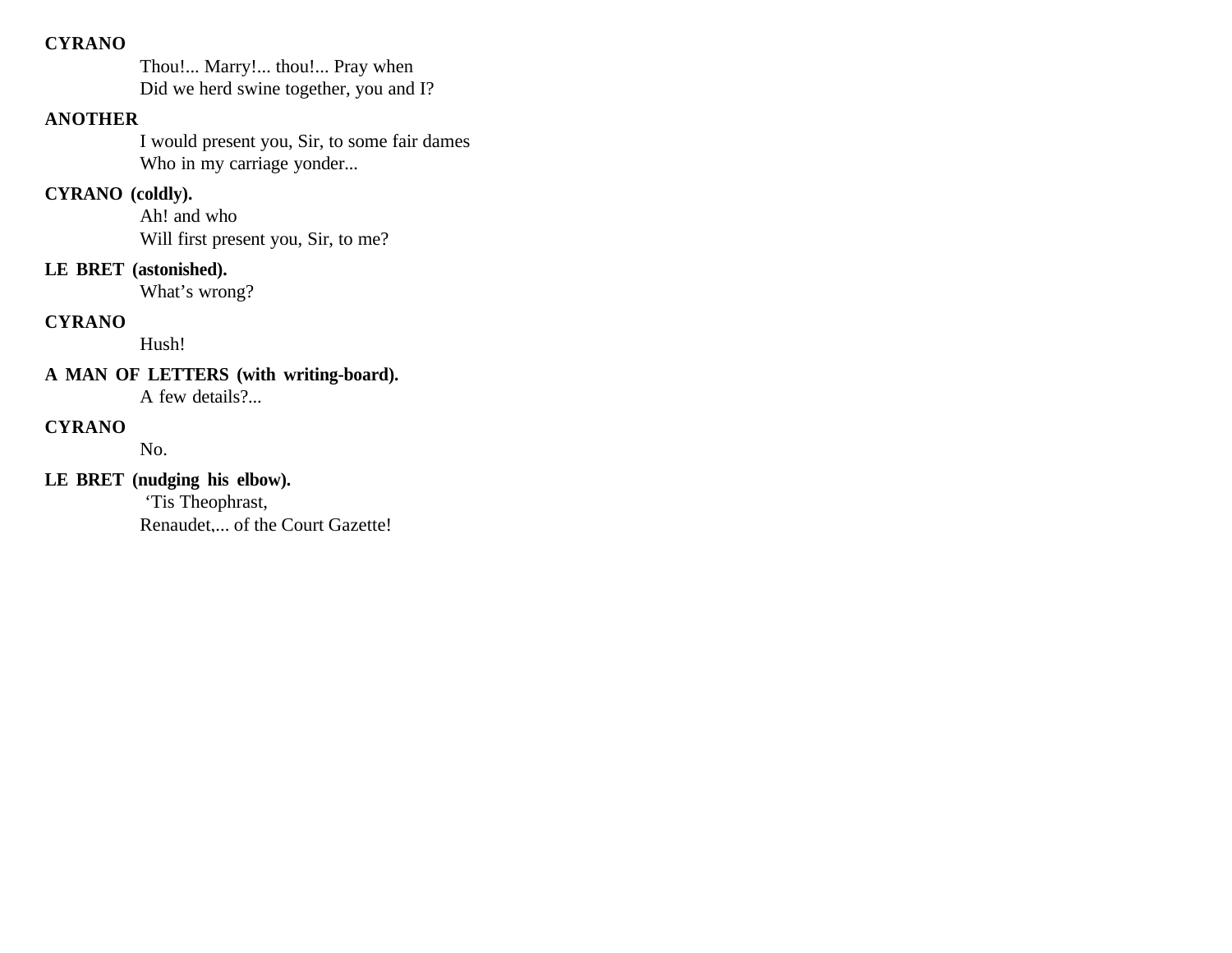**CYRANO**

Thou!... Marry!... thou!... Pray when
Did we herd swine together, you and I?

**ANOTHER**

I would present you, Sir, to some fair dames
Who in my carriage yonder...

**CYRANO (coldly).**

Ah! and who
Will first present you, Sir, to me?

**LE BRET (astonished).**

What's wrong?

**CYRANO**

Hush!

**A MAN OF LETTERS (with writing-board).**

A few details?...

**CYRANO**

No.

**LE BRET (nudging his elbow).**

'Tis Theophrast,
Renaudet,... of the Court Gazette!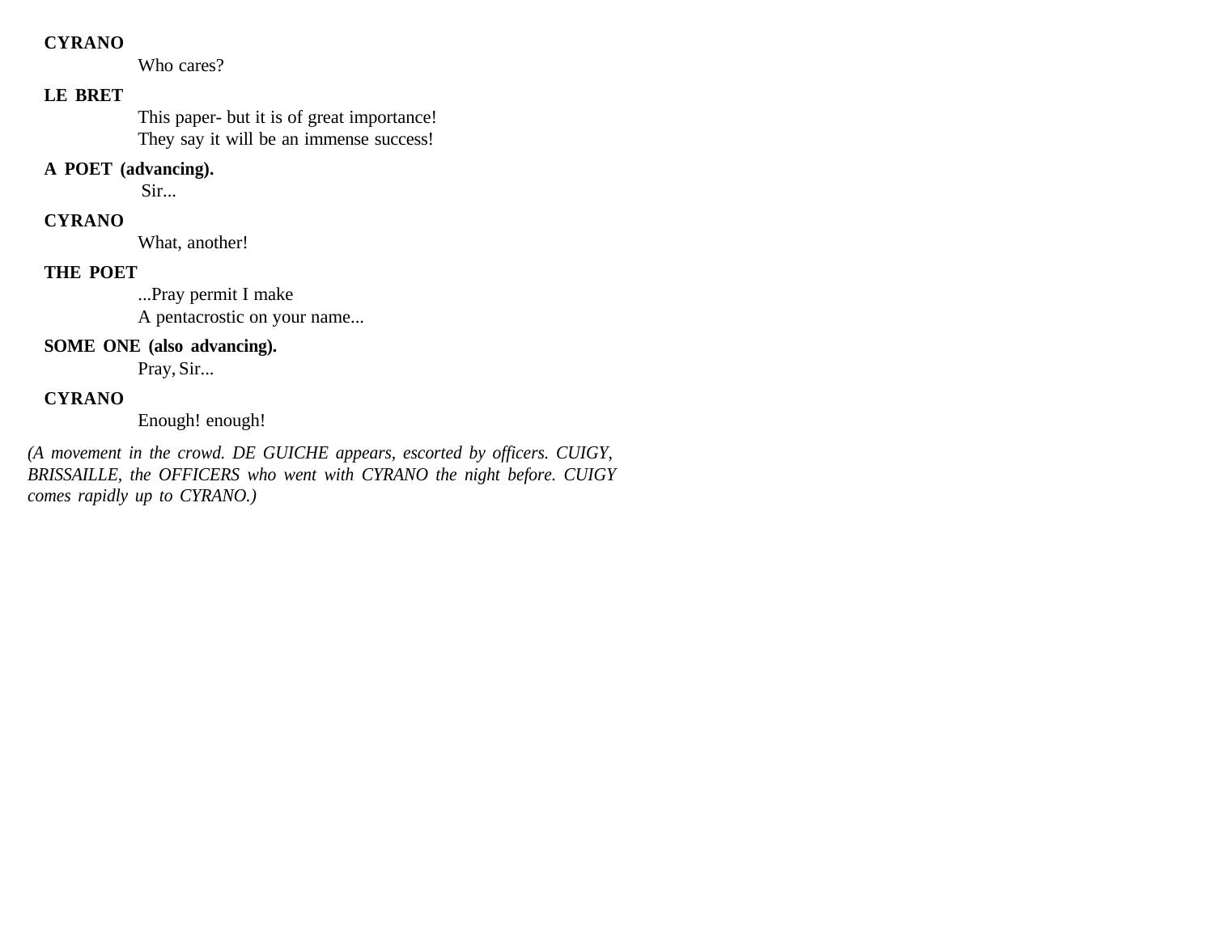**CYRANO**

Who cares?

**LE BRET**

This paper- but it is of great importance!
They say it will be an immense success!

**A POET (advancing).**

Sir...

**CYRANO**

What, another!

**THE POET**

...Pray permit I make
A pentacrostic on your name...

**SOME ONE (also advancing).**

Pray, Sir...

**CYRANO**

Enough! enough!

*(A movement in the crowd. DE GUICHE appears, escorted by officers. CUIGY, BRISSAILLE, the OFFICERS who went with CYRANO the night before. CUIGY comes rapidly up to CYRANO.)*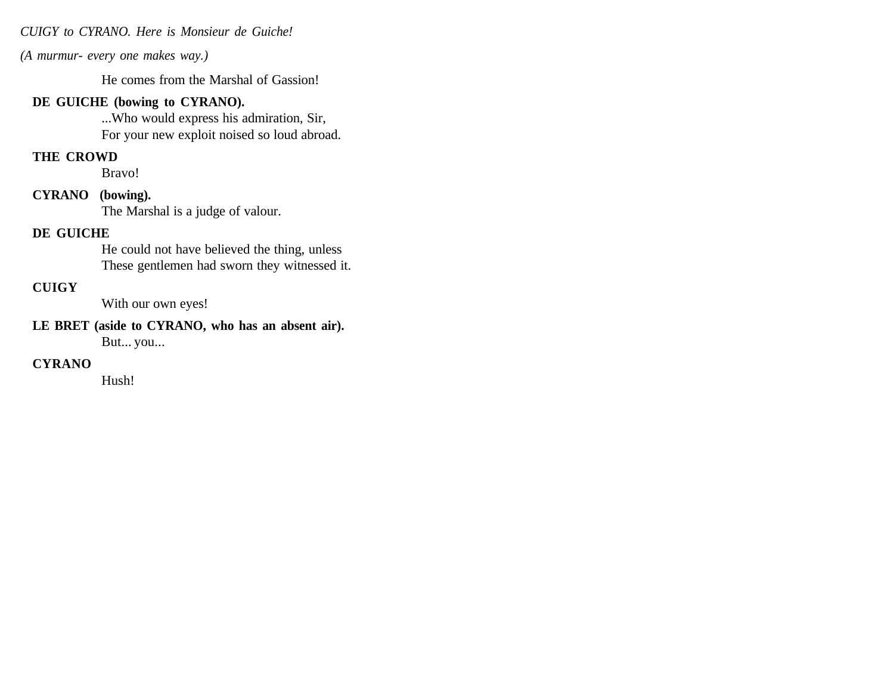*CUIGY to CYRANO. Here is Monsieur de Guiche!*

*(A murmur- every one makes way.)*

He comes from the Marshal of Gassion!

**DE GUICHE (bowing to CYRANO).**
...Who would express his admiration, Sir,
For your new exploit noised so loud abroad.

**THE CROWD**
Bravo!

**CYRANO (bowing).**
The Marshal is a judge of valour.

**DE GUICHE**
He could not have believed the thing, unless
These gentlemen had sworn they witnessed it.

**CUIGY**
With our own eyes!

**LE BRET (aside to CYRANO, who has an absent air).**
But... you...

**CYRANO**
Hush!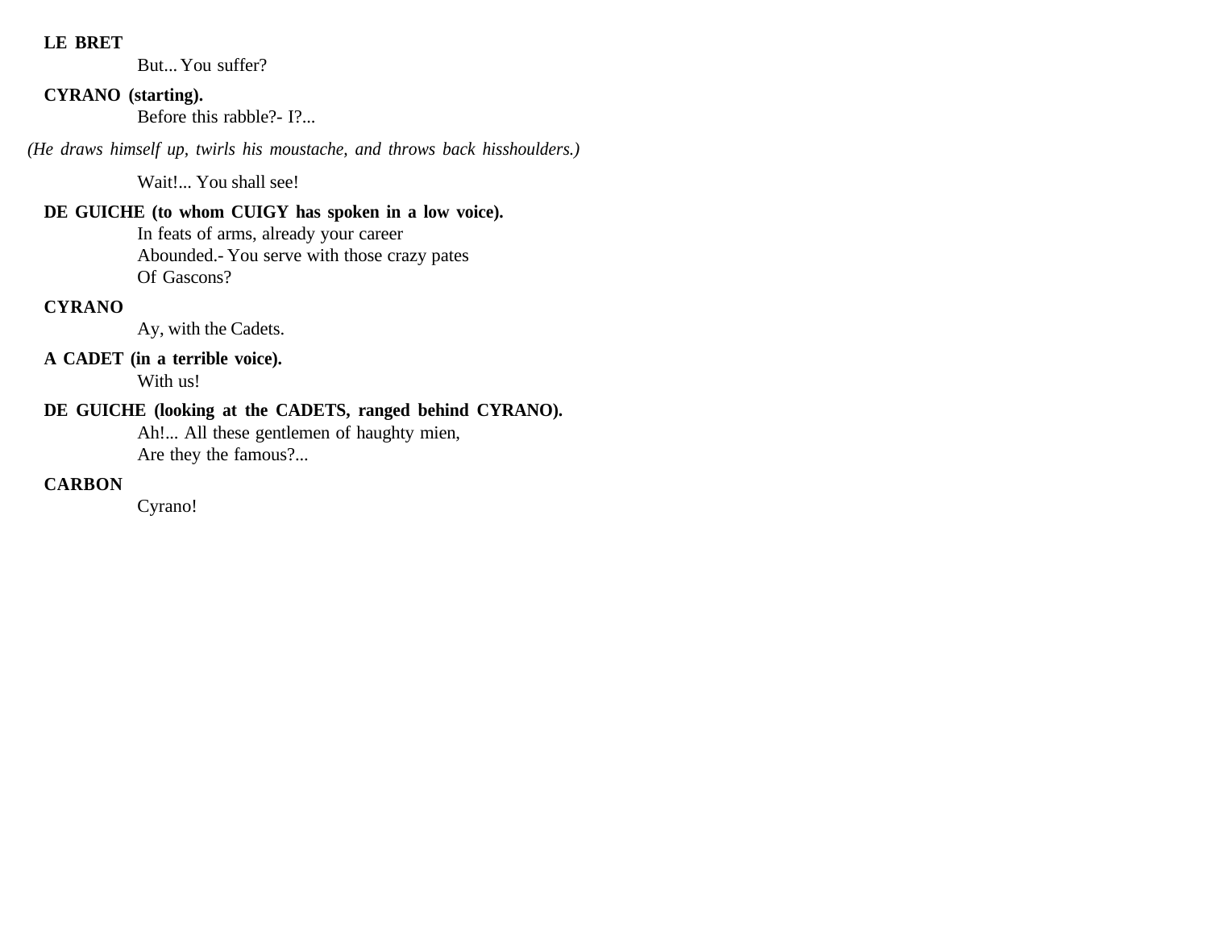**LE BRET**

But... You suffer?

**CYRANO (starting).**

Before this rabble?- I?...

*(He draws himself up, twirls his moustache, and throws back hisshoulders.)*

Wait!... You shall see!

**DE GUICHE (to whom CUIGY has spoken in a low voice).**

In feats of arms, already your career  
Abounded.- You serve with those crazy pates  
Of Gascons?

**CYRANO**

Ay, with the Cadets.

**A CADET (in a terrible voice).**

With us!

**DE GUICHE (looking at the CADETS, ranged behind CYRANO).**

Ah!... All these gentlemen of haughty mien,  
Are they the famous?...

**CARBON**

Cyrano!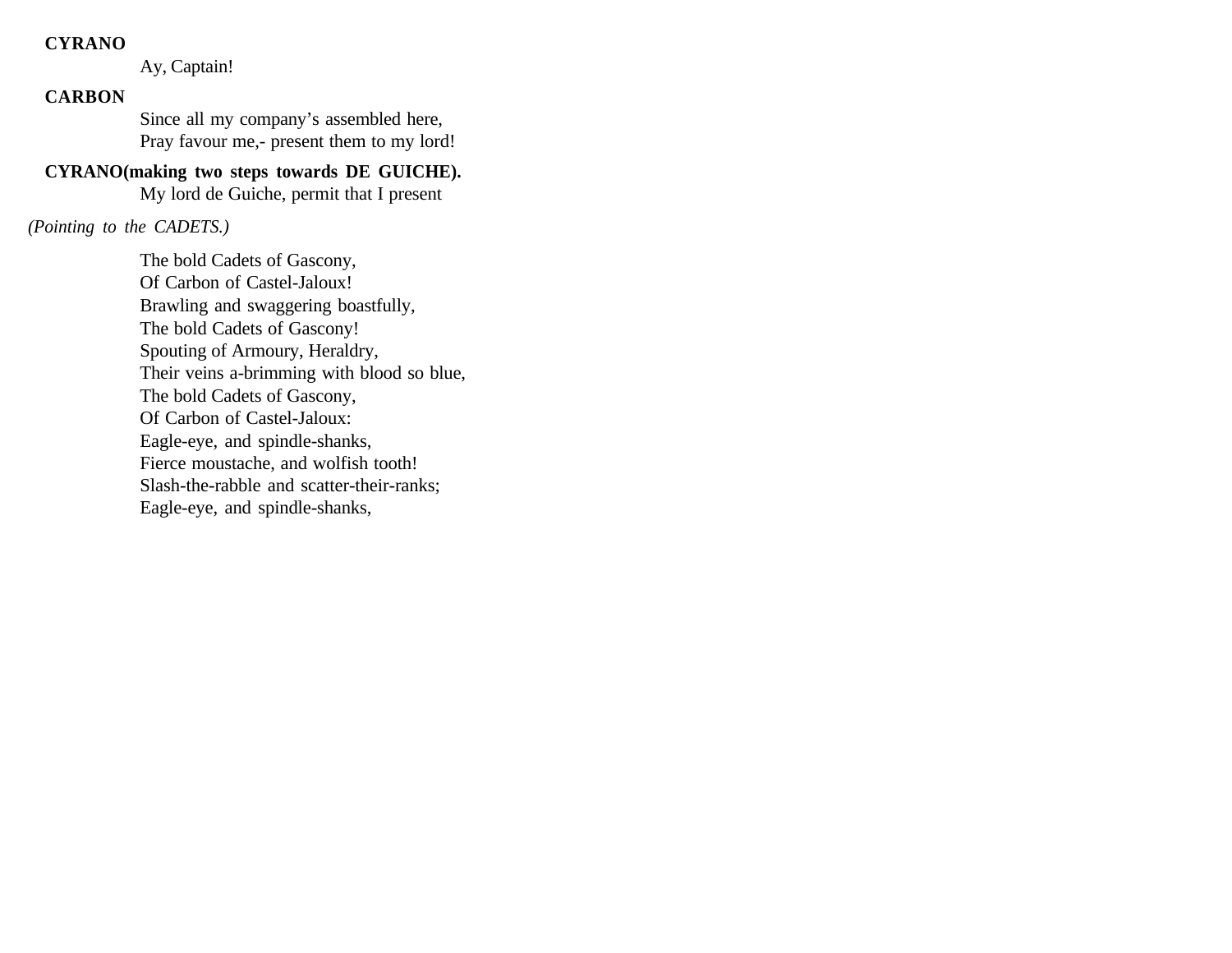**CYRANO**

Ay, Captain!

**CARBON**

Since all my company's assembled here,
Pray favour me,- present them to my lord!

**CYRANO(making two steps towards DE GUICHE).**

My lord de Guiche, permit that I present

*(Pointing to the CADETS.)*

The bold Cadets of Gascony,
Of Carbon of Castel-Jaloux!
Brawling and swaggering boastfully,
The bold Cadets of Gascony!
Spouting of Armoury, Heraldry,
Their veins a-brimming with blood so blue,
The bold Cadets of Gascony,
Of Carbon of Castel-Jaloux:
Eagle-eye, and spindle-shanks,
Fierce moustache, and wolfish tooth!
Slash-the-rabble and scatter-their-ranks;
Eagle-eye, and spindle-shanks,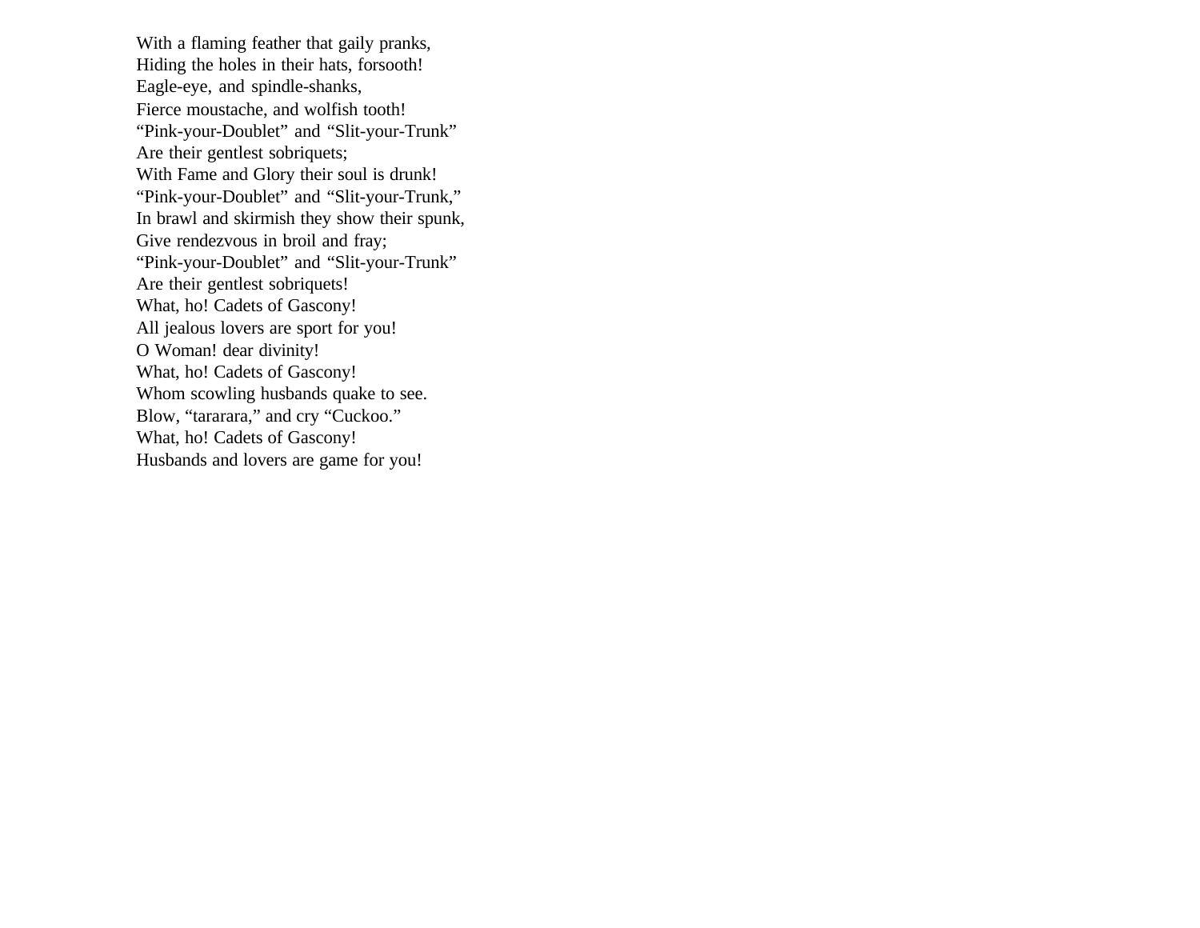With a flaming feather that gaily pranks,
Hiding the holes in their hats, forsooth!
Eagle-eye, and spindle-shanks,
Fierce moustache, and wolfish tooth!
“Pink-your-Doublet” and “Slit-your-Trunk”
Are their gentlest sobriquets;
With Fame and Glory their soul is drunk!
“Pink-your-Doublet” and “Slit-your-Trunk,”
In brawl and skirmish they show their spunk,
Give rendezvous in broil and fray;
“Pink-your-Doublet” and “Slit-your-Trunk”
Are their gentlest sobriquets!
What, ho! Cadets of Gascony!
All jealous lovers are sport for you!
O Woman! dear divinity!
What, ho! Cadets of Gascony!
Whom scowling husbands quake to see.
Blow, “tararara,” and cry “Cuckoo.”
What, ho! Cadets of Gascony!
Husbands and lovers are game for you!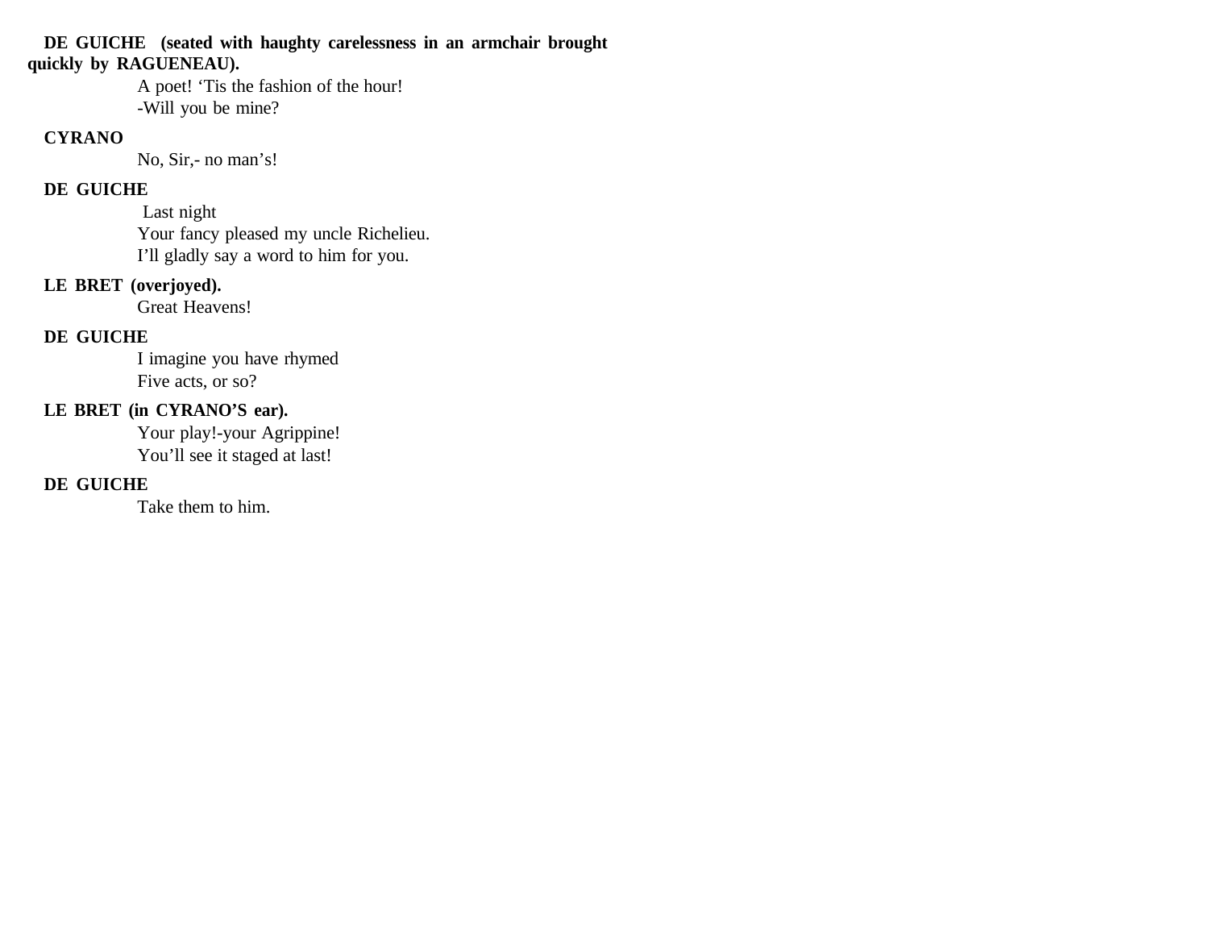**DE GUICHE (seated with haughty carelessness in an armchair brought quickly by RAGUENEAU).**

A poet! 'Tis the fashion of the hour!
-Will you be mine?

**CYRANO**

No, Sir,- no man's!

**DE GUICHE**

Last night
Your fancy pleased my uncle Richelieu.
I'll gladly say a word to him for you.

**LE BRET (overjoyed).**

Great Heavens!

**DE GUICHE**

I imagine you have rhymed
Five acts, or so?

**LE BRET (in CYRANO'S ear).**

Your play!-your Agrippine!
You'll see it staged at last!

**DE GUICHE**

Take them to him.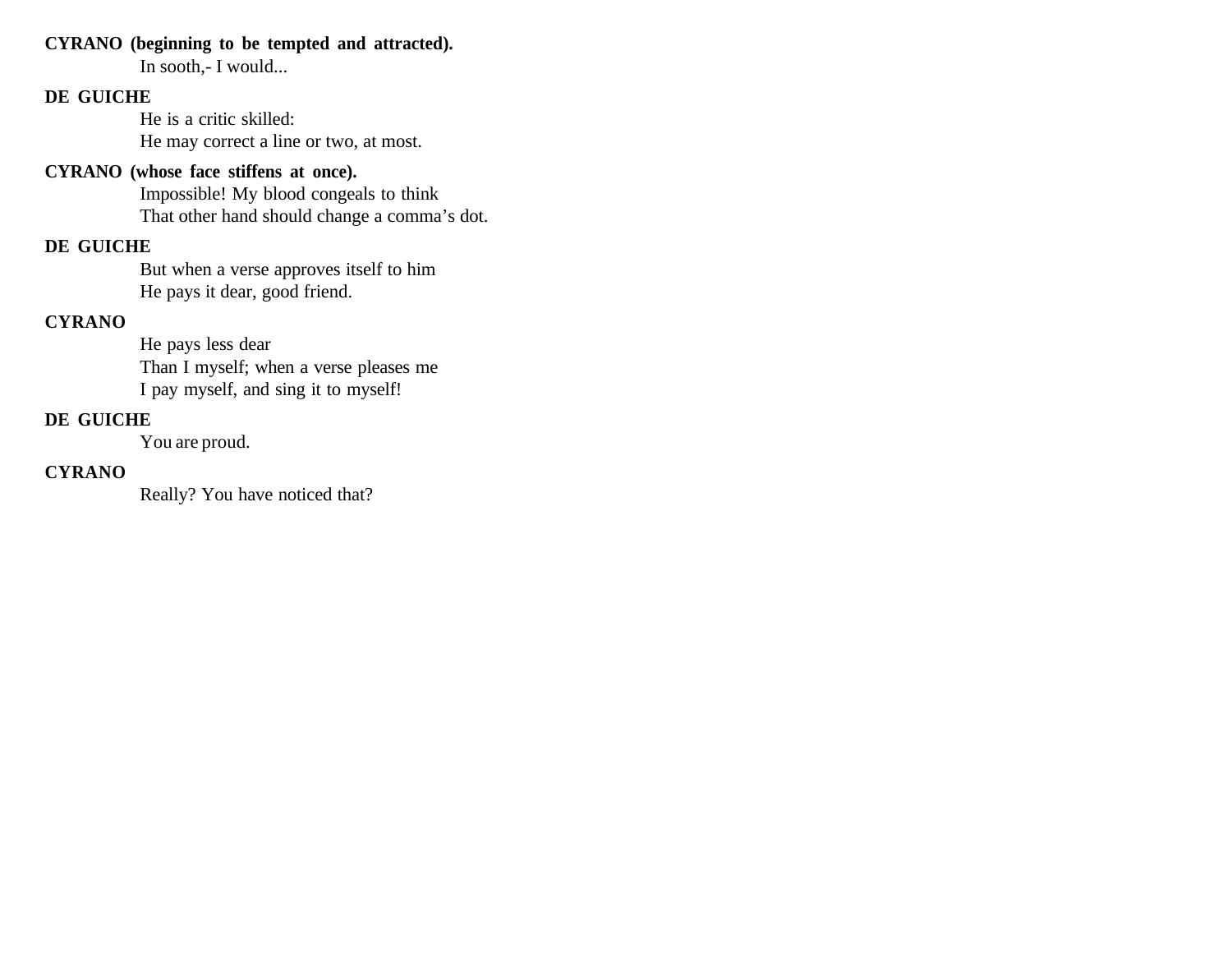**CYRANO (beginning to be tempted and attracted).**

In sooth,- I would...

**DE GUICHE**

He is a critic skilled:  
He may correct a line or two, at most.

**CYRANO (whose face stiffens at once).**

Impossible! My blood congeals to think  
That other hand should change a comma's dot.

**DE GUICHE**

But when a verse approves itself to him  
He pays it dear, good friend.

**CYRANO**

He pays less dear  
Than I myself; when a verse pleases me  
I pay myself, and sing it to myself!

**DE GUICHE**

You are proud.

**CYRANO**

Really? You have noticed that?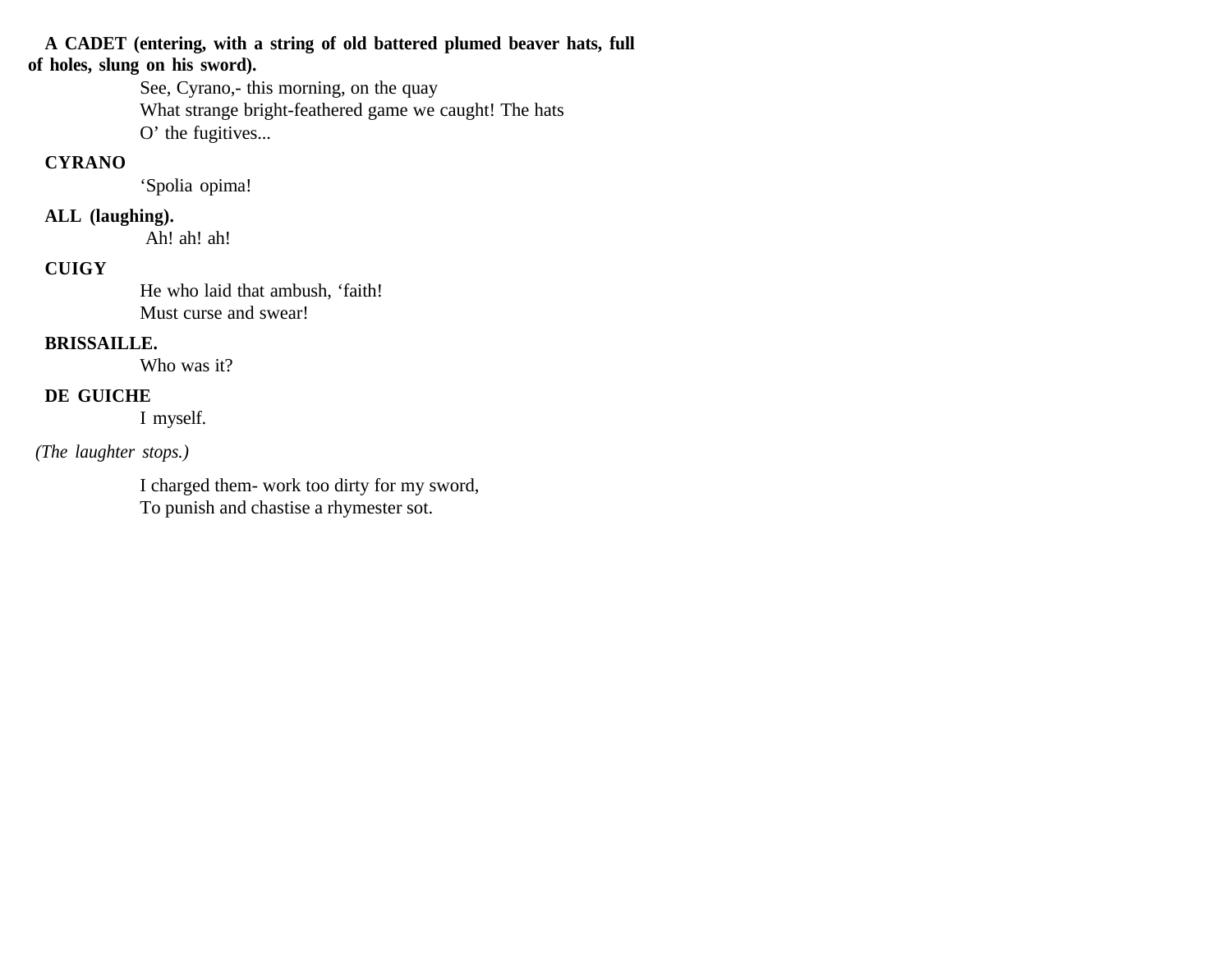**A CADET (entering, with a string of old battered plumed beaver hats, full of holes, slung on his sword).**

See, Cyrano,- this morning, on the quay
What strange bright-feathered game we caught! The hats
O' the fugitives...

**CYRANO**

'Spolia opima!

**ALL (laughing).**

Ah! ah! ah!

**CUIGY**

He who laid that ambush, 'faith!
Must curse and swear!

**BRISSAILLE.**

Who was it?

**DE GUICHE**

I myself.

*(The laughter stops.)*

I charged them- work too dirty for my sword,
To punish and chastise a rhymester sot.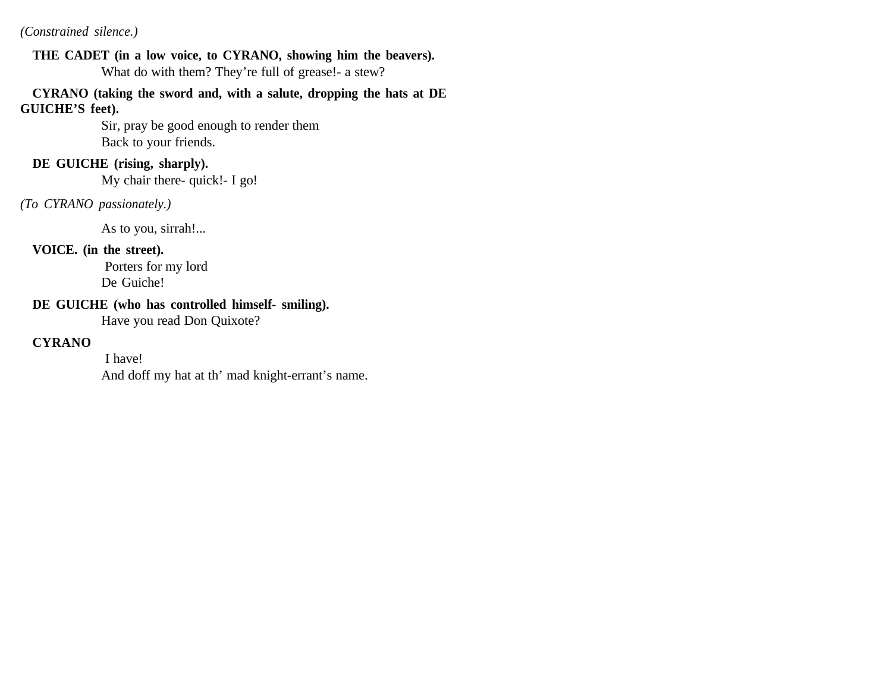*(Constrained silence.)*

**THE CADET (in a low voice, to CYRANO, showing him the beavers).**

What do with them? They're full of grease!- a stew?

**CYRANO (taking the sword and, with a salute, dropping the hats at DE GUICHE'S feet).**

Sir, pray be good enough to render them  
Back to your friends.

**DE GUICHE (rising, sharply).**

My chair there- quick!- I go!

*(To CYRANO passionately.)*

As to you, sirrah!...

**VOICE. (in the street).**

Porters for my lord  
De Guiche!

**DE GUICHE (who has controlled himself- smiling).**

Have you read Don Quixote?

**CYRANO**

I have!  
And doff my hat at th' mad knight-errant's name.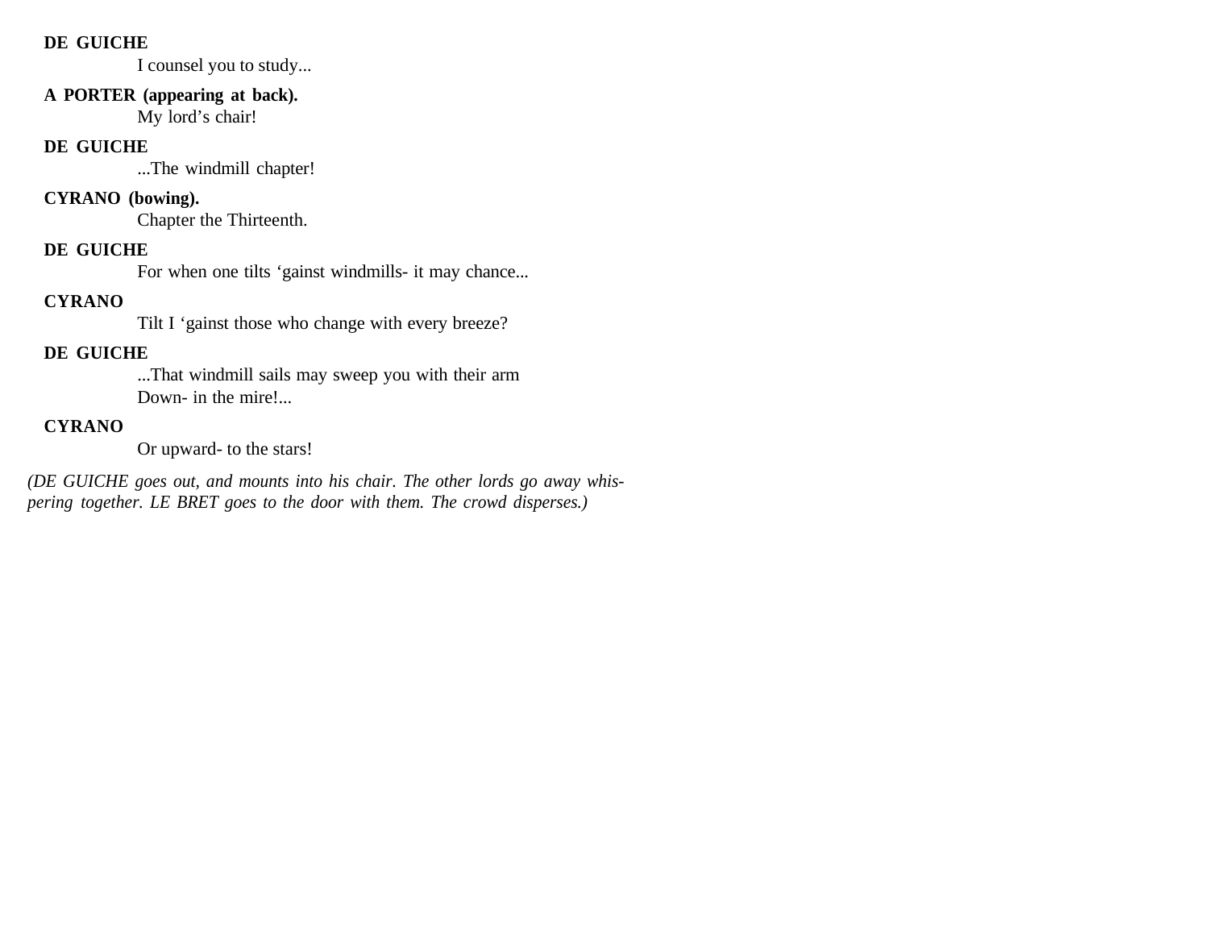**DE GUICHE**

I counsel you to study...

**A PORTER (appearing at back).**

My lord's chair!

**DE GUICHE**

...The windmill chapter!

**CYRANO (bowing).**

Chapter the Thirteenth.

**DE GUICHE**

For when one tilts 'gainst windmills- it may chance...

**CYRANO**

Tilt I 'gainst those who change with every breeze?

**DE GUICHE**

...That windmill sails may sweep you with their arm
Down- in the mire!...

**CYRANO**

Or upward- to the stars!

*(DE GUICHE goes out, and mounts into his chair. The other lords go away whispering together. LE BRET goes to the door with them. The crowd disperses.)*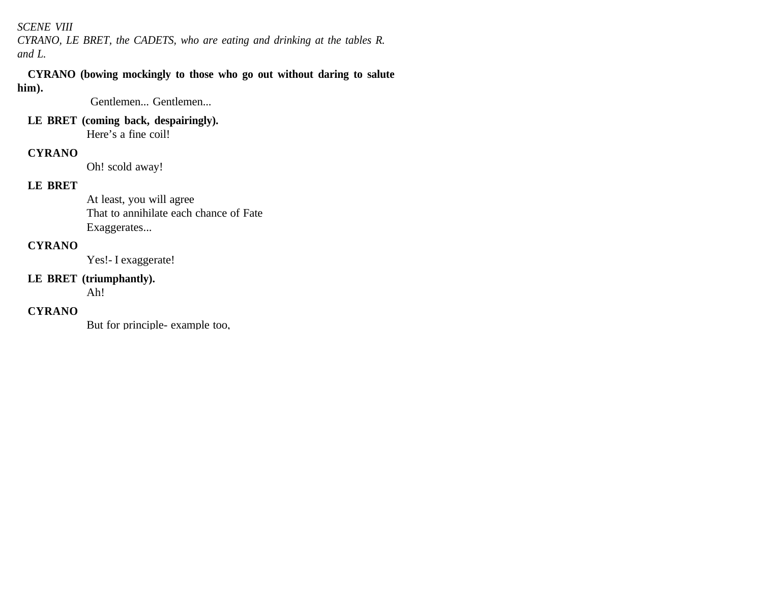*SCENE VIII*

*CYRANO, LE BRET, the CADETS, who are eating and drinking at the tables R. and L.*

**CYRANO (bowing mockingly to those who go out without daring to salute him).**

Gentlemen... Gentlemen...

**LE BRET (coming back, despairingly).**

Here's a fine coil!

**CYRANO**

Oh! scold away!

**LE BRET**

At least, you will agree
That to annihilate each chance of Fate
Exaggerates...

**CYRANO**

Yes!- I exaggerate!

**LE BRET (triumphantly).**

Ah!

**CYRANO**

But for principle- example too,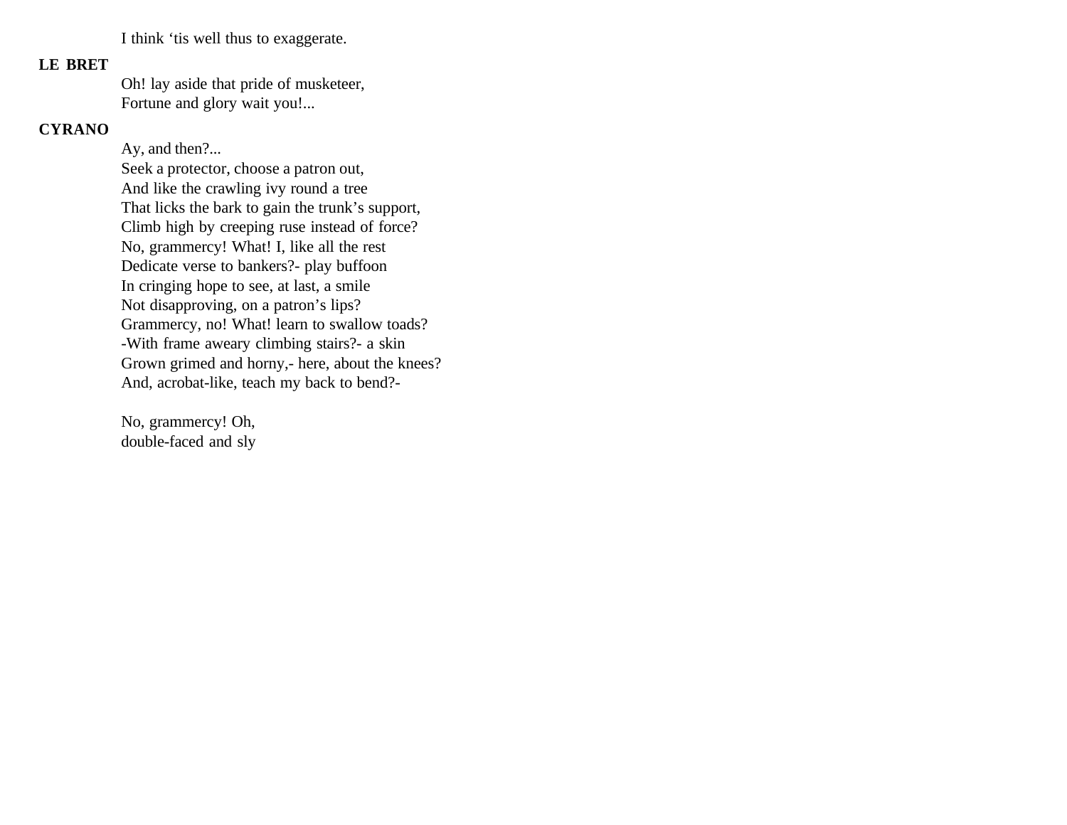I think 'tis well thus to exaggerate.

**LE BRET**

Oh! lay aside that pride of musketeer,  
Fortune and glory wait you!...

**CYRANO**

Ay, and then?...  
Seek a protector, choose a patron out,  
And like the crawling ivy round a tree  
That licks the bark to gain the trunk's support,  
Climb high by creeping ruse instead of force?  
No, grammercy! What! I, like all the rest  
Dedicate verse to bankers?- play buffoon  
In cringing hope to see, at last, a smile  
Not disapproving, on a patron's lips?  
Grammercy, no! What! learn to swallow toads?  
-With frame aweary climbing stairs?- a skin  
Grown grimed and horny,- here, about the knees?  
And, acrobat-like, teach my back to bend?-

No, grammercy! Oh,  
double-faced and sly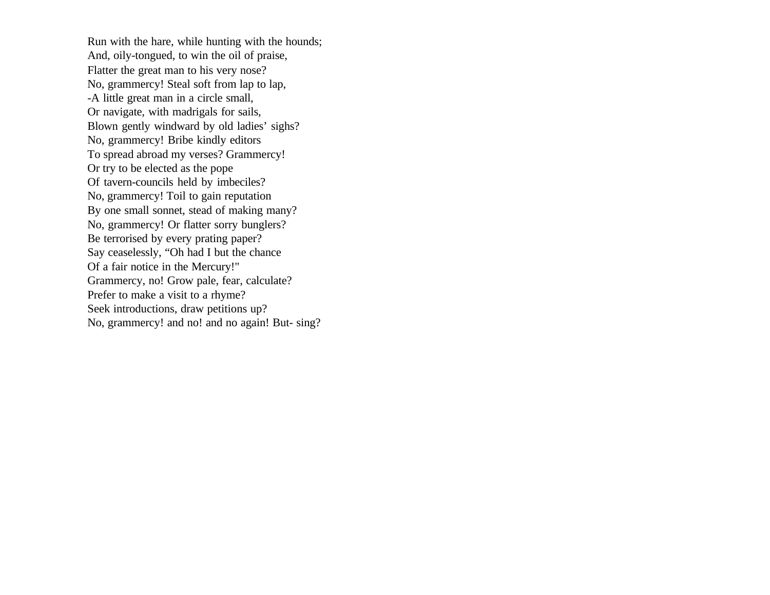Run with the hare, while hunting with the hounds;
And, oily-tongued, to win the oil of praise,
Flatter the great man to his very nose?
No, grammercy! Steal soft from lap to lap,
-A little great man in a circle small,
Or navigate, with madrigals for sails,
Blown gently windward by old ladies' sighs?
No, grammercy! Bribe kindly editors
To spread abroad my verses? Grammercy!
Or try to be elected as the pope
Of tavern-councils held by imbeciles?
No, grammercy! Toil to gain reputation
By one small sonnet, stead of making many?
No, grammercy! Or flatter sorry bunglers?
Be terrorised by every prating paper?
Say ceaselessly, "Oh had I but the chance
Of a fair notice in the Mercury!"
Grammercy, no! Grow pale, fear, calculate?
Prefer to make a visit to a rhyme?
Seek introductions, draw petitions up?
No, grammercy! and no! and no again! But- sing?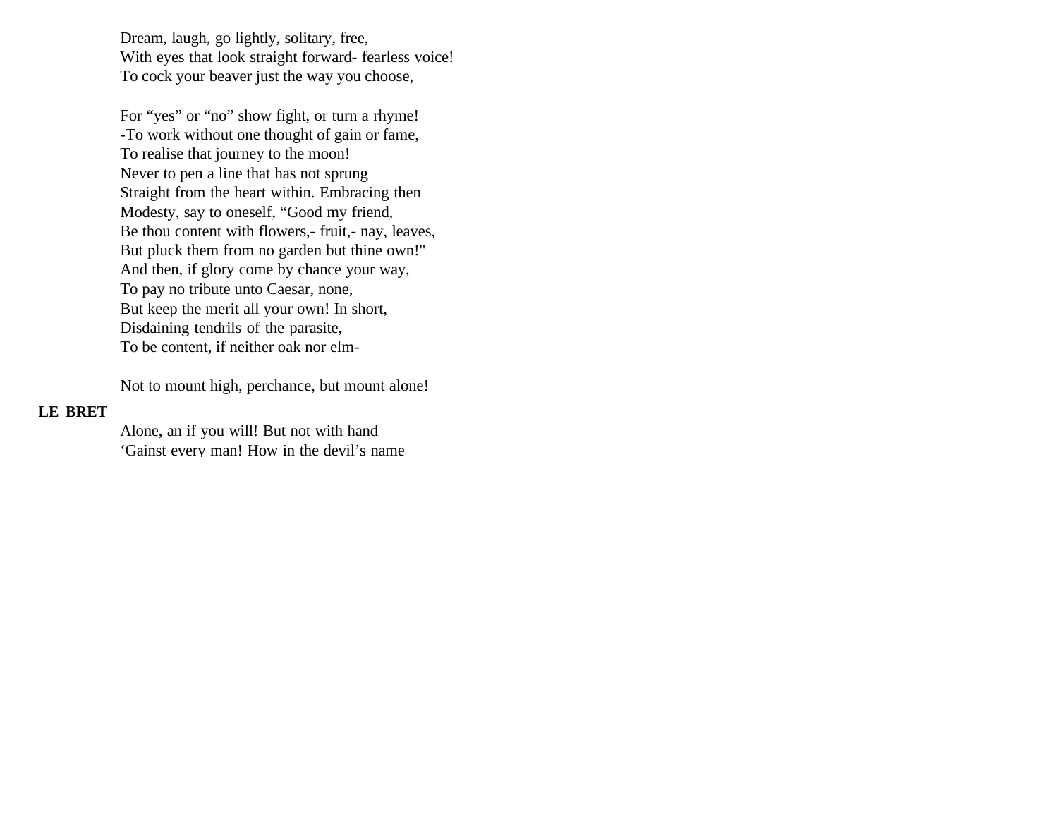Dream, laugh, go lightly, solitary, free,  
With eyes that look straight forward- fearless voice!  
To cock your beaver just the way you choose,

For "yes" or "no" show fight, or turn a rhyme!  
-To work without one thought of gain or fame,  
To realise that journey to the moon!  
Never to pen a line that has not sprung  
Straight from the heart within. Embracing then  
Modesty, say to oneself, "Good my friend,  
Be thou content with flowers,- fruit,- nay, leaves,  
But pluck them from no garden but thine own!"  
And then, if glory come by chance your way,  
To pay no tribute unto Caesar, none,  
But keep the merit all your own! In short,  
Disdaining tendrils of the parasite,  
To be content, if neither oak nor elm-

Not to mount high, perchance, but mount alone!

**LE BRET**

Alone, an if you will! But not with hand  
'Gainst every man! How in the devil's name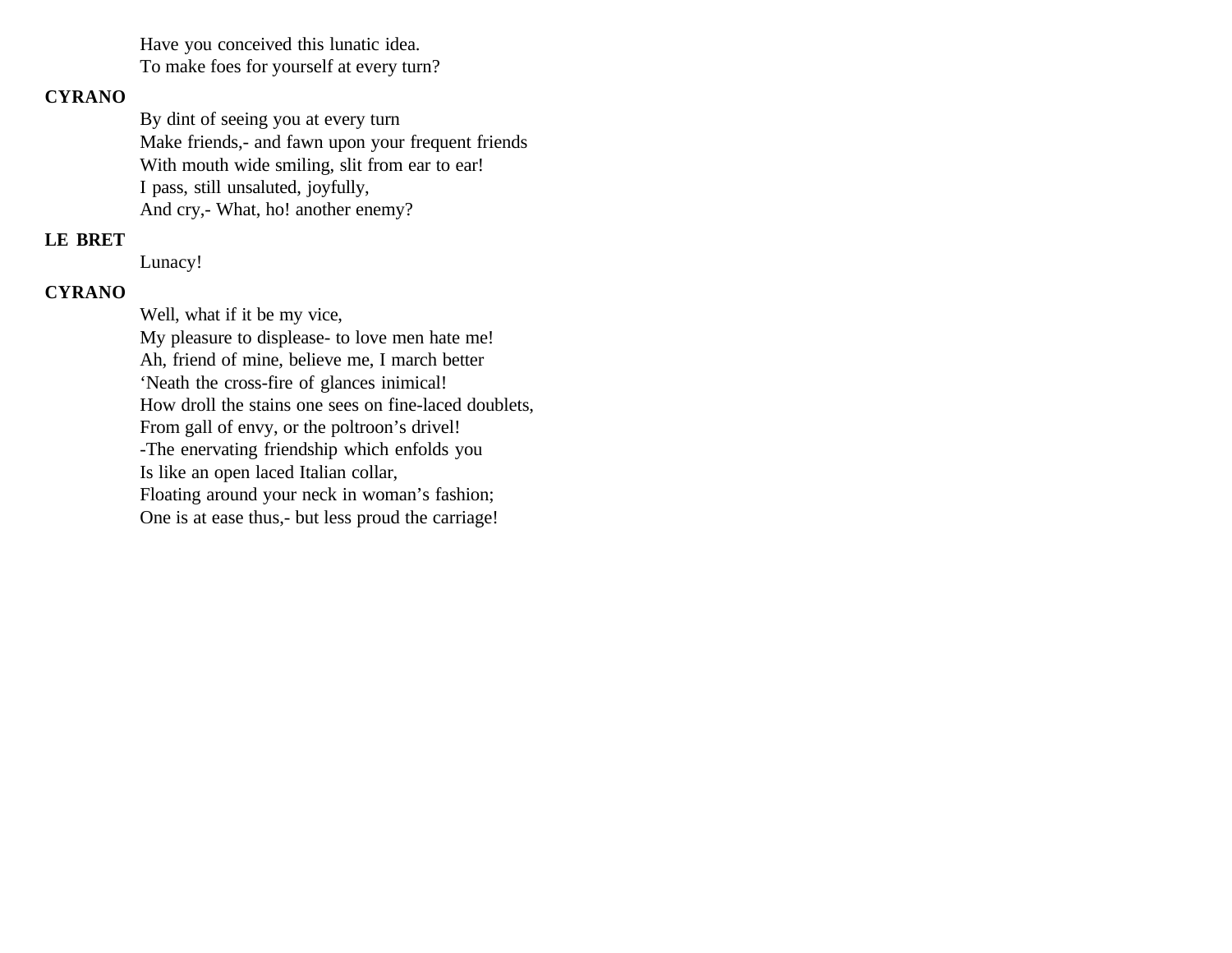Have you conceived this lunatic idea.
To make foes for yourself at every turn?

**CYRANO**

By dint of seeing you at every turn
Make friends,- and fawn upon your frequent friends
With mouth wide smiling, slit from ear to ear!
I pass, still unsaluted, joyfully,
And cry,- What, ho! another enemy?

**LE BRET**

Lunacy!

**CYRANO**

Well, what if it be my vice,
My pleasure to displease- to love men hate me!
Ah, friend of mine, believe me, I march better
'Neath the cross-fire of glances inimical!
How droll the stains one sees on fine-laced doublets,
From gall of envy, or the poltroon's drivel!
-The enervating friendship which enfolds you
Is like an open laced Italian collar,
Floating around your neck in woman's fashion;
One is at ease thus,- but less proud the carriage!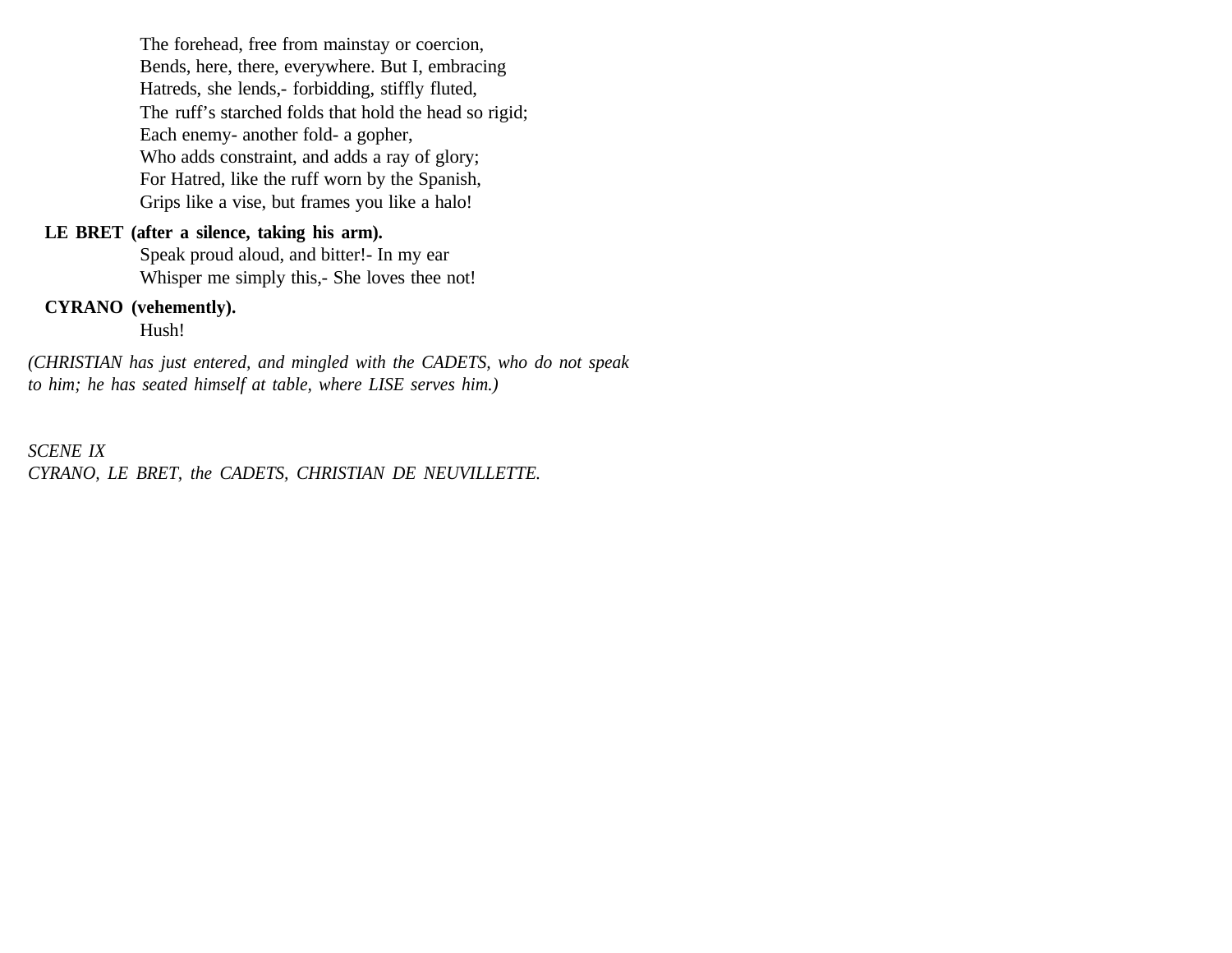The forehead, free from mainstay or coercion,
Bends, here, there, everywhere. But I, embracing
Hatreds, she lends,- forbidding, stiffly fluted,
The ruff's starched folds that hold the head so rigid;
Each enemy- another fold- a gopher,
Who adds constraint, and adds a ray of glory;
For Hatred, like the ruff worn by the Spanish,
Grips like a vise, but frames you like a halo!

**LE BRET (after a silence, taking his arm).**
Speak proud aloud, and bitter!- In my ear
Whisper me simply this,- She loves thee not!

**CYRANO (vehemently).**
Hush!

*(CHRISTIAN has just entered, and mingled with the CADETS, who do not speak to him; he has seated himself at table, where LISE serves him.)*

*SCENE IX*
*CYRANO, LE BRET, the CADETS, CHRISTIAN DE NEUVILLETTE.*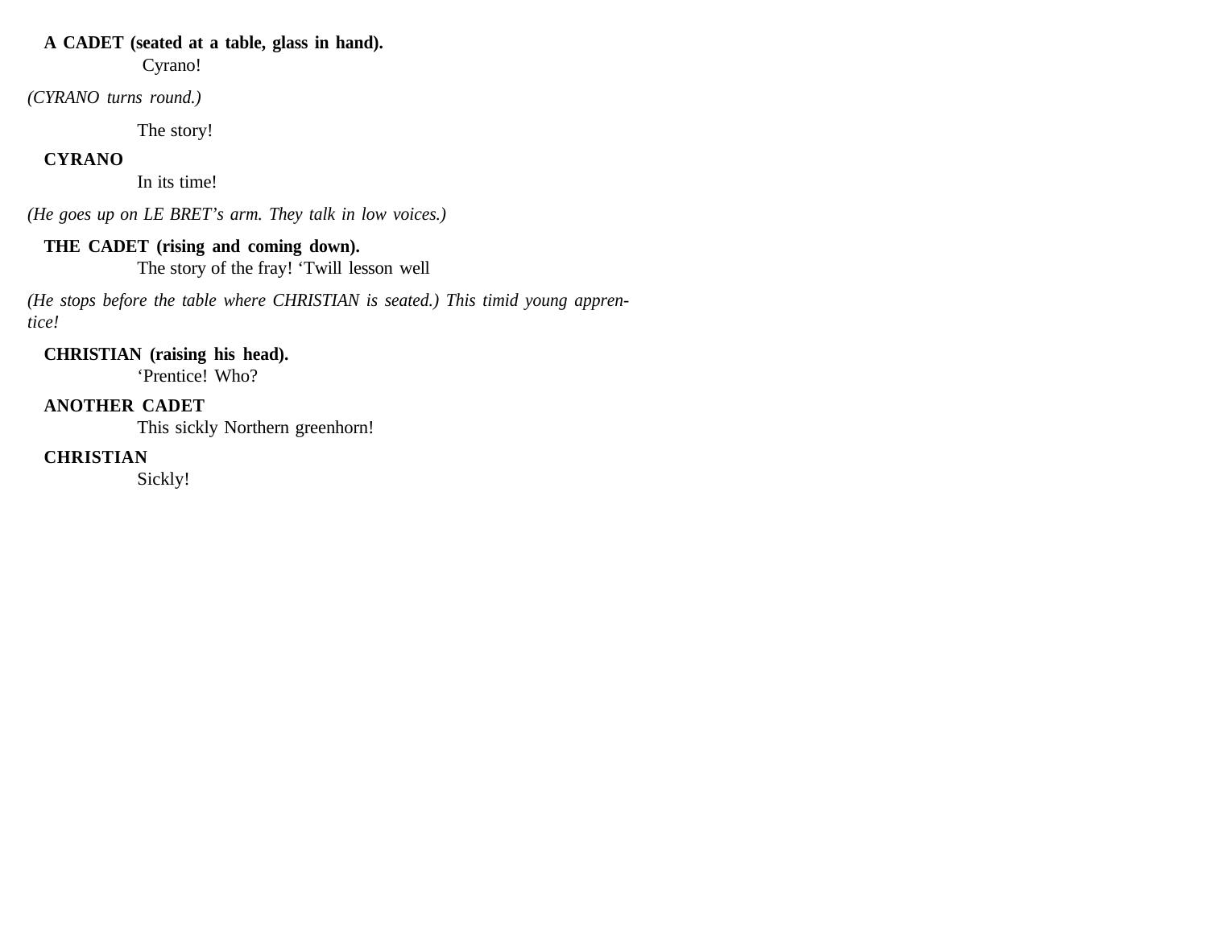**A CADET (seated at a table, glass in hand).**
Cyrano!

*(CYRANO turns round.)*

The story!

**CYRANO**
In its time!

*(He goes up on LE BRET's arm. They talk in low voices.)*

**THE CADET (rising and coming down).**
The story of the fray! 'Twill lesson well

*(He stops before the table where CHRISTIAN is seated.) This timid young apprentice!*

**CHRISTIAN (raising his head).**
'Prentice! Who?

**ANOTHER CADET**
This sickly Northern greenhorn!

**CHRISTIAN**
Sickly!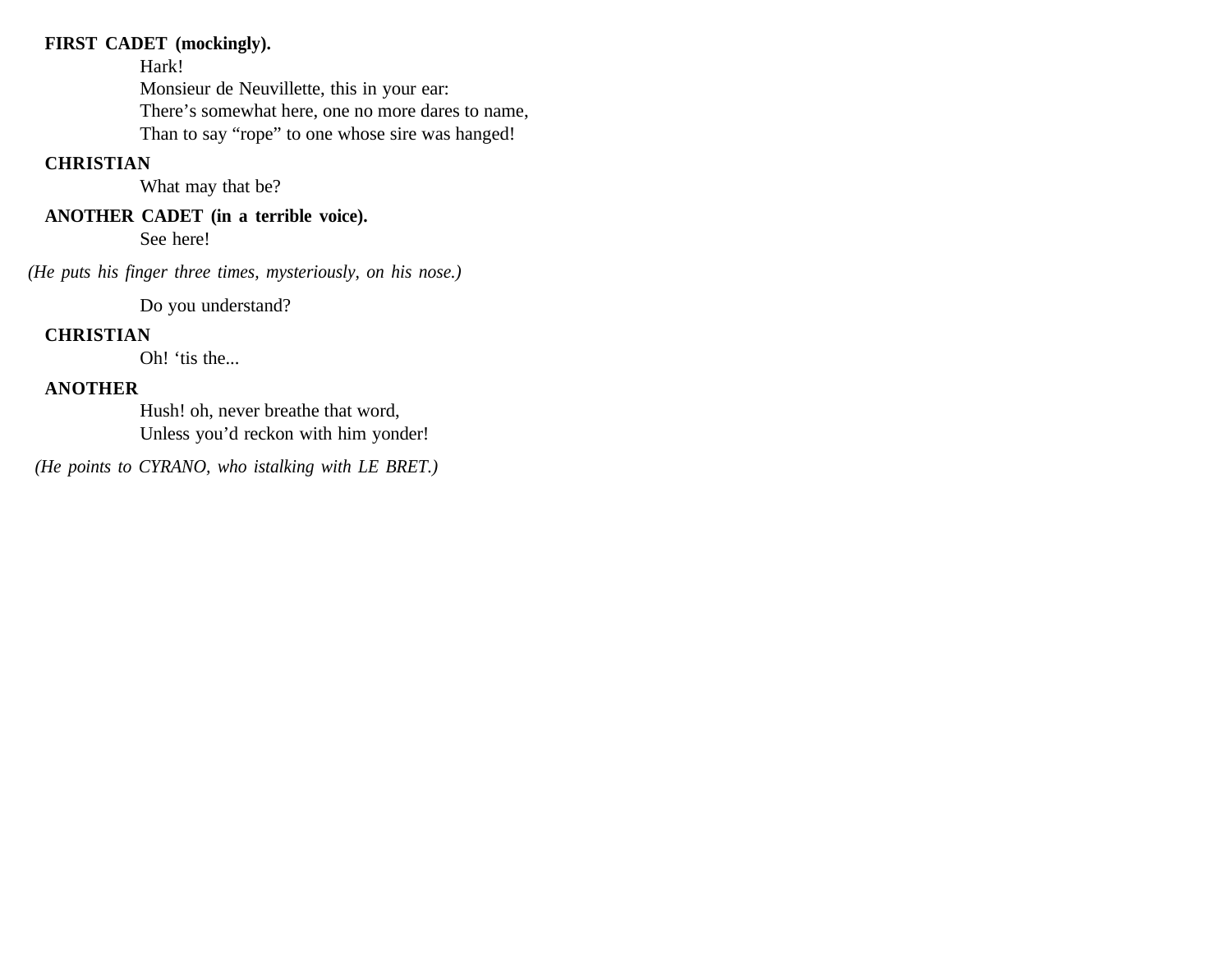**FIRST CADET (mockingly).**

Hark!
Monsieur de Neuvillette, this in your ear:
There's somewhat here, one no more dares to name,
Than to say "rope" to one whose sire was hanged!

**CHRISTIAN**

What may that be?

**ANOTHER CADET (in a terrible voice).**

See here!

*(He puts his finger three times, mysteriously, on his nose.)*

Do you understand?

**CHRISTIAN**

Oh! 'tis the...

**ANOTHER**

Hush! oh, never breathe that word,
Unless you'd reckon with him yonder!

*(He points to CYRANO, who istalking with LE BRET.)*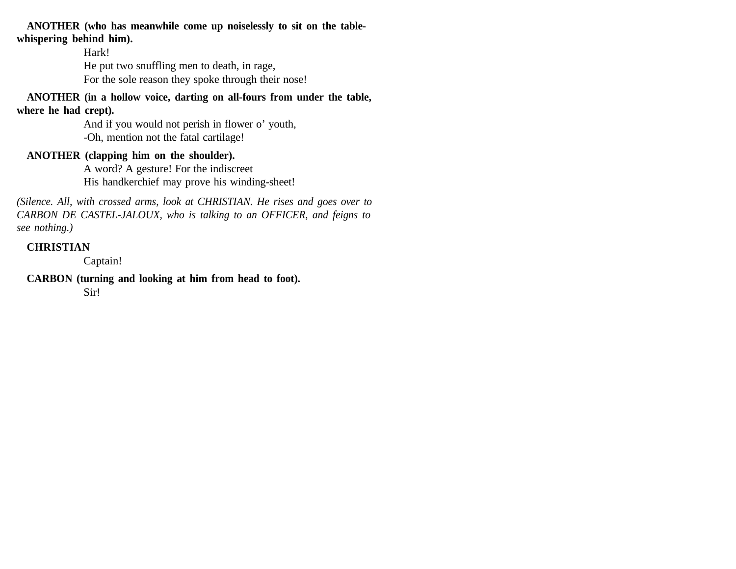**ANOTHER (who has meanwhile come up noiselessly to sit on the table-whispering behind him).**

Hark!
He put two snuffling men to death, in rage,
For the sole reason they spoke through their nose!

**ANOTHER (in a hollow voice, darting on all-fours from under the table, where he had crept).**

And if you would not perish in flower o' youth,
-Oh, mention not the fatal cartilage!

**ANOTHER (clapping him on the shoulder).**

A word? A gesture! For the indiscreet
His handkerchief may prove his winding-sheet!

*(Silence. All, with crossed arms, look at CHRISTIAN. He rises and goes over to CARBON DE CASTEL-JALOUX, who is talking to an OFFICER, and feigns to see nothing.)*

**CHRISTIAN**

Captain!

**CARBON (turning and looking at him from head to foot).**

Sir!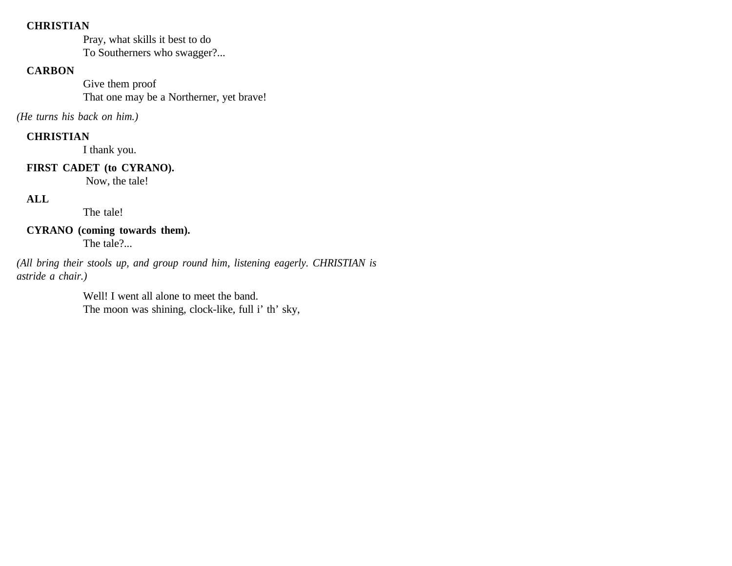**CHRISTIAN**

Pray, what skills it best to do
To Southerners who swagger?...

**CARBON**

Give them proof
That one may be a Northerner, yet brave!

*(He turns his back on him.)*

**CHRISTIAN**

I thank you.

**FIRST CADET (to CYRANO).**

Now, the tale!

**ALL**

The tale!

**CYRANO (coming towards them).**

The tale?...

*(All bring their stools up, and group round him, listening eagerly. CHRISTIAN is astride a chair.)*

Well! I went all alone to meet the band.
The moon was shining, clock-like, full i' th' sky,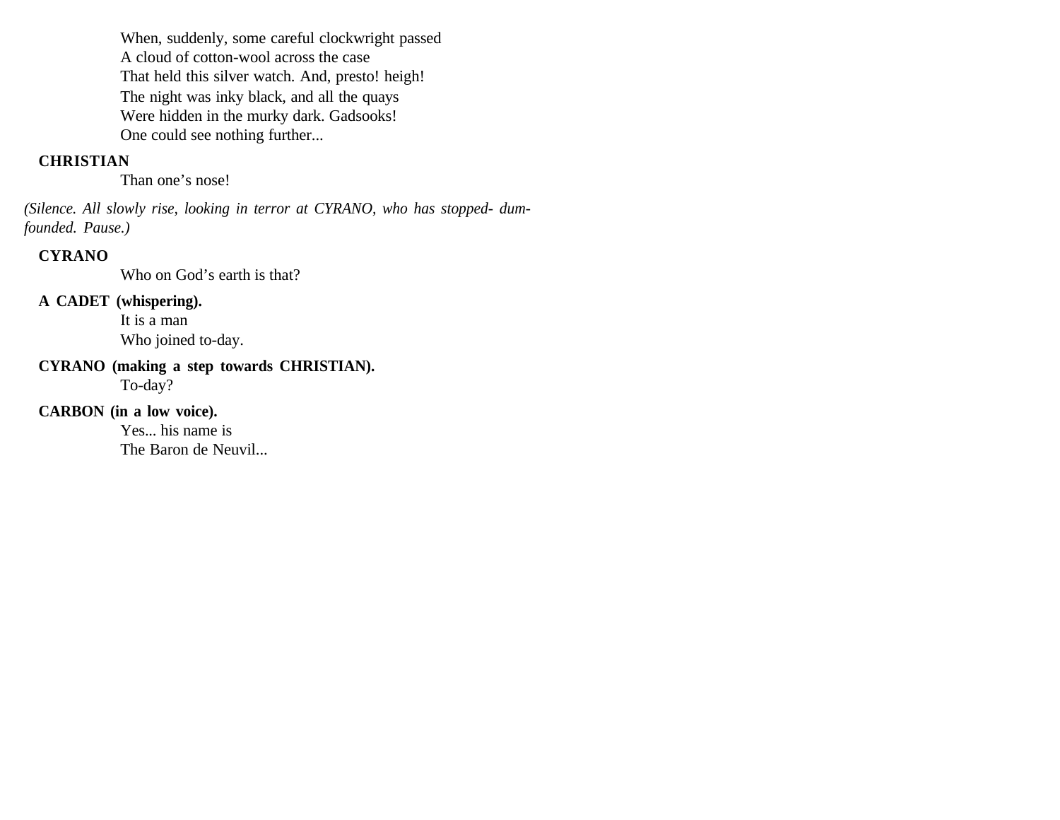When, suddenly, some careful clockwright passed
A cloud of cotton-wool across the case
That held this silver watch. And, presto! heigh!
The night was inky black, and all the quays
Were hidden in the murky dark. Gadsooks!
One could see nothing further...

**CHRISTIAN**

Than one's nose!

*(Silence. All slowly rise, looking in terror at CYRANO, who has stopped- dumfounded. Pause.)*

**CYRANO**

Who on God's earth is that?

**A CADET (whispering).**

It is a man
Who joined to-day.

**CYRANO (making a step towards CHRISTIAN).**

To-day?

**CARBON (in a low voice).**

Yes... his name is
The Baron de Neuvil...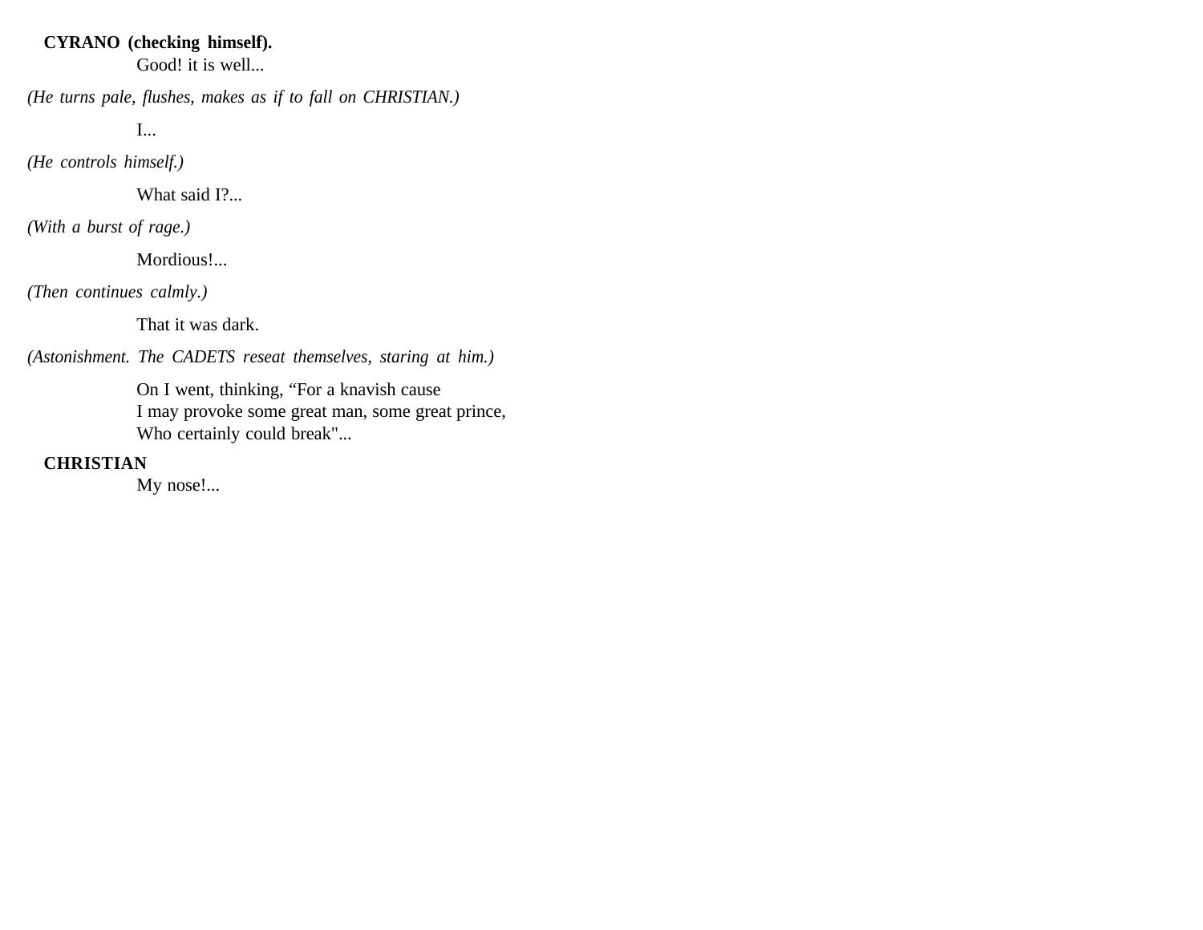**CYRANO (checking himself).**
Good! it is well...

*(He turns pale, flushes, makes as if to fall on CHRISTIAN.)*

I...

*(He controls himself.)*

What said I?...

*(With a burst of rage.)*

Mordious!...

*(Then continues calmly.)*

That it was dark.

*(Astonishment. The CADETS reseat themselves, staring at him.)*

On I went, thinking, “For a knavish cause
I may provoke some great man, some great prince,
Who certainly could break"...

**CHRISTIAN**
My nose!...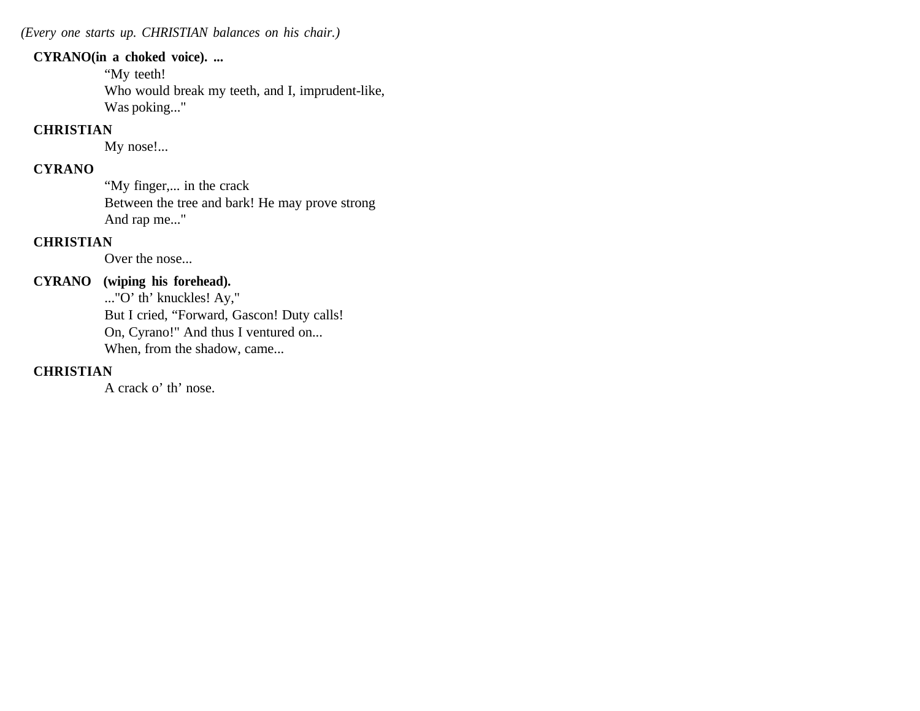*(Every one starts up. CHRISTIAN balances on his chair.)*

**CYRANO(in a choked voice). ...**

“My teeth!  
Who would break my teeth, and I, imprudent-like,  
Was poking..."

**CHRISTIAN**

My nose!...

**CYRANO**

“My finger,... in the crack  
Between the tree and bark! He may prove strong  
And rap me..."

**CHRISTIAN**

Over the nose...

**CYRANO (wiping his forehead).**

..."O’ th’ knuckles! Ay,"  
But I cried, “Forward, Gascon! Duty calls!  
On, Cyrano!" And thus I ventured on...  
When, from the shadow, came...

**CHRISTIAN**

A crack o’ th’ nose.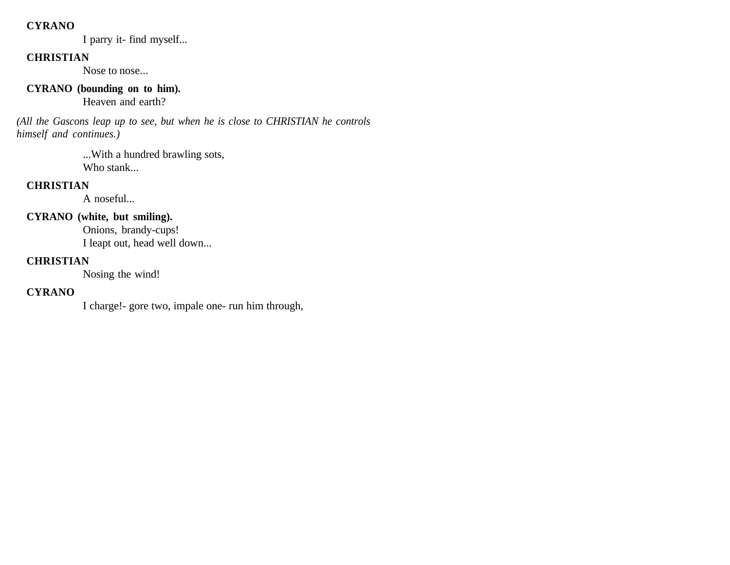**CYRANO**

I parry it- find myself...

**CHRISTIAN**

Nose to nose...

**CYRANO (bounding on to him).**

Heaven and earth?

*(All the Gascons leap up to see, but when he is close to CHRISTIAN he controls himself and continues.)*

...With a hundred brawling sots,
Who stank...

**CHRISTIAN**

A noseful...

**CYRANO (white, but smiling).**

Onions, brandy-cups!
I leapt out, head well down...

**CHRISTIAN**

Nosing the wind!

**CYRANO**

I charge!- gore two, impale one- run him through,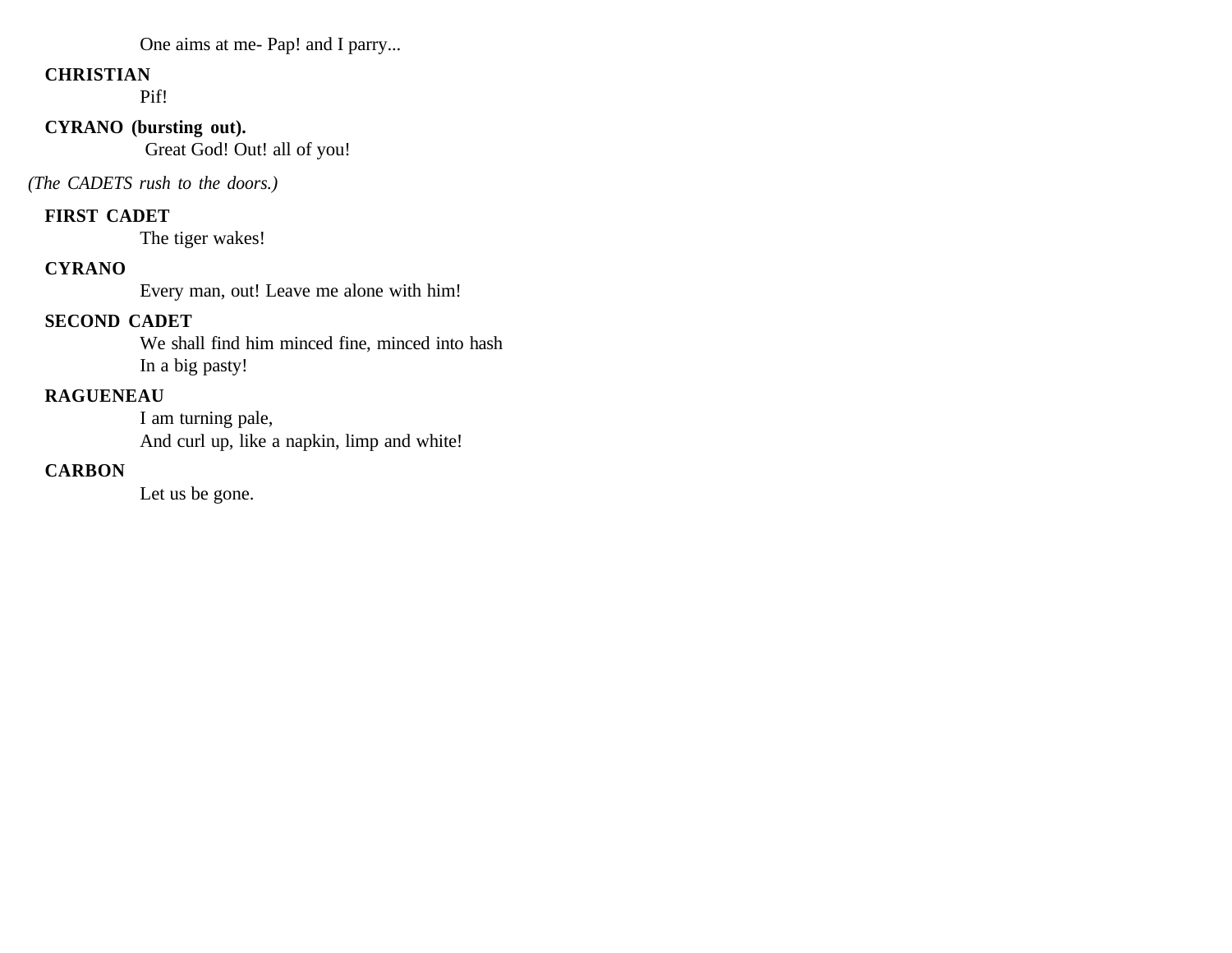One aims at me- Pap! and I parry...

**CHRISTIAN**

Pif!

**CYRANO (bursting out).**

Great God! Out! all of you!

*(The CADETS rush to the doors.)*

**FIRST CADET**

The tiger wakes!

**CYRANO**

Every man, out! Leave me alone with him!

**SECOND CADET**

We shall find him minced fine, minced into hash
In a big pasty!

**RAGUENEAU**

I am turning pale,
And curl up, like a napkin, limp and white!

**CARBON**

Let us be gone.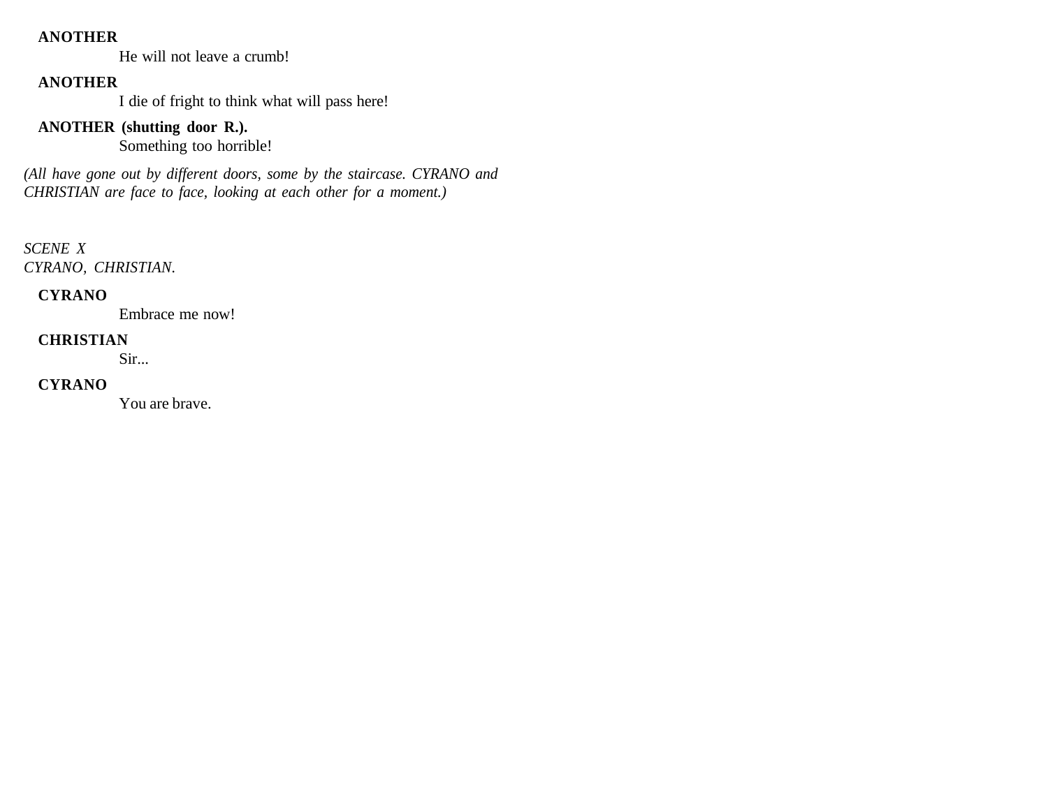**ANOTHER**

He will not leave a crumb!

**ANOTHER**

I die of fright to think what will pass here!

**ANOTHER (shutting door R.).**

Something too horrible!

*(All have gone out by different doors, some by the staircase. CYRANO and CHRISTIAN are face to face, looking at each other for a moment.)*

*SCENE X*
*CYRANO, CHRISTIAN.*

**CYRANO**

Embrace me now!

**CHRISTIAN**

Sir...

**CYRANO**

You are brave.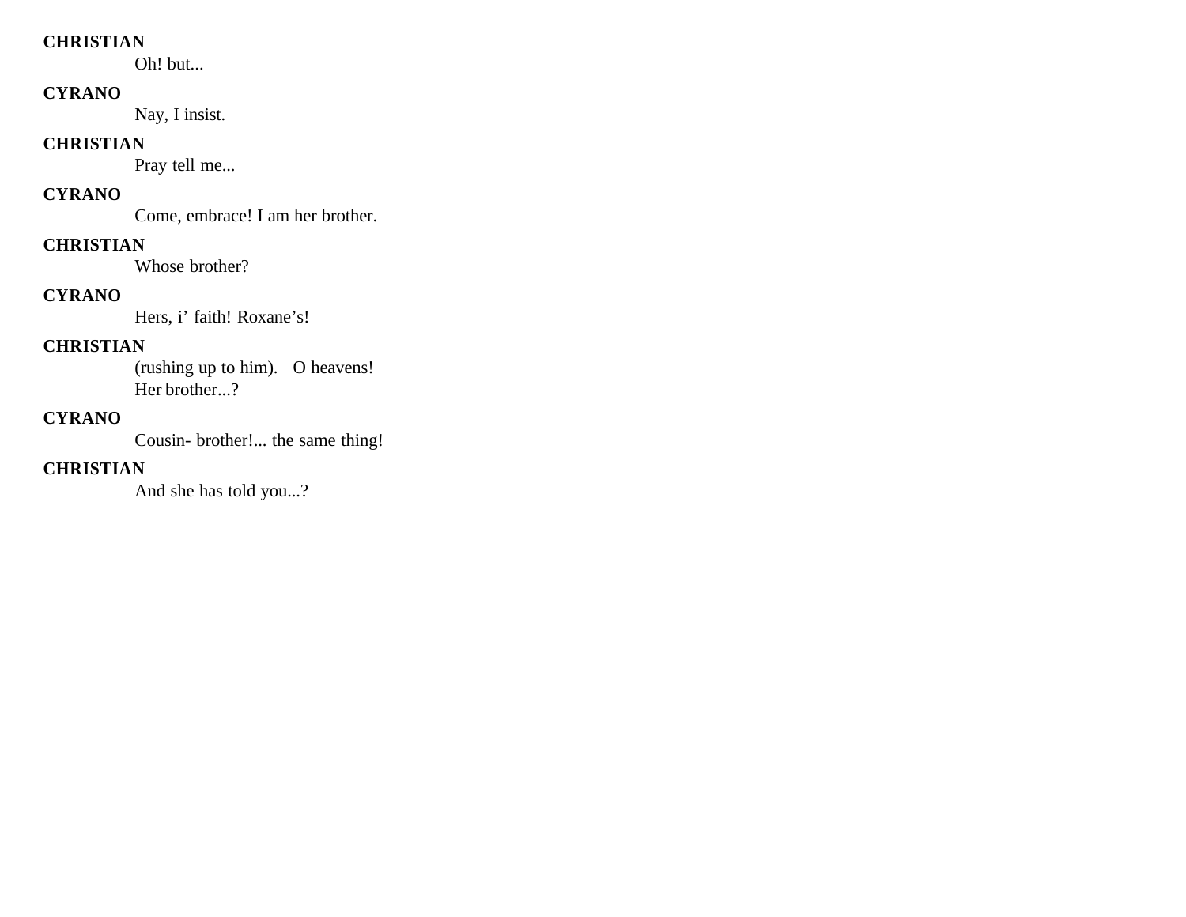**CHRISTIAN**

Oh! but...

**CYRANO**

Nay, I insist.

**CHRISTIAN**

Pray tell me...

**CYRANO**

Come, embrace! I am her brother.

**CHRISTIAN**

Whose brother?

**CYRANO**

Hers, i’ faith! Roxane’s!

**CHRISTIAN**

(rushing up to him). O heavens!
Her brother...?

**CYRANO**

Cousin- brother!... the same thing!

**CHRISTIAN**

And she has told you...?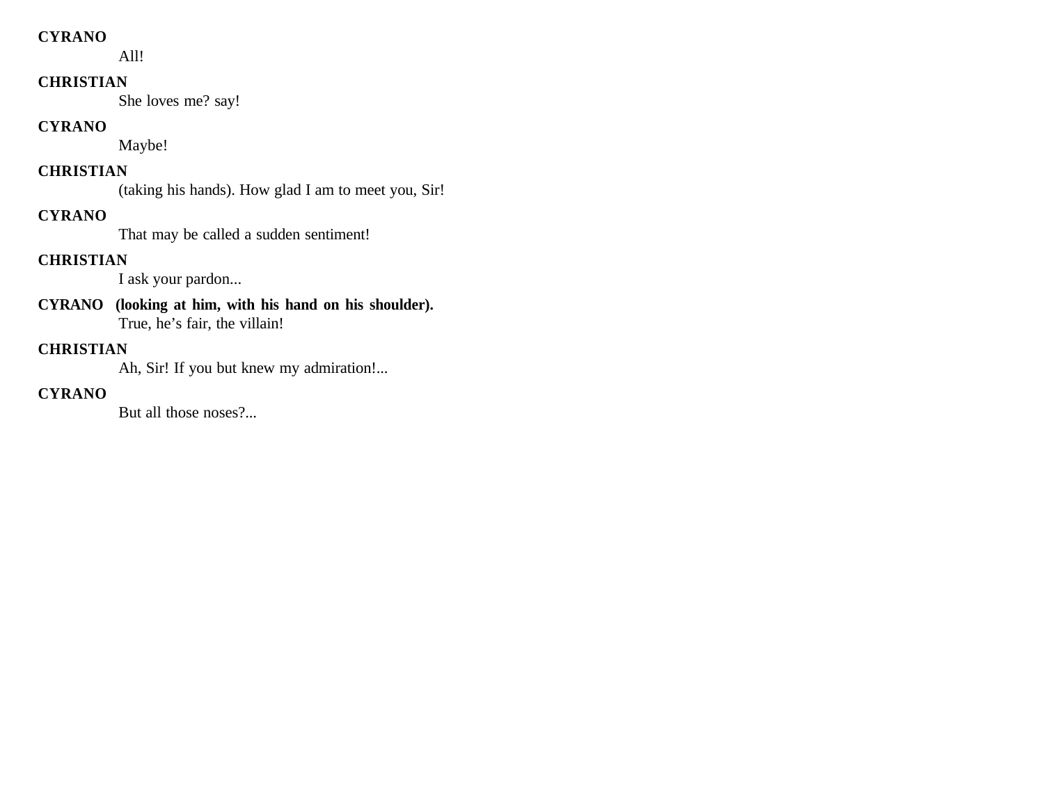**CYRANO**

All!

**CHRISTIAN**

She loves me? say!

**CYRANO**

Maybe!

**CHRISTIAN**

(taking his hands). How glad I am to meet you, Sir!

**CYRANO**

That may be called a sudden sentiment!

**CHRISTIAN**

I ask your pardon...

**CYRANO (looking at him, with his hand on his shoulder).**

True, he's fair, the villain!

**CHRISTIAN**

Ah, Sir! If you but knew my admiration!...

**CYRANO**

But all those noses?...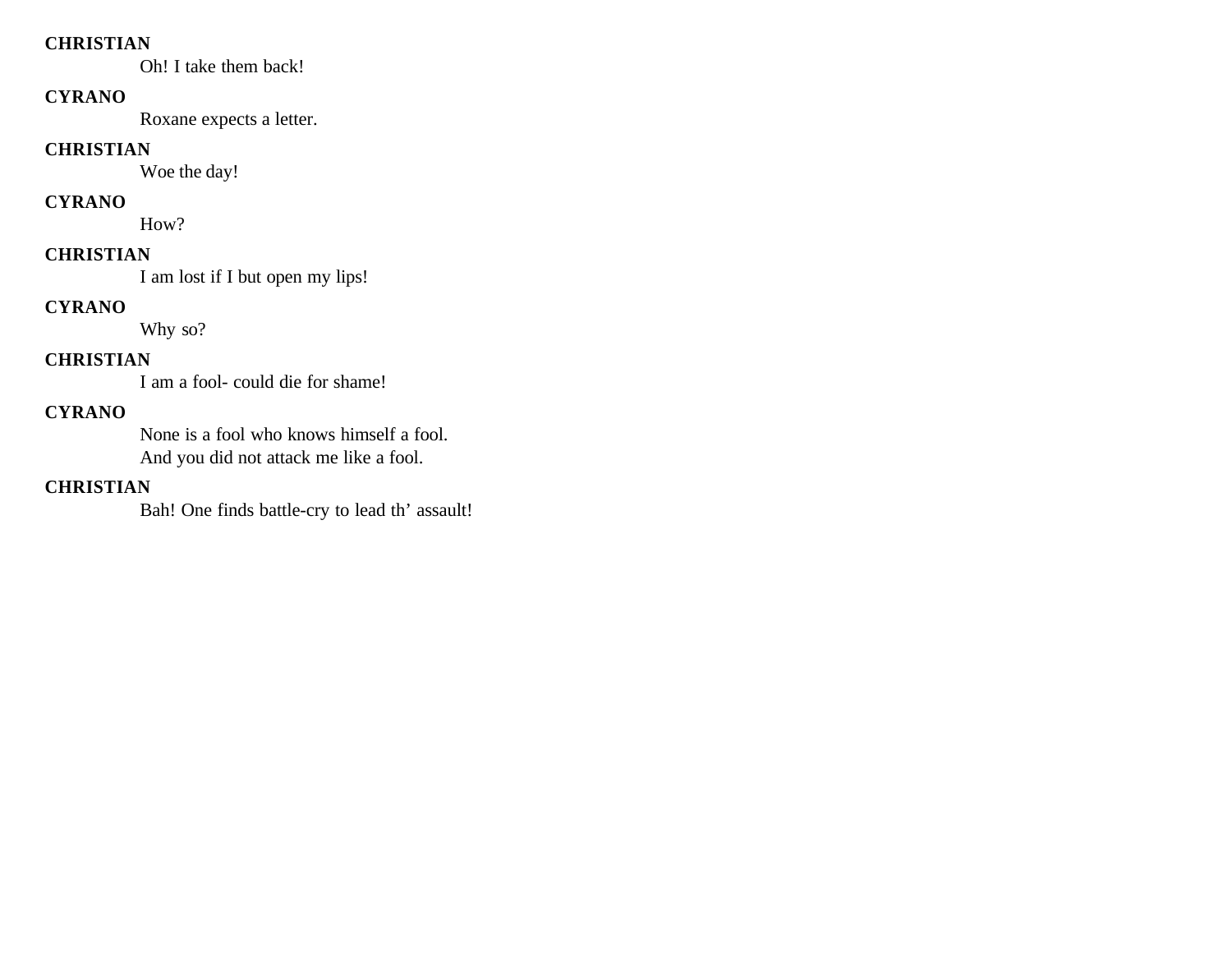**CHRISTIAN**

Oh! I take them back!

**CYRANO**

Roxane expects a letter.

**CHRISTIAN**

Woe the day!

**CYRANO**

How?

**CHRISTIAN**

I am lost if I but open my lips!

**CYRANO**

Why so?

**CHRISTIAN**

I am a fool- could die for shame!

**CYRANO**

None is a fool who knows himself a fool.
And you did not attack me like a fool.

**CHRISTIAN**

Bah! One finds battle-cry to lead th' assault!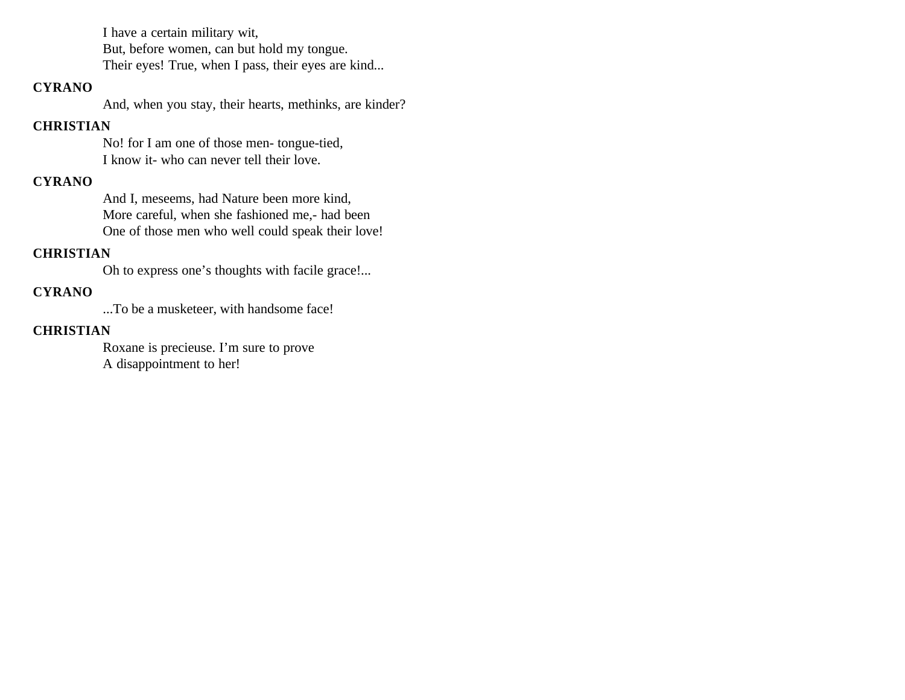I have a certain military wit,
But, before women, can but hold my tongue.
Their eyes! True, when I pass, their eyes are kind...

**CYRANO**

And, when you stay, their hearts, methinks, are kinder?

**CHRISTIAN**

No! for I am one of those men- tongue-tied,
I know it- who can never tell their love.

**CYRANO**

And I, meseems, had Nature been more kind,
More careful, when she fashioned me,- had been
One of those men who well could speak their love!

**CHRISTIAN**

Oh to express one's thoughts with facile grace!...

**CYRANO**

...To be a musketeer, with handsome face!

**CHRISTIAN**

Roxane is precieuse. I'm sure to prove
A disappointment to her!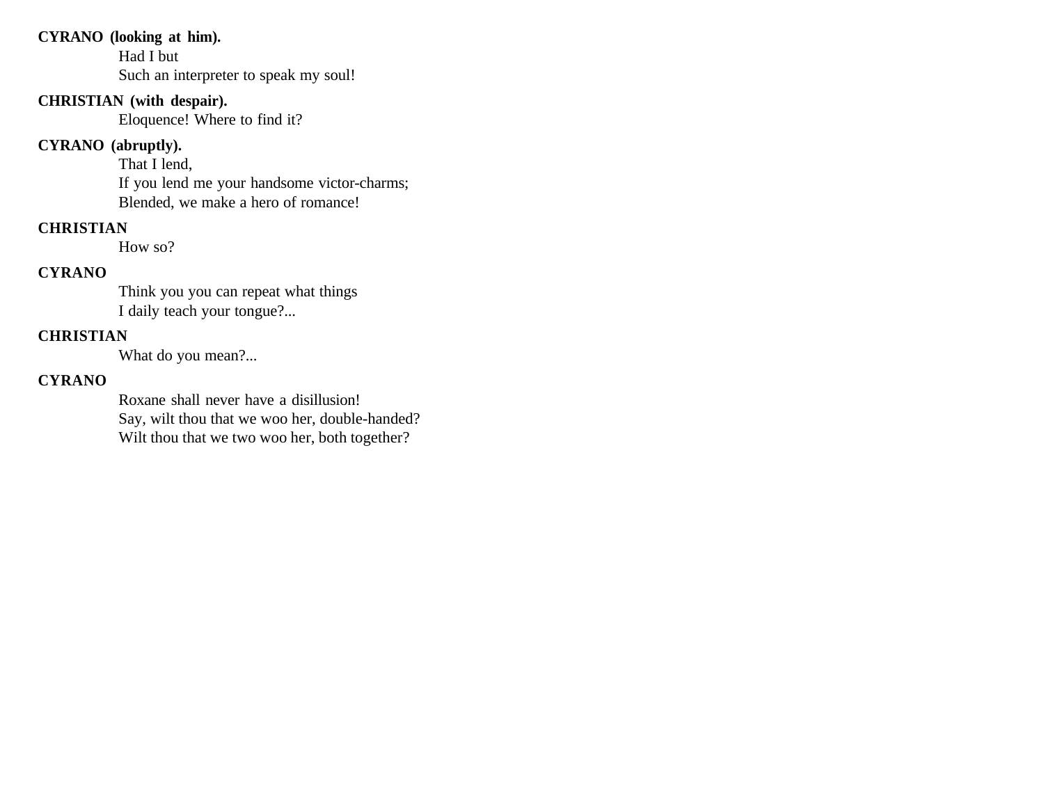**CYRANO (looking at him).**

Had I but
Such an interpreter to speak my soul!

**CHRISTIAN (with despair).**

Eloquence! Where to find it?

**CYRANO (abruptly).**

That I lend,
If you lend me your handsome victor-charms;
Blended, we make a hero of romance!

**CHRISTIAN**

How so?

**CYRANO**

Think you you can repeat what things
I daily teach your tongue?...

**CHRISTIAN**

What do you mean?...

**CYRANO**

Roxane shall never have a disillusion!
Say, wilt thou that we woo her, double-handed?
Wilt thou that we two woo her, both together?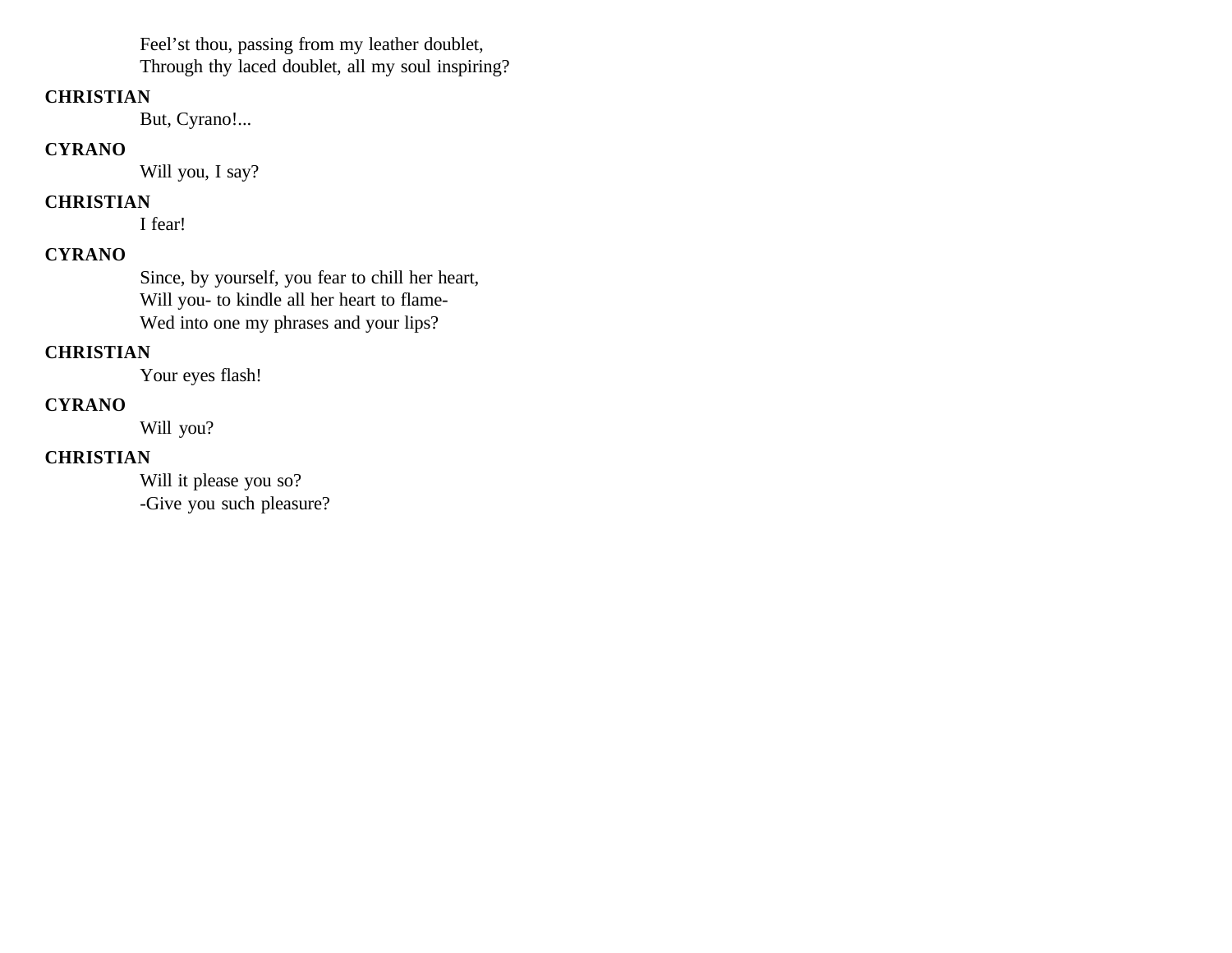Feel'st thou, passing from my leather doublet,
Through thy laced doublet, all my soul inspiring?

**CHRISTIAN**

But, Cyrano!...

**CYRANO**

Will you, I say?

**CHRISTIAN**

I fear!

**CYRANO**

Since, by yourself, you fear to chill her heart,
Will you- to kindle all her heart to flame-
Wed into one my phrases and your lips?

**CHRISTIAN**

Your eyes flash!

**CYRANO**

Will you?

**CHRISTIAN**

Will it please you so?
-Give you such pleasure?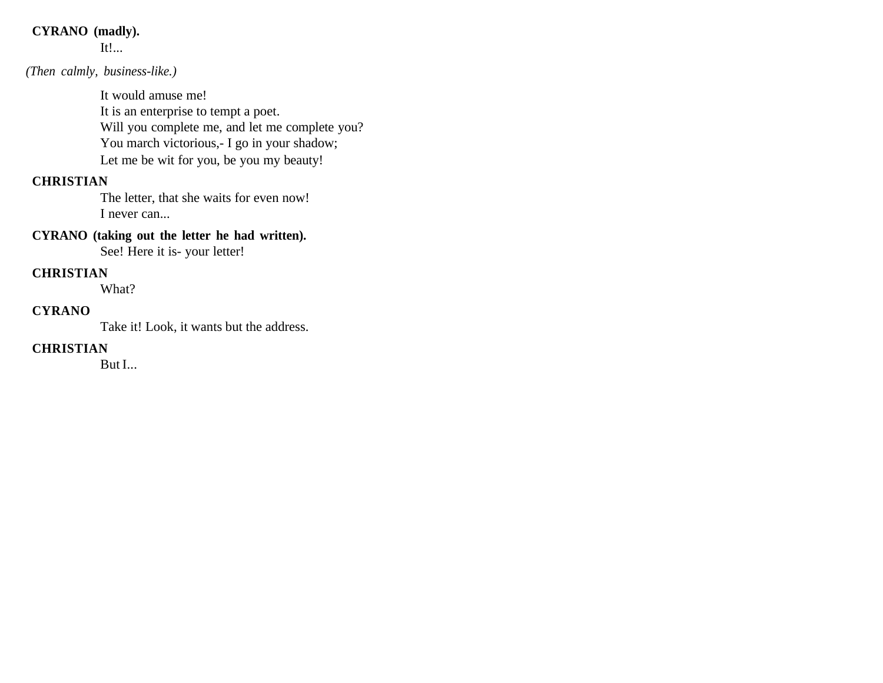**CYRANO (madly).**

It!...

*(Then calmly, business-like.)*

It would amuse me!
It is an enterprise to tempt a poet.
Will you complete me, and let me complete you?
You march victorious,- I go in your shadow;
Let me be wit for you, be you my beauty!

**CHRISTIAN**

The letter, that she waits for even now!
I never can...

**CYRANO (taking out the letter he had written).**

See! Here it is- your letter!

**CHRISTIAN**

What?

**CYRANO**

Take it! Look, it wants but the address.

**CHRISTIAN**

But I...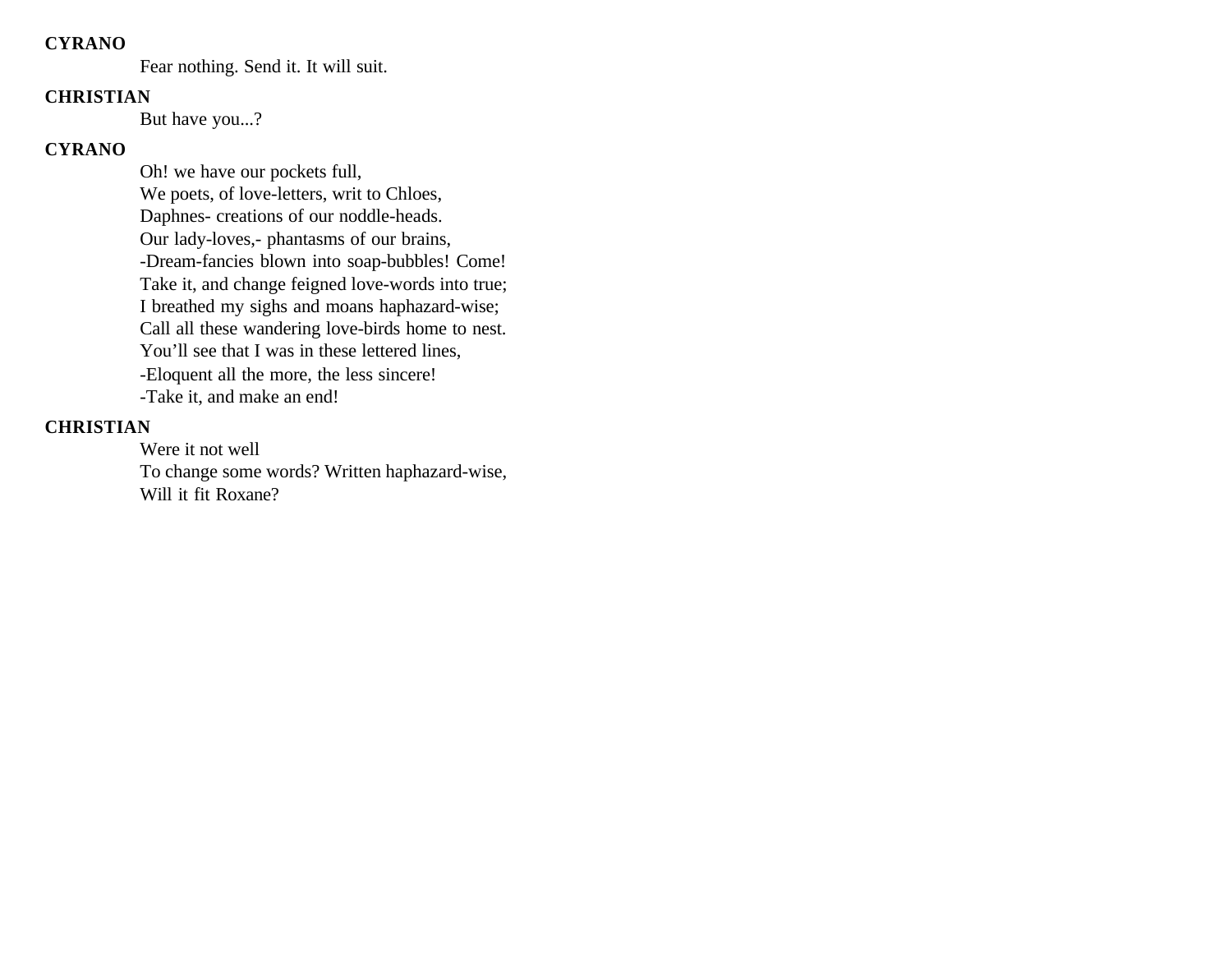**CYRANO**

Fear nothing. Send it. It will suit.

**CHRISTIAN**

But have you...?

**CYRANO**

Oh! we have our pockets full,
We poets, of love-letters, writ to Chloes,
Daphnes- creations of our noddle-heads.
Our lady-loves,- phantasms of our brains,
-Dream-fancies blown into soap-bubbles! Come!
Take it, and change feigned love-words into true;
I breathed my sighs and moans haphazard-wise;
Call all these wandering love-birds home to nest.
You'll see that I was in these lettered lines,
-Eloquent all the more, the less sincere!
-Take it, and make an end!

**CHRISTIAN**

Were it not well
To change some words? Written haphazard-wise,
Will it fit Roxane?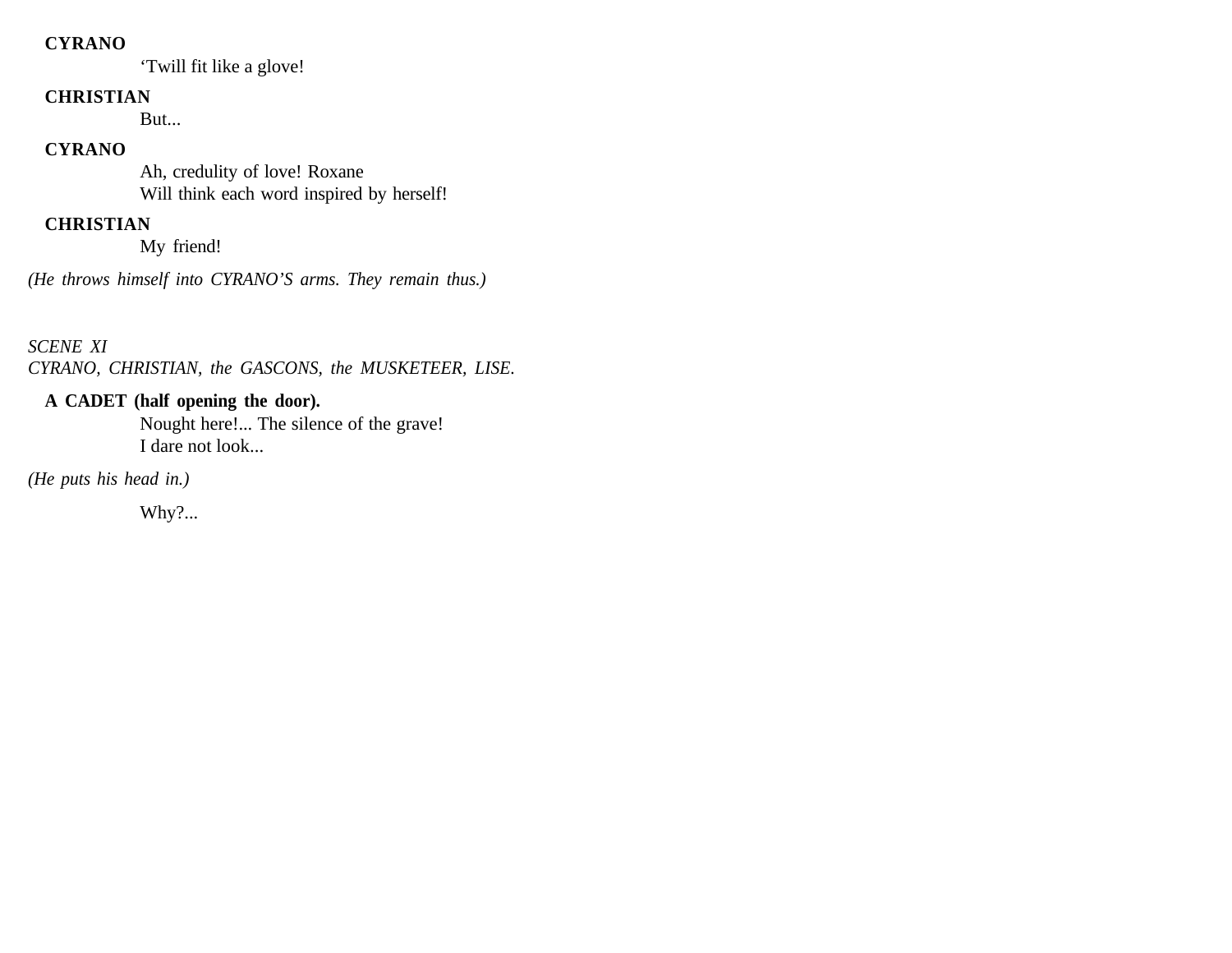**CYRANO**

'Twill fit like a glove!

**CHRISTIAN**

But...

**CYRANO**

Ah, credulity of love! Roxane
Will think each word inspired by herself!

**CHRISTIAN**

My friend!

*(He throws himself into CYRANO'S arms. They remain thus.)*

*SCENE XI*
*CYRANO, CHRISTIAN, the GASCONS, the MUSKETEER, LISE.*

**A CADET (half opening the door).**

Nought here!... The silence of the grave!
I dare not look...

*(He puts his head in.)*

Why?...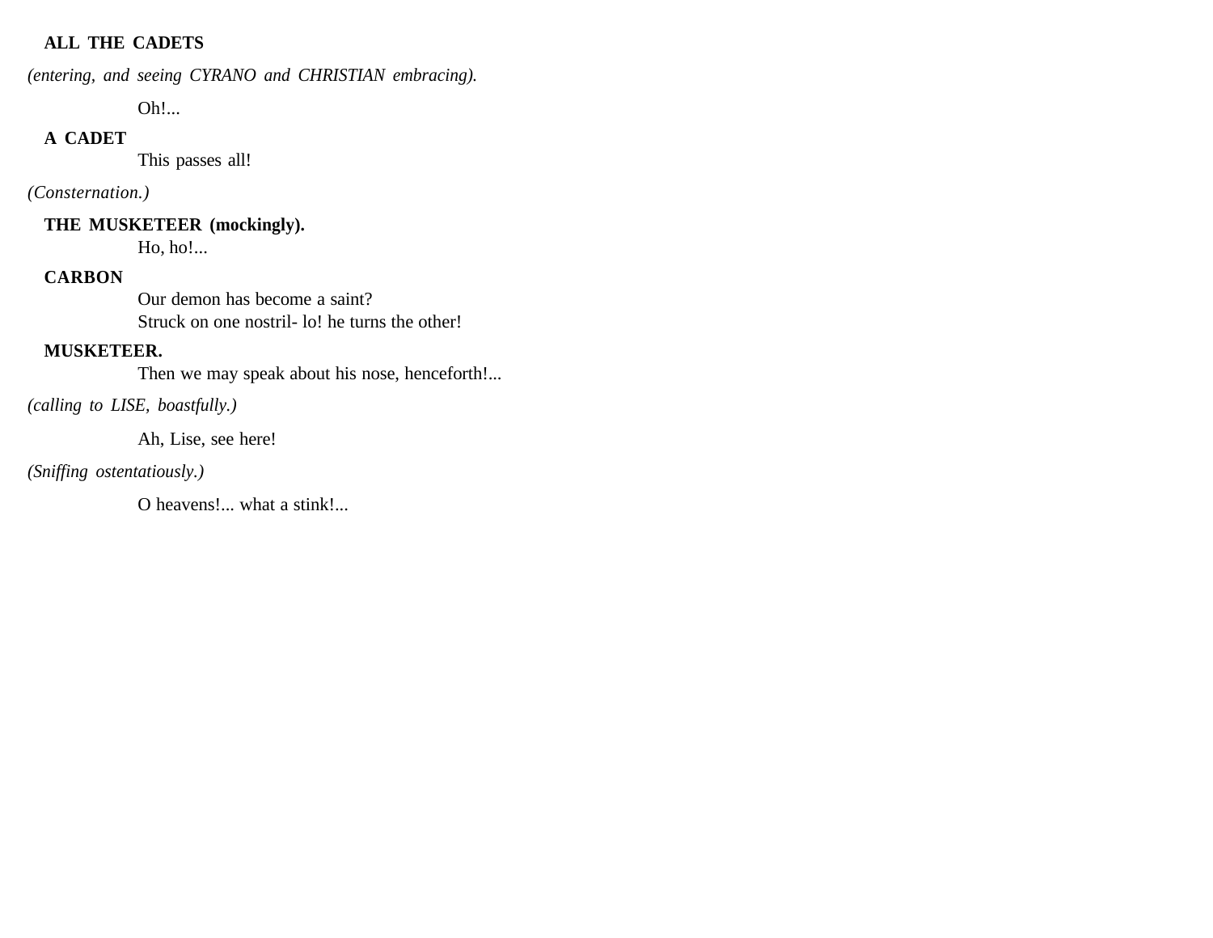**ALL THE CADETS**

*(entering, and seeing CYRANO and CHRISTIAN embracing).*

Oh!...

**A CADET**

This passes all!

*(Consternation.)*

**THE MUSKETEER (mockingly).**

Ho, ho!...

**CARBON**

Our demon has become a saint?
Struck on one nostril- lo! he turns the other!

**MUSKETEER.**

Then we may speak about his nose, henceforth!...

*(calling to LISE, boastfully.)*

Ah, Lise, see here!

*(Sniffing ostentatiously.)*

O heavens!... what a stink!...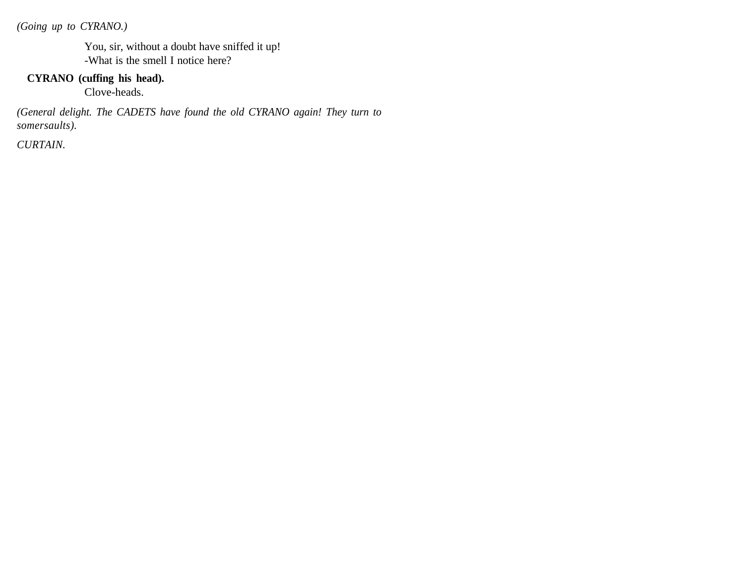*(Going up to CYRANO.)*

You, sir, without a doubt have sniffed it up!
-What is the smell I notice here?

**CYRANO (cuffing his head).**

Clove-heads.

*(General delight. The CADETS have found the old CYRANO again! They turn to somersaults).*

*CURTAIN.*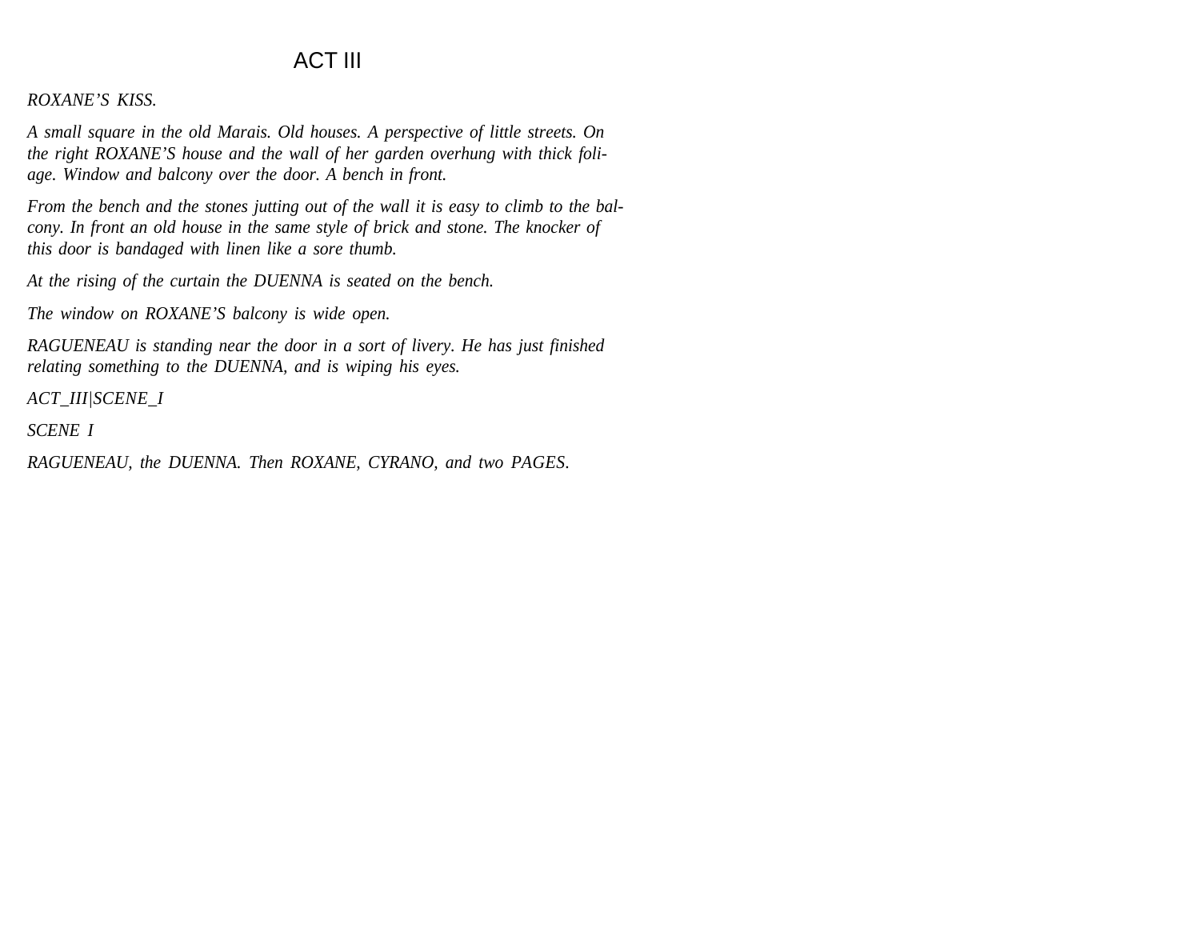# ACT III

*ROXANE'S KISS.*

*A small square in the old Marais. Old houses. A perspective of little streets. On the right ROXANE'S house and the wall of her garden overhung with thick foliage. Window and balcony over the door. A bench in front.*

*From the bench and the stones jutting out of the wall it is easy to climb to the balcony. In front an old house in the same style of brick and stone. The knocker of this door is bandaged with linen like a sore thumb.*

*At the rising of the curtain the DUENNA is seated on the bench.*

*The window on ROXANE'S balcony is wide open.*

*RAGUENEAU is standing near the door in a sort of livery. He has just finished relating something to the DUENNA, and is wiping his eyes.*

*ACT_III|SCENE_I*

*SCENE I*

*RAGUENEAU, the DUENNA. Then ROXANE, CYRANO, and two PAGES.*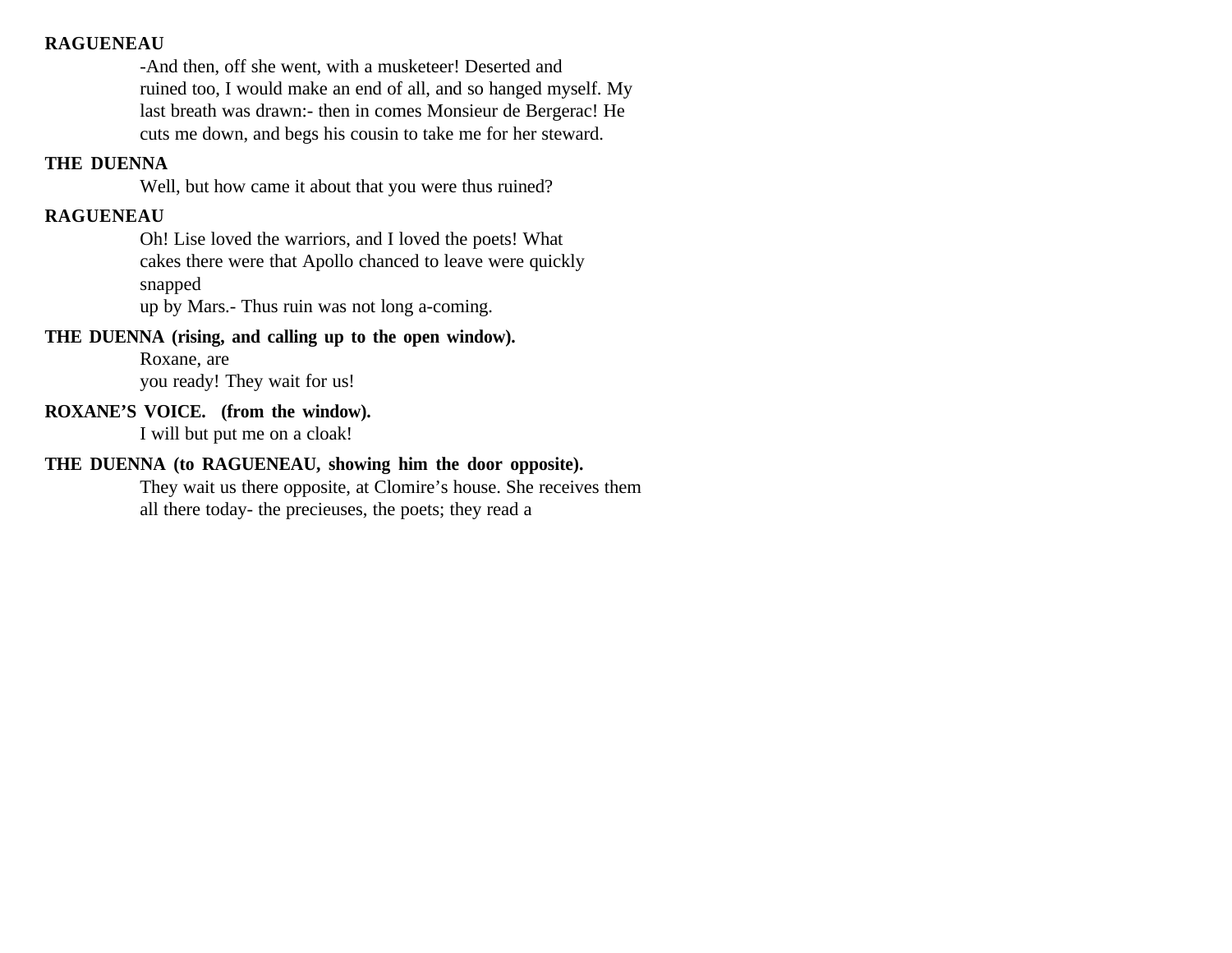**RAGUENEAU**

-And then, off she went, with a musketeer! Deserted and ruined too, I would make an end of all, and so hanged myself. My last breath was drawn:- then in comes Monsieur de Bergerac! He cuts me down, and begs his cousin to take me for her steward.

**THE DUENNA**

Well, but how came it about that you were thus ruined?

**RAGUENEAU**

Oh! Lise loved the warriors, and I loved the poets! What cakes there were that Apollo chanced to leave were quickly snapped up by Mars.- Thus ruin was not long a-coming.

**THE DUENNA (rising, and calling up to the open window).**

Roxane, are you ready! They wait for us!

**ROXANE'S VOICE. (from the window).**

I will but put me on a cloak!

**THE DUENNA (to RAGUENEAU, showing him the door opposite).**

They wait us there opposite, at Clomire's house. She receives them all there today- the precieuses, the poets; they read a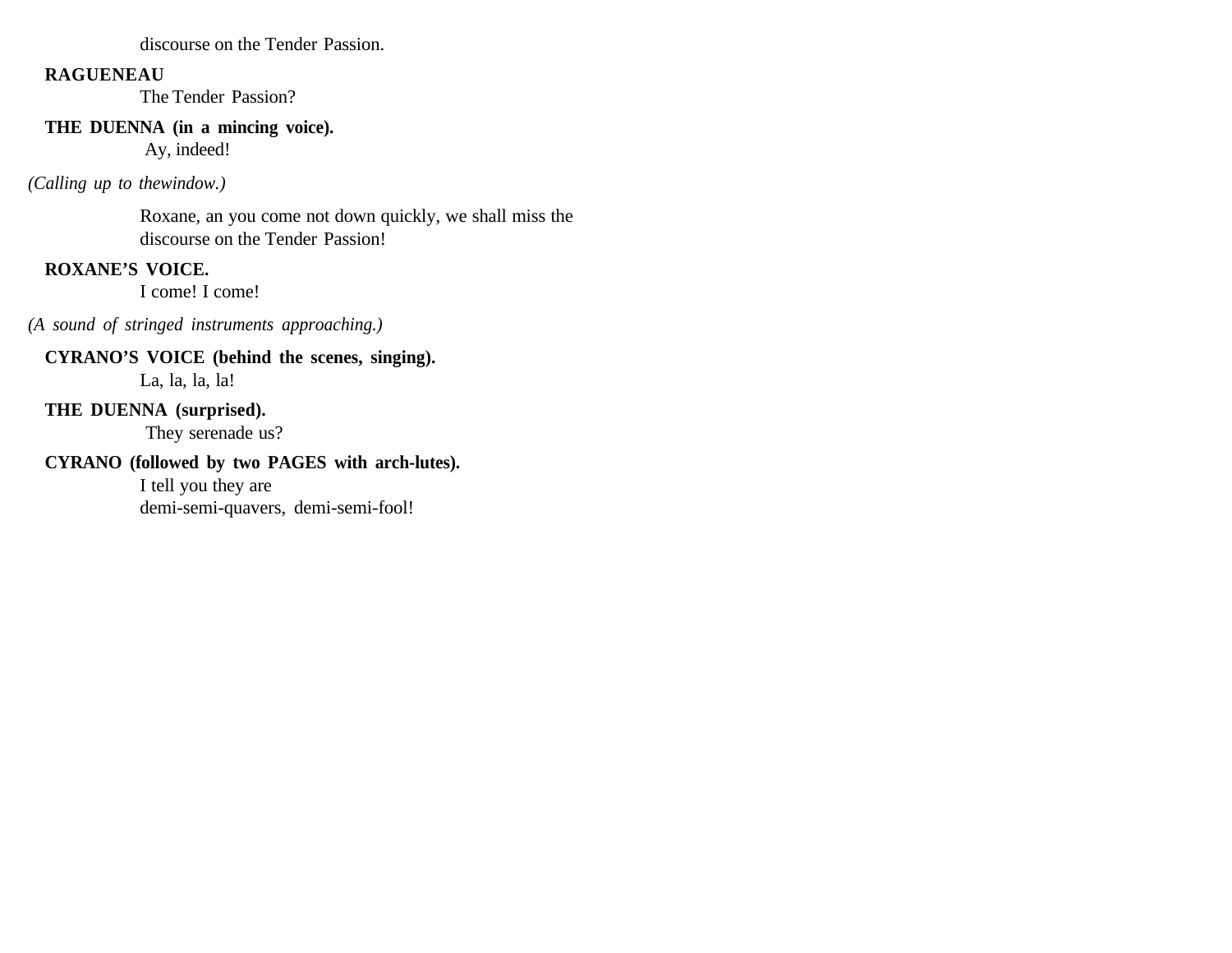discourse on the Tender Passion.

**RAGUENEAU**

The Tender Passion?

**THE DUENNA (in a mincing voice).**

Ay, indeed!

*(Calling up to thewindow.)*

Roxane, an you come not down quickly, we shall miss the discourse on the Tender Passion!

**ROXANE'S VOICE.**

I come! I come!

*(A sound of stringed instruments approaching.)*

**CYRANO'S VOICE (behind the scenes, singing).**

La, la, la, la!

**THE DUENNA (surprised).**

They serenade us?

**CYRANO (followed by two PAGES with arch-lutes).**

I tell you they are
demi-semi-quavers, demi-semi-fool!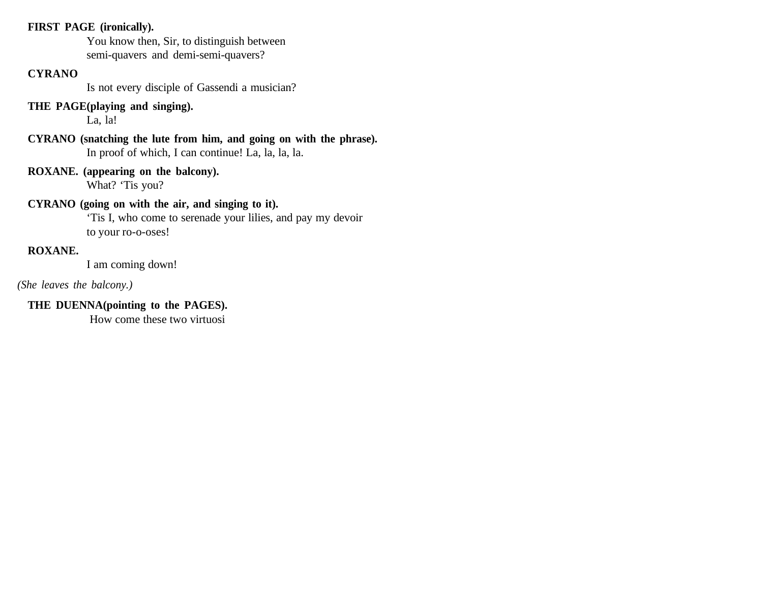**FIRST PAGE (ironically).**

You know then, Sir, to distinguish between semi-quavers and demi-semi-quavers?

**CYRANO**

Is not every disciple of Gassendi a musician?

**THE PAGE(playing and singing).**

La, la!

**CYRANO (snatching the lute from him, and going on with the phrase).**

In proof of which, I can continue! La, la, la, la.

**ROXANE. (appearing on the balcony).**

What? 'Tis you?

**CYRANO (going on with the air, and singing to it).**

'Tis I, who come to serenade your lilies, and pay my devoir to your ro-o-oses!

**ROXANE.**

I am coming down!

*(She leaves the balcony.)*

**THE DUENNA(pointing to the PAGES).**

How come these two virtuosi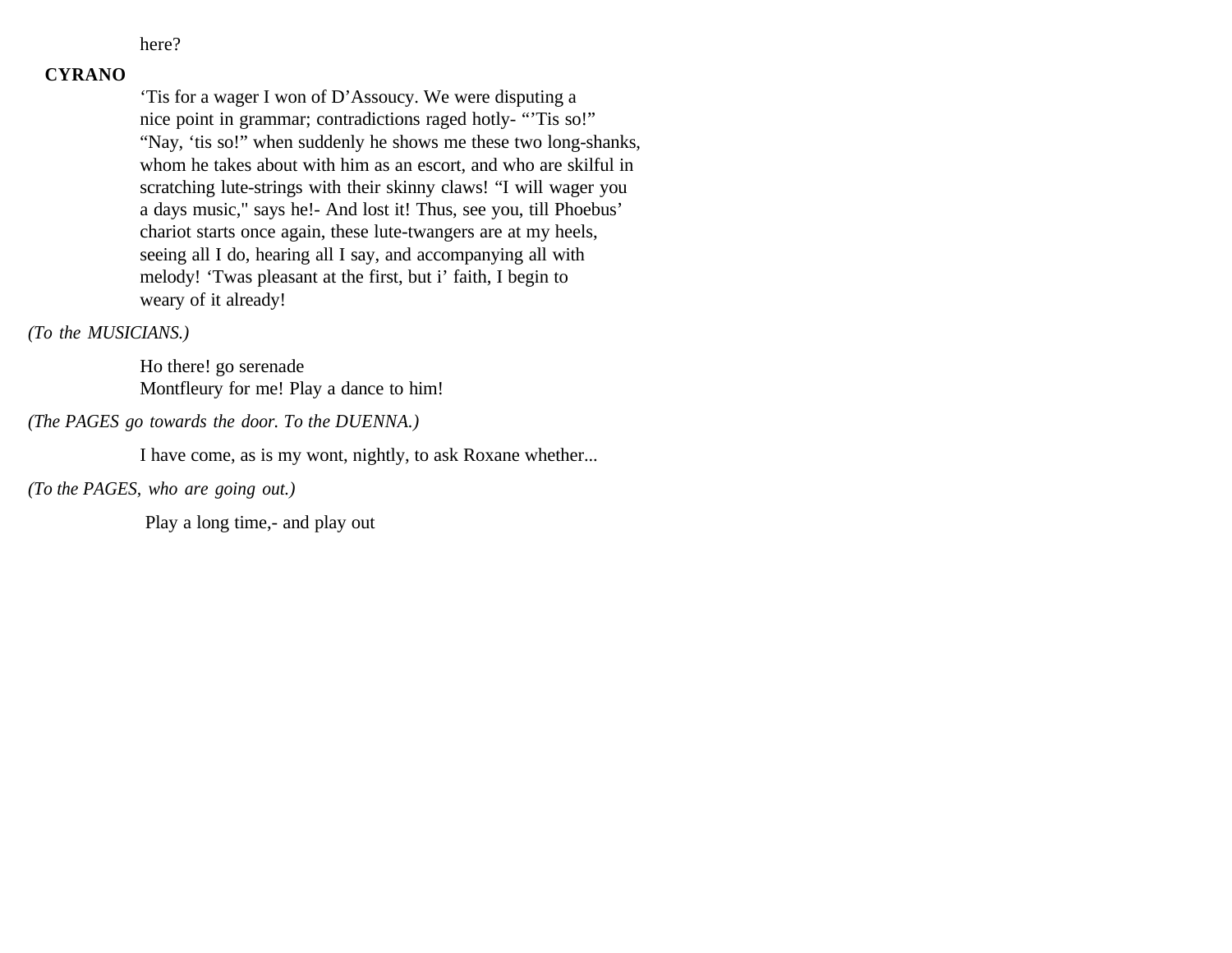here?

**CYRANO**

‘Tis for a wager I won of D’Assoucy. We were disputing a nice point in grammar; contradictions raged hotly- “’Tis so!” “Nay, ‘tis so!” when suddenly he shows me these two long-shanks, whom he takes about with him as an escort, and who are skilful in scratching lute-strings with their skinny claws! “I will wager you a days music," says he!- And lost it! Thus, see you, till Phoebus’ chariot starts once again, these lute-twangers are at my heels, seeing all I do, hearing all I say, and accompanying all with melody! ‘Twas pleasant at the first, but i’ faith, I begin to weary of it already!

*(To the MUSICIANS.)*

Ho there! go serenade
Montfleury for me! Play a dance to him!

*(The PAGES go towards the door. To the DUENNA.)*

I have come, as is my wont, nightly, to ask Roxane whether...

*(To the PAGES, who are going out.)*

Play a long time,- and play out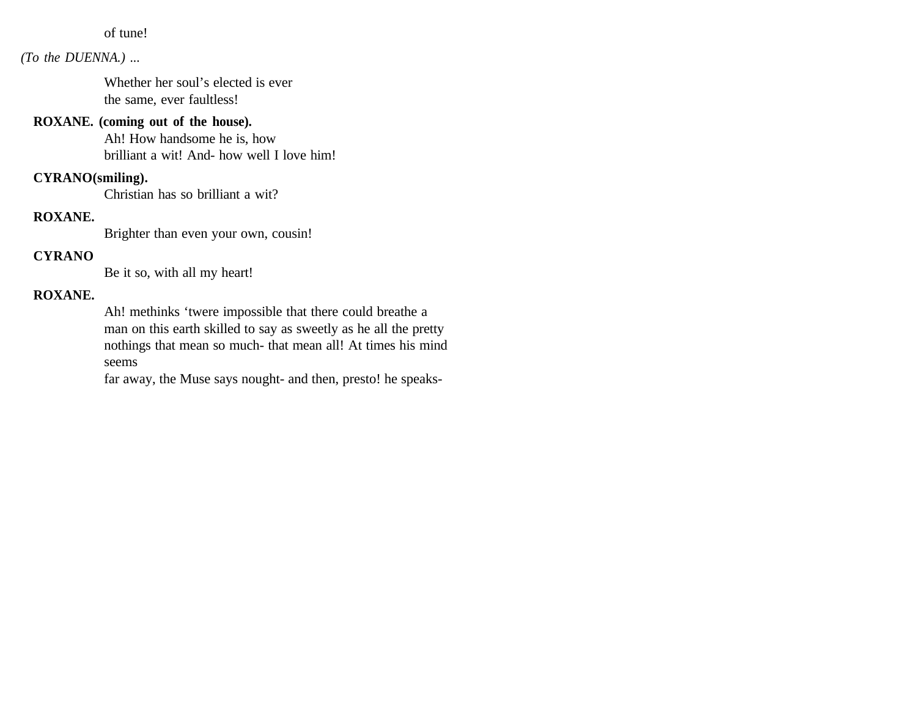of tune!

*(To the DUENNA.) ...*

Whether her soul's elected is ever
the same, ever faultless!

**ROXANE. (coming out of the house).**
Ah! How handsome he is, how
brilliant a wit! And- how well I love him!

**CYRANO(smiling).**
Christian has so brilliant a wit?

**ROXANE.**
Brighter than even your own, cousin!

**CYRANO**
Be it so, with all my heart!

**ROXANE.**
Ah! methinks 'twere impossible that there could breathe a
man on this earth skilled to say as sweetly as he all the pretty
nothings that mean so much- that mean all! At times his mind
seems
far away, the Muse says nought- and then, presto! he speaks-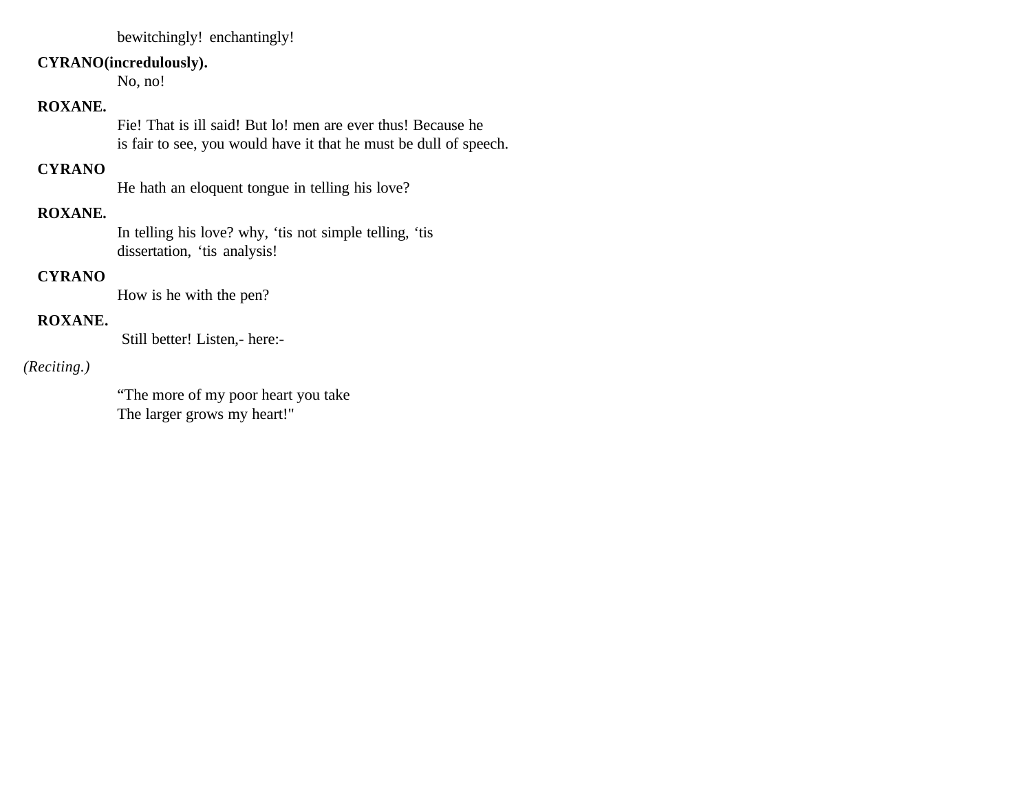bewitchingly! enchantingly!

**CYRANO(incredulously).**

No, no!

**ROXANE.**

Fie! That is ill said! But lo! men are ever thus! Because he
is fair to see, you would have it that he must be dull of speech.

**CYRANO**

He hath an eloquent tongue in telling his love?

**ROXANE.**

In telling his love? why, ‘tis not simple telling, ‘tis
dissertation, ‘tis analysis!

**CYRANO**

How is he with the pen?

**ROXANE.**

Still better! Listen,- here:-

*(Reciting.)*

“The more of my poor heart you take
The larger grows my heart!"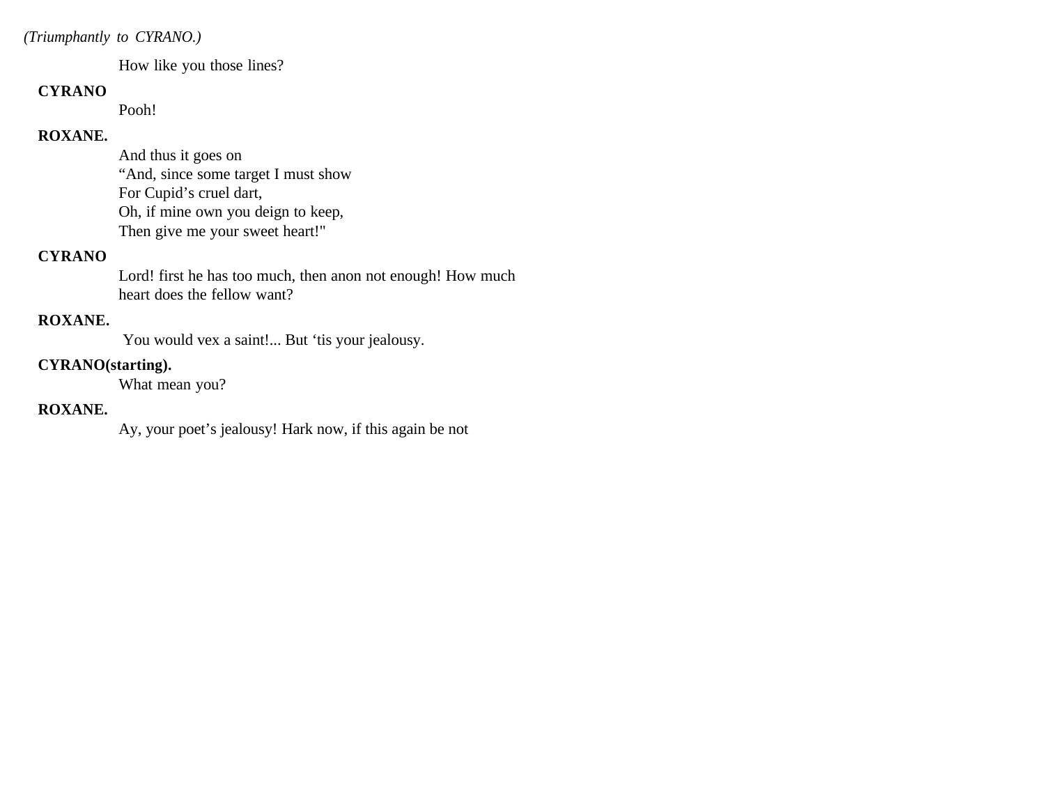*(Triumphantly to CYRANO.)*

How like you those lines?

**CYRANO**

Pooh!

**ROXANE.**

And thus it goes on
"And, since some target I must show
For Cupid's cruel dart,
Oh, if mine own you deign to keep,
Then give me your sweet heart!"

**CYRANO**

Lord! first he has too much, then anon not enough! How much heart does the fellow want?

**ROXANE.**

You would vex a saint!... But 'tis your jealousy.

**CYRANO(starting).**

What mean you?

**ROXANE.**

Ay, your poet's jealousy! Hark now, if this again be not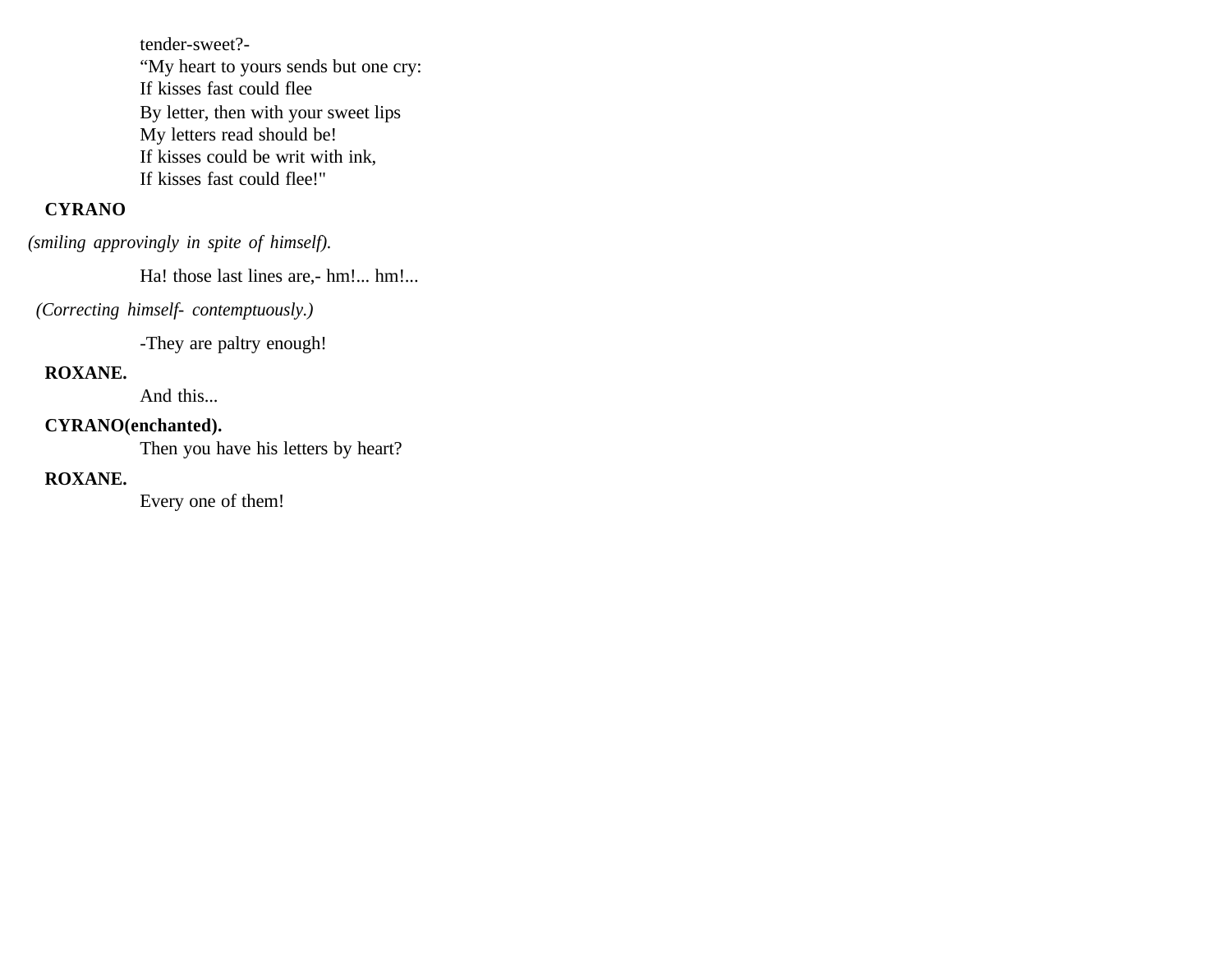tender-sweet?-
“My heart to yours sends but one cry:
If kisses fast could flee
By letter, then with your sweet lips
My letters read should be!
If kisses could be writ with ink,
If kisses fast could flee!"

**CYRANO**

*(smiling approvingly in spite of himself).*

Ha! those last lines are,- hm!... hm!...

*(Correcting himself- contemptuously.)*

-They are paltry enough!

**ROXANE.**

And this...

**CYRANO(enchanted).**

Then you have his letters by heart?

**ROXANE.**

Every one of them!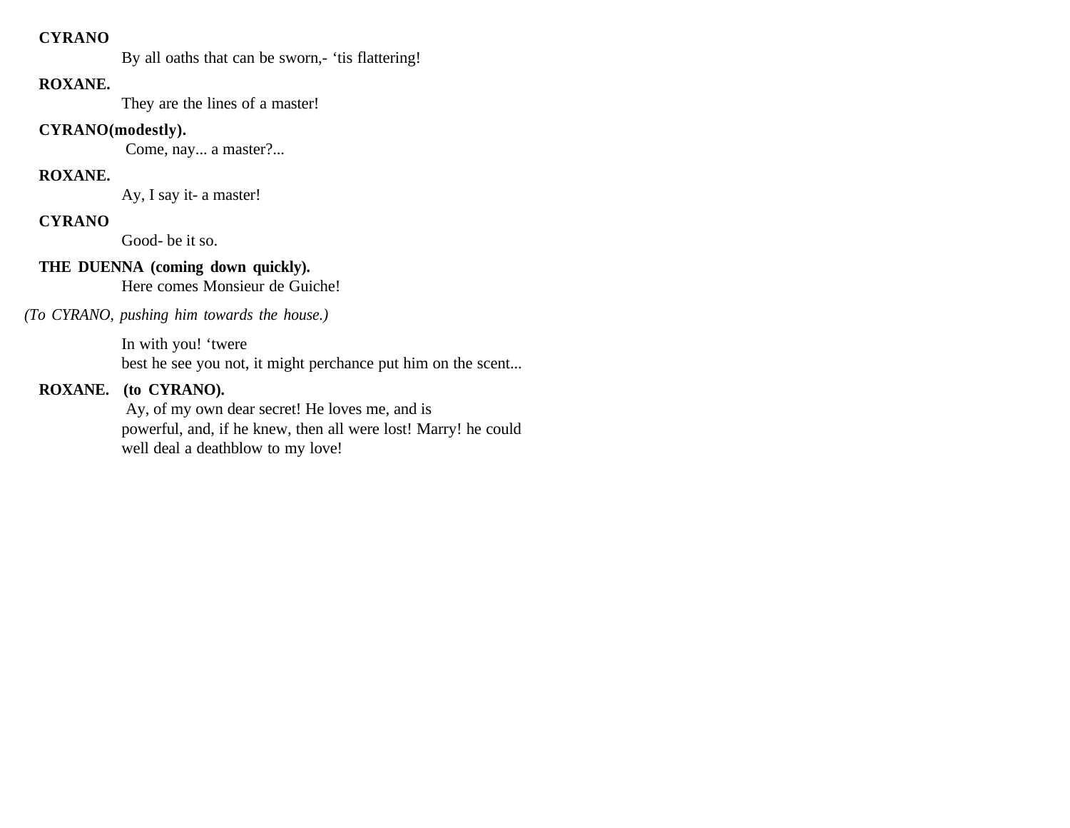**CYRANO**

By all oaths that can be sworn,- ‘tis flattering!

**ROXANE.**

They are the lines of a master!

**CYRANO(modestly).**

Come, nay... a master?...

**ROXANE.**

Ay, I say it- a master!

**CYRANO**

Good- be it so.

**THE DUENNA (coming down quickly).**

Here comes Monsieur de Guiche!

*(To CYRANO, pushing him towards the house.)*

In with you! ‘twere
best he see you not, it might perchance put him on the scent...

**ROXANE. (to CYRANO).**

Ay, of my own dear secret! He loves me, and is
powerful, and, if he knew, then all were lost! Marry! he could
well deal a deathblow to my love!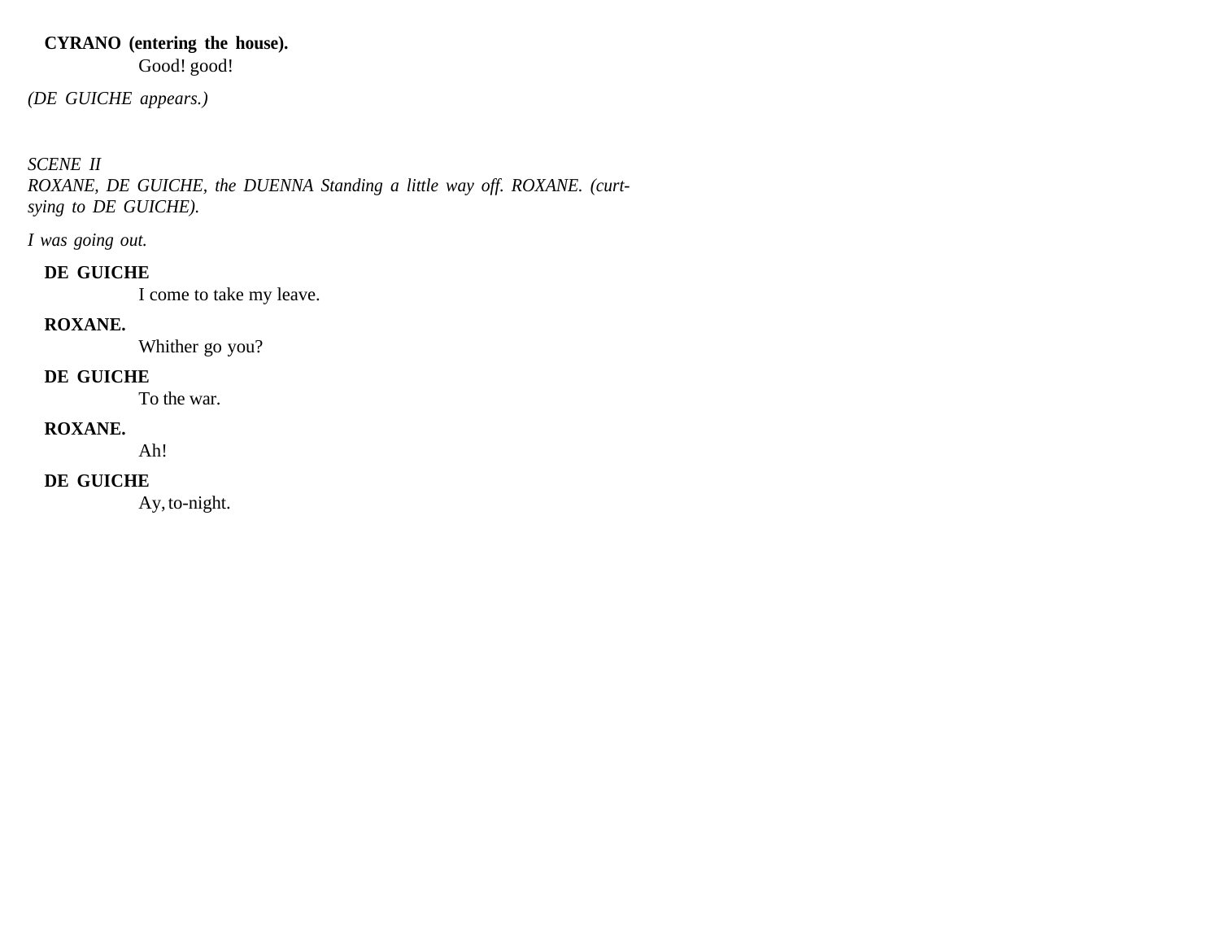**CYRANO (entering the house).**

Good! good!

*(DE GUICHE appears.)*

*SCENE II*

*ROXANE, DE GUICHE, the DUENNA Standing a little way off. ROXANE. (curtsying to DE GUICHE).*

*I was going out.*

**DE GUICHE**

I come to take my leave.

**ROXANE.**

Whither go you?

**DE GUICHE**

To the war.

**ROXANE.**

Ah!

**DE GUICHE**

Ay, to-night.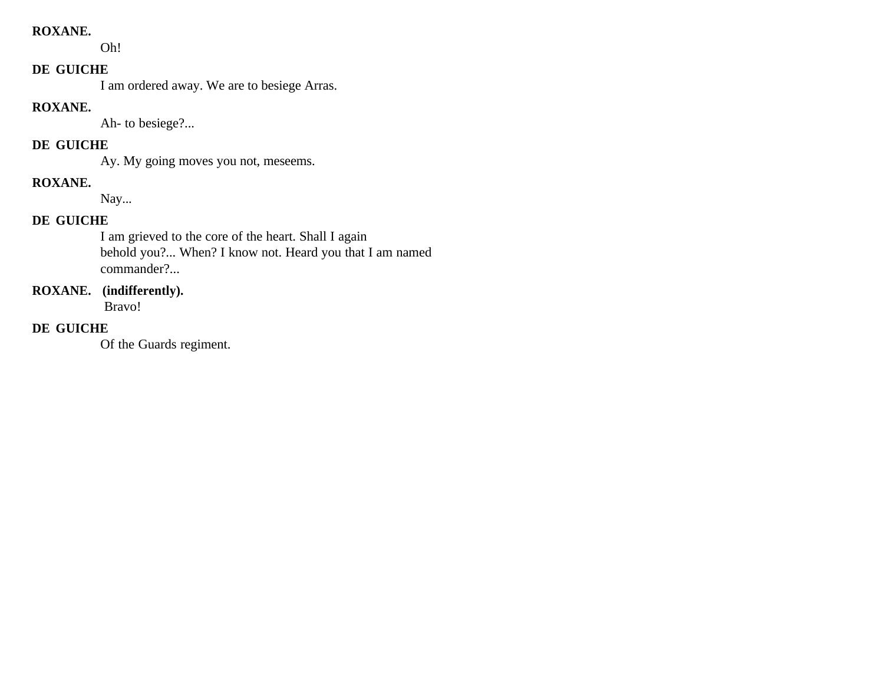**ROXANE.**
Oh!

**DE GUICHE**
I am ordered away. We are to besiege Arras.

**ROXANE.**
Ah- to besiege?...

**DE GUICHE**
Ay. My going moves you not, meseems.

**ROXANE.**
Nay...

**DE GUICHE**
I am grieved to the core of the heart. Shall I again
behold you?... When? I know not. Heard you that I am named
commander?...

**ROXANE.** **(indifferently).**
Bravo!

**DE GUICHE**
Of the Guards regiment.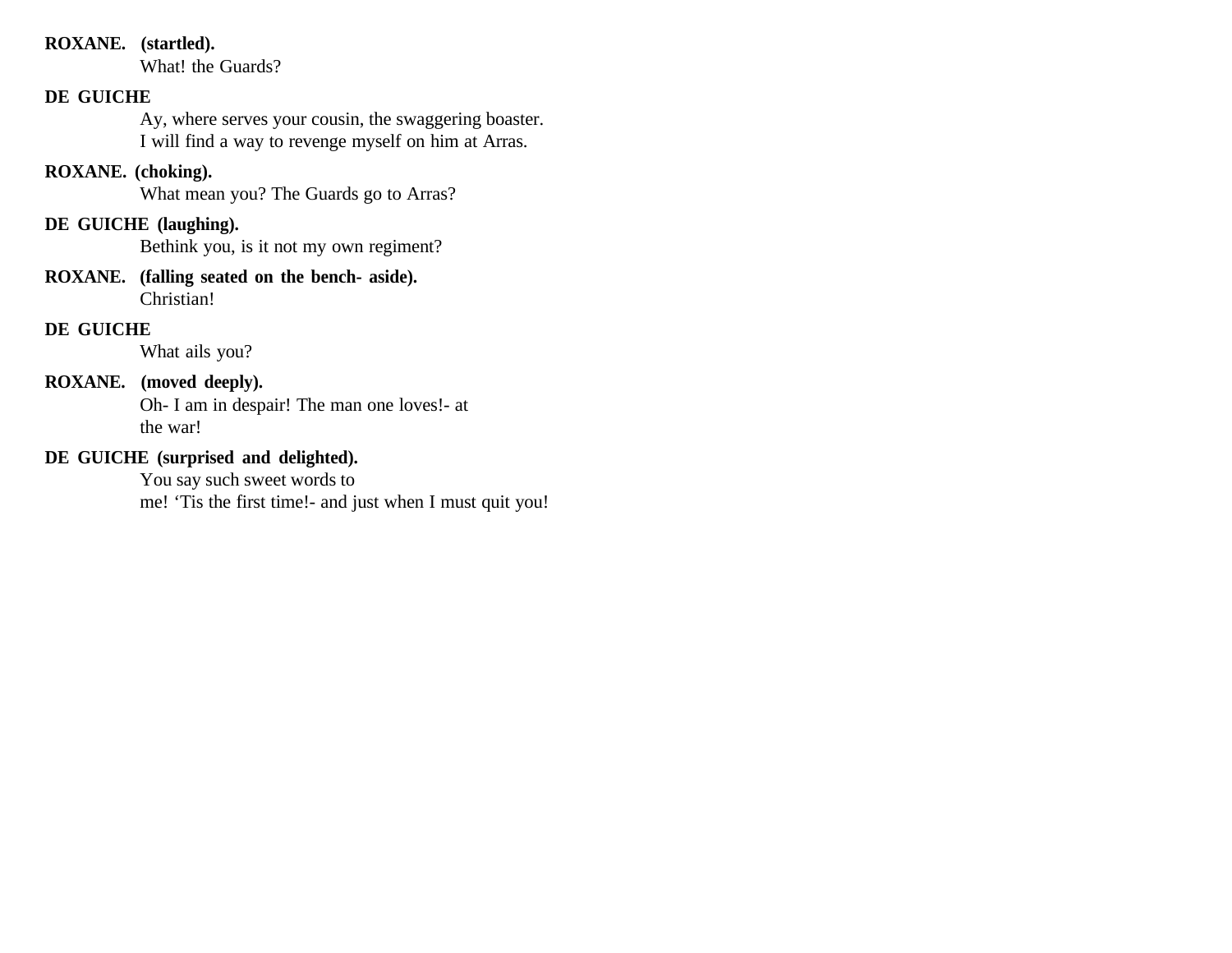**ROXANE. (startled).**
What! the Guards?

**DE GUICHE**
Ay, where serves your cousin, the swaggering boaster.
I will find a way to revenge myself on him at Arras.

**ROXANE. (choking).**
What mean you? The Guards go to Arras?

**DE GUICHE (laughing).**
Bethink you, is it not my own regiment?

**ROXANE. (falling seated on the bench- aside).**
Christian!

**DE GUICHE**
What ails you?

**ROXANE. (moved deeply).**
Oh- I am in despair! The man one loves!- at
the war!

**DE GUICHE (surprised and delighted).**
You say such sweet words to
me! 'Tis the first time!- and just when I must quit you!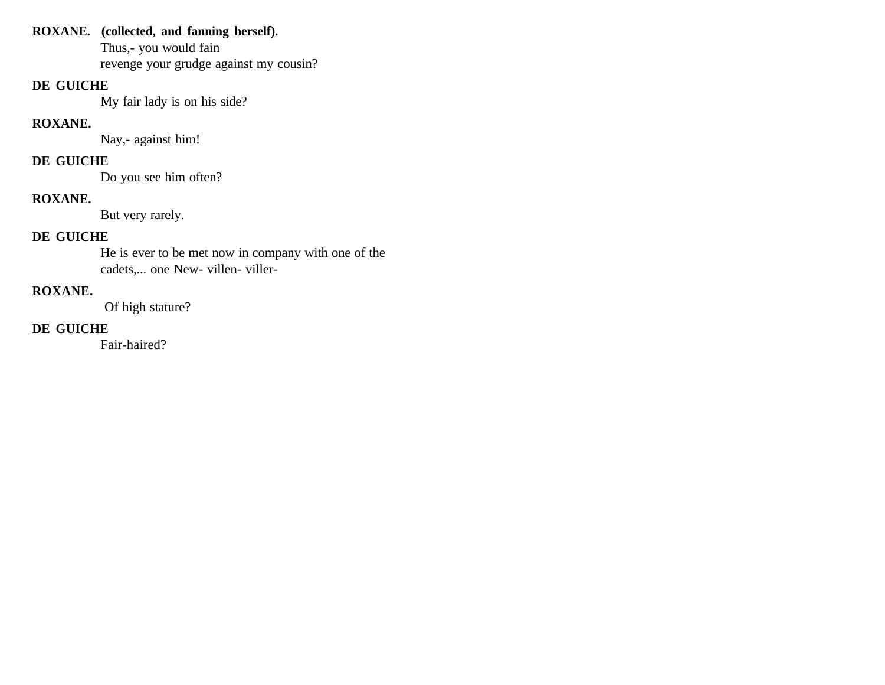**ROXANE.** **(collected, and fanning herself).**
Thus,- you would fain
revenge your grudge against my cousin?

**DE GUICHE**
My fair lady is on his side?

**ROXANE.**
Nay,- against him!

**DE GUICHE**
Do you see him often?

**ROXANE.**
But very rarely.

**DE GUICHE**
He is ever to be met now in company with one of the
cadets,... one New- villen- viller-

**ROXANE.**
Of high stature?

**DE GUICHE**
Fair-haired?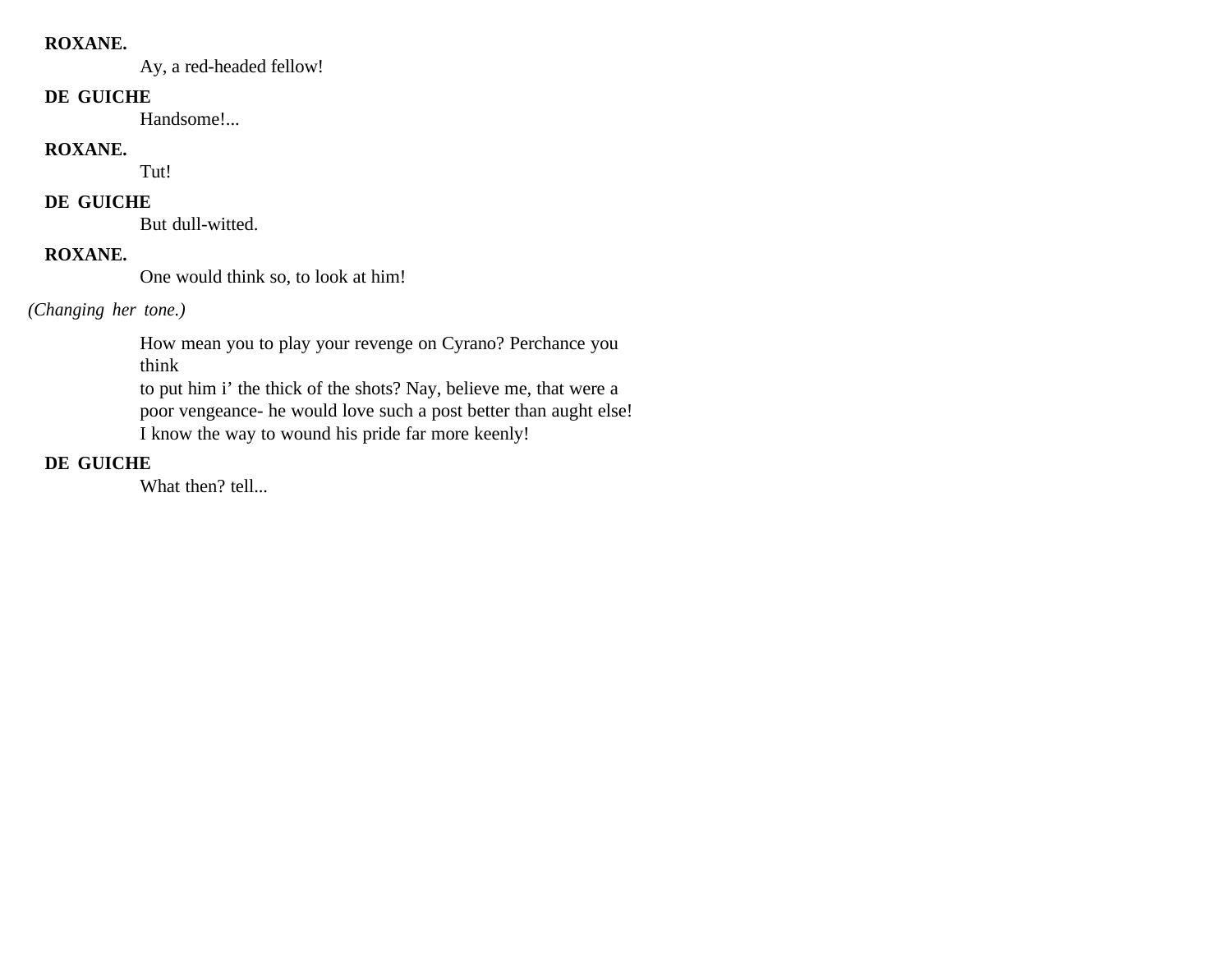**ROXANE.**

Ay, a red-headed fellow!

**DE GUICHE**

Handsome!...

**ROXANE.**

Tut!

**DE GUICHE**

But dull-witted.

**ROXANE.**

One would think so, to look at him!

*(Changing her tone.)*

How mean you to play your revenge on Cyrano? Perchance you think
to put him i' the thick of the shots? Nay, believe me, that were a
poor vengeance- he would love such a post better than aught else!
I know the way to wound his pride far more keenly!

**DE GUICHE**

What then? tell...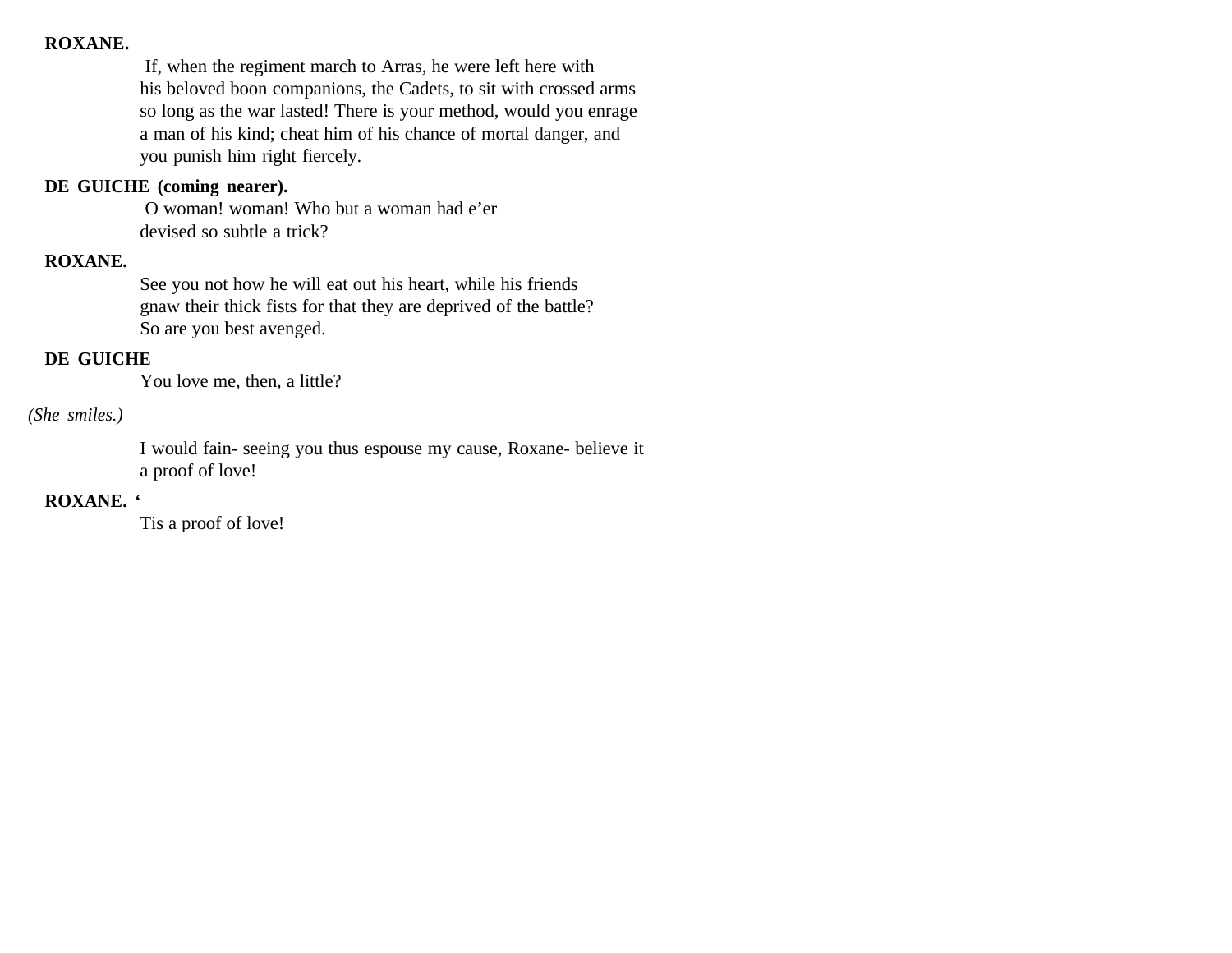**ROXANE.**

If, when the regiment march to Arras, he were left here with his beloved boon companions, the Cadets, to sit with crossed arms so long as the war lasted! There is your method, would you enrage a man of his kind; cheat him of his chance of mortal danger, and you punish him right fiercely.

**DE GUICHE (coming nearer).**

O woman! woman! Who but a woman had e'er devised so subtle a trick?

**ROXANE.**

See you not how he will eat out his heart, while his friends gnaw their thick fists for that they are deprived of the battle? So are you best avenged.

**DE GUICHE**

You love me, then, a little?

*(She smiles.)*

I would fain- seeing you thus espouse my cause, Roxane- believe it a proof of love!

**ROXANE.** '

Tis a proof of love!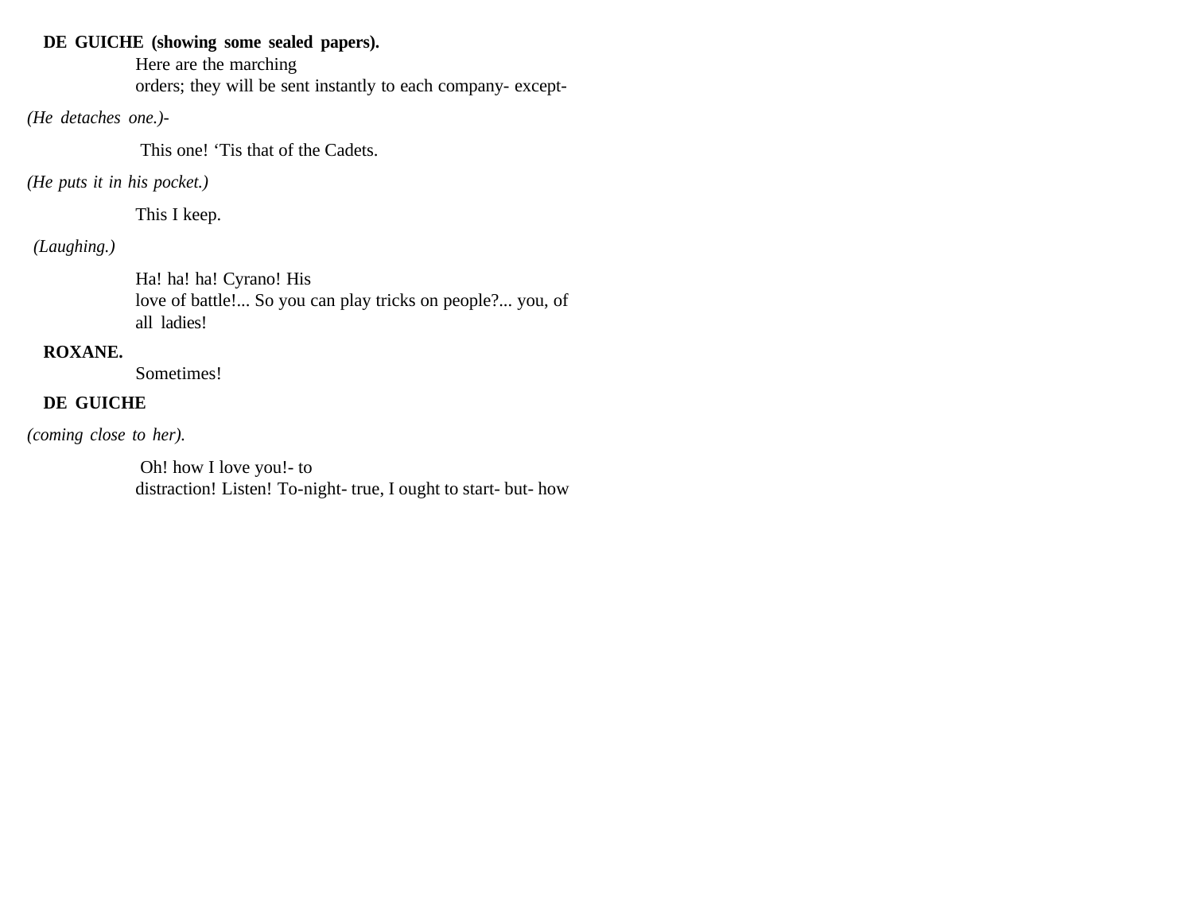**DE GUICHE (showing some sealed papers).**

Here are the marching orders; they will be sent instantly to each company- except-

*(He detaches one.)-*

This one! 'Tis that of the Cadets.

*(He puts it in his pocket.)*

This I keep.

*(Laughing.)*

Ha! ha! ha! Cyrano! His love of battle!... So you can play tricks on people?... you, of all ladies!

**ROXANE.**

Sometimes!

**DE GUICHE**

*(coming close to her).*

Oh! how I love you!- to distraction! Listen! To-night- true, I ought to start- but- how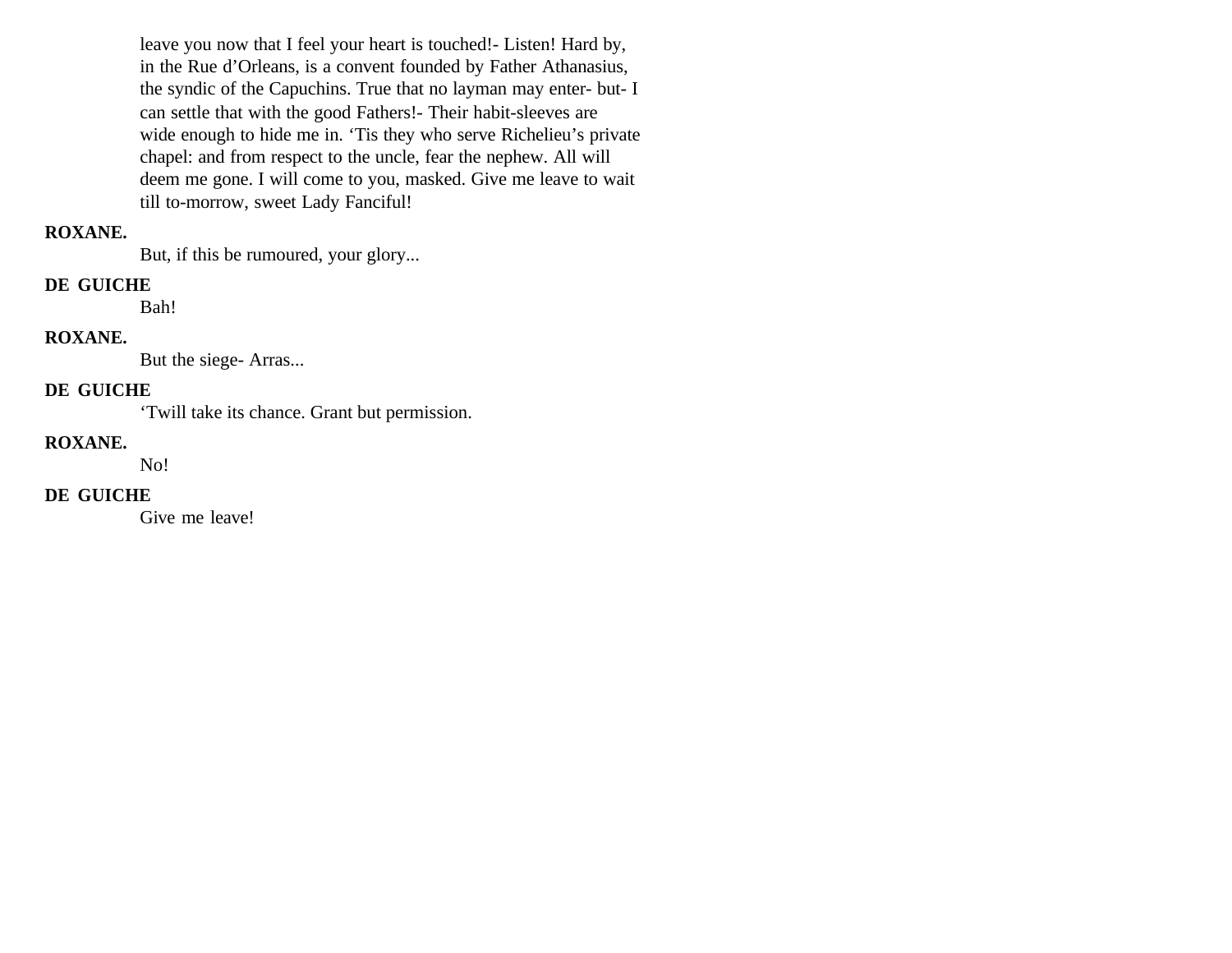leave you now that I feel your heart is touched!- Listen! Hard by, in the Rue d'Orleans, is a convent founded by Father Athanasius, the syndic of the Capuchins. True that no layman may enter- but- I can settle that with the good Fathers!- Their habit-sleeves are wide enough to hide me in. 'Tis they who serve Richelieu's private chapel: and from respect to the uncle, fear the nephew. All will deem me gone. I will come to you, masked. Give me leave to wait till to-morrow, sweet Lady Fanciful!

**ROXANE.**

But, if this be rumoured, your glory...

**DE GUICHE**

Bah!

**ROXANE.**

But the siege- Arras...

**DE GUICHE**

'Twill take its chance. Grant but permission.

**ROXANE.**

No!

**DE GUICHE**

Give me leave!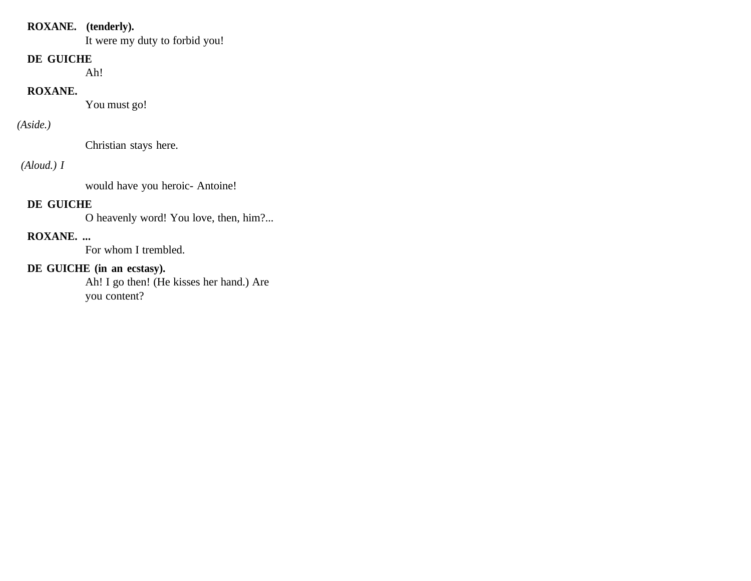**ROXANE. (tenderly).**

It were my duty to forbid you!

**DE GUICHE**

Ah!

**ROXANE.**

You must go!

*(Aside.)*

Christian stays here.

*(Aloud.) I*

would have you heroic- Antoine!

**DE GUICHE**

O heavenly word! You love, then, him?...

**ROXANE. ...**

For whom I trembled.

**DE GUICHE (in an ecstasy).**

Ah! I go then! (He kisses her hand.) Are you content?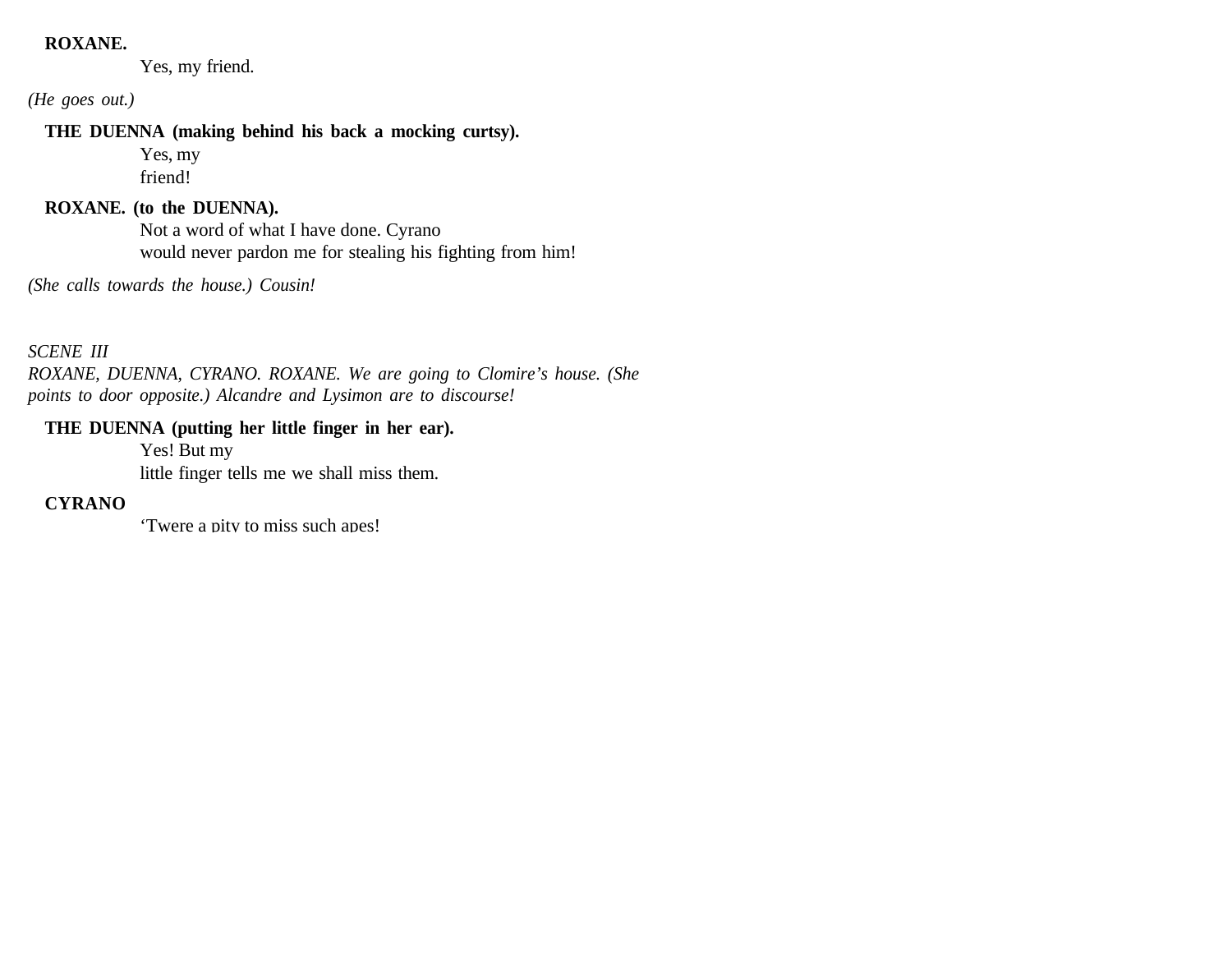**ROXANE.**

Yes, my friend.

*(He goes out.)*

**THE DUENNA (making behind his back a mocking curtsy).**

Yes, my
friend!

**ROXANE. (to the DUENNA).**

Not a word of what I have done. Cyrano
would never pardon me for stealing his fighting from him!

*(She calls towards the house.) Cousin!*

*SCENE III*
*ROXANE, DUENNA, CYRANO. ROXANE. We are going to Clomire's house. (She points to door opposite.) Alcandre and Lysimon are to discourse!*

**THE DUENNA (putting her little finger in her ear).**

Yes! But my
little finger tells me we shall miss them.

**CYRANO**

'Twere a pity to miss such apes!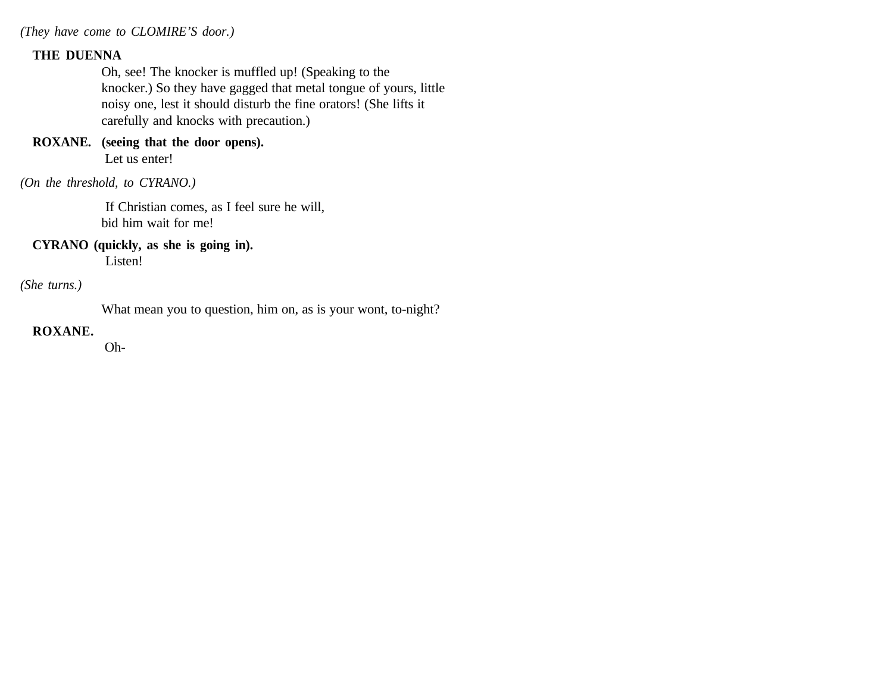*(They have come to CLOMIRE'S door.)*

**THE DUENNA**

Oh, see! The knocker is muffled up! (Speaking to the knocker.) So they have gagged that metal tongue of yours, little noisy one, lest it should disturb the fine orators! (She lifts it carefully and knocks with precaution.)

**ROXANE. (seeing that the door opens).**

Let us enter!

*(On the threshold, to CYRANO.)*

If Christian comes, as I feel sure he will, bid him wait for me!

**CYRANO (quickly, as she is going in).**

Listen!

*(She turns.)*

What mean you to question, him on, as is your wont, to-night?

**ROXANE.**

Oh-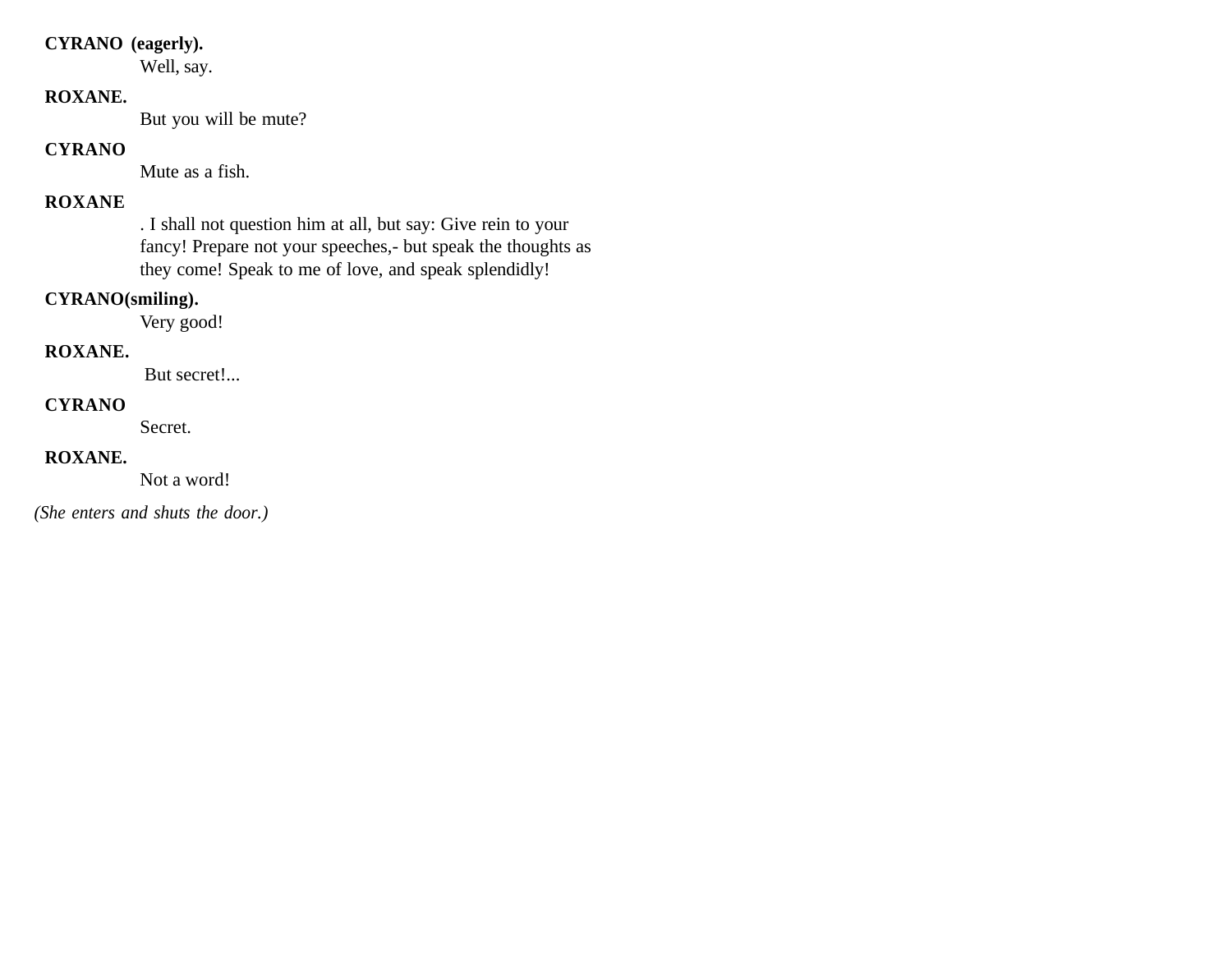**CYRANO (eagerly).**

Well, say.

**ROXANE.**

But you will be mute?

**CYRANO**

Mute as a fish.

**ROXANE**

. I shall not question him at all, but say: Give rein to your fancy! Prepare not your speeches,- but speak the thoughts as they come! Speak to me of love, and speak splendidly!

**CYRANO(smiling).**

Very good!

**ROXANE.**

But secret!...

**CYRANO**

Secret.

**ROXANE.**

Not a word!

*(She enters and shuts the door.)*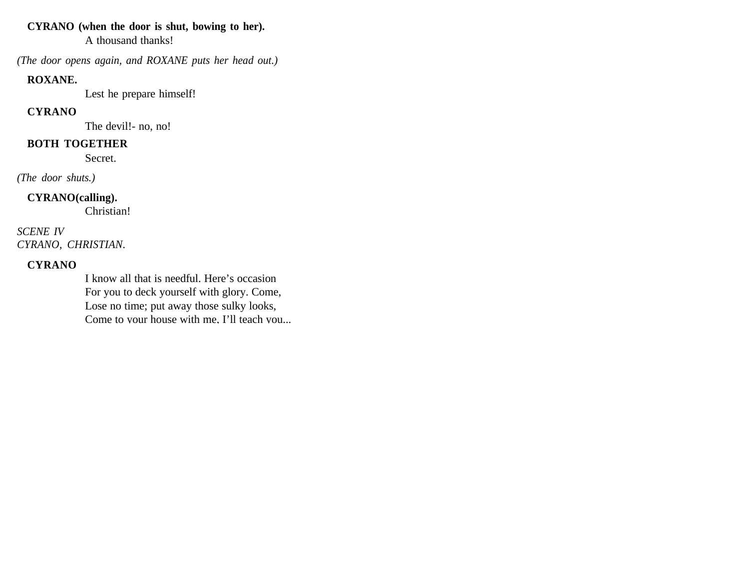**CYRANO (when the door is shut, bowing to her).**

A thousand thanks!

*(The door opens again, and ROXANE puts her head out.)*

**ROXANE.**

Lest he prepare himself!

**CYRANO**

The devil!- no, no!

**BOTH TOGETHER**

Secret.

*(The door shuts.)*

**CYRANO(calling).**

Christian!

*SCENE IV*
*CYRANO, CHRISTIAN.*

**CYRANO**

I know all that is needful. Here's occasion
For you to deck yourself with glory. Come,
Lose no time; put away those sulky looks,
Come to your house with me, I'll teach you...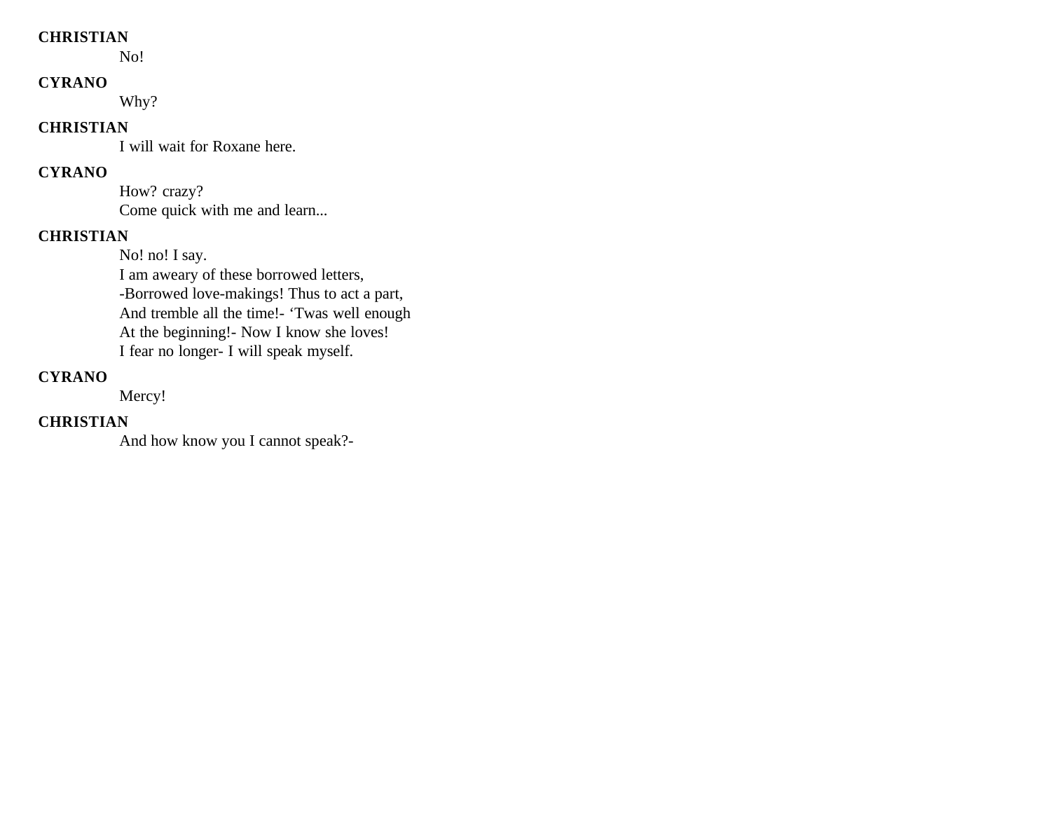**CHRISTIAN**

No!

**CYRANO**

Why?

**CHRISTIAN**

I will wait for Roxane here.

**CYRANO**

How? crazy?
Come quick with me and learn...

**CHRISTIAN**

No! no! I say.
I am aweary of these borrowed letters,
-Borrowed love-makings! Thus to act a part,
And tremble all the time!- 'Twas well enough
At the beginning!- Now I know she loves!
I fear no longer- I will speak myself.

**CYRANO**

Mercy!

**CHRISTIAN**

And how know you I cannot speak?-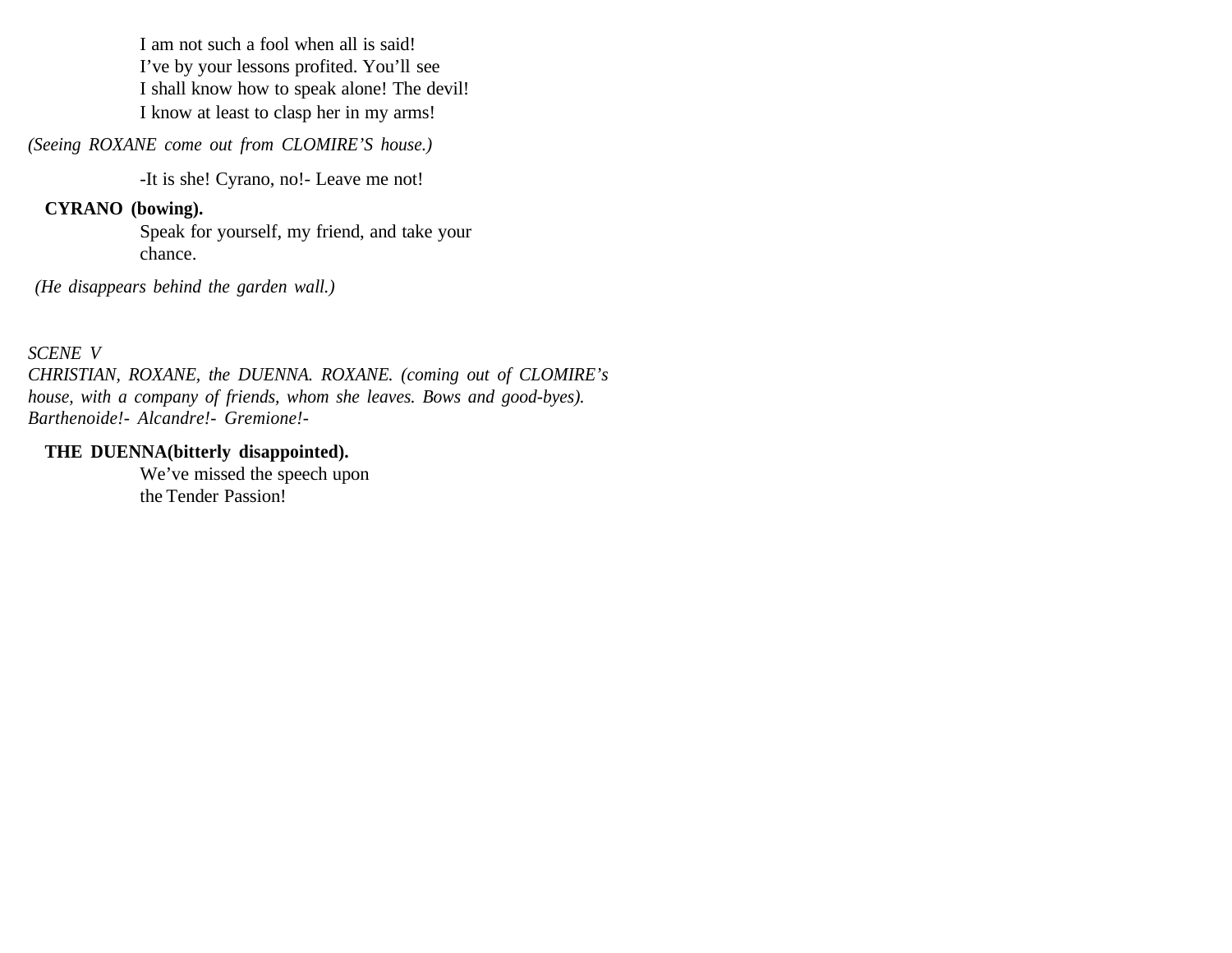I am not such a fool when all is said!  
I've by your lessons profited. You'll see  
I shall know how to speak alone! The devil!  
I know at least to clasp her in my arms!

*(Seeing ROXANE come out from CLOMIRE'S house.)*

-It is she! Cyrano, no!- Leave me not!

**CYRANO (bowing).**

Speak for yourself, my friend, and take your chance.

*(He disappears behind the garden wall.)*

*SCENE V*

*CHRISTIAN, ROXANE, the DUENNA. ROXANE. (coming out of CLOMIRE's house, with a company of friends, whom she leaves. Bows and good-byes). Barthenoide!- Alcandre!- Gremione!-*

**THE DUENNA(bitterly disappointed).**

We've missed the speech upon the Tender Passion!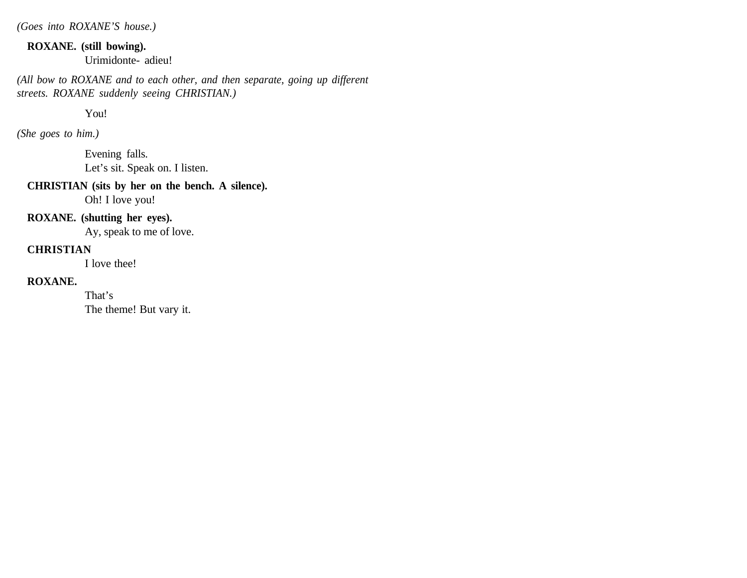*(Goes into ROXANE'S house.)*

**ROXANE. (still bowing).**
Urimidonte- adieu!

*(All bow to ROXANE and to each other, and then separate, going up different streets. ROXANE suddenly seeing CHRISTIAN.)*

You!

*(She goes to him.)*

Evening falls.
Let's sit. Speak on. I listen.

**CHRISTIAN (sits by her on the bench. A silence).**
Oh! I love you!

**ROXANE. (shutting her eyes).**
Ay, speak to me of love.

**CHRISTIAN**
I love thee!

**ROXANE.**
That's
The theme! But vary it.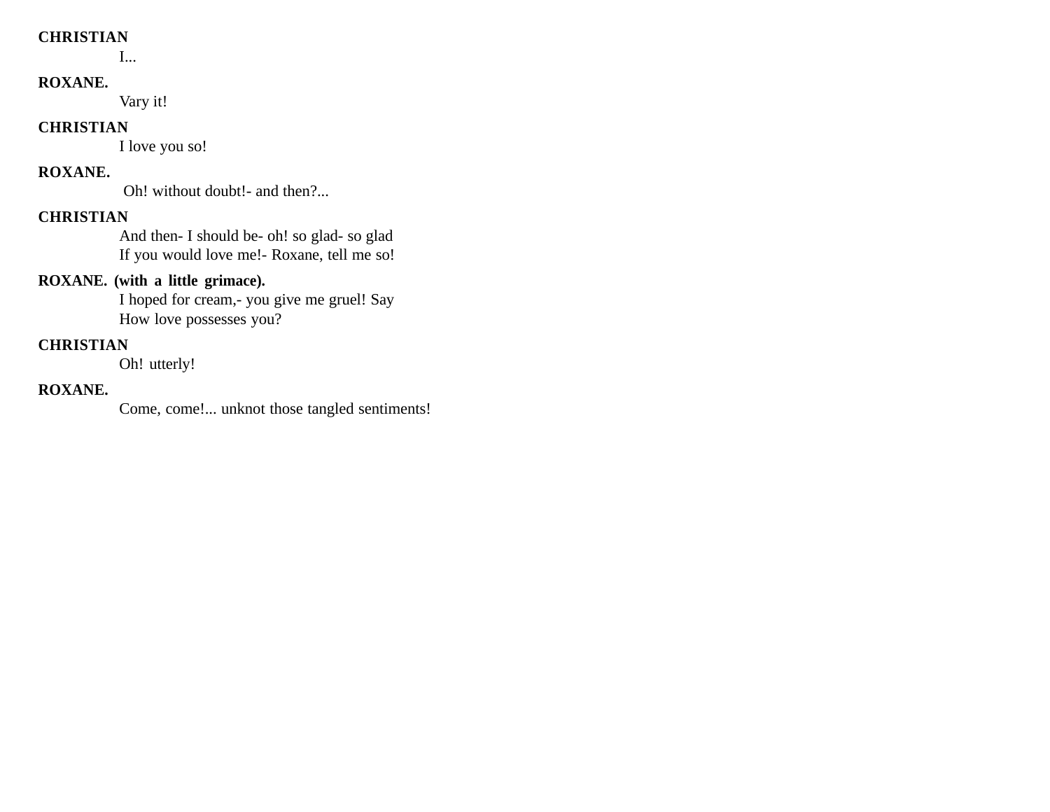**CHRISTIAN**

I...

**ROXANE.**

Vary it!

**CHRISTIAN**

I love you so!

**ROXANE.**

Oh! without doubt!- and then?...

**CHRISTIAN**

And then- I should be- oh! so glad- so glad
If you would love me!- Roxane, tell me so!

**ROXANE. (with a little grimace).**

I hoped for cream,- you give me gruel! Say
How love possesses you?

**CHRISTIAN**

Oh! utterly!

**ROXANE.**

Come, come!... unknot those tangled sentiments!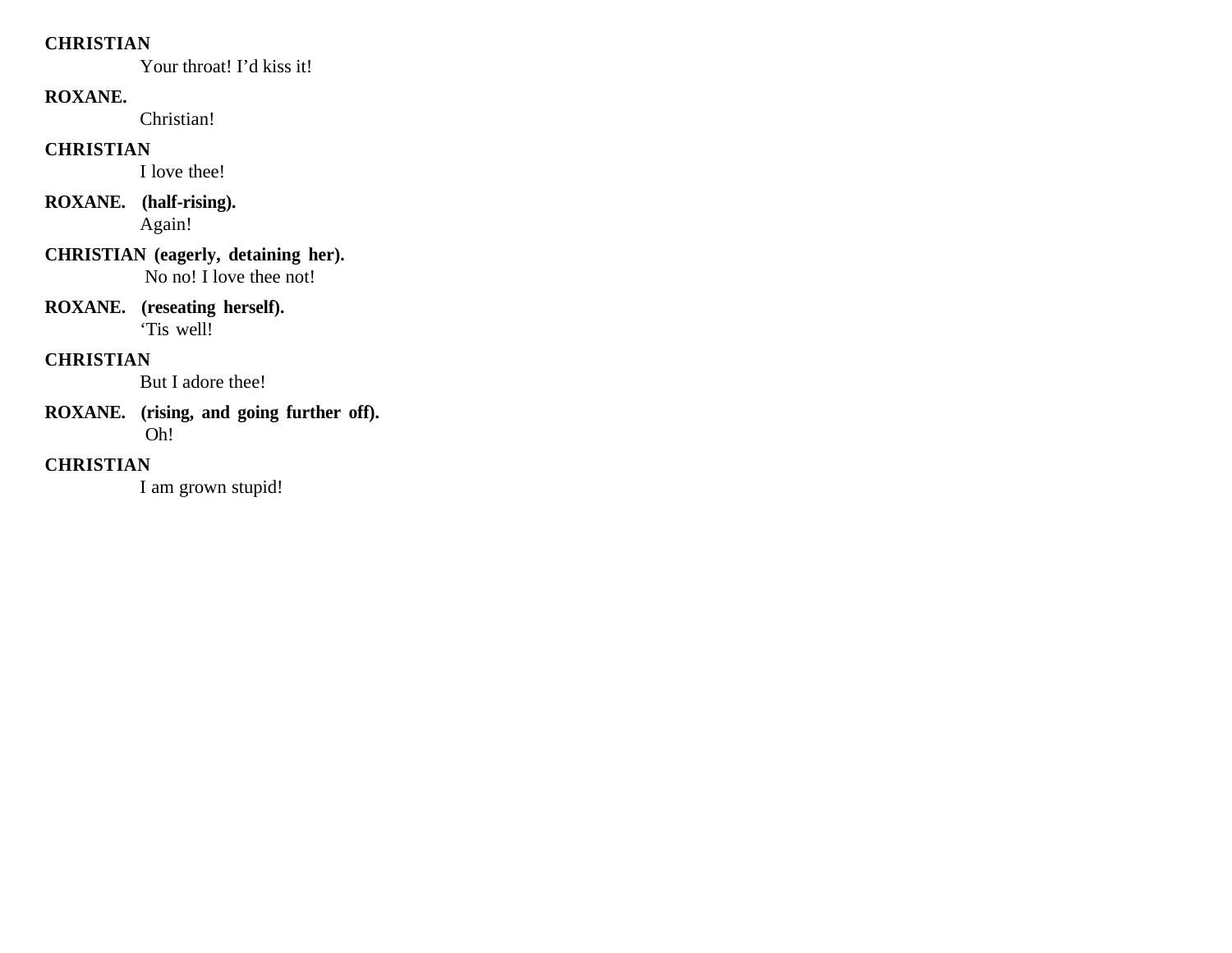**CHRISTIAN**

Your throat! I'd kiss it!

**ROXANE.**

Christian!

**CHRISTIAN**

I love thee!

**ROXANE. (half-rising).**

Again!

**CHRISTIAN (eagerly, detaining her).**

No no! I love thee not!

**ROXANE. (reseating herself).**

'Tis well!

**CHRISTIAN**

But I adore thee!

**ROXANE. (rising, and going further off).**

Oh!

**CHRISTIAN**

I am grown stupid!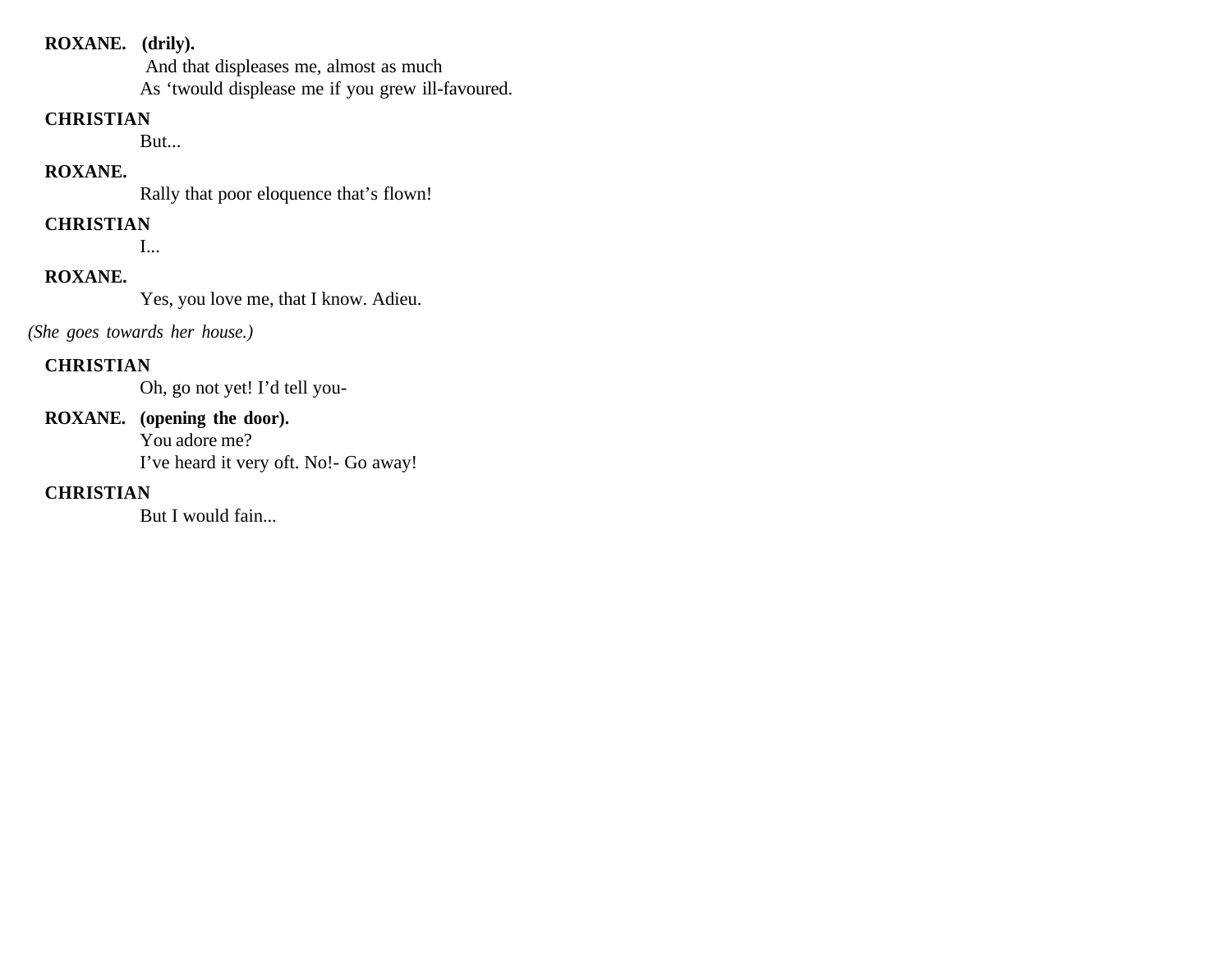**ROXANE.** **(drily).**

And that displeases me, almost as much
As 'twould displease me if you grew ill-favoured.

**CHRISTIAN**

But...

**ROXANE.**

Rally that poor eloquence that's flown!

**CHRISTIAN**

I...

**ROXANE.**

Yes, you love me, that I know. Adieu.

*(She goes towards her house.)*

**CHRISTIAN**

Oh, go not yet! I'd tell you-

**ROXANE.** **(opening the door).**

You adore me?
I've heard it very oft. No!- Go away!

**CHRISTIAN**

But I would fain...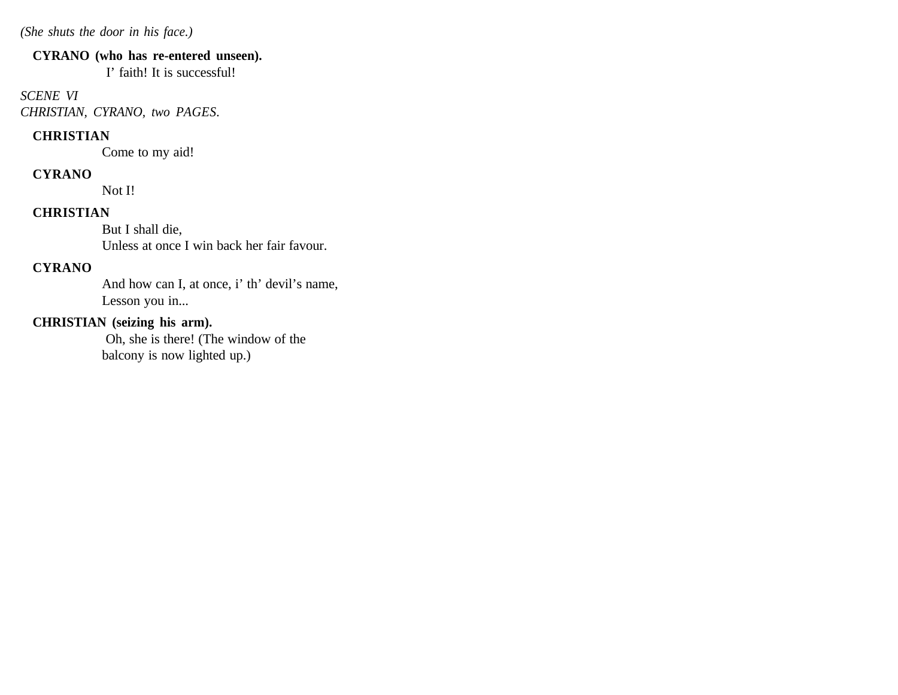*(She shuts the door in his face.)*

**CYRANO (who has re-entered unseen).**
I' faith! It is successful!

*SCENE VI*
*CHRISTIAN, CYRANO, two PAGES.*

**CHRISTIAN**
Come to my aid!

**CYRANO**
Not I!

**CHRISTIAN**
But I shall die,
Unless at once I win back her fair favour.

**CYRANO**
And how can I, at once, i' th' devil's name,
Lesson you in...

**CHRISTIAN (seizing his arm).**
Oh, she is there! (The window of the balcony is now lighted up.)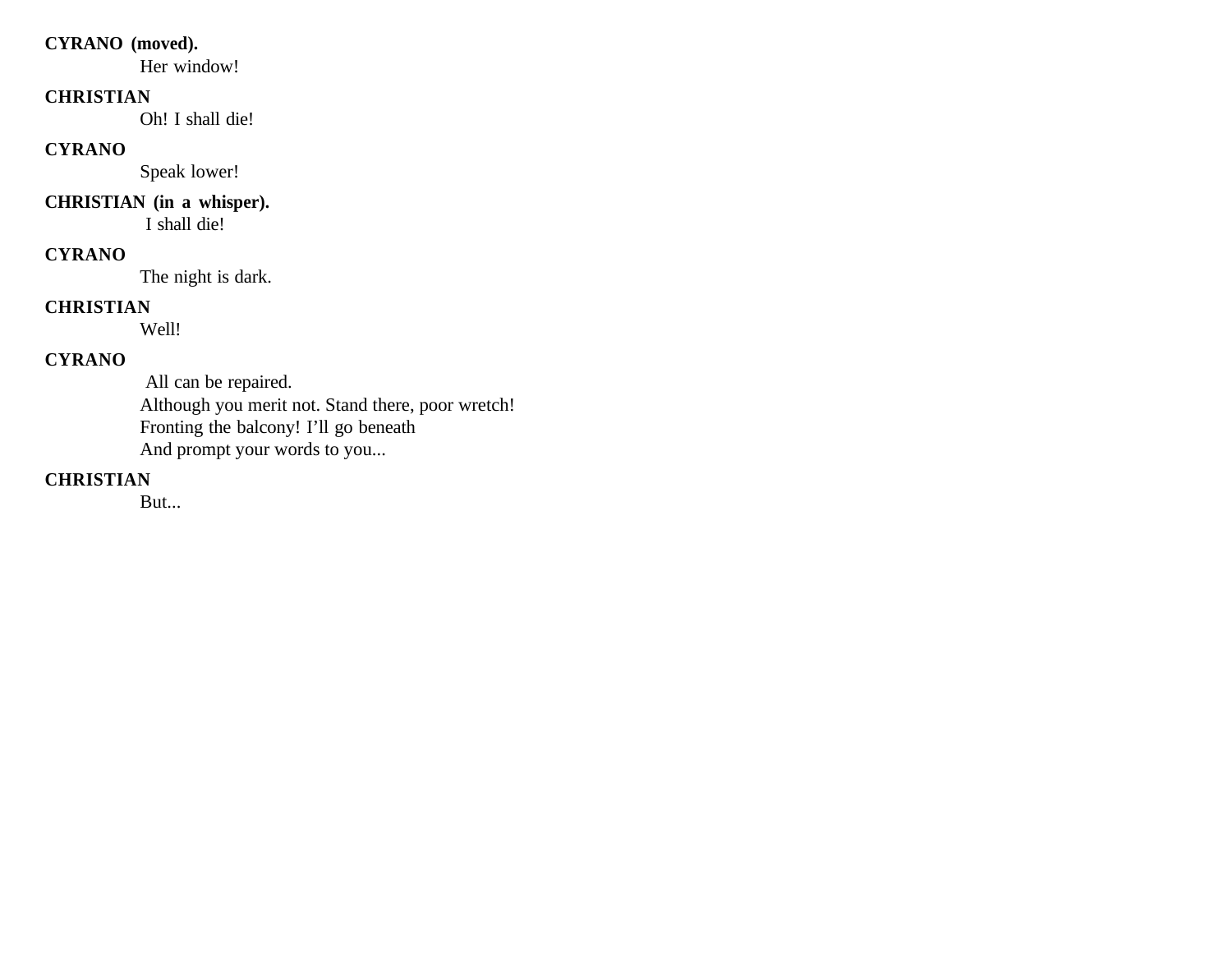**CYRANO (moved).**
Her window!

**CHRISTIAN**
Oh! I shall die!

**CYRANO**
Speak lower!

**CHRISTIAN (in a whisper).**
I shall die!

**CYRANO**
The night is dark.

**CHRISTIAN**
Well!

**CYRANO**
All can be repaired.
Although you merit not. Stand there, poor wretch!
Fronting the balcony! I'll go beneath
And prompt your words to you...

**CHRISTIAN**
But...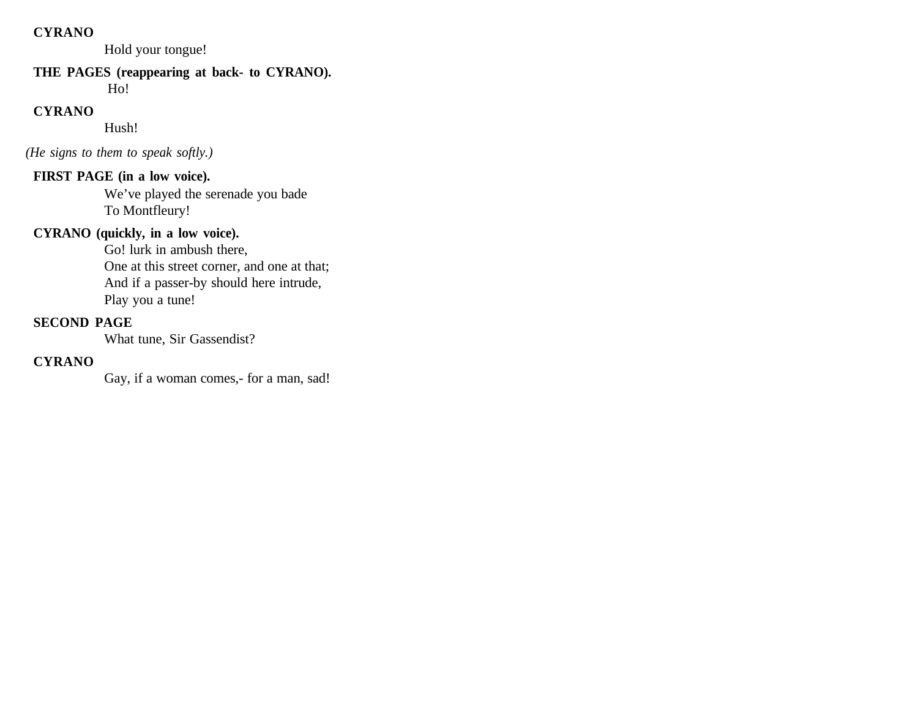**CYRANO**

Hold your tongue!

**THE PAGES (reappearing at back- to CYRANO).**

Ho!

**CYRANO**

Hush!

*(He signs to them to speak softly.)*

**FIRST PAGE (in a low voice).**

We've played the serenade you bade
To Montfleury!

**CYRANO (quickly, in a low voice).**

Go! lurk in ambush there,
One at this street corner, and one at that;
And if a passer-by should here intrude,
Play you a tune!

**SECOND PAGE**

What tune, Sir Gassendist?

**CYRANO**

Gay, if a woman comes,- for a man, sad!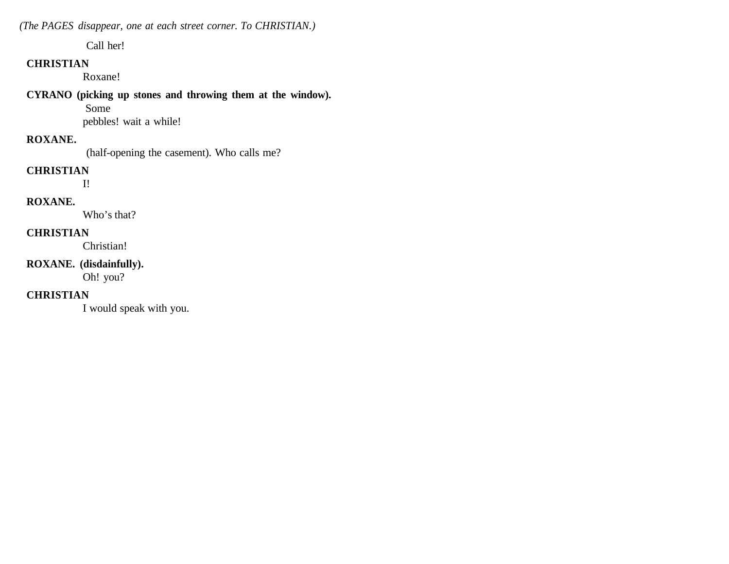*(The PAGES disappear, one at each street corner. To CHRISTIAN.)*

Call her!

**CHRISTIAN**

Roxane!

**CYRANO (picking up stones and throwing them at the window).**

Some
pebbles! wait a while!

**ROXANE.**

(half-opening the casement). Who calls me?

**CHRISTIAN**

I!

**ROXANE.**

Who's that?

**CHRISTIAN**

Christian!

**ROXANE. (disdainfully).**

Oh! you?

**CHRISTIAN**

I would speak with you.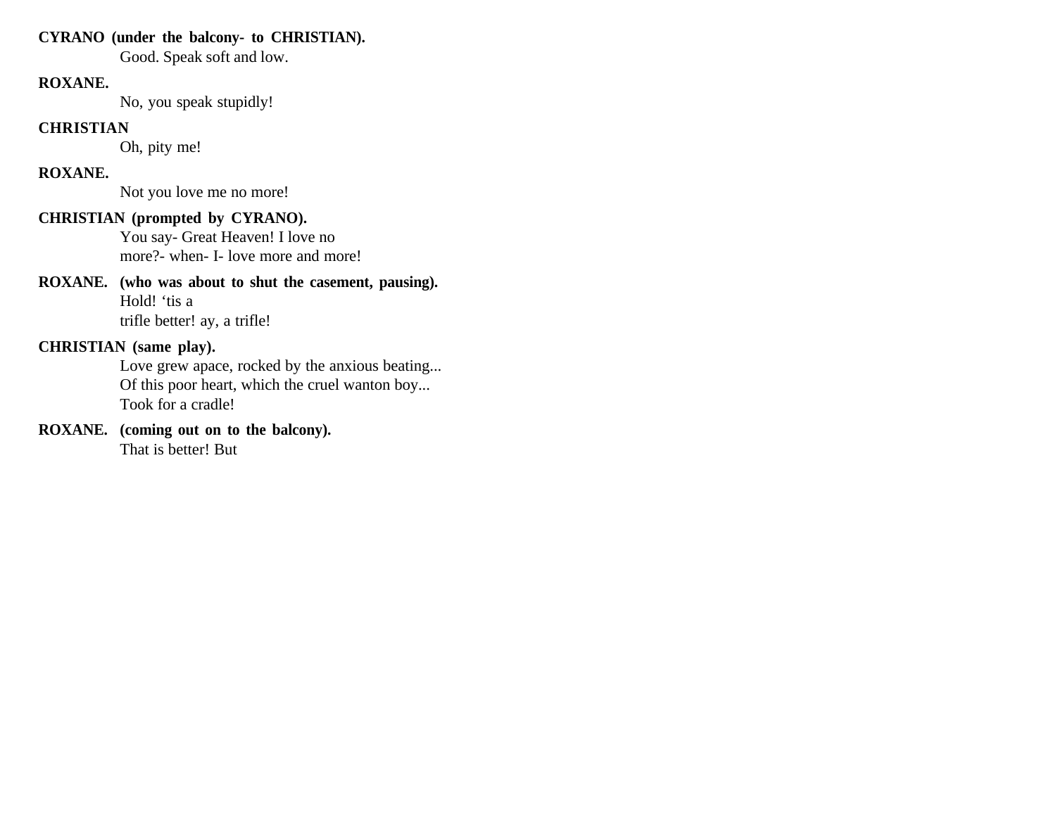**CYRANO (under the balcony- to CHRISTIAN).**
Good. Speak soft and low.

**ROXANE.**
No, you speak stupidly!

**CHRISTIAN**
Oh, pity me!

**ROXANE.**
Not you love me no more!

**CHRISTIAN (prompted by CYRANO).**
You say- Great Heaven! I love no
more?- when- I- love more and more!

**ROXANE. (who was about to shut the casement, pausing).**
Hold! 'tis a
trifle better! ay, a trifle!

**CHRISTIAN (same play).**
Love grew apace, rocked by the anxious beating...
Of this poor heart, which the cruel wanton boy...
Took for a cradle!

**ROXANE. (coming out on to the balcony).**
That is better! But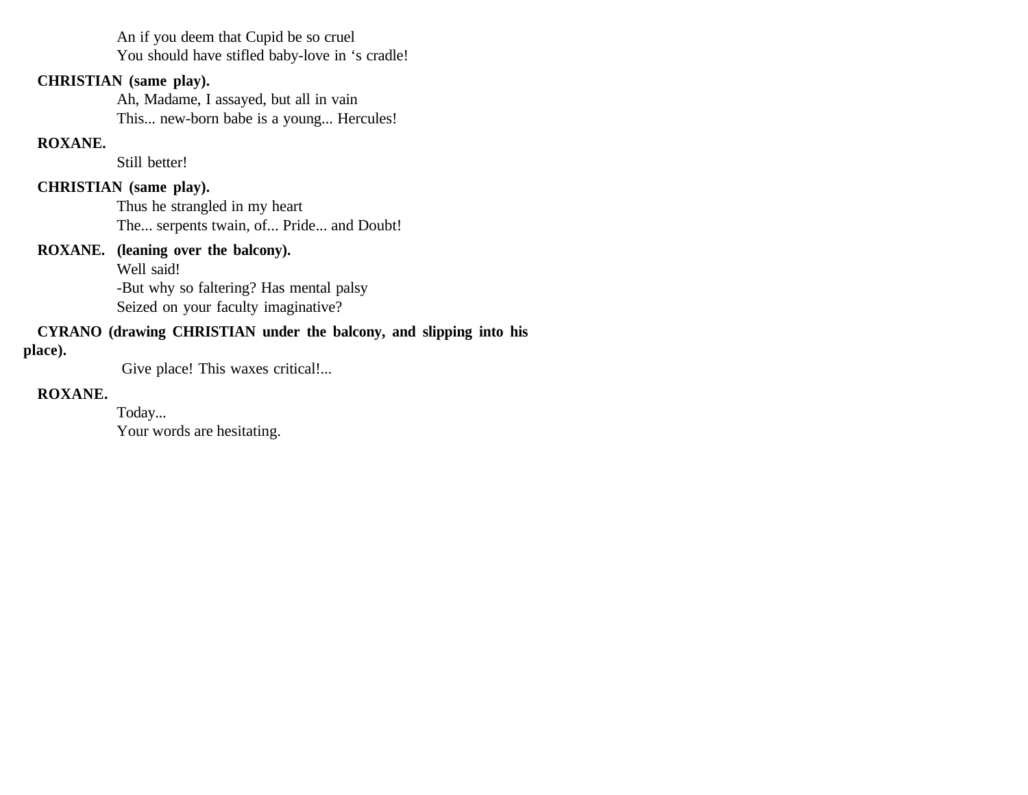An if you deem that Cupid be so cruel  
You should have stifled baby-love in ‘s cradle!

**CHRISTIAN (same play).**

Ah, Madame, I assayed, but all in vain  
This... new-born babe is a young... Hercules!

**ROXANE.**

Still better!

**CHRISTIAN (same play).**

Thus he strangled in my heart  
The... serpents twain, of... Pride... and Doubt!

**ROXANE. (leaning over the balcony).**

Well said!  
-But why so faltering? Has mental palsy  
Seized on your faculty imaginative?

**CYRANO (drawing CHRISTIAN under the balcony, and slipping into his place).**

Give place! This waxes critical!...

**ROXANE.**

Today...  
Your words are hesitating.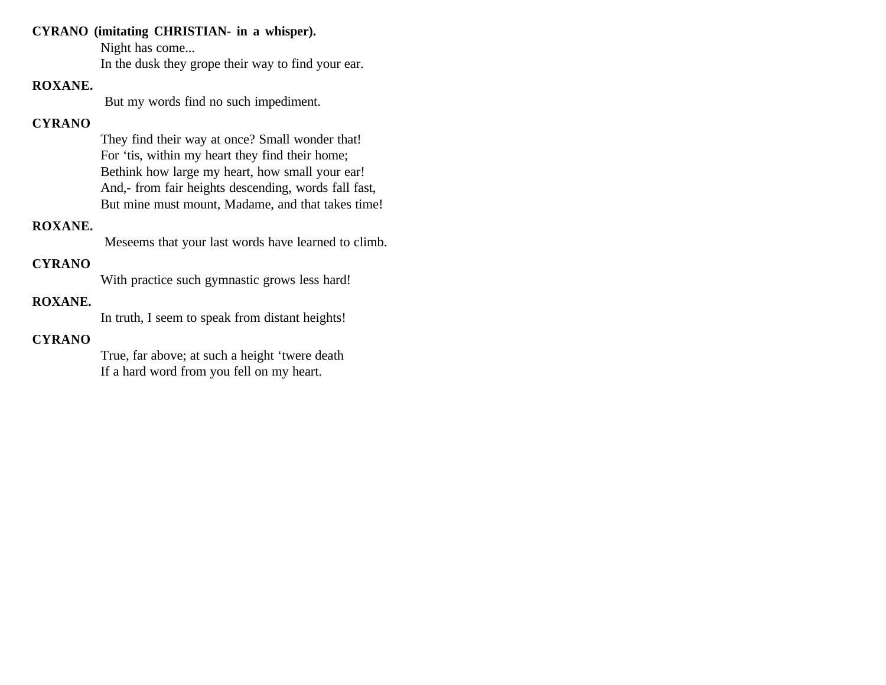**CYRANO (imitating CHRISTIAN- in a whisper).**

Night has come...  
In the dusk they grope their way to find your ear.

**ROXANE.**

But my words find no such impediment.

**CYRANO**

They find their way at once? Small wonder that!  
For ‘tis, within my heart they find their home;  
Bethink how large my heart, how small your ear!  
And,- from fair heights descending, words fall fast,  
But mine must mount, Madame, and that takes time!

**ROXANE.**

Meseems that your last words have learned to climb.

**CYRANO**

With practice such gymnastic grows less hard!

**ROXANE.**

In truth, I seem to speak from distant heights!

**CYRANO**

True, far above; at such a height ‘twere death  
If a hard word from you fell on my heart.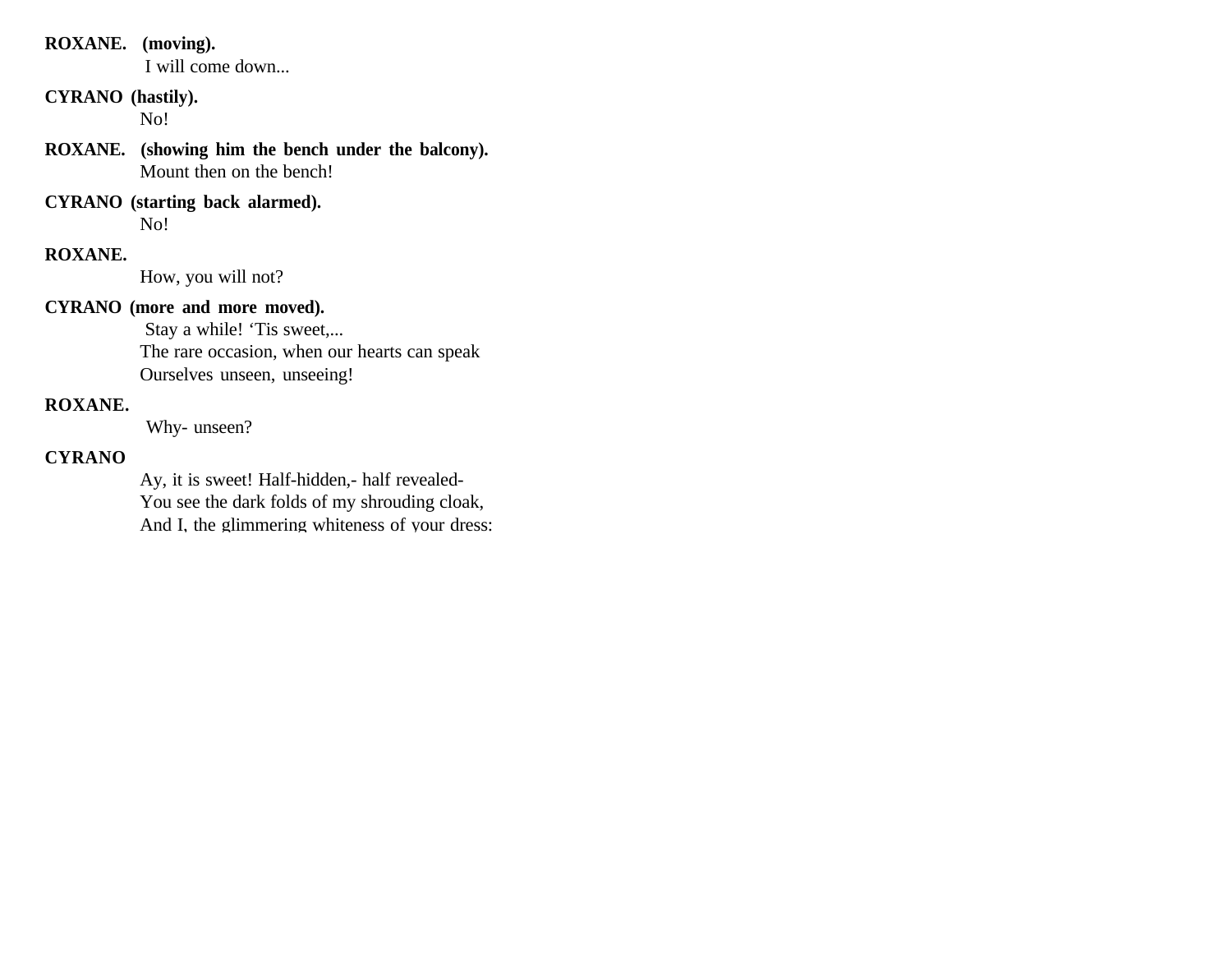**ROXANE. (moving).**
I will come down...

**CYRANO (hastily).**
No!

**ROXANE. (showing him the bench under the balcony).**
Mount then on the bench!

**CYRANO (starting back alarmed).**
No!

**ROXANE.**
How, you will not?

**CYRANO (more and more moved).**
Stay a while! 'Tis sweet,...
The rare occasion, when our hearts can speak
Ourselves unseen, unseeing!

**ROXANE.**
Why- unseen?

**CYRANO**
Ay, it is sweet! Half-hidden,- half revealed-
You see the dark folds of my shrouding cloak,
And I, the glimmering whiteness of your dress: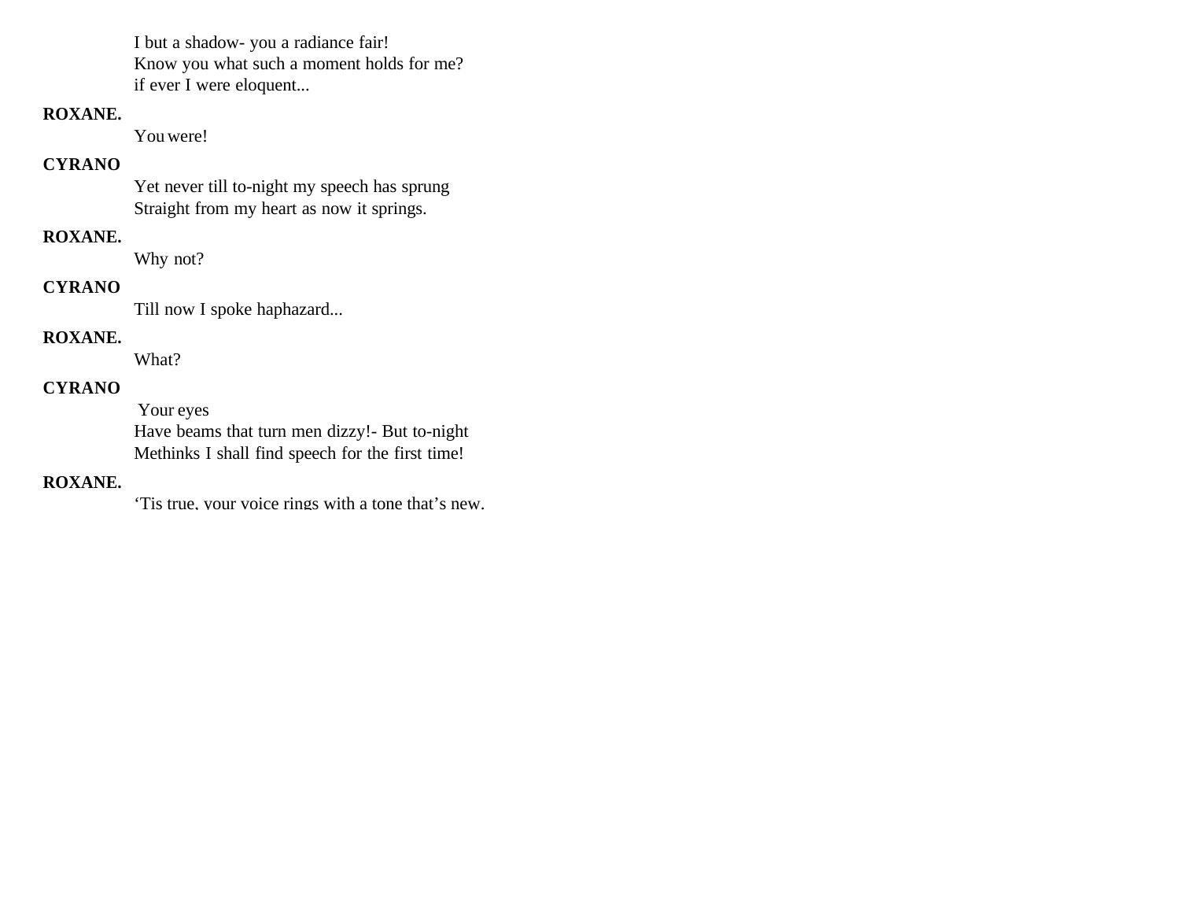I but a shadow- you a radiance fair!
Know you what such a moment holds for me?
if ever I were eloquent...

**ROXANE.**

You were!

**CYRANO**

Yet never till to-night my speech has sprung
Straight from my heart as now it springs.

**ROXANE.**

Why not?

**CYRANO**

Till now I spoke haphazard...

**ROXANE.**

What?

**CYRANO**

Your eyes
Have beams that turn men dizzy!- But to-night
Methinks I shall find speech for the first time!

**ROXANE.**

'Tis true, your voice rings with a tone that's new.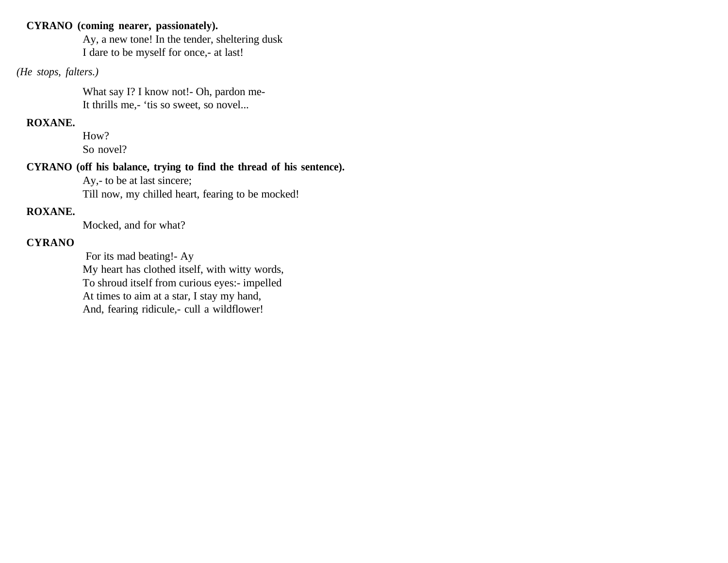**CYRANO (coming nearer, passionately).**

Ay, a new tone! In the tender, sheltering dusk
I dare to be myself for once,- at last!

*(He stops, falters.)*

What say I? I know not!- Oh, pardon me-
It thrills me,- 'tis so sweet, so novel...

**ROXANE.**

How?
So novel?

**CYRANO (off his balance, trying to find the thread of his sentence).**

Ay,- to be at last sincere;
Till now, my chilled heart, fearing to be mocked!

**ROXANE.**

Mocked, and for what?

**CYRANO**

For its mad beating!- Ay
My heart has clothed itself, with witty words,
To shroud itself from curious eyes:- impelled
At times to aim at a star, I stay my hand,
And, fearing ridicule,- cull a wildflower!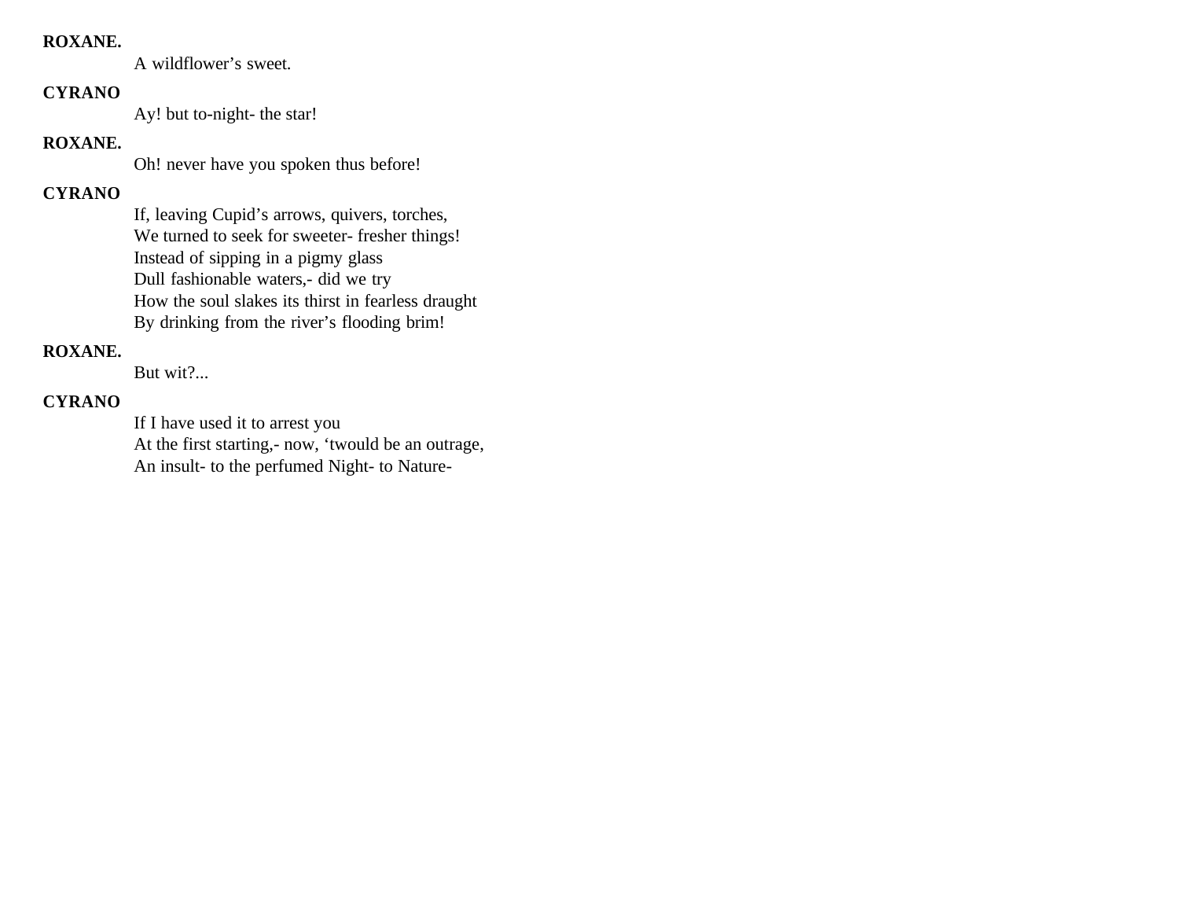**ROXANE.**

A wildflower's sweet.

**CYRANO**

Ay! but to-night- the star!

**ROXANE.**

Oh! never have you spoken thus before!

**CYRANO**

If, leaving Cupid's arrows, quivers, torches,
We turned to seek for sweeter- fresher things!
Instead of sipping in a pigmy glass
Dull fashionable waters,- did we try
How the soul slakes its thirst in fearless draught
By drinking from the river's flooding brim!

**ROXANE.**

But wit?...

**CYRANO**

If I have used it to arrest you
At the first starting,- now, 'twould be an outrage,
An insult- to the perfumed Night- to Nature-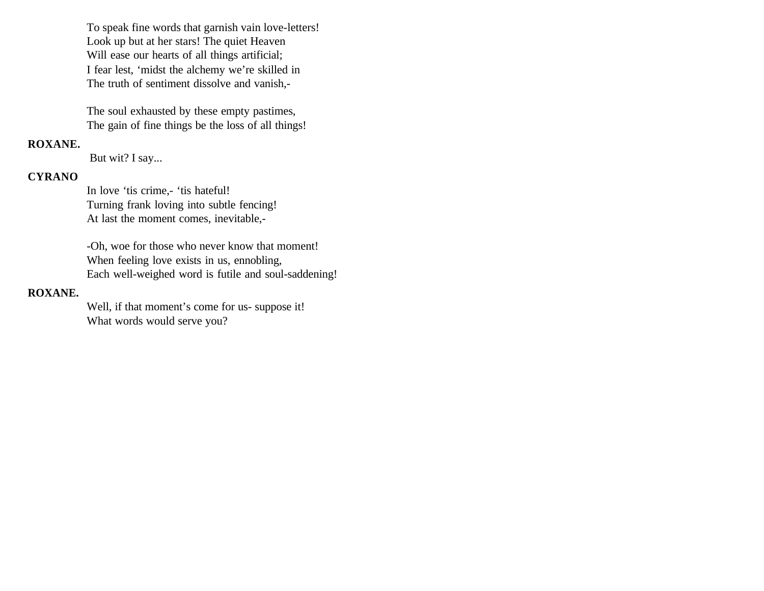To speak fine words that garnish vain love-letters!  
Look up but at her stars! The quiet Heaven  
Will ease our hearts of all things artificial;  
I fear lest, ‘midst the alchemy we’re skilled in  
The truth of sentiment dissolve and vanish,-

The soul exhausted by these empty pastimes,  
The gain of fine things be the loss of all things!

**ROXANE.**

But wit? I say...

**CYRANO**

In love ‘tis crime,- ‘tis hateful!  
Turning frank loving into subtle fencing!  
At last the moment comes, inevitable,-

-Oh, woe for those who never know that moment!  
When feeling love exists in us, ennobling,  
Each well-weighed word is futile and soul-saddening!

**ROXANE.**

Well, if that moment’s come for us- suppose it!  
What words would serve you?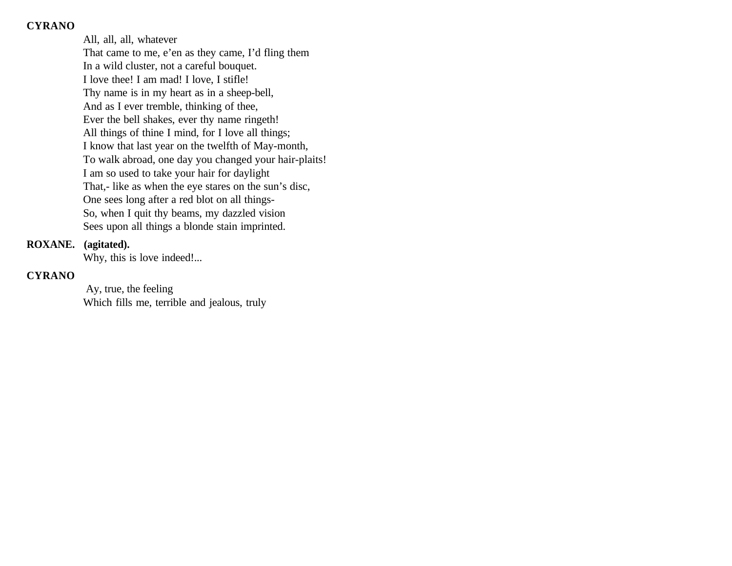**CYRANO**

All, all, all, whatever
That came to me, e'en as they came, I'd fling them
In a wild cluster, not a careful bouquet.
I love thee! I am mad! I love, I stifle!
Thy name is in my heart as in a sheep-bell,
And as I ever tremble, thinking of thee,
Ever the bell shakes, ever thy name ringeth!
All things of thine I mind, for I love all things;
I know that last year on the twelfth of May-month,
To walk abroad, one day you changed your hair-plaits!
I am so used to take your hair for daylight
That,- like as when the eye stares on the sun's disc,
One sees long after a red blot on all things-
So, when I quit thy beams, my dazzled vision
Sees upon all things a blonde stain imprinted.

**ROXANE. (agitated).**

Why, this is love indeed!...

**CYRANO**

Ay, true, the feeling
Which fills me, terrible and jealous, truly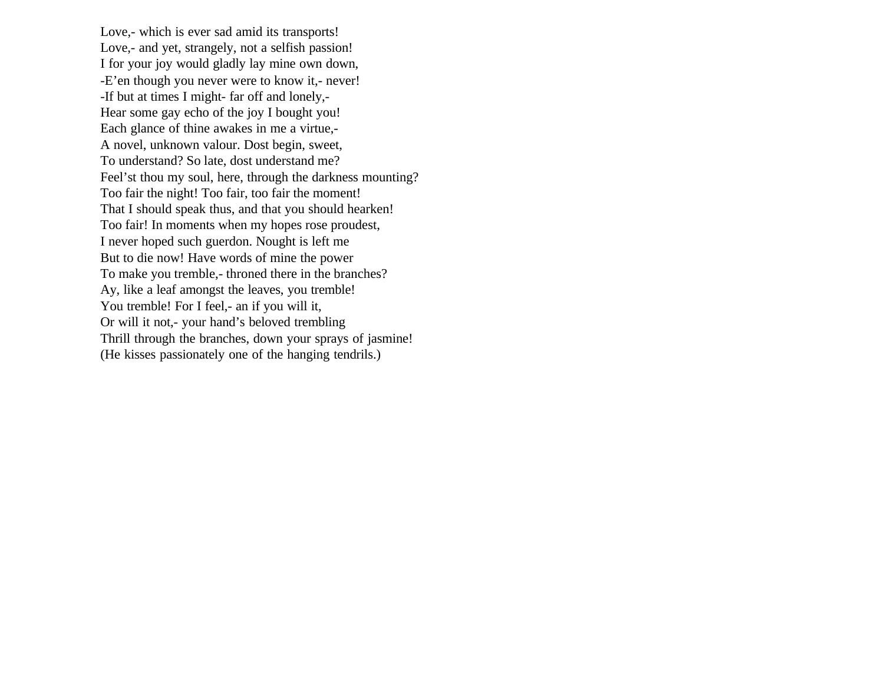Love,- which is ever sad amid its transports!  
Love,- and yet, strangely, not a selfish passion!  
I for your joy would gladly lay mine own down,  
-E'en though you never were to know it,- never!  
-If but at times I might- far off and lonely,-  
Hear some gay echo of the joy I bought you!  
Each glance of thine awakes in me a virtue,-  
A novel, unknown valour. Dost begin, sweet,  
To understand? So late, dost understand me?  
Feel'st thou my soul, here, through the darkness mounting?  
Too fair the night! Too fair, too fair the moment!  
That I should speak thus, and that you should hearken!  
Too fair! In moments when my hopes rose proudest,  
I never hoped such guerdon. Nought is left me  
But to die now! Have words of mine the power  
To make you tremble,- throned there in the branches?  
Ay, like a leaf amongst the leaves, you tremble!  
You tremble! For I feel,- an if you will it,  
Or will it not,- your hand's beloved trembling  
Thrill through the branches, down your sprays of jasmine!  
(He kisses passionately one of the hanging tendrils.)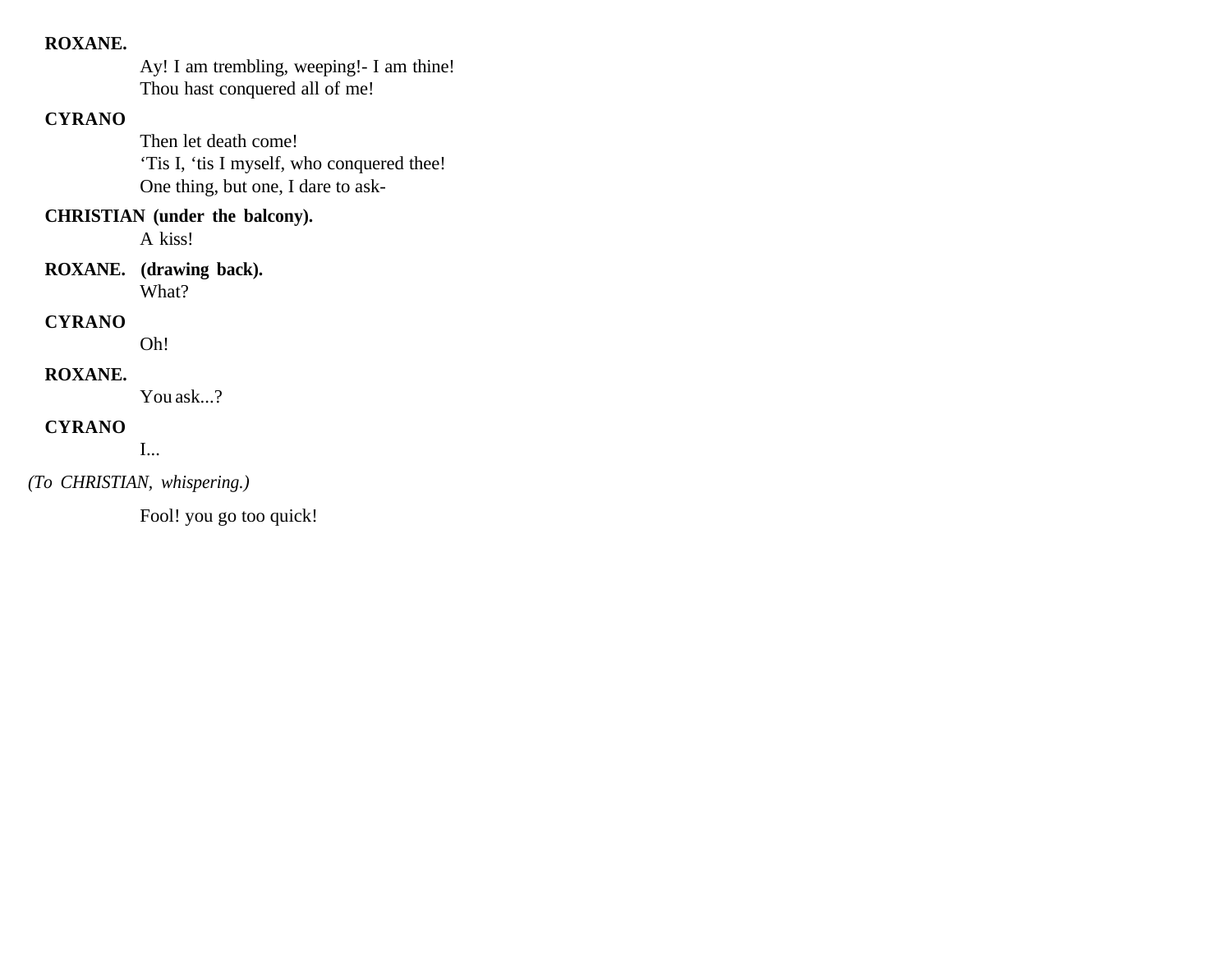**ROXANE.**

Ay! I am trembling, weeping!- I am thine!
Thou hast conquered all of me!

**CYRANO**

Then let death come!
‘Tis I, ‘tis I myself, who conquered thee!
One thing, but one, I dare to ask-

**CHRISTIAN (under the balcony).**

A kiss!

**ROXANE. (drawing back).**

What?

**CYRANO**

Oh!

**ROXANE.**

You ask...?

**CYRANO**

I...

*(To CHRISTIAN, whispering.)*

Fool! you go too quick!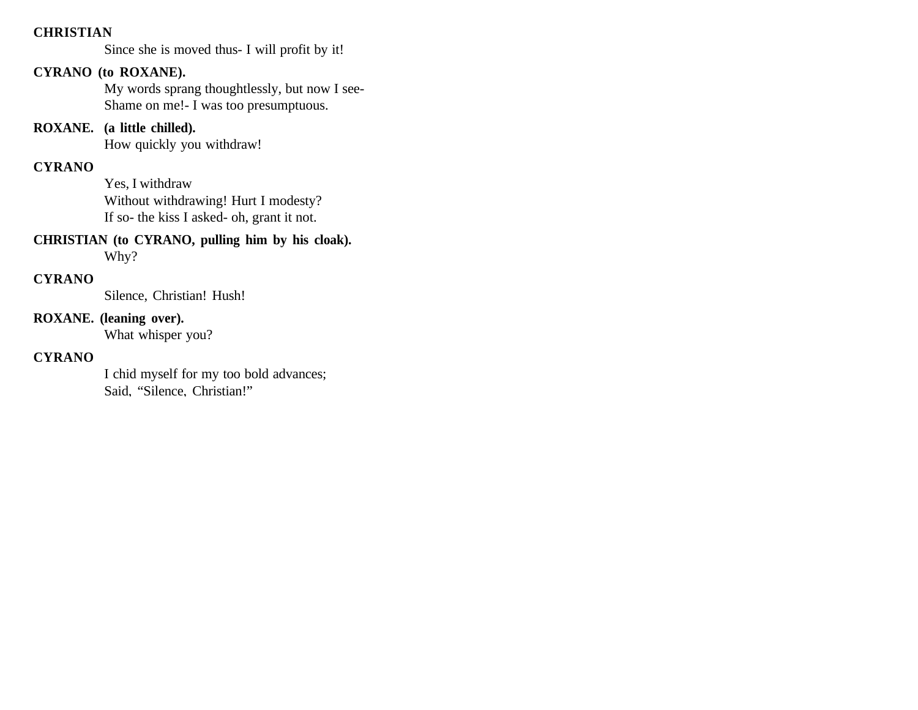**CHRISTIAN**

Since she is moved thus- I will profit by it!

**CYRANO (to ROXANE).**

My words sprang thoughtlessly, but now I see-
Shame on me!- I was too presumptuous.

**ROXANE. (a little chilled).**

How quickly you withdraw!

**CYRANO**

Yes, I withdraw
Without withdrawing! Hurt I modesty?
If so- the kiss I asked- oh, grant it not.

**CHRISTIAN (to CYRANO, pulling him by his cloak).**

Why?

**CYRANO**

Silence, Christian! Hush!

**ROXANE. (leaning over).**

What whisper you?

**CYRANO**

I chid myself for my too bold advances;
Said, "Silence, Christian!"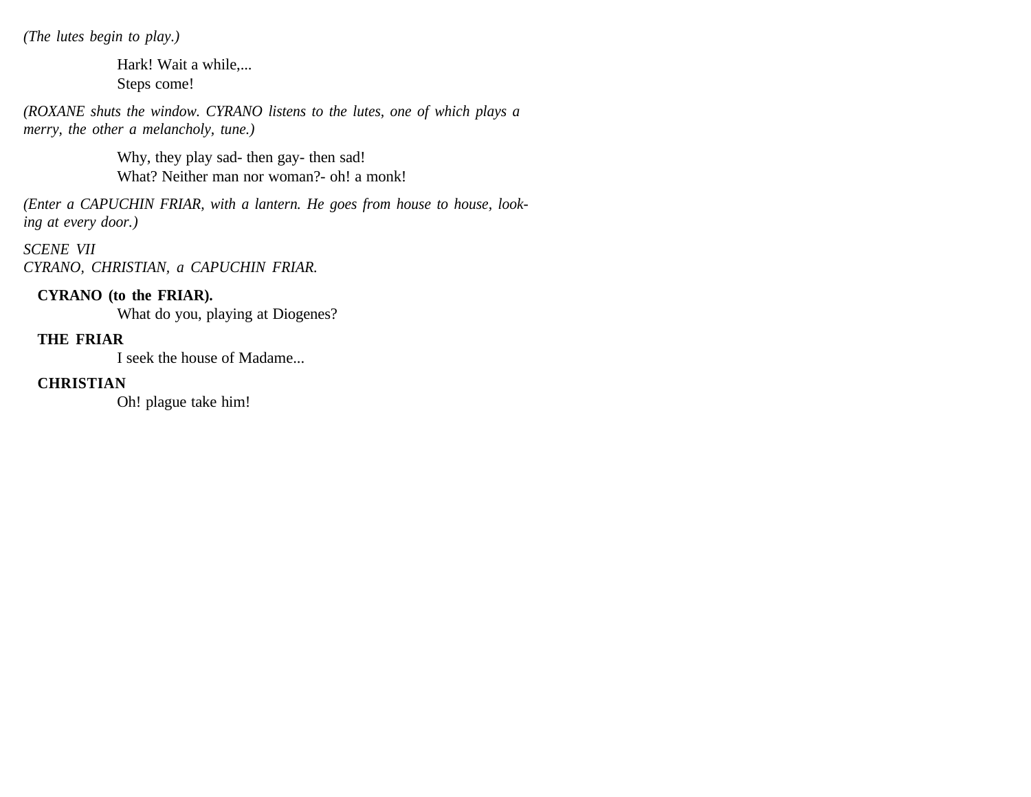*(The lutes begin to play.)*

Hark! Wait a while,...
Steps come!

*(ROXANE shuts the window. CYRANO listens to the lutes, one of which plays a merry, the other a melancholy, tune.)*

Why, they play sad- then gay- then sad!
What? Neither man nor woman?- oh! a monk!

*(Enter a CAPUCHIN FRIAR, with a lantern. He goes from house to house, looking at every door.)*

*SCENE VII*
*CYRANO, CHRISTIAN, a CAPUCHIN FRIAR.*

**CYRANO (to the FRIAR).**
What do you, playing at Diogenes?

**THE FRIAR**
I seek the house of Madame...

**CHRISTIAN**
Oh! plague take him!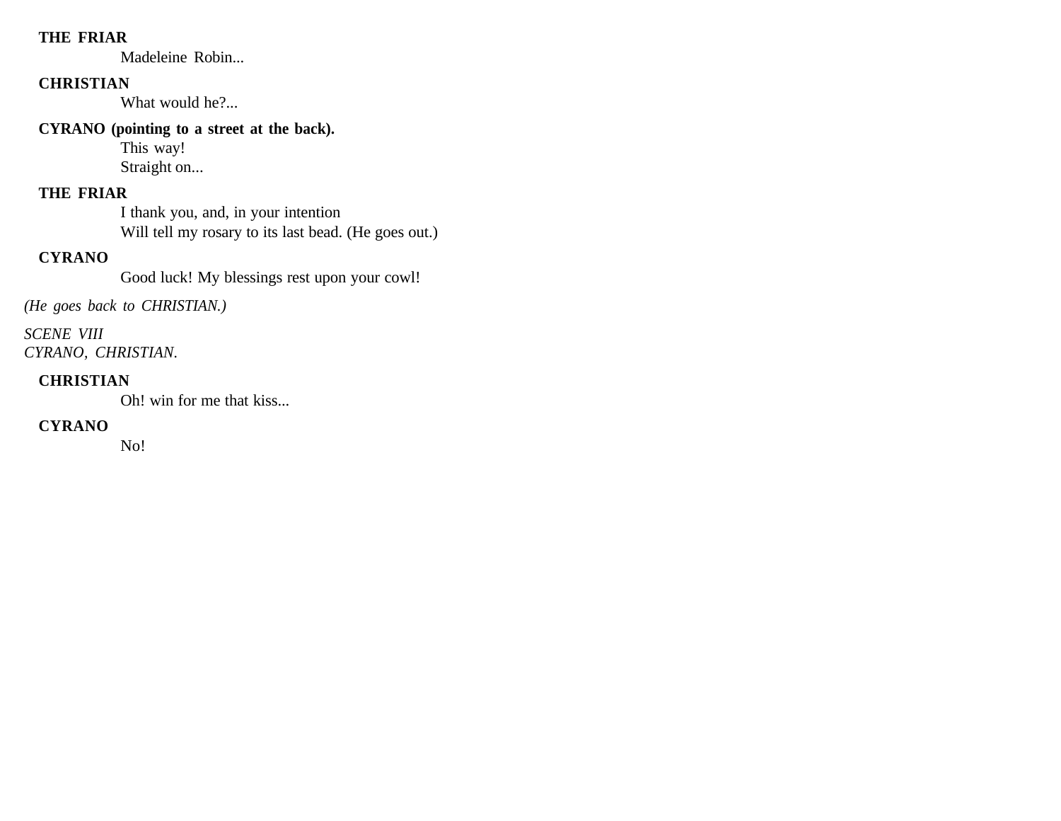**THE FRIAR**

Madeleine Robin...

**CHRISTIAN**

What would he?...

**CYRANO (pointing to a street at the back).**

This way!
Straight on...

**THE FRIAR**

I thank you, and, in your intention
Will tell my rosary to its last bead. (He goes out.)

**CYRANO**

Good luck! My blessings rest upon your cowl!

*(He goes back to CHRISTIAN.)*

*SCENE VIII*
*CYRANO, CHRISTIAN.*

**CHRISTIAN**

Oh! win for me that kiss...

**CYRANO**

No!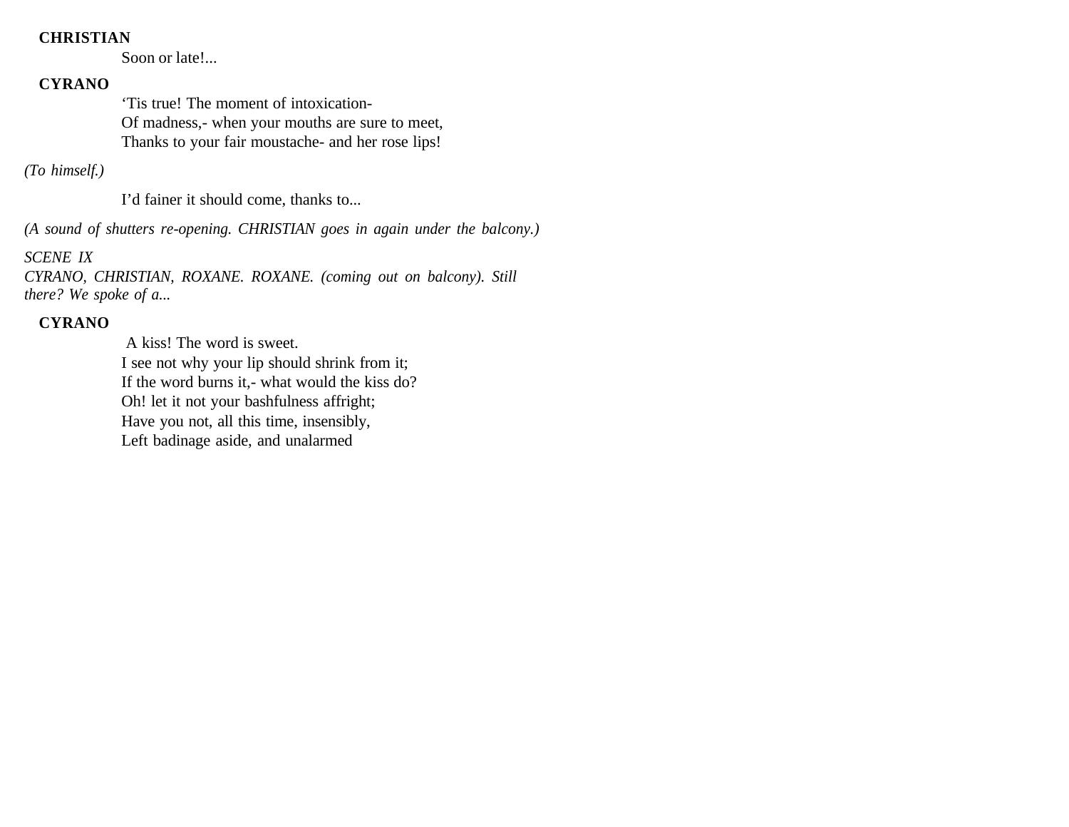**CHRISTIAN**

Soon or late!...

**CYRANO**

‘Tis true! The moment of intoxication-
Of madness,- when your mouths are sure to meet,
Thanks to your fair moustache- and her rose lips!

*(To himself.)*

I’d fainer it should come, thanks to...

*(A sound of shutters re-opening. CHRISTIAN goes in again under the balcony.)*

*SCENE IX*

*CYRANO, CHRISTIAN, ROXANE. ROXANE. (coming out on balcony). Still there? We spoke of a...*

**CYRANO**

A kiss! The word is sweet.
I see not why your lip should shrink from it;
If the word burns it,- what would the kiss do?
Oh! let it not your bashfulness affright;
Have you not, all this time, insensibly,
Left badinage aside, and unalarmed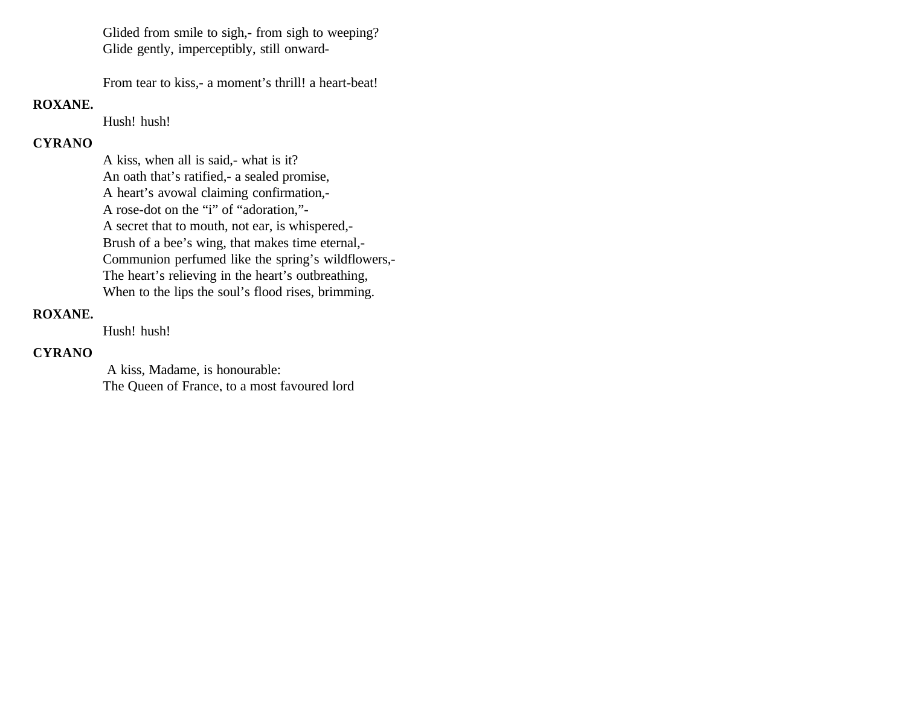Glided from smile to sigh,- from sigh to weeping?
Glide gently, imperceptibly, still onward-

From tear to kiss,- a moment's thrill! a heart-beat!

**ROXANE.**

Hush! hush!

**CYRANO**

A kiss, when all is said,- what is it?
An oath that's ratified,- a sealed promise,
A heart's avowal claiming confirmation,-
A rose-dot on the "i" of "adoration,"-
A secret that to mouth, not ear, is whispered,-
Brush of a bee's wing, that makes time eternal,-
Communion perfumed like the spring's wildflowers,-
The heart's relieving in the heart's outbreathing,
When to the lips the soul's flood rises, brimming.

**ROXANE.**

Hush! hush!

**CYRANO**

A kiss, Madame, is honourable:
The Queen of France, to a most favoured lord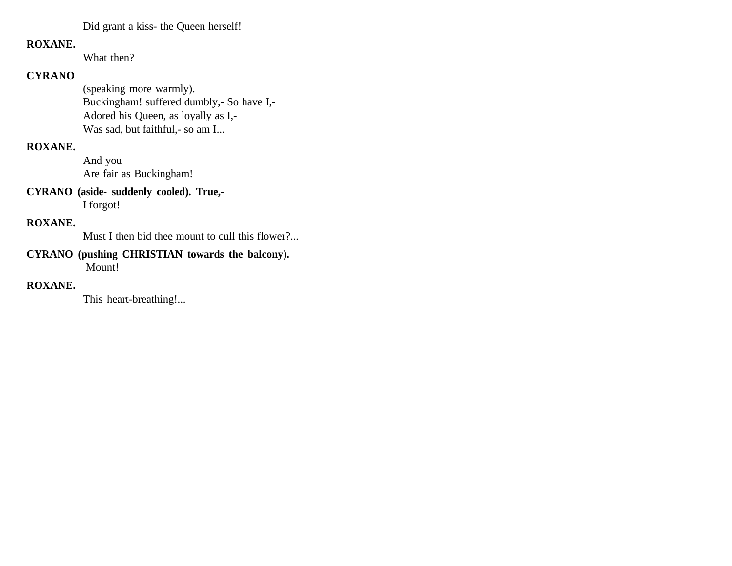Did grant a kiss- the Queen herself!

**ROXANE.**

What then?

**CYRANO**

(speaking more warmly).
Buckingham! suffered dumbly,- So have I,-
Adored his Queen, as loyally as I,-
Was sad, but faithful,- so am I...

**ROXANE.**

And you
Are fair as Buckingham!

**CYRANO (aside- suddenly cooled). True,-**

I forgot!

**ROXANE.**

Must I then bid thee mount to cull this flower?...

**CYRANO (pushing CHRISTIAN towards the balcony).**

Mount!

**ROXANE.**

This heart-breathing!...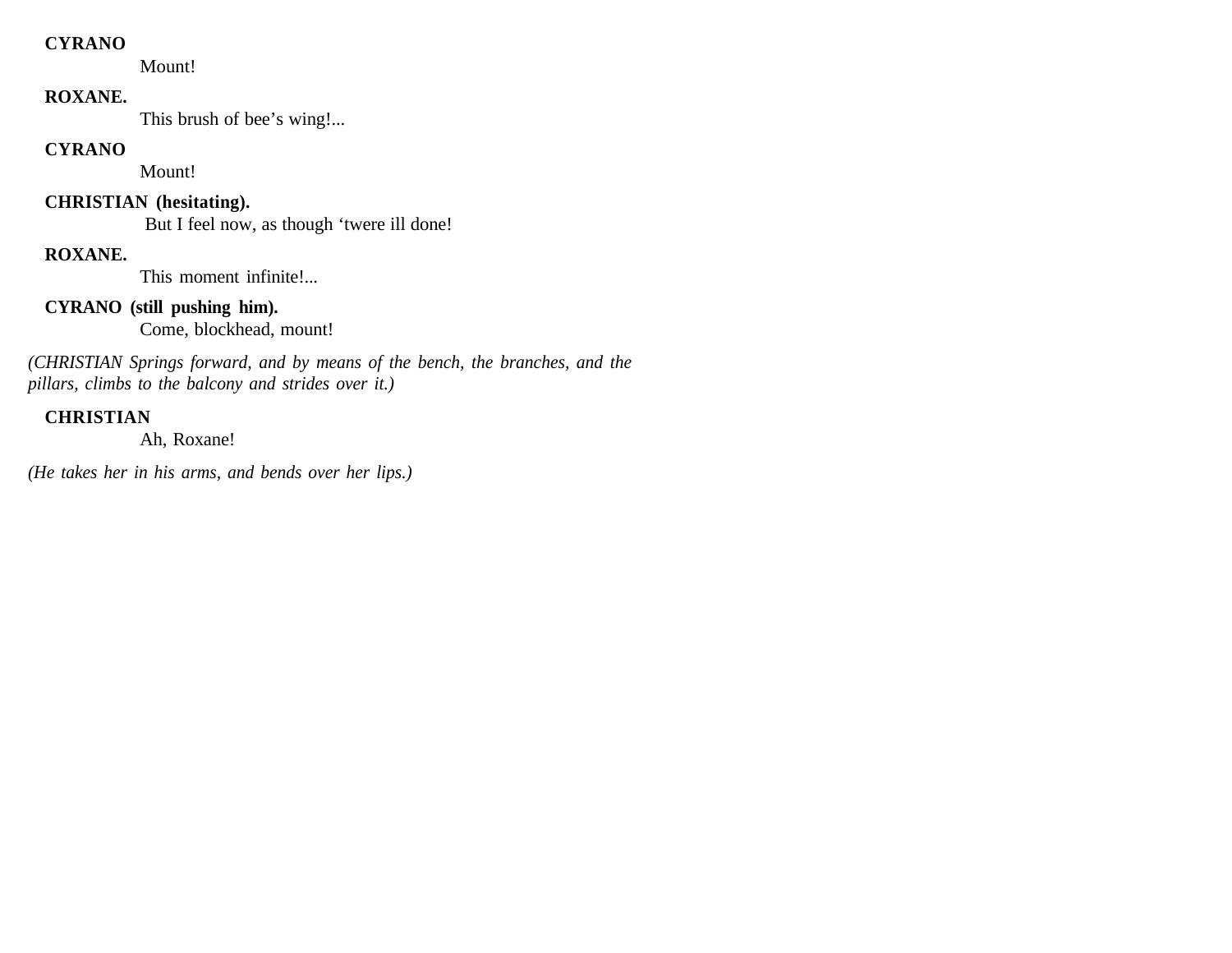**CYRANO**

Mount!

**ROXANE.**

This brush of bee's wing!...

**CYRANO**

Mount!

**CHRISTIAN (hesitating).**

But I feel now, as though 'twere ill done!

**ROXANE.**

This moment infinite!...

**CYRANO (still pushing him).**

Come, blockhead, mount!

*(CHRISTIAN Springs forward, and by means of the bench, the branches, and the pillars, climbs to the balcony and strides over it.)*

**CHRISTIAN**

Ah, Roxane!

*(He takes her in his arms, and bends over her lips.)*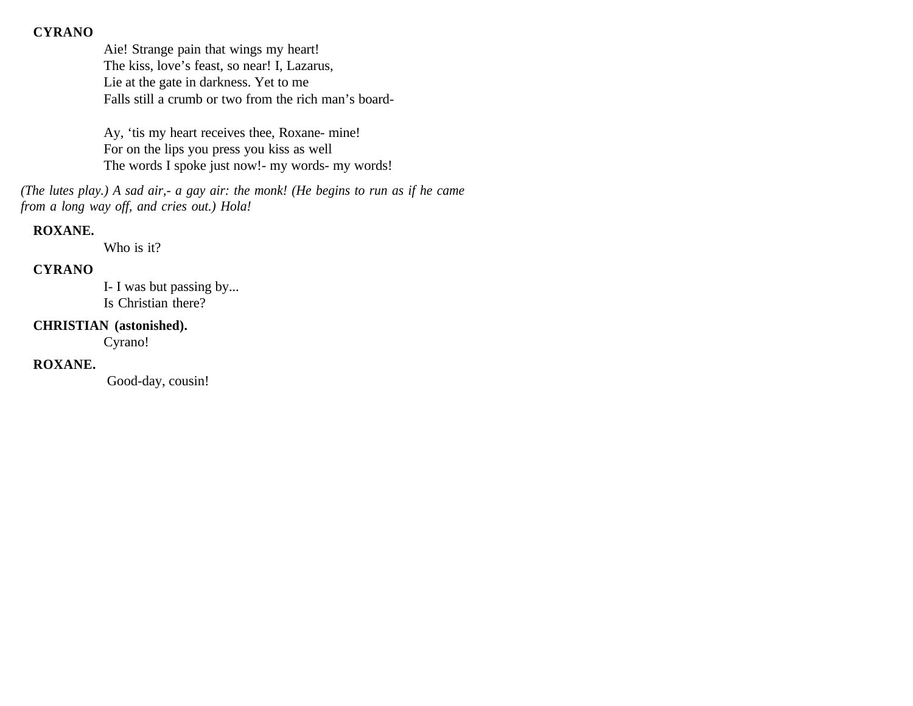**CYRANO**

Aie! Strange pain that wings my heart!
The kiss, love's feast, so near! I, Lazarus,
Lie at the gate in darkness. Yet to me
Falls still a crumb or two from the rich man's board-

Ay, 'tis my heart receives thee, Roxane- mine!
For on the lips you press you kiss as well
The words I spoke just now!- my words- my words!

*(The lutes play.) A sad air,- a gay air: the monk! (He begins to run as if he came from a long way off, and cries out.) Hola!*

**ROXANE.**

Who is it?

**CYRANO**

I- I was but passing by...
Is Christian there?

**CHRISTIAN (astonished).**

Cyrano!

**ROXANE.**

Good-day, cousin!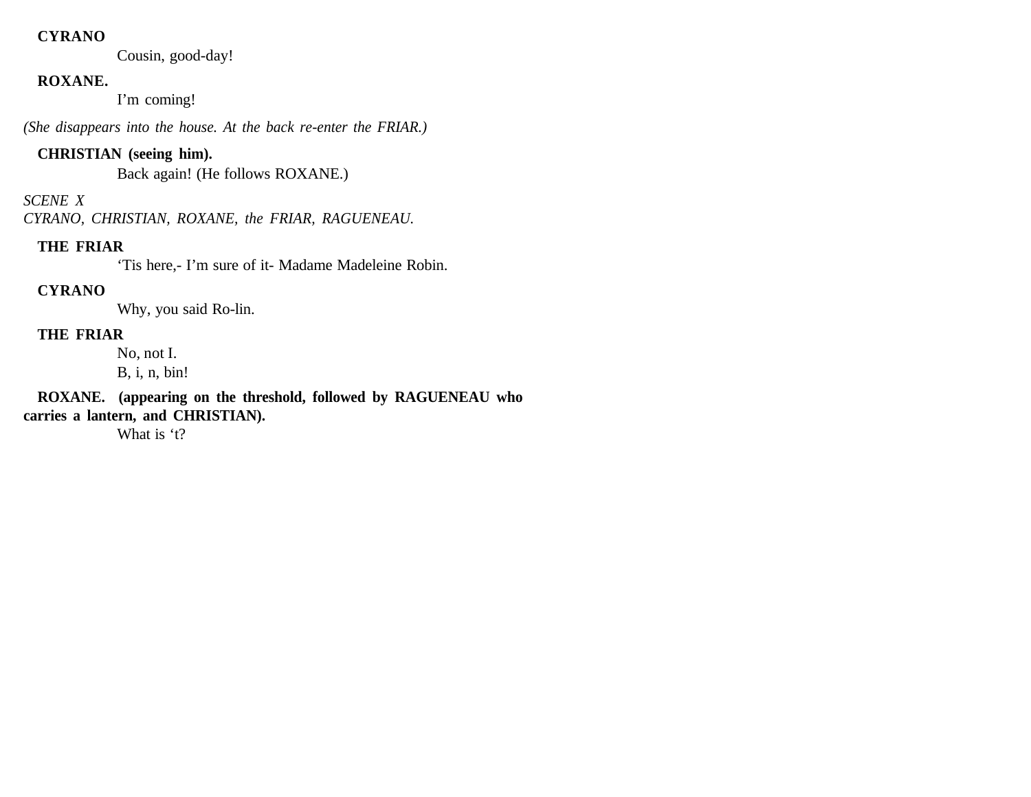**CYRANO**

Cousin, good-day!

**ROXANE.**

I'm coming!

*(She disappears into the house. At the back re-enter the FRIAR.)*

**CHRISTIAN (seeing him).**

Back again! (He follows ROXANE.)

*SCENE X*
*CYRANO, CHRISTIAN, ROXANE, the FRIAR, RAGUENEAU.*

**THE FRIAR**

'Tis here,- I'm sure of it- Madame Madeleine Robin.

**CYRANO**

Why, you said Ro-lin.

**THE FRIAR**

No, not I.
B, i, n, bin!

**ROXANE. (appearing on the threshold, followed by RAGUENEAU who carries a lantern, and CHRISTIAN).**

What is 't?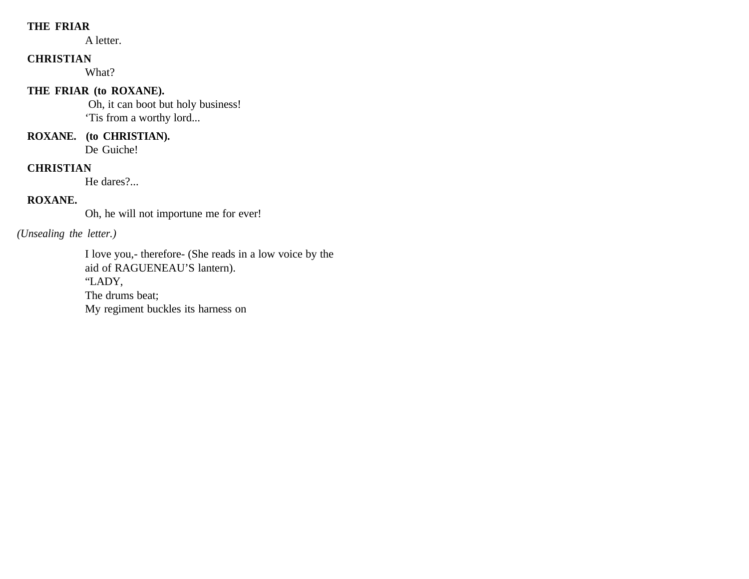**THE FRIAR**

A letter.

**CHRISTIAN**

What?

**THE FRIAR (to ROXANE).**

Oh, it can boot but holy business!
‘Tis from a worthy lord...

**ROXANE. (to CHRISTIAN).**

De Guiche!

**CHRISTIAN**

He dares?...

**ROXANE.**

Oh, he will not importune me for ever!

*(Unsealing the letter.)*

I love you,- therefore- (She reads in a low voice by the aid of RAGUENEAU’S lantern).
“LADY,
The drums beat;
My regiment buckles its harness on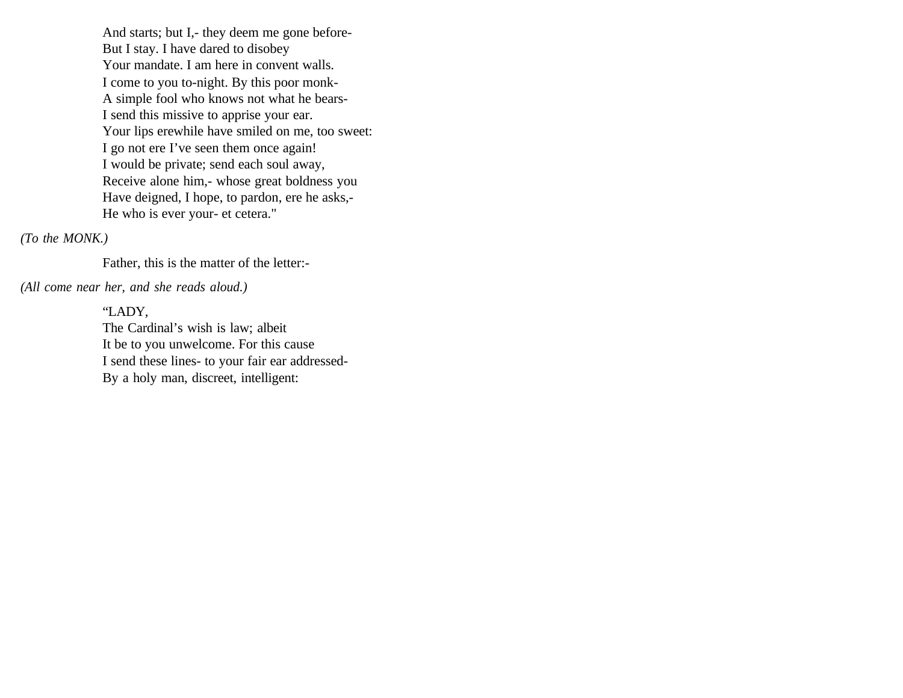And starts; but I,- they deem me gone before-  
But I stay. I have dared to disobey  
Your mandate. I am here in convent walls.  
I come to you to-night. By this poor monk-  
A simple fool who knows not what he bears-  
I send this missive to apprise your ear.  
Your lips erewhile have smiled on me, too sweet:  
I go not ere I've seen them once again!  
I would be private; send each soul away,  
Receive alone him,- whose great boldness you  
Have deigned, I hope, to pardon, ere he asks,-  
He who is ever your- et cetera."

*(To the MONK.)*

Father, this is the matter of the letter:-

*(All come near her, and she reads aloud.)*

"LADY,  
The Cardinal's wish is law; albeit  
It be to you unwelcome. For this cause  
I send these lines- to your fair ear addressed-  
By a holy man, discreet, intelligent: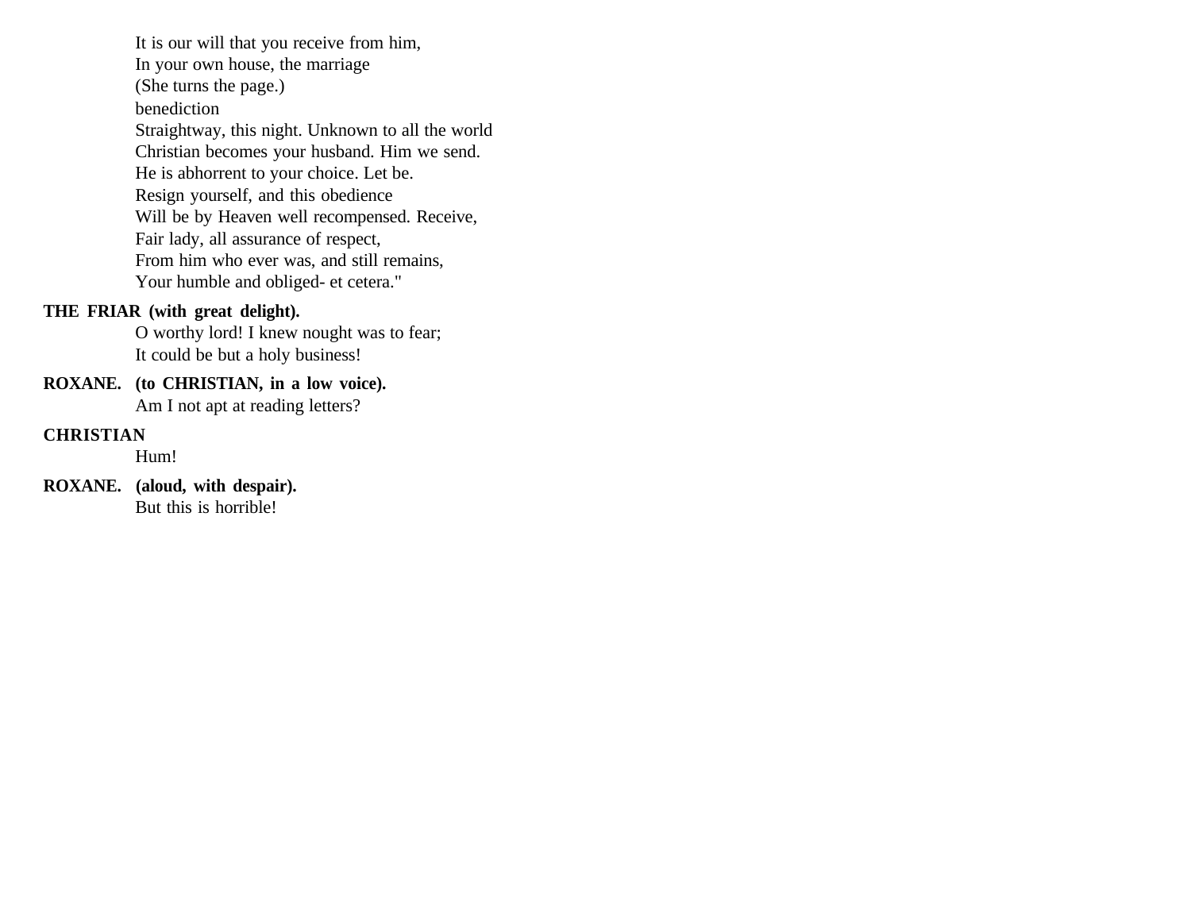It is our will that you receive from him,
In your own house, the marriage
(She turns the page.)
benediction
Straightway, this night. Unknown to all the world
Christian becomes your husband. Him we send.
He is abhorrent to your choice. Let be.
Resign yourself, and this obedience
Will be by Heaven well recompensed. Receive,
Fair lady, all assurance of respect,
From him who ever was, and still remains,
Your humble and obliged- et cetera."

**THE FRIAR (with great delight).**
O worthy lord! I knew nought was to fear;
It could be but a holy business!

**ROXANE. (to CHRISTIAN, in a low voice).**
Am I not apt at reading letters?

**CHRISTIAN**
Hum!

**ROXANE. (aloud, with despair).**
But this is horrible!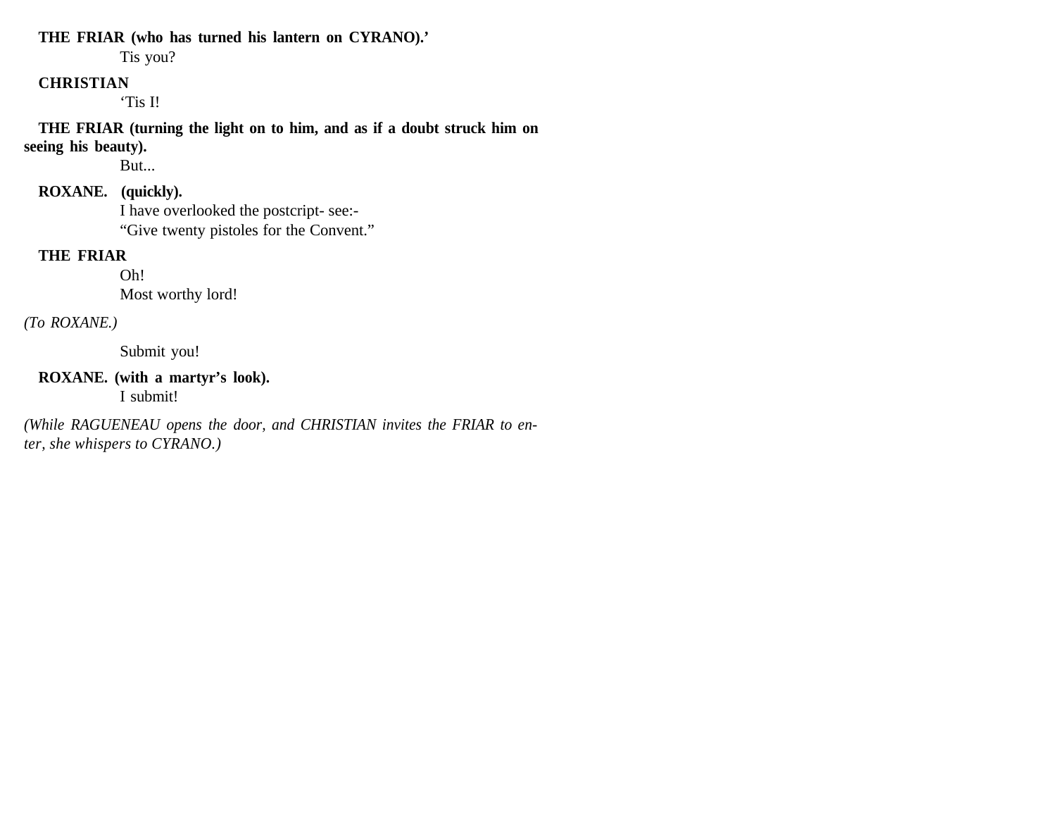**THE FRIAR (who has turned his lantern on CYRANO).’**

Tis you?

**CHRISTIAN**

‘Tis I!

**THE FRIAR (turning the light on to him, and as if a doubt struck him on seeing his beauty).**

But...

**ROXANE. (quickly).**

I have overlooked the postcript- see:-
“Give twenty pistoles for the Convent.”

**THE FRIAR**

Oh!
Most worthy lord!

*(To ROXANE.)*

Submit you!

**ROXANE. (with a martyr’s look).**

I submit!

*(While RAGUENEAU opens the door, and CHRISTIAN invites the FRIAR to enter, she whispers to CYRANO.)*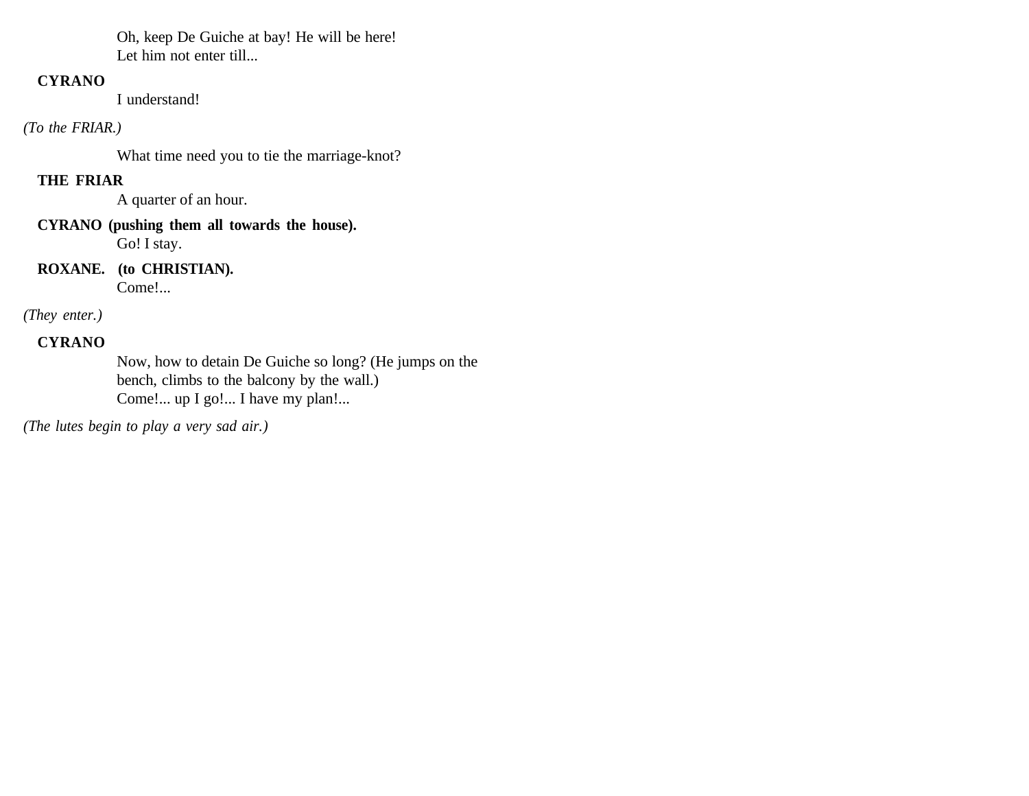Oh, keep De Guiche at bay! He will be here!
Let him not enter till...

**CYRANO**

I understand!

*(To the FRIAR.)*

What time need you to tie the marriage-knot?

**THE FRIAR**

A quarter of an hour.

**CYRANO (pushing them all towards the house).**

Go! I stay.

**ROXANE. (to CHRISTIAN).**

Come!...

*(They enter.)*

**CYRANO**

Now, how to detain De Guiche so long? (He jumps on the bench, climbs to the balcony by the wall.)
Come!... up I go!... I have my plan!...

*(The lutes begin to play a very sad air.)*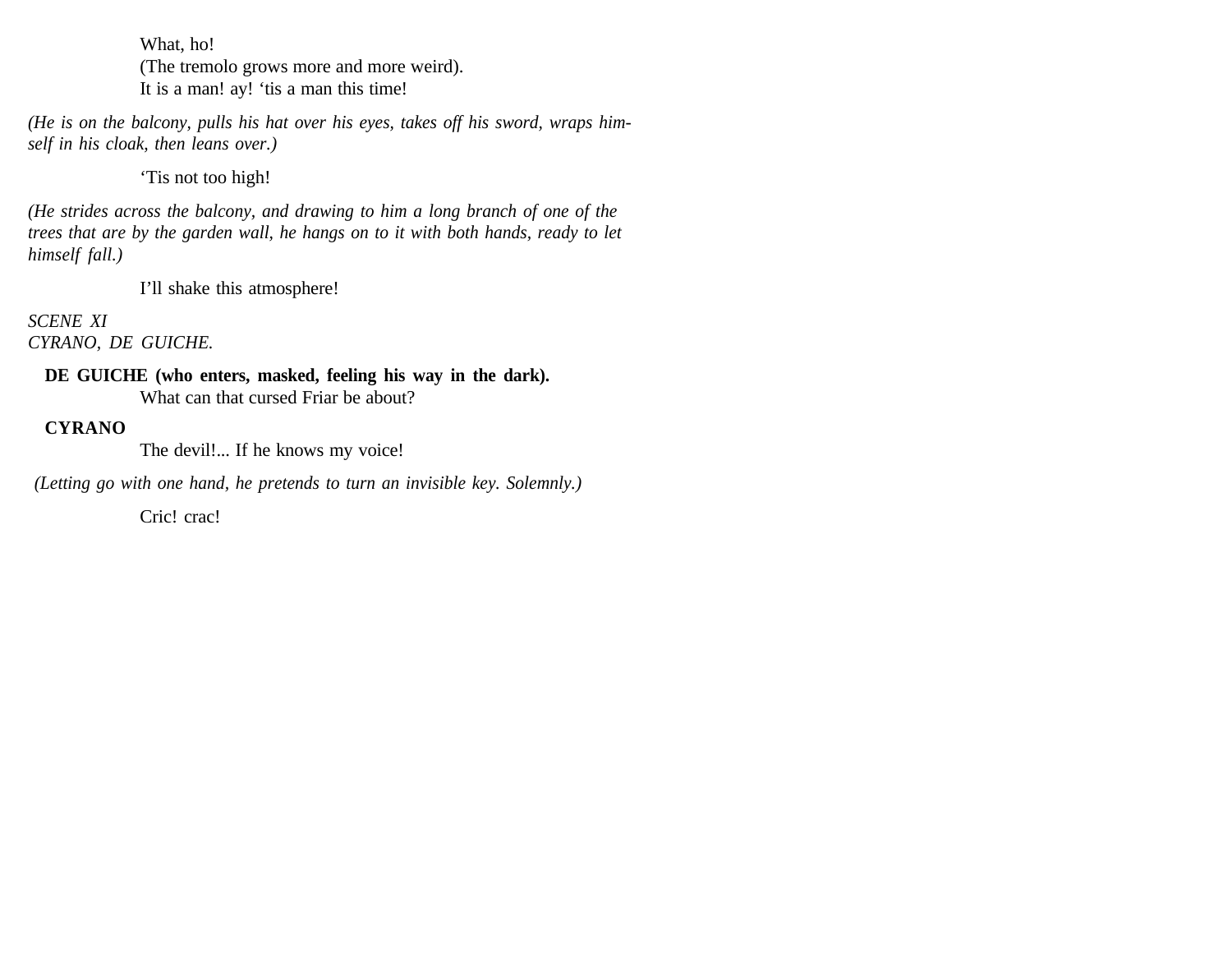What, ho!
(The tremolo grows more and more weird).
It is a man! ay! 'tis a man this time!

*(He is on the balcony, pulls his hat over his eyes, takes off his sword, wraps himself in his cloak, then leans over.)*

'Tis not too high!

*(He strides across the balcony, and drawing to him a long branch of one of the trees that are by the garden wall, he hangs on to it with both hands, ready to let himself fall.)*

I'll shake this atmosphere!

*SCENE XI*
*CYRANO, DE GUICHE.*

**DE GUICHE (who enters, masked, feeling his way in the dark).**
What can that cursed Friar be about?

**CYRANO**
The devil!... If he knows my voice!

*(Letting go with one hand, he pretends to turn an invisible key. Solemnly.)*

Cric! crac!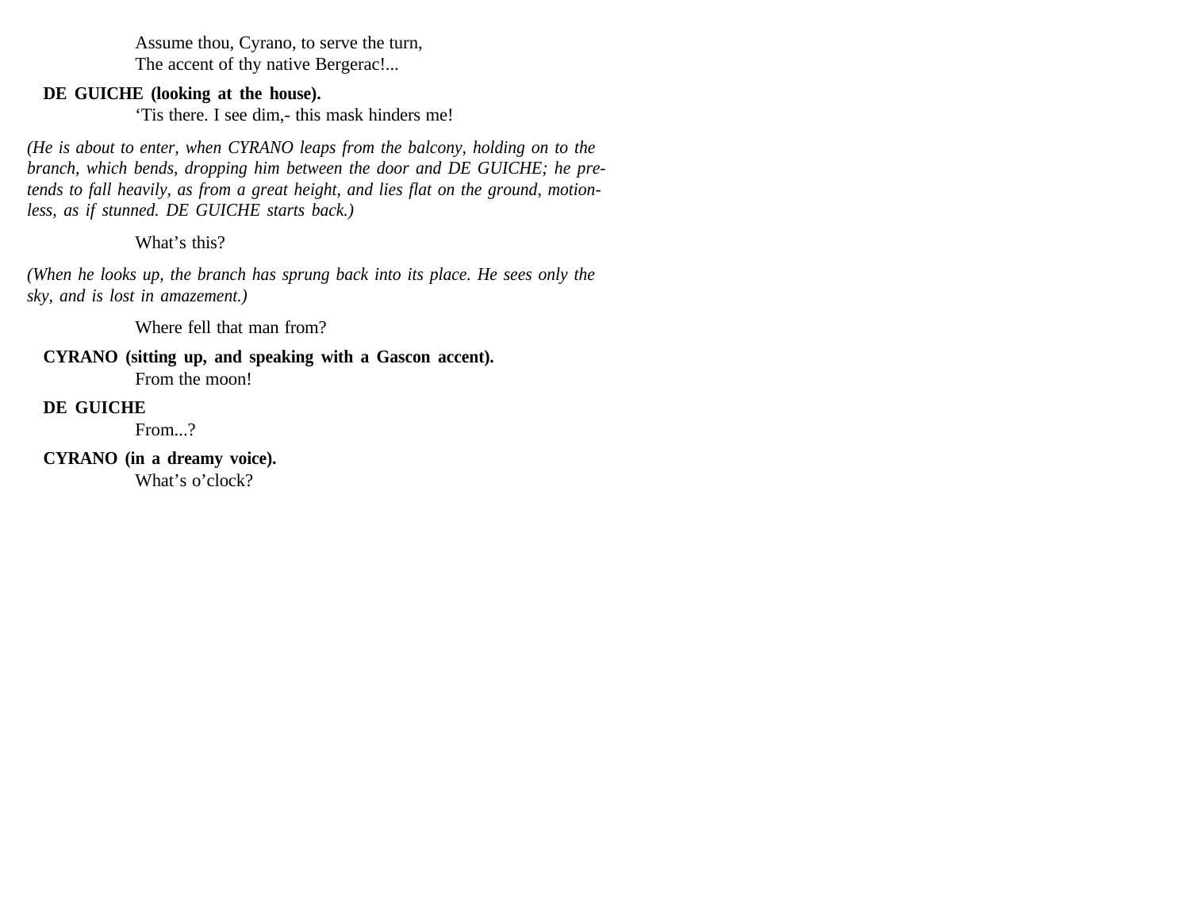Assume thou, Cyrano, to serve the turn,
The accent of thy native Bergerac!...

**DE GUICHE (looking at the house).**
'Tis there. I see dim,- this mask hinders me!

*(He is about to enter, when CYRANO leaps from the balcony, holding on to the branch, which bends, dropping him between the door and DE GUICHE; he pretends to fall heavily, as from a great height, and lies flat on the ground, motionless, as if stunned. DE GUICHE starts back.)*

What's this?

*(When he looks up, the branch has sprung back into its place. He sees only the sky, and is lost in amazement.)*

Where fell that man from?

**CYRANO (sitting up, and speaking with a Gascon accent).**
From the moon!

**DE GUICHE**
From...?

**CYRANO (in a dreamy voice).**
What's o'clock?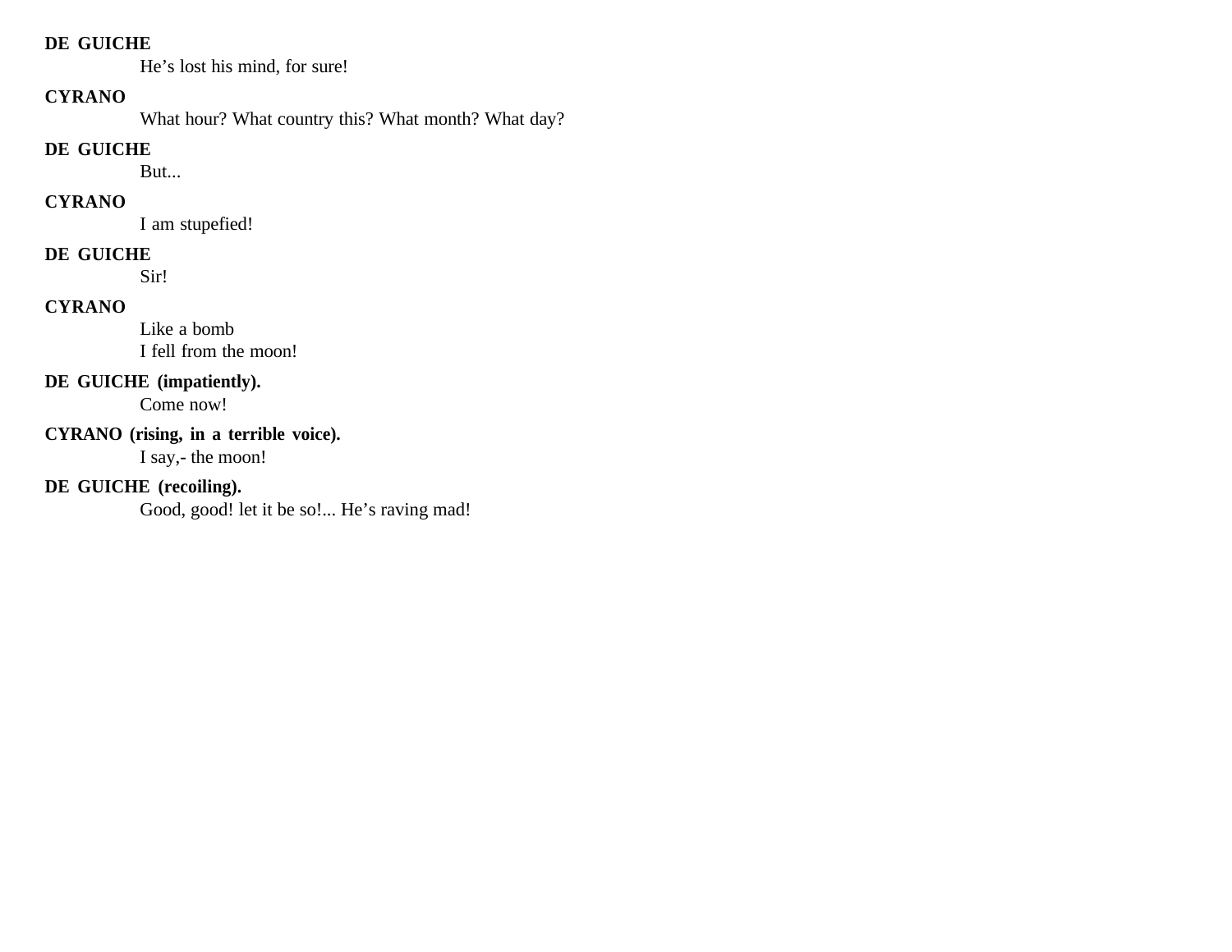**DE GUICHE**

He's lost his mind, for sure!

**CYRANO**

What hour? What country this? What month? What day?

**DE GUICHE**

But...

**CYRANO**

I am stupefied!

**DE GUICHE**

Sir!

**CYRANO**

Like a bomb
I fell from the moon!

**DE GUICHE (impatiently).**

Come now!

**CYRANO (rising, in a terrible voice).**

I say,- the moon!

**DE GUICHE (recoiling).**

Good, good! let it be so!... He's raving mad!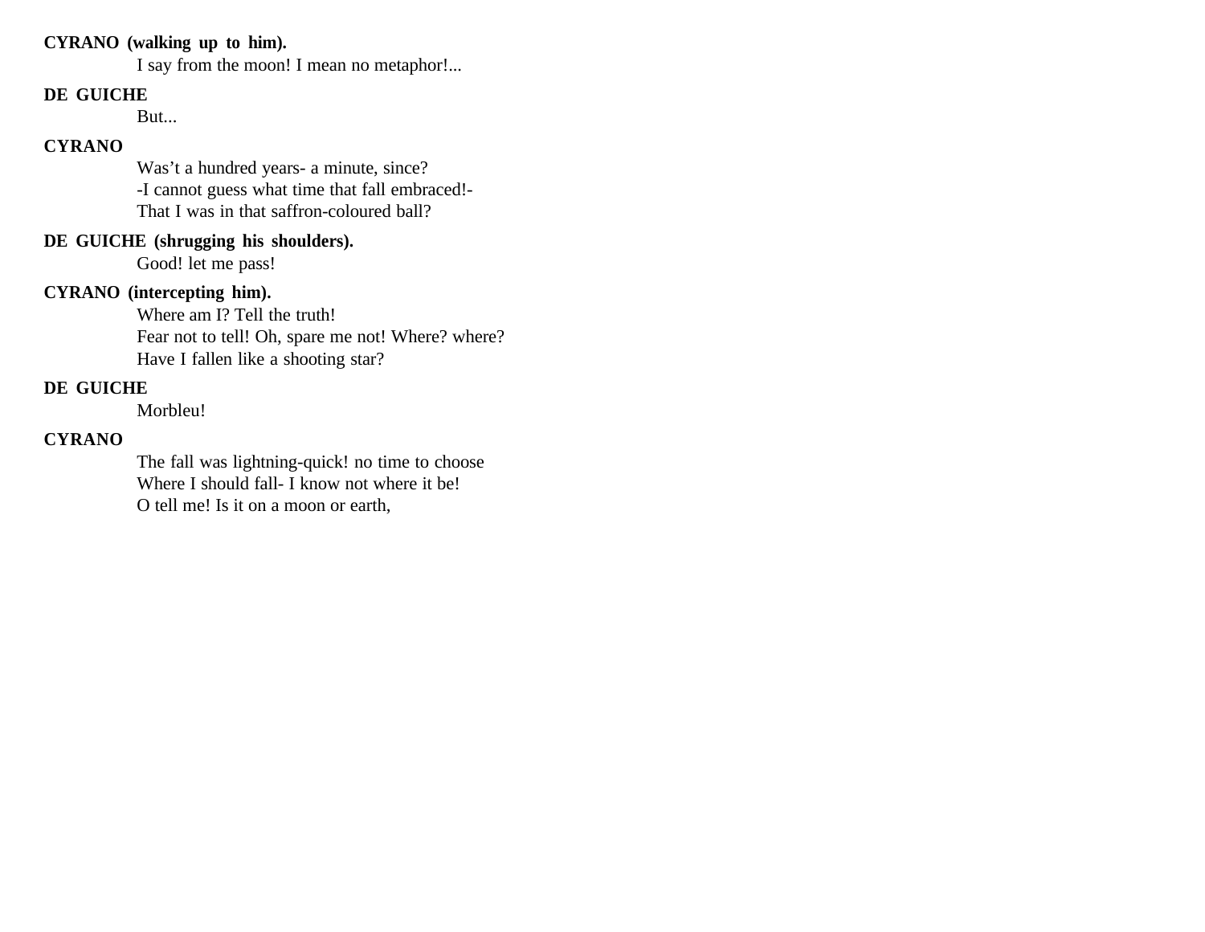**CYRANO (walking up to him).**

I say from the moon! I mean no metaphor!...

**DE GUICHE**

But...

**CYRANO**

Was't a hundred years- a minute, since?
-I cannot guess what time that fall embraced!-
That I was in that saffron-coloured ball?

**DE GUICHE (shrugging his shoulders).**

Good! let me pass!

**CYRANO (intercepting him).**

Where am I? Tell the truth!
Fear not to tell! Oh, spare me not! Where? where?
Have I fallen like a shooting star?

**DE GUICHE**

Morbleu!

**CYRANO**

The fall was lightning-quick! no time to choose
Where I should fall- I know not where it be!
O tell me! Is it on a moon or earth,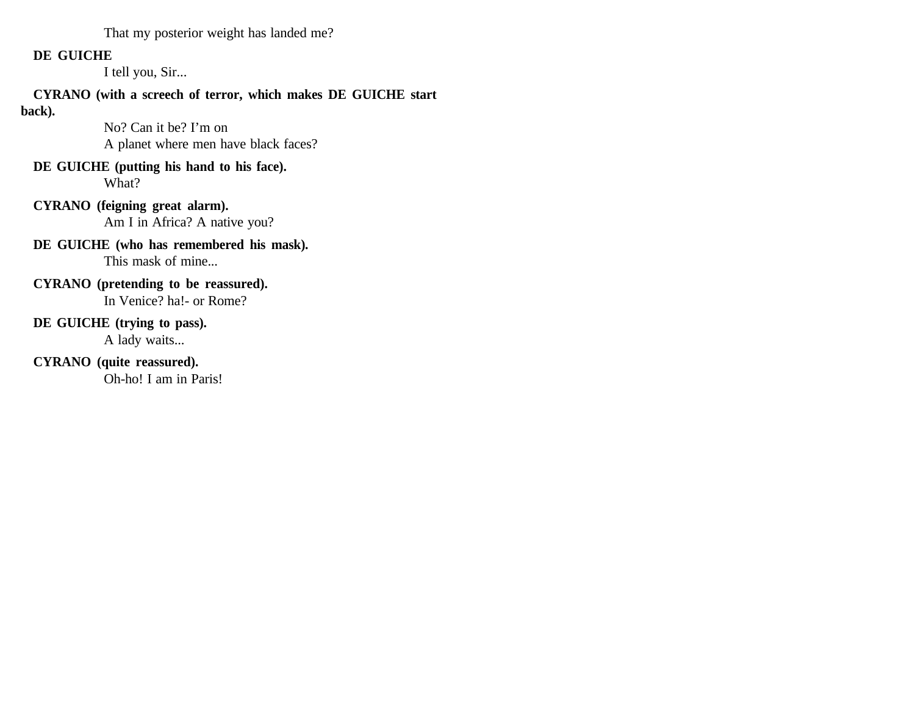That my posterior weight has landed me?

**DE GUICHE**

I tell you, Sir...

**CYRANO (with a screech of terror, which makes DE GUICHE start back).**

No? Can it be? I'm on
A planet where men have black faces?

**DE GUICHE (putting his hand to his face).**

What?

**CYRANO (feigning great alarm).**

Am I in Africa? A native you?

**DE GUICHE (who has remembered his mask).**

This mask of mine...

**CYRANO (pretending to be reassured).**

In Venice? ha!- or Rome?

**DE GUICHE (trying to pass).**

A lady waits...

**CYRANO (quite reassured).**

Oh-ho! I am in Paris!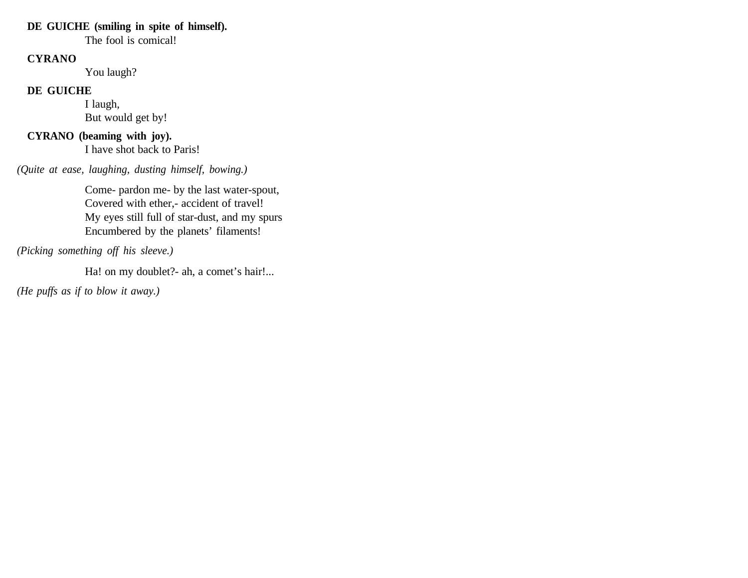**DE GUICHE (smiling in spite of himself).**
The fool is comical!

**CYRANO**
You laugh?

**DE GUICHE**
I laugh,
But would get by!

**CYRANO (beaming with joy).**
I have shot back to Paris!

*(Quite at ease, laughing, dusting himself, bowing.)*

Come- pardon me- by the last water-spout,
Covered with ether,- accident of travel!
My eyes still full of star-dust, and my spurs
Encumbered by the planets' filaments!

*(Picking something off his sleeve.)*

Ha! on my doublet?- ah, a comet's hair!...

*(He puffs as if to blow it away.)*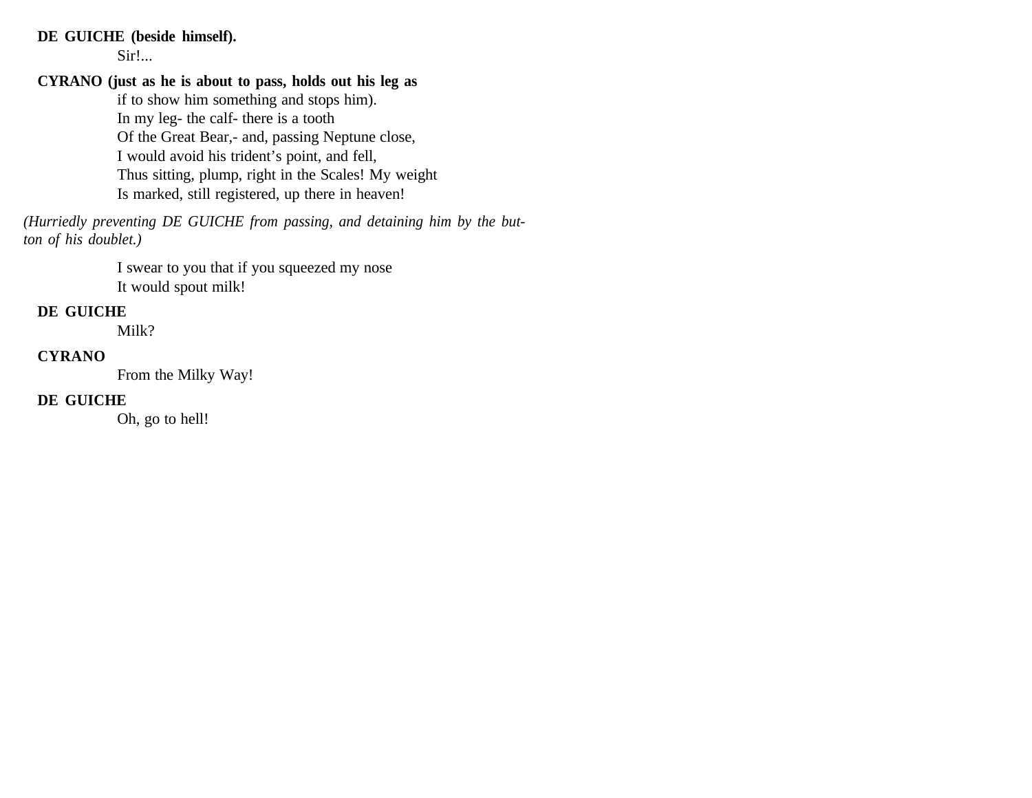**DE GUICHE (beside himself).**

Sir!...

**CYRANO (just as he is about to pass, holds out his leg as** if to show him something and stops him).

In my leg- the calf- there is a tooth
Of the Great Bear,- and, passing Neptune close,
I would avoid his trident's point, and fell,
Thus sitting, plump, right in the Scales! My weight
Is marked, still registered, up there in heaven!

*(Hurriedly preventing DE GUICHE from passing, and detaining him by the button of his doublet.)*

I swear to you that if you squeezed my nose
It would spout milk!

**DE GUICHE**

Milk?

**CYRANO**

From the Milky Way!

**DE GUICHE**

Oh, go to hell!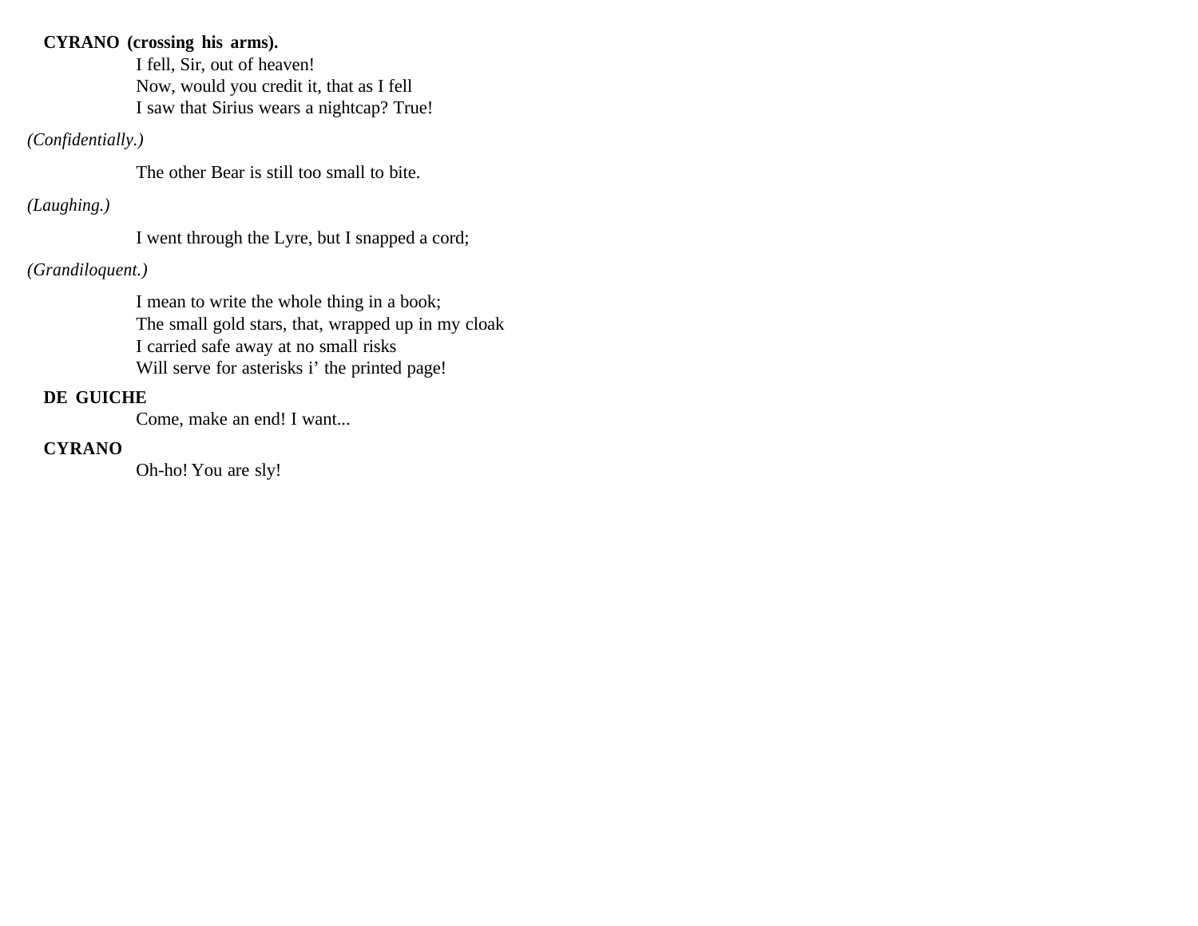**CYRANO (crossing his arms).**

I fell, Sir, out of heaven!
Now, would you credit it, that as I fell
I saw that Sirius wears a nightcap? True!

*(Confidentially.)*

The other Bear is still too small to bite.

*(Laughing.)*

I went through the Lyre, but I snapped a cord;

*(Grandiloquent.)*

I mean to write the whole thing in a book;
The small gold stars, that, wrapped up in my cloak
I carried safe away at no small risks
Will serve for asterisks i' the printed page!

**DE GUICHE**

Come, make an end! I want...

**CYRANO**

Oh-ho! You are sly!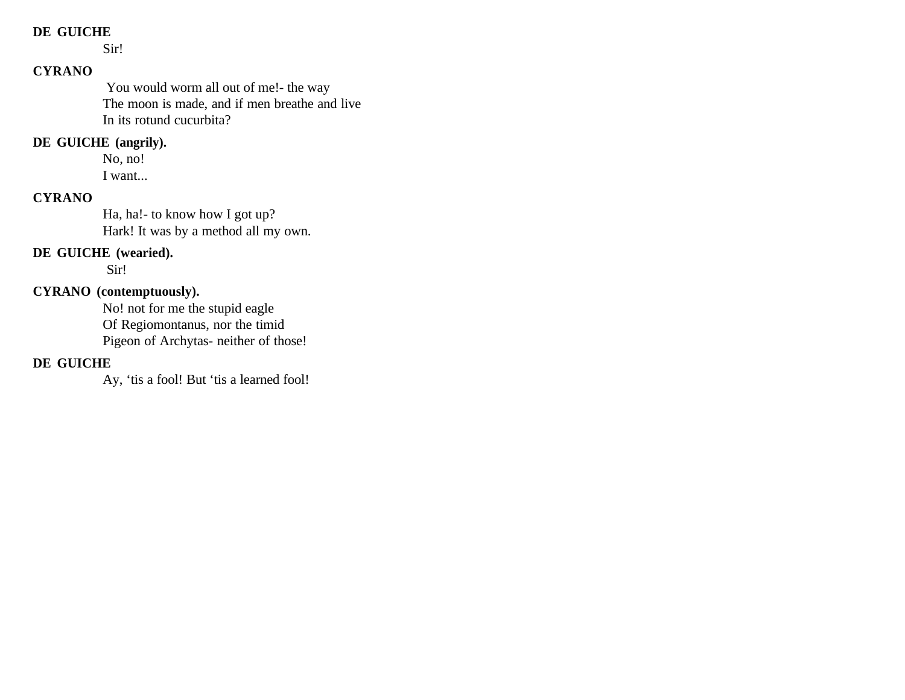**DE GUICHE**

Sir!

**CYRANO**

You would worm all out of me!- the way
The moon is made, and if men breathe and live
In its rotund cucurbita?

**DE GUICHE (angrily).**

No, no!
I want...

**CYRANO**

Ha, ha!- to know how I got up?
Hark! It was by a method all my own.

**DE GUICHE (wearied).**

Sir!

**CYRANO (contemptuously).**

No! not for me the stupid eagle
Of Regiomontanus, nor the timid
Pigeon of Archytas- neither of those!

**DE GUICHE**

Ay, 'tis a fool! But 'tis a learned fool!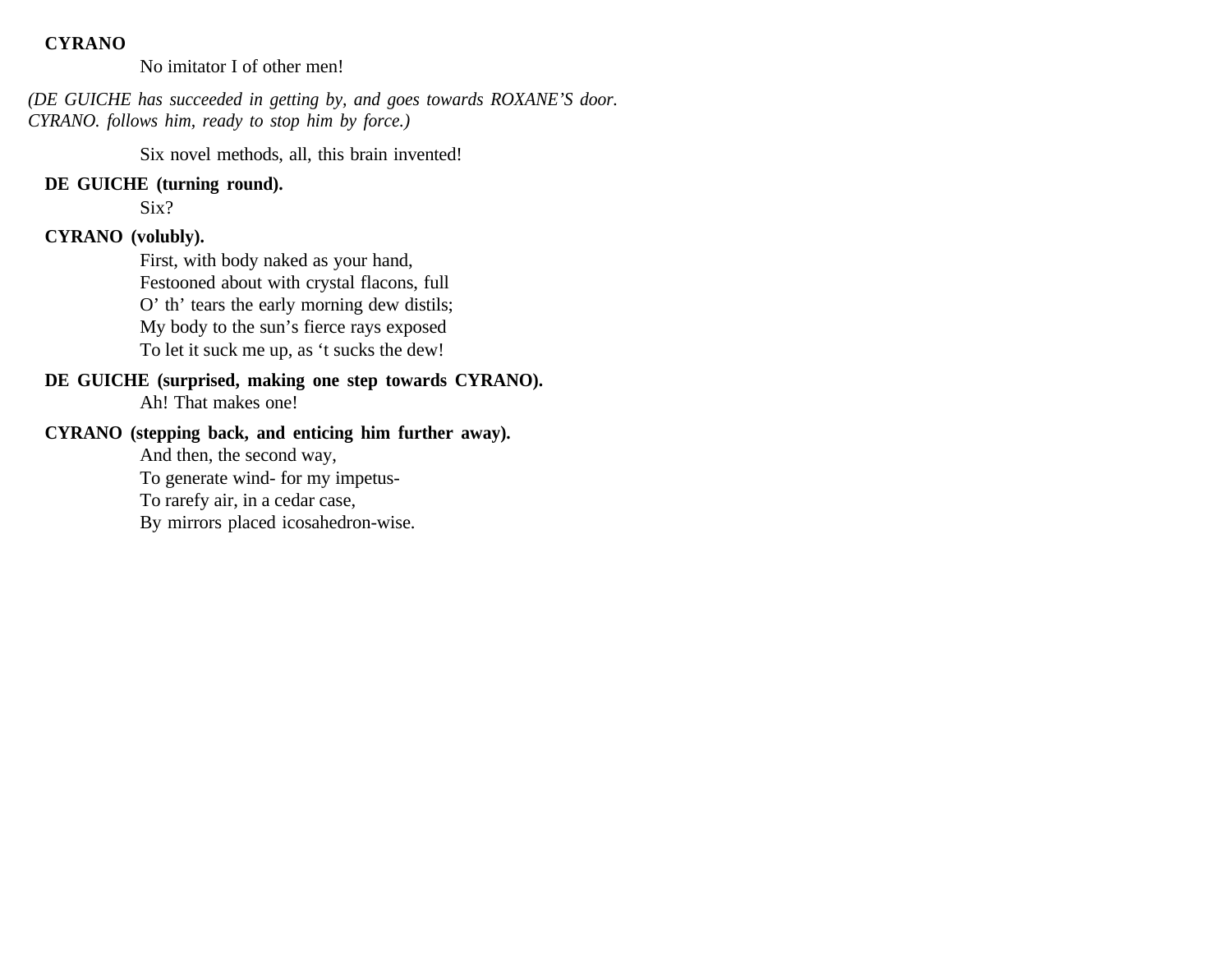**CYRANO**

No imitator I of other men!

*(DE GUICHE has succeeded in getting by, and goes towards ROXANE'S door. CYRANO. follows him, ready to stop him by force.)*

Six novel methods, all, this brain invented!

**DE GUICHE (turning round).**

Six?

**CYRANO (volubly).**

First, with body naked as your hand,  
Festooned about with crystal flacons, full  
O' th' tears the early morning dew distils;  
My body to the sun's fierce rays exposed  
To let it suck me up, as 't sucks the dew!

**DE GUICHE (surprised, making one step towards CYRANO).**

Ah! That makes one!

**CYRANO (stepping back, and enticing him further away).**

And then, the second way,  
To generate wind- for my impetus-  
To rarefy air, in a cedar case,  
By mirrors placed icosahedron-wise.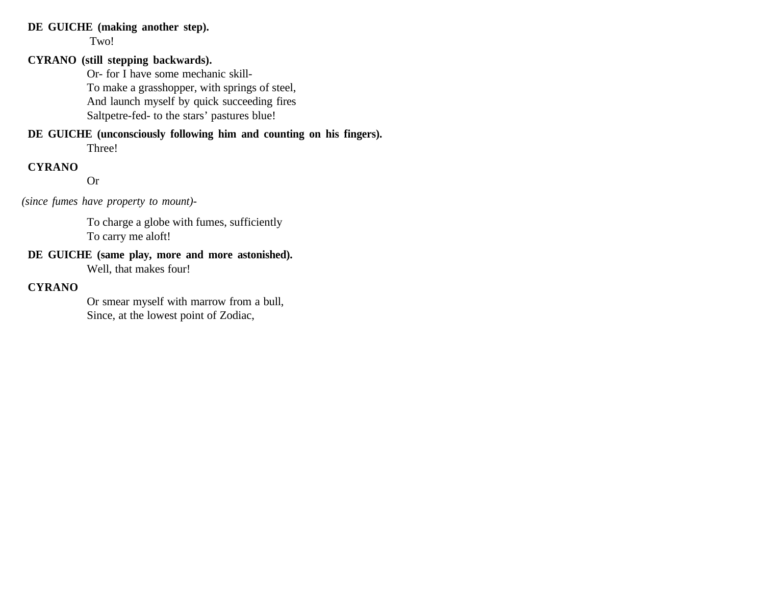**DE GUICHE (making another step).**

Two!

**CYRANO (still stepping backwards).**

Or- for I have some mechanic skill-
To make a grasshopper, with springs of steel,
And launch myself by quick succeeding fires
Saltpetre-fed- to the stars' pastures blue!

**DE GUICHE (unconsciously following him and counting on his fingers).**

Three!

**CYRANO**

Or

*(since fumes have property to mount)-*

To charge a globe with fumes, sufficiently
To carry me aloft!

**DE GUICHE (same play, more and more astonished).**

Well, that makes four!

**CYRANO**

Or smear myself with marrow from a bull,
Since, at the lowest point of Zodiac,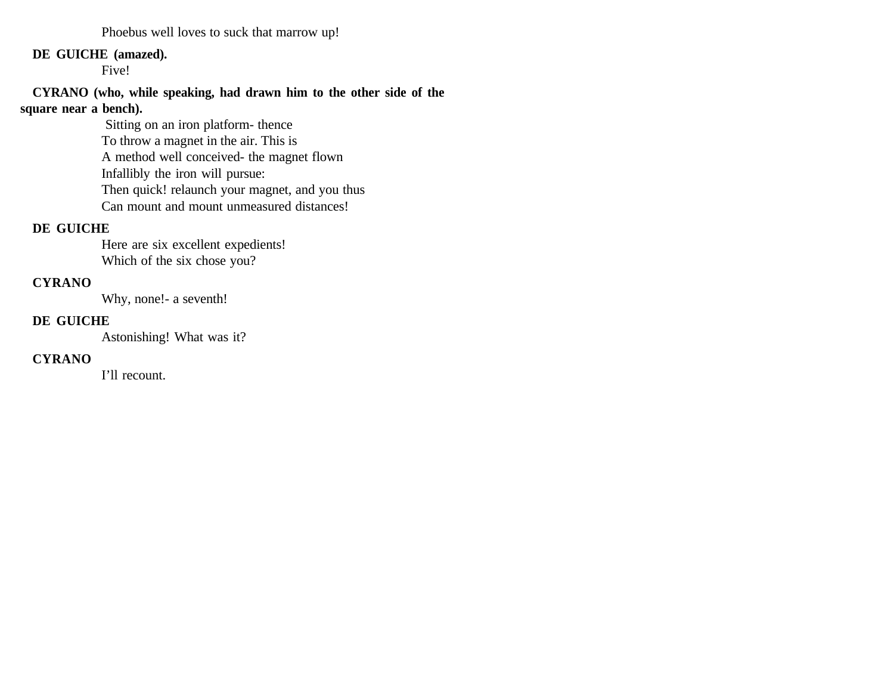Phoebus well loves to suck that marrow up!

**DE GUICHE (amazed).**

Five!

**CYRANO (who, while speaking, had drawn him to the other side of the square near a bench).**

Sitting on an iron platform- thence
To throw a magnet in the air. This is
A method well conceived- the magnet flown
Infallibly the iron will pursue:
Then quick! relaunch your magnet, and you thus
Can mount and mount unmeasured distances!

**DE GUICHE**

Here are six excellent expedients!
Which of the six chose you?

**CYRANO**

Why, none!- a seventh!

**DE GUICHE**

Astonishing! What was it?

**CYRANO**

I'll recount.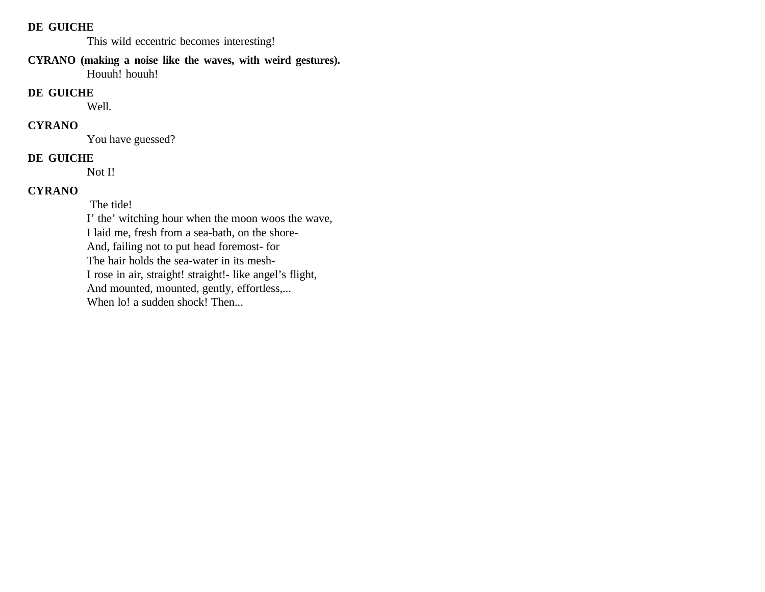**DE GUICHE**

This wild eccentric becomes interesting!

**CYRANO (making a noise like the waves, with weird gestures).**

Houuh! houuh!

**DE GUICHE**

Well.

**CYRANO**

You have guessed?

**DE GUICHE**

Not I!

**CYRANO**

The tide!
I' the' witching hour when the moon woos the wave,
I laid me, fresh from a sea-bath, on the shore-
And, failing not to put head foremost- for
The hair holds the sea-water in its mesh-
I rose in air, straight! straight!- like angel's flight,
And mounted, mounted, gently, effortless,...
When lo! a sudden shock! Then...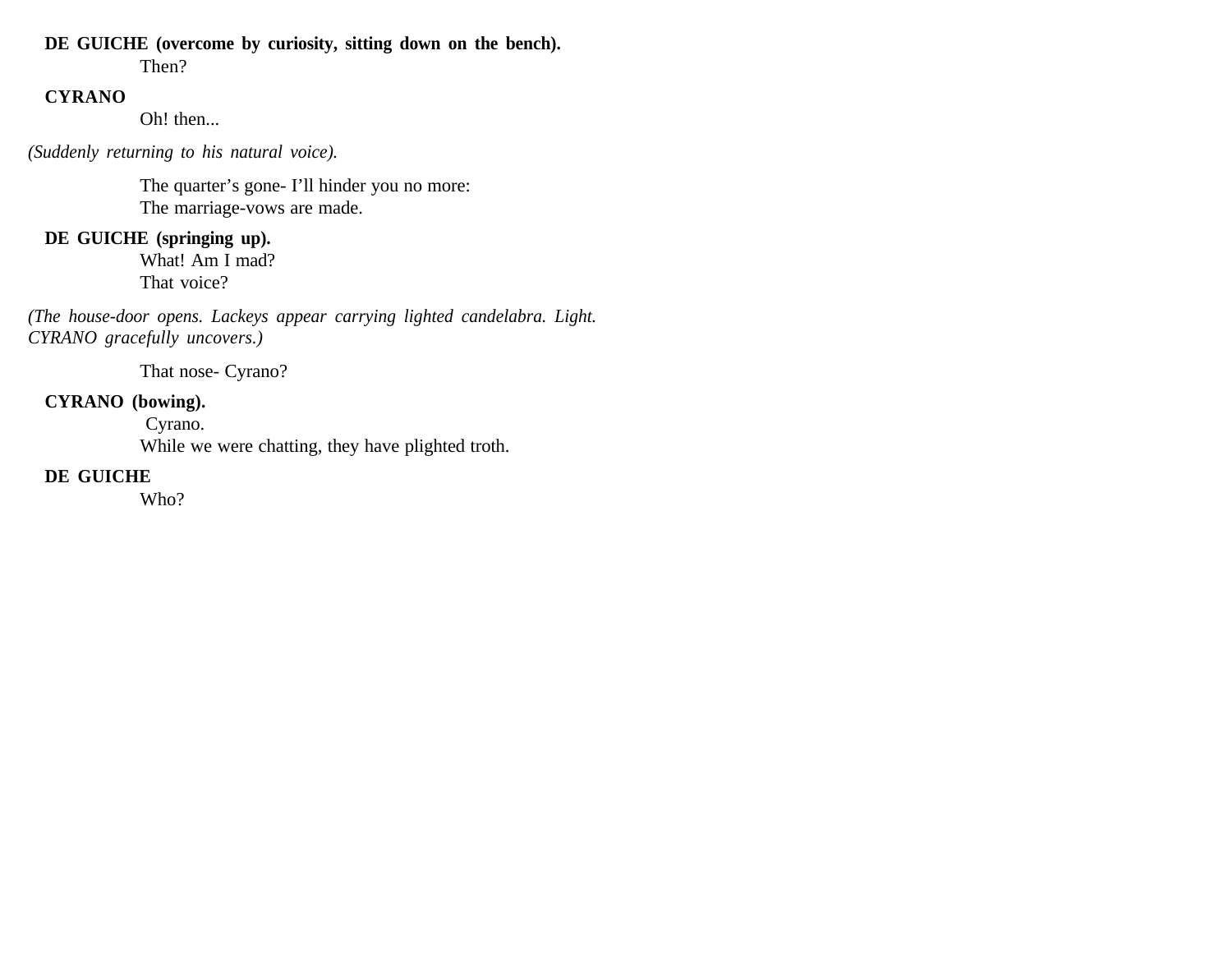**DE GUICHE (overcome by curiosity, sitting down on the bench).**

Then?

**CYRANO**

Oh! then...

*(Suddenly returning to his natural voice).*

The quarter's gone- I'll hinder you no more:
The marriage-vows are made.

**DE GUICHE (springing up).**

What! Am I mad?
That voice?

*(The house-door opens. Lackeys appear carrying lighted candelabra. Light. CYRANO gracefully uncovers.)*

That nose- Cyrano?

**CYRANO (bowing).**

Cyrano.
While we were chatting, they have plighted troth.

**DE GUICHE**

Who?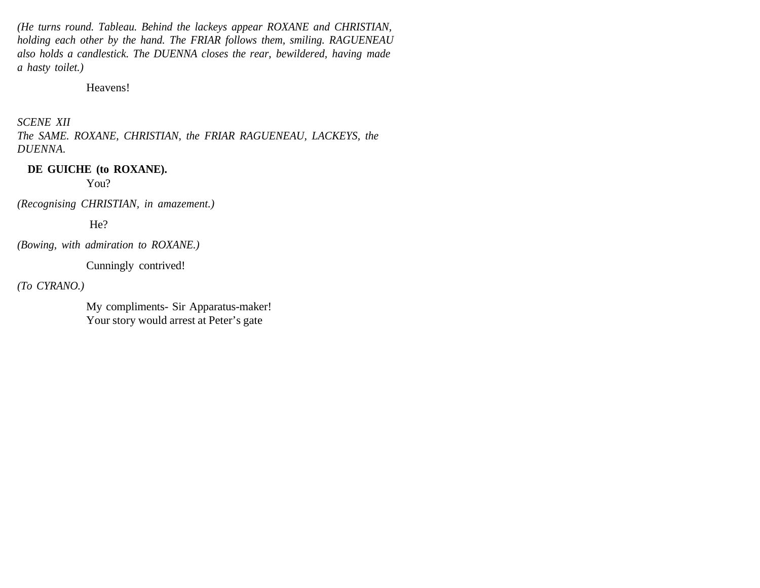*(He turns round. Tableau. Behind the lackeys appear ROXANE and CHRISTIAN, holding each other by the hand. The FRIAR follows them, smiling. RAGUENEAU also holds a candlestick. The DUENNA closes the rear, bewildered, having made a hasty toilet.)*

Heavens!

*SCENE XII*
*The SAME. ROXANE, CHRISTIAN, the FRIAR RAGUENEAU, LACKEYS, the DUENNA.*

**DE GUICHE (to ROXANE).**
You?

*(Recognising CHRISTIAN, in amazement.)*

He?

*(Bowing, with admiration to ROXANE.)*

Cunningly contrived!

*(To CYRANO.)*

My compliments- Sir Apparatus-maker!
Your story would arrest at Peter's gate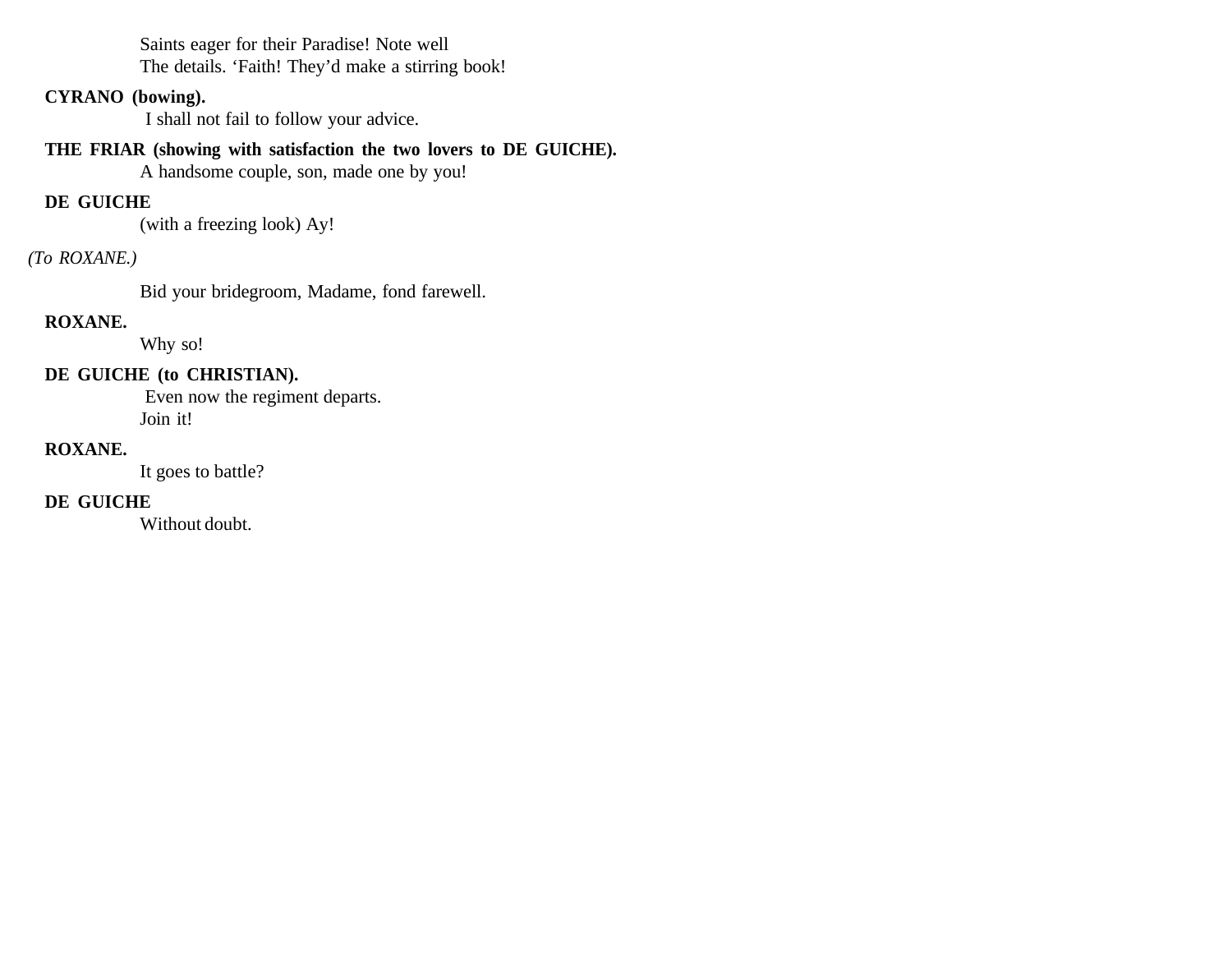Saints eager for their Paradise! Note well
The details. 'Faith! They'd make a stirring book!

**CYRANO (bowing).**
I shall not fail to follow your advice.

**THE FRIAR (showing with satisfaction the two lovers to DE GUICHE).**
A handsome couple, son, made one by you!

**DE GUICHE**
(with a freezing look) Ay!

*(To ROXANE.)*

Bid your bridegroom, Madame, fond farewell.

**ROXANE.**
Why so!

**DE GUICHE (to CHRISTIAN).**
Even now the regiment departs.
Join it!

**ROXANE.**
It goes to battle?

**DE GUICHE**
Without doubt.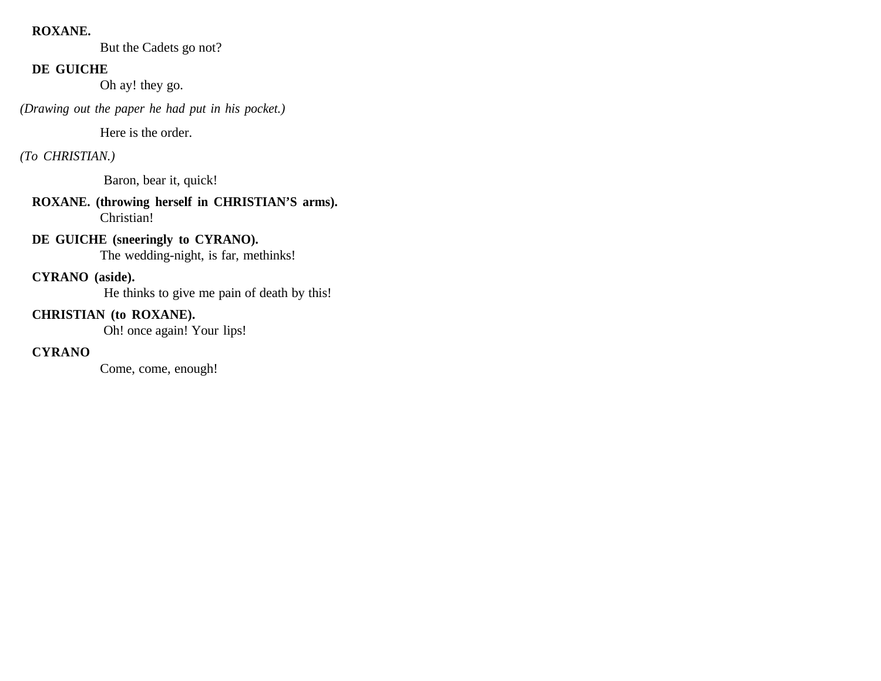**ROXANE.**

But the Cadets go not?

**DE GUICHE**

Oh ay! they go.

*(Drawing out the paper he had put in his pocket.)*

Here is the order.

*(To CHRISTIAN.)*

Baron, bear it, quick!

**ROXANE. (throwing herself in CHRISTIAN'S arms).**

Christian!

**DE GUICHE (sneeringly to CYRANO).**

The wedding-night, is far, methinks!

**CYRANO (aside).**

He thinks to give me pain of death by this!

**CHRISTIAN (to ROXANE).**

Oh! once again! Your lips!

**CYRANO**

Come, come, enough!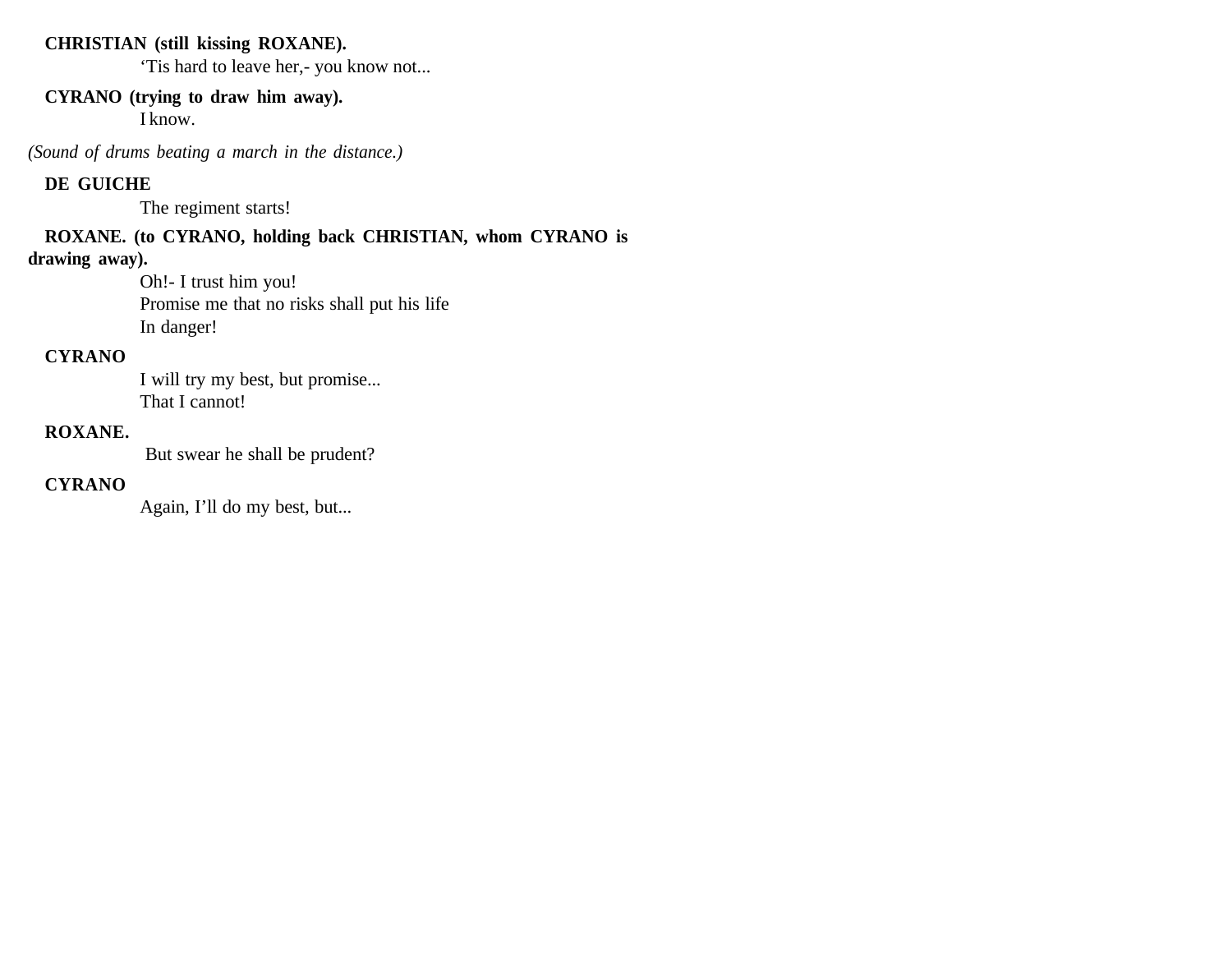**CHRISTIAN (still kissing ROXANE).**

'Tis hard to leave her,- you know not...

**CYRANO (trying to draw him away).**

I know.

*(Sound of drums beating a march in the distance.)*

**DE GUICHE**

The regiment starts!

**ROXANE. (to CYRANO, holding back CHRISTIAN, whom CYRANO is drawing away).**

Oh!- I trust him you!
Promise me that no risks shall put his life
In danger!

**CYRANO**

I will try my best, but promise...
That I cannot!

**ROXANE.**

But swear he shall be prudent?

**CYRANO**

Again, I'll do my best, but...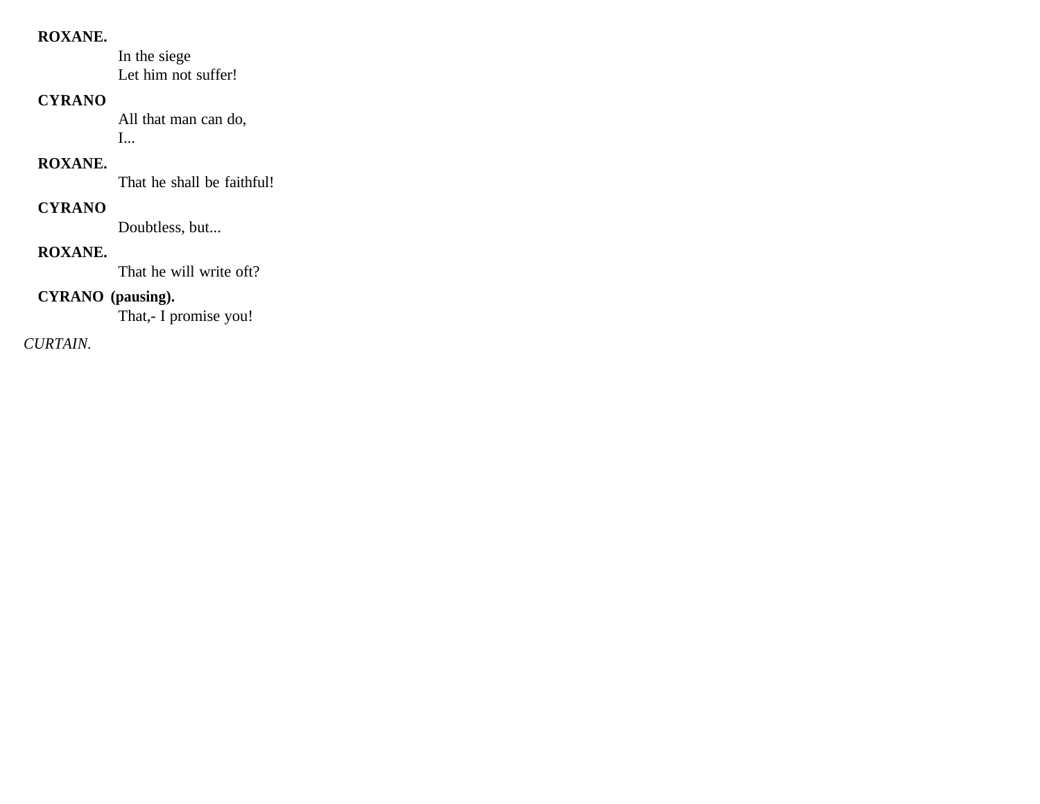**ROXANE.**

In the siege
Let him not suffer!

**CYRANO**

All that man can do,
I...

**ROXANE.**

That he shall be faithful!

**CYRANO**

Doubtless, but...

**ROXANE.**

That he will write oft?

**CYRANO (pausing).**

That,- I promise you!

*CURTAIN.*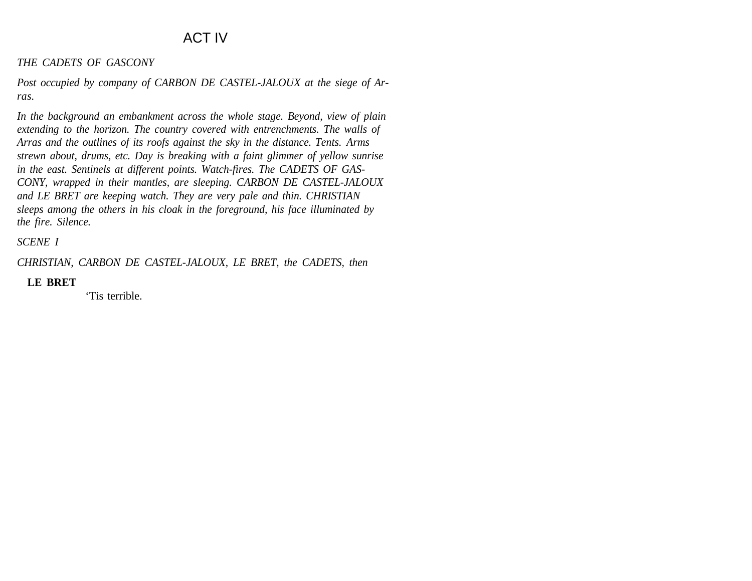# ACT IV

*THE CADETS OF GASCONY*

*Post occupied by company of CARBON DE CASTEL-JALOUX at the siege of Arras.*

*In the background an embankment across the whole stage. Beyond, view of plain extending to the horizon. The country covered with entrenchments. The walls of Arras and the outlines of its roofs against the sky in the distance. Tents. Arms strewn about, drums, etc. Day is breaking with a faint glimmer of yellow sunrise in the east. Sentinels at different points. Watch-fires. The CADETS OF GASCONY, wrapped in their mantles, are sleeping. CARBON DE CASTEL-JALOUX and LE BRET are keeping watch. They are very pale and thin. CHRISTIAN sleeps among the others in his cloak in the foreground, his face illuminated by the fire. Silence.*

*SCENE I*

*CHRISTIAN, CARBON DE CASTEL-JALOUX, LE BRET, the CADETS, then*

**LE BRET**
'Tis terrible.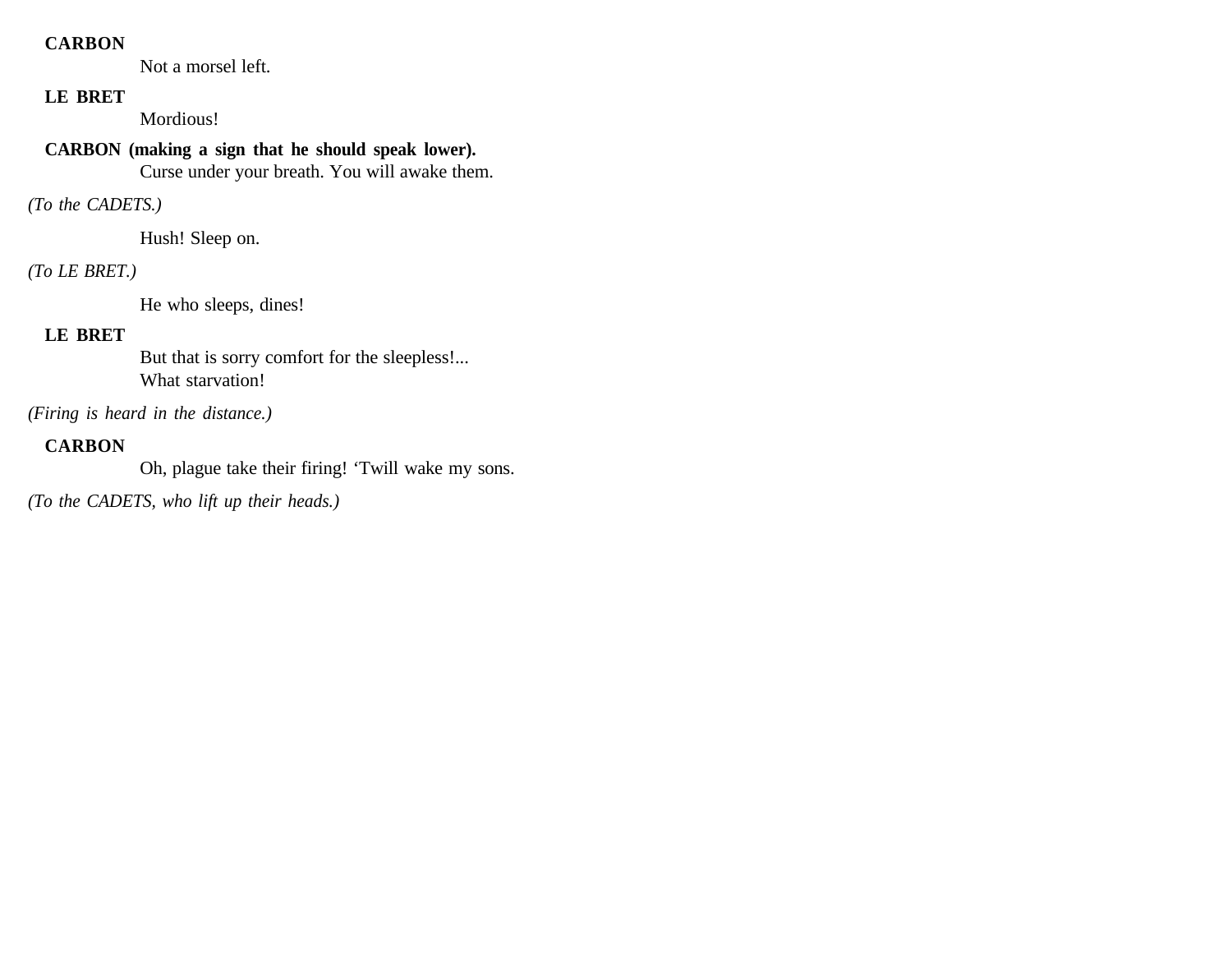**CARBON**

Not a morsel left.

**LE BRET**

Mordious!

**CARBON (making a sign that he should speak lower).**

Curse under your breath. You will awake them.

*(To the CADETS.)*

Hush! Sleep on.

*(To LE BRET.)*

He who sleeps, dines!

**LE BRET**

But that is sorry comfort for the sleepless!...
What starvation!

*(Firing is heard in the distance.)*

**CARBON**

Oh, plague take their firing! 'Twill wake my sons.

*(To the CADETS, who lift up their heads.)*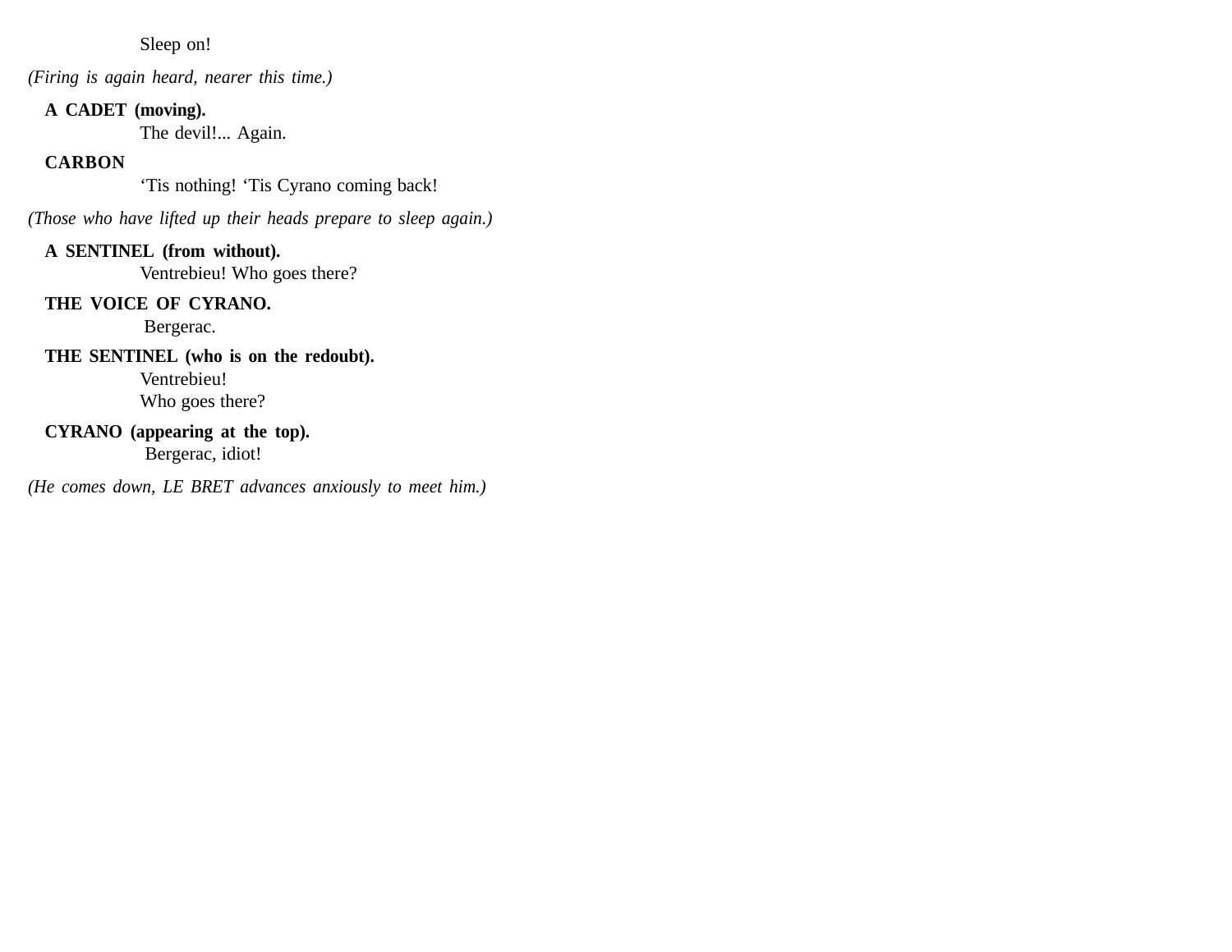Sleep on!

*(Firing is again heard, nearer this time.)*

**A CADET (moving).**
The devil!... Again.

**CARBON**
‘Tis nothing! ‘Tis Cyrano coming back!

*(Those who have lifted up their heads prepare to sleep again.)*

**A SENTINEL (from without).**
Ventrebieu! Who goes there?

**THE VOICE OF CYRANO.**
Bergerac.

**THE SENTINEL (who is on the redoubt).**
Ventrebieu!
Who goes there?

**CYRANO (appearing at the top).**
Bergerac, idiot!

*(He comes down, LE BRET advances anxiously to meet him.)*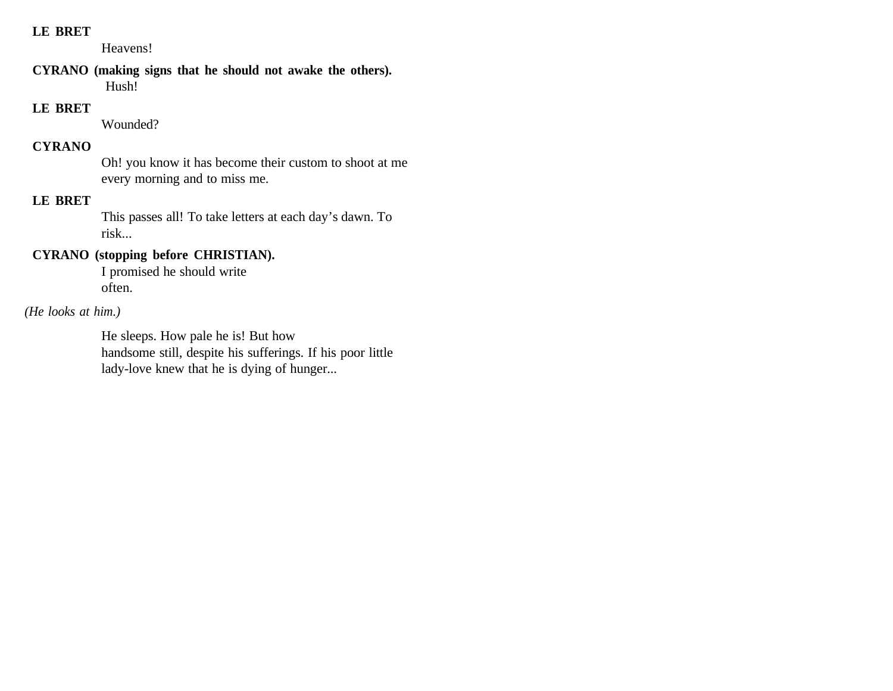**LE BRET**

Heavens!

**CYRANO (making signs that he should not awake the others).**

Hush!

**LE BRET**

Wounded?

**CYRANO**

Oh! you know it has become their custom to shoot at me every morning and to miss me.

**LE BRET**

This passes all! To take letters at each day's dawn. To risk...

**CYRANO (stopping before CHRISTIAN).**

I promised he should write often.

*(He looks at him.)*

He sleeps. How pale he is! But how handsome still, despite his sufferings. If his poor little lady-love knew that he is dying of hunger...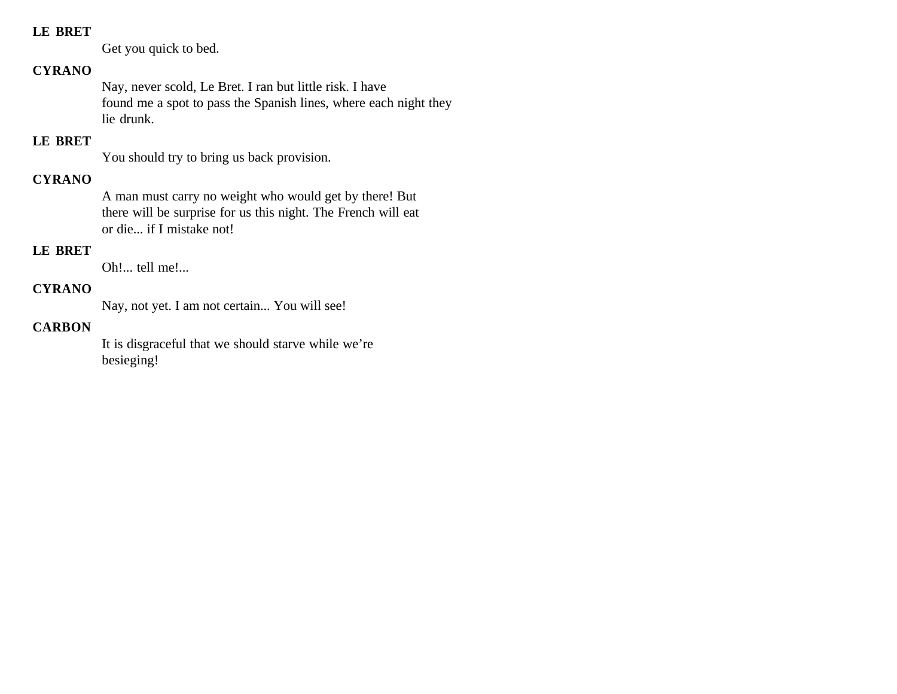**LE BRET**

Get you quick to bed.

**CYRANO**

Nay, never scold, Le Bret. I ran but little risk. I have found me a spot to pass the Spanish lines, where each night they lie drunk.

**LE BRET**

You should try to bring us back provision.

**CYRANO**

A man must carry no weight who would get by there! But there will be surprise for us this night. The French will eat or die... if I mistake not!

**LE BRET**

Oh!... tell me!...

**CYRANO**

Nay, not yet. I am not certain... You will see!

**CARBON**

It is disgraceful that we should starve while we're besieging!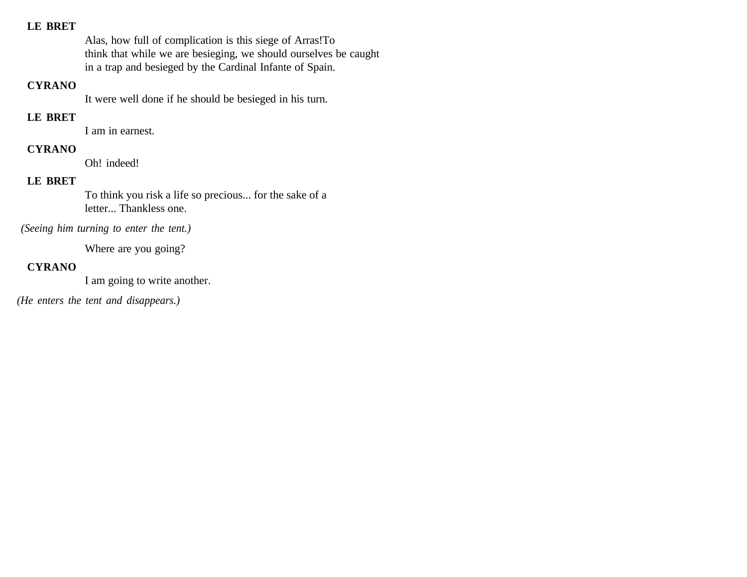**LE BRET**

Alas, how full of complication is this siege of Arras!To think that while we are besieging, we should ourselves be caught in a trap and besieged by the Cardinal Infante of Spain.

**CYRANO**

It were well done if he should be besieged in his turn.

**LE BRET**

I am in earnest.

**CYRANO**

Oh! indeed!

**LE BRET**

To think you risk a life so precious... for the sake of a letter... Thankless one.

*(Seeing him turning to enter the tent.)*

Where are you going?

**CYRANO**

I am going to write another.

*(He enters the tent and disappears.)*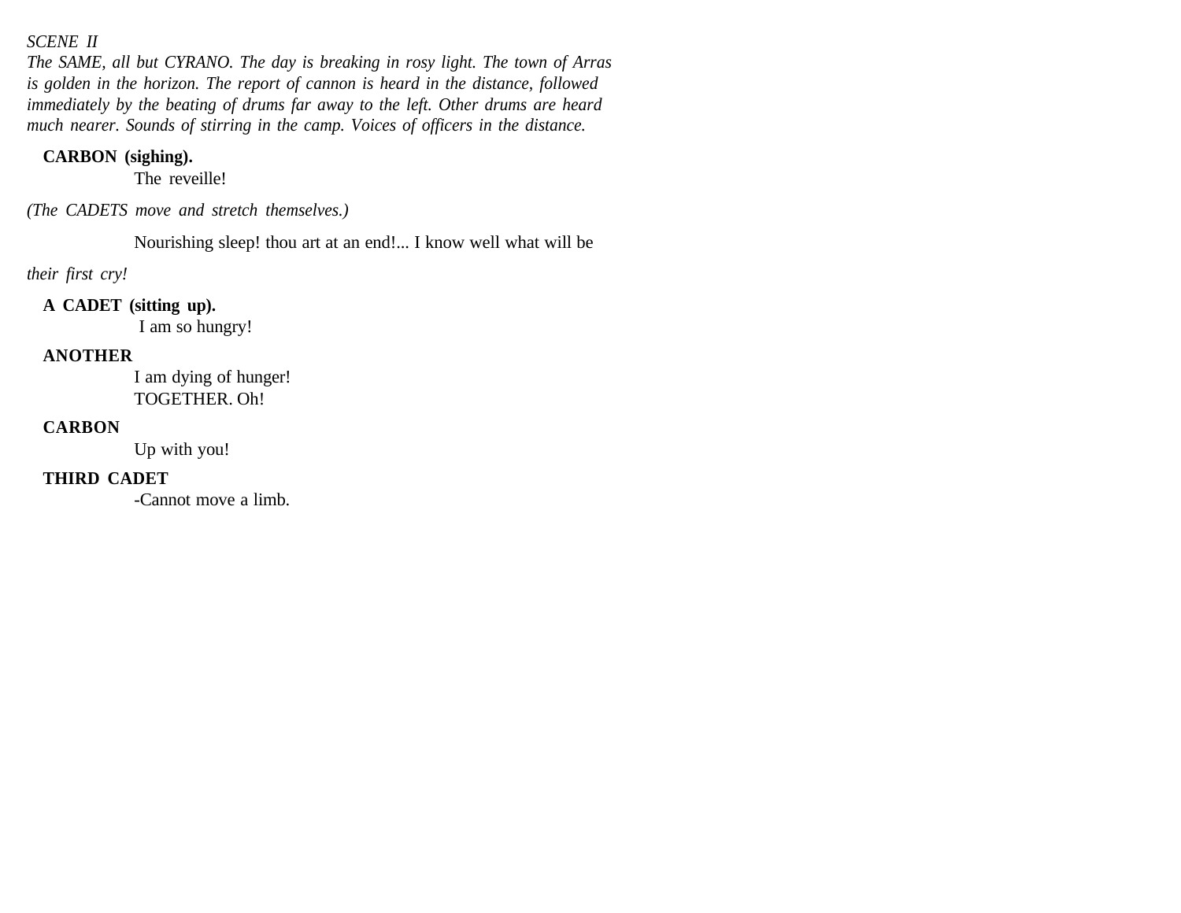*SCENE II*

*The SAME, all but CYRANO. The day is breaking in rosy light. The town of Arras is golden in the horizon. The report of cannon is heard in the distance, followed immediately by the beating of drums far away to the left. Other drums are heard much nearer. Sounds of stirring in the camp. Voices of officers in the distance.*

**CARBON (sighing).**
The reveille!

*(The CADETS move and stretch themselves.)*

Nourishing sleep! thou art at an end!... I know well what will be

*their first cry!*

**A CADET (sitting up).**
I am so hungry!

**ANOTHER**
I am dying of hunger!
TOGETHER. Oh!

**CARBON**
Up with you!

**THIRD CADET**
-Cannot move a limb.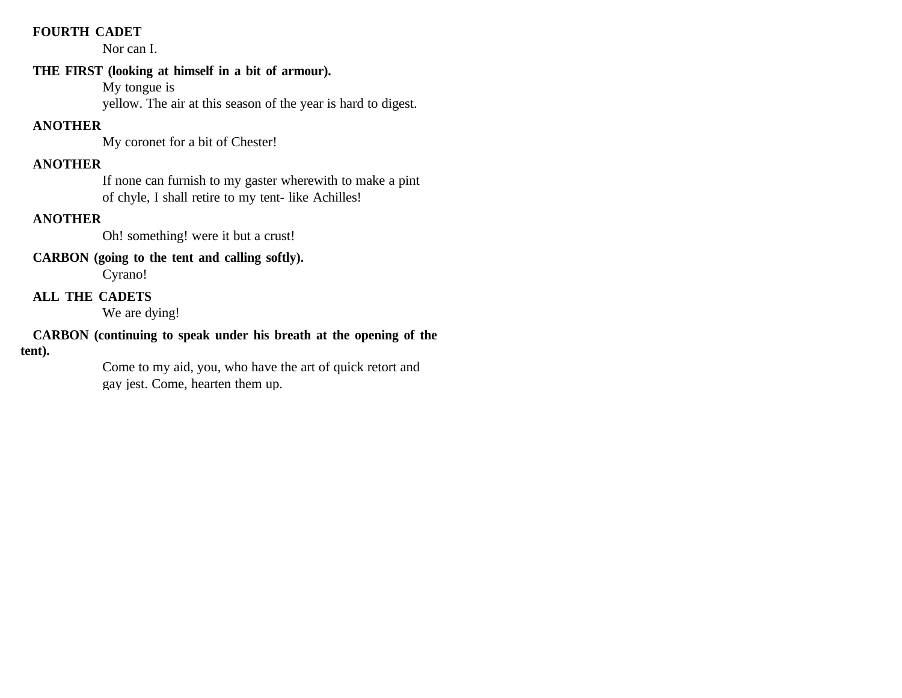**FOURTH CADET**

Nor can I.

**THE FIRST (looking at himself in a bit of armour).**

My tongue is
yellow. The air at this season of the year is hard to digest.

**ANOTHER**

My coronet for a bit of Chester!

**ANOTHER**

If none can furnish to my gaster wherewith to make a pint
of chyle, I shall retire to my tent- like Achilles!

**ANOTHER**

Oh! something! were it but a crust!

**CARBON (going to the tent and calling softly).**

Cyrano!

**ALL THE CADETS**

We are dying!

**CARBON (continuing to speak under his breath at the opening of the tent).**

Come to my aid, you, who have the art of quick retort and
gay jest. Come, hearten them up.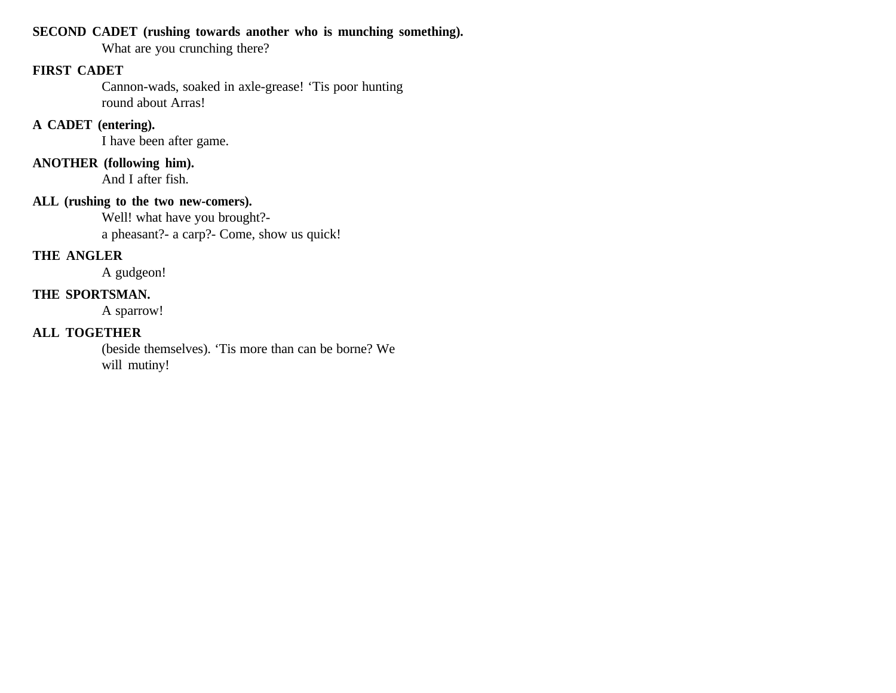**SECOND CADET (rushing towards another who is munching something).**
What are you crunching there?

**FIRST CADET**
Cannon-wads, soaked in axle-grease! 'Tis poor hunting round about Arras!

**A CADET (entering).**
I have been after game.

**ANOTHER (following him).**
And I after fish.

**ALL (rushing to the two new-comers).**
Well! what have you brought?-
a pheasant?- a carp?- Come, show us quick!

**THE ANGLER**
A gudgeon!

**THE SPORTSMAN.**
A sparrow!

**ALL TOGETHER**
(beside themselves). 'Tis more than can be borne? We will mutiny!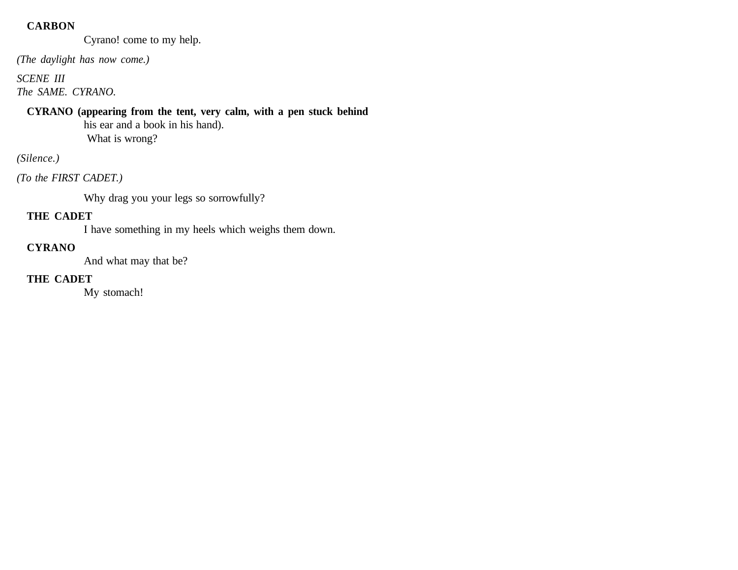**CARBON**

Cyrano! come to my help.

*(The daylight has now come.)*

*SCENE III*
*The SAME. CYRANO.*

**CYRANO (appearing from the tent, very calm, with a pen stuck behind** his ear and a book in his hand).

What is wrong?

*(Silence.)*

*(To the FIRST CADET.)*

Why drag you your legs so sorrowfully?

**THE CADET**

I have something in my heels which weighs them down.

**CYRANO**

And what may that be?

**THE CADET**

My stomach!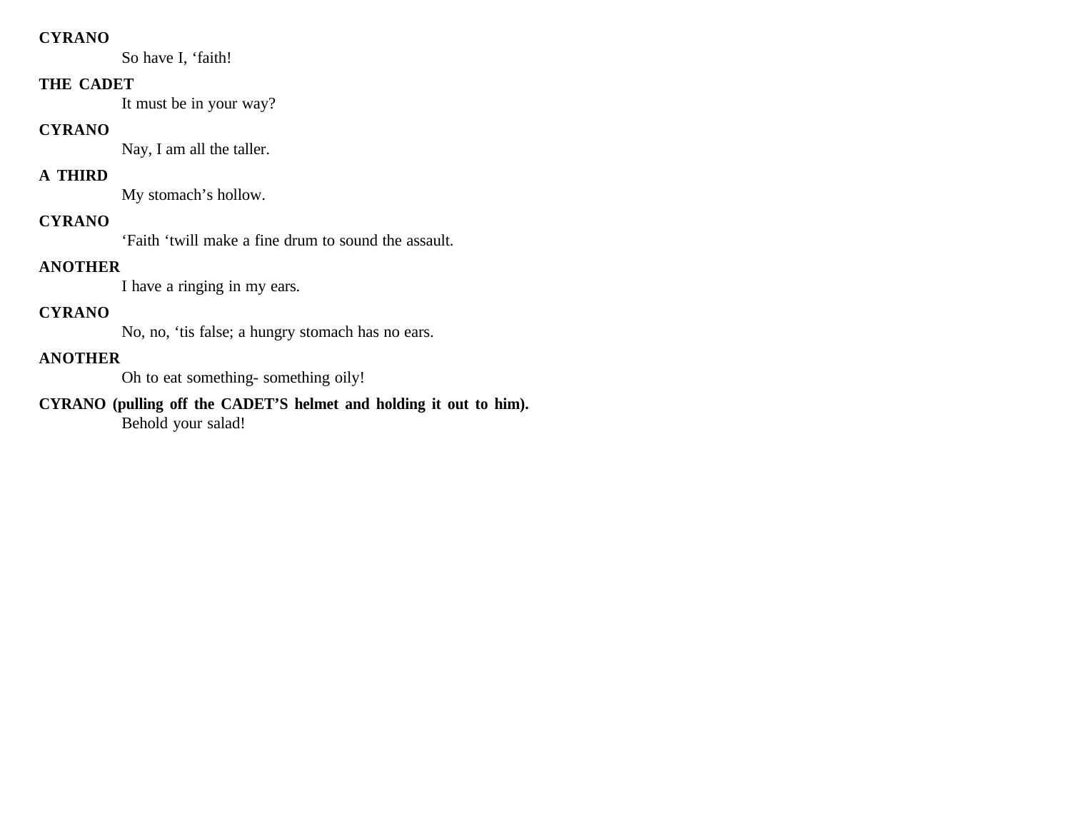**CYRANO**

So have I, ‘faith!

**THE CADET**

It must be in your way?

**CYRANO**

Nay, I am all the taller.

**A THIRD**

My stomach’s hollow.

**CYRANO**

‘Faith ‘twill make a fine drum to sound the assault.

**ANOTHER**

I have a ringing in my ears.

**CYRANO**

No, no, ‘tis false; a hungry stomach has no ears.

**ANOTHER**

Oh to eat something- something oily!

**CYRANO (pulling off the CADET’S helmet and holding it out to him).**

Behold your salad!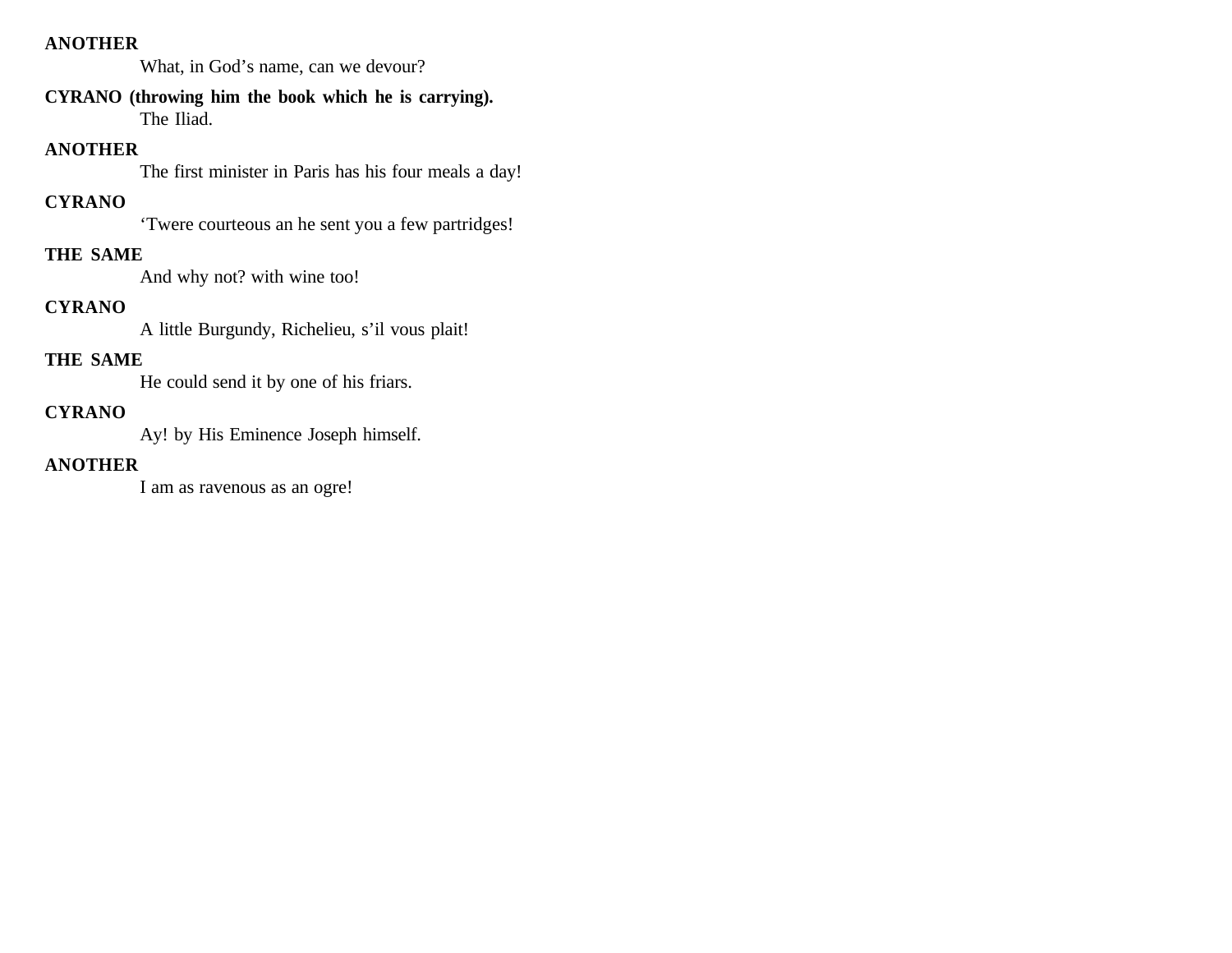**ANOTHER**

What, in God's name, can we devour?

**CYRANO (throwing him the book which he is carrying).**

The Iliad.

**ANOTHER**

The first minister in Paris has his four meals a day!

**CYRANO**

'Twere courteous an he sent you a few partridges!

**THE SAME**

And why not? with wine too!

**CYRANO**

A little Burgundy, Richelieu, s'il vous plait!

**THE SAME**

He could send it by one of his friars.

**CYRANO**

Ay! by His Eminence Joseph himself.

**ANOTHER**

I am as ravenous as an ogre!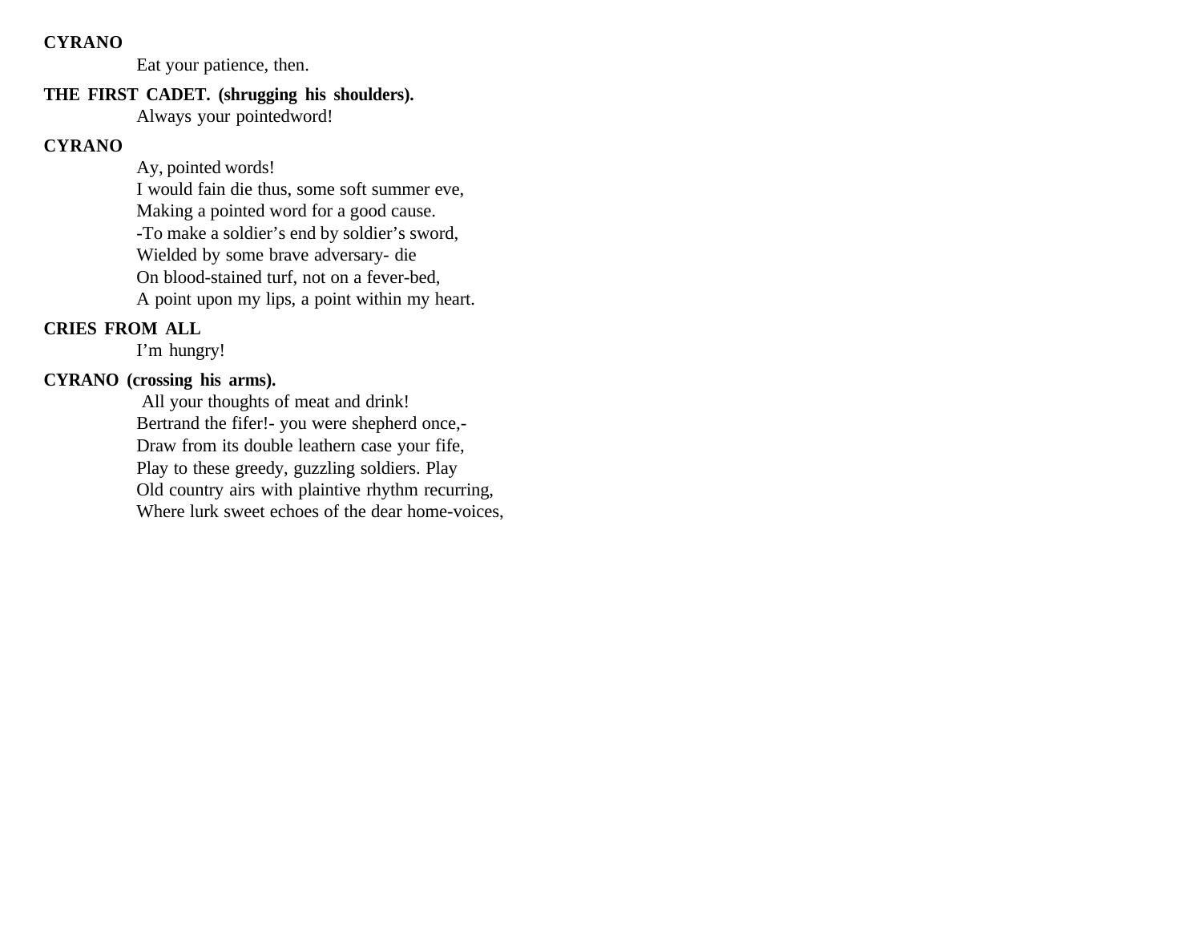**CYRANO**

Eat your patience, then.

**THE FIRST CADET. (shrugging his shoulders).**

Always your pointedword!

**CYRANO**

Ay, pointed words!
I would fain die thus, some soft summer eve,
Making a pointed word for a good cause.
-To make a soldier’s end by soldier’s sword,
Wielded by some brave adversary- die
On blood-stained turf, not on a fever-bed,
A point upon my lips, a point within my heart.

**CRIES FROM ALL**

I’m hungry!

**CYRANO (crossing his arms).**

All your thoughts of meat and drink!
Bertrand the fifer!- you were shepherd once,-
Draw from its double leathern case your fife,
Play to these greedy, guzzling soldiers. Play
Old country airs with plaintive rhythm recurring,
Where lurk sweet echoes of the dear home-voices,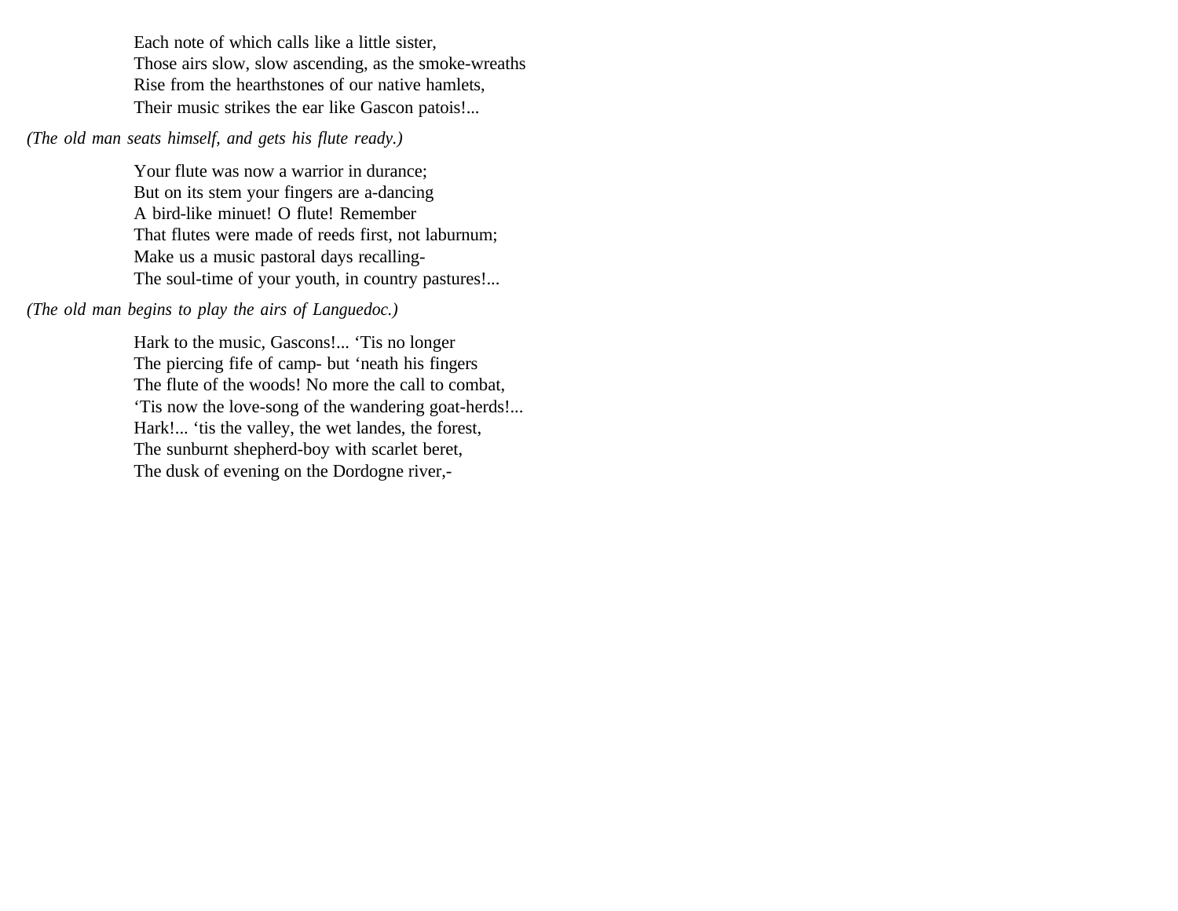Each note of which calls like a little sister,  
Those airs slow, slow ascending, as the smoke-wreaths  
Rise from the hearthstones of our native hamlets,  
Their music strikes the ear like Gascon patois!...

*(The old man seats himself, and gets his flute ready.)*

Your flute was now a warrior in durance;  
But on its stem your fingers are a-dancing  
A bird-like minuet! O flute! Remember  
That flutes were made of reeds first, not laburnum;  
Make us a music pastoral days recalling-  
The soul-time of your youth, in country pastures!...

*(The old man begins to play the airs of Languedoc.)*

Hark to the music, Gascons!... 'Tis no longer  
The piercing fife of camp- but 'neath his fingers  
The flute of the woods! No more the call to combat,  
'Tis now the love-song of the wandering goat-herds!...  
Hark!... 'tis the valley, the wet landes, the forest,  
The sunburnt shepherd-boy with scarlet beret,  
The dusk of evening on the Dordogne river,-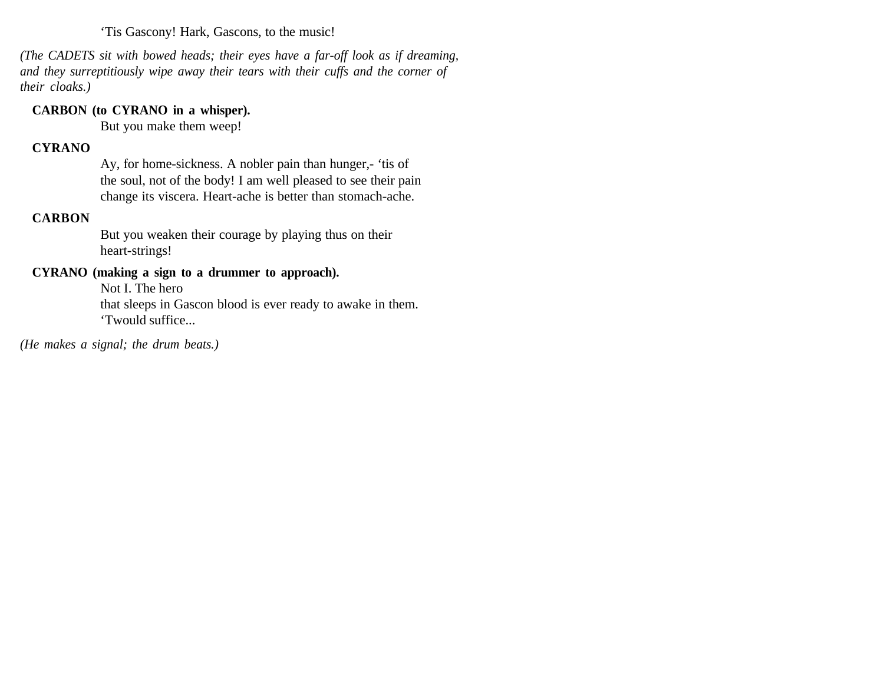‘Tis Gascony! Hark, Gascons, to the music!

*(The CADETS sit with bowed heads; their eyes have a far-off look as if dreaming, and they surreptitiously wipe away their tears with their cuffs and the corner of their cloaks.)*

**CARBON (to CYRANO in a whisper).**

But you make them weep!

**CYRANO**

Ay, for home-sickness. A nobler pain than hunger,- ‘tis of the soul, not of the body! I am well pleased to see their pain change its viscera. Heart-ache is better than stomach-ache.

**CARBON**

But you weaken their courage by playing thus on their heart-strings!

**CYRANO (making a sign to a drummer to approach).**

Not I. The hero
that sleeps in Gascon blood is ever ready to awake in them.
‘Twould suffice...

*(He makes a signal; the drum beats.)*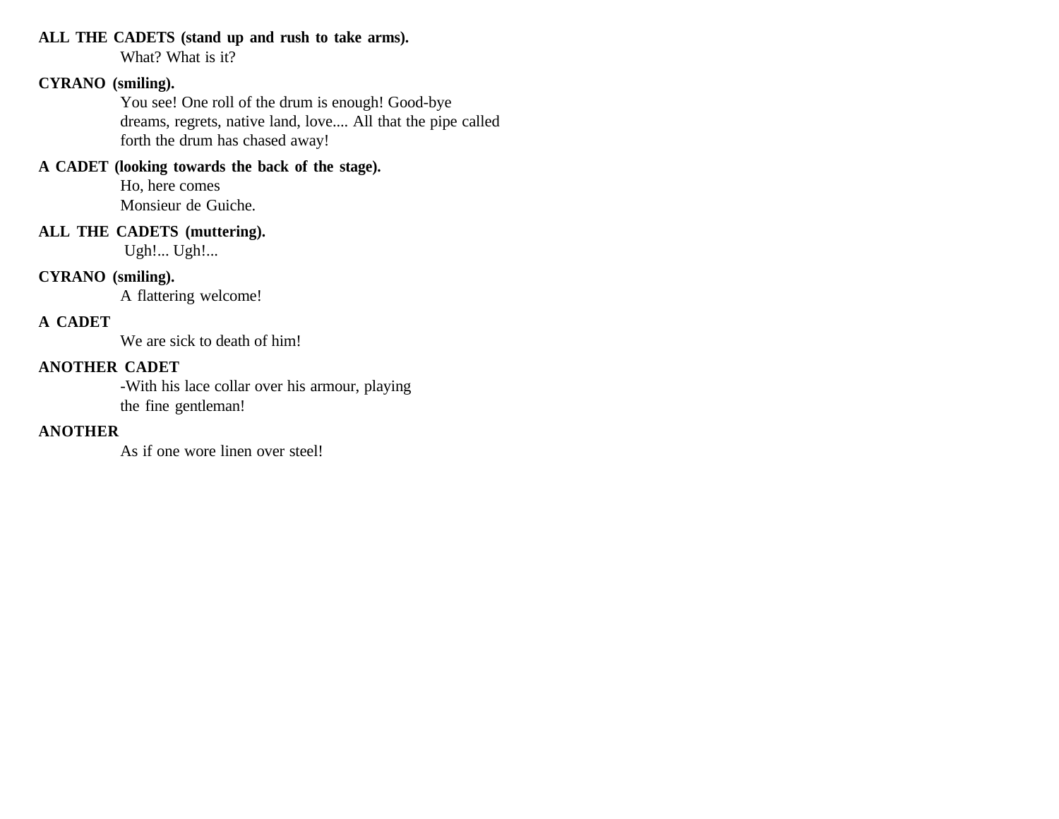**ALL THE CADETS (stand up and rush to take arms).**
What? What is it?

**CYRANO (smiling).**
You see! One roll of the drum is enough! Good-bye dreams, regrets, native land, love.... All that the pipe called forth the drum has chased away!

**A CADET (looking towards the back of the stage).**
Ho, here comes
Monsieur de Guiche.

**ALL THE CADETS (muttering).**
Ugh!... Ugh!...

**CYRANO (smiling).**
A flattering welcome!

**A CADET**
We are sick to death of him!

**ANOTHER CADET**
-With his lace collar over his armour, playing the fine gentleman!

**ANOTHER**
As if one wore linen over steel!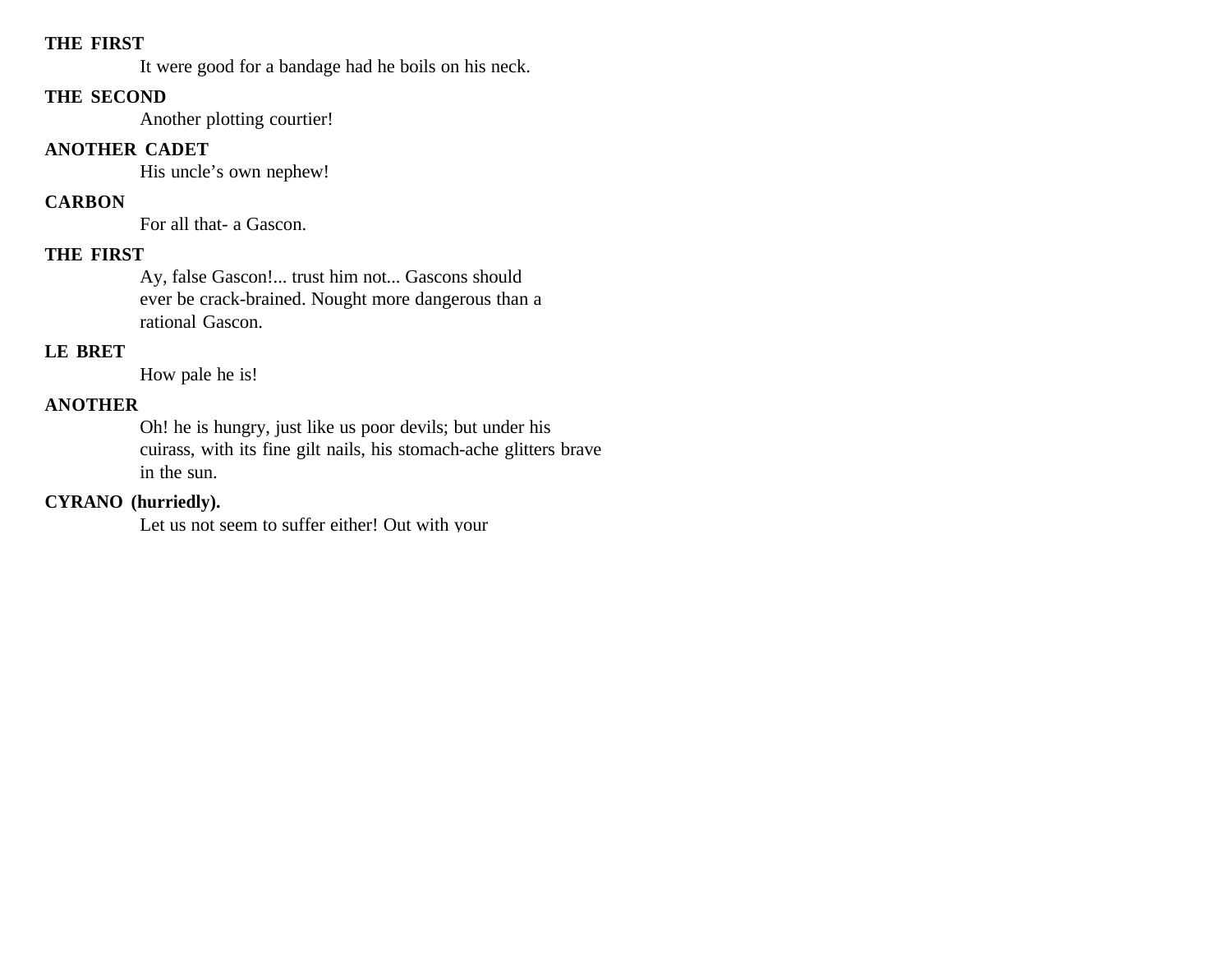**THE FIRST**

It were good for a bandage had he boils on his neck.

**THE SECOND**

Another plotting courtier!

**ANOTHER CADET**

His uncle's own nephew!

**CARBON**

For all that- a Gascon.

**THE FIRST**

Ay, false Gascon!... trust him not... Gascons should ever be crack-brained. Nought more dangerous than a rational Gascon.

**LE BRET**

How pale he is!

**ANOTHER**

Oh! he is hungry, just like us poor devils; but under his cuirass, with its fine gilt nails, his stomach-ache glitters brave in the sun.

**CYRANO (hurriedly).**

Let us not seem to suffer either! Out with your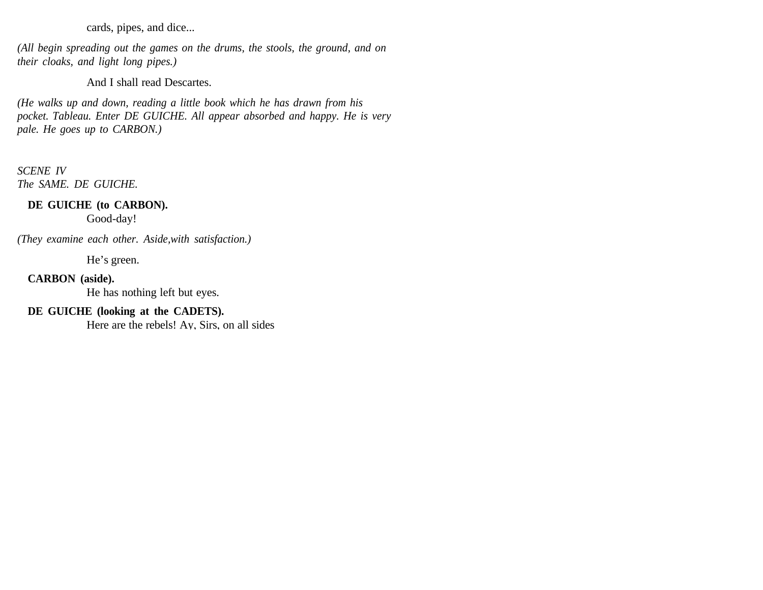cards, pipes, and dice...

*(All begin spreading out the games on the drums, the stools, the ground, and on their cloaks, and light long pipes.)*

And I shall read Descartes.

*(He walks up and down, reading a little book which he has drawn from his pocket. Tableau. Enter DE GUICHE. All appear absorbed and happy. He is very pale. He goes up to CARBON.)*

*SCENE IV*
*The SAME. DE GUICHE.*

**DE GUICHE (to CARBON).**
Good-day!

*(They examine each other. Aside,with satisfaction.)*

He's green.

**CARBON (aside).**
He has nothing left but eyes.

**DE GUICHE (looking at the CADETS).**
Here are the rebels! Ay, Sirs, on all sides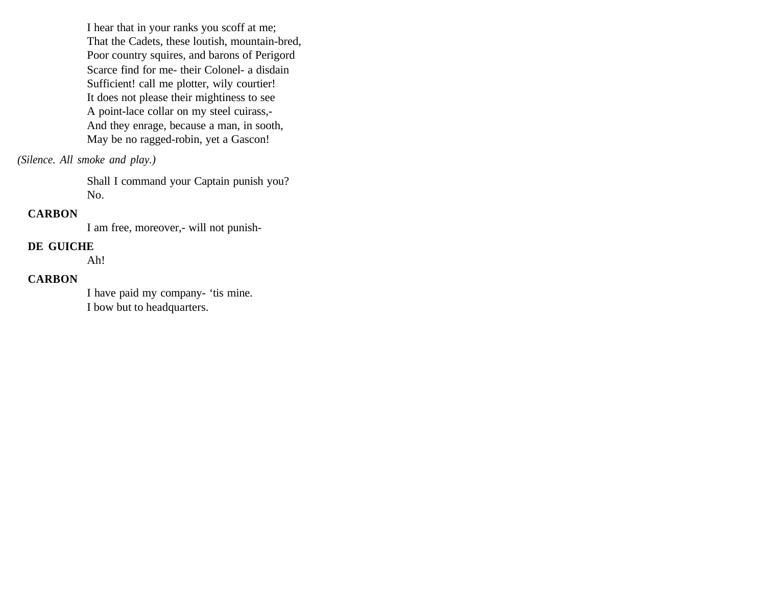I hear that in your ranks you scoff at me;
That the Cadets, these loutish, mountain-bred,
Poor country squires, and barons of Perigord
Scarce find for me- their Colonel- a disdain
Sufficient! call me plotter, wily courtier!
It does not please their mightiness to see
A point-lace collar on my steel cuirass,-
And they enrage, because a man, in sooth,
May be no ragged-robin, yet a Gascon!

*(Silence. All smoke and play.)*

Shall I command your Captain punish you?
No.

**CARBON**

I am free, moreover,- will not punish-

**DE GUICHE**

Ah!

**CARBON**

I have paid my company- 'tis mine.
I bow but to headquarters.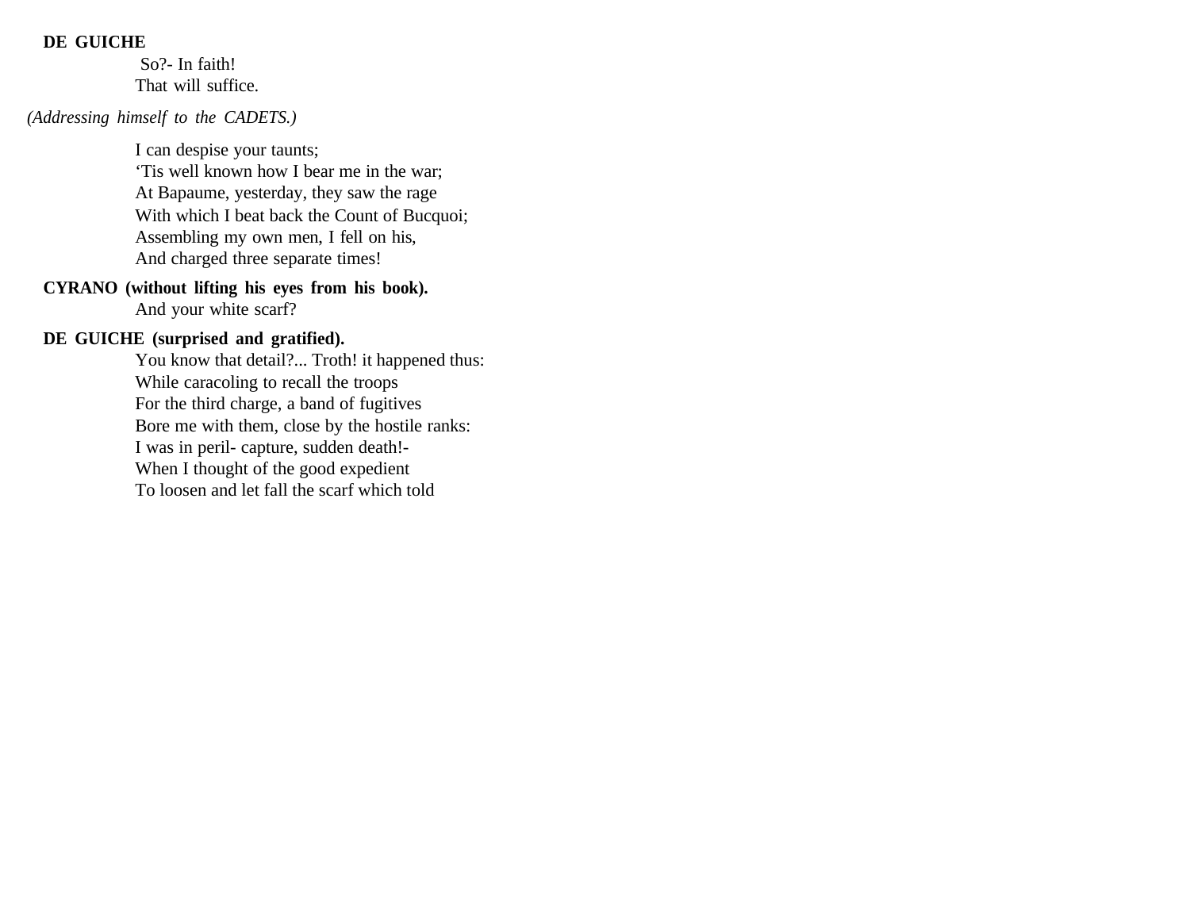**DE GUICHE**

So?- In faith!
That will suffice.

*(Addressing himself to the CADETS.)*

I can despise your taunts;
'Tis well known how I bear me in the war;
At Bapaume, yesterday, they saw the rage
With which I beat back the Count of Bucquoi;
Assembling my own men, I fell on his,
And charged three separate times!

**CYRANO (without lifting his eyes from his book).**

And your white scarf?

**DE GUICHE (surprised and gratified).**

You know that detail?... Troth! it happened thus:
While caracoling to recall the troops
For the third charge, a band of fugitives
Bore me with them, close by the hostile ranks:
I was in peril- capture, sudden death!-
When I thought of the good expedient
To loosen and let fall the scarf which told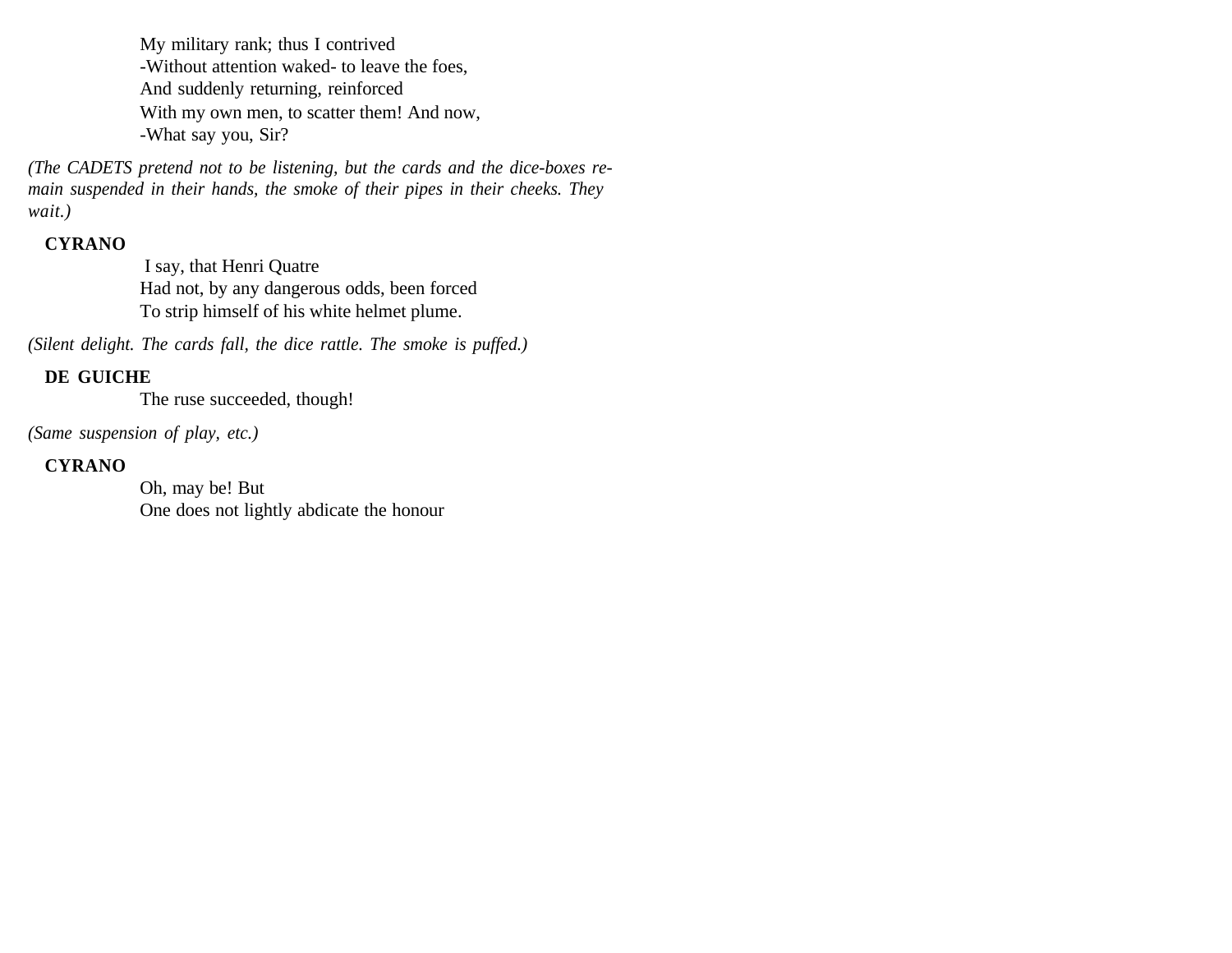My military rank; thus I contrived  
-Without attention waked- to leave the foes,  
And suddenly returning, reinforced  
With my own men, to scatter them! And now,  
-What say you, Sir?

*(The CADETS pretend not to be listening, but the cards and the dice-boxes remain suspended in their hands, the smoke of their pipes in their cheeks. They wait.)*

**CYRANO**

I say, that Henri Quatre  
Had not, by any dangerous odds, been forced  
To strip himself of his white helmet plume.

*(Silent delight. The cards fall, the dice rattle. The smoke is puffed.)*

**DE GUICHE**

The ruse succeeded, though!

*(Same suspension of play, etc.)*

**CYRANO**

Oh, may be! But  
One does not lightly abdicate the honour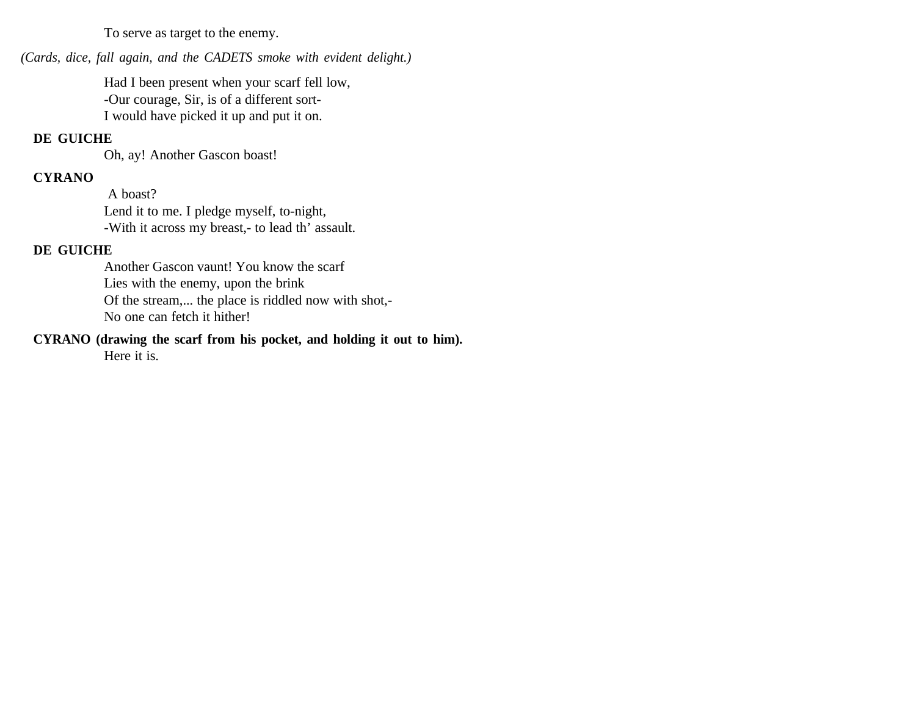To serve as target to the enemy.

*(Cards, dice, fall again, and the CADETS smoke with evident delight.)*

Had I been present when your scarf fell low,
-Our courage, Sir, is of a different sort-
I would have picked it up and put it on.

**DE GUICHE**

Oh, ay! Another Gascon boast!

**CYRANO**

A boast?
Lend it to me. I pledge myself, to-night,
-With it across my breast,- to lead th' assault.

**DE GUICHE**

Another Gascon vaunt! You know the scarf
Lies with the enemy, upon the brink
Of the stream,... the place is riddled now with shot,-
No one can fetch it hither!

**CYRANO (drawing the scarf from his pocket, and holding it out to him).**

Here it is.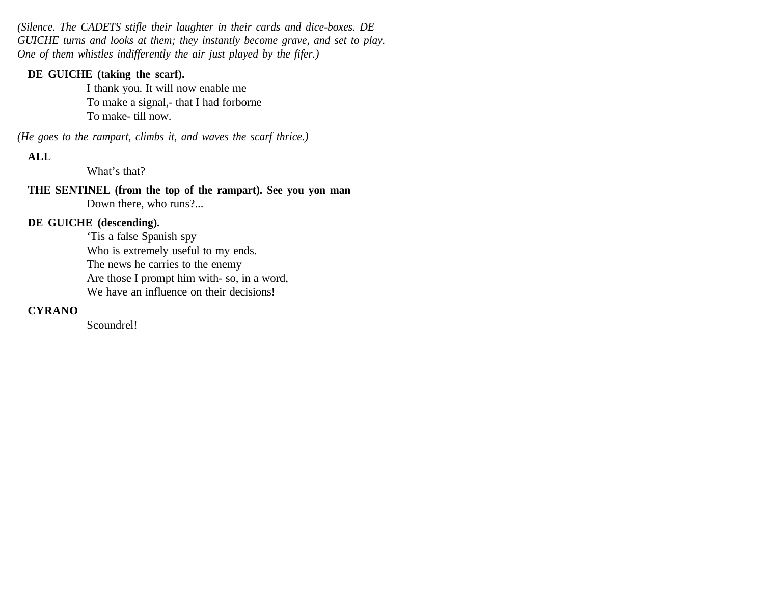*(Silence. The CADETS stifle their laughter in their cards and dice-boxes. DE GUICHE turns and looks at them; they instantly become grave, and set to play. One of them whistles indifferently the air just played by the fifer.)*

**DE GUICHE (taking the scarf).**

I thank you. It will now enable me
To make a signal,- that I had forborne
To make- till now.

*(He goes to the rampart, climbs it, and waves the scarf thrice.)*

**ALL**

What's that?

**THE SENTINEL (from the top of the rampart). See you yon man**

Down there, who runs?...

**DE GUICHE (descending).**

'Tis a false Spanish spy
Who is extremely useful to my ends.
The news he carries to the enemy
Are those I prompt him with- so, in a word,
We have an influence on their decisions!

**CYRANO**

Scoundrel!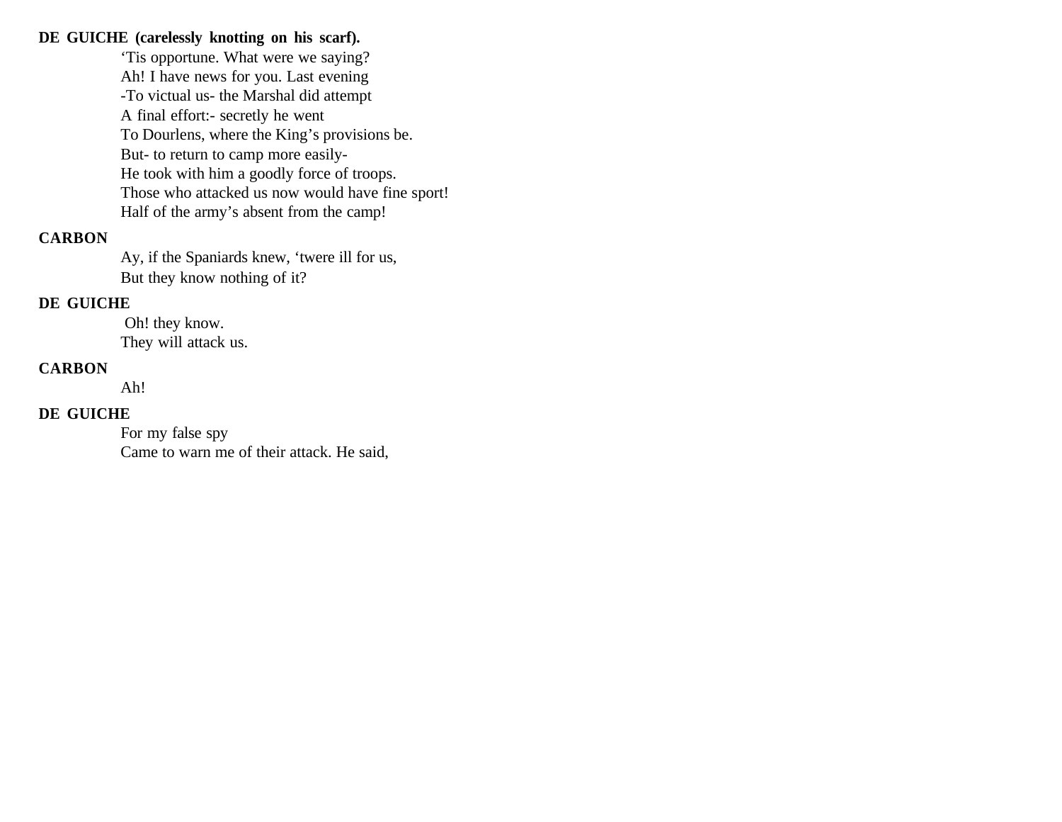**DE GUICHE (carelessly knotting on his scarf).**

‘Tis opportune. What were we saying?
Ah! I have news for you. Last evening
-To victual us- the Marshal did attempt
A final effort:- secretly he went
To Dourlens, where the King’s provisions be.
But- to return to camp more easily-
He took with him a goodly force of troops.
Those who attacked us now would have fine sport!
Half of the army’s absent from the camp!

**CARBON**

Ay, if the Spaniards knew, ‘twere ill for us,
But they know nothing of it?

**DE GUICHE**

Oh! they know.
They will attack us.

**CARBON**

Ah!

**DE GUICHE**

For my false spy
Came to warn me of their attack. He said,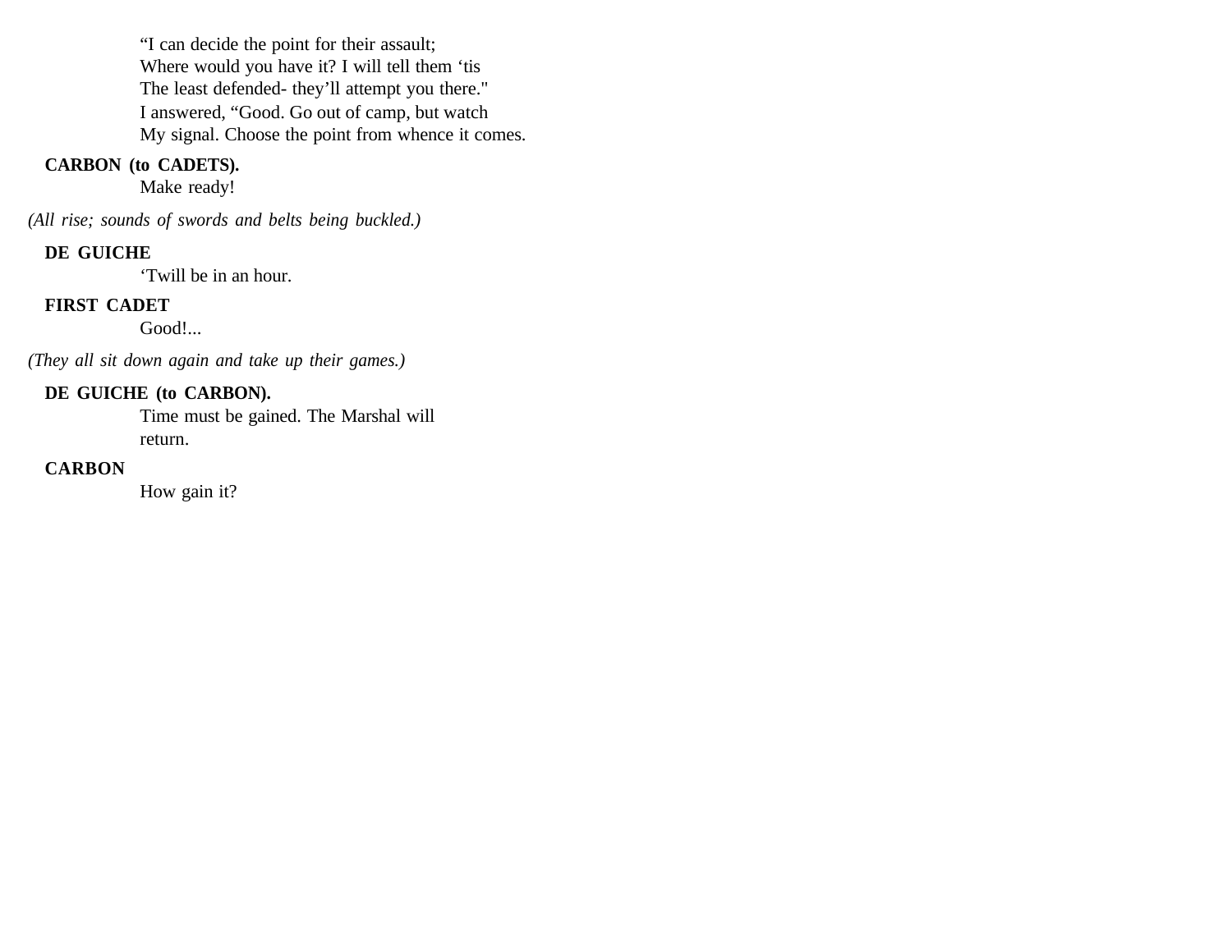"I can decide the point for their assault;
Where would you have it? I will tell them 'tis
The least defended- they'll attempt you there."
I answered, "Good. Go out of camp, but watch
My signal. Choose the point from whence it comes.

**CARBON (to CADETS).**
Make ready!

*(All rise; sounds of swords and belts being buckled.)*

**DE GUICHE**
'Twill be in an hour.

**FIRST CADET**
Good!...

*(They all sit down again and take up their games.)*

**DE GUICHE (to CARBON).**
Time must be gained. The Marshal will
return.

**CARBON**
How gain it?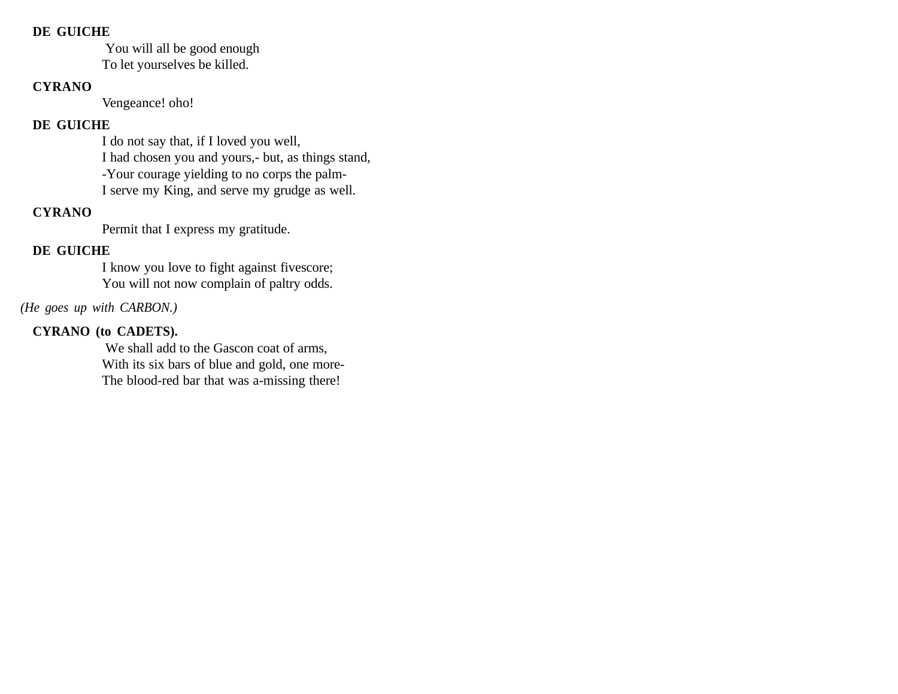**DE GUICHE**

You will all be good enough  
To let yourselves be killed.

**CYRANO**

Vengeance! oho!

**DE GUICHE**

I do not say that, if I loved you well,  
I had chosen you and yours,- but, as things stand,  
-Your courage yielding to no corps the palm-  
I serve my King, and serve my grudge as well.

**CYRANO**

Permit that I express my gratitude.

**DE GUICHE**

I know you love to fight against fivescore;  
You will not now complain of paltry odds.

*(He goes up with CARBON.)*

**CYRANO (to CADETS).**

We shall add to the Gascon coat of arms,  
With its six bars of blue and gold, one more-  
The blood-red bar that was a-missing there!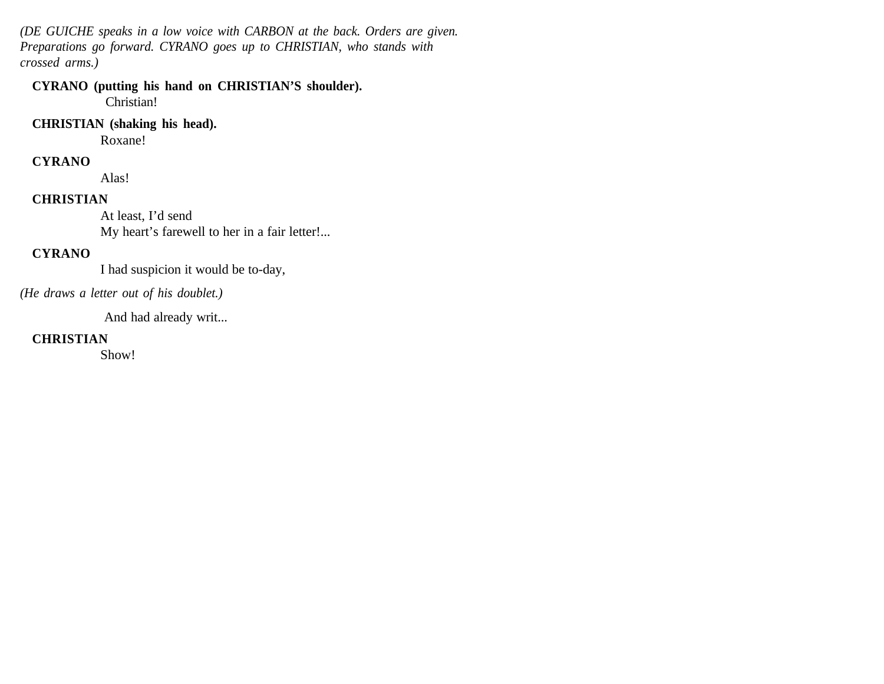*(DE GUICHE speaks in a low voice with CARBON at the back. Orders are given. Preparations go forward. CYRANO goes up to CHRISTIAN, who stands with crossed arms.)*

**CYRANO (putting his hand on CHRISTIAN'S shoulder).**
Christian!

**CHRISTIAN (shaking his head).**
Roxane!

**CYRANO**
Alas!

**CHRISTIAN**
At least, I'd send
My heart's farewell to her in a fair letter!...

**CYRANO**
I had suspicion it would be to-day,

*(He draws a letter out of his doublet.)*

And had already writ...

**CHRISTIAN**
Show!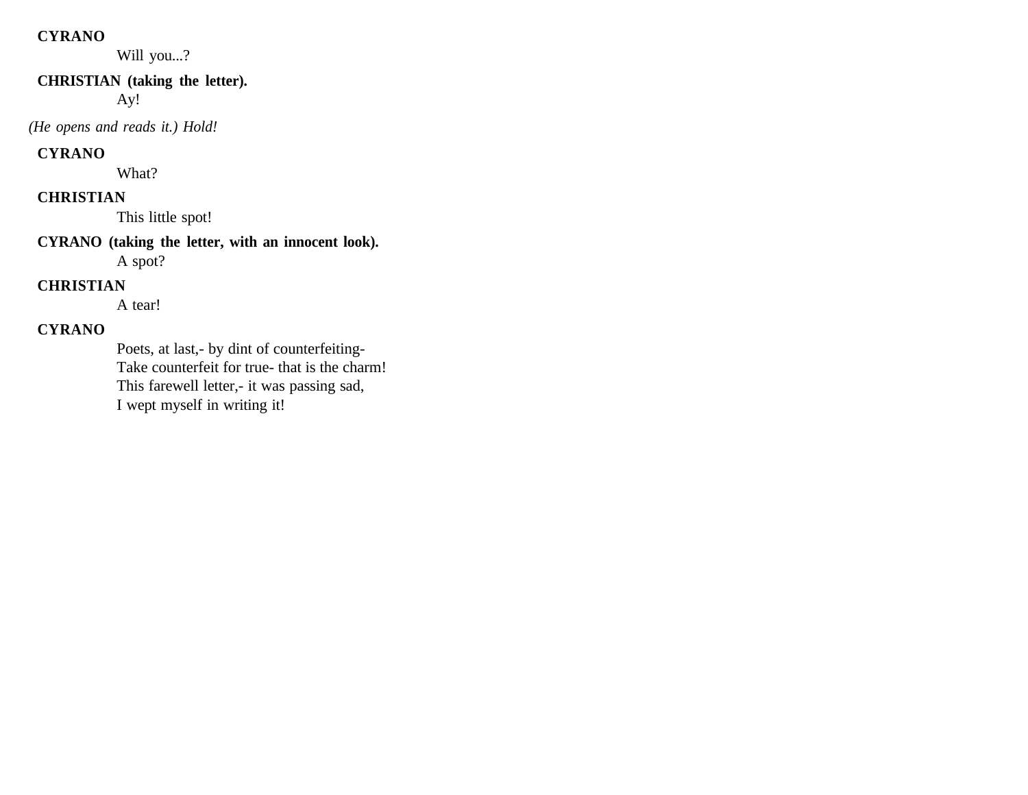**CYRANO**

Will you...?

**CHRISTIAN (taking the letter).**

Ay!

*(He opens and reads it.) Hold!*

**CYRANO**

What?

**CHRISTIAN**

This little spot!

**CYRANO (taking the letter, with an innocent look).**

A spot?

**CHRISTIAN**

A tear!

**CYRANO**

Poets, at last,- by dint of counterfeiting-
Take counterfeit for true- that is the charm!
This farewell letter,- it was passing sad,
I wept myself in writing it!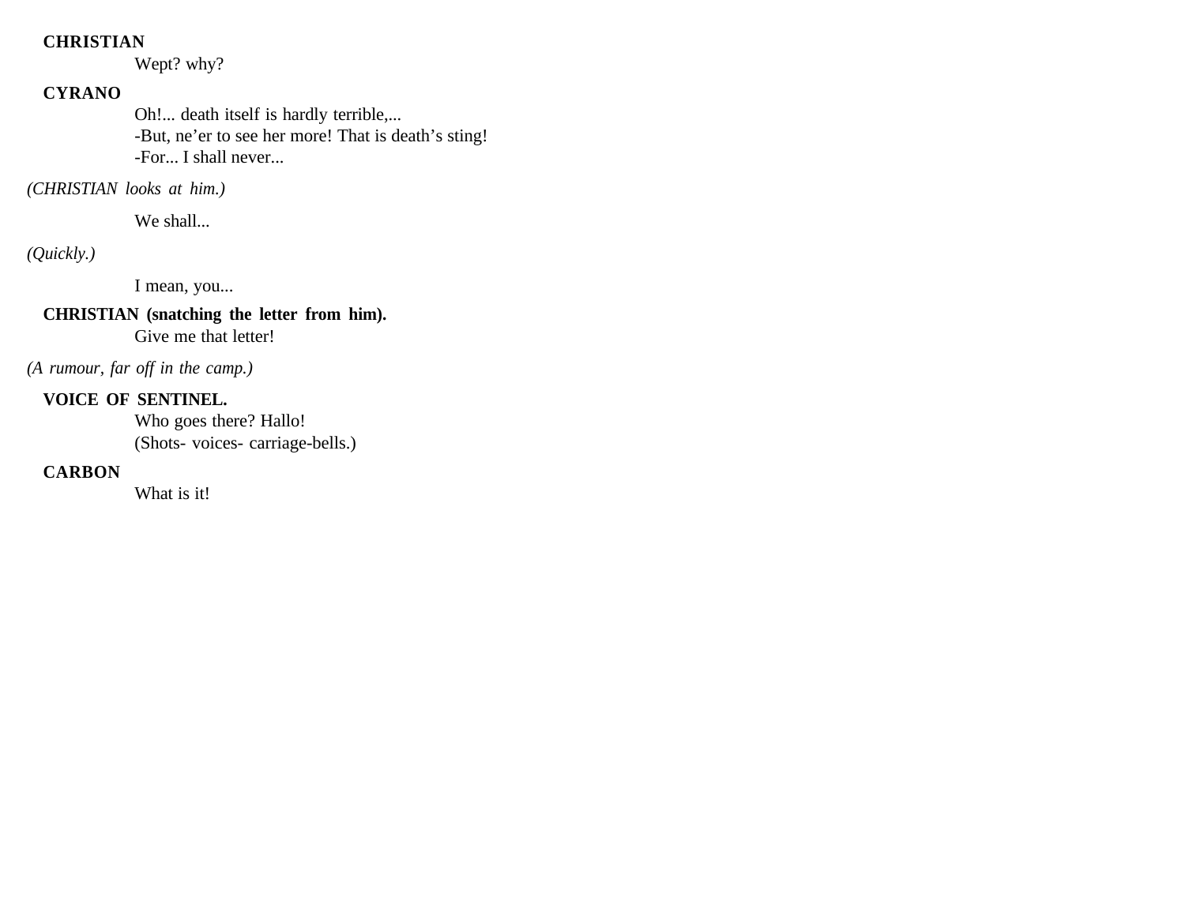**CHRISTIAN**

Wept? why?

**CYRANO**

Oh!... death itself is hardly terrible,...
-But, ne'er to see her more! That is death's sting!
-For... I shall never...

*(CHRISTIAN looks at him.)*

We shall...

*(Quickly.)*

I mean, you...

**CHRISTIAN (snatching the letter from him).**

Give me that letter!

*(A rumour, far off in the camp.)*

**VOICE OF SENTINEL.**

Who goes there? Hallo!
(Shots- voices- carriage-bells.)

**CARBON**

What is it!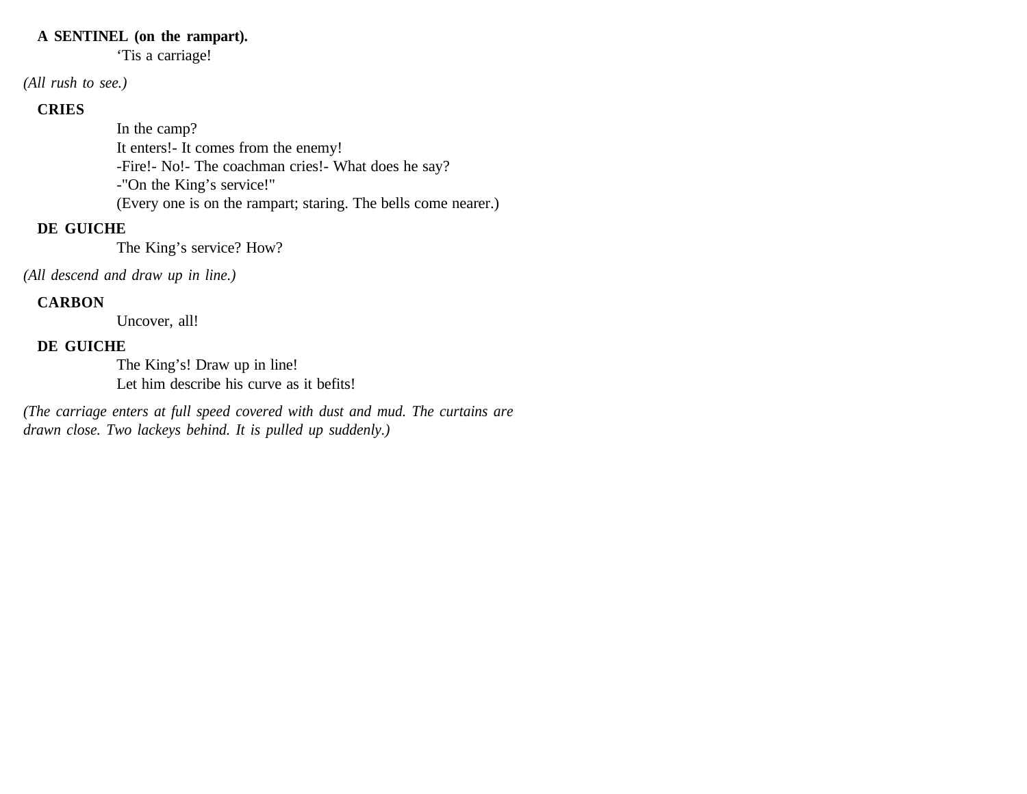**A SENTINEL (on the rampart).**

‘Tis a carriage!

*(All rush to see.)*

**CRIES**

In the camp?
It enters!- It comes from the enemy!
-Fire!- No!- The coachman cries!- What does he say?
-"On the King’s service!"
(Every one is on the rampart; staring. The bells come nearer.)

**DE GUICHE**

The King’s service? How?

*(All descend and draw up in line.)*

**CARBON**

Uncover, all!

**DE GUICHE**

The King’s! Draw up in line!
Let him describe his curve as it befits!

*(The carriage enters at full speed covered with dust and mud. The curtains are drawn close. Two lackeys behind. It is pulled up suddenly.)*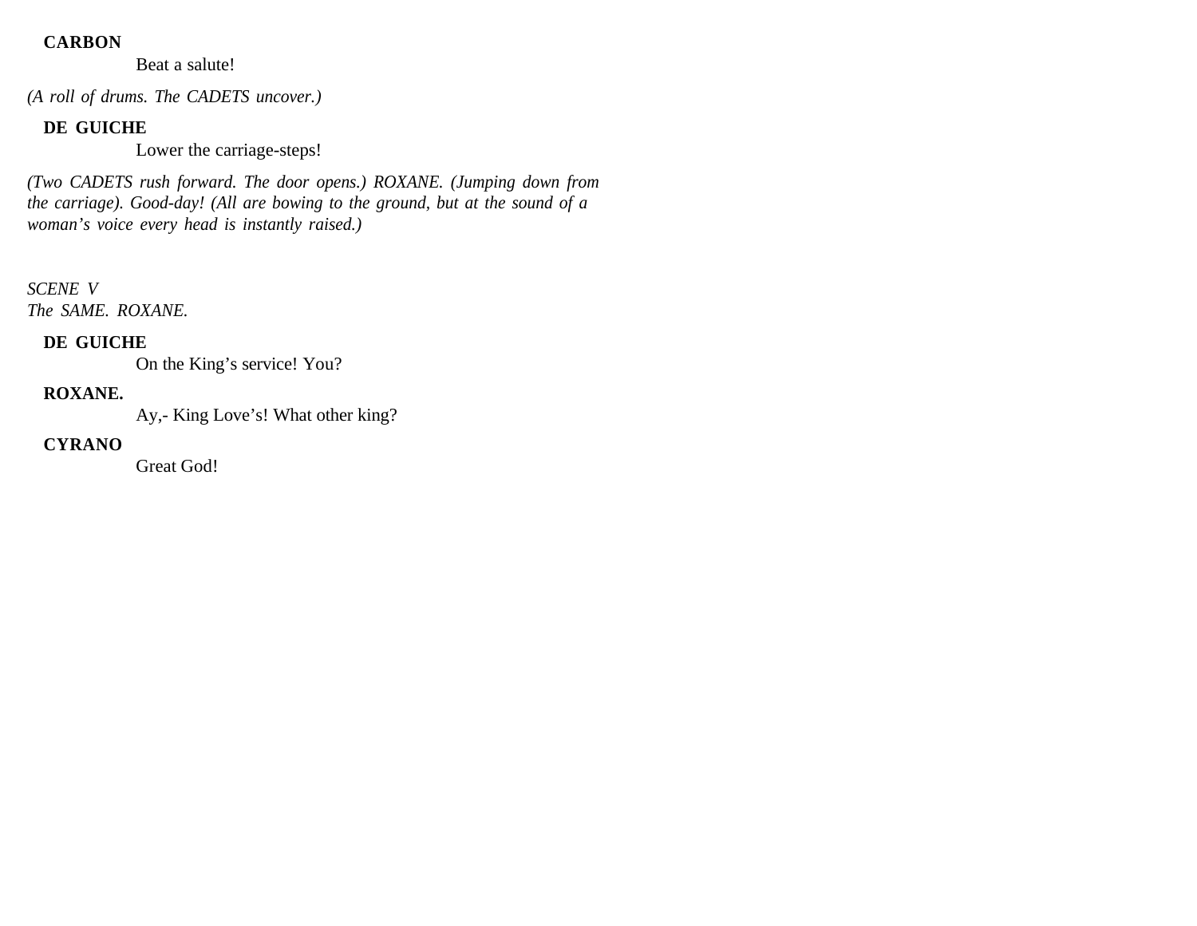**CARBON**

Beat a salute!

*(A roll of drums. The CADETS uncover.)*

**DE GUICHE**

Lower the carriage-steps!

*(Two CADETS rush forward. The door opens.) ROXANE. (Jumping down from the carriage). Good-day! (All are bowing to the ground, but at the sound of a woman's voice every head is instantly raised.)*

*SCENE V*
*The SAME. ROXANE.*

**DE GUICHE**

On the King's service! You?

**ROXANE.**

Ay,- King Love's! What other king?

**CYRANO**

Great God!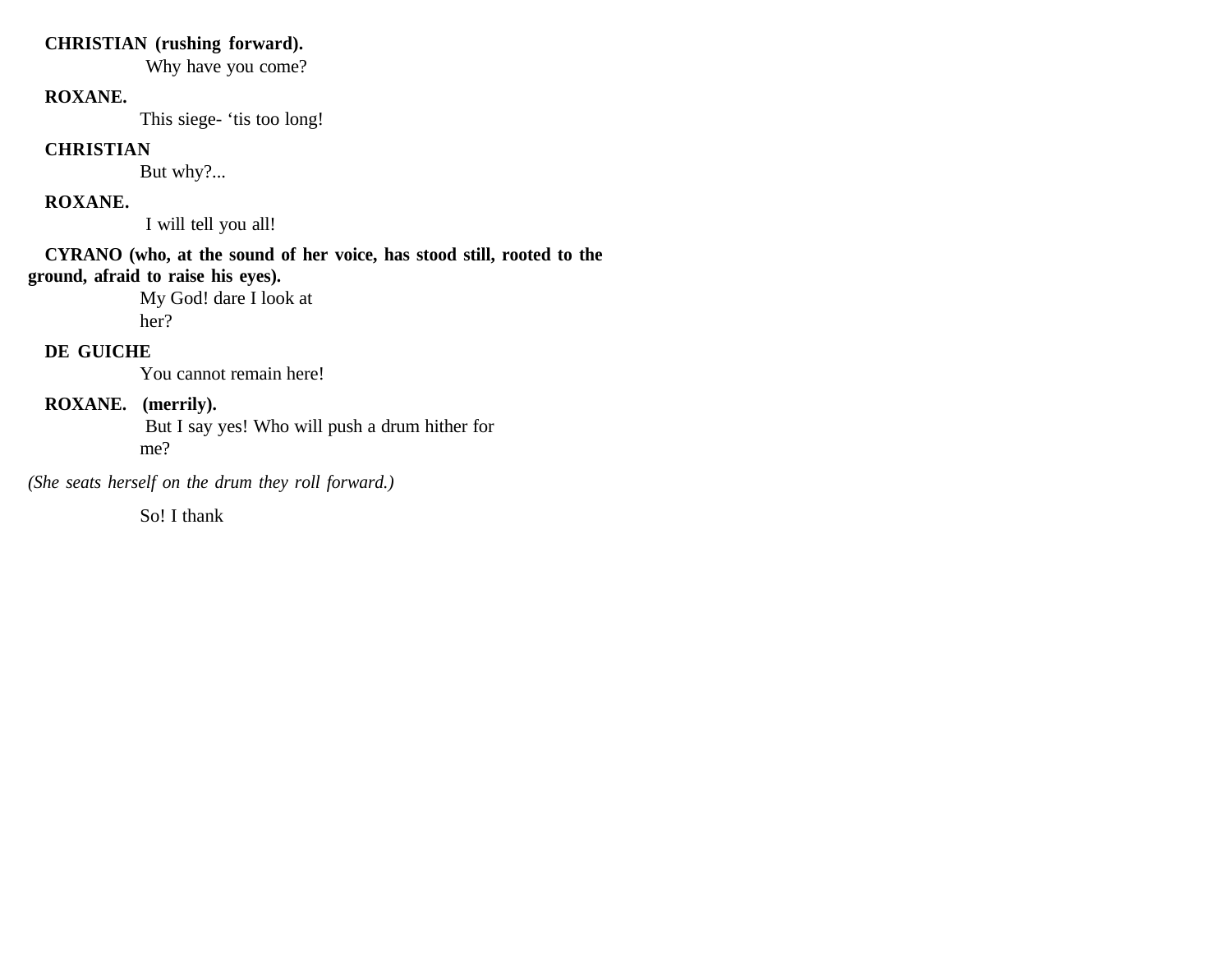**CHRISTIAN (rushing forward).**

Why have you come?

**ROXANE.**

This siege- 'tis too long!

**CHRISTIAN**

But why?...

**ROXANE.**

I will tell you all!

**CYRANO (who, at the sound of her voice, has stood still, rooted to the ground, afraid to raise his eyes).**

My God! dare I look at her?

**DE GUICHE**

You cannot remain here!

**ROXANE. (merrily).**

But I say yes! Who will push a drum hither for me?

*(She seats herself on the drum they roll forward.)*

So! I thank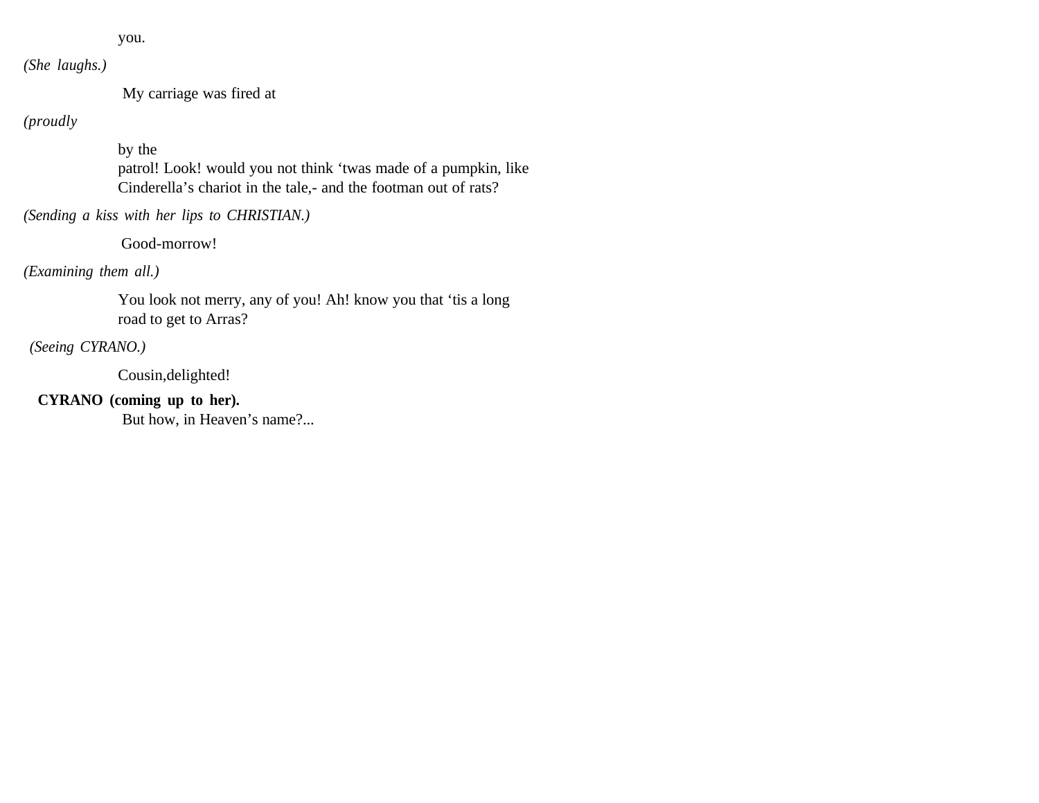you.

*(She laughs.)*

My carriage was fired at

*(proudly*

by the
patrol! Look! would you not think ‘twas made of a pumpkin, like
Cinderella’s chariot in the tale,- and the footman out of rats?

*(Sending a kiss with her lips to CHRISTIAN.)*

Good-morrow!

*(Examining them all.)*

You look not merry, any of you! Ah! know you that ‘tis a long
road to get to Arras?

*(Seeing CYRANO.)*

Cousin,delighted!

**CYRANO (coming up to her).**

But how, in Heaven’s name?...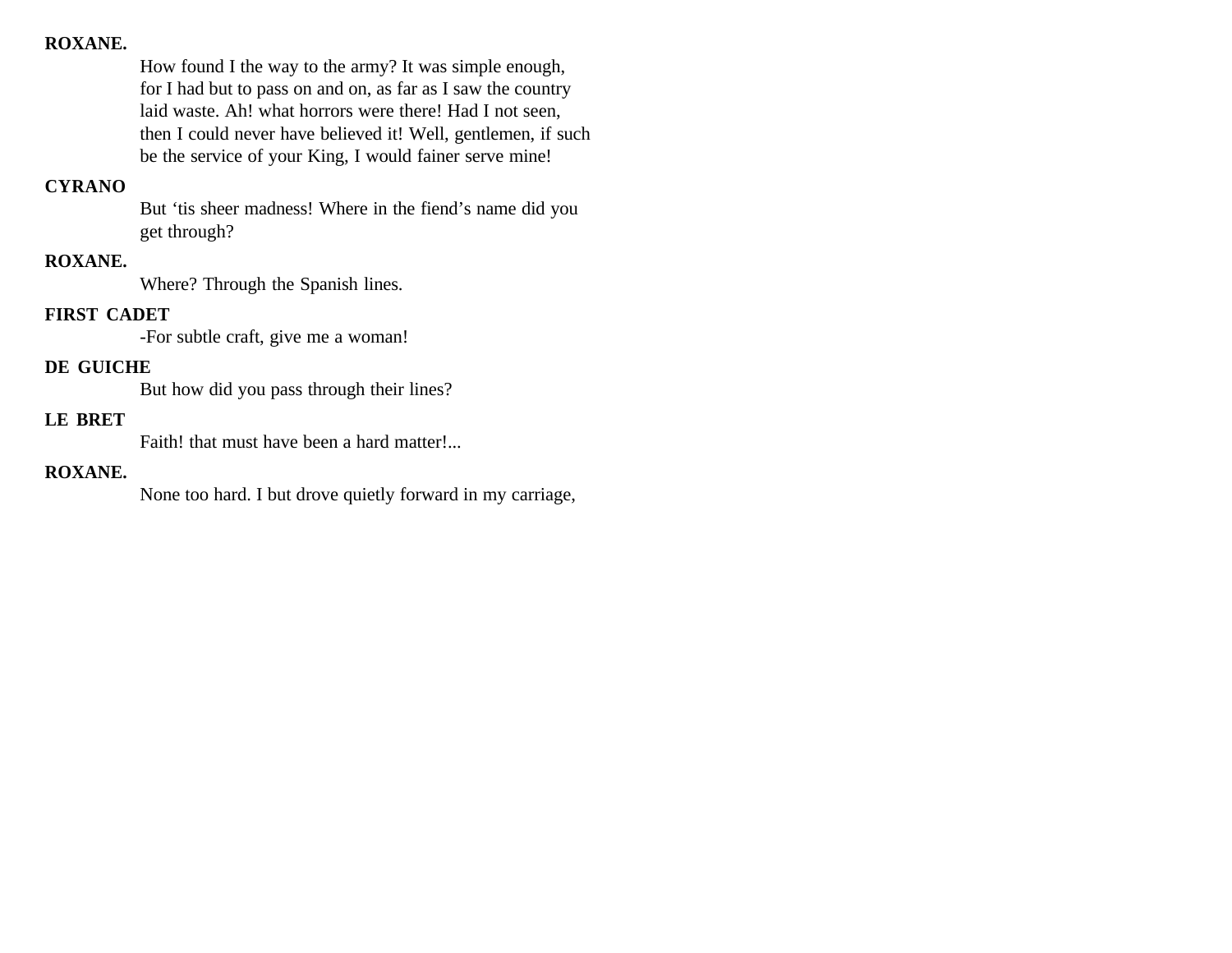**ROXANE.**

How found I the way to the army? It was simple enough, for I had but to pass on and on, as far as I saw the country laid waste. Ah! what horrors were there! Had I not seen, then I could never have believed it! Well, gentlemen, if such be the service of your King, I would fainer serve mine!

**CYRANO**

But ‘tis sheer madness! Where in the fiend’s name did you get through?

**ROXANE.**

Where? Through the Spanish lines.

**FIRST CADET**

-For subtle craft, give me a woman!

**DE GUICHE**

But how did you pass through their lines?

**LE BRET**

Faith! that must have been a hard matter!...

**ROXANE.**

None too hard. I but drove quietly forward in my carriage,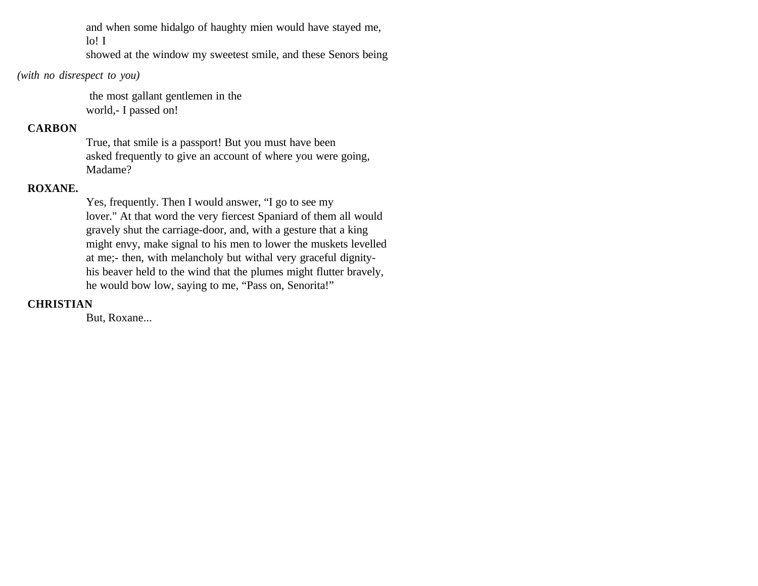and when some hidalgo of haughty mien would have stayed me, lo! I
showed at the window my sweetest smile, and these Senors being

*(with no disrespect to you)*

the most gallant gentlemen in the
world,- I passed on!

**CARBON**

True, that smile is a passport! But you must have been
asked frequently to give an account of where you were going,
Madame?

**ROXANE.**

Yes, frequently. Then I would answer, “I go to see my
lover." At that word the very fiercest Spaniard of them all would
gravely shut the carriage-door, and, with a gesture that a king
might envy, make signal to his men to lower the muskets levelled
at me;- then, with melancholy but withal very graceful dignity-
his beaver held to the wind that the plumes might flutter bravely,
he would bow low, saying to me, “Pass on, Senorita!”

**CHRISTIAN**

But, Roxane...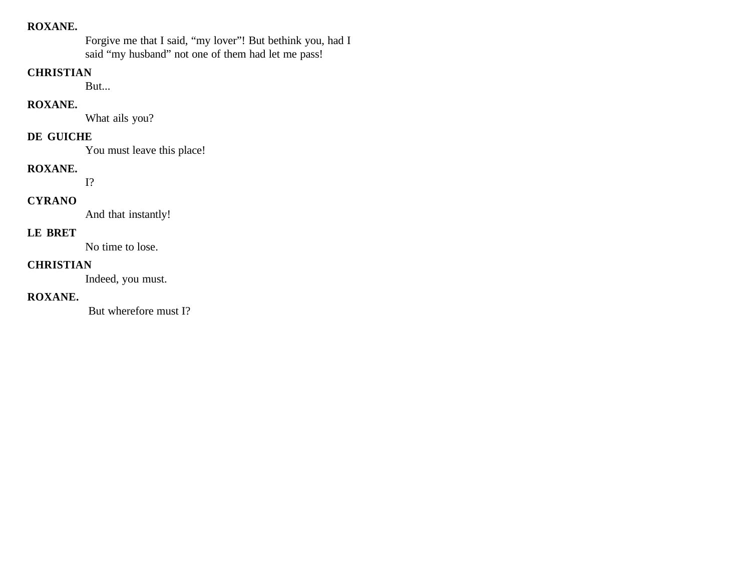**ROXANE.**

Forgive me that I said, “my lover”! But bethink you, had I said “my husband” not one of them had let me pass!

**CHRISTIAN**

But...

**ROXANE.**

What ails you?

**DE GUICHE**

You must leave this place!

**ROXANE.**

I?

**CYRANO**

And that instantly!

**LE BRET**

No time to lose.

**CHRISTIAN**

Indeed, you must.

**ROXANE.**

But wherefore must I?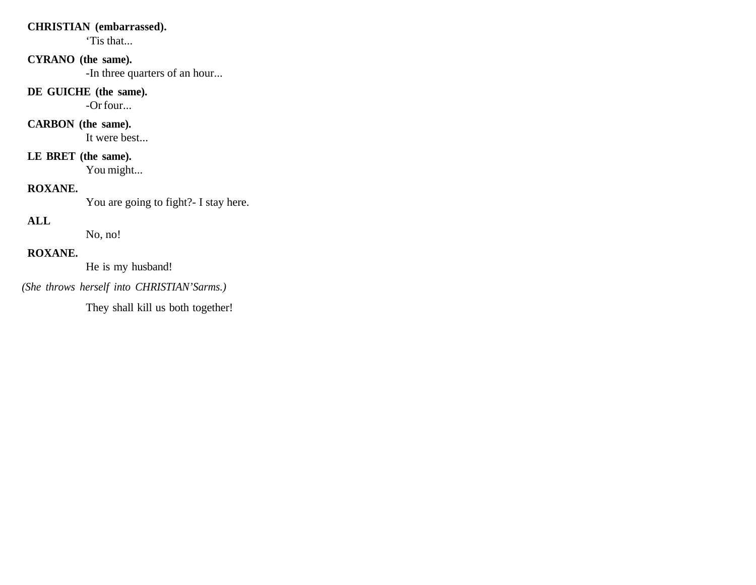**CHRISTIAN (embarrassed).**

'Tis that...

**CYRANO (the same).**

-In three quarters of an hour...

**DE GUICHE (the same).**

-Or four...

**CARBON (the same).**

It were best...

**LE BRET (the same).**

You might...

**ROXANE.**

You are going to fight?- I stay here.

**ALL**

No, no!

**ROXANE.**

He is my husband!

*(She throws herself into CHRISTIAN'Sarms.)*

They shall kill us both together!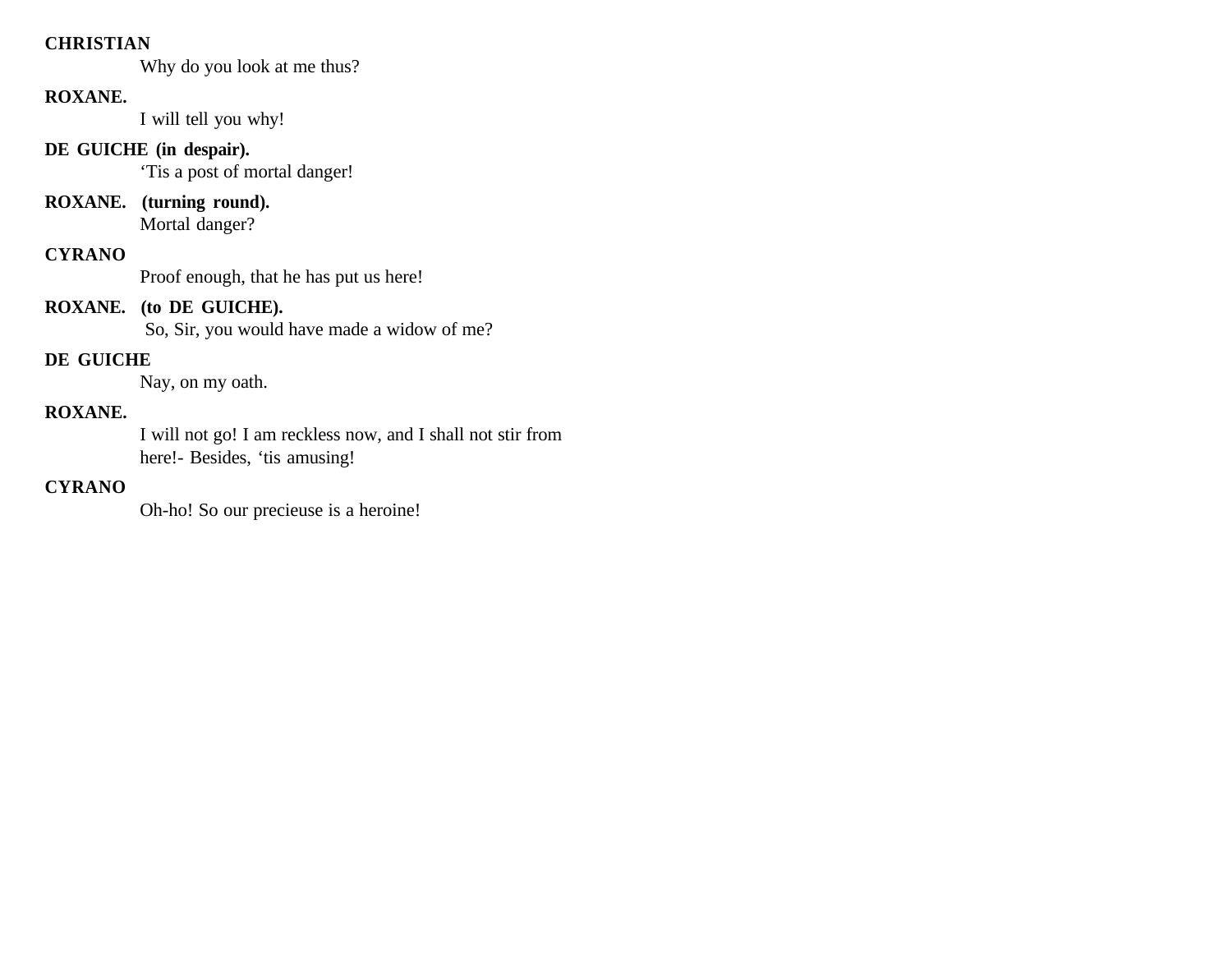**CHRISTIAN**

Why do you look at me thus?

**ROXANE.**

I will tell you why!

**DE GUICHE (in despair).**

'Tis a post of mortal danger!

**ROXANE. (turning round).**

Mortal danger?

**CYRANO**

Proof enough, that he has put us here!

**ROXANE. (to DE GUICHE).**

So, Sir, you would have made a widow of me?

**DE GUICHE**

Nay, on my oath.

**ROXANE.**

I will not go! I am reckless now, and I shall not stir from here!- Besides, 'tis amusing!

**CYRANO**

Oh-ho! So our precieuse is a heroine!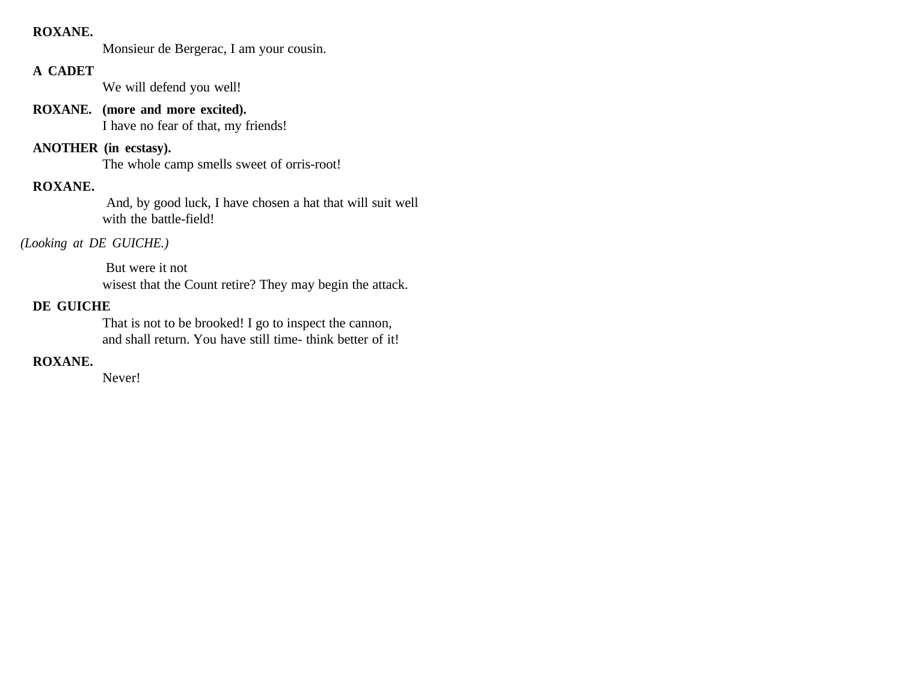**ROXANE.**

Monsieur de Bergerac, I am your cousin.

**A CADET**

We will defend you well!

**ROXANE. (more and more excited).**

I have no fear of that, my friends!

**ANOTHER (in ecstasy).**

The whole camp smells sweet of orris-root!

**ROXANE.**

And, by good luck, I have chosen a hat that will suit well
with the battle-field!

*(Looking at DE GUICHE.)*

But were it not
wisest that the Count retire? They may begin the attack.

**DE GUICHE**

That is not to be brooked! I go to inspect the cannon,
and shall return. You have still time- think better of it!

**ROXANE.**

Never!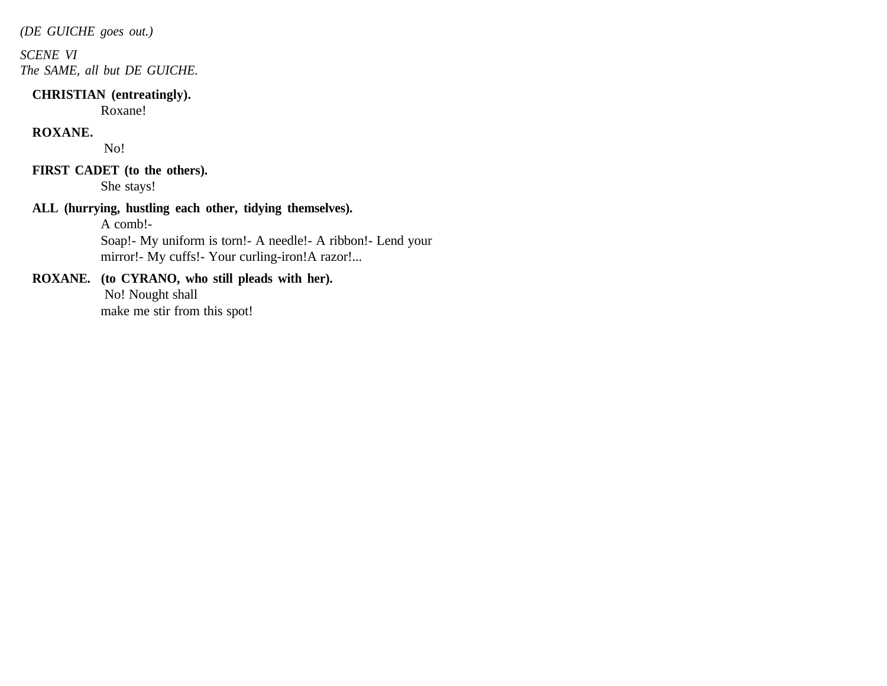*(DE GUICHE goes out.)*

*SCENE VI*
*The SAME, all but DE GUICHE.*

**CHRISTIAN (entreatingly).**
Roxane!

**ROXANE.**
No!

**FIRST CADET (to the others).**
She stays!

**ALL (hurrying, hustling each other, tidying themselves).**
A comb!-
Soap!- My uniform is torn!- A needle!- A ribbon!- Lend your mirror!- My cuffs!- Your curling-iron!A razor!...

**ROXANE. (to CYRANO, who still pleads with her).**
No! Nought shall
make me stir from this spot!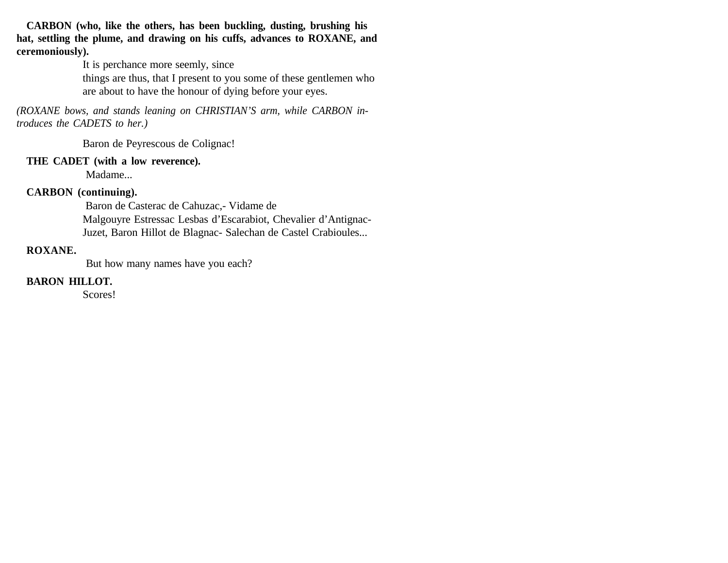**CARBON (who, like the others, has been buckling, dusting, brushing his hat, settling the plume, and drawing on his cuffs, advances to ROXANE, and ceremoniously).**

It is perchance more seemly, since
things are thus, that I present to you some of these gentlemen who
are about to have the honour of dying before your eyes.

*(ROXANE bows, and stands leaning on CHRISTIAN'S arm, while CARBON introduces the CADETS to her.)*

Baron de Peyrescous de Colignac!

**THE CADET (with a low reverence).**

Madame...

**CARBON (continuing).**

Baron de Casterac de Cahuzac,- Vidame de
Malgouyre Estressac Lesbas d'Escarabiot, Chevalier d'Antignac-
Juzet, Baron Hillot de Blagnac- Salechan de Castel Crabioules...

**ROXANE.**

But how many names have you each?

**BARON HILLOT.**

Scores!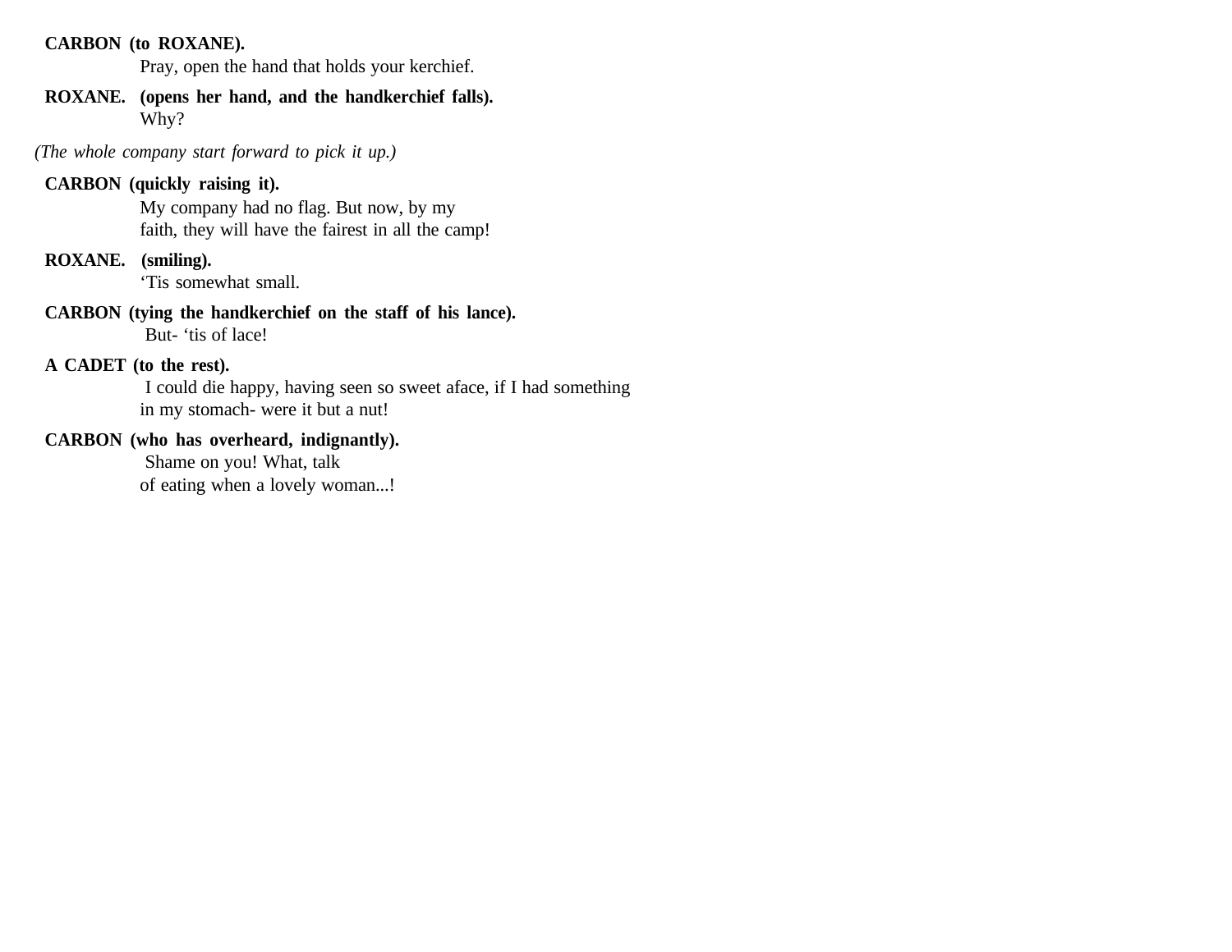**CARBON (to ROXANE).**
Pray, open the hand that holds your kerchief.

**ROXANE. (opens her hand, and the handkerchief falls).**
Why?

*(The whole company start forward to pick it up.)*

**CARBON (quickly raising it).**
My company had no flag. But now, by my
faith, they will have the fairest in all the camp!

**ROXANE. (smiling).**
‘Tis somewhat small.

**CARBON (tying the handkerchief on the staff of his lance).**
But- ‘tis of lace!

**A CADET (to the rest).**
I could die happy, having seen so sweet aface, if I had something
in my stomach- were it but a nut!

**CARBON (who has overheard, indignantly).**
Shame on you! What, talk
of eating when a lovely woman...!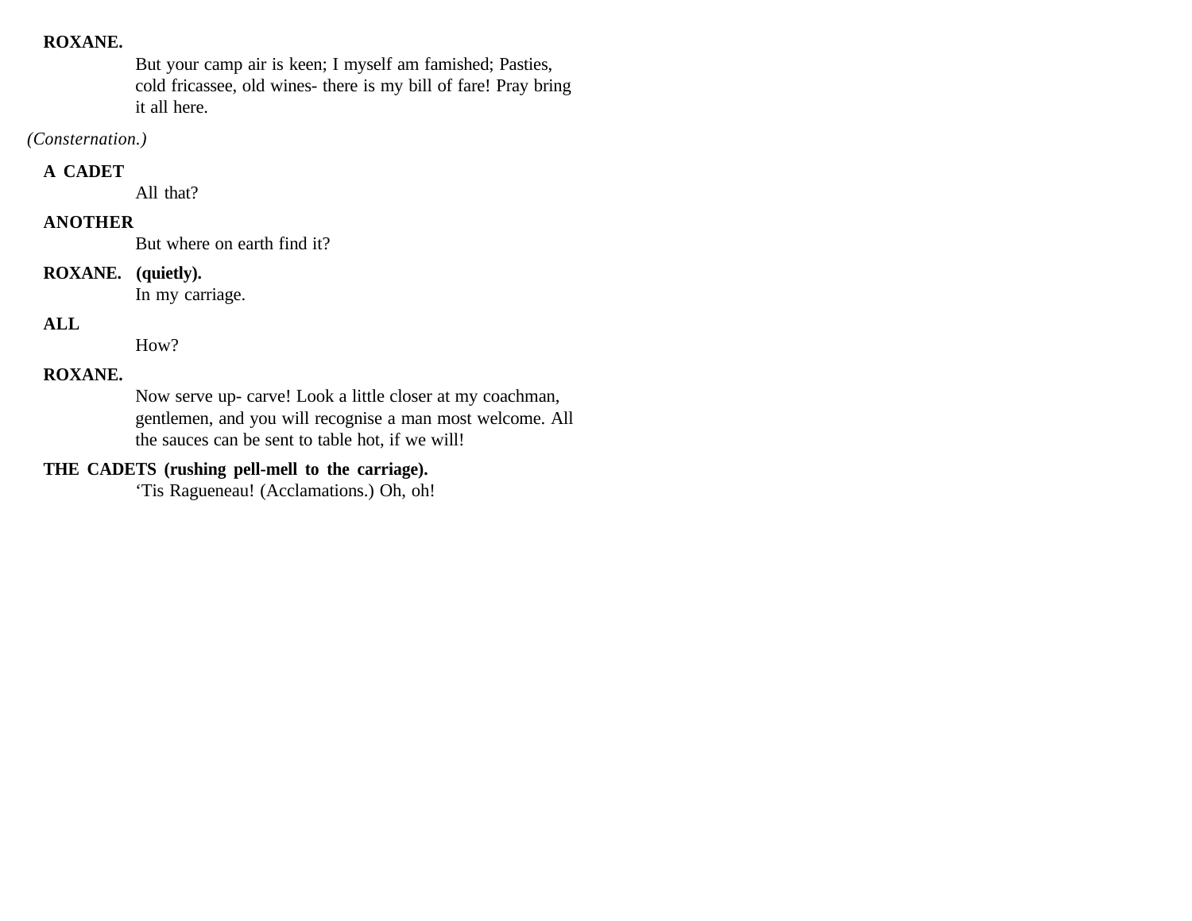**ROXANE.**

But your camp air is keen; I myself am famished; Pasties, cold fricassee, old wines- there is my bill of fare! Pray bring it all here.

*(Consternation.)*

**A CADET**

All that?

**ANOTHER**

But where on earth find it?

**ROXANE. (quietly).**

In my carriage.

**ALL**

How?

**ROXANE.**

Now serve up- carve! Look a little closer at my coachman, gentlemen, and you will recognise a man most welcome. All the sauces can be sent to table hot, if we will!

**THE CADETS (rushing pell-mell to the carriage).**

'Tis Ragueneau! (Acclamations.) Oh, oh!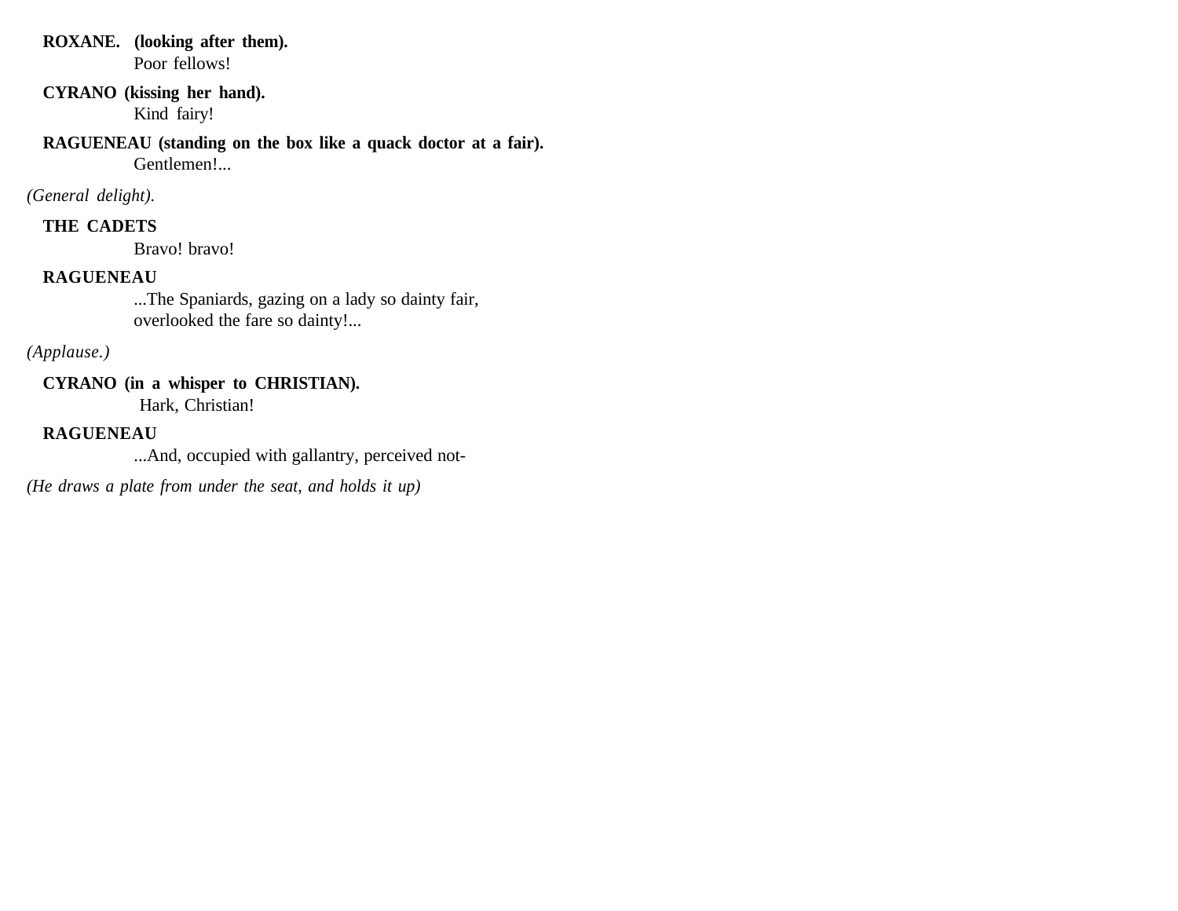**ROXANE. (looking after them).**
Poor fellows!

**CYRANO (kissing her hand).**
Kind fairy!

**RAGUENEAU (standing on the box like a quack doctor at a fair).**
Gentlemen!...

*(General delight).*

**THE CADETS**
Bravo! bravo!

**RAGUENEAU**
...The Spaniards, gazing on a lady so dainty fair,
overlooked the fare so dainty!...

*(Applause.)*

**CYRANO (in a whisper to CHRISTIAN).**
Hark, Christian!

**RAGUENEAU**
...And, occupied with gallantry, perceived not-

*(He draws a plate from under the seat, and holds it up)*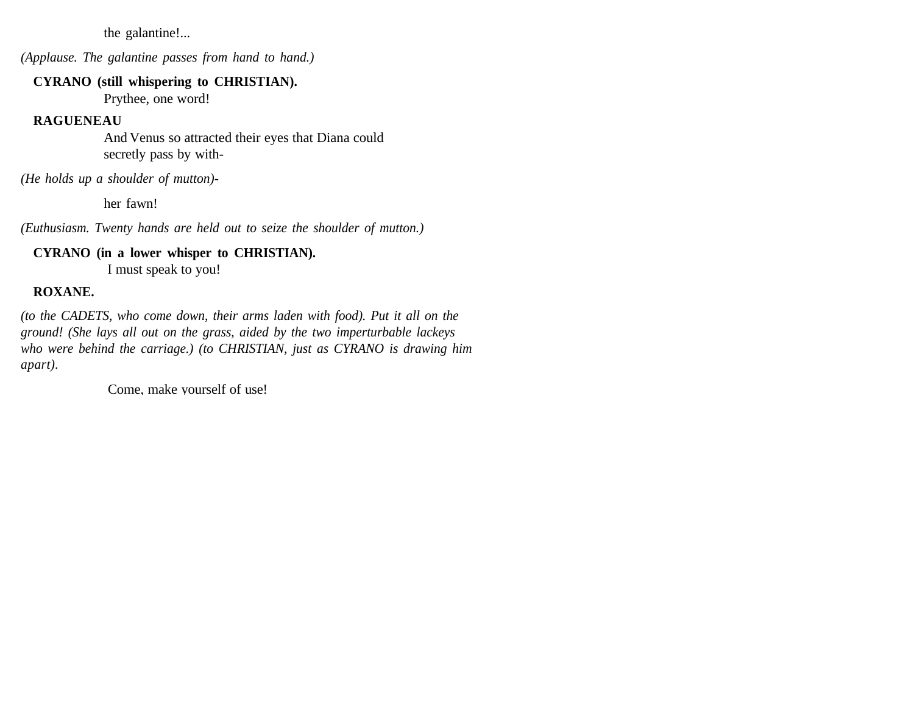the galantine!...

*(Applause. The galantine passes from hand to hand.)*

**CYRANO (still whispering to CHRISTIAN).**

Prythee, one word!

**RAGUENEAU**

And Venus so attracted their eyes that Diana could secretly pass by with-

*(He holds up a shoulder of mutton)-*

her fawn!

*(Euthusiasm. Twenty hands are held out to seize the shoulder of mutton.)*

**CYRANO (in a lower whisper to CHRISTIAN).**

I must speak to you!

**ROXANE.**

*(to the CADETS, who come down, their arms laden with food). Put it all on the ground! (She lays all out on the grass, aided by the two imperturbable lackeys who were behind the carriage.) (to CHRISTIAN, just as CYRANO is drawing him apart).*

Come, make yourself of use!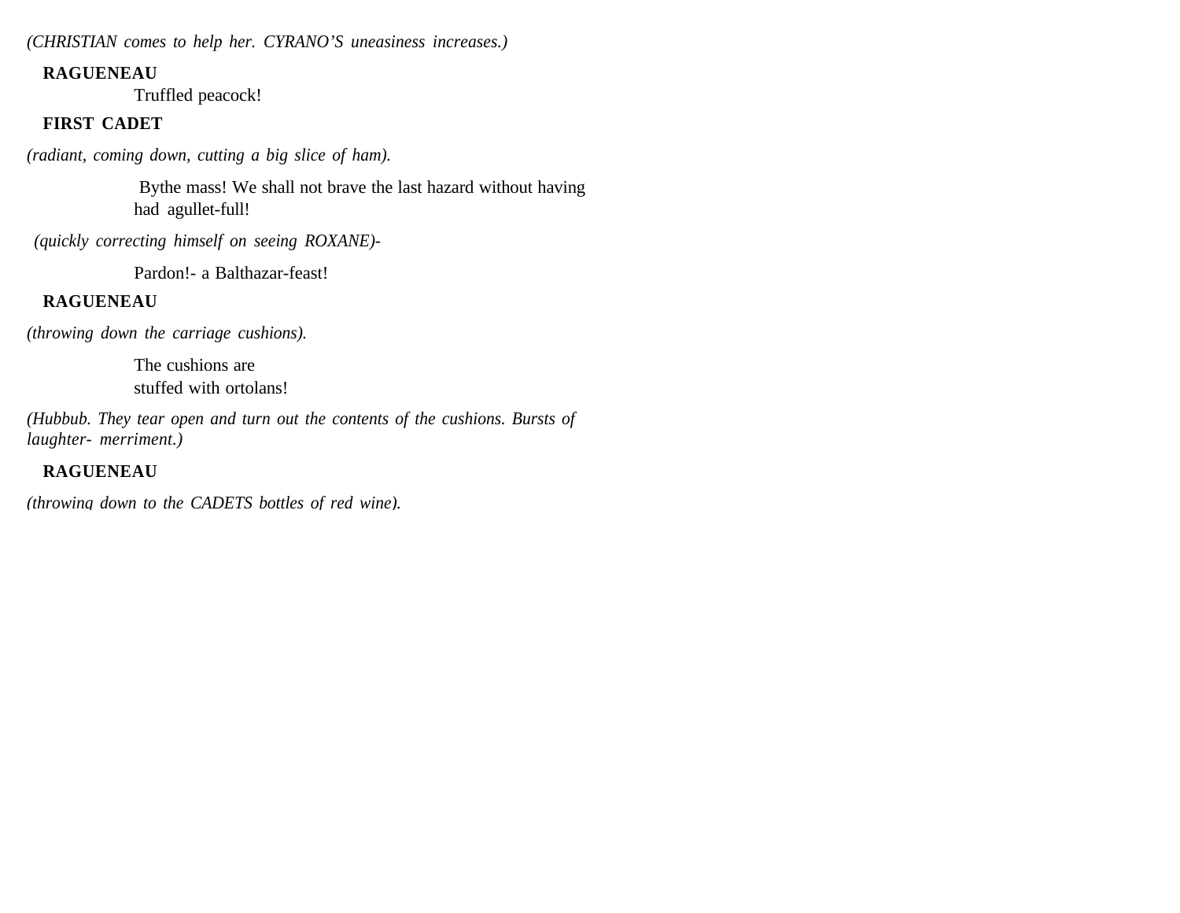*(CHRISTIAN comes to help her. CYRANO'S uneasiness increases.)*

**RAGUENEAU**

Truffled peacock!

**FIRST CADET**

*(radiant, coming down, cutting a big slice of ham).*

Bythe mass! We shall not brave the last hazard without having had agullet-full!

*(quickly correcting himself on seeing ROXANE)-*

Pardon!- a Balthazar-feast!

**RAGUENEAU**

*(throwing down the carriage cushions).*

The cushions are
stuffed with ortolans!

*(Hubbub. They tear open and turn out the contents of the cushions. Bursts of laughter- merriment.)*

**RAGUENEAU**

*(throwing down to the CADETS bottles of red wine).*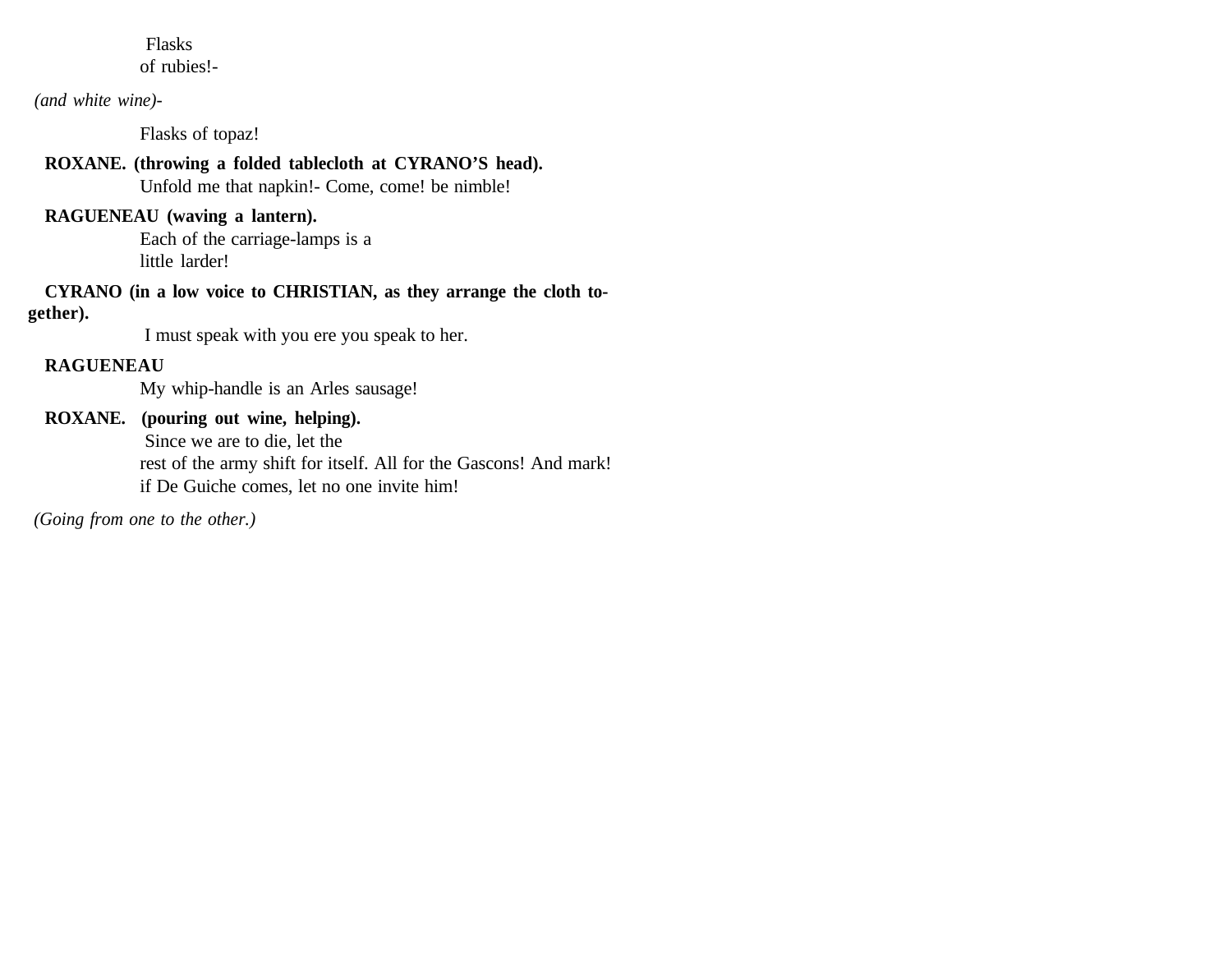Flasks of rubies!-

*(and white wine)*-

Flasks of topaz!

**ROXANE. (throwing a folded tablecloth at CYRANO'S head).**
Unfold me that napkin!- Come, come! be nimble!

**RAGUENEAU (waving a lantern).**
Each of the carriage-lamps is a little larder!

**CYRANO (in a low voice to CHRISTIAN, as they arrange the cloth together).**
I must speak with you ere you speak to her.

**RAGUENEAU**
My whip-handle is an Arles sausage!

**ROXANE. (pouring out wine, helping).**
Since we are to die, let the rest of the army shift for itself. All for the Gascons! And mark! if De Guiche comes, let no one invite him!

*(Going from one to the other.)*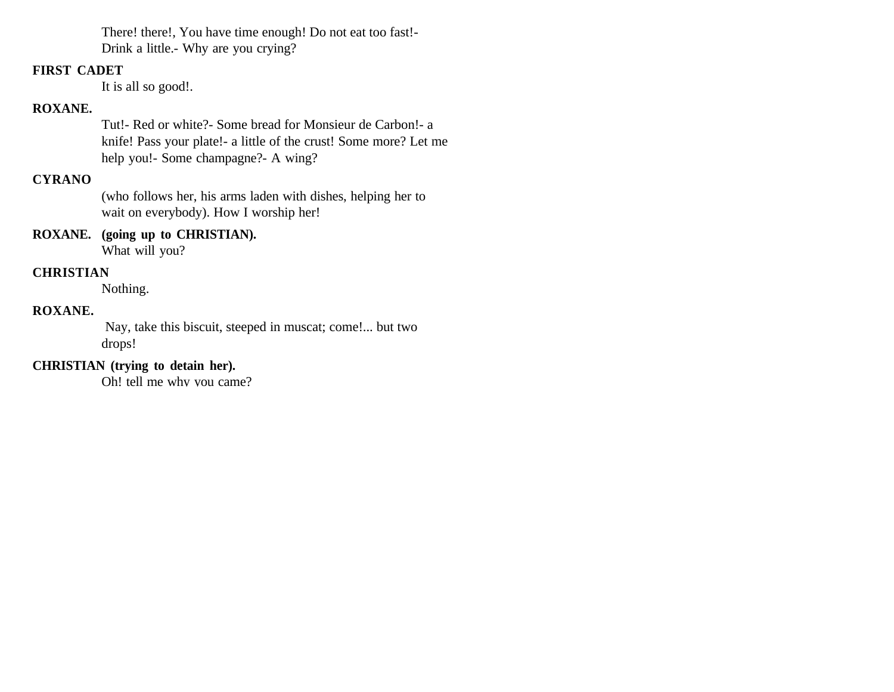There! there!, You have time enough! Do not eat too fast!- Drink a little.- Why are you crying?

**FIRST CADET**

It is all so good!.

**ROXANE.**

Tut!- Red or white?- Some bread for Monsieur de Carbon!- a knife! Pass your plate!- a little of the crust! Some more? Let me help you!- Some champagne?- A wing?

**CYRANO**

(who follows her, his arms laden with dishes, helping her to wait on everybody). How I worship her!

**ROXANE. (going up to CHRISTIAN).**

What will you?

**CHRISTIAN**

Nothing.

**ROXANE.**

Nay, take this biscuit, steeped in muscat; come!... but two drops!

**CHRISTIAN (trying to detain her).**

Oh! tell me why you came?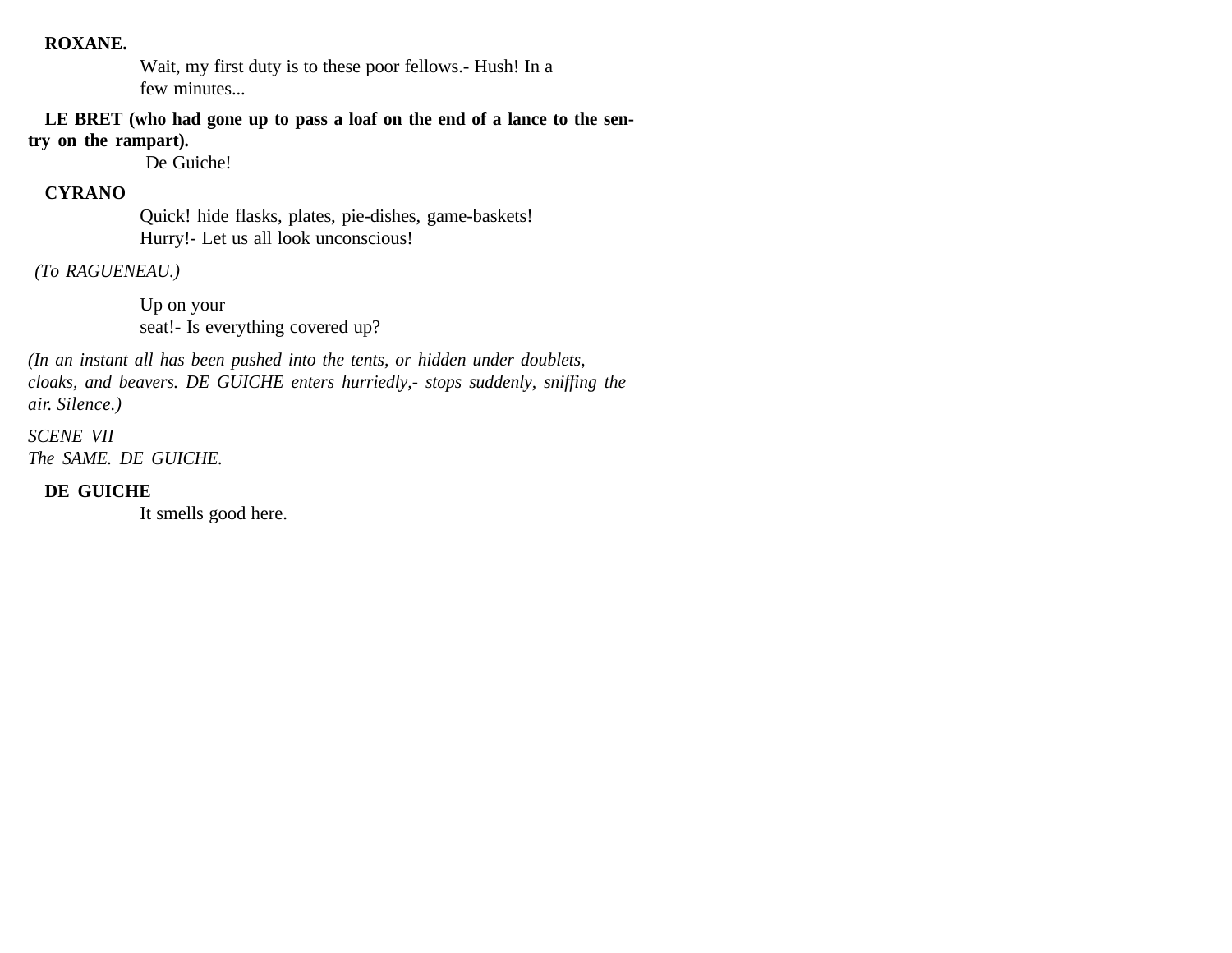**ROXANE.**

Wait, my first duty is to these poor fellows.- Hush! In a few minutes...

**LE BRET (who had gone up to pass a loaf on the end of a lance to the sentry on the rampart).**

De Guiche!

**CYRANO**

Quick! hide flasks, plates, pie-dishes, game-baskets! Hurry!- Let us all look unconscious!

*(To RAGUENEAU.)*

Up on your seat!- Is everything covered up?

*(In an instant all has been pushed into the tents, or hidden under doublets, cloaks, and beavers. DE GUICHE enters hurriedly,- stops suddenly, sniffing the air. Silence.)*

*SCENE VII*
*The SAME. DE GUICHE.*

**DE GUICHE**

It smells good here.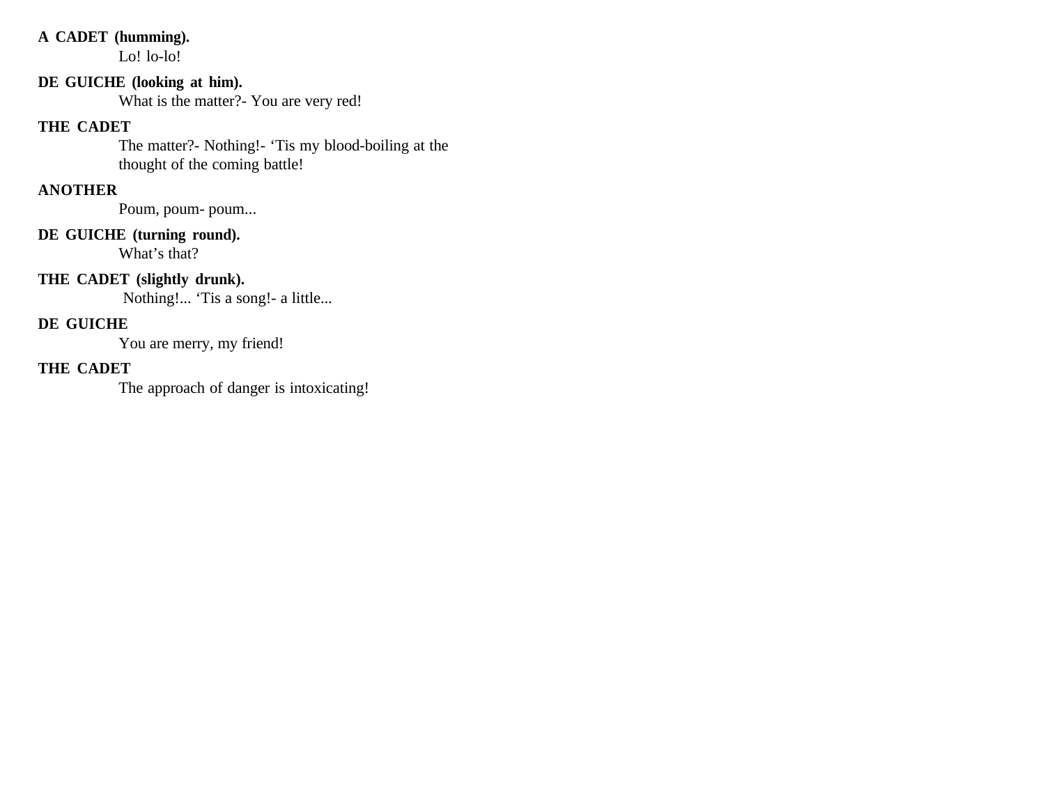**A CADET (humming).**

Lo! lo-lo!

**DE GUICHE (looking at him).**

What is the matter?- You are very red!

**THE CADET**

The matter?- Nothing!- ‘Tis my blood-boiling at the thought of the coming battle!

**ANOTHER**

Poum, poum- poum...

**DE GUICHE (turning round).**

What’s that?

**THE CADET (slightly drunk).**

Nothing!... ‘Tis a song!- a little...

**DE GUICHE**

You are merry, my friend!

**THE CADET**

The approach of danger is intoxicating!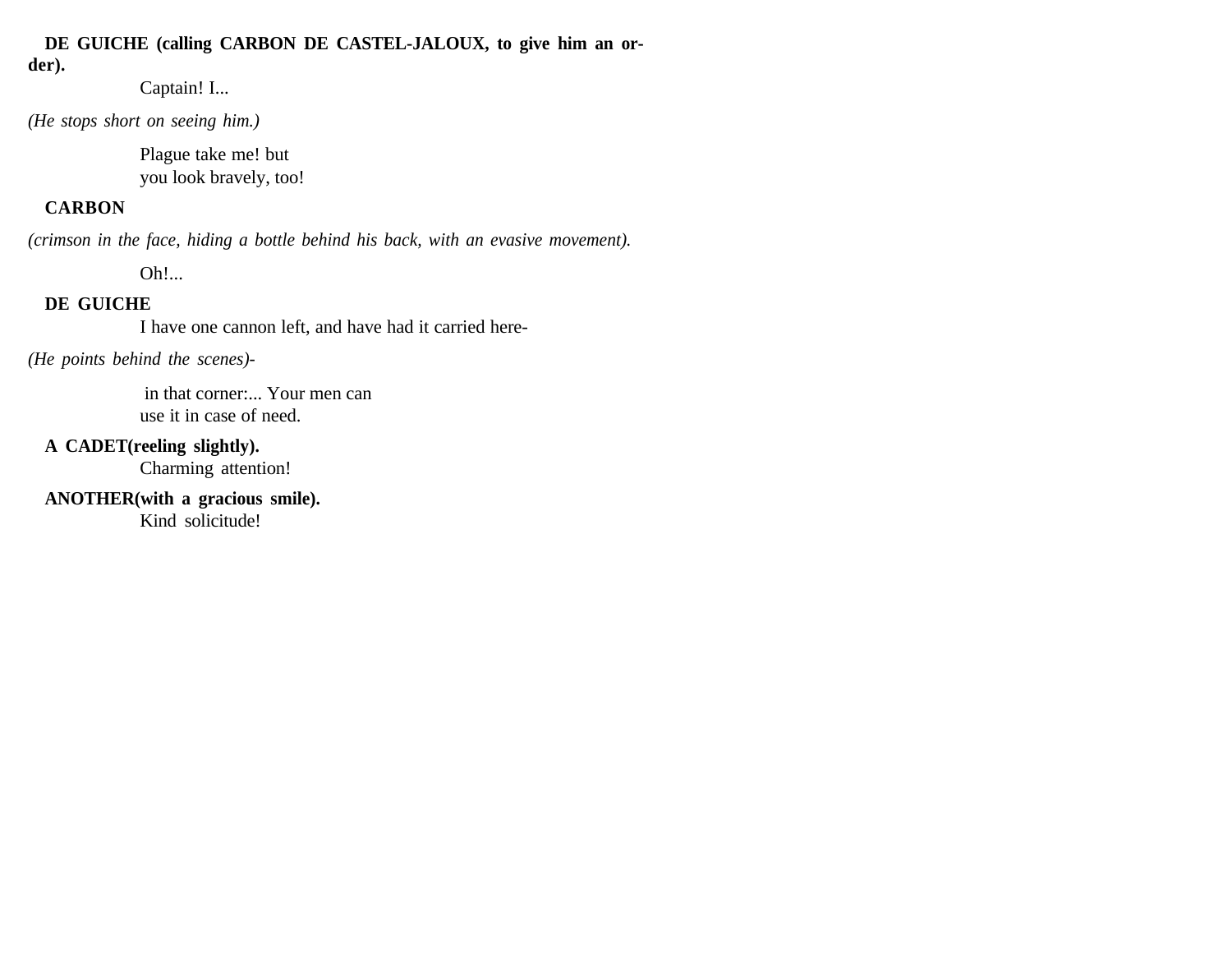**DE GUICHE (calling CARBON DE CASTEL-JALOUX, to give him an order).**

Captain! I...

*(He stops short on seeing him.)*

Plague take me! but
you look bravely, too!

**CARBON**

*(crimson in the face, hiding a bottle behind his back, with an evasive movement).*

Oh!...

**DE GUICHE**

I have one cannon left, and have had it carried here-

*(He points behind the scenes)-*

in that corner:... Your men can
use it in case of need.

**A CADET(reeling slightly).**

Charming attention!

**ANOTHER(with a gracious smile).**

Kind solicitude!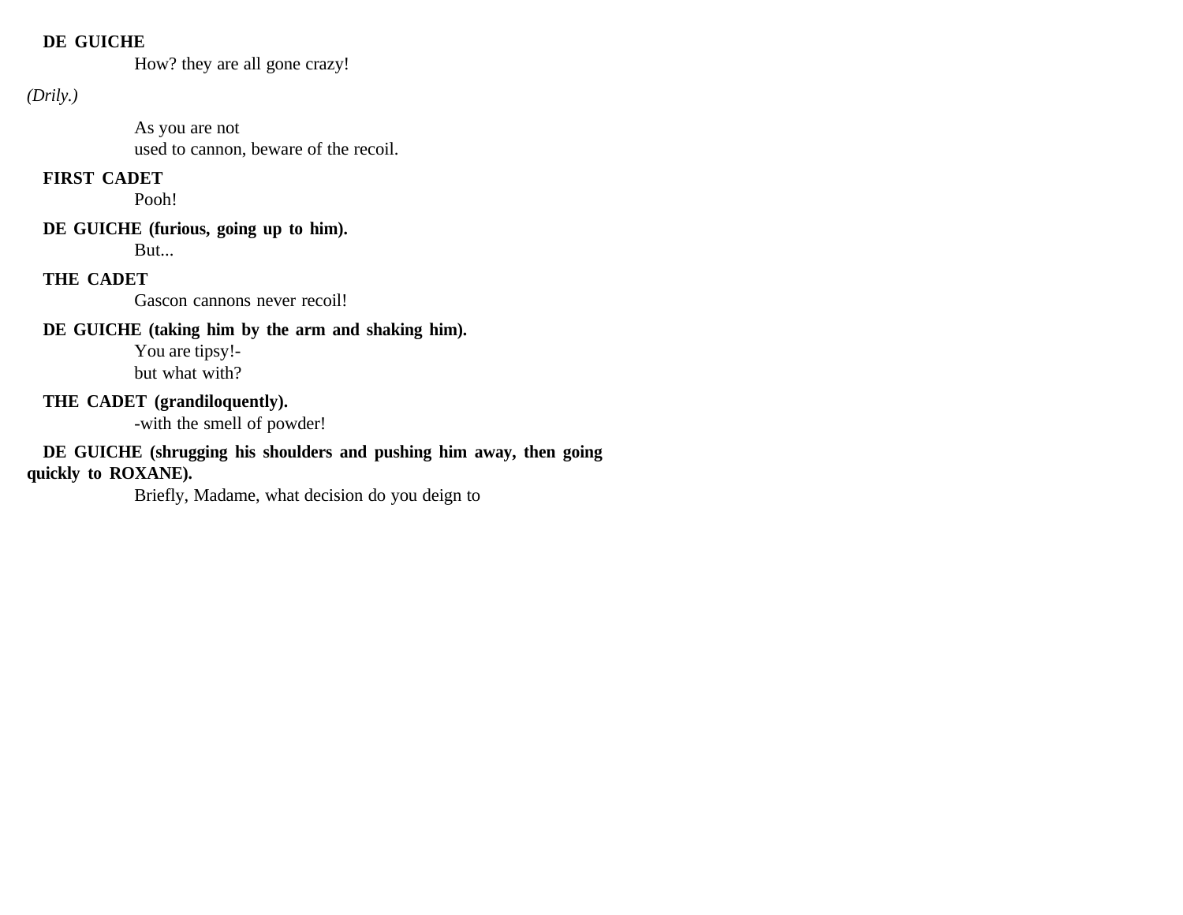**DE GUICHE**

How? they are all gone crazy!

*(Drily.)*

As you are not
used to cannon, beware of the recoil.

**FIRST CADET**

Pooh!

**DE GUICHE (furious, going up to him).**

But...

**THE CADET**

Gascon cannons never recoil!

**DE GUICHE (taking him by the arm and shaking him).**

You are tipsy!-
but what with?

**THE CADET (grandiloquently).**

-with the smell of powder!

**DE GUICHE (shrugging his shoulders and pushing him away, then going quickly to ROXANE).**

Briefly, Madame, what decision do you deign to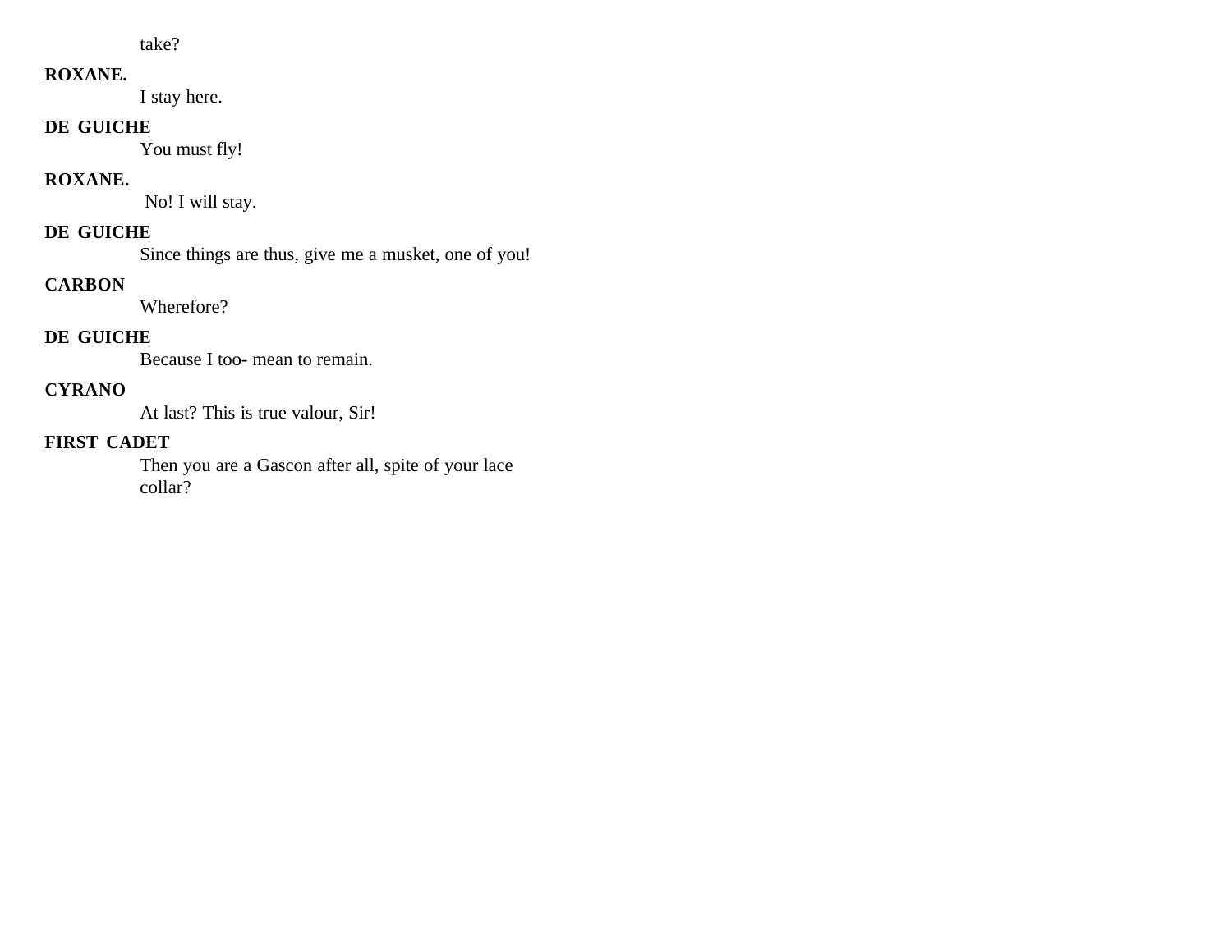take?

**ROXANE.**

I stay here.

**DE GUICHE**

You must fly!

**ROXANE.**

No! I will stay.

**DE GUICHE**

Since things are thus, give me a musket, one of you!

**CARBON**

Wherefore?

**DE GUICHE**

Because I too- mean to remain.

**CYRANO**

At last? This is true valour, Sir!

**FIRST CADET**

Then you are a Gascon after all, spite of your lace collar?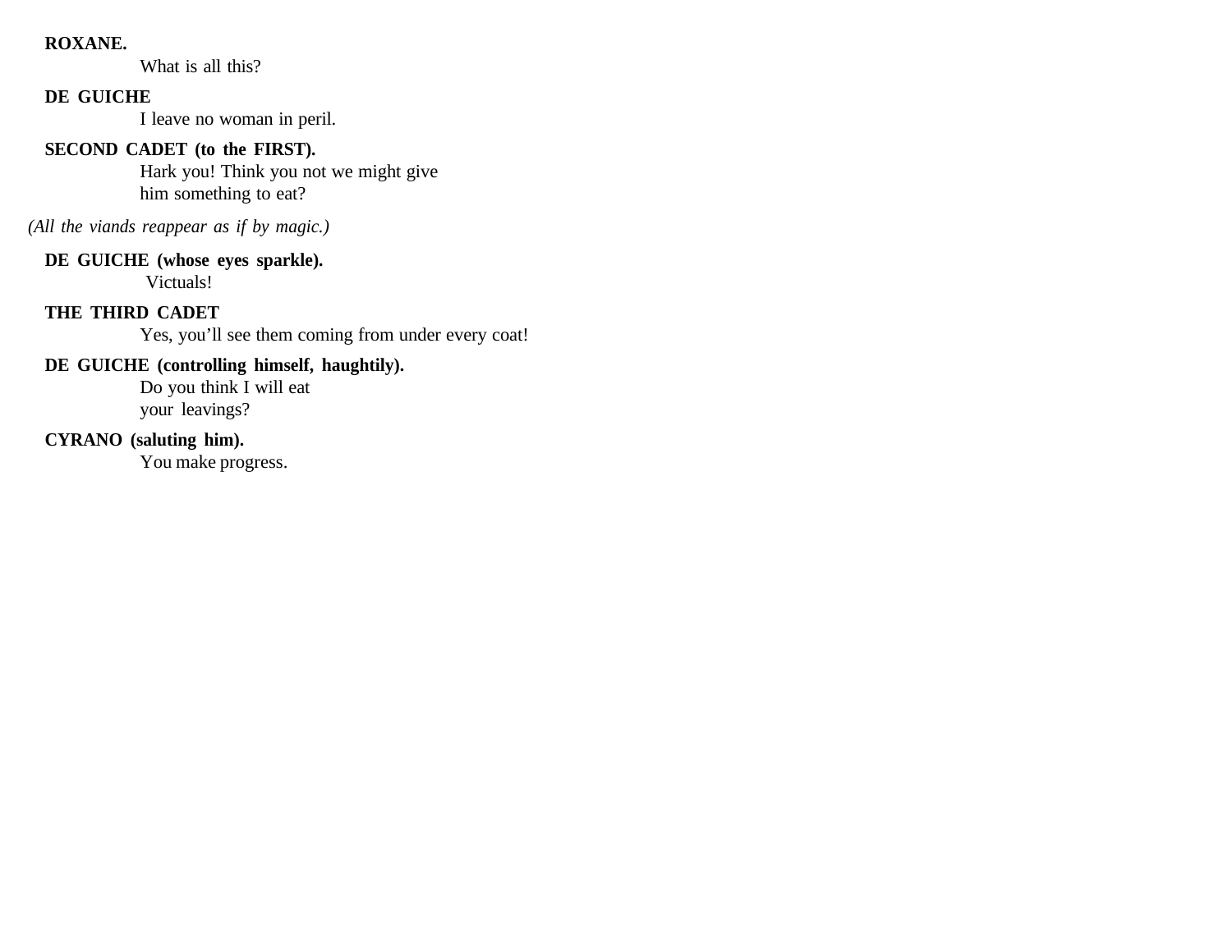**ROXANE.**

What is all this?

**DE GUICHE**

I leave no woman in peril.

**SECOND CADET (to the FIRST).**

Hark you! Think you not we might give
him something to eat?

*(All the viands reappear as if by magic.)*

**DE GUICHE (whose eyes sparkle).**

Victuals!

**THE THIRD CADET**

Yes, you'll see them coming from under every coat!

**DE GUICHE (controlling himself, haughtily).**

Do you think I will eat
your leavings?

**CYRANO (saluting him).**

You make progress.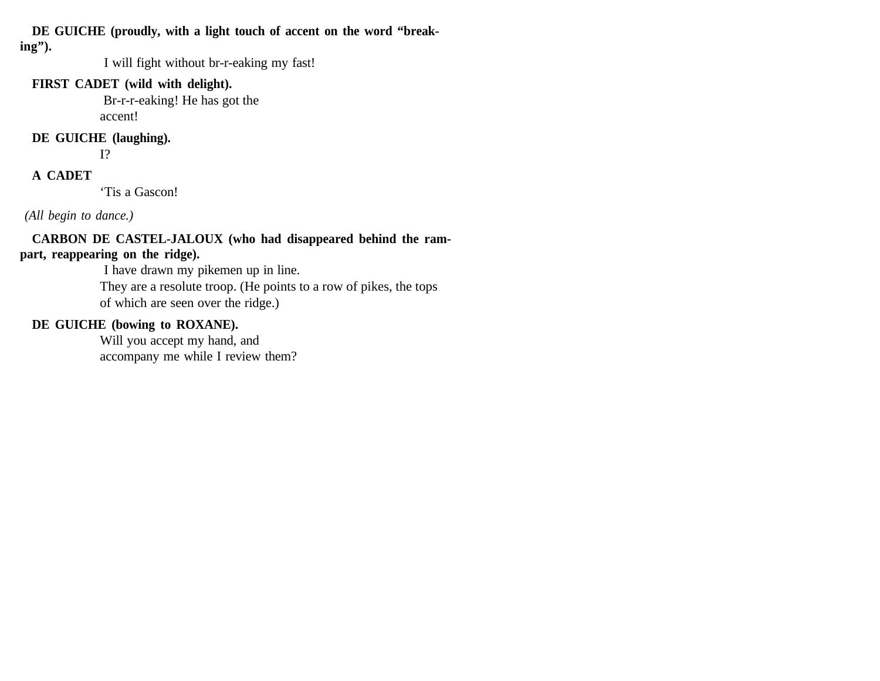**DE GUICHE (proudly, with a light touch of accent on the word "breaking").**

I will fight without br-r-eaking my fast!

**FIRST CADET (wild with delight).**

Br-r-r-eaking! He has got the accent!

**DE GUICHE (laughing).**

I?

**A CADET**

'Tis a Gascon!

*(All begin to dance.)*

**CARBON DE CASTEL-JALOUX (who had disappeared behind the rampart, reappearing on the ridge).**

I have drawn my pikemen up in line.
They are a resolute troop. (He points to a row of pikes, the tops of which are seen over the ridge.)

**DE GUICHE (bowing to ROXANE).**

Will you accept my hand, and accompany me while I review them?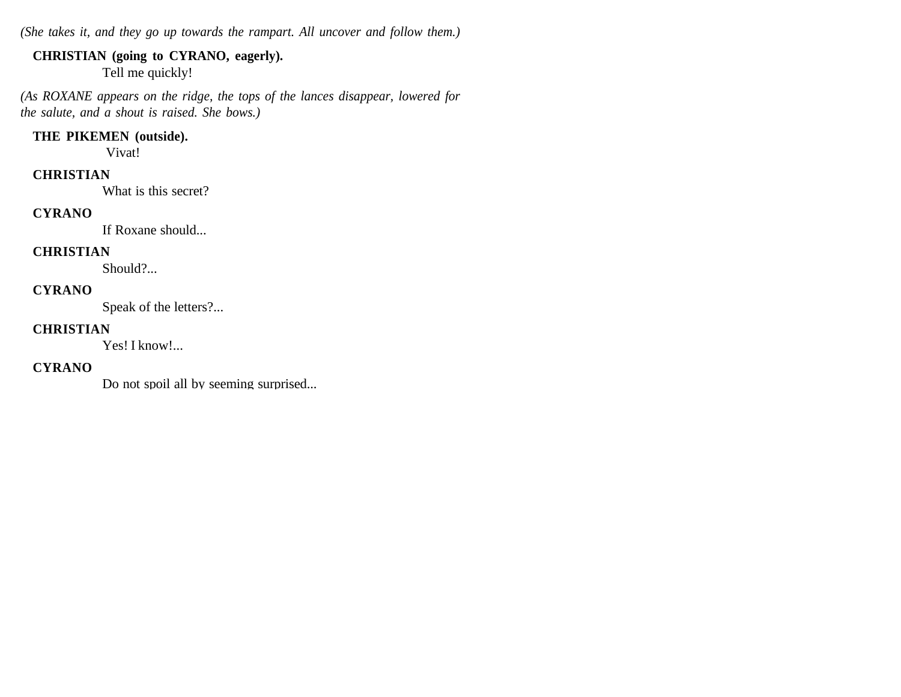*(She takes it, and they go up towards the rampart. All uncover and follow them.)*

**CHRISTIAN (going to CYRANO, eagerly).**
Tell me quickly!

*(As ROXANE appears on the ridge, the tops of the lances disappear, lowered for the salute, and a shout is raised. She bows.)*

**THE PIKEMEN (outside).**
Vivat!

**CHRISTIAN**
What is this secret?

**CYRANO**
If Roxane should...

**CHRISTIAN**
Should?...

**CYRANO**
Speak of the letters?...

**CHRISTIAN**
Yes! I know!...

**CYRANO**
Do not spoil all by seeming surprised...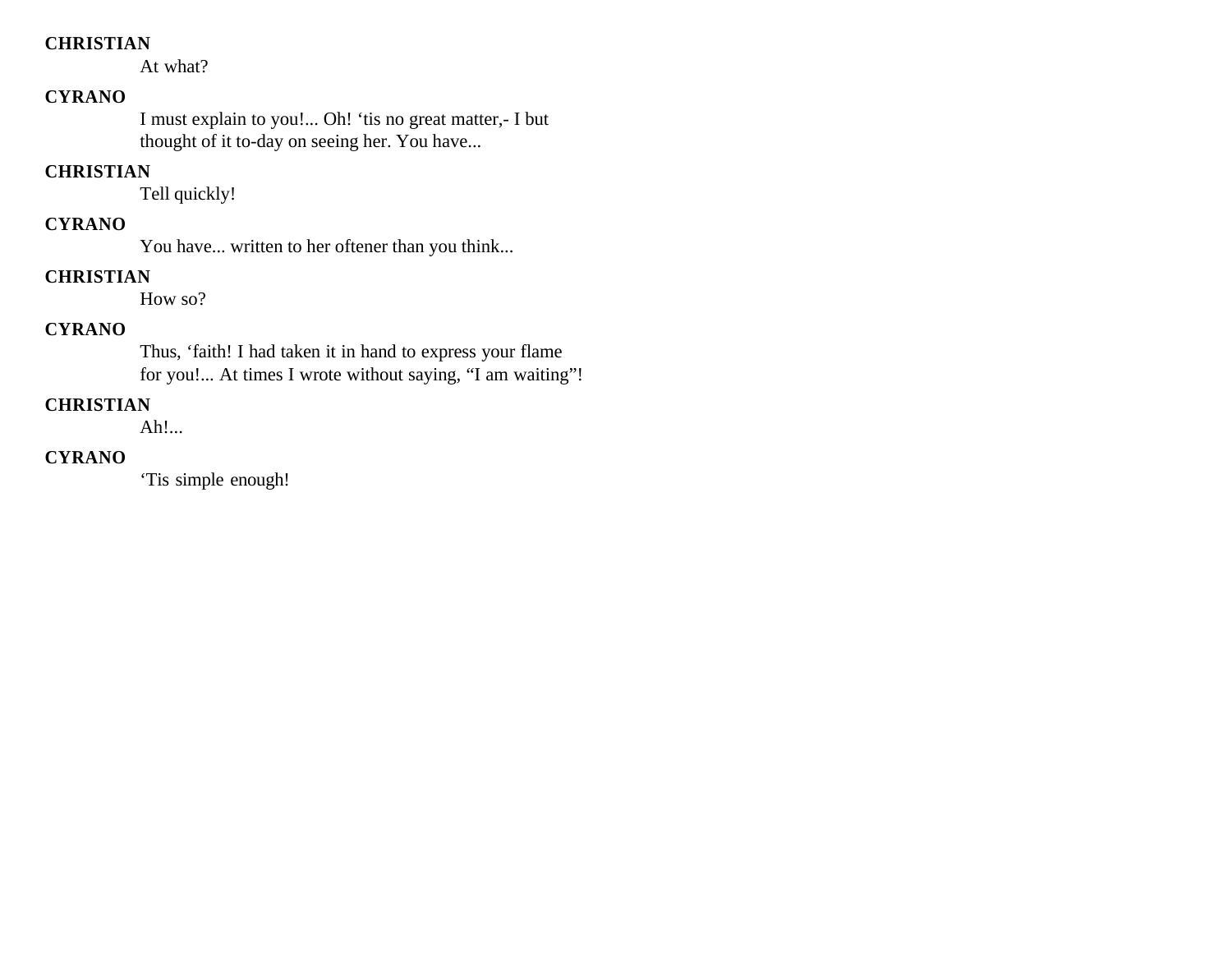**CHRISTIAN**

At what?

**CYRANO**

I must explain to you!... Oh! ‘tis no great matter,- I but thought of it to-day on seeing her. You have...

**CHRISTIAN**

Tell quickly!

**CYRANO**

You have... written to her oftener than you think...

**CHRISTIAN**

How so?

**CYRANO**

Thus, ‘faith! I had taken it in hand to express your flame for you!... At times I wrote without saying, “I am waiting”!

**CHRISTIAN**

Ah!...

**CYRANO**

‘Tis simple enough!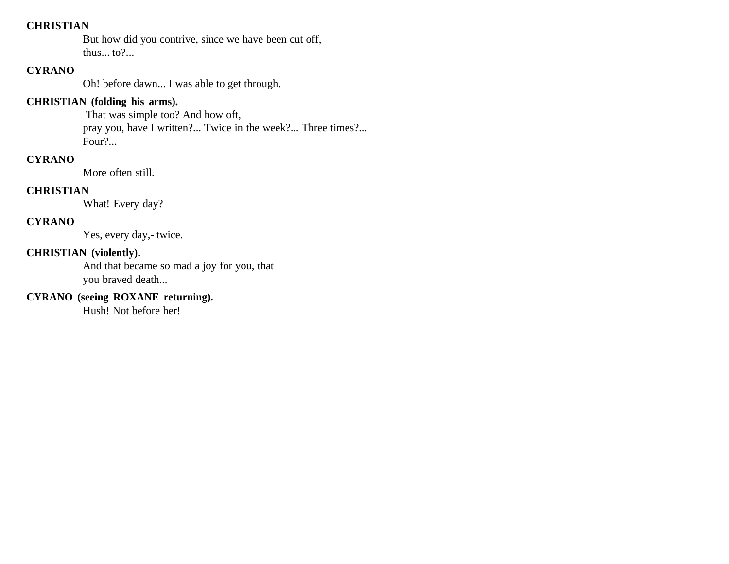**CHRISTIAN**

But how did you contrive, since we have been cut off,
thus... to?...

**CYRANO**

Oh! before dawn... I was able to get through.

**CHRISTIAN (folding his arms).**

That was simple too? And how oft,
pray you, have I written?... Twice in the week?... Three times?...
Four?...

**CYRANO**

More often still.

**CHRISTIAN**

What! Every day?

**CYRANO**

Yes, every day,- twice.

**CHRISTIAN (violently).**

And that became so mad a joy for you, that
you braved death...

**CYRANO (seeing ROXANE returning).**

Hush! Not before her!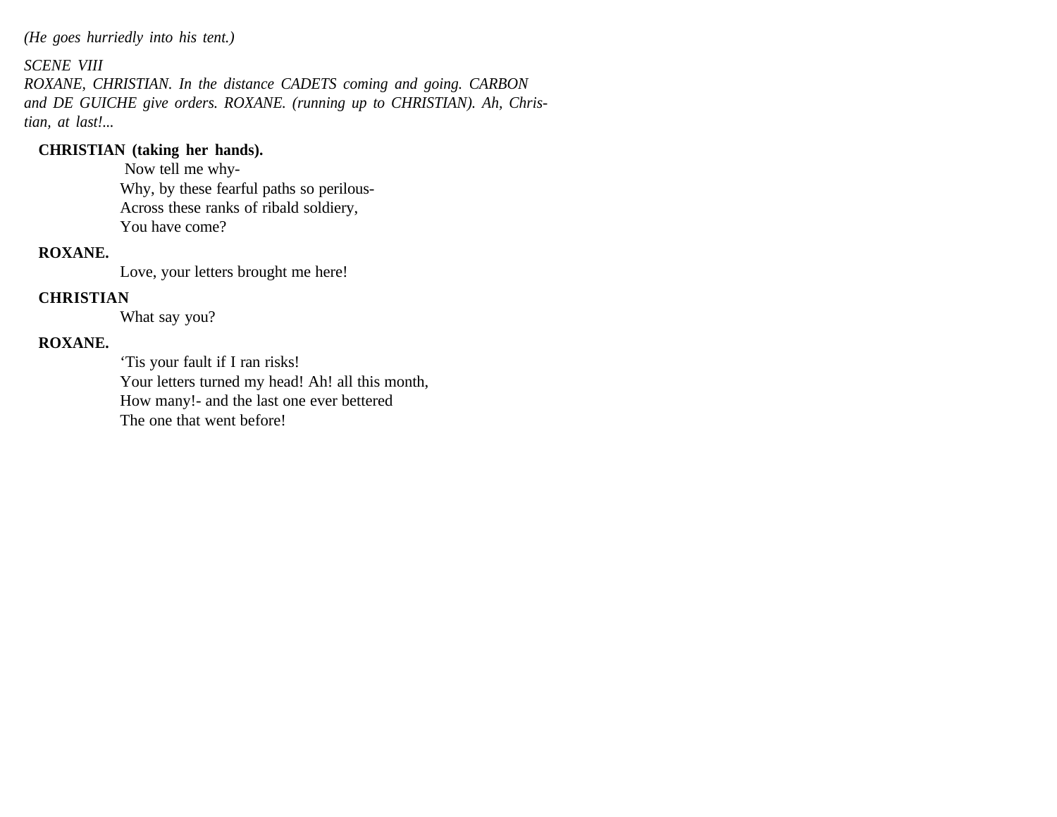*(He goes hurriedly into his tent.)*

*SCENE VIII*
*ROXANE, CHRISTIAN. In the distance CADETS coming and going. CARBON and DE GUICHE give orders. ROXANE. (running up to CHRISTIAN). Ah, Christian, at last!...*

**CHRISTIAN (taking her hands).**
Now tell me why-
Why, by these fearful paths so perilous-
Across these ranks of ribald soldiery,
You have come?

**ROXANE.**
Love, your letters brought me here!

**CHRISTIAN**
What say you?

**ROXANE.**
'Tis your fault if I ran risks!
Your letters turned my head! Ah! all this month,
How many!- and the last one ever bettered
The one that went before!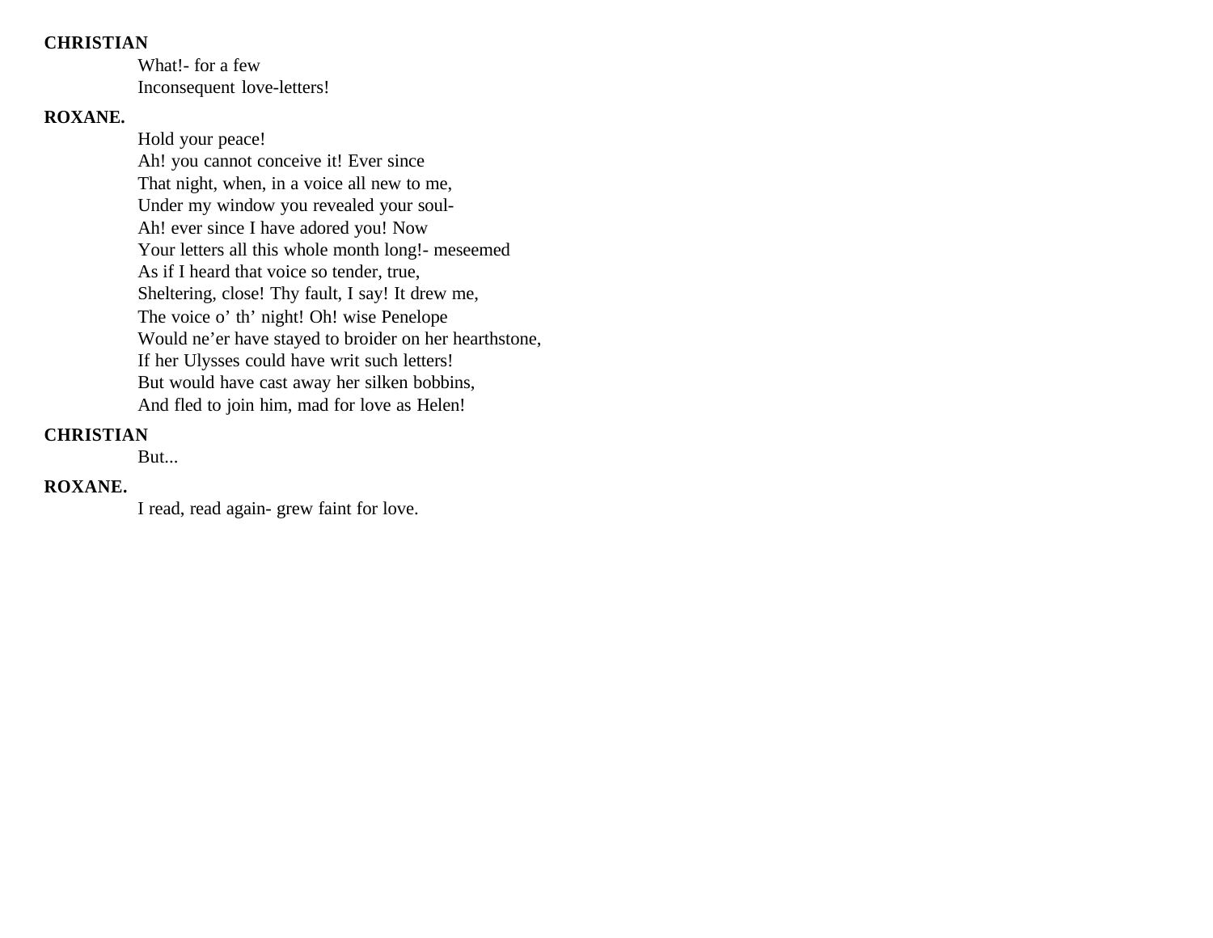**CHRISTIAN**

What!- for a few
Inconsequent love-letters!

**ROXANE.**

Hold your peace!
Ah! you cannot conceive it! Ever since
That night, when, in a voice all new to me,
Under my window you revealed your soul-
Ah! ever since I have adored you! Now
Your letters all this whole month long!- meseemed
As if I heard that voice so tender, true,
Sheltering, close! Thy fault, I say! It drew me,
The voice o' th' night! Oh! wise Penelope
Would ne'er have stayed to broider on her hearthstone,
If her Ulysses could have writ such letters!
But would have cast away her silken bobbins,
And fled to join him, mad for love as Helen!

**CHRISTIAN**

But...

**ROXANE.**

I read, read again- grew faint for love.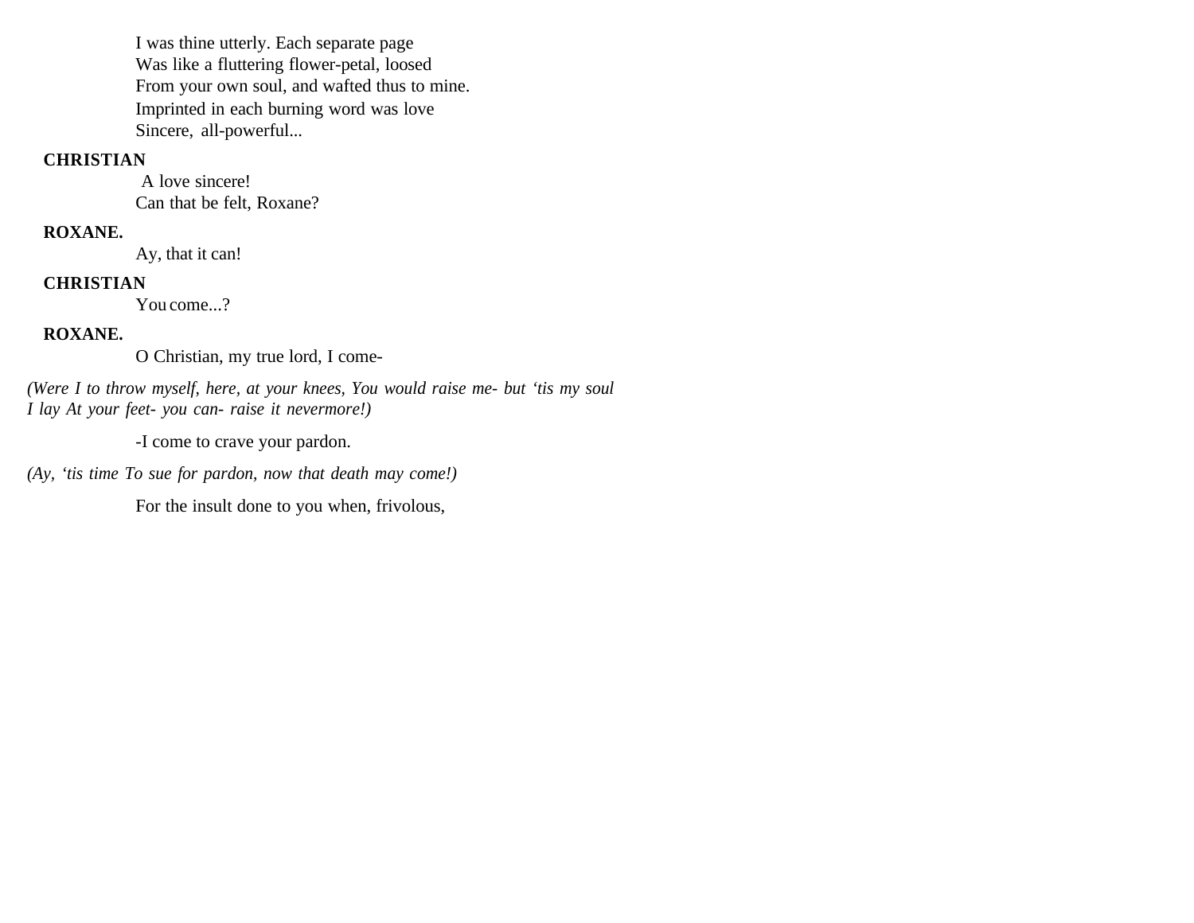I was thine utterly. Each separate page  
Was like a fluttering flower-petal, loosed  
From your own soul, and wafted thus to mine.  
Imprinted in each burning word was love  
Sincere, all-powerful...

**CHRISTIAN**

A love sincere!  
Can that be felt, Roxane?

**ROXANE.**

Ay, that it can!

**CHRISTIAN**

You come...?

**ROXANE.**

O Christian, my true lord, I come-

*(Were I to throw myself, here, at your knees, You would raise me- but 'tis my soul I lay At your feet- you can- raise it nevermore!)*

-I come to crave your pardon.

*(Ay, 'tis time To sue for pardon, now that death may come!)*

For the insult done to you when, frivolous,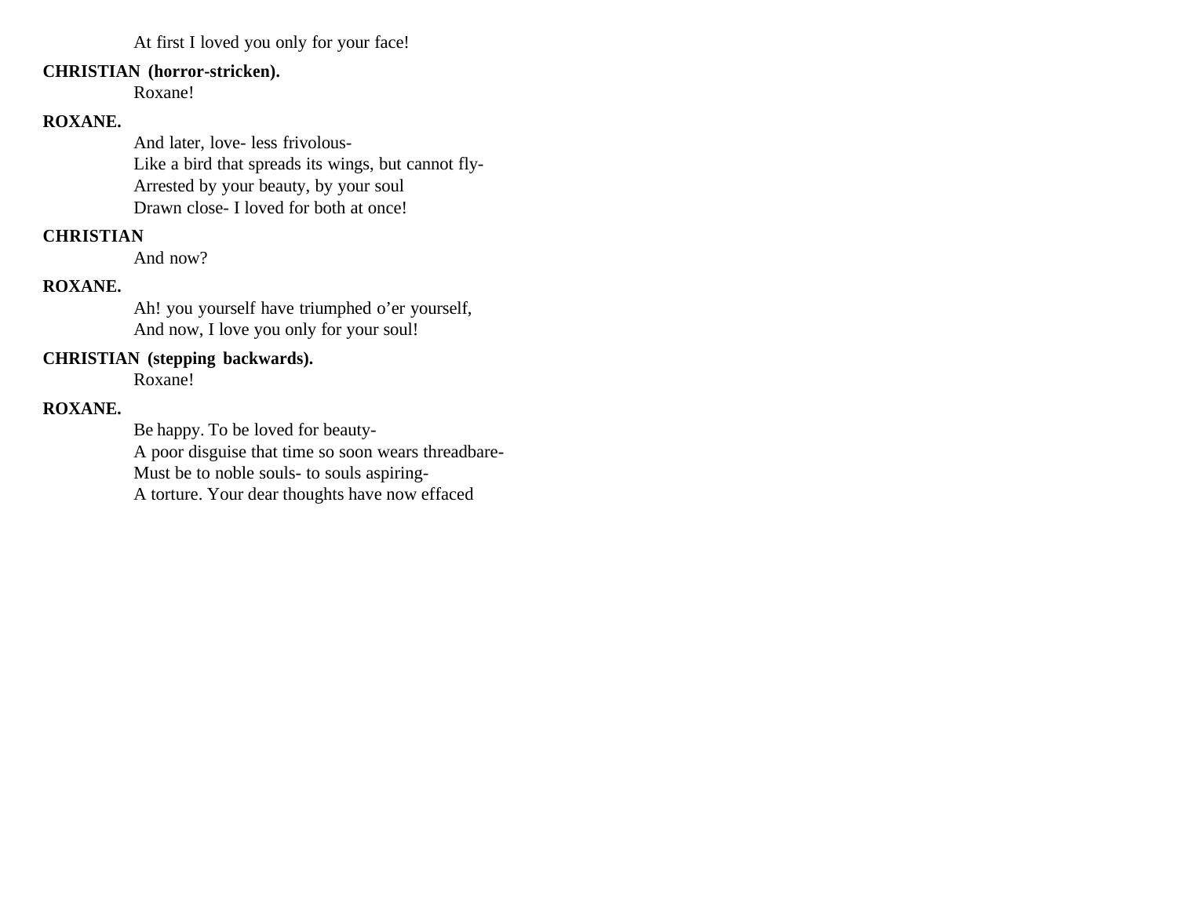At first I loved you only for your face!

**CHRISTIAN (horror-stricken).**

Roxane!

**ROXANE.**

And later, love- less frivolous-
Like a bird that spreads its wings, but cannot fly-
Arrested by your beauty, by your soul
Drawn close- I loved for both at once!

**CHRISTIAN**

And now?

**ROXANE.**

Ah! you yourself have triumphed o'er yourself,
And now, I love you only for your soul!

**CHRISTIAN (stepping backwards).**

Roxane!

**ROXANE.**

Be happy. To be loved for beauty-
A poor disguise that time so soon wears threadbare-
Must be to noble souls- to souls aspiring-
A torture. Your dear thoughts have now effaced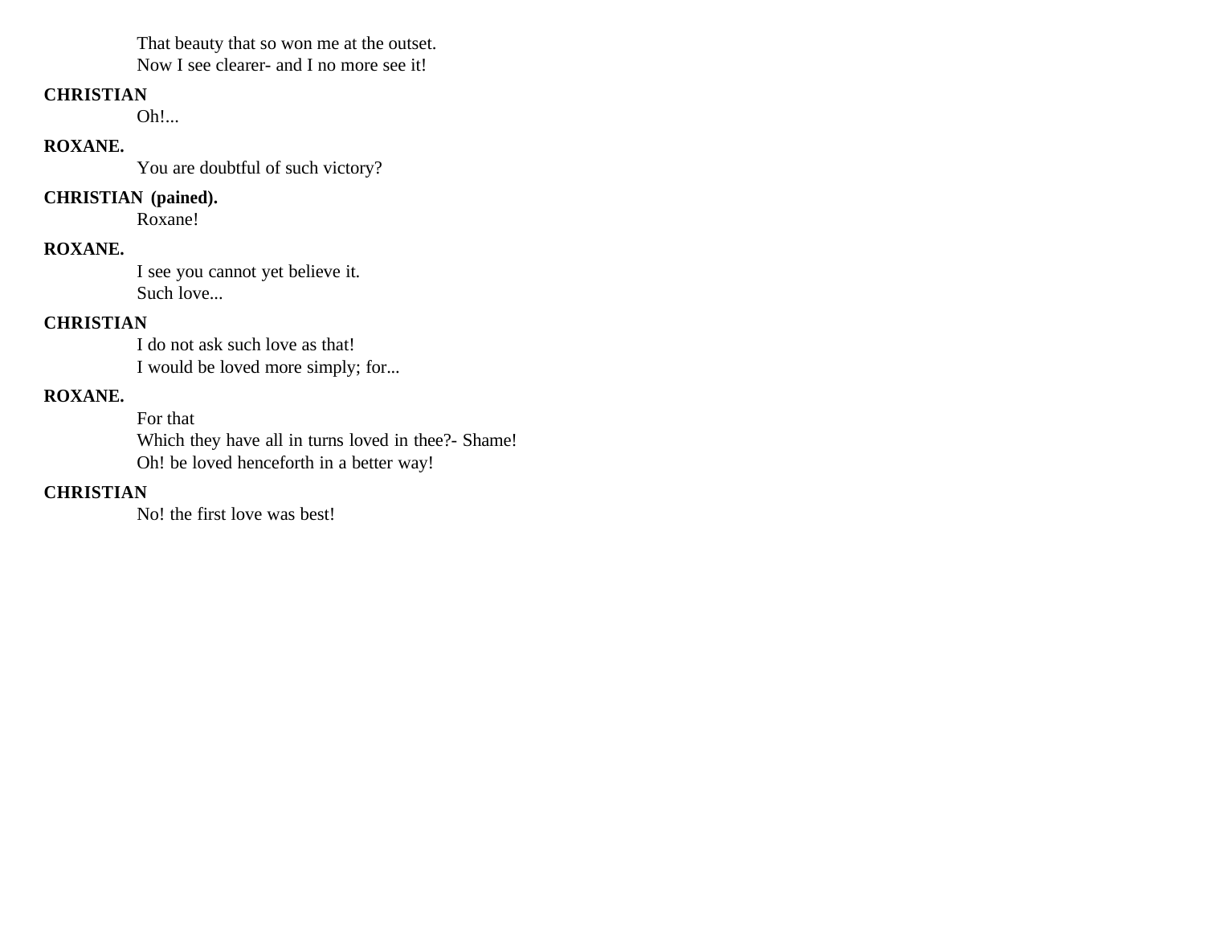That beauty that so won me at the outset.
Now I see clearer- and I no more see it!

**CHRISTIAN**

Oh!...

**ROXANE.**

You are doubtful of such victory?

**CHRISTIAN (pained).**

Roxane!

**ROXANE.**

I see you cannot yet believe it.
Such love...

**CHRISTIAN**

I do not ask such love as that!
I would be loved more simply; for...

**ROXANE.**

For that
Which they have all in turns loved in thee?- Shame!
Oh! be loved henceforth in a better way!

**CHRISTIAN**

No! the first love was best!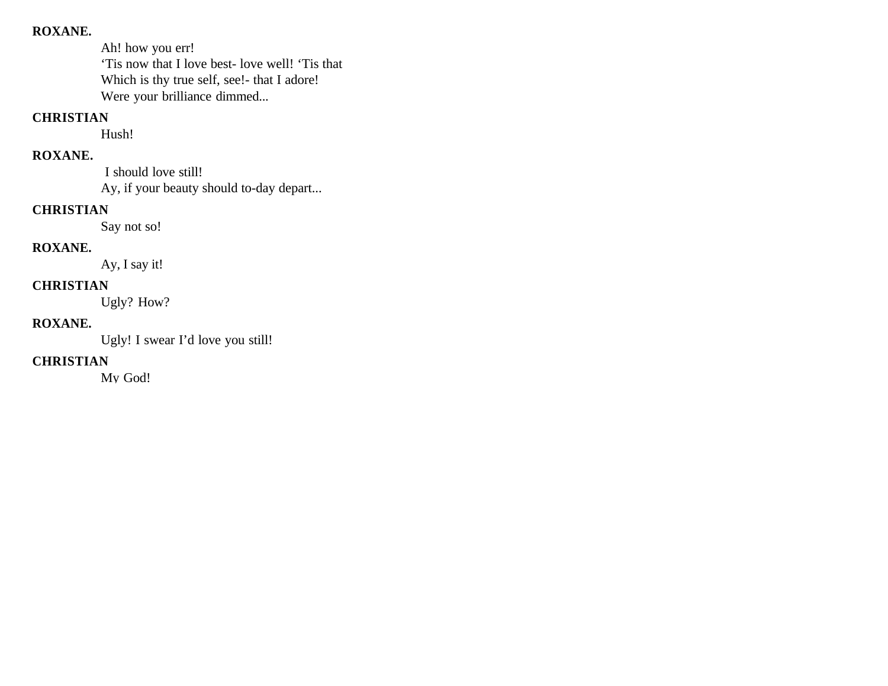**ROXANE.**

Ah! how you err!
‘Tis now that I love best- love well! ‘Tis that
Which is thy true self, see!- that I adore!
Were your brilliance dimmed...

**CHRISTIAN**

Hush!

**ROXANE.**

I should love still!
Ay, if your beauty should to-day depart...

**CHRISTIAN**

Say not so!

**ROXANE.**

Ay, I say it!

**CHRISTIAN**

Ugly? How?

**ROXANE.**

Ugly! I swear I’d love you still!

**CHRISTIAN**

My God!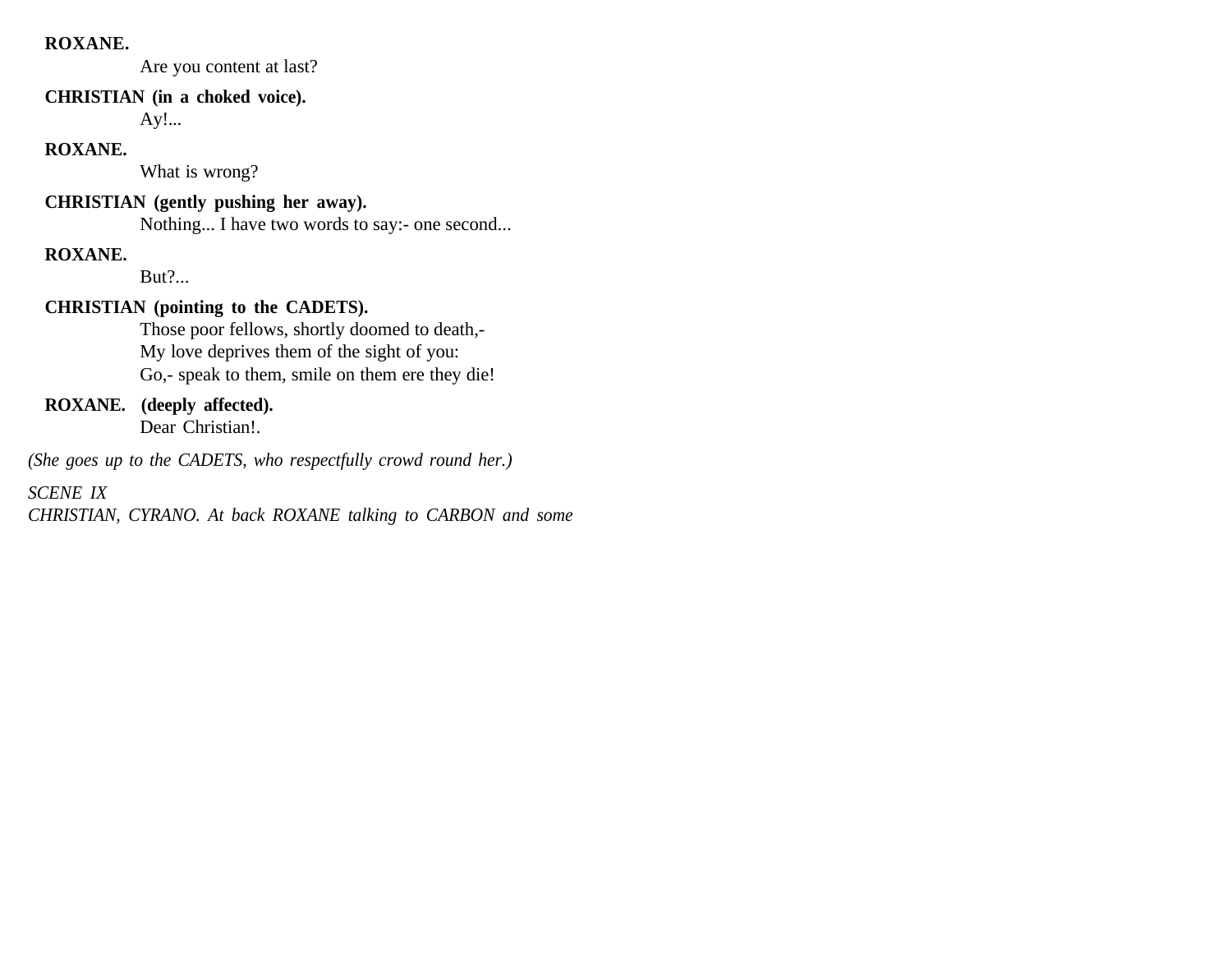**ROXANE.**

Are you content at last?

**CHRISTIAN (in a choked voice).**

Ay!...

**ROXANE.**

What is wrong?

**CHRISTIAN (gently pushing her away).**

Nothing... I have two words to say:- one second...

**ROXANE.**

But?...

**CHRISTIAN (pointing to the CADETS).**

Those poor fellows, shortly doomed to death,-
My love deprives them of the sight of you:
Go,- speak to them, smile on them ere they die!

**ROXANE. (deeply affected).**

Dear Christian!.

*(She goes up to the CADETS, who respectfully crowd round her.)*

*SCENE IX*
*CHRISTIAN, CYRANO. At back ROXANE talking to CARBON and some*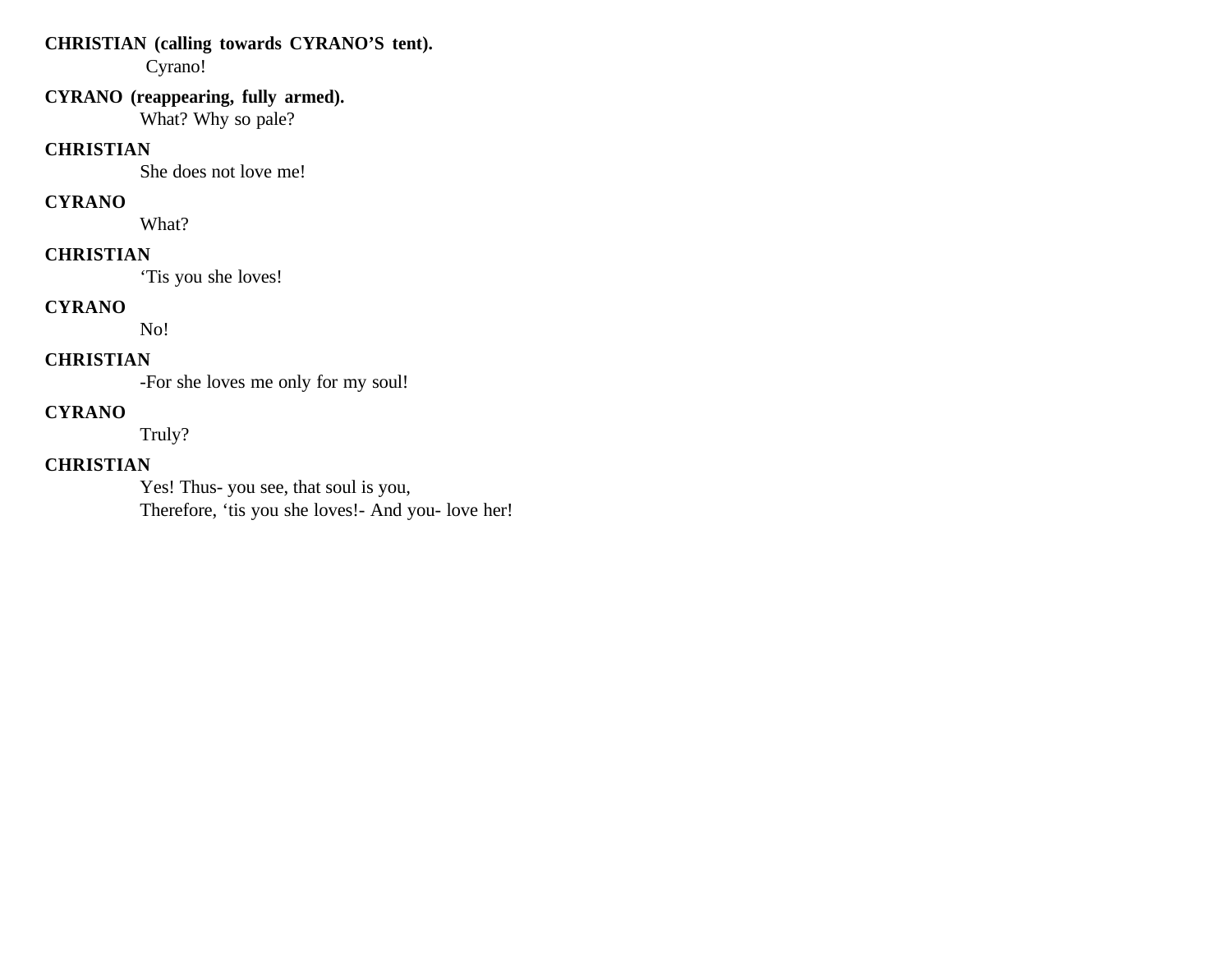**CHRISTIAN (calling towards CYRANO'S tent).**
Cyrano!

**CYRANO (reappearing, fully armed).**
What? Why so pale?

**CHRISTIAN**
She does not love me!

**CYRANO**
What?

**CHRISTIAN**
'Tis you she loves!

**CYRANO**
No!

**CHRISTIAN**
-For she loves me only for my soul!

**CYRANO**
Truly?

**CHRISTIAN**
Yes! Thus- you see, that soul is you,
Therefore, 'tis you she loves!- And you- love her!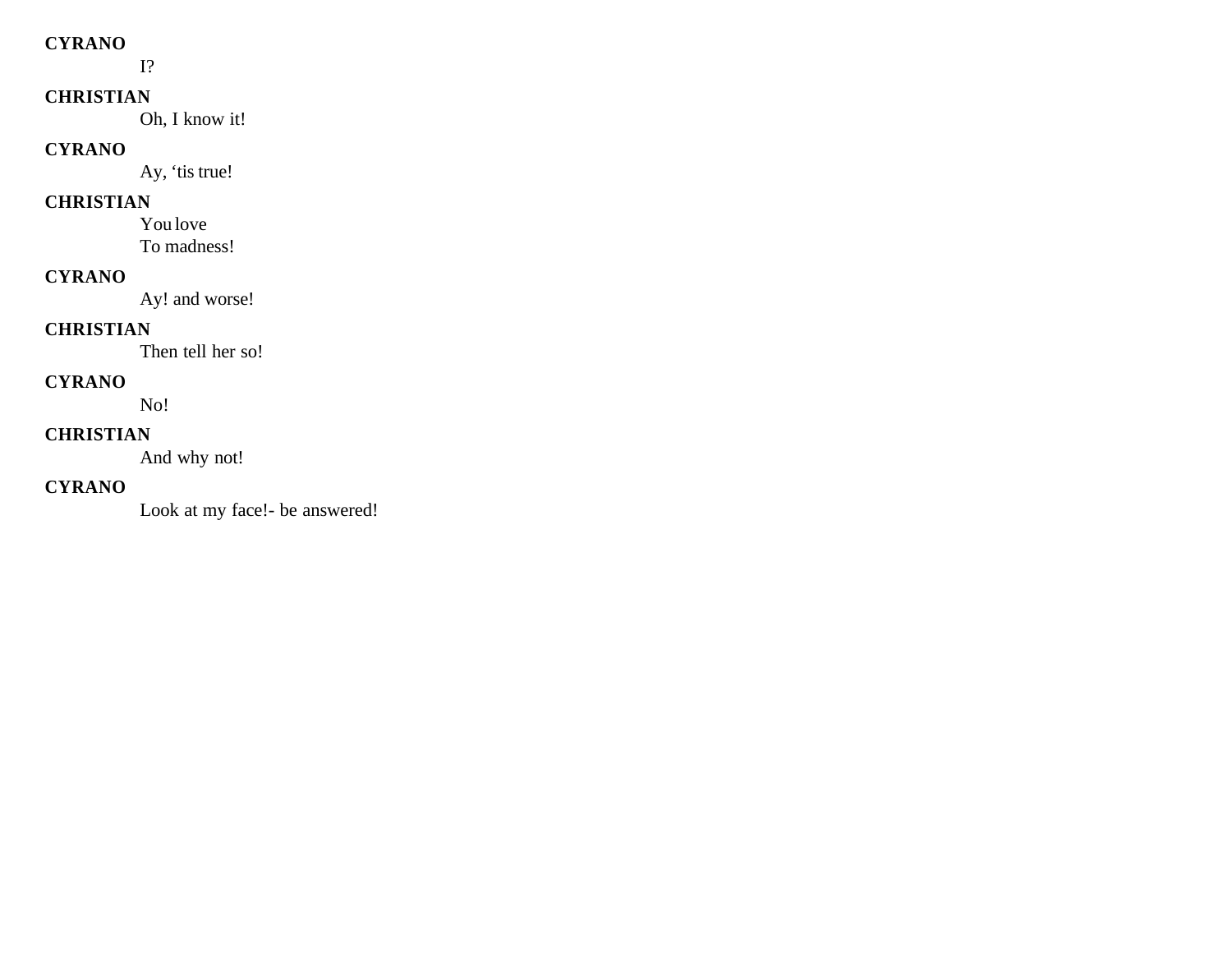**CYRANO**

I?

**CHRISTIAN**

Oh, I know it!

**CYRANO**

Ay, ‘tis true!

**CHRISTIAN**

You love
To madness!

**CYRANO**

Ay! and worse!

**CHRISTIAN**

Then tell her so!

**CYRANO**

No!

**CHRISTIAN**

And why not!

**CYRANO**

Look at my face!- be answered!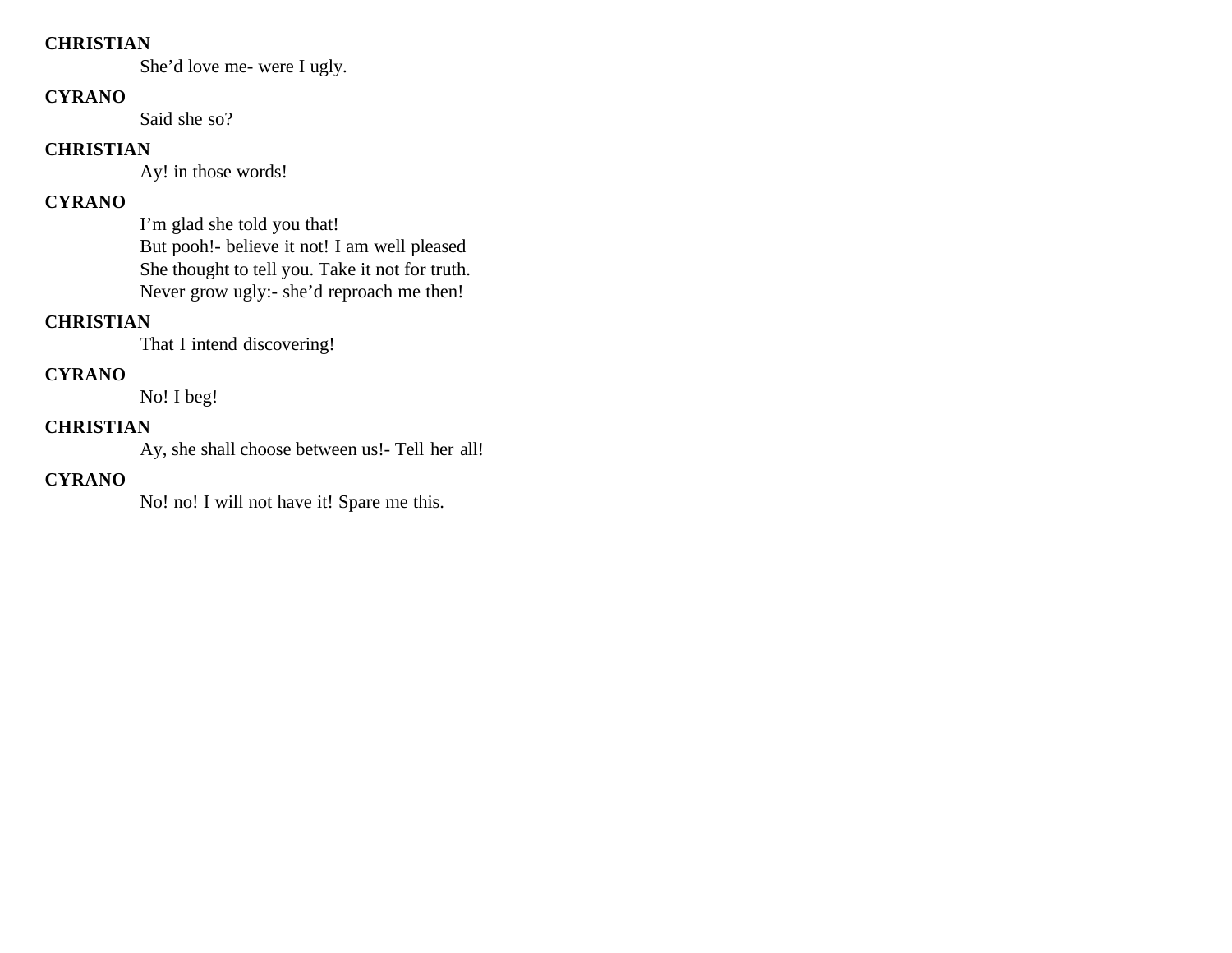**CHRISTIAN**

She'd love me- were I ugly.

**CYRANO**

Said she so?

**CHRISTIAN**

Ay! in those words!

**CYRANO**

I'm glad she told you that!
But pooh!- believe it not! I am well pleased
She thought to tell you. Take it not for truth.
Never grow ugly:- she'd reproach me then!

**CHRISTIAN**

That I intend discovering!

**CYRANO**

No! I beg!

**CHRISTIAN**

Ay, she shall choose between us!- Tell her all!

**CYRANO**

No! no! I will not have it! Spare me this.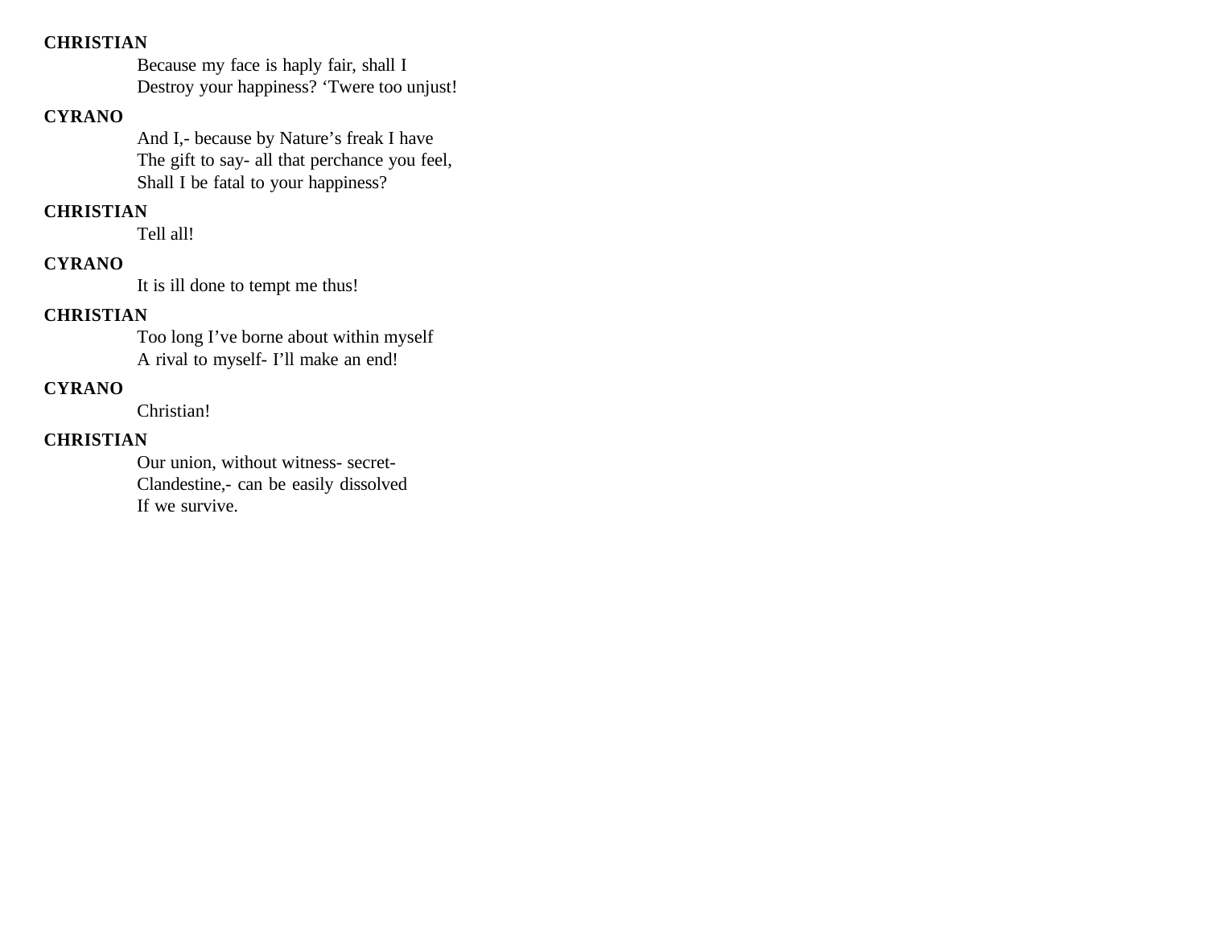**CHRISTIAN**

Because my face is haply fair, shall I
Destroy your happiness? ‘Twere too unjust!

**CYRANO**

And I,- because by Nature’s freak I have
The gift to say- all that perchance you feel,
Shall I be fatal to your happiness?

**CHRISTIAN**

Tell all!

**CYRANO**

It is ill done to tempt me thus!

**CHRISTIAN**

Too long I’ve borne about within myself
A rival to myself- I’ll make an end!

**CYRANO**

Christian!

**CHRISTIAN**

Our union, without witness- secret-
Clandestine,- can be easily dissolved
If we survive.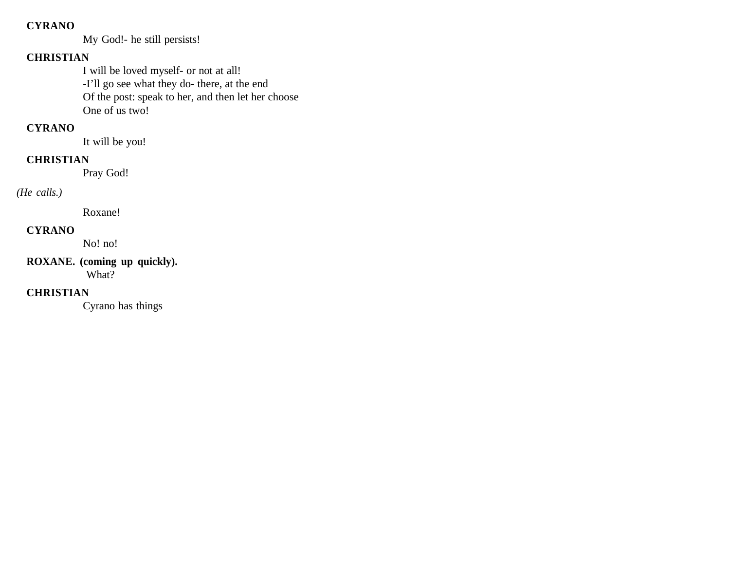**CYRANO**

My God!- he still persists!

**CHRISTIAN**

I will be loved myself- or not at all!
-I'll go see what they do- there, at the end
Of the post: speak to her, and then let her choose
One of us two!

**CYRANO**

It will be you!

**CHRISTIAN**

Pray God!

*(He calls.)*

Roxane!

**CYRANO**

No! no!

**ROXANE. (coming up quickly).**

What?

**CHRISTIAN**

Cyrano has things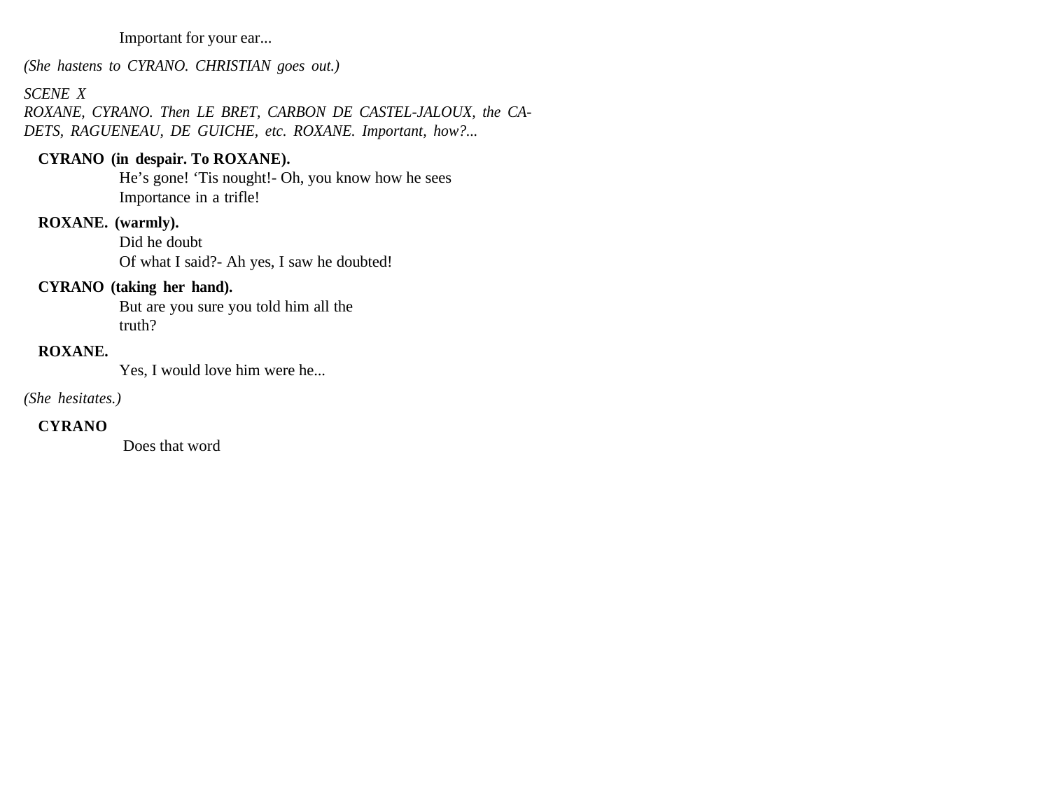Important for your ear...

*(She hastens to CYRANO. CHRISTIAN goes out.)*

*SCENE X*
*ROXANE, CYRANO. Then LE BRET, CARBON DE CASTEL-JALOUX, the CADETS, RAGUENEAU, DE GUICHE, etc. ROXANE. Important, how?...*

**CYRANO (in despair. To ROXANE).**
He's gone! 'Tis nought!- Oh, you know how he sees
Importance in a trifle!

**ROXANE. (warmly).**
Did he doubt
Of what I said?- Ah yes, I saw he doubted!

**CYRANO (taking her hand).**
But are you sure you told him all the
truth?

**ROXANE.**
Yes, I would love him were he...

*(She hesitates.)*

**CYRANO**
Does that word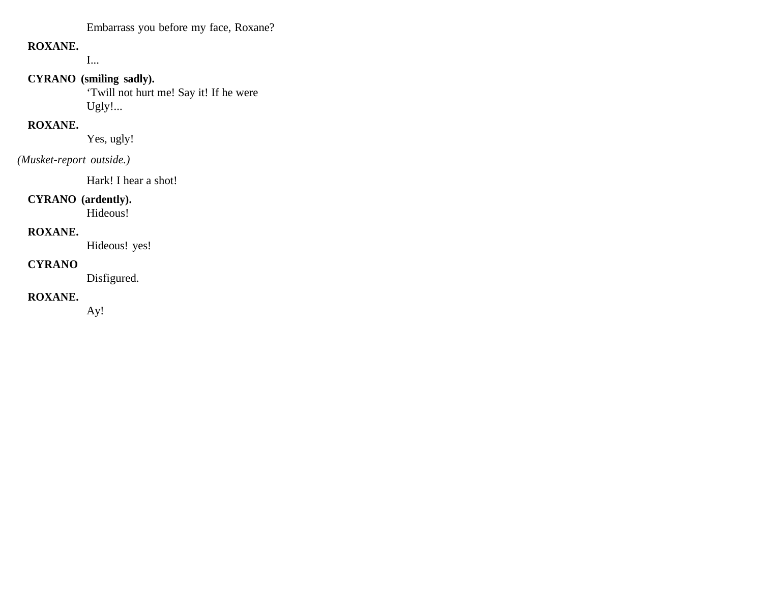Embarrass you before my face, Roxane?

**ROXANE.**

I...

**CYRANO (smiling sadly).**

‘Twill not hurt me! Say it! If he were
Ugly!...

**ROXANE.**

Yes, ugly!

*(Musket-report outside.)*

Hark! I hear a shot!

**CYRANO (ardently).**

Hideous!

**ROXANE.**

Hideous! yes!

**CYRANO**

Disfigured.

**ROXANE.**

Ay!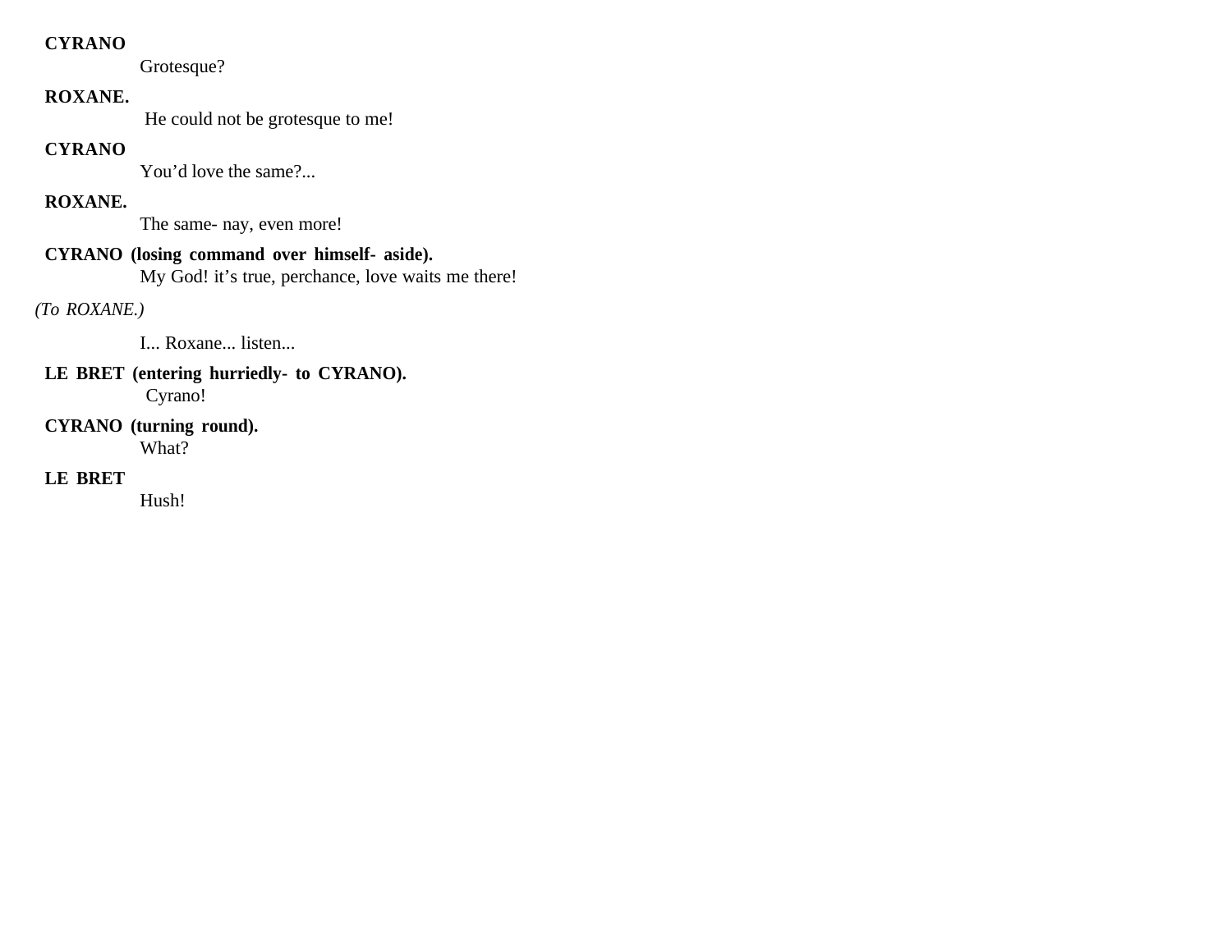**CYRANO**

Grotesque?

**ROXANE.**

He could not be grotesque to me!

**CYRANO**

You’d love the same?...

**ROXANE.**

The same- nay, even more!

**CYRANO (losing command over himself- aside).**

My God! it’s true, perchance, love waits me there!

*(To ROXANE.)*

I... Roxane... listen...

**LE BRET (entering hurriedly- to CYRANO).**

Cyrano!

**CYRANO (turning round).**

What?

**LE BRET**

Hush!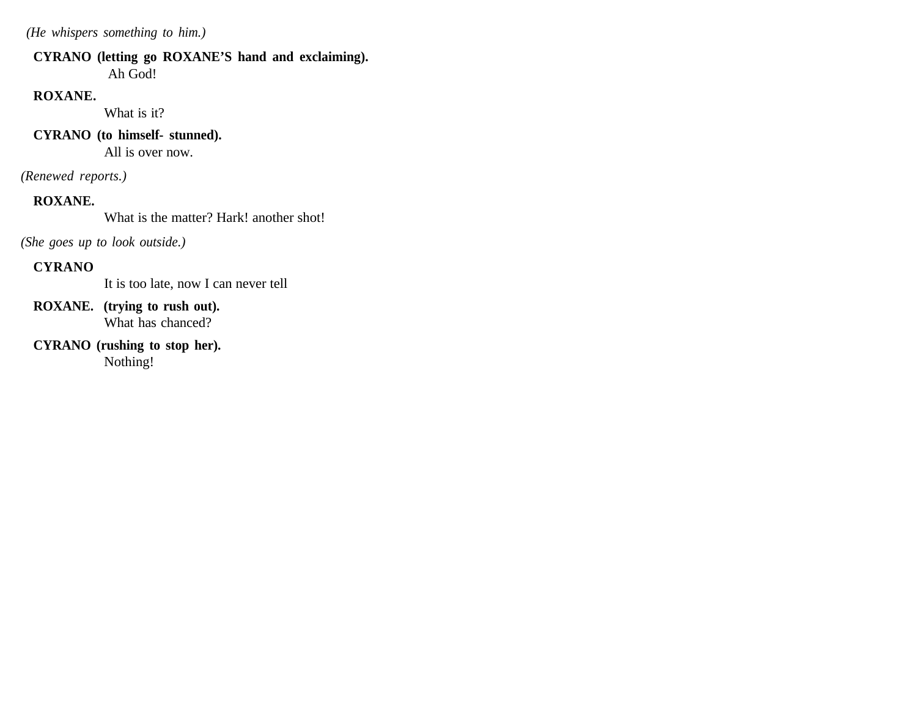*(He whispers something to him.)*

**CYRANO (letting go ROXANE'S hand and exclaiming).**
Ah God!

**ROXANE.**
What is it?

**CYRANO (to himself- stunned).**
All is over now.

*(Renewed reports.)*

**ROXANE.**
What is the matter? Hark! another shot!

*(She goes up to look outside.)*

**CYRANO**
It is too late, now I can never tell

**ROXANE. (trying to rush out).**
What has chanced?

**CYRANO (rushing to stop her).**
Nothing!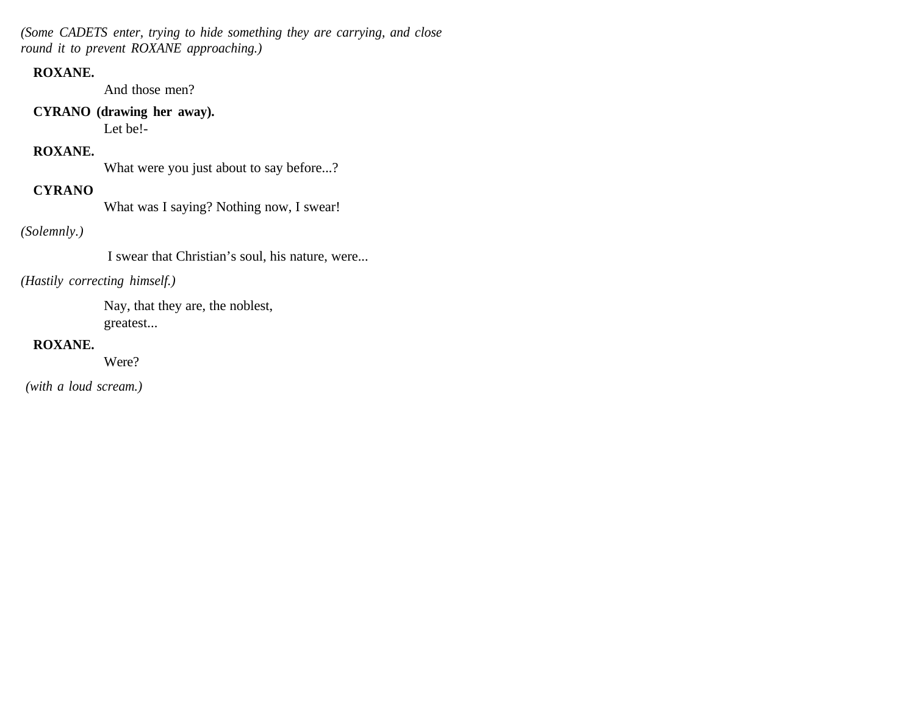*(Some CADETS enter, trying to hide something they are carrying, and close round it to prevent ROXANE approaching.)*

**ROXANE.**

And those men?

**CYRANO (drawing her away).**

Let be!-

**ROXANE.**

What were you just about to say before...?

**CYRANO**

What was I saying? Nothing now, I swear!

*(Solemnly.)*

I swear that Christian’s soul, his nature, were...

*(Hastily correcting himself.)*

Nay, that they are, the noblest,
greatest...

**ROXANE.**

Were?

*(with a loud scream.)*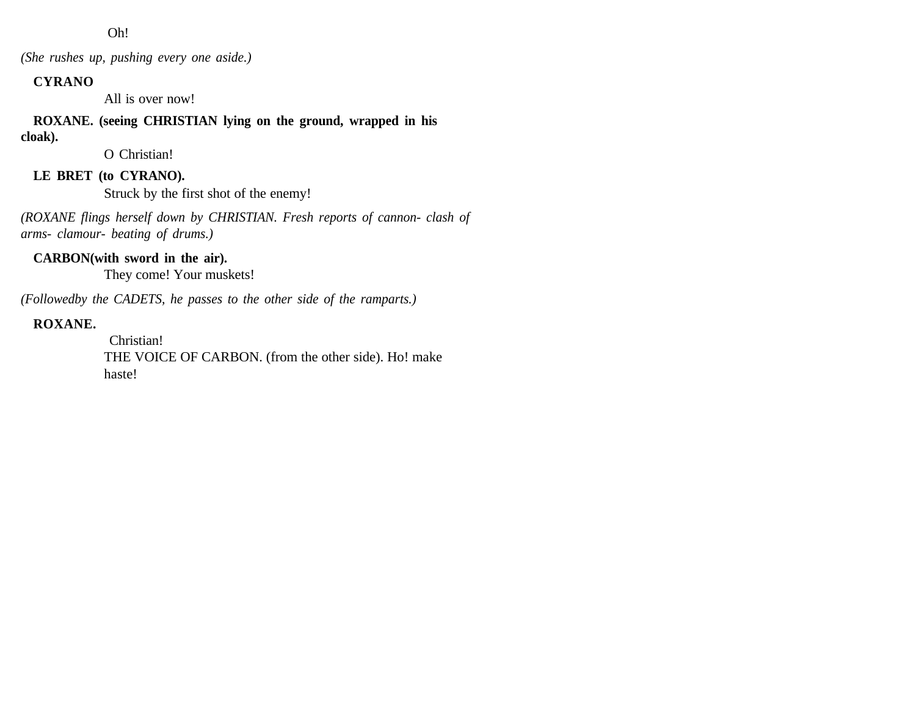Oh!

*(She rushes up, pushing every one aside.)*

**CYRANO**

All is over now!

**ROXANE. (seeing CHRISTIAN lying on the ground, wrapped in his cloak).**

O Christian!

**LE BRET (to CYRANO).**

Struck by the first shot of the enemy!

*(ROXANE flings herself down by CHRISTIAN. Fresh reports of cannon- clash of arms- clamour- beating of drums.)*

**CARBON(with sword in the air).**

They come! Your muskets!

*(Followedby the CADETS, he passes to the other side of the ramparts.)*

**ROXANE.**

Christian!

THE VOICE OF CARBON. (from the other side). Ho! make haste!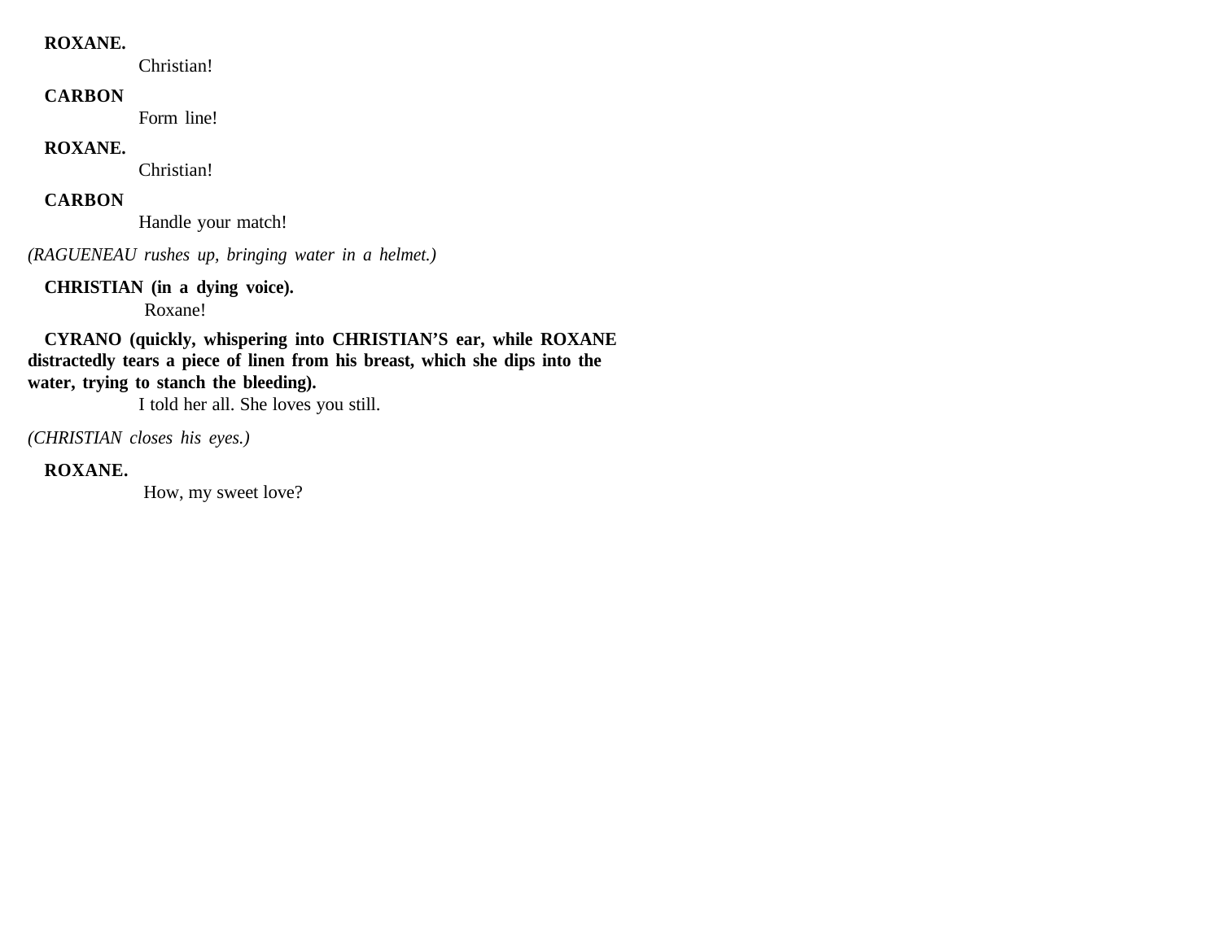**ROXANE.**

Christian!

**CARBON**

Form line!

**ROXANE.**

Christian!

**CARBON**

Handle your match!

*(RAGUENEAU rushes up, bringing water in a helmet.)*

**CHRISTIAN (in a dying voice).**

Roxane!

**CYRANO (quickly, whispering into CHRISTIAN'S ear, while ROXANE distractedly tears a piece of linen from his breast, which she dips into the water, trying to stanch the bleeding).**

I told her all. She loves you still.

*(CHRISTIAN closes his eyes.)*

**ROXANE.**

How, my sweet love?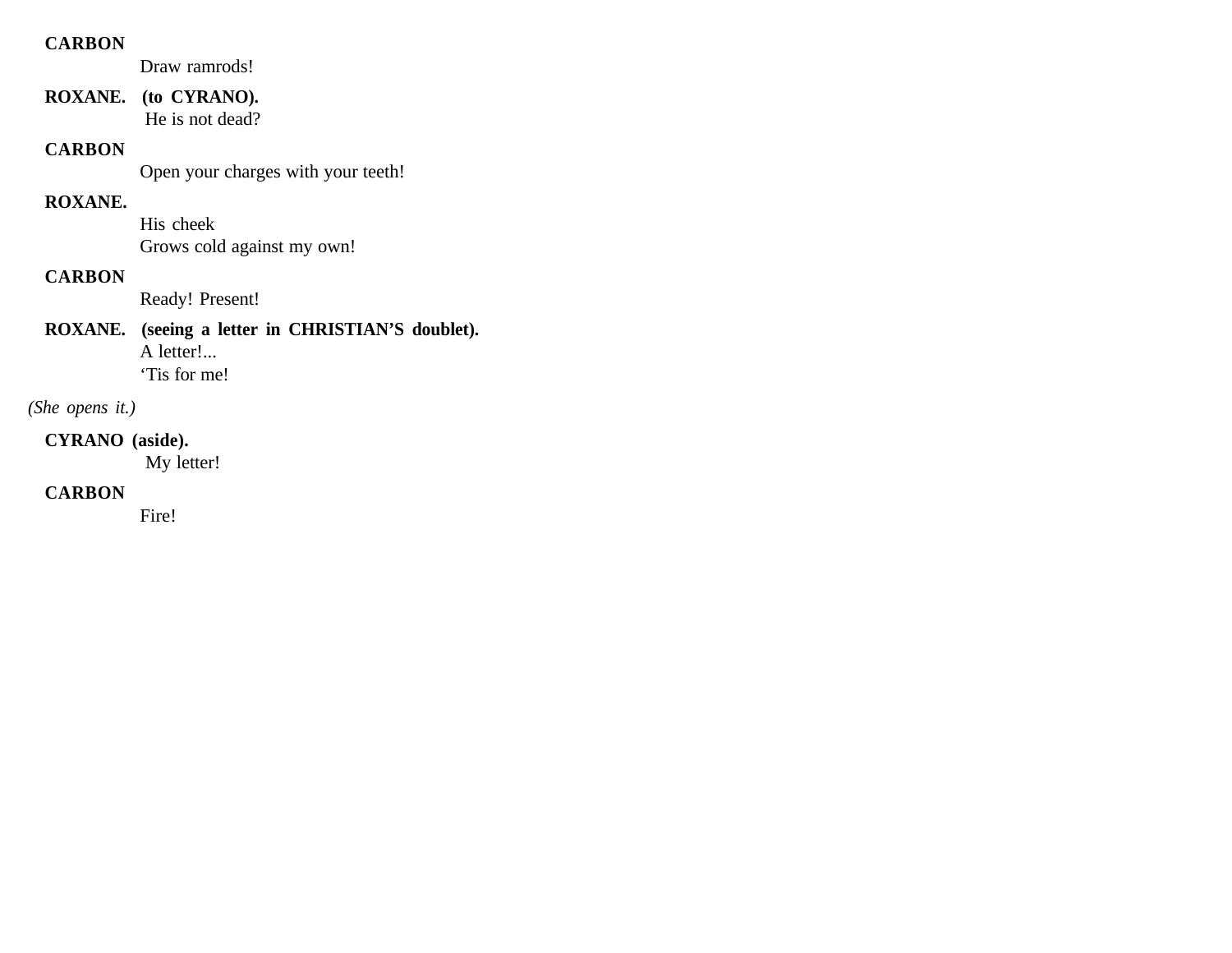**CARBON**

Draw ramrods!

**ROXANE. (to CYRANO).**

He is not dead?

**CARBON**

Open your charges with your teeth!

**ROXANE.**

His cheek
Grows cold against my own!

**CARBON**

Ready! Present!

**ROXANE. (seeing a letter in CHRISTIAN'S doublet).**

A letter!...
'Tis for me!

*(She opens it.)*

**CYRANO (aside).**

My letter!

**CARBON**

Fire!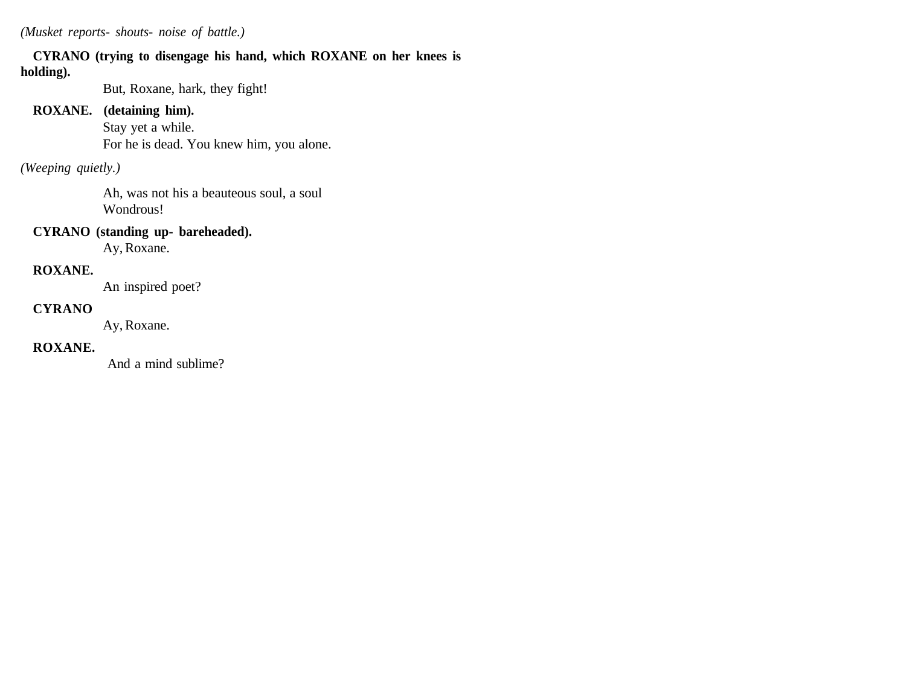*(Musket reports- shouts- noise of battle.)*

**CYRANO (trying to disengage his hand, which ROXANE on her knees is holding).**

But, Roxane, hark, they fight!

**ROXANE. (detaining him).**

Stay yet a while.
For he is dead. You knew him, you alone.

*(Weeping quietly.)*

Ah, was not his a beauteous soul, a soul
Wondrous!

**CYRANO (standing up- bareheaded).**

Ay, Roxane.

**ROXANE.**

An inspired poet?

**CYRANO**

Ay, Roxane.

**ROXANE.**

And a mind sublime?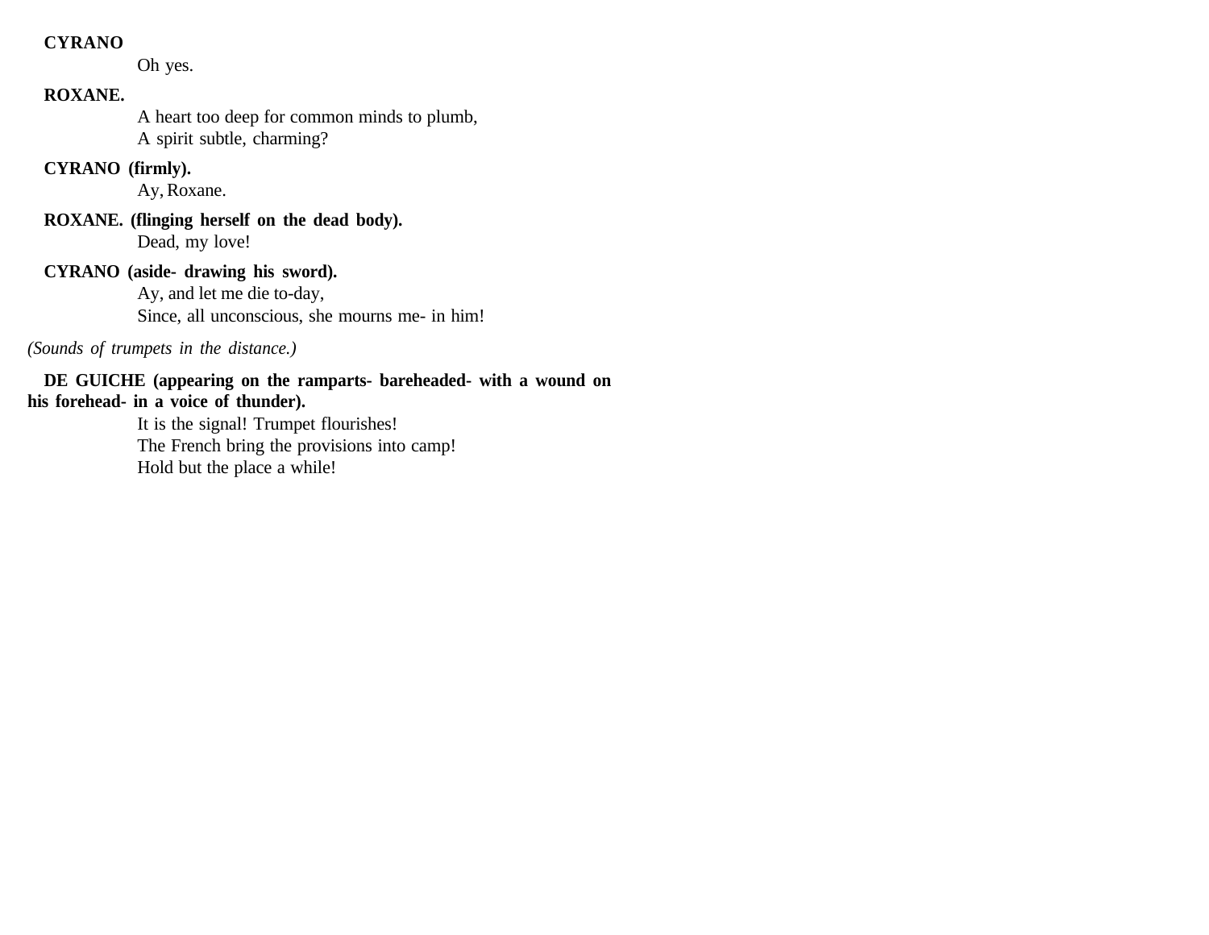**CYRANO**

Oh yes.

**ROXANE.**

A heart too deep for common minds to plumb,
A spirit subtle, charming?

**CYRANO (firmly).**

Ay, Roxane.

**ROXANE. (flinging herself on the dead body).**

Dead, my love!

**CYRANO (aside- drawing his sword).**

Ay, and let me die to-day,
Since, all unconscious, she mourns me- in him!

*(Sounds of trumpets in the distance.)*

**DE GUICHE (appearing on the ramparts- bareheaded- with a wound on his forehead- in a voice of thunder).**

It is the signal! Trumpet flourishes!
The French bring the provisions into camp!
Hold but the place a while!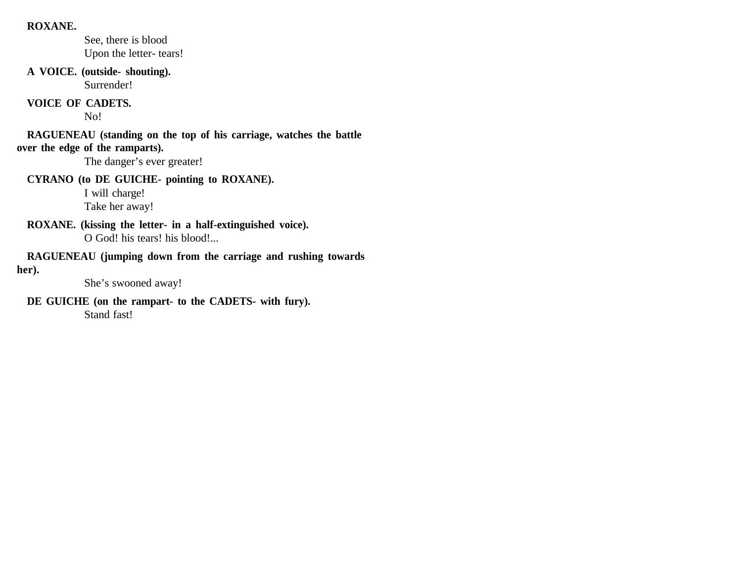**ROXANE.**

See, there is blood
Upon the letter- tears!

**A VOICE. (outside- shouting).**

Surrender!

**VOICE OF CADETS.**

No!

**RAGUENEAU (standing on the top of his carriage, watches the battle over the edge of the ramparts).**

The danger's ever greater!

**CYRANO (to DE GUICHE- pointing to ROXANE).**

I will charge!
Take her away!

**ROXANE. (kissing the letter- in a half-extinguished voice).**

O God! his tears! his blood!...

**RAGUENEAU (jumping down from the carriage and rushing towards her).**

She's swooned away!

**DE GUICHE (on the rampart- to the CADETS- with fury).**

Stand fast!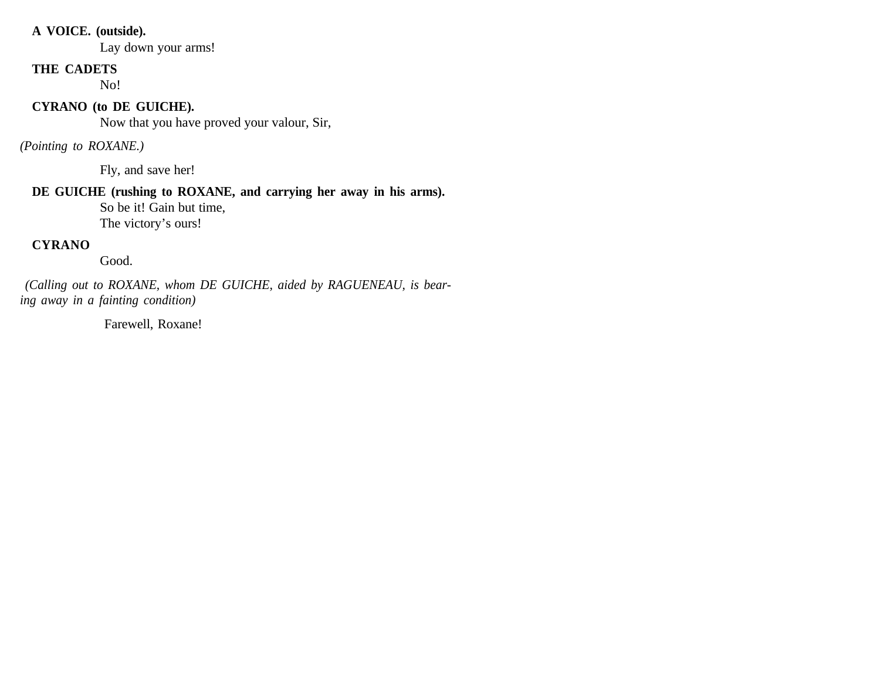**A VOICE. (outside).**

Lay down your arms!

**THE CADETS**

No!

**CYRANO (to DE GUICHE).**

Now that you have proved your valour, Sir,

*(Pointing to ROXANE.)*

Fly, and save her!

**DE GUICHE (rushing to ROXANE, and carrying her away in his arms).**

So be it! Gain but time,  
The victory's ours!

**CYRANO**

Good.

*(Calling out to ROXANE, whom DE GUICHE, aided by RAGUENEAU, is bearing away in a fainting condition)*

Farewell, Roxane!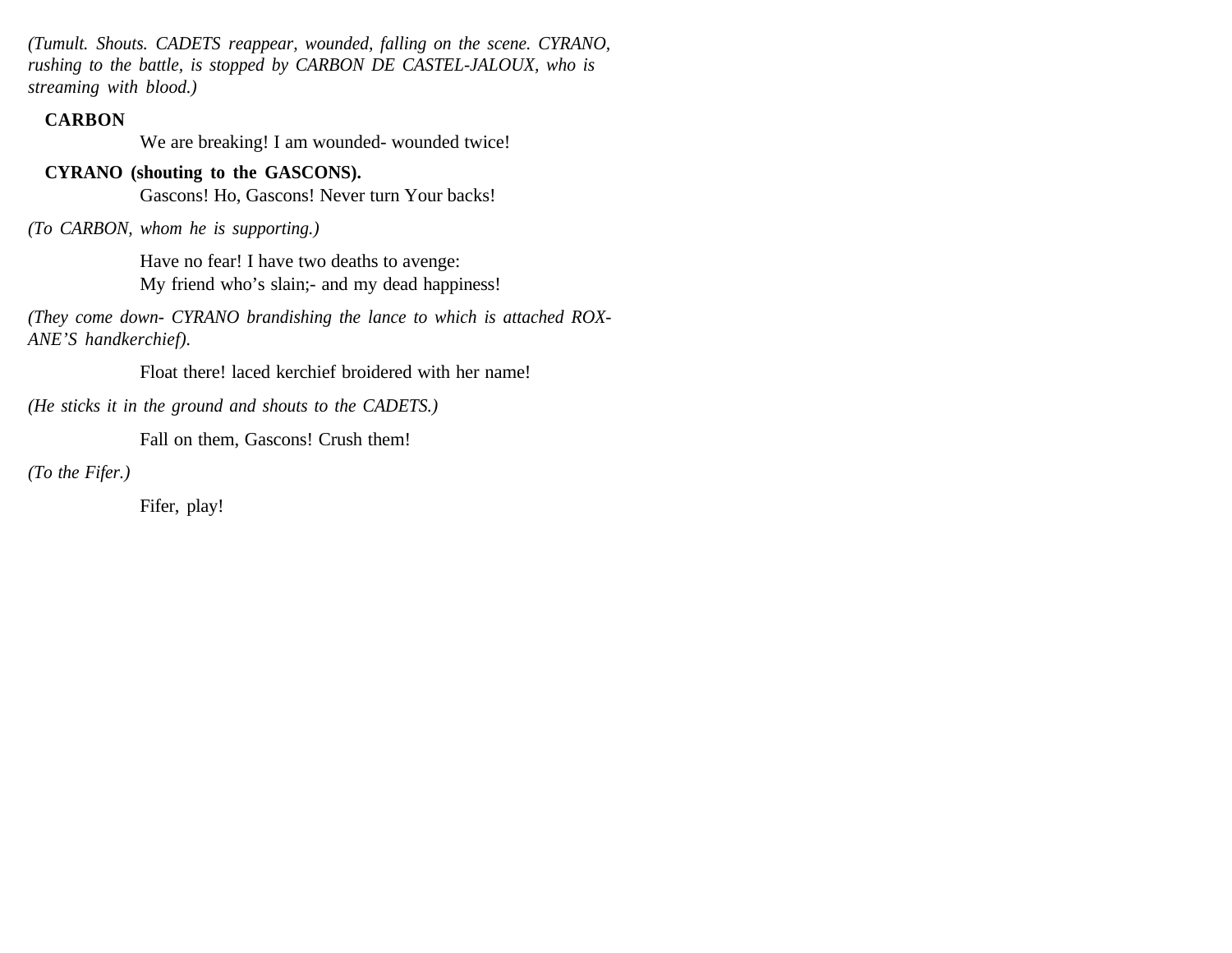*(Tumult. Shouts. CADETS reappear, wounded, falling on the scene. CYRANO, rushing to the battle, is stopped by CARBON DE CASTEL-JALOUX, who is streaming with blood.)*

**CARBON**

We are breaking! I am wounded- wounded twice!

**CYRANO (shouting to the GASCONS).**

Gascons! Ho, Gascons! Never turn Your backs!

*(To CARBON, whom he is supporting.)*

Have no fear! I have two deaths to avenge:
My friend who's slain;- and my dead happiness!

*(They come down- CYRANO brandishing the lance to which is attached ROXANE'S handkerchief).*

Float there! laced kerchief broidered with her name!

*(He sticks it in the ground and shouts to the CADETS.)*

Fall on them, Gascons! Crush them!

*(To the Fifer.)*

Fifer, play!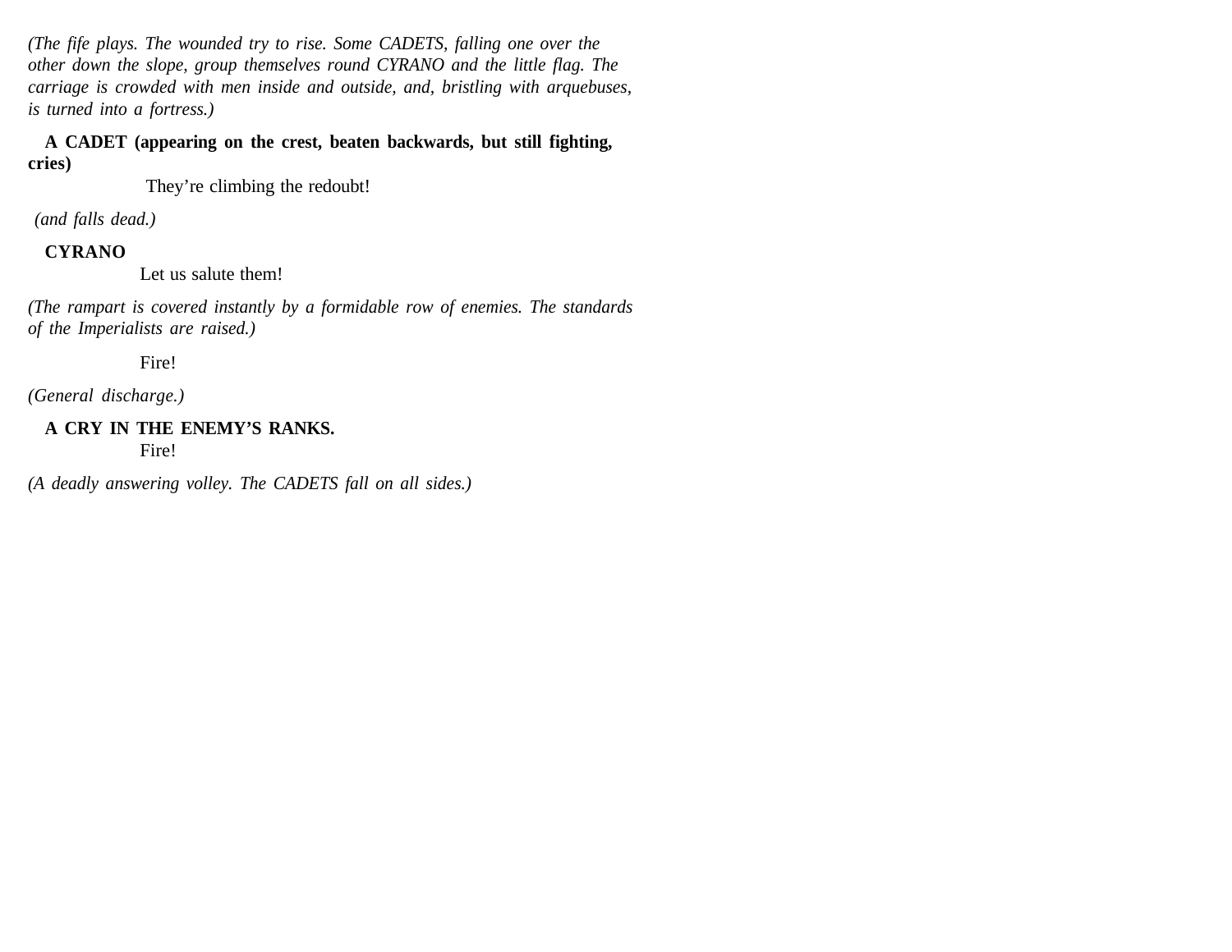*(The fife plays. The wounded try to rise. Some CADETS, falling one over the other down the slope, group themselves round CYRANO and the little flag. The carriage is crowded with men inside and outside, and, bristling with arquebuses, is turned into a fortress.)*

**A CADET (appearing on the crest, beaten backwards, but still fighting, cries)**

They're climbing the redoubt!

*(and falls dead.)*

**CYRANO**

Let us salute them!

*(The rampart is covered instantly by a formidable row of enemies. The standards of the Imperialists are raised.)*

Fire!

*(General discharge.)*

**A CRY IN THE ENEMY'S RANKS.**

Fire!

*(A deadly answering volley. The CADETS fall on all sides.)*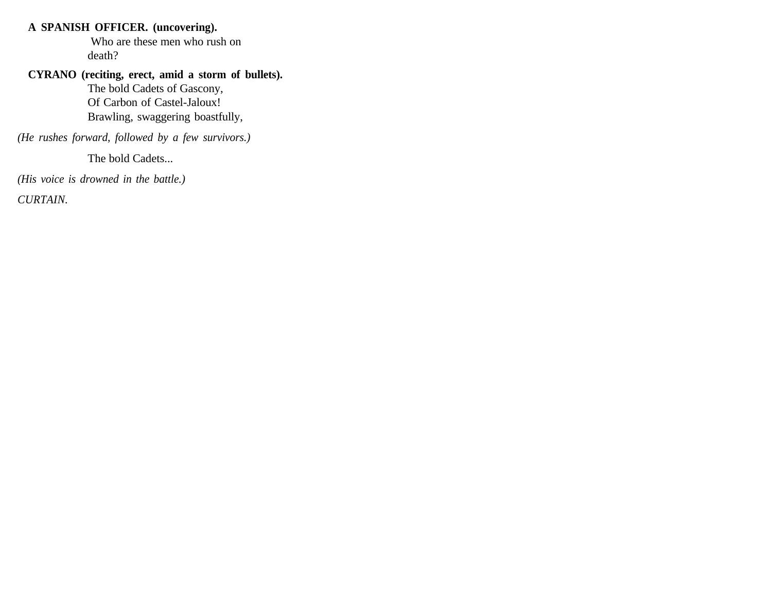**A SPANISH OFFICER. (uncovering).**

Who are these men who rush on death?

**CYRANO (reciting, erect, amid a storm of bullets).**

The bold Cadets of Gascony,
Of Carbon of Castel-Jaloux!
Brawling, swaggering boastfully,

*(He rushes forward, followed by a few survivors.)*

The bold Cadets...

*(His voice is drowned in the battle.)*

*CURTAIN.*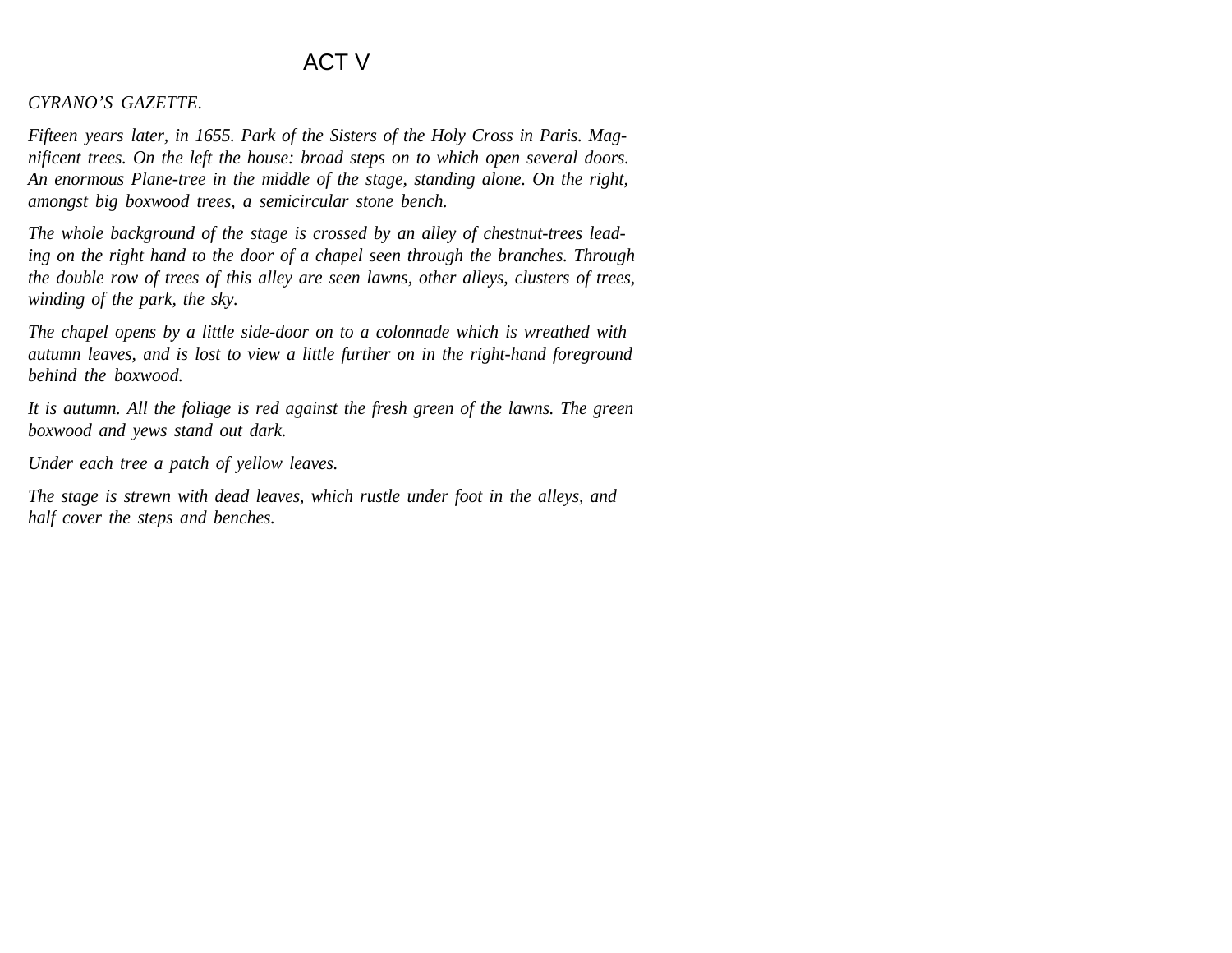# ACT V

*CYRANO'S GAZETTE.*

*Fifteen years later, in 1655. Park of the Sisters of the Holy Cross in Paris. Magnificent trees. On the left the house: broad steps on to which open several doors. An enormous Plane-tree in the middle of the stage, standing alone. On the right, amongst big boxwood trees, a semicircular stone bench.*

*The whole background of the stage is crossed by an alley of chestnut-trees leading on the right hand to the door of a chapel seen through the branches. Through the double row of trees of this alley are seen lawns, other alleys, clusters of trees, winding of the park, the sky.*

*The chapel opens by a little side-door on to a colonnade which is wreathed with autumn leaves, and is lost to view a little further on in the right-hand foreground behind the boxwood.*

*It is autumn. All the foliage is red against the fresh green of the lawns. The green boxwood and yews stand out dark.*

*Under each tree a patch of yellow leaves.*

*The stage is strewn with dead leaves, which rustle under foot in the alleys, and half cover the steps and benches.*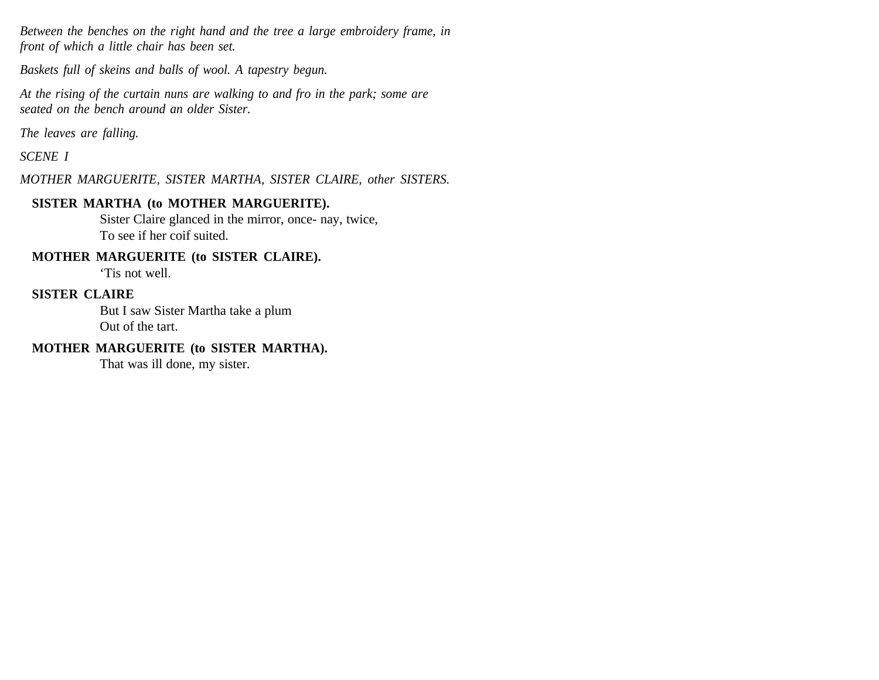*Between the benches on the right hand and the tree a large embroidery frame, in front of which a little chair has been set.*

*Baskets full of skeins and balls of wool. A tapestry begun.*

*At the rising of the curtain nuns are walking to and fro in the park; some are seated on the bench around an older Sister.*

*The leaves are falling.*

*SCENE I*

*MOTHER MARGUERITE, SISTER MARTHA, SISTER CLAIRE, other SISTERS.*

**SISTER MARTHA (to MOTHER MARGUERITE).**

Sister Claire glanced in the mirror, once- nay, twice,
To see if her coif suited.

**MOTHER MARGUERITE (to SISTER CLAIRE).**

'Tis not well.

**SISTER CLAIRE**

But I saw Sister Martha take a plum
Out of the tart.

**MOTHER MARGUERITE (to SISTER MARTHA).**

That was ill done, my sister.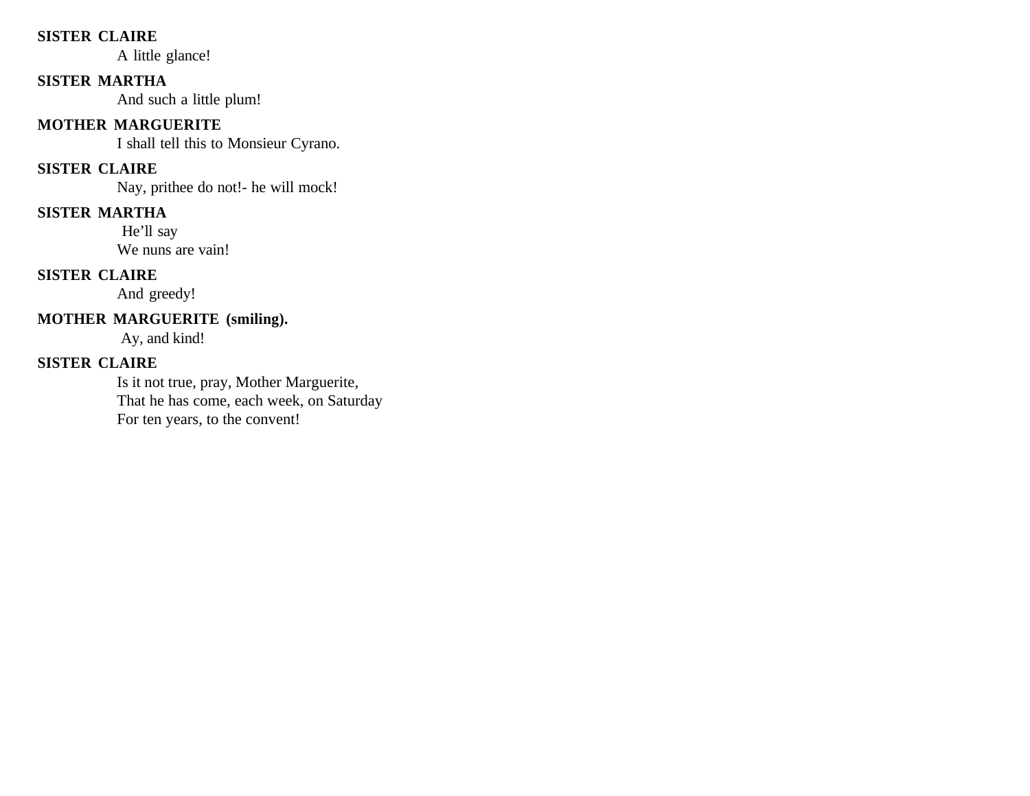**SISTER CLAIRE**

A little glance!

**SISTER MARTHA**

And such a little plum!

**MOTHER MARGUERITE**

I shall tell this to Monsieur Cyrano.

**SISTER CLAIRE**

Nay, prithee do not!- he will mock!

**SISTER MARTHA**

He'll say  
We nuns are vain!

**SISTER CLAIRE**

And greedy!

**MOTHER MARGUERITE (smiling).**

Ay, and kind!

**SISTER CLAIRE**

Is it not true, pray, Mother Marguerite,  
That he has come, each week, on Saturday  
For ten years, to the convent!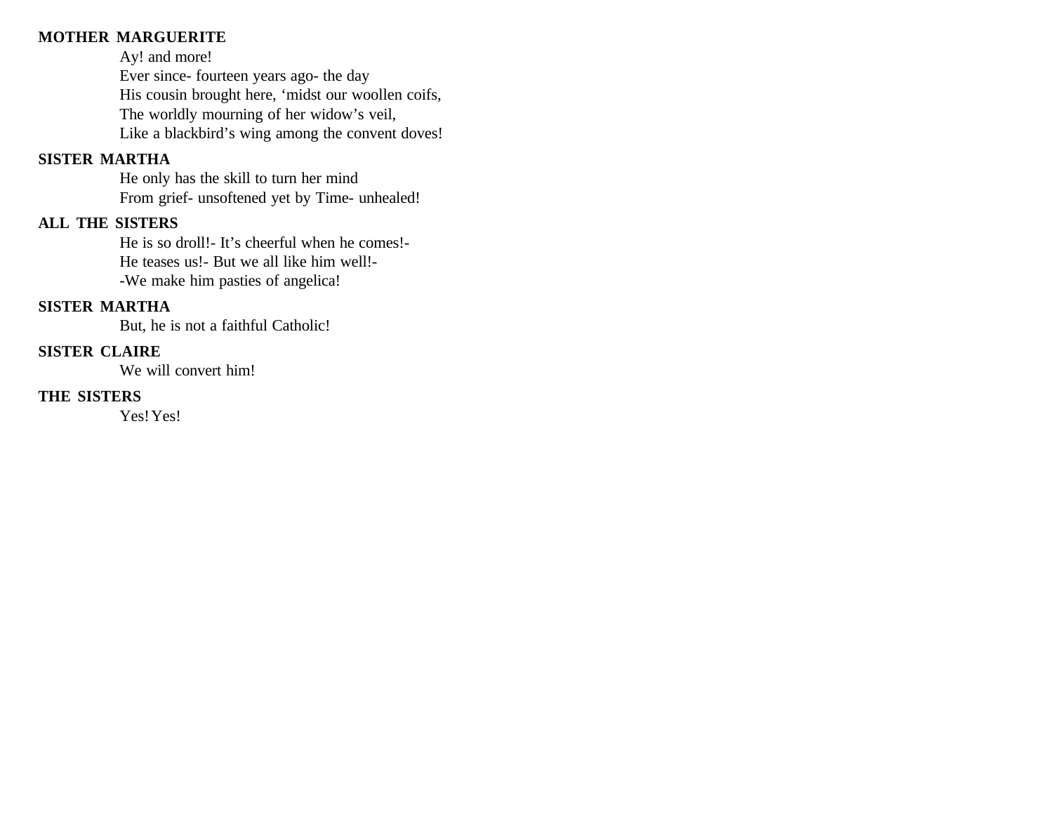**MOTHER MARGUERITE**

Ay! and more!
Ever since- fourteen years ago- the day
His cousin brought here, ‘midst our woollen coifs,
The worldly mourning of her widow’s veil,
Like a blackbird’s wing among the convent doves!

**SISTER MARTHA**

He only has the skill to turn her mind
From grief- unsoftened yet by Time- unhealed!

**ALL THE SISTERS**

He is so droll!- It’s cheerful when he comes!-
He teases us!- But we all like him well!-
-We make him pasties of angelica!

**SISTER MARTHA**

But, he is not a faithful Catholic!

**SISTER CLAIRE**

We will convert him!

**THE SISTERS**

Yes! Yes!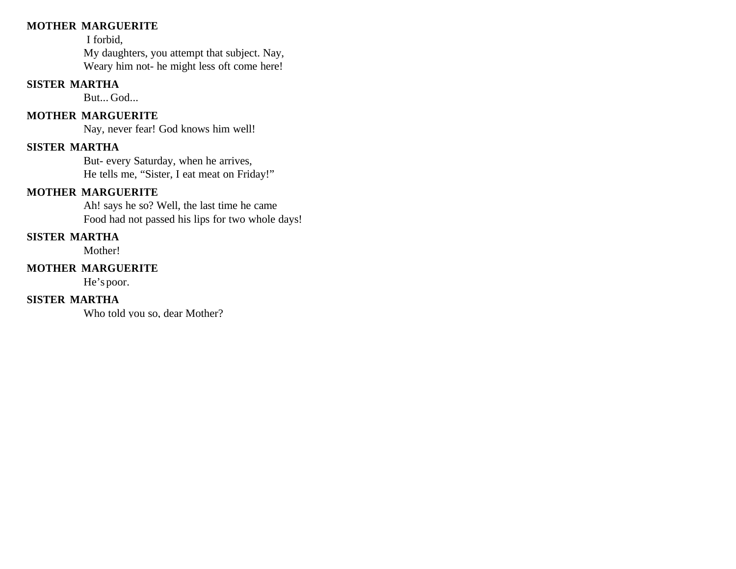**MOTHER MARGUERITE**

I forbid,
My daughters, you attempt that subject. Nay,
Weary him not- he might less oft come here!

**SISTER MARTHA**

But... God...

**MOTHER MARGUERITE**

Nay, never fear! God knows him well!

**SISTER MARTHA**

But- every Saturday, when he arrives,
He tells me, “Sister, I eat meat on Friday!”

**MOTHER MARGUERITE**

Ah! says he so? Well, the last time he came
Food had not passed his lips for two whole days!

**SISTER MARTHA**

Mother!

**MOTHER MARGUERITE**

He’s poor.

**SISTER MARTHA**

Who told you so, dear Mother?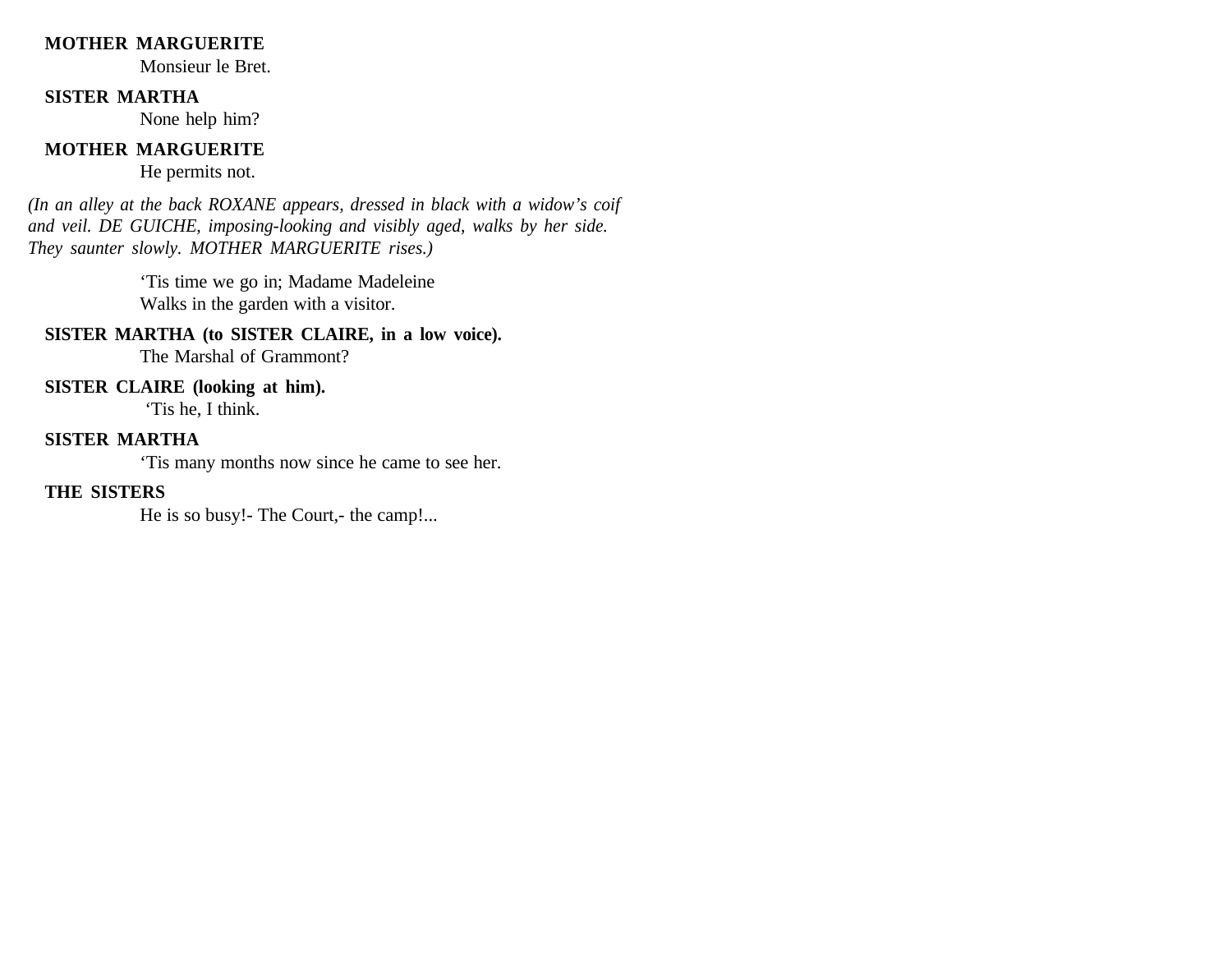**MOTHER MARGUERITE**

Monsieur le Bret.

**SISTER MARTHA**

None help him?

**MOTHER MARGUERITE**

He permits not.

*(In an alley at the back ROXANE appears, dressed in black with a widow's coif and veil. DE GUICHE, imposing-looking and visibly aged, walks by her side. They saunter slowly. MOTHER MARGUERITE rises.)*

'Tis time we go in; Madame Madeleine
Walks in the garden with a visitor.

**SISTER MARTHA (to SISTER CLAIRE, in a low voice).**

The Marshal of Grammont?

**SISTER CLAIRE (looking at him).**

'Tis he, I think.

**SISTER MARTHA**

'Tis many months now since he came to see her.

**THE SISTERS**

He is so busy!- The Court,- the camp!...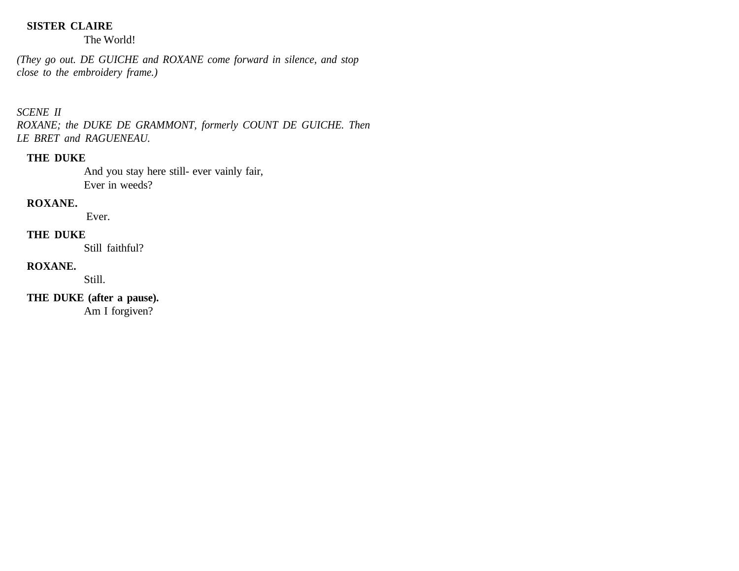**SISTER CLAIRE**

The World!

*(They go out. DE GUICHE and ROXANE come forward in silence, and stop close to the embroidery frame.)*

*SCENE II*

*ROXANE; the DUKE DE GRAMMONT, formerly COUNT DE GUICHE. Then LE BRET and RAGUENEAU.*

**THE DUKE**

And you stay here still- ever vainly fair,
Ever in weeds?

**ROXANE.**

Ever.

**THE DUKE**

Still faithful?

**ROXANE.**

Still.

**THE DUKE (after a pause).**

Am I forgiven?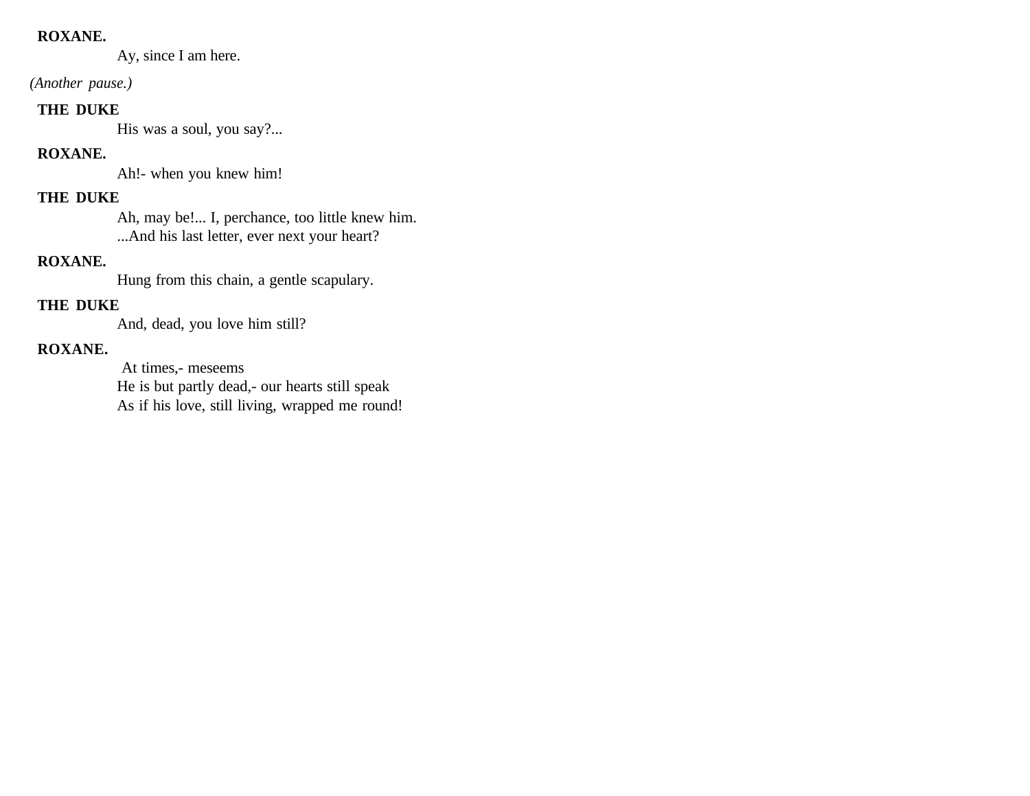**ROXANE.**

Ay, since I am here.

*(Another pause.)*

**THE DUKE**

His was a soul, you say?...

**ROXANE.**

Ah!- when you knew him!

**THE DUKE**

Ah, may be!... I, perchance, too little knew him.
...And his last letter, ever next your heart?

**ROXANE.**

Hung from this chain, a gentle scapulary.

**THE DUKE**

And, dead, you love him still?

**ROXANE.**

At times,- meseems
He is but partly dead,- our hearts still speak
As if his love, still living, wrapped me round!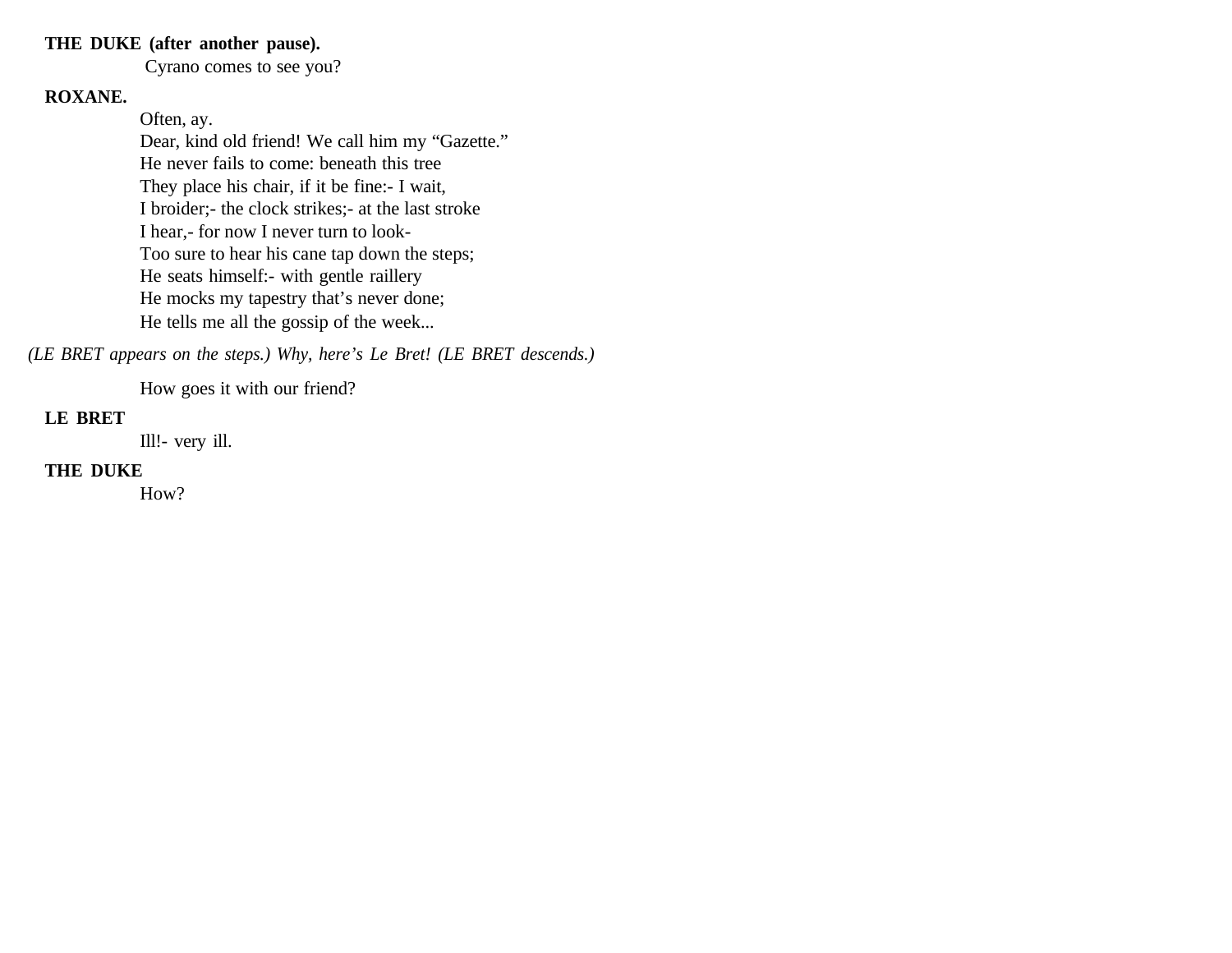**THE DUKE (after another pause).**
Cyrano comes to see you?

**ROXANE.**
Often, ay.
Dear, kind old friend! We call him my “Gazette.”
He never fails to come: beneath this tree
They place his chair, if it be fine:- I wait,
I broider;- the clock strikes;- at the last stroke
I hear,- for now I never turn to look-
Too sure to hear his cane tap down the steps;
He seats himself:- with gentle raillery
He mocks my tapestry that’s never done;
He tells me all the gossip of the week...

*(LE BRET appears on the steps.) Why, here’s Le Bret! (LE BRET descends.)*

How goes it with our friend?

**LE BRET**
Ill!- very ill.

**THE DUKE**
How?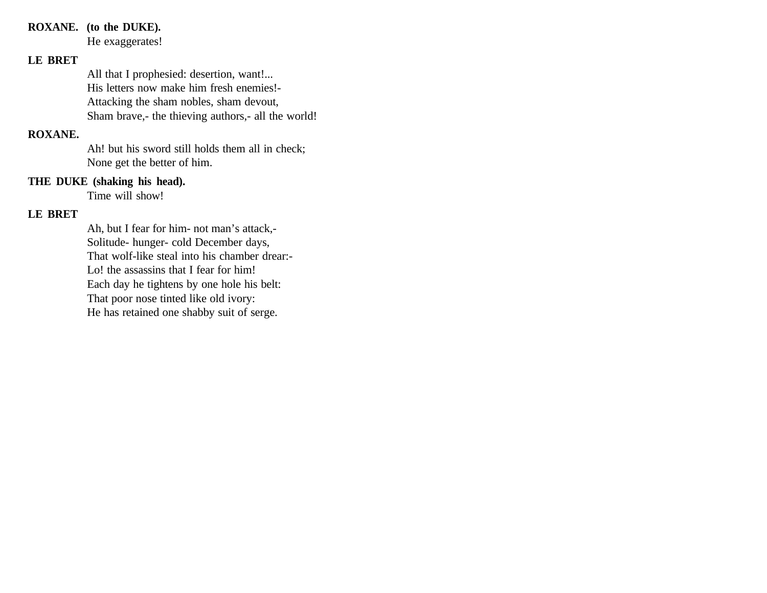**ROXANE. (to the DUKE).**

He exaggerates!

**LE BRET**

All that I prophesied: desertion, want!...
His letters now make him fresh enemies!-
Attacking the sham nobles, sham devout,
Sham brave,- the thieving authors,- all the world!

**ROXANE.**

Ah! but his sword still holds them all in check;
None get the better of him.

**THE DUKE (shaking his head).**

Time will show!

**LE BRET**

Ah, but I fear for him- not man's attack,-
Solitude- hunger- cold December days,
That wolf-like steal into his chamber drear:-
Lo! the assassins that I fear for him!
Each day he tightens by one hole his belt:
That poor nose tinted like old ivory:
He has retained one shabby suit of serge.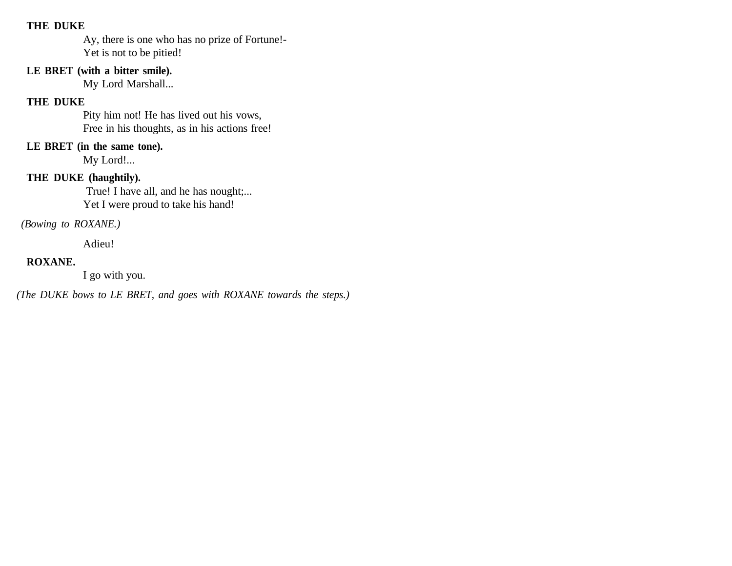**THE DUKE**

Ay, there is one who has no prize of Fortune!-
Yet is not to be pitied!

**LE BRET (with a bitter smile).**

My Lord Marshall...

**THE DUKE**

Pity him not! He has lived out his vows,
Free in his thoughts, as in his actions free!

**LE BRET (in the same tone).**

My Lord!...

**THE DUKE (haughtily).**

True! I have all, and he has nought;...
Yet I were proud to take his hand!

*(Bowing to ROXANE.)*

Adieu!

**ROXANE.**

I go with you.

*(The DUKE bows to LE BRET, and goes with ROXANE towards the steps.)*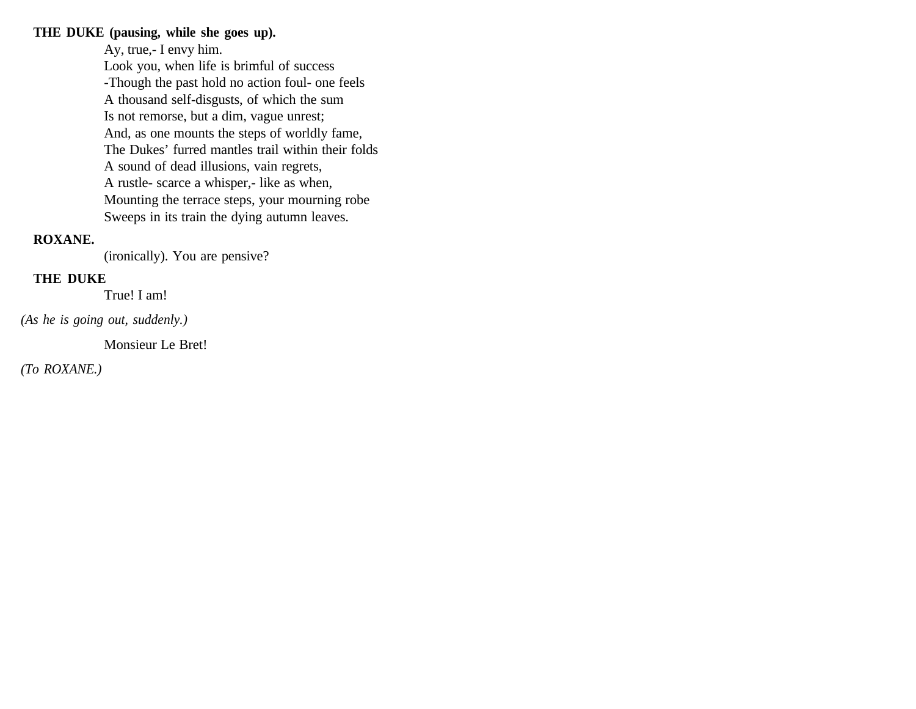**THE DUKE (pausing, while she goes up).**

Ay, true,- I envy him.  
Look you, when life is brimful of success  
-Though the past hold no action foul- one feels  
A thousand self-disgusts, of which the sum  
Is not remorse, but a dim, vague unrest;  
And, as one mounts the steps of worldly fame,  
The Dukes' furred mantles trail within their folds  
A sound of dead illusions, vain regrets,  
A rustle- scarce a whisper,- like as when,  
Mounting the terrace steps, your mourning robe  
Sweeps in its train the dying autumn leaves.

**ROXANE.**

(ironically). You are pensive?

**THE DUKE**

True! I am!

*(As he is going out, suddenly.)*

Monsieur Le Bret!

*(To ROXANE.)*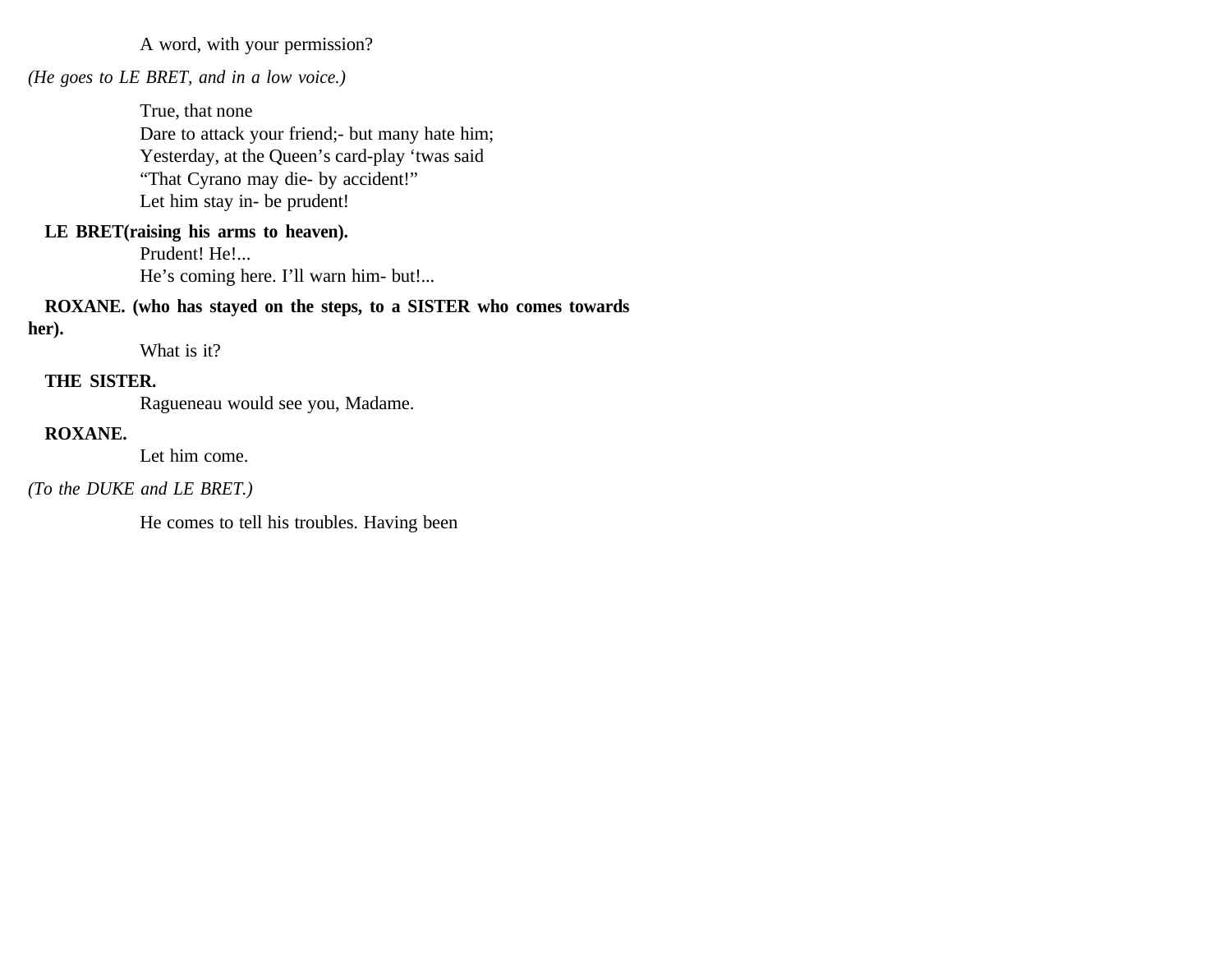A word, with your permission?

*(He goes to LE BRET, and in a low voice.)*

True, that none  
Dare to attack your friend;- but many hate him;  
Yesterday, at the Queen's card-play 'twas said  
"That Cyrano may die- by accident!"  
Let him stay in- be prudent!

**LE BRET(raising his arms to heaven).**

Prudent! He!...  
He's coming here. I'll warn him- but!...

**ROXANE. (who has stayed on the steps, to a SISTER who comes towards her).**

What is it?

**THE SISTER.**

Ragueneau would see you, Madame.

**ROXANE.**

Let him come.

*(To the DUKE and LE BRET.)*

He comes to tell his troubles. Having been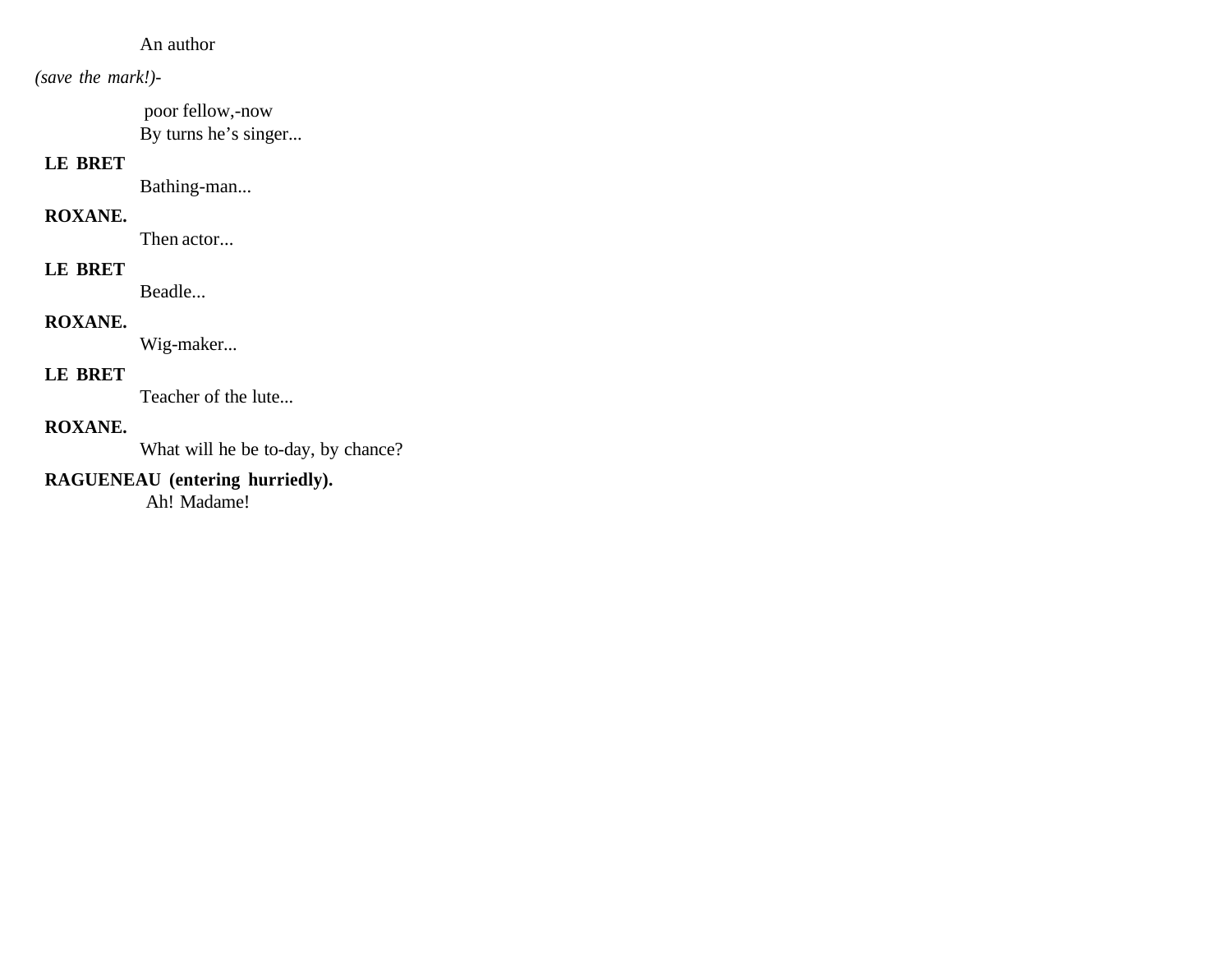An author

*(save the mark!)-*

poor fellow,-now
By turns he's singer...

**LE BRET**

Bathing-man...

**ROXANE.**

Then actor...

**LE BRET**

Beadle...

**ROXANE.**

Wig-maker...

**LE BRET**

Teacher of the lute...

**ROXANE.**

What will he be to-day, by chance?

**RAGUENEAU (entering hurriedly).**

Ah! Madame!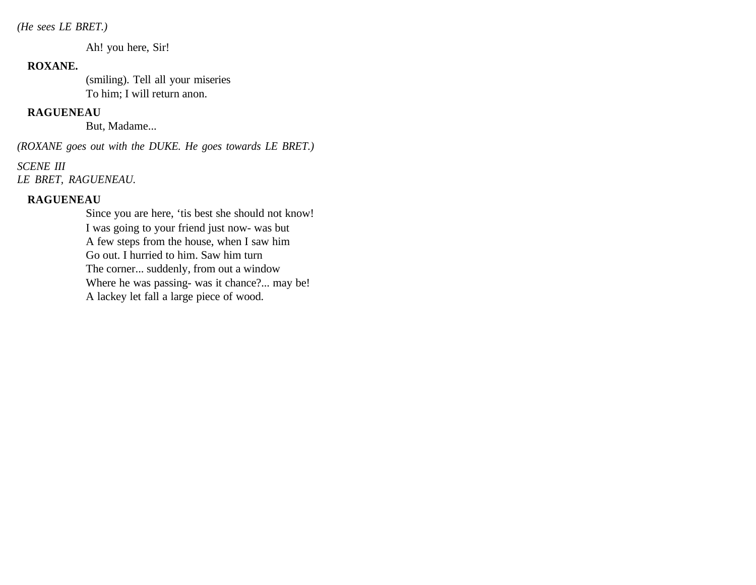*(He sees LE BRET.)*

Ah! you here, Sir!

**ROXANE.**

(smiling). Tell all your miseries
To him; I will return anon.

**RAGUENEAU**

But, Madame...

*(ROXANE goes out with the DUKE. He goes towards LE BRET.)*

*SCENE III*
*LE BRET, RAGUENEAU.*

**RAGUENEAU**

Since you are here, 'tis best she should not know!
I was going to your friend just now- was but
A few steps from the house, when I saw him
Go out. I hurried to him. Saw him turn
The corner... suddenly, from out a window
Where he was passing- was it chance?... may be!
A lackey let fall a large piece of wood.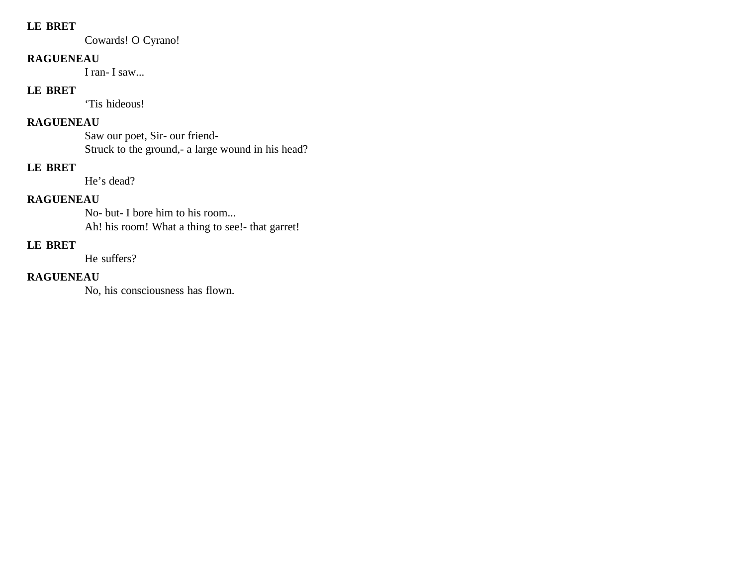**LE BRET**

Cowards! O Cyrano!

**RAGUENEAU**

I ran- I saw...

**LE BRET**

‘Tis hideous!

**RAGUENEAU**

Saw our poet, Sir- our friend-
Struck to the ground,- a large wound in his head?

**LE BRET**

He’s dead?

**RAGUENEAU**

No- but- I bore him to his room...
Ah! his room! What a thing to see!- that garret!

**LE BRET**

He suffers?

**RAGUENEAU**

No, his consciousness has flown.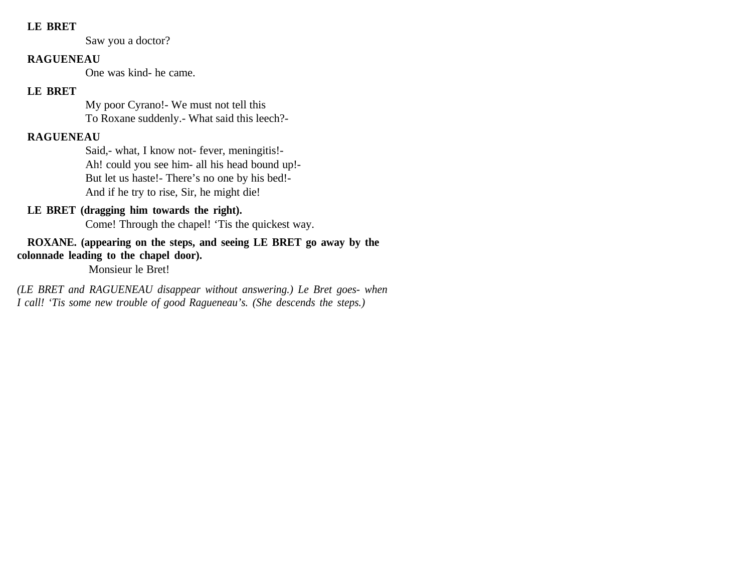**LE BRET**

Saw you a doctor?

**RAGUENEAU**

One was kind- he came.

**LE BRET**

My poor Cyrano!- We must not tell this
To Roxane suddenly.- What said this leech?-

**RAGUENEAU**

Said,- what, I know not- fever, meningitis!-
Ah! could you see him- all his head bound up!-
But let us haste!- There's no one by his bed!-
And if he try to rise, Sir, he might die!

**LE BRET (dragging him towards the right).**

Come! Through the chapel! 'Tis the quickest way.

**ROXANE. (appearing on the steps, and seeing LE BRET go away by the colonnade leading to the chapel door).**

Monsieur le Bret!

*(LE BRET and RAGUENEAU disappear without answering.) Le Bret goes- when I call! 'Tis some new trouble of good Ragueneau's. (She descends the steps.)*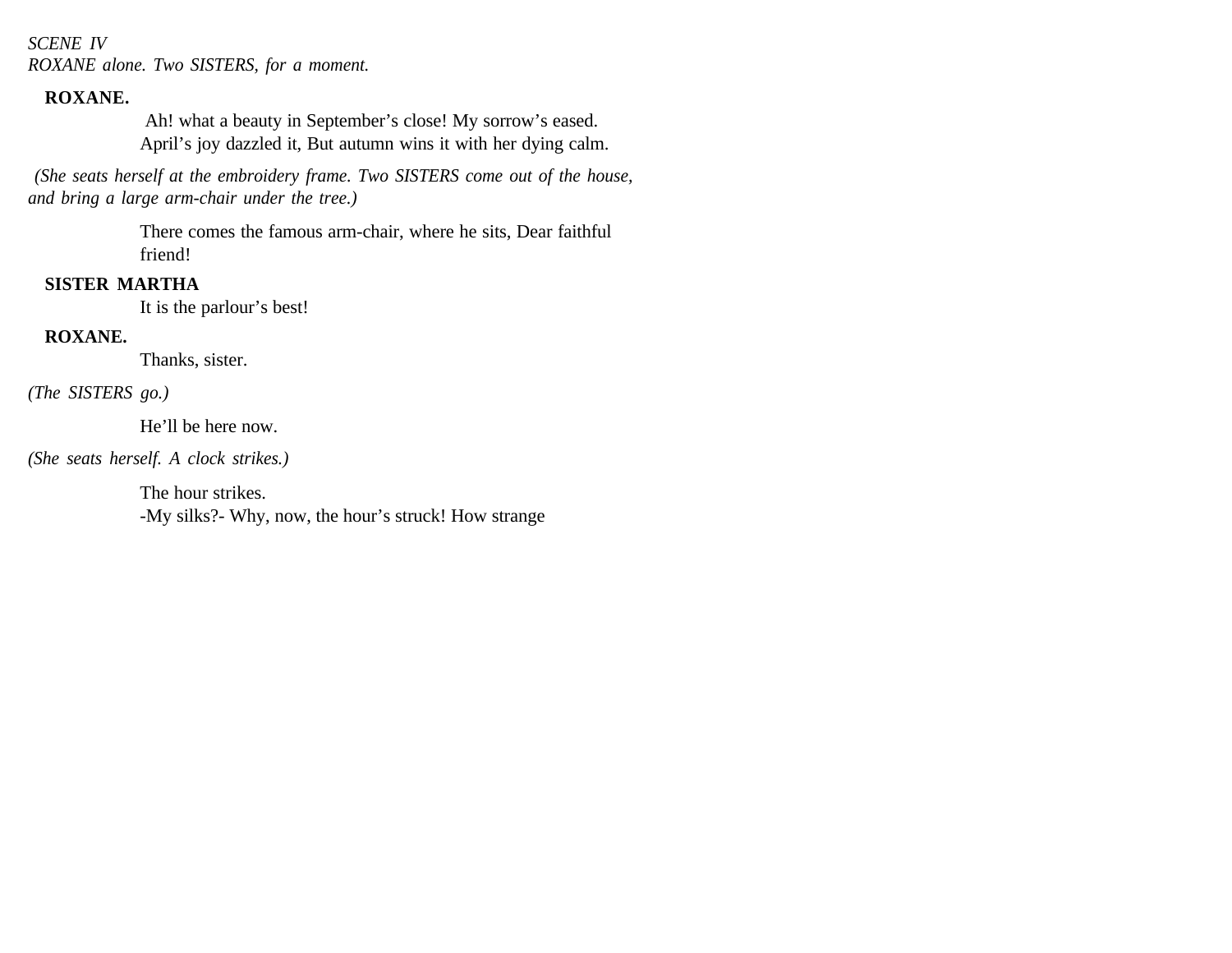*SCENE IV*
*ROXANE alone. Two SISTERS, for a moment.*

**ROXANE.**

Ah! what a beauty in September's close! My sorrow's eased.
April's joy dazzled it, But autumn wins it with her dying calm.

*(She seats herself at the embroidery frame. Two SISTERS come out of the house, and bring a large arm-chair under the tree.)*

There comes the famous arm-chair, where he sits, Dear faithful friend!

**SISTER MARTHA**

It is the parlour's best!

**ROXANE.**

Thanks, sister.

*(The SISTERS go.)*

He'll be here now.

*(She seats herself. A clock strikes.)*

The hour strikes.
-My silks?- Why, now, the hour's struck! How strange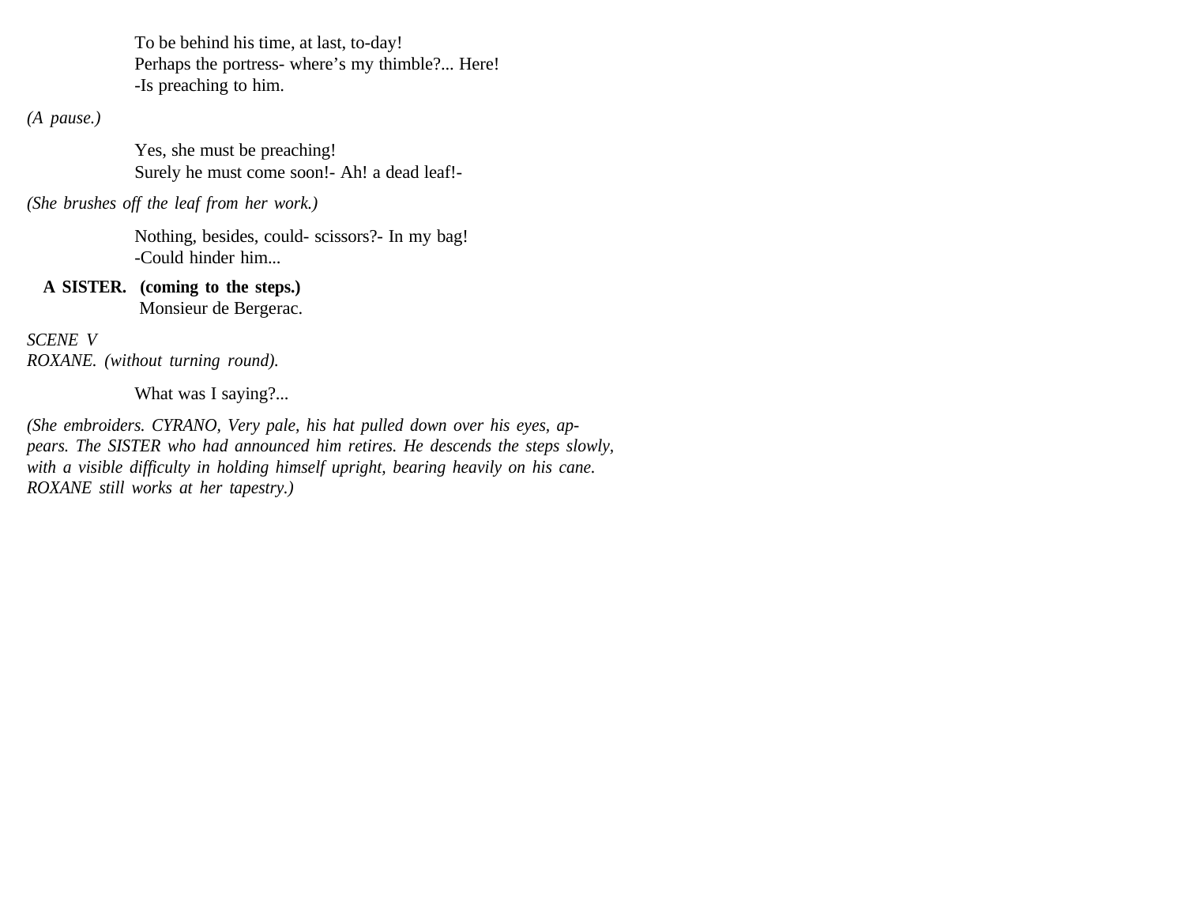To be behind his time, at last, to-day!
Perhaps the portress- where's my thimble?... Here!
-Is preaching to him.

*(A pause.)*

Yes, she must be preaching!
Surely he must come soon!- Ah! a dead leaf!-

*(She brushes off the leaf from her work.)*

Nothing, besides, could- scissors?- In my bag!
-Could hinder him...

**A SISTER. (coming to the steps.)**
Monsieur de Bergerac.

*SCENE V*
*ROXANE. (without turning round).*

What was I saying?...

*(She embroiders. CYRANO, Very pale, his hat pulled down over his eyes, appears. The SISTER who had announced him retires. He descends the steps slowly, with a visible difficulty in holding himself upright, bearing heavily on his cane. ROXANE still works at her tapestry.)*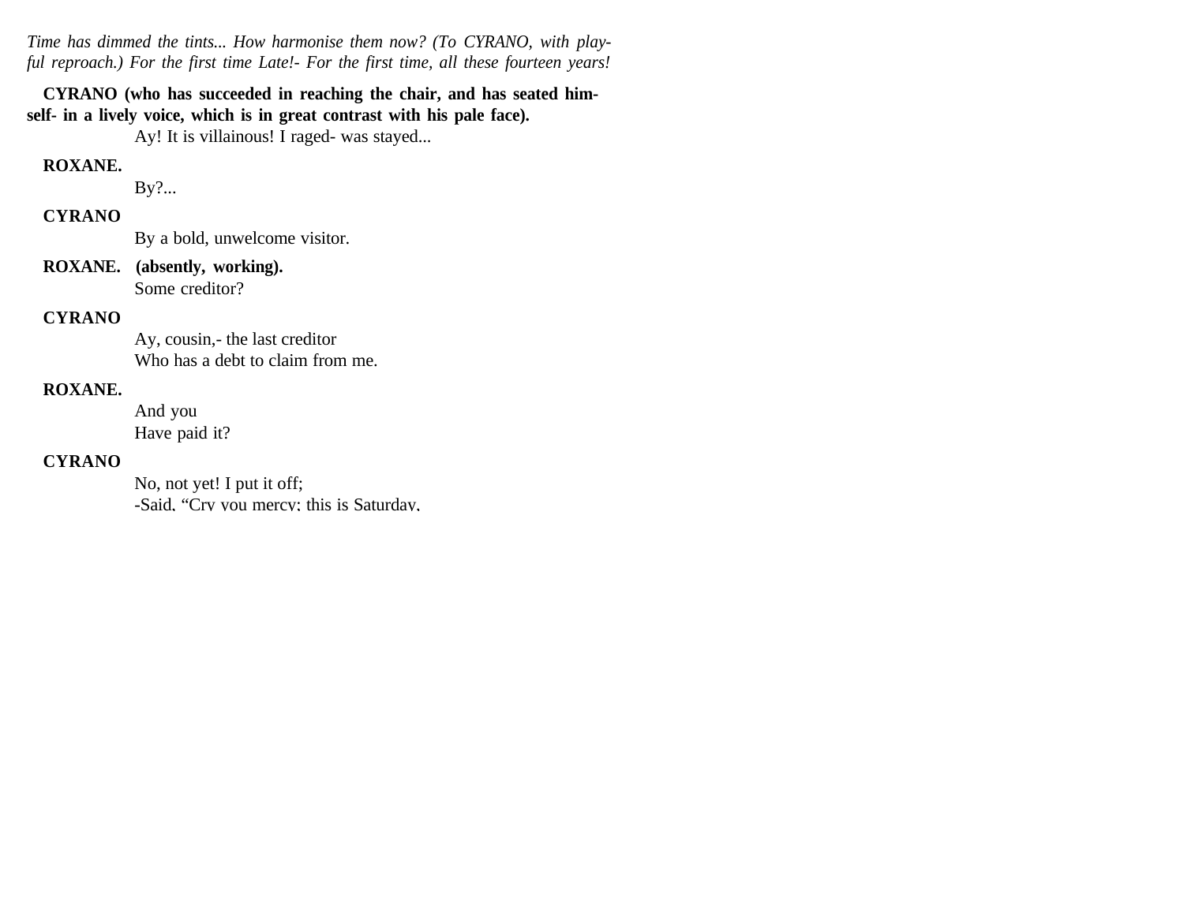*Time has dimmed the tints... How harmonise them now? (To CYRANO, with playful reproach.) For the first time Late!- For the first time, all these fourteen years!*

**CYRANO (who has succeeded in reaching the chair, and has seated himself- in a lively voice, which is in great contrast with his pale face).**

Ay! It is villainous! I raged- was stayed...

**ROXANE.**

By?...

**CYRANO**

By a bold, unwelcome visitor.

**ROXANE. (absently, working).**

Some creditor?

**CYRANO**

Ay, cousin,- the last creditor
Who has a debt to claim from me.

**ROXANE.**

And you
Have paid it?

**CYRANO**

No, not yet! I put it off;
-Said, "Cry you mercy; this is Saturday,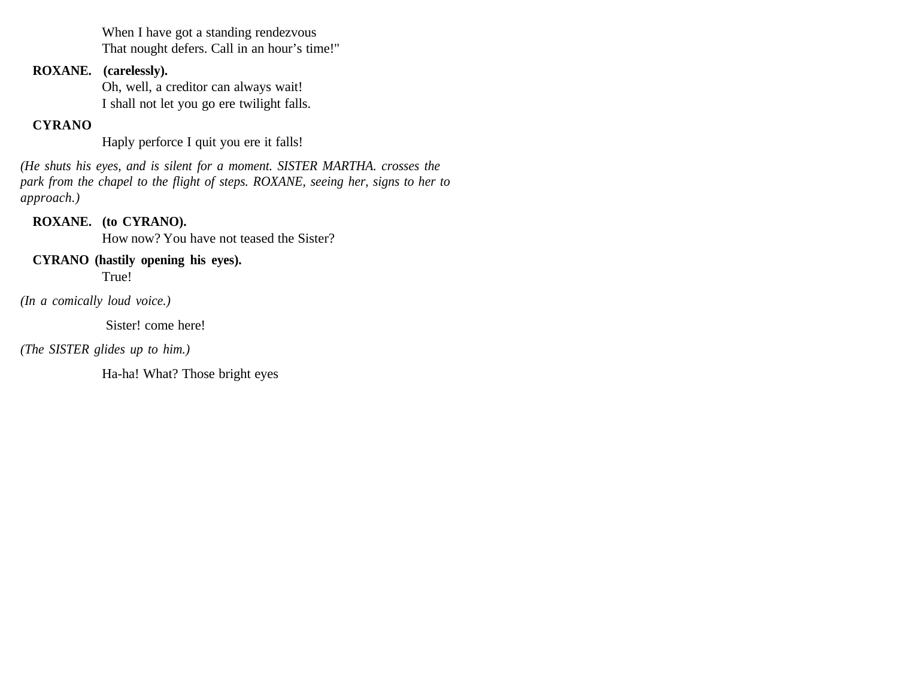When I have got a standing rendezvous
That nought defers. Call in an hour's time!"

**ROXANE. (carelessly).**
Oh, well, a creditor can always wait!
I shall not let you go ere twilight falls.

**CYRANO**
Haply perforce I quit you ere it falls!

*(He shuts his eyes, and is silent for a moment. SISTER MARTHA. crosses the park from the chapel to the flight of steps. ROXANE, seeing her, signs to her to approach.)*

**ROXANE. (to CYRANO).**
How now? You have not teased the Sister?

**CYRANO (hastily opening his eyes).**
True!

*(In a comically loud voice.)*

Sister! come here!

*(The SISTER glides up to him.)*

Ha-ha! What? Those bright eyes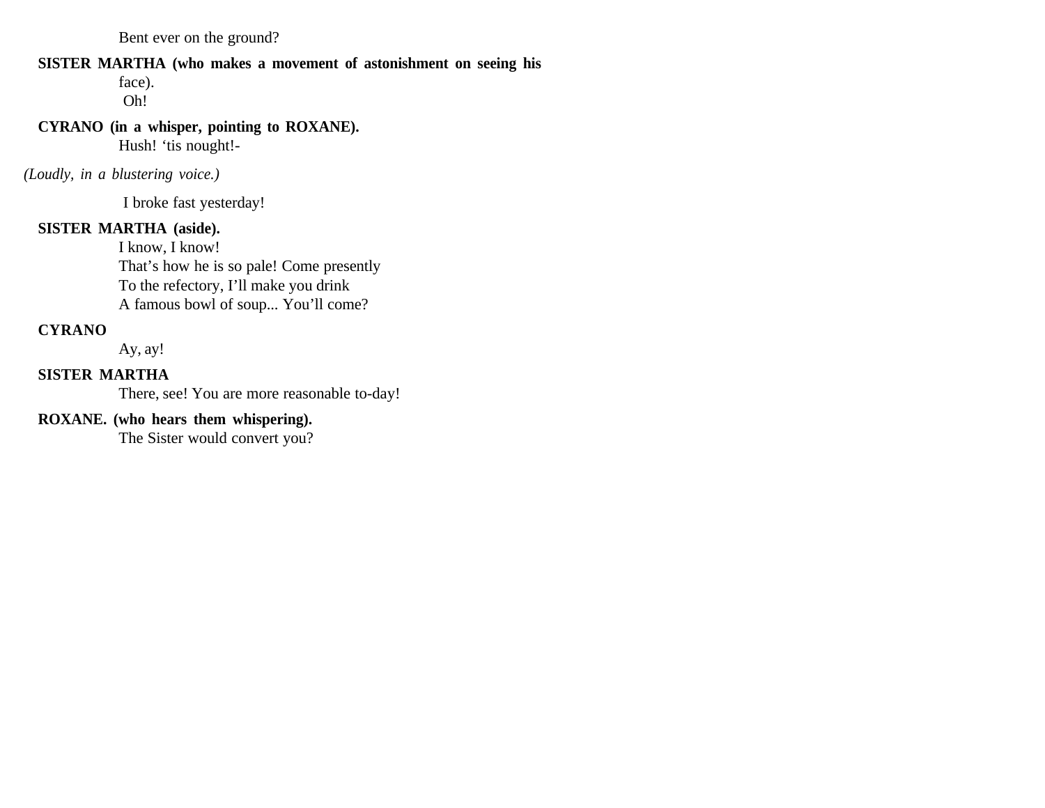Bent ever on the ground?

**SISTER MARTHA (who makes a movement of astonishment on seeing his face).**

Oh!

**CYRANO (in a whisper, pointing to ROXANE).**

Hush! 'tis nought!-

*(Loudly, in a blustering voice.)*

I broke fast yesterday!

**SISTER MARTHA (aside).**

I know, I know!
That's how he is so pale! Come presently
To the refectory, I'll make you drink
A famous bowl of soup... You'll come?

**CYRANO**

Ay, ay!

**SISTER MARTHA**

There, see! You are more reasonable to-day!

**ROXANE. (who hears them whispering).**

The Sister would convert you?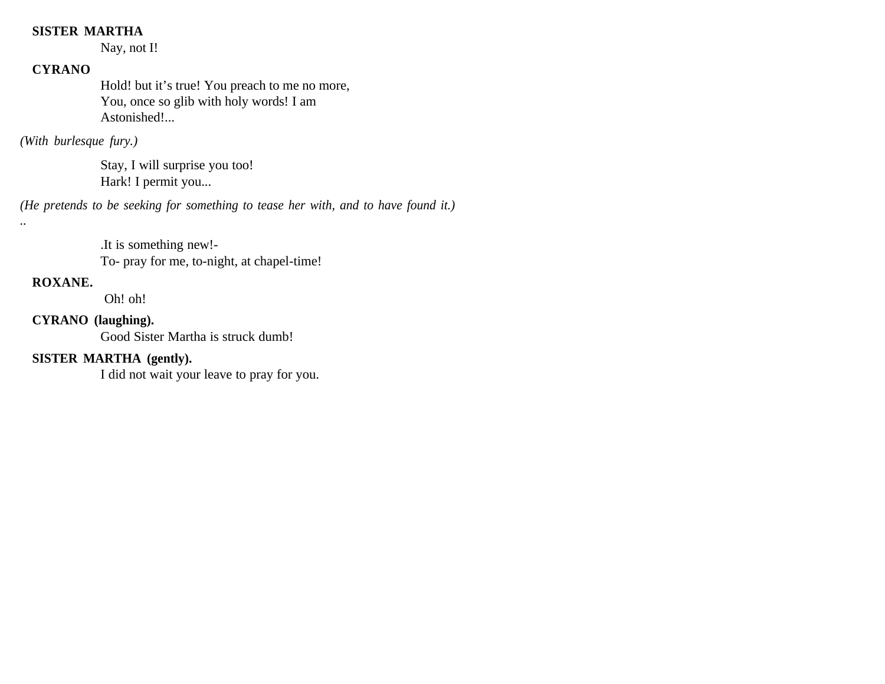**SISTER MARTHA**

Nay, not I!

**CYRANO**

Hold! but it’s true! You preach to me no more,  
You, once so glib with holy words! I am  
Astonished!...

*(With burlesque fury.)*

Stay, I will surprise you too!  
Hark! I permit you...

*(He pretends to be seeking for something to tease her with, and to have found it.)* ..

.It is something new!-  
To- pray for me, to-night, at chapel-time!

**ROXANE.**

Oh! oh!

**CYRANO (laughing).**

Good Sister Martha is struck dumb!

**SISTER MARTHA (gently).**

I did not wait your leave to pray for you.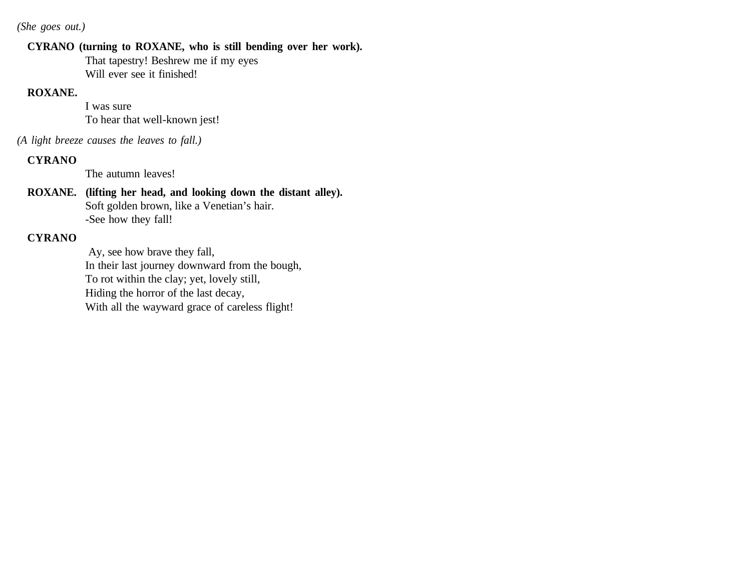*(She goes out.)*

**CYRANO (turning to ROXANE, who is still bending over her work).**

That tapestry! Beshrew me if my eyes
Will ever see it finished!

**ROXANE.**

I was sure
To hear that well-known jest!

*(A light breeze causes the leaves to fall.)*

**CYRANO**

The autumn leaves!

**ROXANE. (lifting her head, and looking down the distant alley).**

Soft golden brown, like a Venetian's hair.
-See how they fall!

**CYRANO**

Ay, see how brave they fall,
In their last journey downward from the bough,
To rot within the clay; yet, lovely still,
Hiding the horror of the last decay,
With all the wayward grace of careless flight!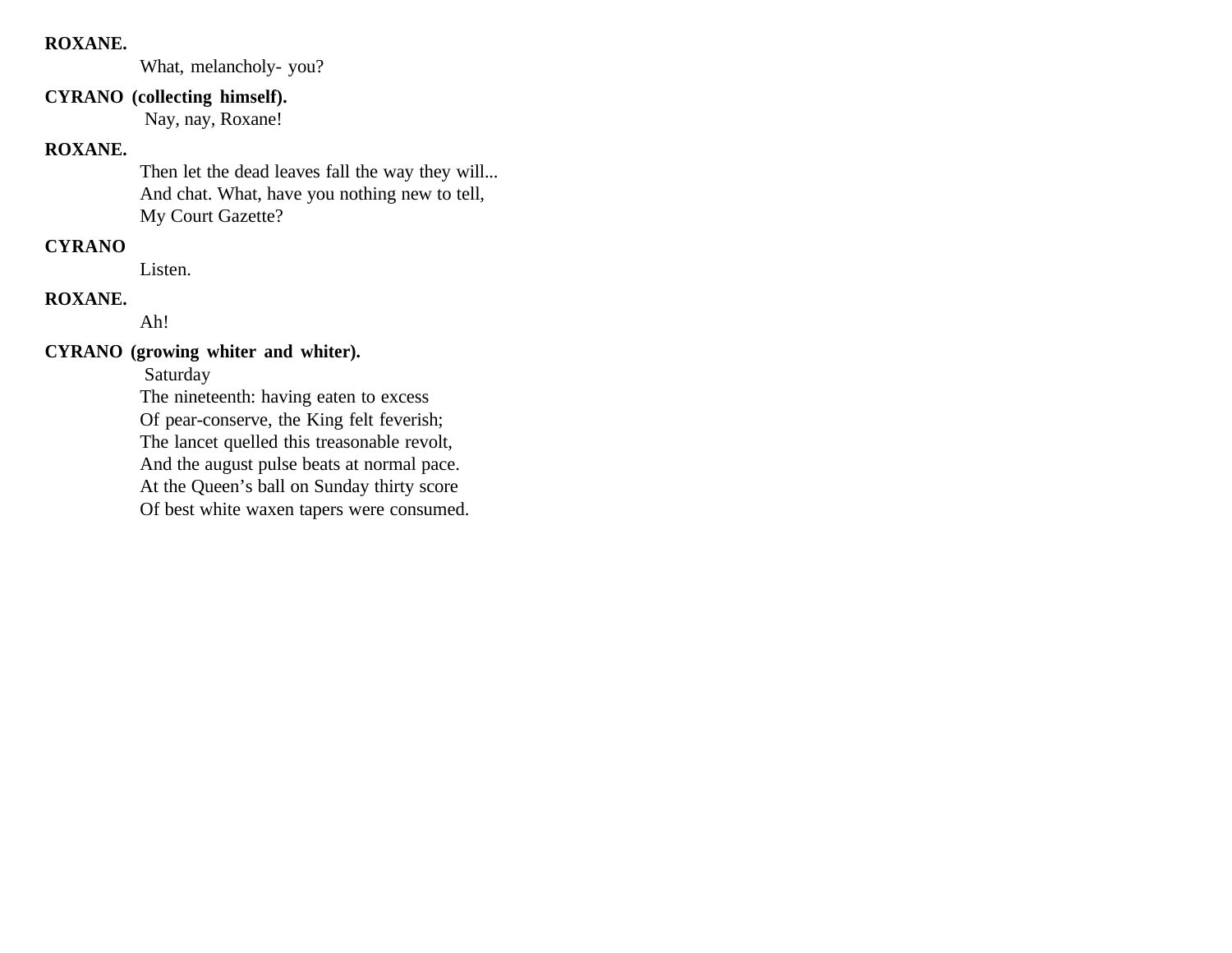**ROXANE.**

What, melancholy- you?

**CYRANO (collecting himself).**

Nay, nay, Roxane!

**ROXANE.**

Then let the dead leaves fall the way they will...
And chat. What, have you nothing new to tell,
My Court Gazette?

**CYRANO**

Listen.

**ROXANE.**

Ah!

**CYRANO (growing whiter and whiter).**

Saturday
The nineteenth: having eaten to excess
Of pear-conserve, the King felt feverish;
The lancet quelled this treasonable revolt,
And the august pulse beats at normal pace.
At the Queen's ball on Sunday thirty score
Of best white waxen tapers were consumed.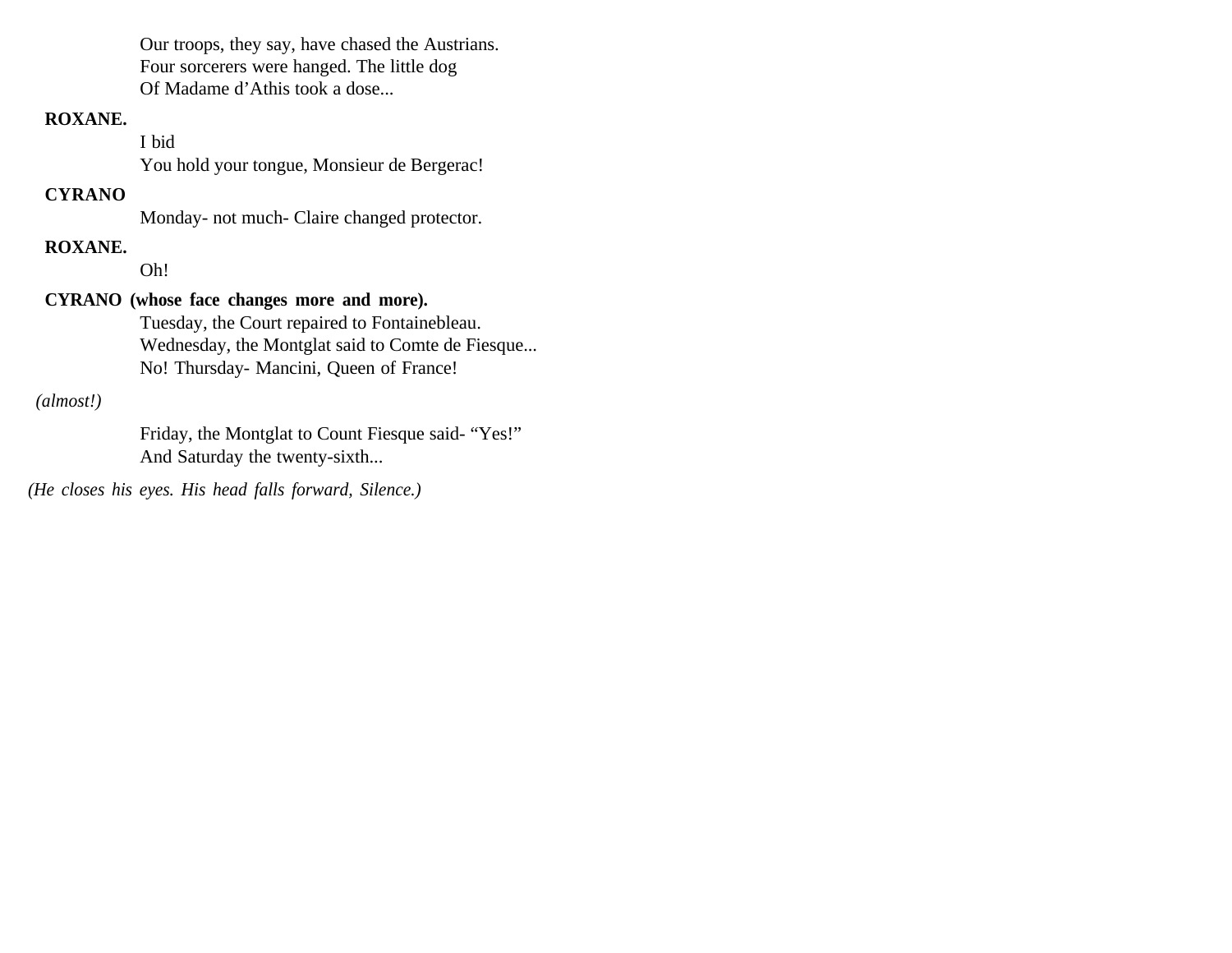Our troops, they say, have chased the Austrians.
Four sorcerers were hanged. The little dog
Of Madame d'Athis took a dose...

**ROXANE.**

I bid
You hold your tongue, Monsieur de Bergerac!

**CYRANO**

Monday- not much- Claire changed protector.

**ROXANE.**

Oh!

**CYRANO (whose face changes more and more).**

Tuesday, the Court repaired to Fontainebleau.
Wednesday, the Montglat said to Comte de Fiesque...
No! Thursday- Mancini, Queen of France!

*(almost!)*

Friday, the Montglat to Count Fiesque said- "Yes!"
And Saturday the twenty-sixth...

*(He closes his eyes. His head falls forward, Silence.)*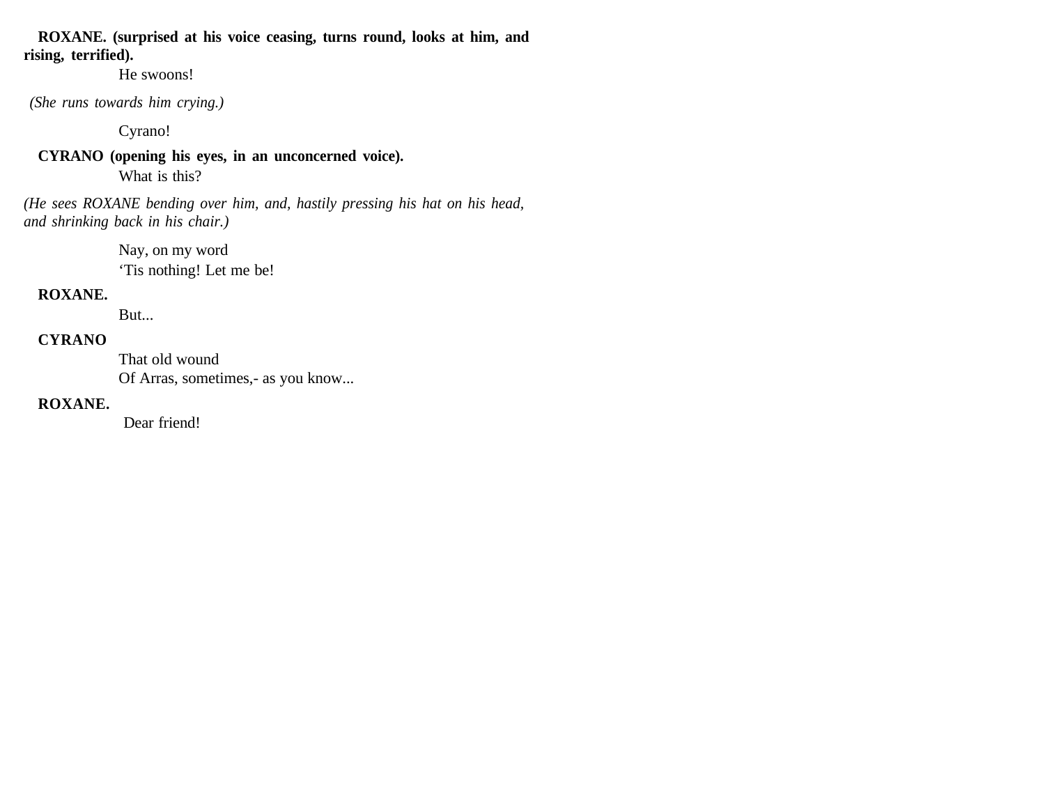**ROXANE. (surprised at his voice ceasing, turns round, looks at him, and rising, terrified).**

He swoons!

*(She runs towards him crying.)*

Cyrano!

**CYRANO (opening his eyes, in an unconcerned voice).**

What is this?

*(He sees ROXANE bending over him, and, hastily pressing his hat on his head, and shrinking back in his chair.)*

Nay, on my word  
‘Tis nothing! Let me be!

**ROXANE.**

But...

**CYRANO**

That old wound  
Of Arras, sometimes,- as you know...

**ROXANE.**

Dear friend!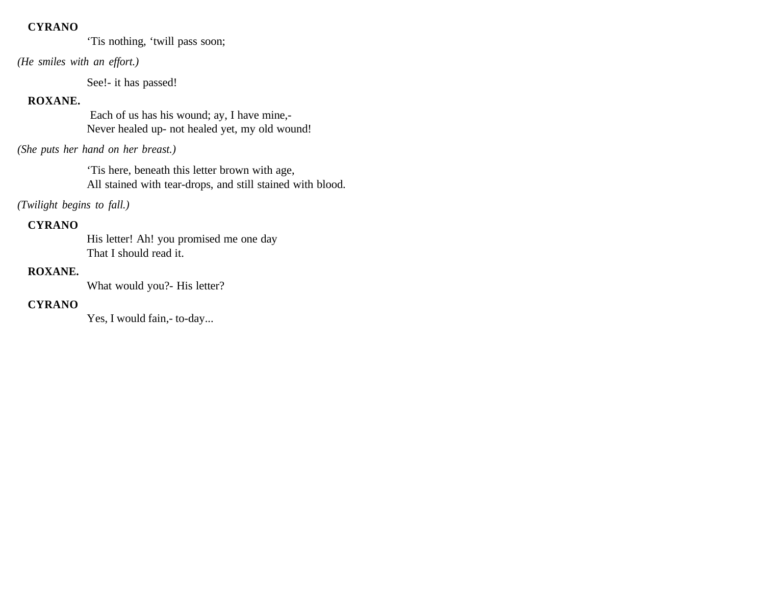**CYRANO**

‘Tis nothing, ‘twill pass soon;

*(He smiles with an effort.)*

See!- it has passed!

**ROXANE.**

Each of us has his wound; ay, I have mine,-
Never healed up- not healed yet, my old wound!

*(She puts her hand on her breast.)*

‘Tis here, beneath this letter brown with age,
All stained with tear-drops, and still stained with blood.

*(Twilight begins to fall.)*

**CYRANO**

His letter! Ah! you promised me one day
That I should read it.

**ROXANE.**

What would you?- His letter?

**CYRANO**

Yes, I would fain,- to-day...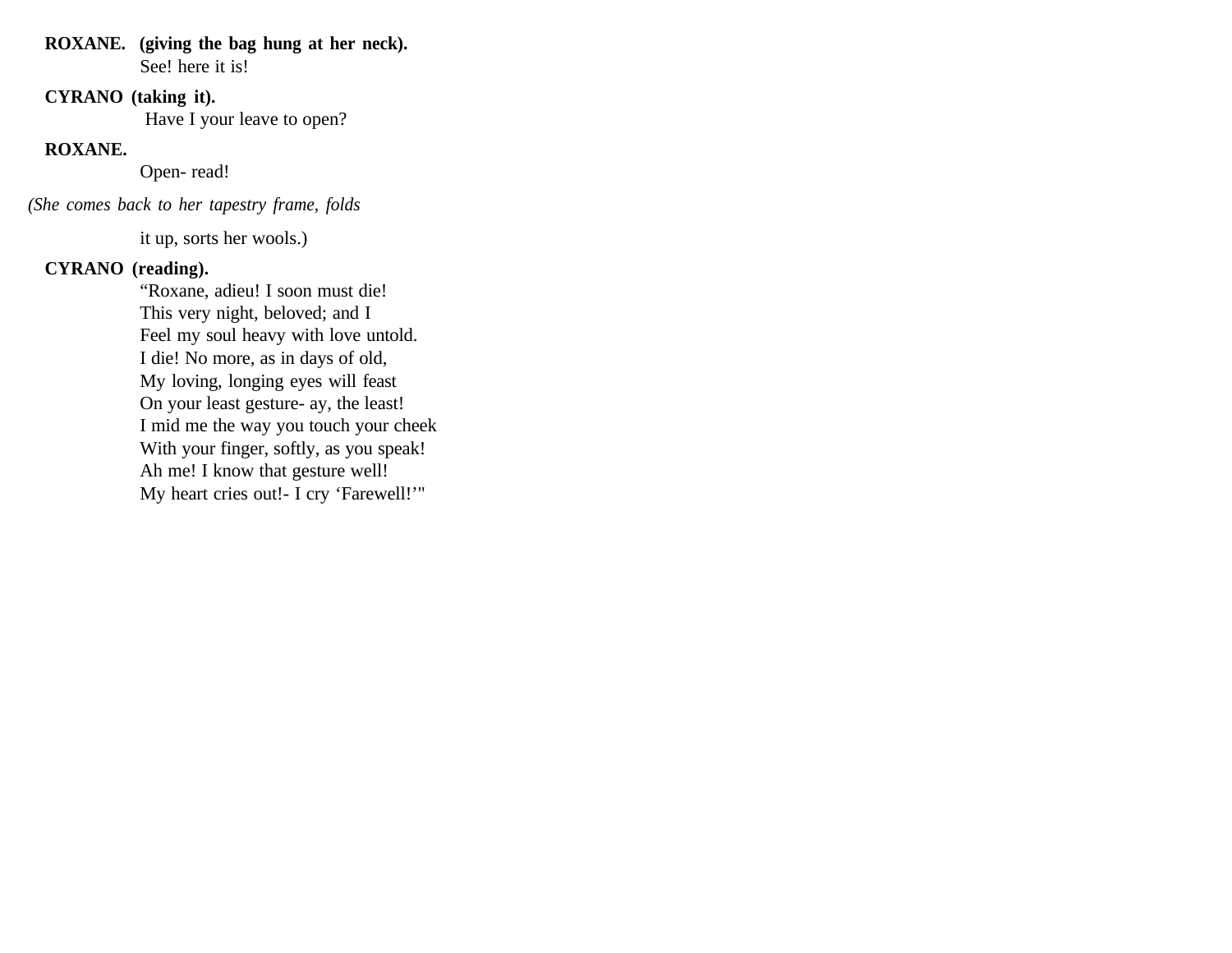**ROXANE. (giving the bag hung at her neck).**
See! here it is!

**CYRANO (taking it).**
Have I your leave to open?

**ROXANE.**
Open- read!

*(She comes back to her tapestry frame, folds* it up, sorts her wools.)

**CYRANO (reading).**
"Roxane, adieu! I soon must die!
This very night, beloved; and I
Feel my soul heavy with love untold.
I die! No more, as in days of old,
My loving, longing eyes will feast
On your least gesture- ay, the least!
I mid me the way you touch your cheek
With your finger, softly, as you speak!
Ah me! I know that gesture well!
My heart cries out!- I cry 'Farewell!'"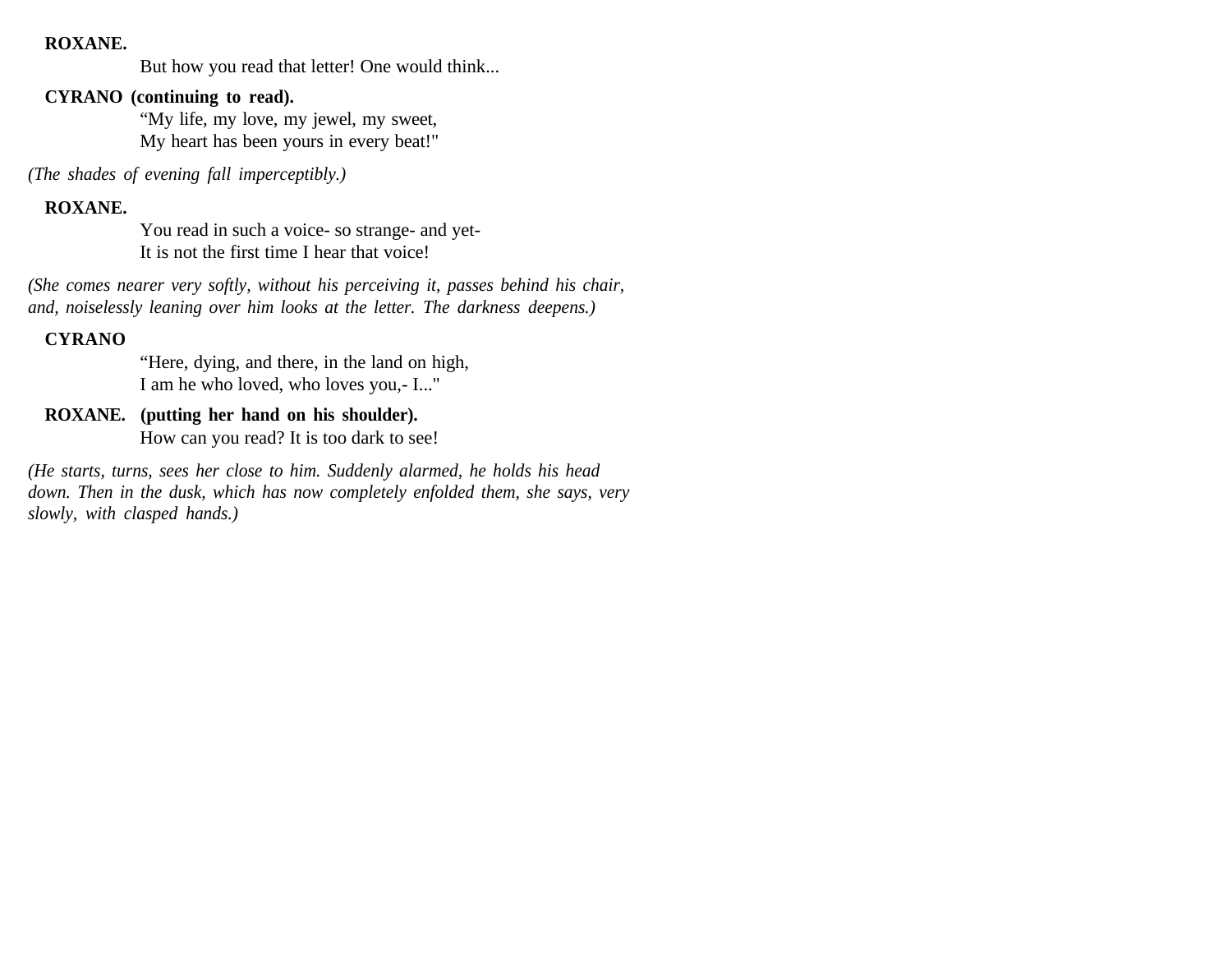**ROXANE.**

But how you read that letter! One would think...

**CYRANO (continuing to read).**

“My life, my love, my jewel, my sweet,
My heart has been yours in every beat!"

*(The shades of evening fall imperceptibly.)*

**ROXANE.**

You read in such a voice- so strange- and yet-
It is not the first time I hear that voice!

*(She comes nearer very softly, without his perceiving it, passes behind his chair, and, noiselessly leaning over him looks at the letter. The darkness deepens.)*

**CYRANO**

“Here, dying, and there, in the land on high,
I am he who loved, who loves you,- I..."

**ROXANE. (putting her hand on his shoulder).**

How can you read? It is too dark to see!

*(He starts, turns, sees her close to him. Suddenly alarmed, he holds his head down. Then in the dusk, which has now completely enfolded them, she says, very slowly, with clasped hands.)*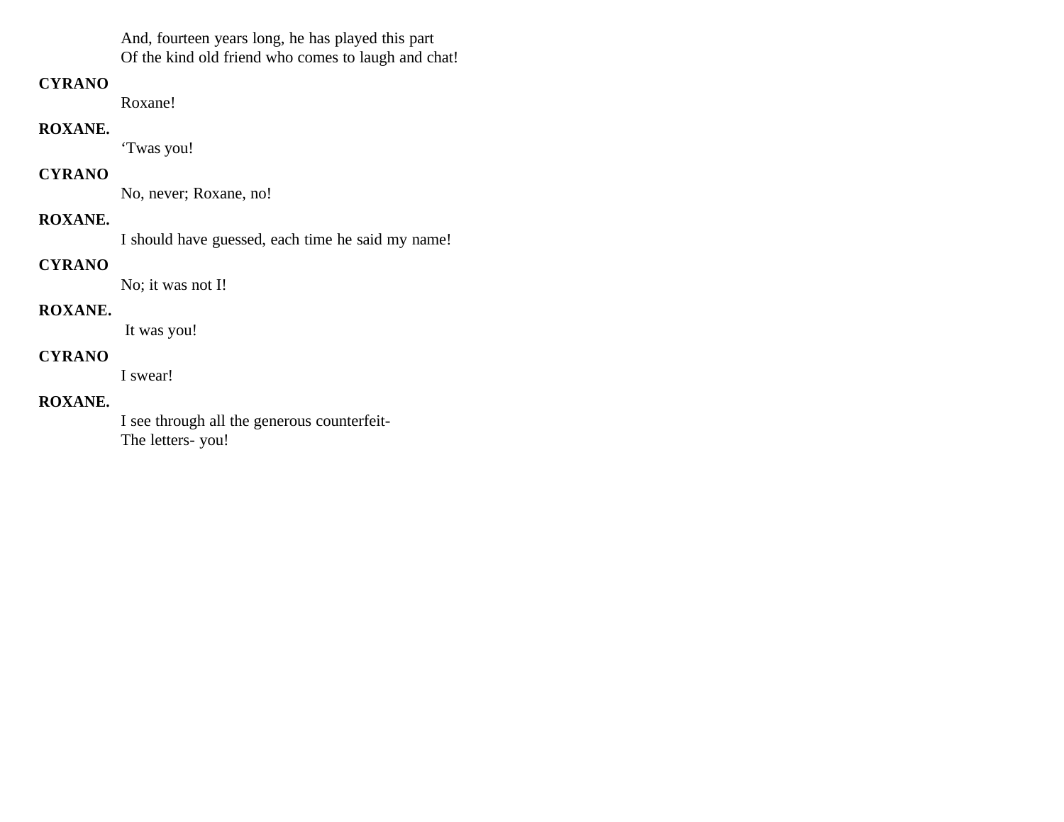And, fourteen years long, he has played this part  
Of the kind old friend who comes to laugh and chat!

**CYRANO**

Roxane!

**ROXANE.**

‘Twas you!

**CYRANO**

No, never; Roxane, no!

**ROXANE.**

I should have guessed, each time he said my name!

**CYRANO**

No; it was not I!

**ROXANE.**

It was you!

**CYRANO**

I swear!

**ROXANE.**

I see through all the generous counterfeit-  
The letters- you!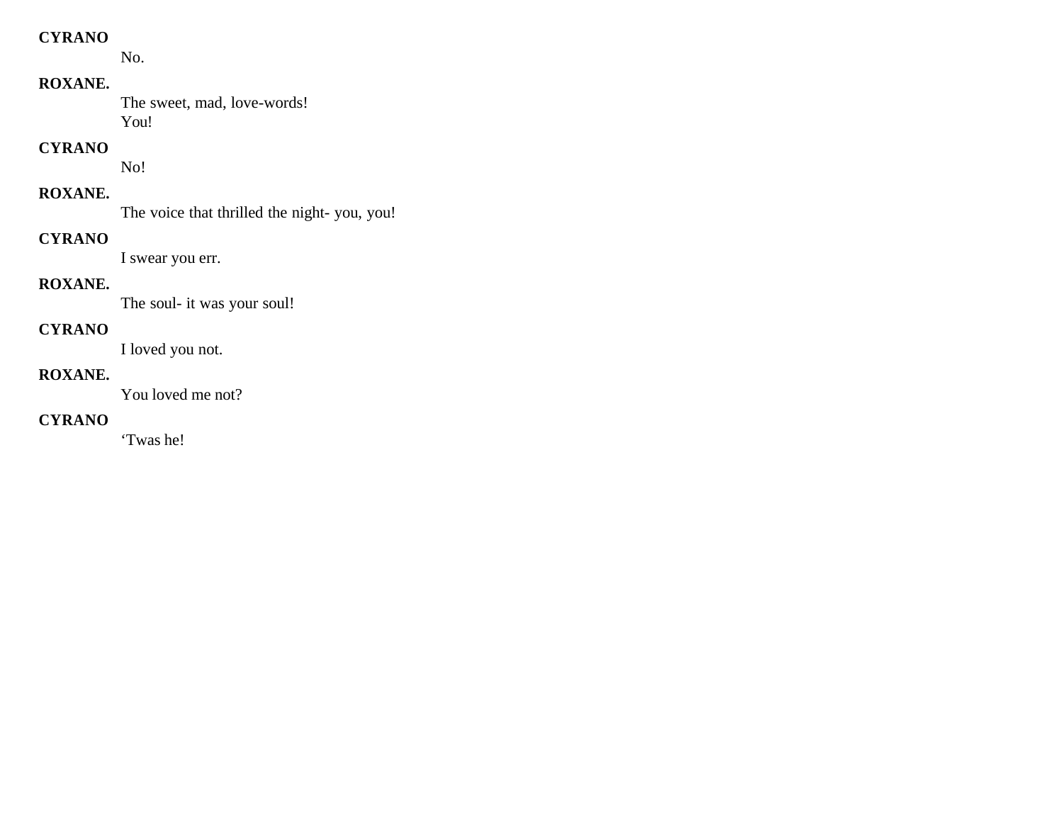**CYRANO**

No.

**ROXANE.**

The sweet, mad, love-words!
You!

**CYRANO**

No!

**ROXANE.**

The voice that thrilled the night- you, you!

**CYRANO**

I swear you err.

**ROXANE.**

The soul- it was your soul!

**CYRANO**

I loved you not.

**ROXANE.**

You loved me not?

**CYRANO**

‘Twas he!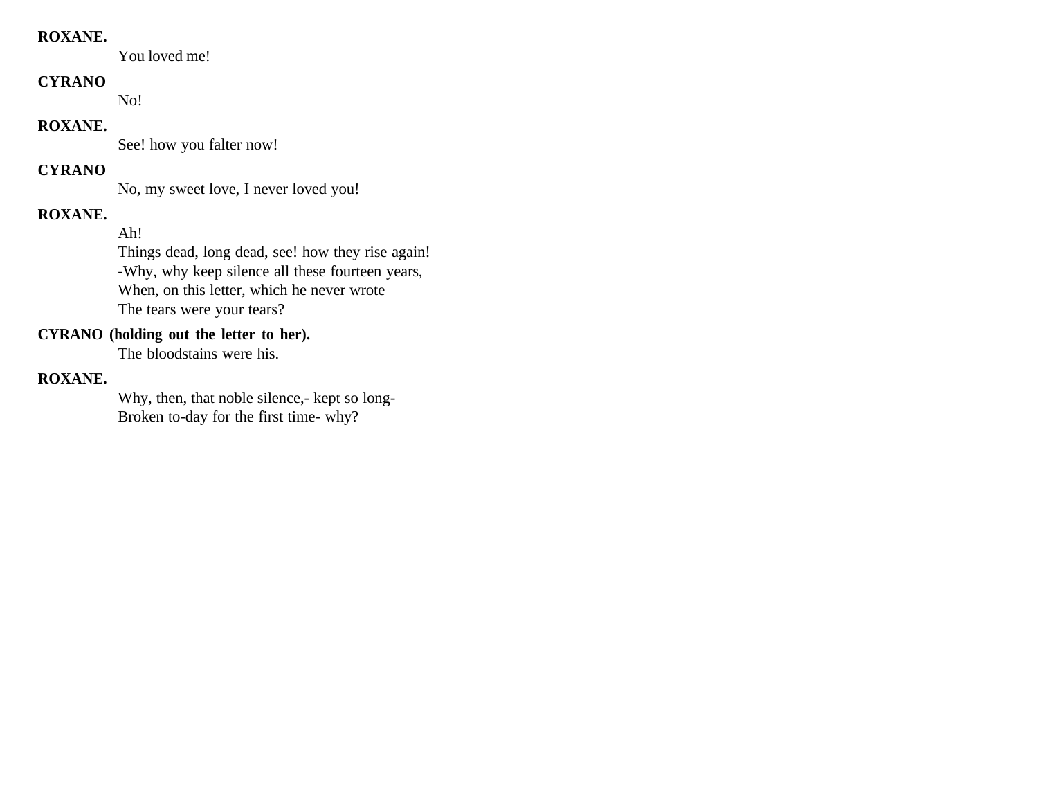**ROXANE.**

You loved me!

**CYRANO**

No!

**ROXANE.**

See! how you falter now!

**CYRANO**

No, my sweet love, I never loved you!

**ROXANE.**

Ah!
Things dead, long dead, see! how they rise again!
-Why, why keep silence all these fourteen years,
When, on this letter, which he never wrote
The tears were your tears?

**CYRANO (holding out the letter to her).**

The bloodstains were his.

**ROXANE.**

Why, then, that noble silence,- kept so long-
Broken to-day for the first time- why?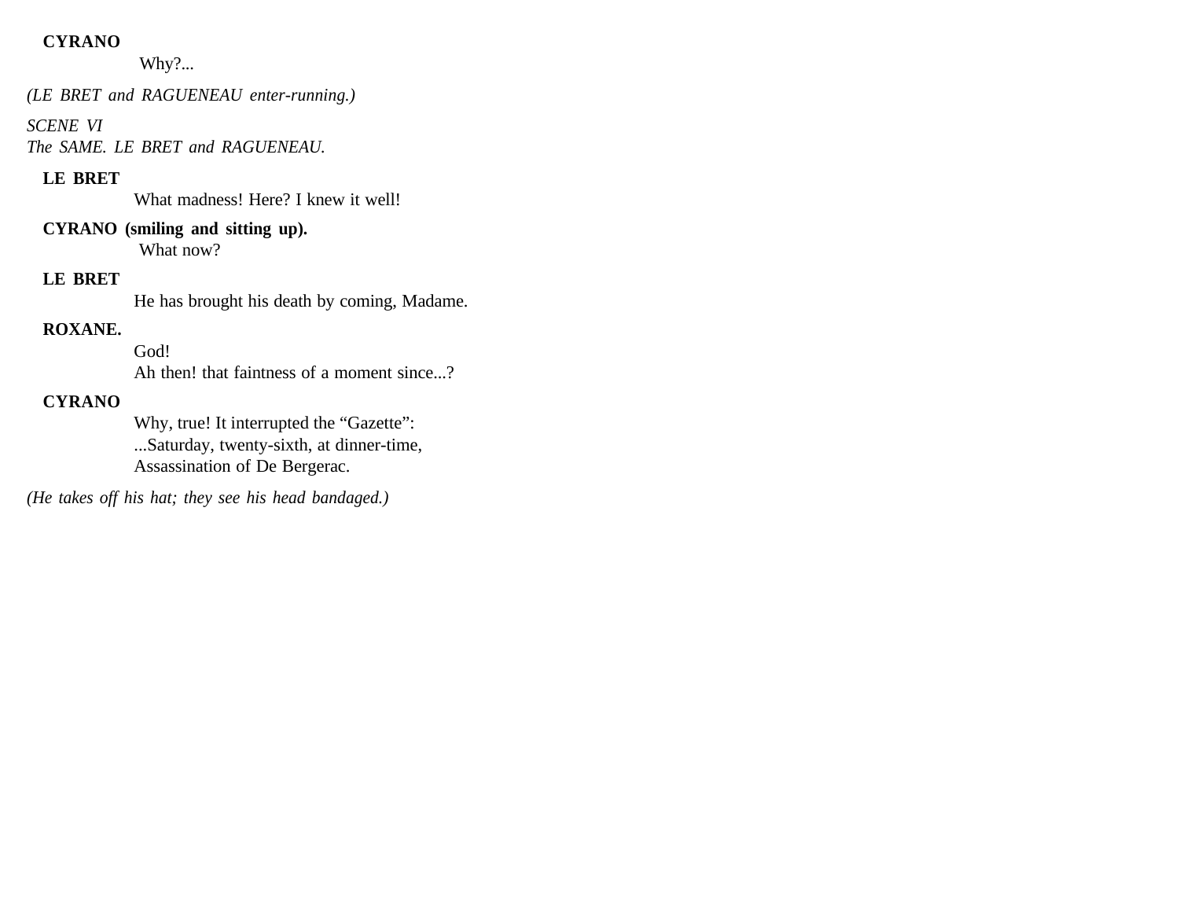**CYRANO**

Why?...

*(LE BRET and RAGUENEAU enter-running.)*

*SCENE VI*
*The SAME. LE BRET and RAGUENEAU.*

**LE BRET**

What madness! Here? I knew it well!

**CYRANO (smiling and sitting up).**

What now?

**LE BRET**

He has brought his death by coming, Madame.

**ROXANE.**

God!
Ah then! that faintness of a moment since...?

**CYRANO**

Why, true! It interrupted the “Gazette”:
...Saturday, twenty-sixth, at dinner-time,
Assassination of De Bergerac.

*(He takes off his hat; they see his head bandaged.)*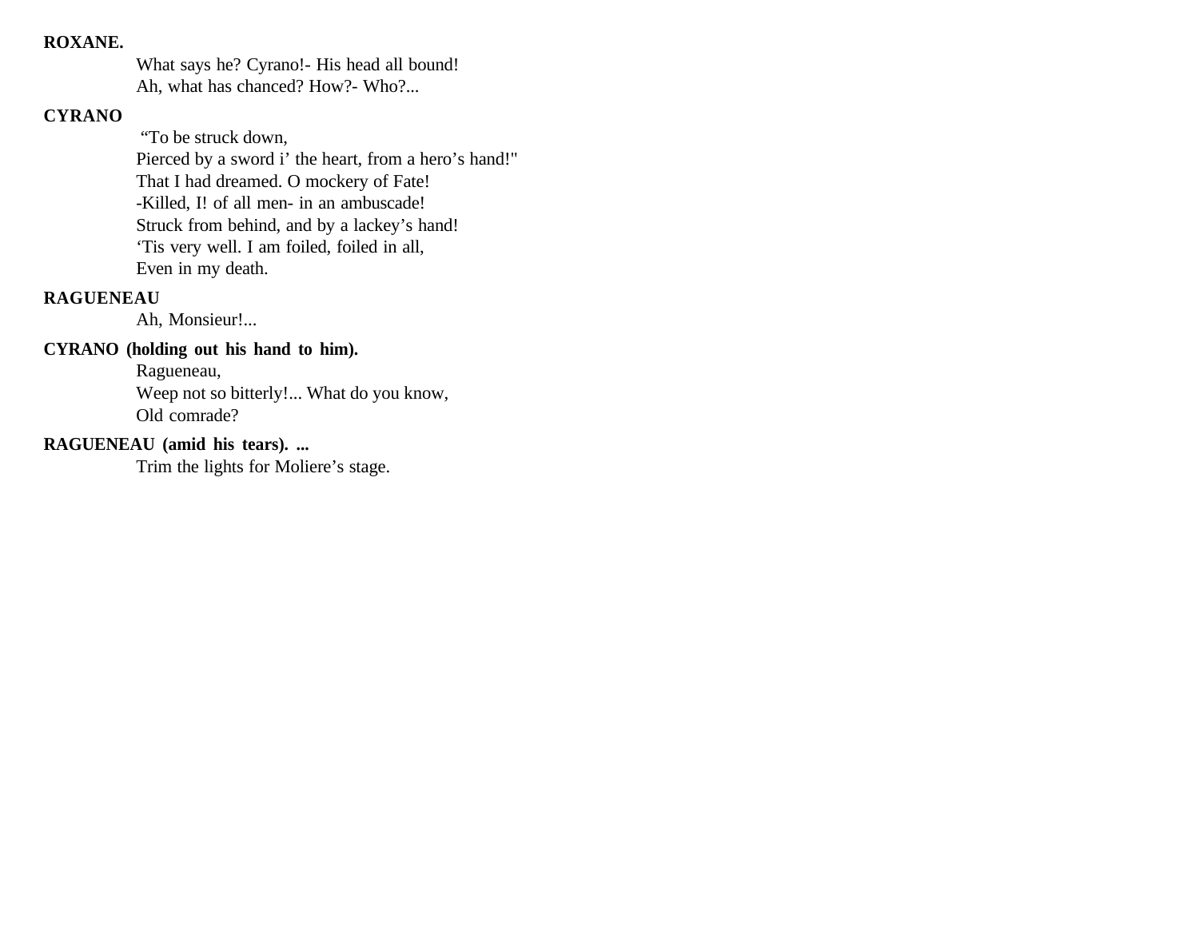**ROXANE.**

What says he? Cyrano!- His head all bound!
Ah, what has chanced? How?- Who?...

**CYRANO**

"To be struck down,
Pierced by a sword i' the heart, from a hero's hand!"
That I had dreamed. O mockery of Fate!
-Killed, I! of all men- in an ambuscade!
Struck from behind, and by a lackey's hand!
'Tis very well. I am foiled, foiled in all,
Even in my death.

**RAGUENEAU**

Ah, Monsieur!...

**CYRANO (holding out his hand to him).**

Ragueneau,
Weep not so bitterly!... What do you know,
Old comrade?

**RAGUENEAU (amid his tears). ...**

Trim the lights for Moliere's stage.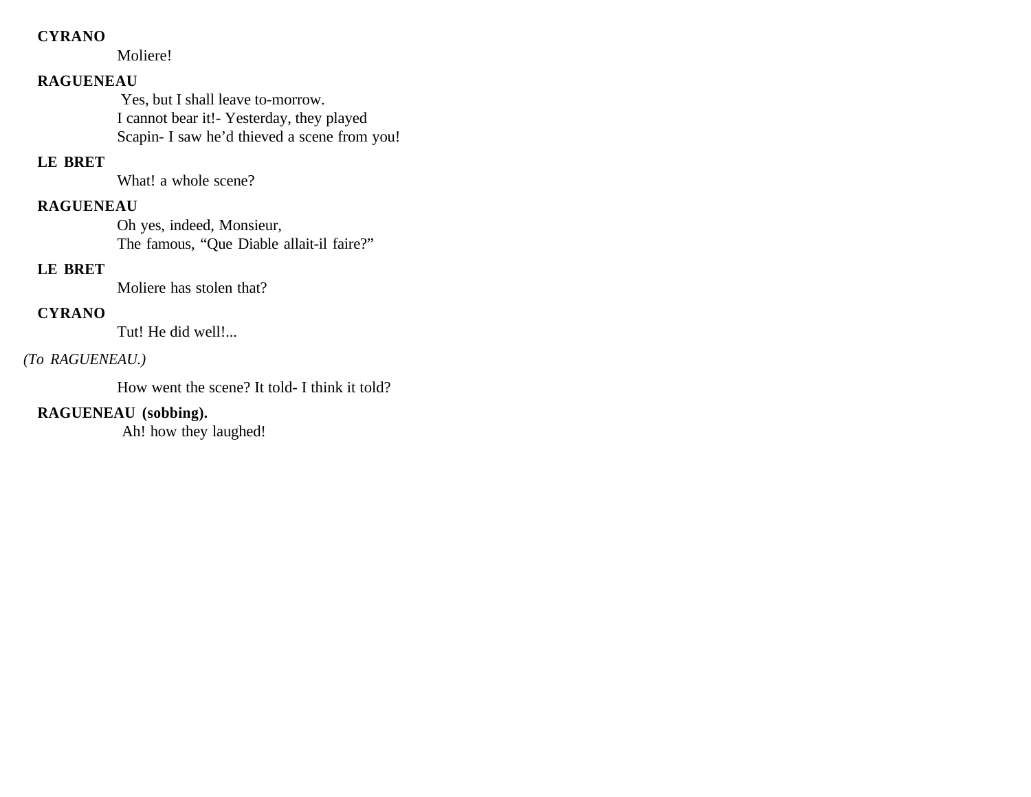**CYRANO**

Moliere!

**RAGUENEAU**

Yes, but I shall leave to-morrow.
I cannot bear it!- Yesterday, they played
Scapin- I saw he'd thieved a scene from you!

**LE BRET**

What! a whole scene?

**RAGUENEAU**

Oh yes, indeed, Monsieur,
The famous, "Que Diable allait-il faire?"

**LE BRET**

Moliere has stolen that?

**CYRANO**

Tut! He did well!...

*(To RAGUENEAU.)*

How went the scene? It told- I think it told?

**RAGUENEAU (sobbing).**

Ah! how they laughed!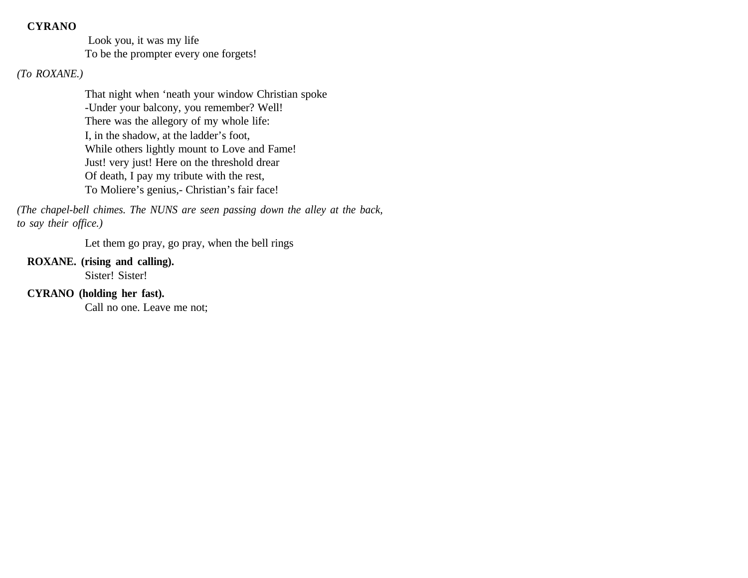**CYRANO**

Look you, it was my life  
To be the prompter every one forgets!

*(To ROXANE.)*

That night when 'neath your window Christian spoke  
-Under your balcony, you remember? Well!  
There was the allegory of my whole life:  
I, in the shadow, at the ladder's foot,  
While others lightly mount to Love and Fame!  
Just! very just! Here on the threshold drear  
Of death, I pay my tribute with the rest,  
To Moliere's genius,- Christian's fair face!

*(The chapel-bell chimes. The NUNS are seen passing down the alley at the back, to say their office.)*

Let them go pray, go pray, when the bell rings

**ROXANE. (rising and calling).**

Sister! Sister!

**CYRANO (holding her fast).**

Call no one. Leave me not;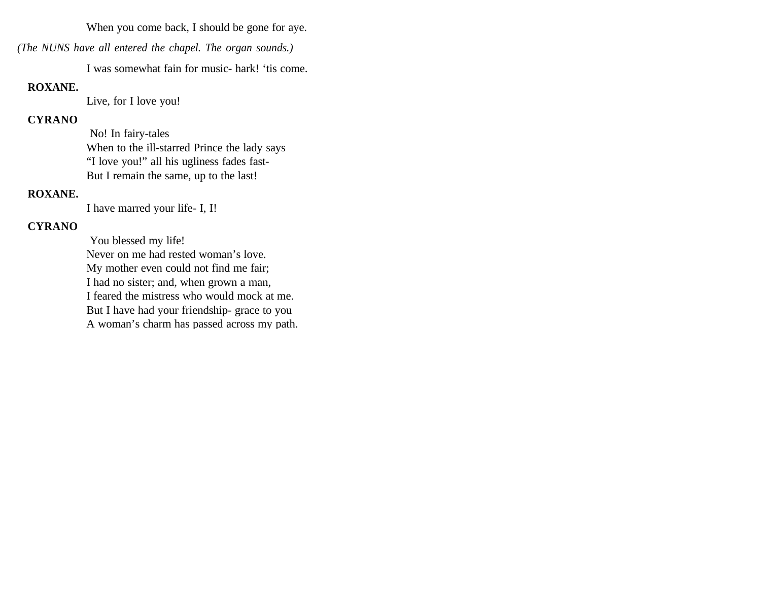When you come back, I should be gone for aye.

*(The NUNS have all entered the chapel. The organ sounds.)*

I was somewhat fain for music- hark! 'tis come.

**ROXANE.**

Live, for I love you!

**CYRANO**

No! In fairy-tales  
When to the ill-starred Prince the lady says  
"I love you!" all his ugliness fades fast-  
But I remain the same, up to the last!

**ROXANE.**

I have marred your life- I, I!

**CYRANO**

You blessed my life!  
Never on me had rested woman's love.  
My mother even could not find me fair;  
I had no sister; and, when grown a man,  
I feared the mistress who would mock at me.  
But I have had your friendship- grace to you  
A woman's charm has passed across my path.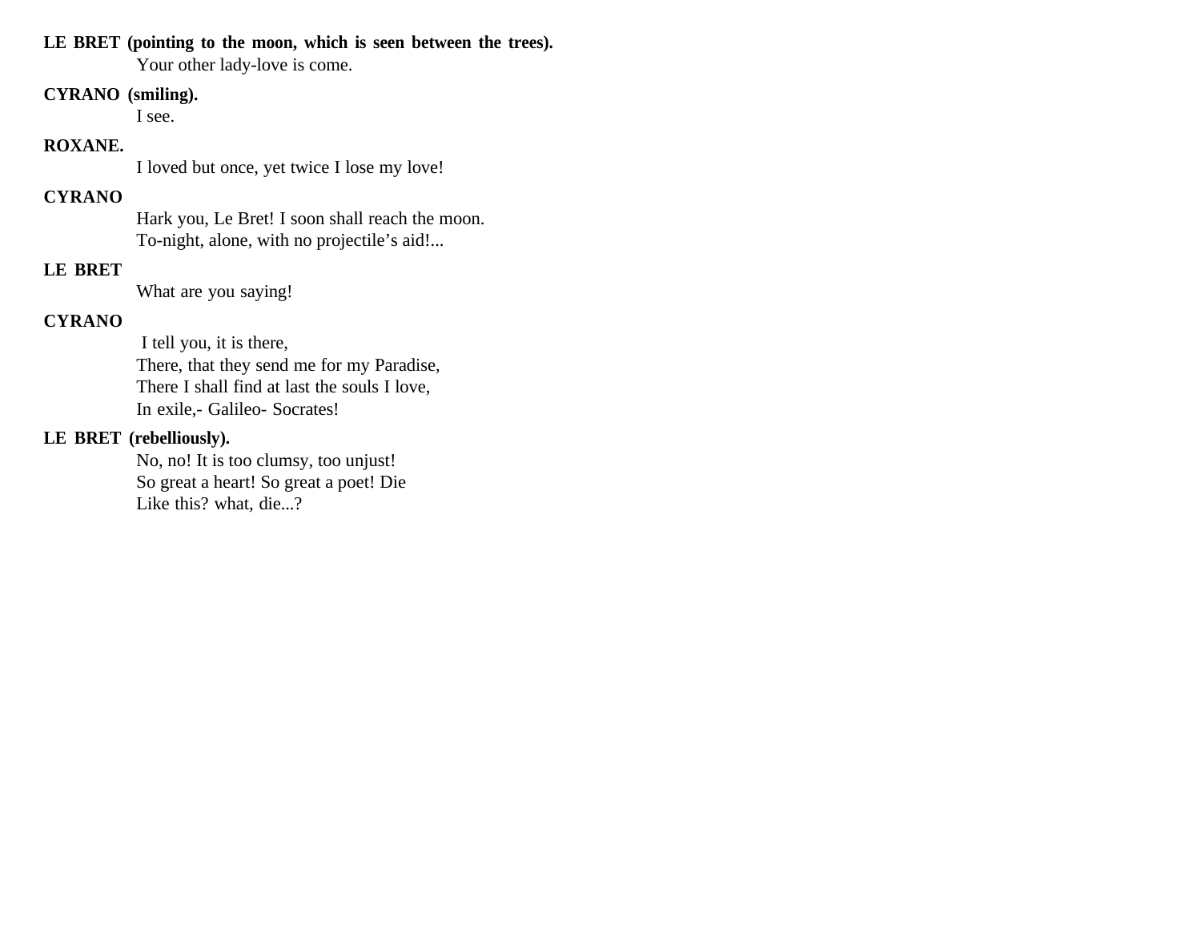**LE BRET (pointing to the moon, which is seen between the trees).**

Your other lady-love is come.

**CYRANO (smiling).**

I see.

**ROXANE.**

I loved but once, yet twice I lose my love!

**CYRANO**

Hark you, Le Bret! I soon shall reach the moon.
To-night, alone, with no projectile's aid!...

**LE BRET**

What are you saying!

**CYRANO**

I tell you, it is there,
There, that they send me for my Paradise,
There I shall find at last the souls I love,
In exile,- Galileo- Socrates!

**LE BRET (rebelliously).**

No, no! It is too clumsy, too unjust!
So great a heart! So great a poet! Die
Like this? what, die...?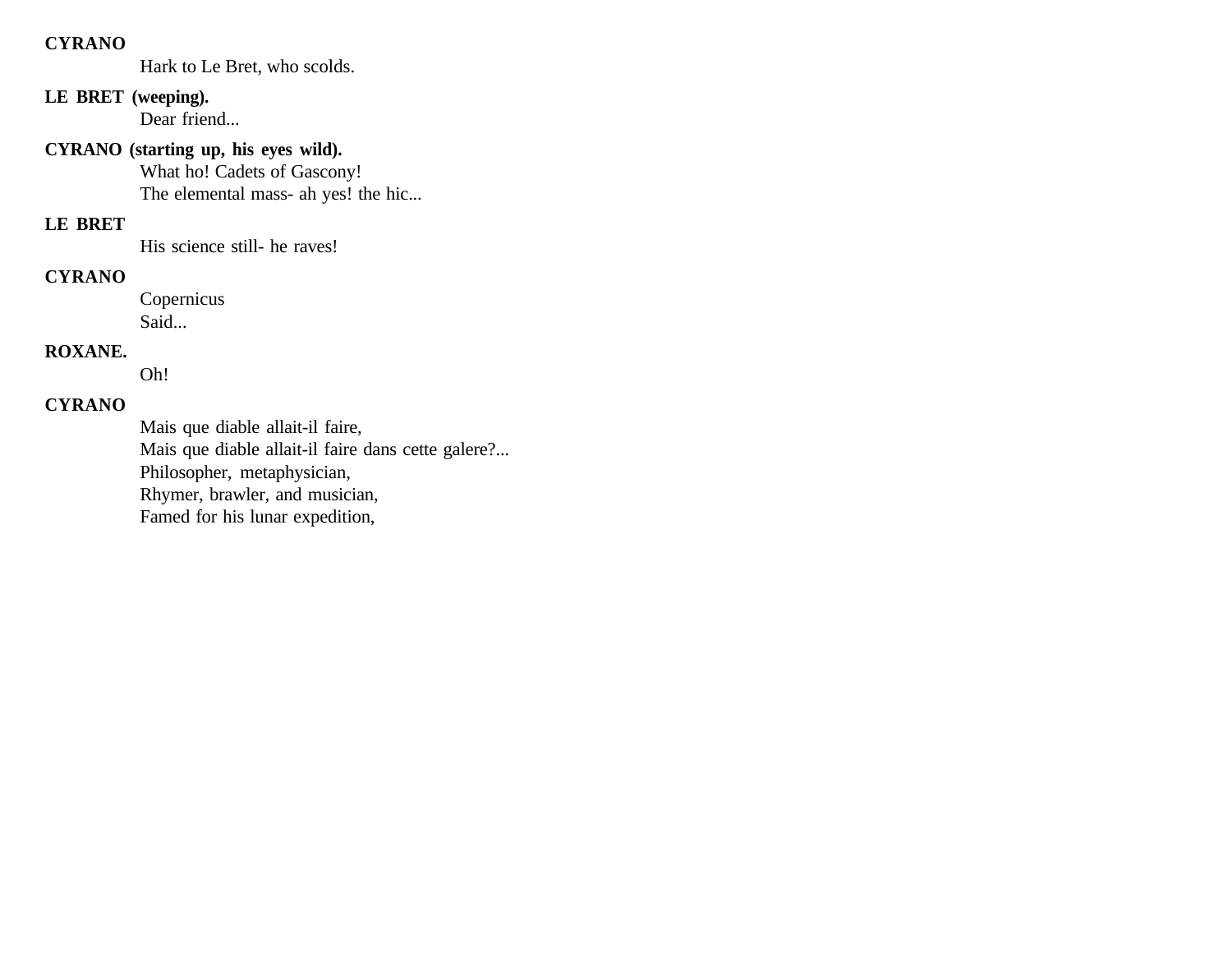**CYRANO**

Hark to Le Bret, who scolds.

**LE BRET (weeping).**

Dear friend...

**CYRANO (starting up, his eyes wild).**

What ho! Cadets of Gascony!
The elemental mass- ah yes! the hic...

**LE BRET**

His science still- he raves!

**CYRANO**

Copernicus
Said...

**ROXANE.**

Oh!

**CYRANO**

Mais que diable allait-il faire,
Mais que diable allait-il faire dans cette galere?...
Philosopher, metaphysician,
Rhymer, brawler, and musician,
Famed for his lunar expedition,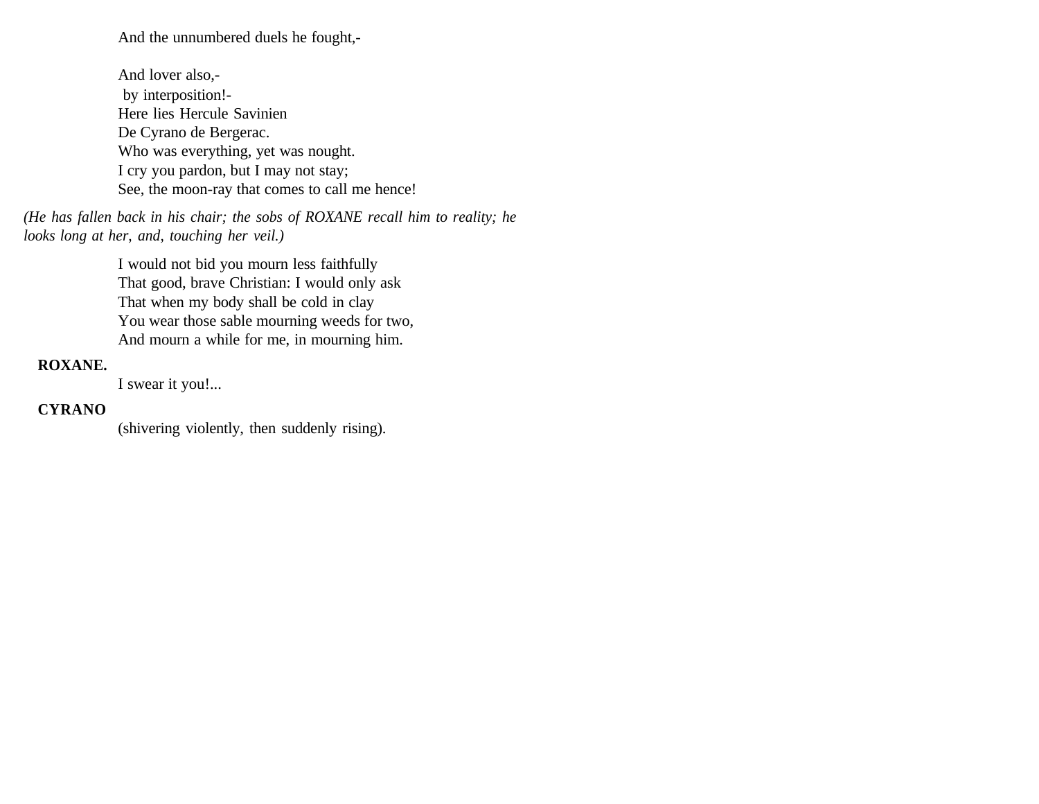And the unnumbered duels he fought,-

And lover also,-
by interposition!-
Here lies Hercule Savinien
De Cyrano de Bergerac.
Who was everything, yet was nought.
I cry you pardon, but I may not stay;
See, the moon-ray that comes to call me hence!

*(He has fallen back in his chair; the sobs of ROXANE recall him to reality; he looks long at her, and, touching her veil.)*

I would not bid you mourn less faithfully
That good, brave Christian: I would only ask
That when my body shall be cold in clay
You wear those sable mourning weeds for two,
And mourn a while for me, in mourning him.

**ROXANE.**

I swear it you!...

**CYRANO**

(shivering violently, then suddenly rising).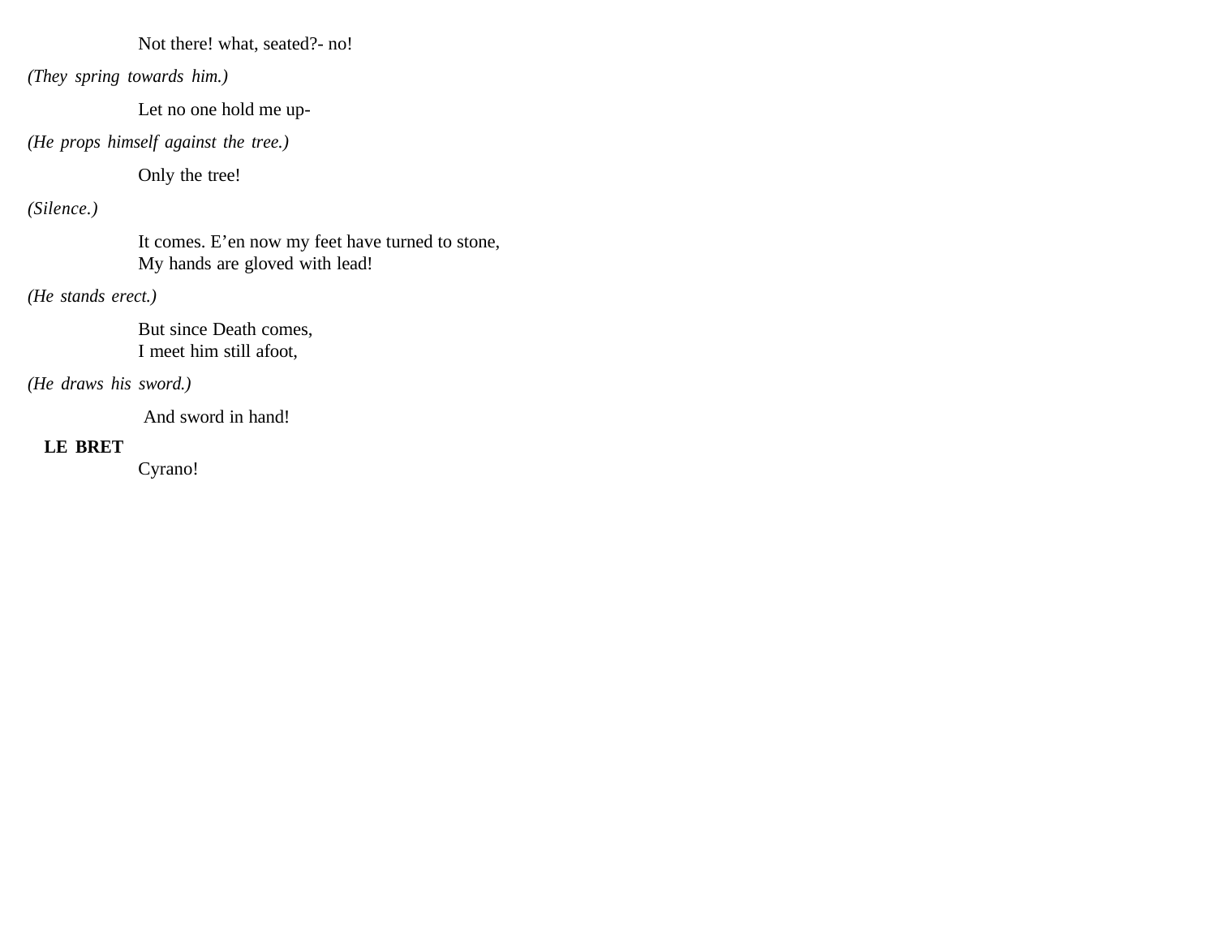Not there! what, seated?- no!

*(They spring towards him.)*

Let no one hold me up-

*(He props himself against the tree.)*

Only the tree!

*(Silence.)*

It comes. E'en now my feet have turned to stone,
My hands are gloved with lead!

*(He stands erect.)*

But since Death comes,
I meet him still afoot,

*(He draws his sword.)*

And sword in hand!

**LE BRET**

Cyrano!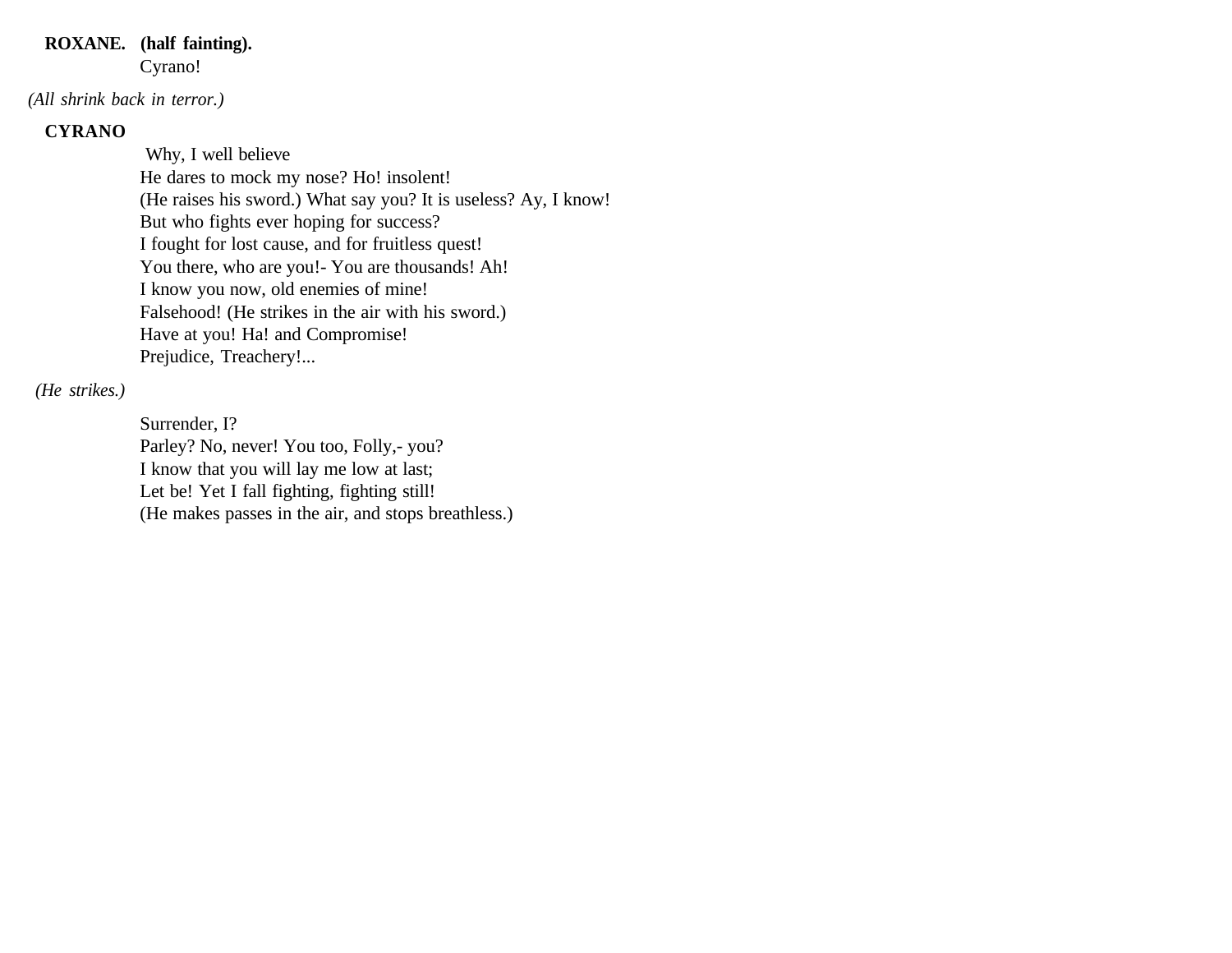**ROXANE.** **(half fainting).**
Cyrano!

*(All shrink back in terror.)*

**CYRANO**

Why, I well believe
He dares to mock my nose? Ho! insolent!
(He raises his sword.) What say you? It is useless? Ay, I know!
But who fights ever hoping for success?
I fought for lost cause, and for fruitless quest!
You there, who are you!- You are thousands! Ah!
I know you now, old enemies of mine!
Falsehood! (He strikes in the air with his sword.)
Have at you! Ha! and Compromise!
Prejudice, Treachery!...

*(He strikes.)*

Surrender, I?
Parley? No, never! You too, Folly,- you?
I know that you will lay me low at last;
Let be! Yet I fall fighting, fighting still!
(He makes passes in the air, and stops breathless.)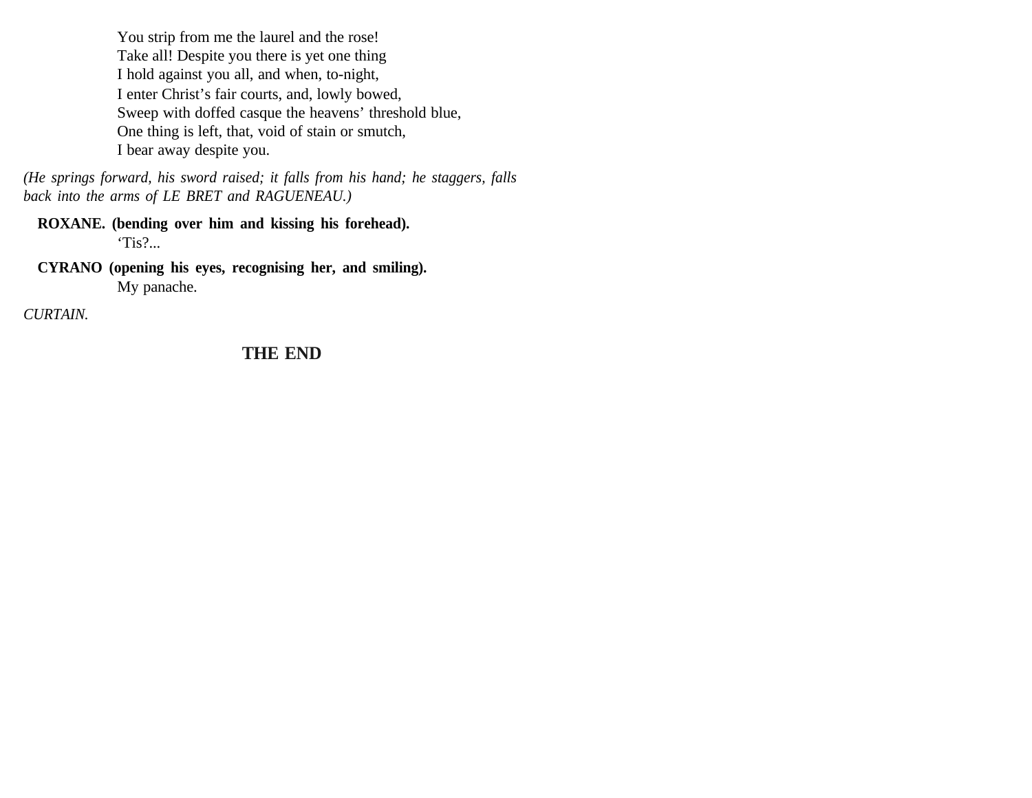You strip from me the laurel and the rose!  
Take all! Despite you there is yet one thing  
I hold against you all, and when, to-night,  
I enter Christ's fair courts, and, lowly bowed,  
Sweep with doffed casque the heavens' threshold blue,  
One thing is left, that, void of stain or smutch,  
I bear away despite you.

*(He springs forward, his sword raised; it falls from his hand; he staggers, falls back into the arms of LE BRET and RAGUENEAU.)*

**ROXANE. (bending over him and kissing his forehead).**  
'Tis?...

**CYRANO (opening his eyes, recognising her, and smiling).**  
My panache.

*CURTAIN.*

**THE END**